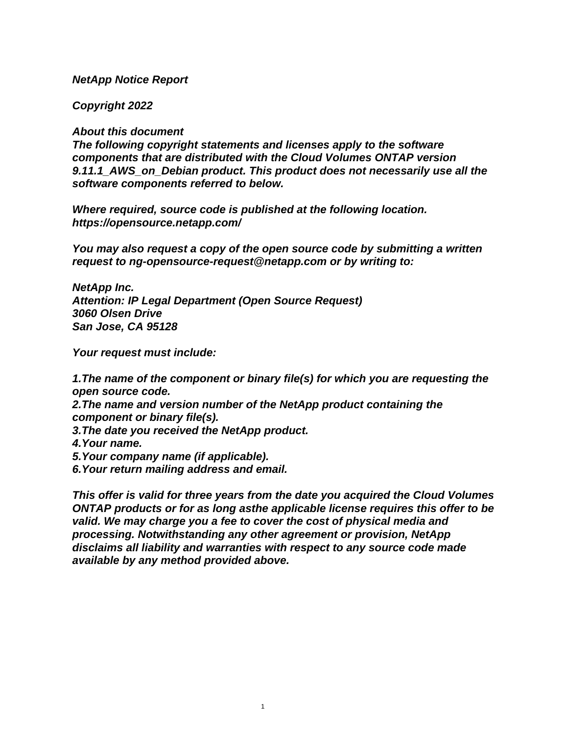***NetApp Notice Report***

***Copyright 2022***

***About this document***
***The following copyright statements and licenses apply to the software components that are distributed with the Cloud Volumes ONTAP version 9.11.1_AWS_on_Debian product. This product does not necessarily use all the software components referred to below.***

***Where required, source code is published at the following location. https://opensource.netapp.com/***

***You may also request a copy of the open source code by submitting a written request to ng-opensource-request@netapp.com or by writing to:***

***NetApp Inc.***
***Attention: IP Legal Department (Open Source Request)***
***3060 Olsen Drive***
***San Jose, CA 95128***

***Your request must include:***

***1.The name of the component or binary file(s) for which you are requesting the open source code.***
***2.The name and version number of the NetApp product containing the component or binary file(s).***
***3.The date you received the NetApp product.***
***4.Your name.***
***5.Your company name (if applicable).***
***6.Your return mailing address and email.***

***This offer is valid for three years from the date you acquired the Cloud Volumes ONTAP products or for as long asthe applicable license requires this offer to be valid. We may charge you a fee to cover the cost of physical media and processing. Notwithstanding any other agreement or provision, NetApp disclaims all liability and warranties with respect to any source code made available by any method provided above.***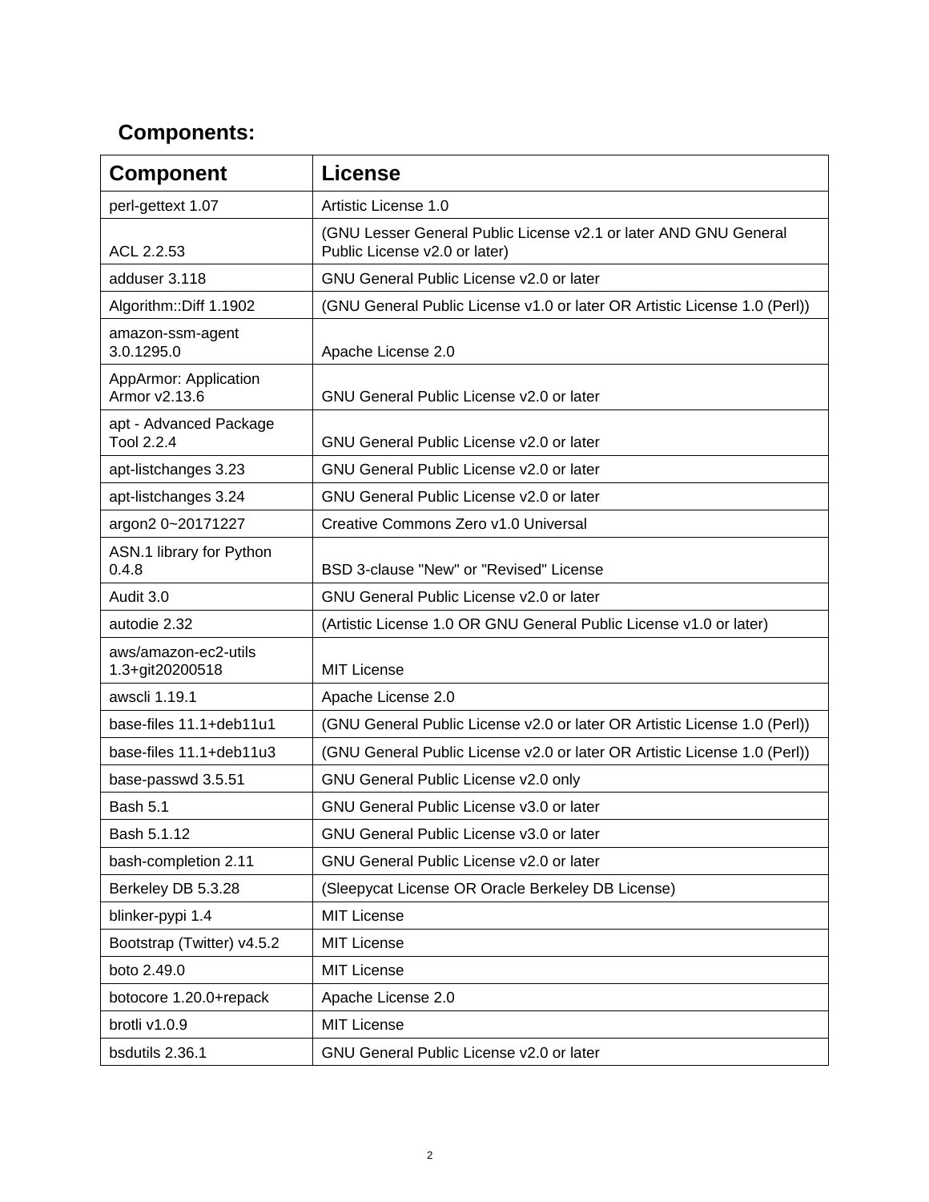## Components:

| Component | License |
|---|---|
| perl-gettext 1.07 | Artistic License 1.0 |
| ACL 2.2.53 | (GNU Lesser General Public License v2.1 or later AND GNU General Public License v2.0 or later) |
| adduser 3.118 | GNU General Public License v2.0 or later |
| Algorithm::Diff 1.1902 | (GNU General Public License v1.0 or later OR Artistic License 1.0 (Perl)) |
| amazon-ssm-agent 3.0.1295.0 | Apache License 2.0 |
| AppArmor: Application Armor v2.13.6 | GNU General Public License v2.0 or later |
| apt - Advanced Package Tool 2.2.4 | GNU General Public License v2.0 or later |
| apt-listchanges 3.23 | GNU General Public License v2.0 or later |
| apt-listchanges 3.24 | GNU General Public License v2.0 or later |
| argon2 0~20171227 | Creative Commons Zero v1.0 Universal |
| ASN.1 library for Python 0.4.8 | BSD 3-clause "New" or "Revised" License |
| Audit 3.0 | GNU General Public License v2.0 or later |
| autodie 2.32 | (Artistic License 1.0 OR GNU General Public License v1.0 or later) |
| aws/amazon-ec2-utils 1.3+git20200518 | MIT License |
| awscli 1.19.1 | Apache License 2.0 |
| base-files 11.1+deb11u1 | (GNU General Public License v2.0 or later OR Artistic License 1.0 (Perl)) |
| base-files 11.1+deb11u3 | (GNU General Public License v2.0 or later OR Artistic License 1.0 (Perl)) |
| base-passwd 3.5.51 | GNU General Public License v2.0 only |
| Bash 5.1 | GNU General Public License v3.0 or later |
| Bash 5.1.12 | GNU General Public License v3.0 or later |
| bash-completion 2.11 | GNU General Public License v2.0 or later |
| Berkeley DB 5.3.28 | (Sleepycat License OR Oracle Berkeley DB License) |
| blinker-pypi 1.4 | MIT License |
| Bootstrap (Twitter) v4.5.2 | MIT License |
| boto 2.49.0 | MIT License |
| botocore 1.20.0+repack | Apache License 2.0 |
| brotli v1.0.9 | MIT License |
| bsdutils 2.36.1 | GNU General Public License v2.0 or later |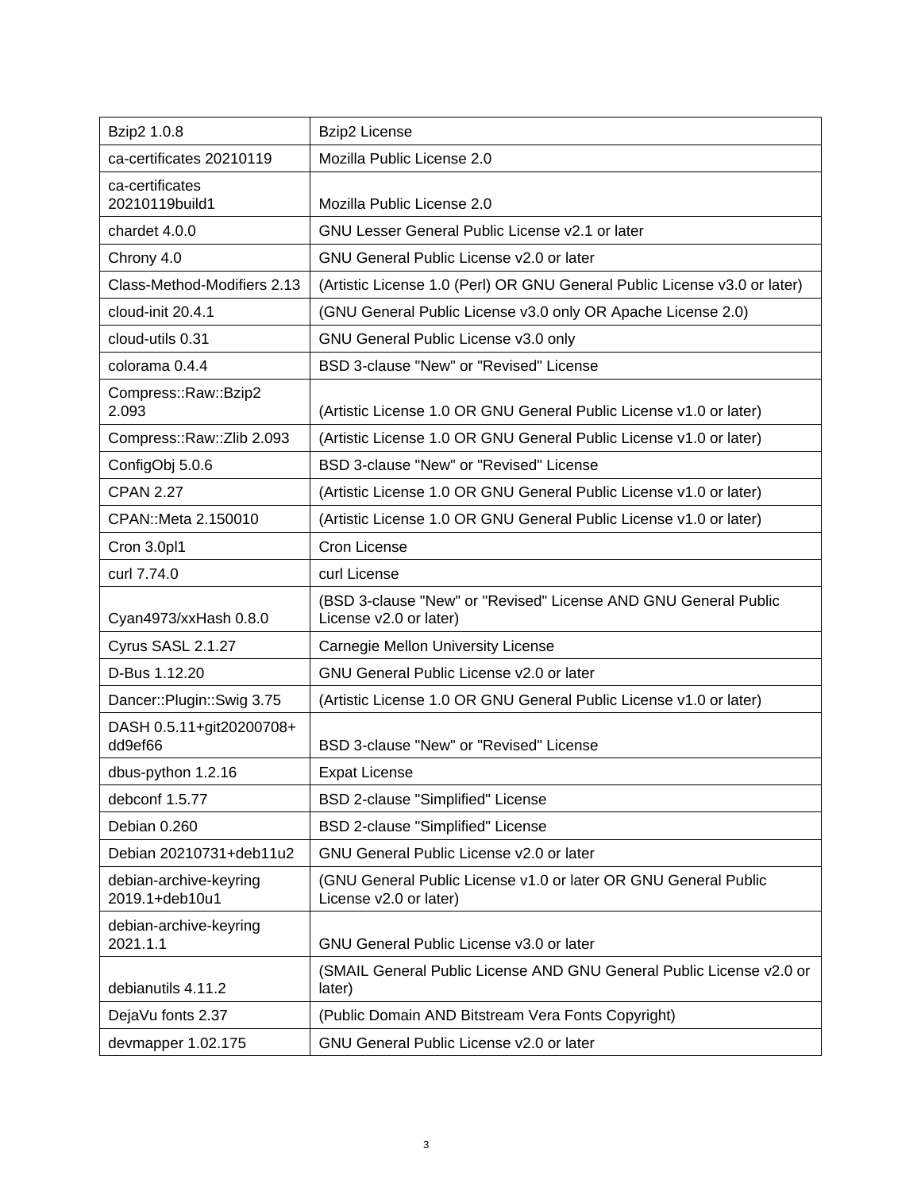| Bzip2 1.0.8 | Bzip2 License |
| --- | --- |
| ca-certificates 20210119 | Mozilla Public License 2.0 |
| ca-certificates 20210119build1 | Mozilla Public License 2.0 |
| chardet 4.0.0 | GNU Lesser General Public License v2.1 or later |
| Chrony 4.0 | GNU General Public License v2.0 or later |
| Class-Method-Modifiers 2.13 | (Artistic License 1.0 (Perl) OR GNU General Public License v3.0 or later) |
| cloud-init 20.4.1 | (GNU General Public License v3.0 only OR Apache License 2.0) |
| cloud-utils 0.31 | GNU General Public License v3.0 only |
| colorama 0.4.4 | BSD 3-clause "New" or "Revised" License |
| Compress::Raw::Bzip2 2.093 | (Artistic License 1.0 OR GNU General Public License v1.0 or later) |
| Compress::Raw::Zlib 2.093 | (Artistic License 1.0 OR GNU General Public License v1.0 or later) |
| ConfigObj 5.0.6 | BSD 3-clause "New" or "Revised" License |
| CPAN 2.27 | (Artistic License 1.0 OR GNU General Public License v1.0 or later) |
| CPAN::Meta 2.150010 | (Artistic License 1.0 OR GNU General Public License v1.0 or later) |
| Cron 3.0pl1 | Cron License |
| curl 7.74.0 | curl License |
| Cyan4973/xxHash 0.8.0 | (BSD 3-clause "New" or "Revised" License AND GNU General Public License v2.0 or later) |
| Cyrus SASL 2.1.27 | Carnegie Mellon University License |
| D-Bus 1.12.20 | GNU General Public License v2.0 or later |
| Dancer::Plugin::Swig 3.75 | (Artistic License 1.0 OR GNU General Public License v1.0 or later) |
| DASH 0.5.11+git20200708+dd9ef66 | BSD 3-clause "New" or "Revised" License |
| dbus-python 1.2.16 | Expat License |
| debconf 1.5.77 | BSD 2-clause "Simplified" License |
| Debian 0.260 | BSD 2-clause "Simplified" License |
| Debian 20210731+deb11u2 | GNU General Public License v2.0 or later |
| debian-archive-keyring 2019.1+deb10u1 | (GNU General Public License v1.0 or later OR GNU General Public License v2.0 or later) |
| debian-archive-keyring 2021.1.1 | GNU General Public License v3.0 or later |
| debianutils 4.11.2 | (SMAIL General Public License AND GNU General Public License v2.0 or later) |
| DejaVu fonts 2.37 | (Public Domain AND Bitstream Vera Fonts Copyright) |
| devmapper 1.02.175 | GNU General Public License v2.0 or later |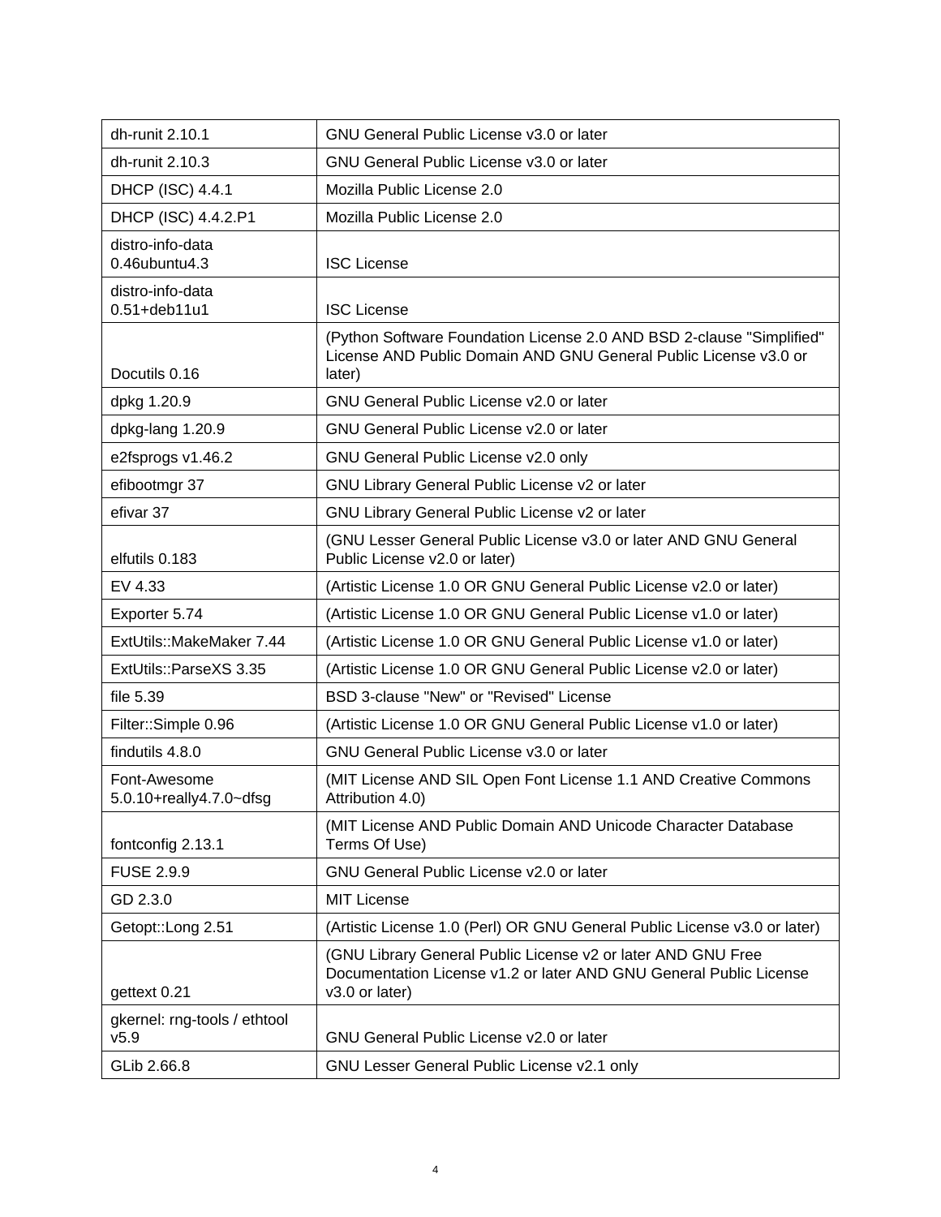| | |
|---|---|
| dh-runit 2.10.1 | GNU General Public License v3.0 or later |
| dh-runit 2.10.3 | GNU General Public License v3.0 or later |
| DHCP (ISC) 4.4.1 | Mozilla Public License 2.0 |
| DHCP (ISC) 4.4.2.P1 | Mozilla Public License 2.0 |
| distro-info-data 0.46ubuntu4.3 | ISC License |
| distro-info-data 0.51+deb11u1 | ISC License |
| Docutils 0.16 | (Python Software Foundation License 2.0 AND BSD 2-clause "Simplified" License AND Public Domain AND GNU General Public License v3.0 or later) |
| dpkg 1.20.9 | GNU General Public License v2.0 or later |
| dpkg-lang 1.20.9 | GNU General Public License v2.0 or later |
| e2fsprogs v1.46.2 | GNU General Public License v2.0 only |
| efibootmgr 37 | GNU Library General Public License v2 or later |
| efivar 37 | GNU Library General Public License v2 or later |
| elfutils 0.183 | (GNU Lesser General Public License v3.0 or later AND GNU General Public License v2.0 or later) |
| EV 4.33 | (Artistic License 1.0 OR GNU General Public License v2.0 or later) |
| Exporter 5.74 | (Artistic License 1.0 OR GNU General Public License v1.0 or later) |
| ExtUtils::MakeMaker 7.44 | (Artistic License 1.0 OR GNU General Public License v1.0 or later) |
| ExtUtils::ParseXS 3.35 | (Artistic License 1.0 OR GNU General Public License v2.0 or later) |
| file 5.39 | BSD 3-clause "New" or "Revised" License |
| Filter::Simple 0.96 | (Artistic License 1.0 OR GNU General Public License v1.0 or later) |
| findutils 4.8.0 | GNU General Public License v3.0 or later |
| Font-Awesome 5.0.10+really4.7.0~dfsg | (MIT License AND SIL Open Font License 1.1 AND Creative Commons Attribution 4.0) |
| fontconfig 2.13.1 | (MIT License AND Public Domain AND Unicode Character Database Terms Of Use) |
| FUSE 2.9.9 | GNU General Public License v2.0 or later |
| GD 2.3.0 | MIT License |
| Getopt::Long 2.51 | (Artistic License 1.0 (Perl) OR GNU General Public License v3.0 or later) |
| gettext 0.21 | (GNU Library General Public License v2 or later AND GNU Free Documentation License v1.2 or later AND GNU General Public License v3.0 or later) |
| gkernel: rng-tools / ethtool v5.9 | GNU General Public License v2.0 or later |
| GLib 2.66.8 | GNU Lesser General Public License v2.1 only |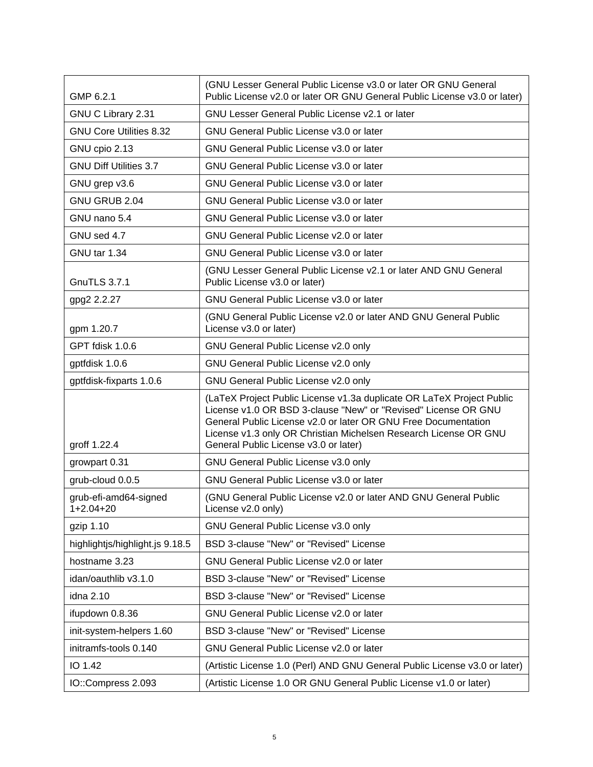| GMP 6.2.1 | (GNU Lesser General Public License v3.0 or later OR GNU General Public License v2.0 or later OR GNU General Public License v3.0 or later) |
|---|---|
| GNU C Library 2.31 | GNU Lesser General Public License v2.1 or later |
| GNU Core Utilities 8.32 | GNU General Public License v3.0 or later |
| GNU cpio 2.13 | GNU General Public License v3.0 or later |
| GNU Diff Utilities 3.7 | GNU General Public License v3.0 or later |
| GNU grep v3.6 | GNU General Public License v3.0 or later |
| GNU GRUB 2.04 | GNU General Public License v3.0 or later |
| GNU nano 5.4 | GNU General Public License v3.0 or later |
| GNU sed 4.7 | GNU General Public License v2.0 or later |
| GNU tar 1.34 | GNU General Public License v3.0 or later |
| GnuTLS 3.7.1 | (GNU Lesser General Public License v2.1 or later AND GNU General Public License v3.0 or later) |
| gpg2 2.2.27 | GNU General Public License v3.0 or later |
| gpm 1.20.7 | (GNU General Public License v2.0 or later AND GNU General Public License v3.0 or later) |
| GPT fdisk 1.0.6 | GNU General Public License v2.0 only |
| gptfdisk 1.0.6 | GNU General Public License v2.0 only |
| gptfdisk-fixparts 1.0.6 | GNU General Public License v2.0 only |
| groff 1.22.4 | (LaTeX Project Public License v1.3a duplicate OR LaTeX Project Public License v1.0 OR BSD 3-clause "New" or "Revised" License OR GNU General Public License v2.0 or later OR GNU Free Documentation License v1.3 only OR Christian Michelsen Research License OR GNU General Public License v3.0 or later) |
| growpart 0.31 | GNU General Public License v3.0 only |
| grub-cloud 0.0.5 | GNU General Public License v3.0 or later |
| grub-efi-amd64-signed 1+2.04+20 | (GNU General Public License v2.0 or later AND GNU General Public License v2.0 only) |
| gzip 1.10 | GNU General Public License v3.0 only |
| highlightjs/highlight.js 9.18.5 | BSD 3-clause "New" or "Revised" License |
| hostname 3.23 | GNU General Public License v2.0 or later |
| idan/oauthlib v3.1.0 | BSD 3-clause "New" or "Revised" License |
| idna 2.10 | BSD 3-clause "New" or "Revised" License |
| ifupdown 0.8.36 | GNU General Public License v2.0 or later |
| init-system-helpers 1.60 | BSD 3-clause "New" or "Revised" License |
| initramfs-tools 0.140 | GNU General Public License v2.0 or later |
| IO 1.42 | (Artistic License 1.0 (Perl) AND GNU General Public License v3.0 or later) |
| IO::Compress 2.093 | (Artistic License 1.0 OR GNU General Public License v1.0 or later) |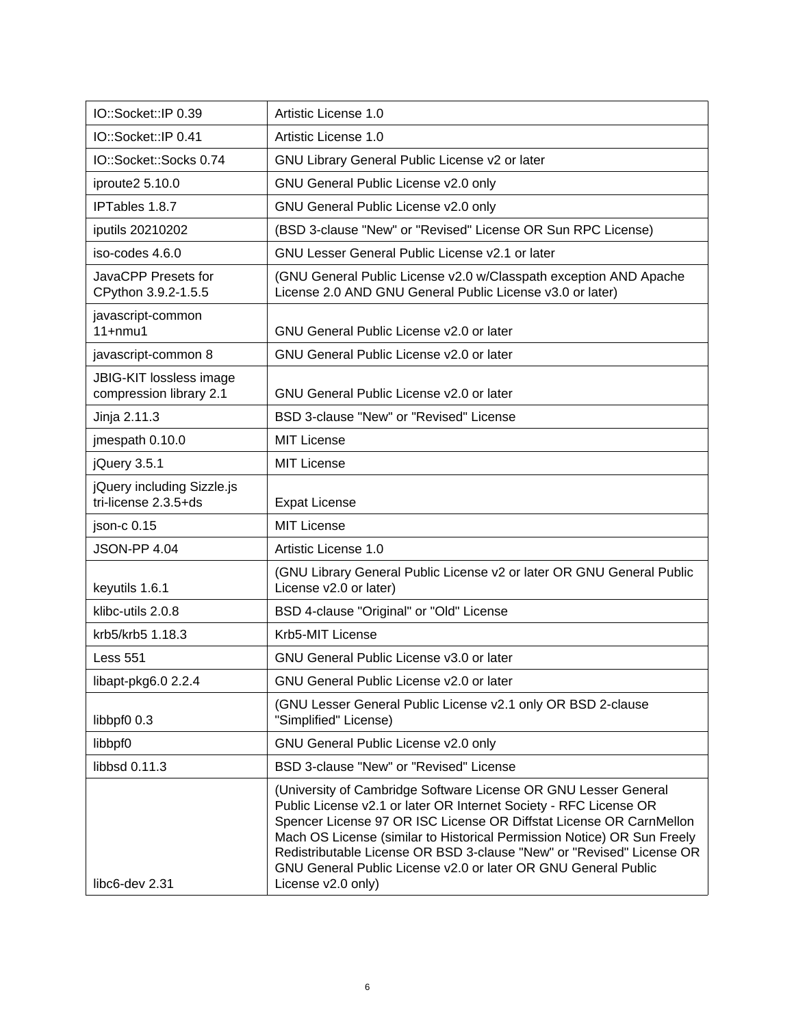| IO::Socket::IP 0.39 | Artistic License 1.0 |
|---|---|
| IO::Socket::IP 0.41 | Artistic License 1.0 |
| IO::Socket::Socks 0.74 | GNU Library General Public License v2 or later |
| iproute2 5.10.0 | GNU General Public License v2.0 only |
| IPTables 1.8.7 | GNU General Public License v2.0 only |
| iputils 20210202 | (BSD 3-clause "New" or "Revised" License OR Sun RPC License) |
| iso-codes 4.6.0 | GNU Lesser General Public License v2.1 or later |
| JavaCPP Presets for CPython 3.9.2-1.5.5 | (GNU General Public License v2.0 w/Classpath exception AND Apache License 2.0 AND GNU General Public License v3.0 or later) |
| javascript-common 11+nmu1 | GNU General Public License v2.0 or later |
| javascript-common 8 | GNU General Public License v2.0 or later |
| JBIG-KIT lossless image compression library 2.1 | GNU General Public License v2.0 or later |
| Jinja 2.11.3 | BSD 3-clause "New" or "Revised" License |
| jmespath 0.10.0 | MIT License |
| jQuery 3.5.1 | MIT License |
| jQuery including Sizzle.js tri-license 2.3.5+ds | Expat License |
| json-c 0.15 | MIT License |
| JSON-PP 4.04 | Artistic License 1.0 |
| keyutils 1.6.1 | (GNU Library General Public License v2 or later OR GNU General Public License v2.0 or later) |
| klibc-utils 2.0.8 | BSD 4-clause "Original" or "Old" License |
| krb5/krb5 1.18.3 | Krb5-MIT License |
| Less 551 | GNU General Public License v3.0 or later |
| libapt-pkg6.0 2.2.4 | GNU General Public License v2.0 or later |
| libbpf0 0.3 | (GNU Lesser General Public License v2.1 only OR BSD 2-clause "Simplified" License) |
| libbpf0 | GNU General Public License v2.0 only |
| libbsd 0.11.3 | BSD 3-clause "New" or "Revised" License |
| libc6-dev 2.31 | (University of Cambridge Software License OR GNU Lesser General Public License v2.1 or later OR Internet Society - RFC License OR Spencer License 97 OR ISC License OR Diffstat License OR CarnMellon Mach OS License (similar to Historical Permission Notice) OR Sun Freely Redistributable License OR BSD 3-clause "New" or "Revised" License OR GNU General Public License v2.0 or later OR GNU General Public License v2.0 only) |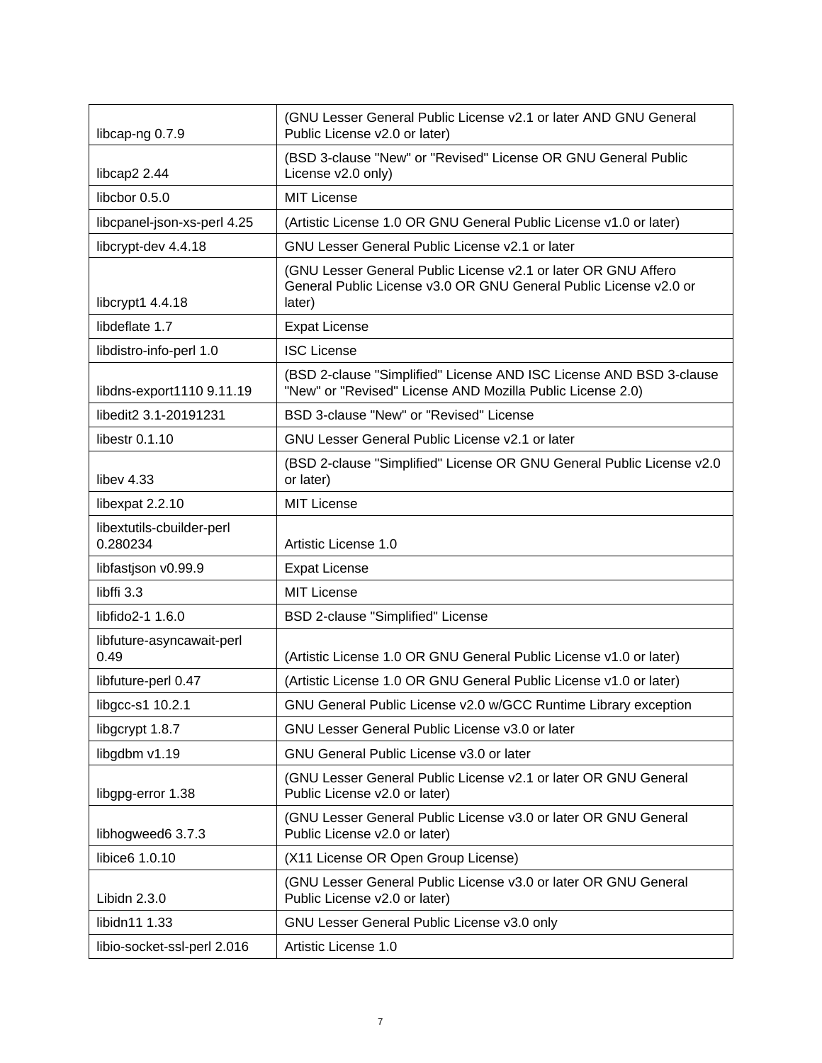| libcap-ng 0.7.9 | (GNU Lesser General Public License v2.1 or later AND GNU General Public License v2.0 or later) |
|---|---|
| libcap2 2.44 | (BSD 3-clause "New" or "Revised" License OR GNU General Public License v2.0 only) |
| libcbor 0.5.0 | MIT License |
| libcpanel-json-xs-perl 4.25 | (Artistic License 1.0 OR GNU General Public License v1.0 or later) |
| libcrypt-dev 4.4.18 | GNU Lesser General Public License v2.1 or later |
| libcrypt1 4.4.18 | (GNU Lesser General Public License v2.1 or later OR GNU Affero General Public License v3.0 OR GNU General Public License v2.0 or later) |
| libdeflate 1.7 | Expat License |
| libdistro-info-perl 1.0 | ISC License |
| libdns-export1110 9.11.19 | (BSD 2-clause "Simplified" License AND ISC License AND BSD 3-clause "New" or "Revised" License AND Mozilla Public License 2.0) |
| libedit2 3.1-20191231 | BSD 3-clause "New" or "Revised" License |
| libestr 0.1.10 | GNU Lesser General Public License v2.1 or later |
| libev 4.33 | (BSD 2-clause "Simplified" License OR GNU General Public License v2.0 or later) |
| libexpat 2.2.10 | MIT License |
| libextutils-cbuilder-perl 0.280234 | Artistic License 1.0 |
| libfastjson v0.99.9 | Expat License |
| libffi 3.3 | MIT License |
| libfido2-1 1.6.0 | BSD 2-clause "Simplified" License |
| libfuture-asyncawait-perl 0.49 | (Artistic License 1.0 OR GNU General Public License v1.0 or later) |
| libfuture-perl 0.47 | (Artistic License 1.0 OR GNU General Public License v1.0 or later) |
| libgcc-s1 10.2.1 | GNU General Public License v2.0 w/GCC Runtime Library exception |
| libgcrypt 1.8.7 | GNU Lesser General Public License v3.0 or later |
| libgdbm v1.19 | GNU General Public License v3.0 or later |
| libgpg-error 1.38 | (GNU Lesser General Public License v2.1 or later OR GNU General Public License v2.0 or later) |
| libhogweed6 3.7.3 | (GNU Lesser General Public License v3.0 or later OR GNU General Public License v2.0 or later) |
| libice6 1.0.10 | (X11 License OR Open Group License) |
| Libidn 2.3.0 | (GNU Lesser General Public License v3.0 or later OR GNU General Public License v2.0 or later) |
| libidn11 1.33 | GNU Lesser General Public License v3.0 only |
| libio-socket-ssl-perl 2.016 | Artistic License 1.0 |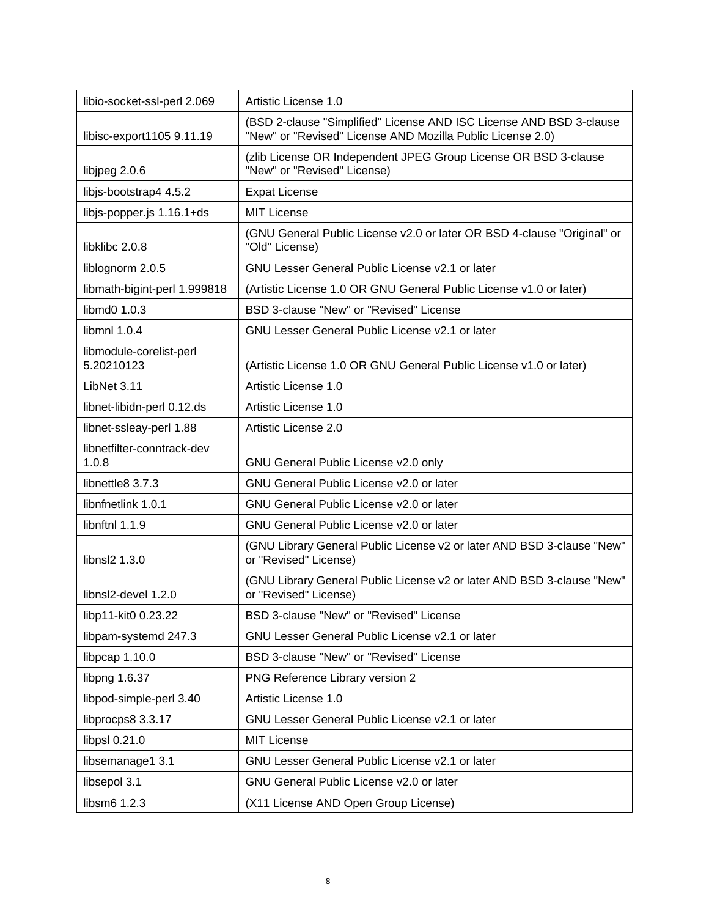| libio-socket-ssl-perl 2.069 | Artistic License 1.0 |
|---|---|
| libisc-export1105 9.11.19 | (BSD 2-clause "Simplified" License AND ISC License AND BSD 3-clause "New" or "Revised" License AND Mozilla Public License 2.0) |
| libjpeg 2.0.6 | (zlib License OR Independent JPEG Group License OR BSD 3-clause "New" or "Revised" License) |
| libjs-bootstrap4 4.5.2 | Expat License |
| libjs-popper.js 1.16.1+ds | MIT License |
| libklibc 2.0.8 | (GNU General Public License v2.0 or later OR BSD 4-clause "Original" or "Old" License) |
| liblognorm 2.0.5 | GNU Lesser General Public License v2.1 or later |
| libmath-bigint-perl 1.999818 | (Artistic License 1.0 OR GNU General Public License v1.0 or later) |
| libmd0 1.0.3 | BSD 3-clause "New" or "Revised" License |
| libmnl 1.0.4 | GNU Lesser General Public License v2.1 or later |
| libmodule-corelist-perl 5.20210123 | (Artistic License 1.0 OR GNU General Public License v1.0 or later) |
| LibNet 3.11 | Artistic License 1.0 |
| libnet-libidn-perl 0.12.ds | Artistic License 1.0 |
| libnet-ssleay-perl 1.88 | Artistic License 2.0 |
| libnetfilter-conntrack-dev 1.0.8 | GNU General Public License v2.0 only |
| libnettle8 3.7.3 | GNU General Public License v2.0 or later |
| libnfnetlink 1.0.1 | GNU General Public License v2.0 or later |
| libnftnl 1.1.9 | GNU General Public License v2.0 or later |
| libnsl2 1.3.0 | (GNU Library General Public License v2 or later AND BSD 3-clause "New" or "Revised" License) |
| libnsl2-devel 1.2.0 | (GNU Library General Public License v2 or later AND BSD 3-clause "New" or "Revised" License) |
| libp11-kit0 0.23.22 | BSD 3-clause "New" or "Revised" License |
| libpam-systemd 247.3 | GNU Lesser General Public License v2.1 or later |
| libpcap 1.10.0 | BSD 3-clause "New" or "Revised" License |
| libpng 1.6.37 | PNG Reference Library version 2 |
| libpod-simple-perl 3.40 | Artistic License 1.0 |
| libprocps8 3.3.17 | GNU Lesser General Public License v2.1 or later |
| libpsl 0.21.0 | MIT License |
| libsemanage1 3.1 | GNU Lesser General Public License v2.1 or later |
| libsepol 3.1 | GNU General Public License v2.0 or later |
| libsm6 1.2.3 | (X11 License AND Open Group License) |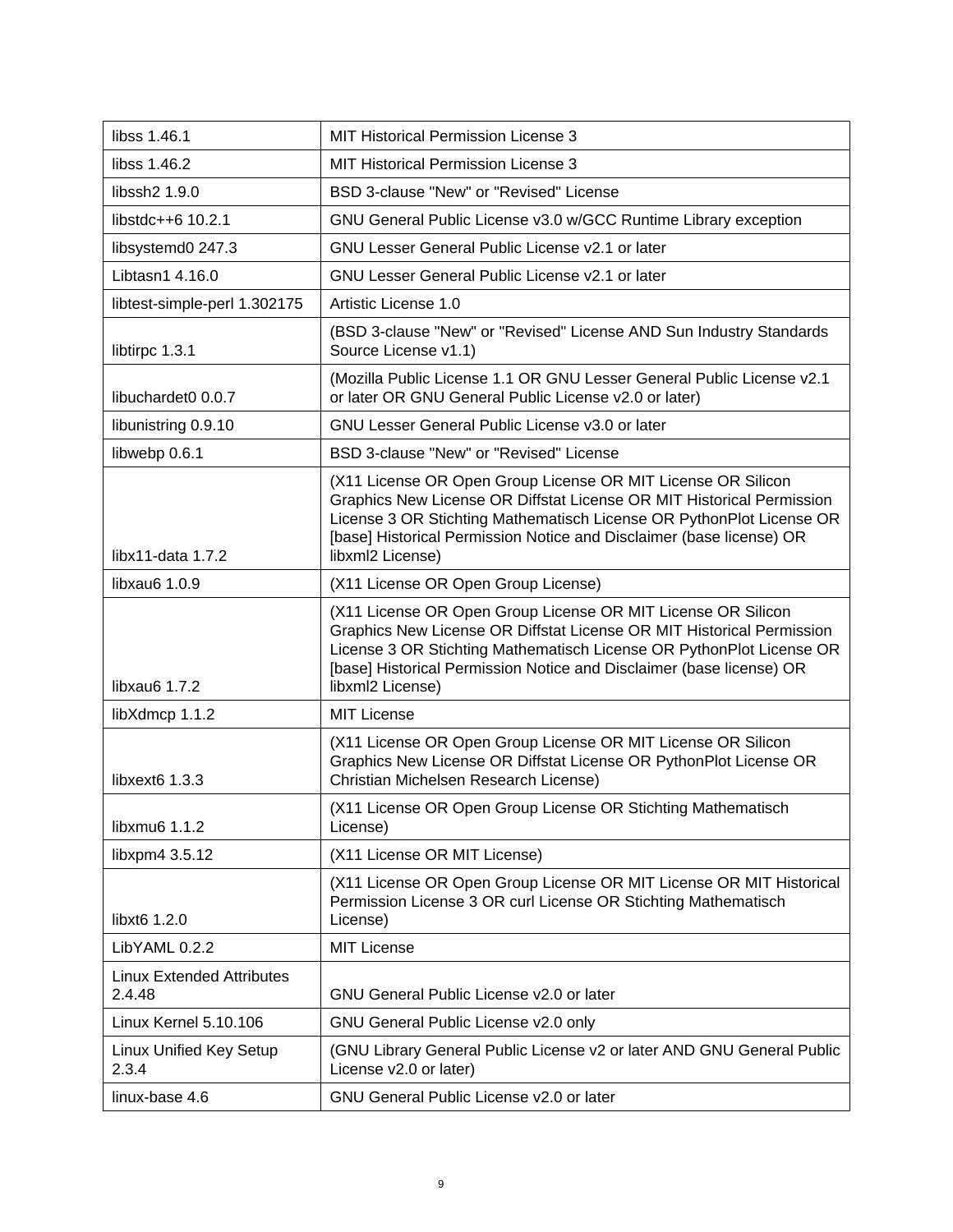| libss 1.46.1 | MIT Historical Permission License 3 |
|---|---|
| libss 1.46.2 | MIT Historical Permission License 3 |
| libssh2 1.9.0 | BSD 3-clause "New" or "Revised" License |
| libstdc++6 10.2.1 | GNU General Public License v3.0 w/GCC Runtime Library exception |
| libsystemd0 247.3 | GNU Lesser General Public License v2.1 or later |
| Libtasn1 4.16.0 | GNU Lesser General Public License v2.1 or later |
| libtest-simple-perl 1.302175 | Artistic License 1.0 |
| libtirpc 1.3.1 | (BSD 3-clause "New" or "Revised" License AND Sun Industry Standards Source License v1.1) |
| libuchardet0 0.0.7 | (Mozilla Public License 1.1 OR GNU Lesser General Public License v2.1 or later OR GNU General Public License v2.0 or later) |
| libunistring 0.9.10 | GNU Lesser General Public License v3.0 or later |
| libwebp 0.6.1 | BSD 3-clause "New" or "Revised" License |
| libx11-data 1.7.2 | (X11 License OR Open Group License OR MIT License OR Silicon Graphics New License OR Diffstat License OR MIT Historical Permission License 3 OR Stichting Mathematisch License OR PythonPlot License OR [base] Historical Permission Notice and Disclaimer (base license) OR libxml2 License) |
| libxau6 1.0.9 | (X11 License OR Open Group License) |
| libxau6 1.7.2 | (X11 License OR Open Group License OR MIT License OR Silicon Graphics New License OR Diffstat License OR MIT Historical Permission License 3 OR Stichting Mathematisch License OR PythonPlot License OR [base] Historical Permission Notice and Disclaimer (base license) OR libxml2 License) |
| libXdmcp 1.1.2 | MIT License |
| libxext6 1.3.3 | (X11 License OR Open Group License OR MIT License OR Silicon Graphics New License OR Diffstat License OR PythonPlot License OR Christian Michelsen Research License) |
| libxmu6 1.1.2 | (X11 License OR Open Group License OR Stichting Mathematisch License) |
| libxpm4 3.5.12 | (X11 License OR MIT License) |
| libxt6 1.2.0 | (X11 License OR Open Group License OR MIT License OR MIT Historical Permission License 3 OR curl License OR Stichting Mathematisch License) |
| LibYAML 0.2.2 | MIT License |
| Linux Extended Attributes 2.4.48 | GNU General Public License v2.0 or later |
| Linux Kernel 5.10.106 | GNU General Public License v2.0 only |
| Linux Unified Key Setup 2.3.4 | (GNU Library General Public License v2 or later AND GNU General Public License v2.0 or later) |
| linux-base 4.6 | GNU General Public License v2.0 or later |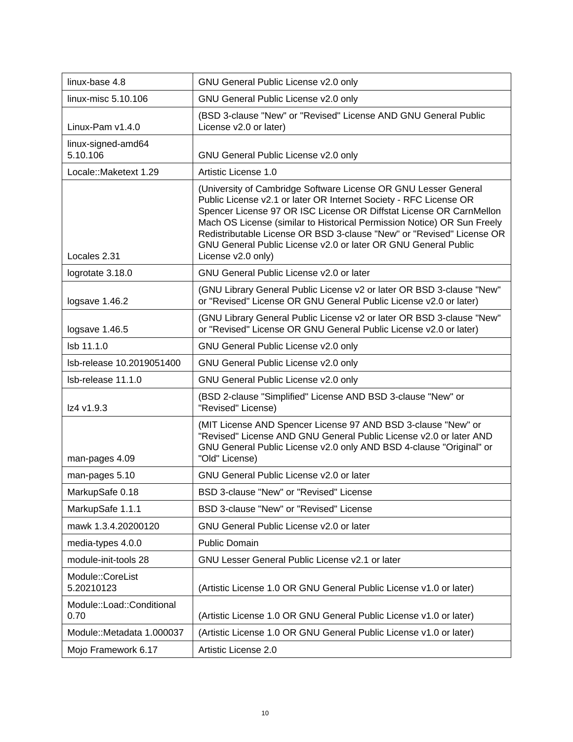| linux-base 4.8 | GNU General Public License v2.0 only |
|---|---|
| linux-misc 5.10.106 | GNU General Public License v2.0 only |
| Linux-Pam v1.4.0 | (BSD 3-clause "New" or "Revised" License AND GNU General Public License v2.0 or later) |
| linux-signed-amd64 5.10.106 | GNU General Public License v2.0 only |
| Locale::Maketext 1.29 | Artistic License 1.0 |
| Locales 2.31 | (University of Cambridge Software License OR GNU Lesser General Public License v2.1 or later OR Internet Society - RFC License OR Spencer License 97 OR ISC License OR Diffstat License OR CarnMellon Mach OS License (similar to Historical Permission Notice) OR Sun Freely Redistributable License OR BSD 3-clause "New" or "Revised" License OR GNU General Public License v2.0 or later OR GNU General Public License v2.0 only) |
| logrotate 3.18.0 | GNU General Public License v2.0 or later |
| logsave 1.46.2 | (GNU Library General Public License v2 or later OR BSD 3-clause "New" or "Revised" License OR GNU General Public License v2.0 or later) |
| logsave 1.46.5 | (GNU Library General Public License v2 or later OR BSD 3-clause "New" or "Revised" License OR GNU General Public License v2.0 or later) |
| lsb 11.1.0 | GNU General Public License v2.0 only |
| lsb-release 10.2019051400 | GNU General Public License v2.0 only |
| lsb-release 11.1.0 | GNU General Public License v2.0 only |
| lz4 v1.9.3 | (BSD 2-clause "Simplified" License AND BSD 3-clause "New" or "Revised" License) |
| man-pages 4.09 | (MIT License AND Spencer License 97 AND BSD 3-clause "New" or "Revised" License AND GNU General Public License v2.0 or later AND GNU General Public License v2.0 only AND BSD 4-clause "Original" or "Old" License) |
| man-pages 5.10 | GNU General Public License v2.0 or later |
| MarkupSafe 0.18 | BSD 3-clause "New" or "Revised" License |
| MarkupSafe 1.1.1 | BSD 3-clause "New" or "Revised" License |
| mawk 1.3.4.20200120 | GNU General Public License v2.0 or later |
| media-types 4.0.0 | Public Domain |
| module-init-tools 28 | GNU Lesser General Public License v2.1 or later |
| Module::CoreList 5.20210123 | (Artistic License 1.0 OR GNU General Public License v1.0 or later) |
| Module::Load::Conditional 0.70 | (Artistic License 1.0 OR GNU General Public License v1.0 or later) |
| Module::Metadata 1.000037 | (Artistic License 1.0 OR GNU General Public License v1.0 or later) |
| Mojo Framework 6.17 | Artistic License 2.0 |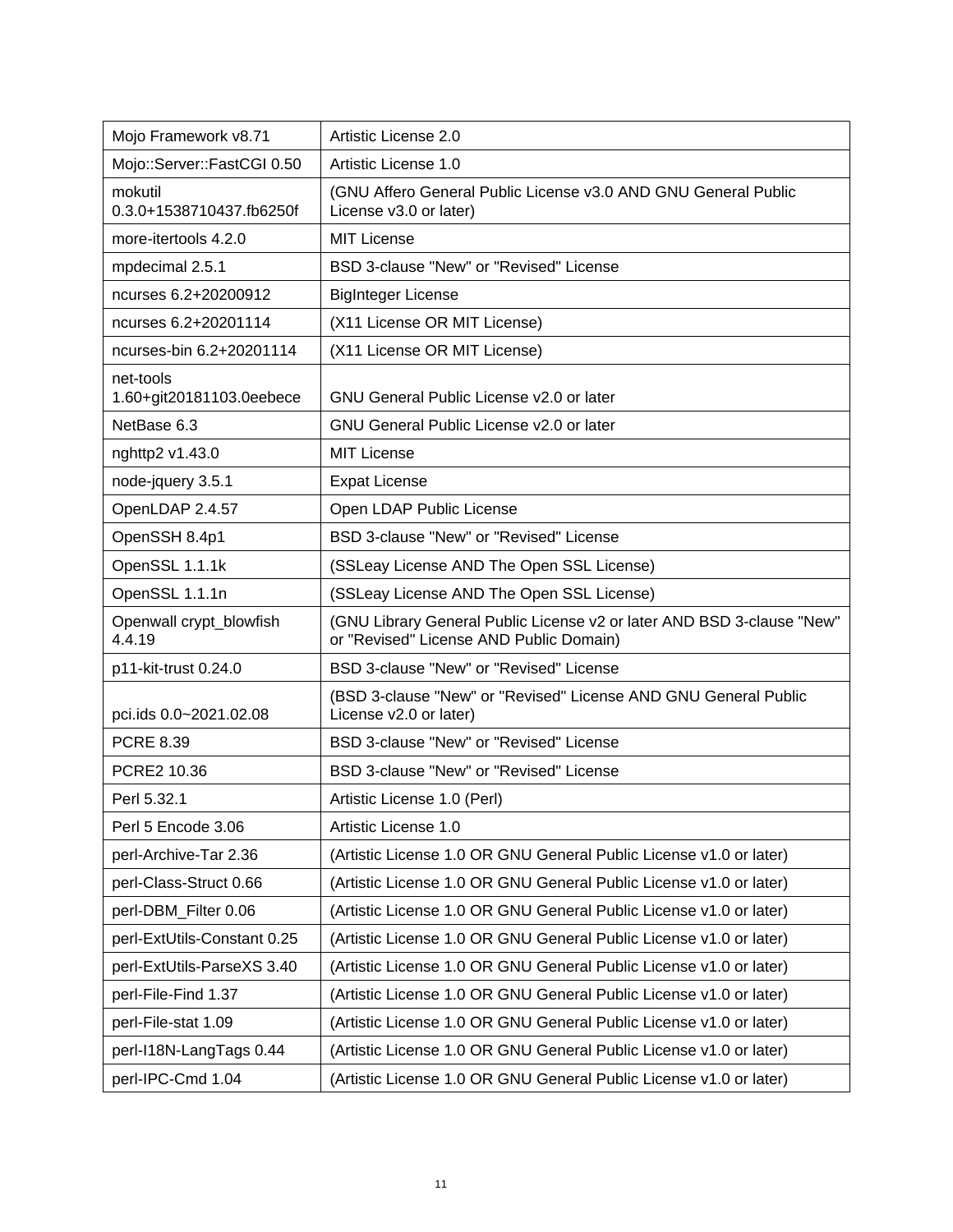| Mojo Framework v8.71 | Artistic License 2.0 |
|---|---|
| Mojo::Server::FastCGI 0.50 | Artistic License 1.0 |
| mokutil 0.3.0+1538710437.fb6250f | (GNU Affero General Public License v3.0 AND GNU General Public License v3.0 or later) |
| more-itertools 4.2.0 | MIT License |
| mpdecimal 2.5.1 | BSD 3-clause "New" or "Revised" License |
| ncurses 6.2+20200912 | BigInteger License |
| ncurses 6.2+20201114 | (X11 License OR MIT License) |
| ncurses-bin 6.2+20201114 | (X11 License OR MIT License) |
| net-tools 1.60+git20181103.0eebece | GNU General Public License v2.0 or later |
| NetBase 6.3 | GNU General Public License v2.0 or later |
| nghttp2 v1.43.0 | MIT License |
| node-jquery 3.5.1 | Expat License |
| OpenLDAP 2.4.57 | Open LDAP Public License |
| OpenSSH 8.4p1 | BSD 3-clause "New" or "Revised" License |
| OpenSSL 1.1.1k | (SSLeay License AND The Open SSL License) |
| OpenSSL 1.1.1n | (SSLeay License AND The Open SSL License) |
| Openwall crypt_blowfish 4.4.19 | (GNU Library General Public License v2 or later AND BSD 3-clause "New" or "Revised" License AND Public Domain) |
| p11-kit-trust 0.24.0 | BSD 3-clause "New" or "Revised" License |
| pci.ids 0.0~2021.02.08 | (BSD 3-clause "New" or "Revised" License AND GNU General Public License v2.0 or later) |
| PCRE 8.39 | BSD 3-clause "New" or "Revised" License |
| PCRE2 10.36 | BSD 3-clause "New" or "Revised" License |
| Perl 5.32.1 | Artistic License 1.0 (Perl) |
| Perl 5 Encode 3.06 | Artistic License 1.0 |
| perl-Archive-Tar 2.36 | (Artistic License 1.0 OR GNU General Public License v1.0 or later) |
| perl-Class-Struct 0.66 | (Artistic License 1.0 OR GNU General Public License v1.0 or later) |
| perl-DBM_Filter 0.06 | (Artistic License 1.0 OR GNU General Public License v1.0 or later) |
| perl-ExtUtils-Constant 0.25 | (Artistic License 1.0 OR GNU General Public License v1.0 or later) |
| perl-ExtUtils-ParseXS 3.40 | (Artistic License 1.0 OR GNU General Public License v1.0 or later) |
| perl-File-Find 1.37 | (Artistic License 1.0 OR GNU General Public License v1.0 or later) |
| perl-File-stat 1.09 | (Artistic License 1.0 OR GNU General Public License v1.0 or later) |
| perl-I18N-LangTags 0.44 | (Artistic License 1.0 OR GNU General Public License v1.0 or later) |
| perl-IPC-Cmd 1.04 | (Artistic License 1.0 OR GNU General Public License v1.0 or later) |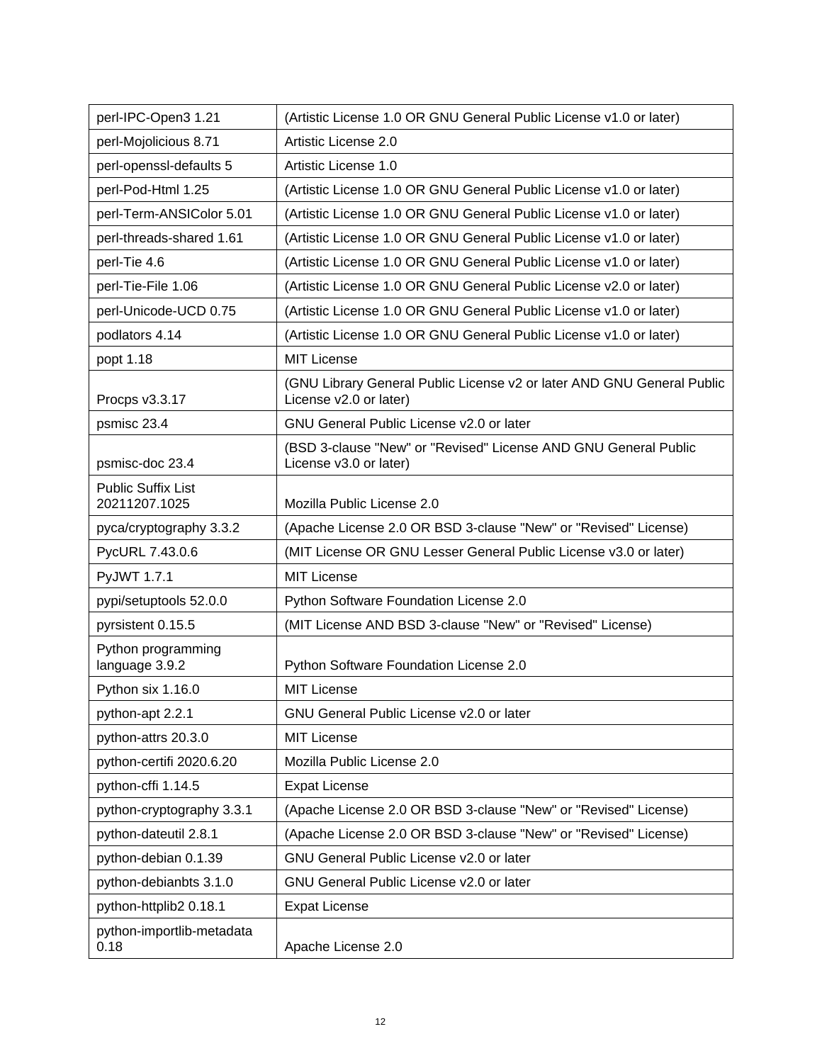| perl-IPC-Open3 1.21 | (Artistic License 1.0 OR GNU General Public License v1.0 or later) |
|---|---|
| perl-Mojolicious 8.71 | Artistic License 2.0 |
| perl-openssl-defaults 5 | Artistic License 1.0 |
| perl-Pod-Html 1.25 | (Artistic License 1.0 OR GNU General Public License v1.0 or later) |
| perl-Term-ANSIColor 5.01 | (Artistic License 1.0 OR GNU General Public License v1.0 or later) |
| perl-threads-shared 1.61 | (Artistic License 1.0 OR GNU General Public License v1.0 or later) |
| perl-Tie 4.6 | (Artistic License 1.0 OR GNU General Public License v1.0 or later) |
| perl-Tie-File 1.06 | (Artistic License 1.0 OR GNU General Public License v2.0 or later) |
| perl-Unicode-UCD 0.75 | (Artistic License 1.0 OR GNU General Public License v1.0 or later) |
| podlators 4.14 | (Artistic License 1.0 OR GNU General Public License v1.0 or later) |
| popt 1.18 | MIT License |
| Procps v3.3.17 | (GNU Library General Public License v2 or later AND GNU General Public License v2.0 or later) |
| psmisc 23.4 | GNU General Public License v2.0 or later |
| psmisc-doc 23.4 | (BSD 3-clause "New" or "Revised" License AND GNU General Public License v3.0 or later) |
| Public Suffix List 20211207.1025 | Mozilla Public License 2.0 |
| pyca/cryptography 3.3.2 | (Apache License 2.0 OR BSD 3-clause "New" or "Revised" License) |
| PycURL 7.43.0.6 | (MIT License OR GNU Lesser General Public License v3.0 or later) |
| PyJWT 1.7.1 | MIT License |
| pypi/setuptools 52.0.0 | Python Software Foundation License 2.0 |
| pyrsistent 0.15.5 | (MIT License AND BSD 3-clause "New" or "Revised" License) |
| Python programming language 3.9.2 | Python Software Foundation License 2.0 |
| Python six 1.16.0 | MIT License |
| python-apt 2.2.1 | GNU General Public License v2.0 or later |
| python-attrs 20.3.0 | MIT License |
| python-certifi 2020.6.20 | Mozilla Public License 2.0 |
| python-cffi 1.14.5 | Expat License |
| python-cryptography 3.3.1 | (Apache License 2.0 OR BSD 3-clause "New" or "Revised" License) |
| python-dateutil 2.8.1 | (Apache License 2.0 OR BSD 3-clause "New" or "Revised" License) |
| python-debian 0.1.39 | GNU General Public License v2.0 or later |
| python-debianbts 3.1.0 | GNU General Public License v2.0 or later |
| python-httplib2 0.18.1 | Expat License |
| python-importlib-metadata 0.18 | Apache License 2.0 |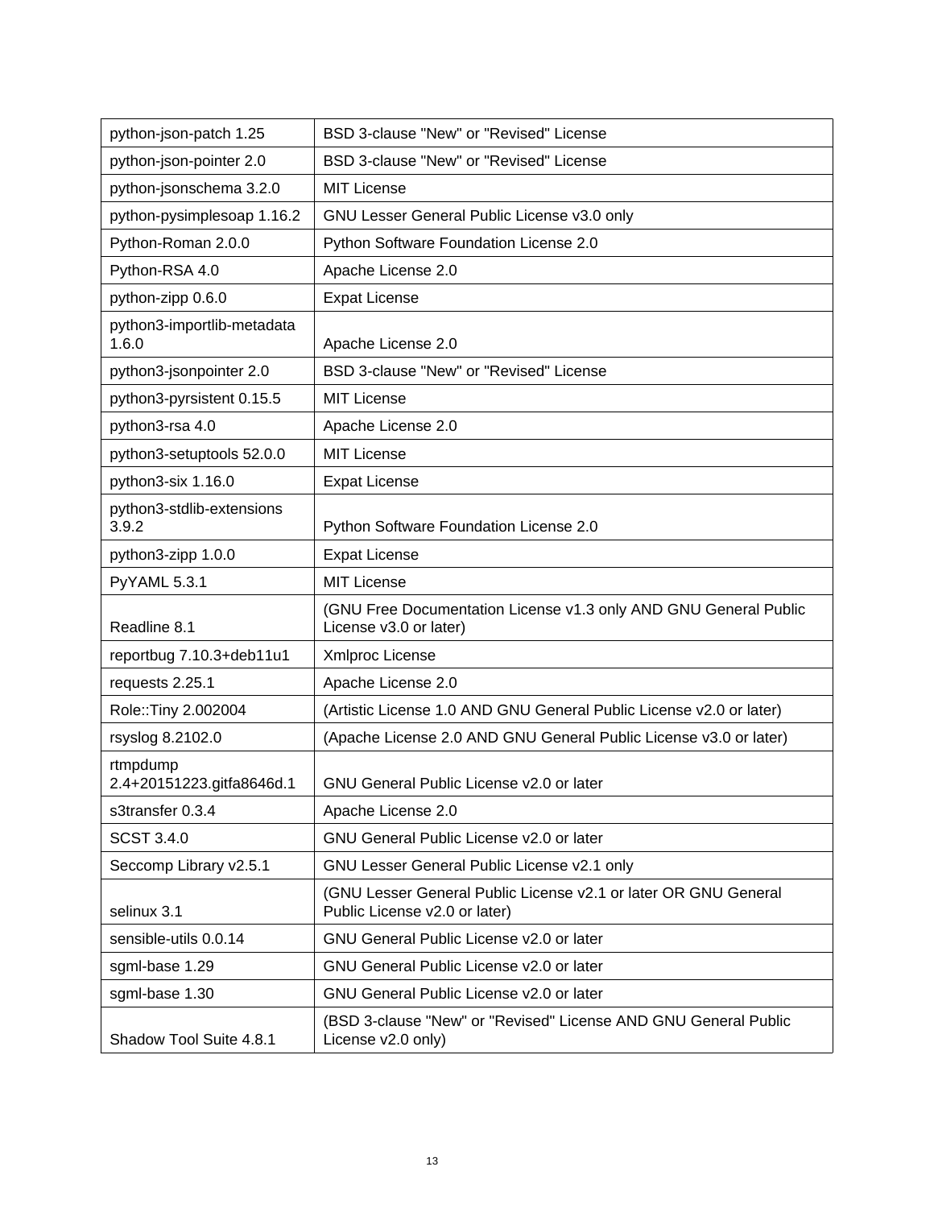| | |
|---|---|
| python-json-patch 1.25 | BSD 3-clause "New" or "Revised" License |
| python-json-pointer 2.0 | BSD 3-clause "New" or "Revised" License |
| python-jsonschema 3.2.0 | MIT License |
| python-pysimplesoap 1.16.2 | GNU Lesser General Public License v3.0 only |
| Python-Roman 2.0.0 | Python Software Foundation License 2.0 |
| Python-RSA 4.0 | Apache License 2.0 |
| python-zipp 0.6.0 | Expat License |
| python3-importlib-metadata 1.6.0 | Apache License 2.0 |
| python3-jsonpointer 2.0 | BSD 3-clause "New" or "Revised" License |
| python3-pyrsistent 0.15.5 | MIT License |
| python3-rsa 4.0 | Apache License 2.0 |
| python3-setuptools 52.0.0 | MIT License |
| python3-six 1.16.0 | Expat License |
| python3-stdlib-extensions 3.9.2 | Python Software Foundation License 2.0 |
| python3-zipp 1.0.0 | Expat License |
| PyYAML 5.3.1 | MIT License |
| Readline 8.1 | (GNU Free Documentation License v1.3 only AND GNU General Public License v3.0 or later) |
| reportbug 7.10.3+deb11u1 | Xmlproc License |
| requests 2.25.1 | Apache License 2.0 |
| Role::Tiny 2.002004 | (Artistic License 1.0 AND GNU General Public License v2.0 or later) |
| rsyslog 8.2102.0 | (Apache License 2.0 AND GNU General Public License v3.0 or later) |
| rtmpdump 2.4+20151223.gitfa8646d.1 | GNU General Public License v2.0 or later |
| s3transfer 0.3.4 | Apache License 2.0 |
| SCST 3.4.0 | GNU General Public License v2.0 or later |
| Seccomp Library v2.5.1 | GNU Lesser General Public License v2.1 only |
| selinux 3.1 | (GNU Lesser General Public License v2.1 or later OR GNU General Public License v2.0 or later) |
| sensible-utils 0.0.14 | GNU General Public License v2.0 or later |
| sgml-base 1.29 | GNU General Public License v2.0 or later |
| sgml-base 1.30 | GNU General Public License v2.0 or later |
| Shadow Tool Suite 4.8.1 | (BSD 3-clause "New" or "Revised" License AND GNU General Public License v2.0 only) |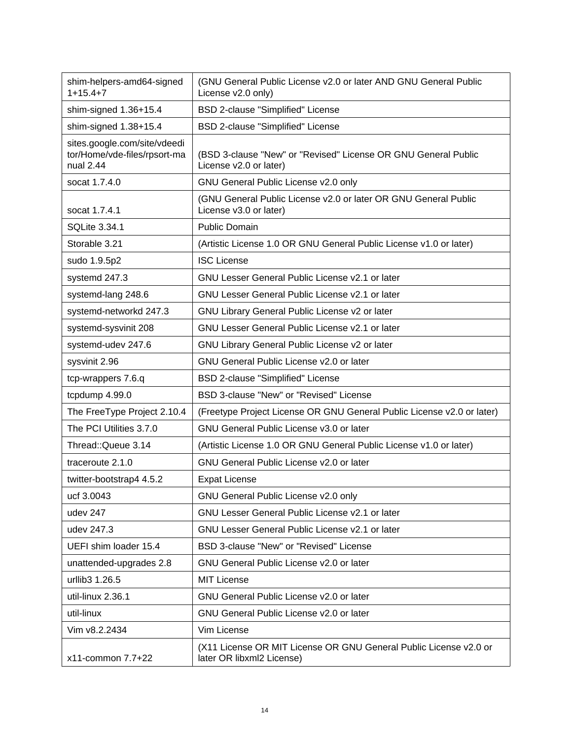| shim-helpers-amd64-signed 1+15.4+7 | (GNU General Public License v2.0 or later AND GNU General Public License v2.0 only) |
|---|---|
| shim-signed 1.36+15.4 | BSD 2-clause "Simplified" License |
| shim-signed 1.38+15.4 | BSD 2-clause "Simplified" License |
| sites.google.com/site/vdeeditor/Home/vde-files/rpsort-manual 2.44 | (BSD 3-clause "New" or "Revised" License OR GNU General Public License v2.0 or later) |
| socat 1.7.4.0 | GNU General Public License v2.0 only |
| socat 1.7.4.1 | (GNU General Public License v2.0 or later OR GNU General Public License v3.0 or later) |
| SQLite 3.34.1 | Public Domain |
| Storable 3.21 | (Artistic License 1.0 OR GNU General Public License v1.0 or later) |
| sudo 1.9.5p2 | ISC License |
| systemd 247.3 | GNU Lesser General Public License v2.1 or later |
| systemd-lang 248.6 | GNU Lesser General Public License v2.1 or later |
| systemd-networkd 247.3 | GNU Library General Public License v2 or later |
| systemd-sysvinit 208 | GNU Lesser General Public License v2.1 or later |
| systemd-udev 247.6 | GNU Library General Public License v2 or later |
| sysvinit 2.96 | GNU General Public License v2.0 or later |
| tcp-wrappers 7.6.q | BSD 2-clause "Simplified" License |
| tcpdump 4.99.0 | BSD 3-clause "New" or "Revised" License |
| The FreeType Project 2.10.4 | (Freetype Project License OR GNU General Public License v2.0 or later) |
| The PCI Utilities 3.7.0 | GNU General Public License v3.0 or later |
| Thread::Queue 3.14 | (Artistic License 1.0 OR GNU General Public License v1.0 or later) |
| traceroute 2.1.0 | GNU General Public License v2.0 or later |
| twitter-bootstrap4 4.5.2 | Expat License |
| ucf 3.0043 | GNU General Public License v2.0 only |
| udev 247 | GNU Lesser General Public License v2.1 or later |
| udev 247.3 | GNU Lesser General Public License v2.1 or later |
| UEFI shim loader 15.4 | BSD 3-clause "New" or "Revised" License |
| unattended-upgrades 2.8 | GNU General Public License v2.0 or later |
| urllib3 1.26.5 | MIT License |
| util-linux 2.36.1 | GNU General Public License v2.0 or later |
| util-linux | GNU General Public License v2.0 or later |
| Vim v8.2.2434 | Vim License |
| x11-common 7.7+22 | (X11 License OR MIT License OR GNU General Public License v2.0 or later OR libxml2 License) |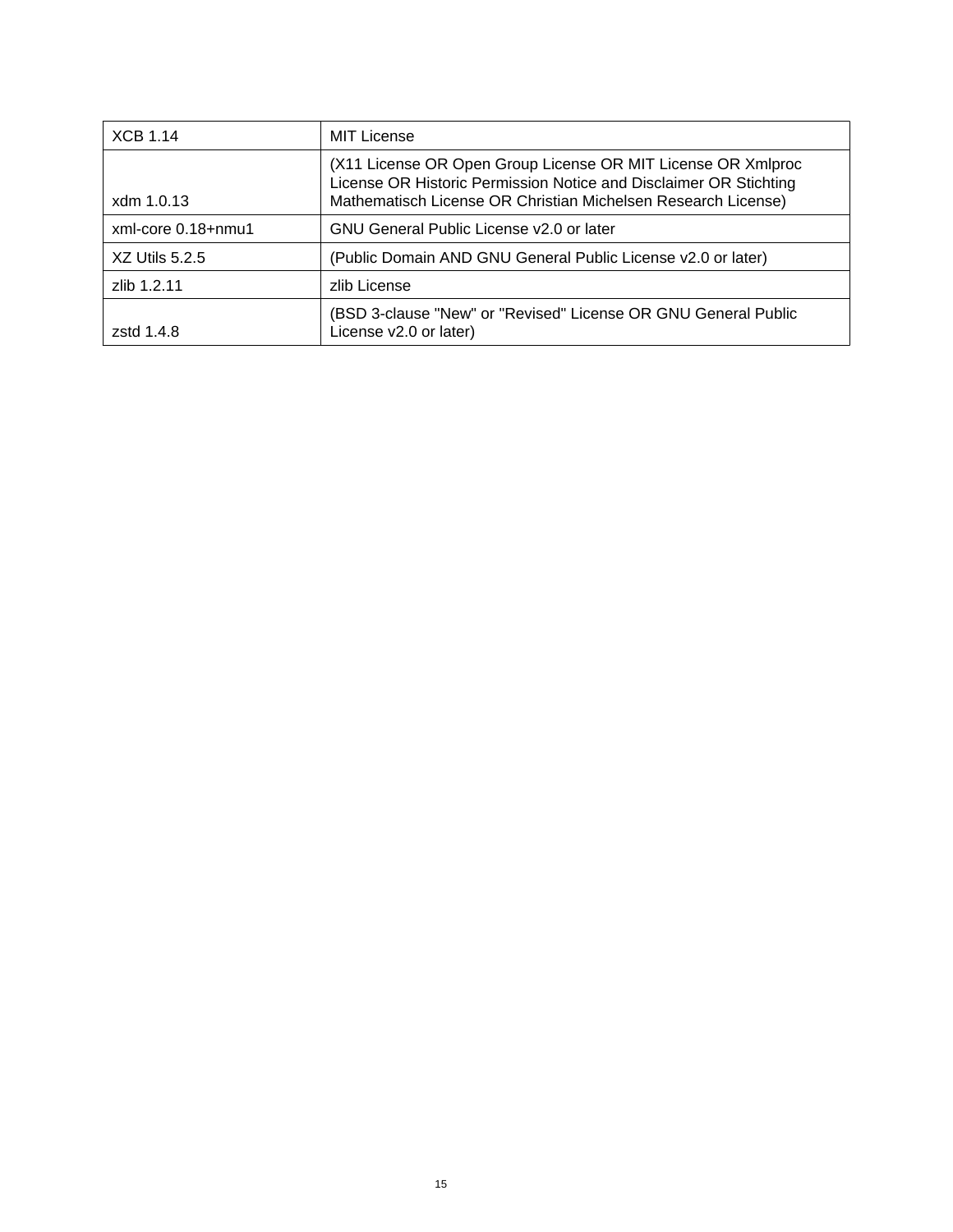| XCB 1.14 | MIT License |
|---|---|
| xdm 1.0.13 | (X11 License OR Open Group License OR MIT License OR Xmlproc License OR Historic Permission Notice and Disclaimer OR Stichting Mathematisch License OR Christian Michelsen Research License) |
| xml-core 0.18+nmu1 | GNU General Public License v2.0 or later |
| XZ Utils 5.2.5 | (Public Domain AND GNU General Public License v2.0 or later) |
| zlib 1.2.11 | zlib License |
| zstd 1.4.8 | (BSD 3-clause "New" or "Revised" License OR GNU General Public License v2.0 or later) |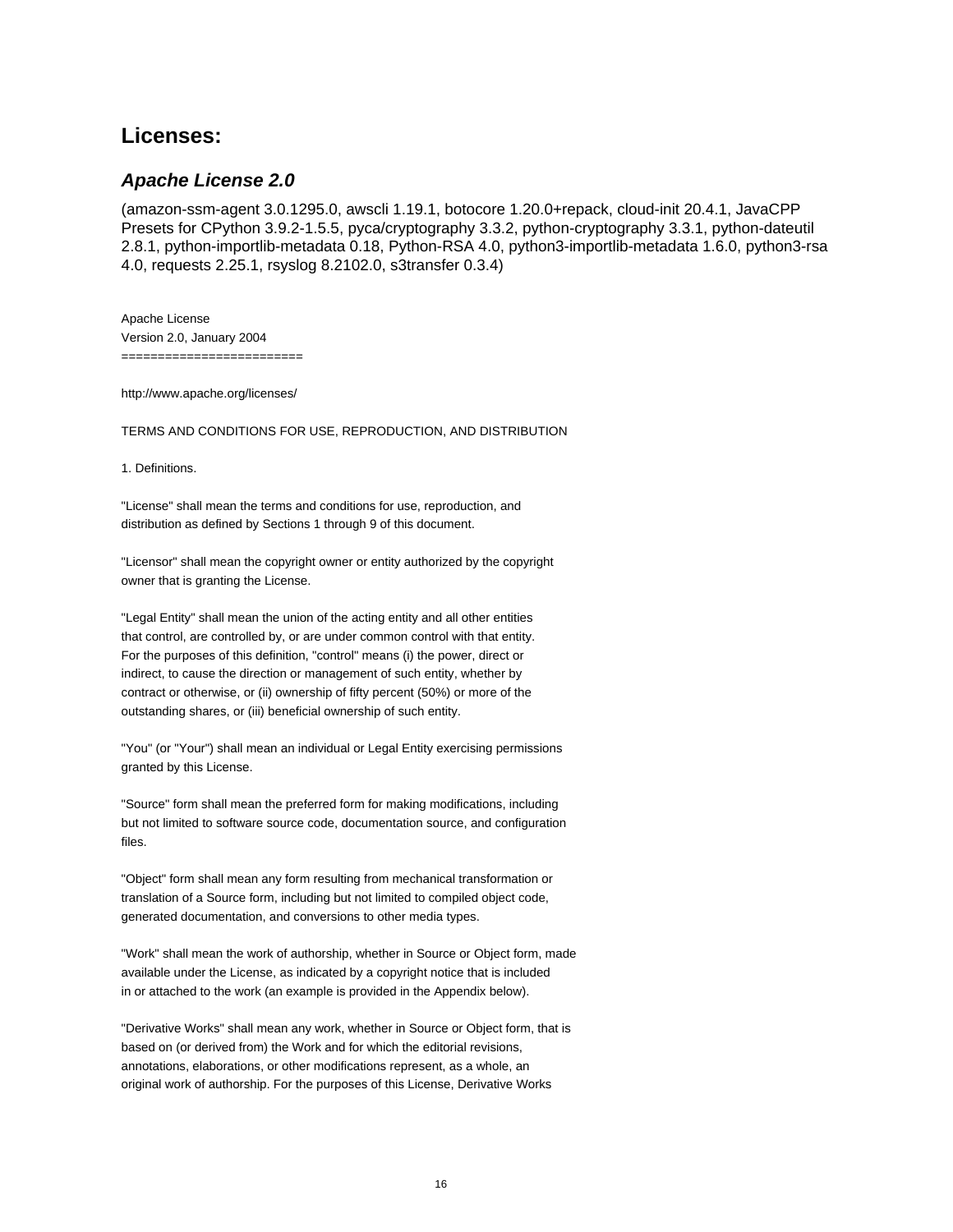## Licenses:

### *Apache License 2.0*

(amazon-ssm-agent 3.0.1295.0, awscli 1.19.1, botocore 1.20.0+repack, cloud-init 20.4.1, JavaCPP Presets for CPython 3.9.2-1.5.5, pyca/cryptography 3.3.2, python-cryptography 3.3.1, python-dateutil 2.8.1, python-importlib-metadata 0.18, Python-RSA 4.0, python3-importlib-metadata 1.6.0, python3-rsa 4.0, requests 2.25.1, rsyslog 8.2102.0, s3transfer 0.3.4)

Apache License
Version 2.0, January 2004
========================

http://www.apache.org/licenses/

TERMS AND CONDITIONS FOR USE, REPRODUCTION, AND DISTRIBUTION

1. Definitions.

"License" shall mean the terms and conditions for use, reproduction, and distribution as defined by Sections 1 through 9 of this document.

"Licensor" shall mean the copyright owner or entity authorized by the copyright owner that is granting the License.

"Legal Entity" shall mean the union of the acting entity and all other entities that control, are controlled by, or are under common control with that entity. For the purposes of this definition, "control" means (i) the power, direct or indirect, to cause the direction or management of such entity, whether by contract or otherwise, or (ii) ownership of fifty percent (50%) or more of the outstanding shares, or (iii) beneficial ownership of such entity.

"You" (or "Your") shall mean an individual or Legal Entity exercising permissions granted by this License.

"Source" form shall mean the preferred form for making modifications, including but not limited to software source code, documentation source, and configuration files.

"Object" form shall mean any form resulting from mechanical transformation or translation of a Source form, including but not limited to compiled object code, generated documentation, and conversions to other media types.

"Work" shall mean the work of authorship, whether in Source or Object form, made available under the License, as indicated by a copyright notice that is included in or attached to the work (an example is provided in the Appendix below).

"Derivative Works" shall mean any work, whether in Source or Object form, that is based on (or derived from) the Work and for which the editorial revisions, annotations, elaborations, or other modifications represent, as a whole, an original work of authorship. For the purposes of this License, Derivative Works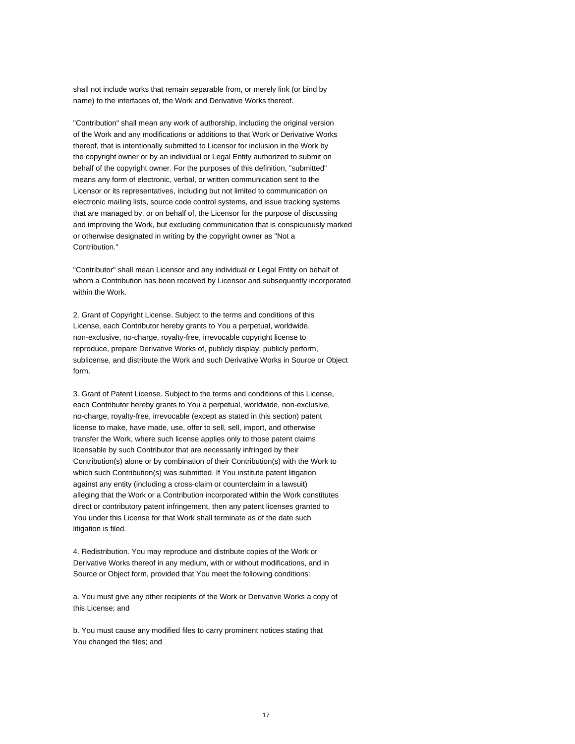shall not include works that remain separable from, or merely link (or bind by name) to the interfaces of, the Work and Derivative Works thereof.

"Contribution" shall mean any work of authorship, including the original version of the Work and any modifications or additions to that Work or Derivative Works thereof, that is intentionally submitted to Licensor for inclusion in the Work by the copyright owner or by an individual or Legal Entity authorized to submit on behalf of the copyright owner. For the purposes of this definition, "submitted" means any form of electronic, verbal, or written communication sent to the Licensor or its representatives, including but not limited to communication on electronic mailing lists, source code control systems, and issue tracking systems that are managed by, or on behalf of, the Licensor for the purpose of discussing and improving the Work, but excluding communication that is conspicuously marked or otherwise designated in writing by the copyright owner as "Not a Contribution."

"Contributor" shall mean Licensor and any individual or Legal Entity on behalf of whom a Contribution has been received by Licensor and subsequently incorporated within the Work.

2. Grant of Copyright License. Subject to the terms and conditions of this License, each Contributor hereby grants to You a perpetual, worldwide, non-exclusive, no-charge, royalty-free, irrevocable copyright license to reproduce, prepare Derivative Works of, publicly display, publicly perform, sublicense, and distribute the Work and such Derivative Works in Source or Object form.

3. Grant of Patent License. Subject to the terms and conditions of this License, each Contributor hereby grants to You a perpetual, worldwide, non-exclusive, no-charge, royalty-free, irrevocable (except as stated in this section) patent license to make, have made, use, offer to sell, sell, import, and otherwise transfer the Work, where such license applies only to those patent claims licensable by such Contributor that are necessarily infringed by their Contribution(s) alone or by combination of their Contribution(s) with the Work to which such Contribution(s) was submitted. If You institute patent litigation against any entity (including a cross-claim or counterclaim in a lawsuit) alleging that the Work or a Contribution incorporated within the Work constitutes direct or contributory patent infringement, then any patent licenses granted to You under this License for that Work shall terminate as of the date such litigation is filed.

4. Redistribution. You may reproduce and distribute copies of the Work or Derivative Works thereof in any medium, with or without modifications, and in Source or Object form, provided that You meet the following conditions:

a. You must give any other recipients of the Work or Derivative Works a copy of this License; and

b. You must cause any modified files to carry prominent notices stating that You changed the files; and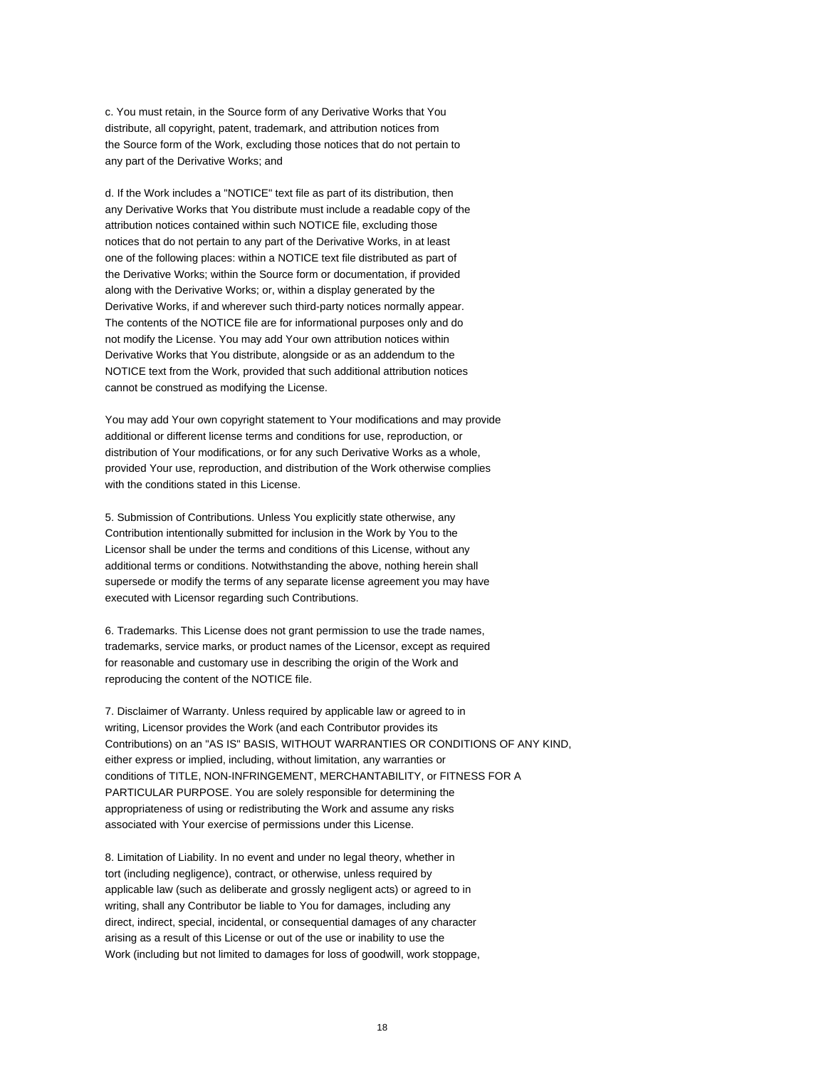c. You must retain, in the Source form of any Derivative Works that You distribute, all copyright, patent, trademark, and attribution notices from the Source form of the Work, excluding those notices that do not pertain to any part of the Derivative Works; and

d. If the Work includes a "NOTICE" text file as part of its distribution, then any Derivative Works that You distribute must include a readable copy of the attribution notices contained within such NOTICE file, excluding those notices that do not pertain to any part of the Derivative Works, in at least one of the following places: within a NOTICE text file distributed as part of the Derivative Works; within the Source form or documentation, if provided along with the Derivative Works; or, within a display generated by the Derivative Works, if and wherever such third-party notices normally appear. The contents of the NOTICE file are for informational purposes only and do not modify the License. You may add Your own attribution notices within Derivative Works that You distribute, alongside or as an addendum to the NOTICE text from the Work, provided that such additional attribution notices cannot be construed as modifying the License.

You may add Your own copyright statement to Your modifications and may provide additional or different license terms and conditions for use, reproduction, or distribution of Your modifications, or for any such Derivative Works as a whole, provided Your use, reproduction, and distribution of the Work otherwise complies with the conditions stated in this License.

5. Submission of Contributions. Unless You explicitly state otherwise, any Contribution intentionally submitted for inclusion in the Work by You to the Licensor shall be under the terms and conditions of this License, without any additional terms or conditions. Notwithstanding the above, nothing herein shall supersede or modify the terms of any separate license agreement you may have executed with Licensor regarding such Contributions.

6. Trademarks. This License does not grant permission to use the trade names, trademarks, service marks, or product names of the Licensor, except as required for reasonable and customary use in describing the origin of the Work and reproducing the content of the NOTICE file.

7. Disclaimer of Warranty. Unless required by applicable law or agreed to in writing, Licensor provides the Work (and each Contributor provides its Contributions) on an "AS IS" BASIS, WITHOUT WARRANTIES OR CONDITIONS OF ANY KIND, either express or implied, including, without limitation, any warranties or conditions of TITLE, NON-INFRINGEMENT, MERCHANTABILITY, or FITNESS FOR A PARTICULAR PURPOSE. You are solely responsible for determining the appropriateness of using or redistributing the Work and assume any risks associated with Your exercise of permissions under this License.

8. Limitation of Liability. In no event and under no legal theory, whether in tort (including negligence), contract, or otherwise, unless required by applicable law (such as deliberate and grossly negligent acts) or agreed to in writing, shall any Contributor be liable to You for damages, including any direct, indirect, special, incidental, or consequential damages of any character arising as a result of this License or out of the use or inability to use the Work (including but not limited to damages for loss of goodwill, work stoppage,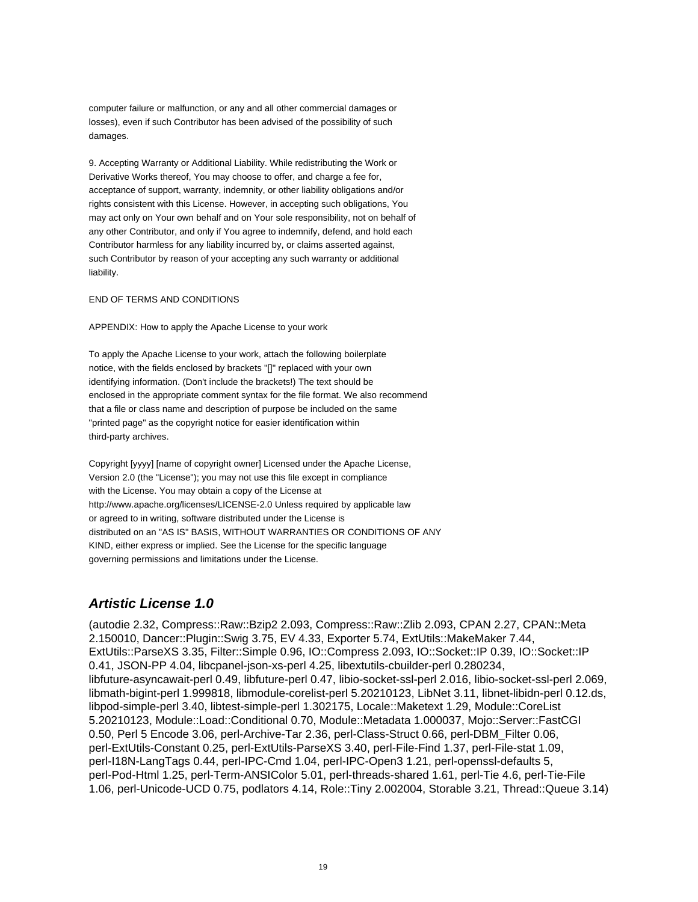computer failure or malfunction, or any and all other commercial damages or losses), even if such Contributor has been advised of the possibility of such damages.

9. Accepting Warranty or Additional Liability. While redistributing the Work or Derivative Works thereof, You may choose to offer, and charge a fee for, acceptance of support, warranty, indemnity, or other liability obligations and/or rights consistent with this License. However, in accepting such obligations, You may act only on Your own behalf and on Your sole responsibility, not on behalf of any other Contributor, and only if You agree to indemnify, defend, and hold each Contributor harmless for any liability incurred by, or claims asserted against, such Contributor by reason of your accepting any such warranty or additional liability.

END OF TERMS AND CONDITIONS

APPENDIX: How to apply the Apache License to your work

To apply the Apache License to your work, attach the following boilerplate notice, with the fields enclosed by brackets "[]" replaced with your own identifying information. (Don't include the brackets!) The text should be enclosed in the appropriate comment syntax for the file format. We also recommend that a file or class name and description of purpose be included on the same "printed page" as the copyright notice for easier identification within third-party archives.

Copyright [yyyy] [name of copyright owner] Licensed under the Apache License, Version 2.0 (the "License"); you may not use this file except in compliance with the License. You may obtain a copy of the License at http://www.apache.org/licenses/LICENSE-2.0 Unless required by applicable law or agreed to in writing, software distributed under the License is distributed on an "AS IS" BASIS, WITHOUT WARRANTIES OR CONDITIONS OF ANY KIND, either express or implied. See the License for the specific language governing permissions and limitations under the License.

## ***Artistic License 1.0***

(autodie 2.32, Compress::Raw::Bzip2 2.093, Compress::Raw::Zlib 2.093, CPAN 2.27, CPAN::Meta 2.150010, Dancer::Plugin::Swig 3.75, EV 4.33, Exporter 5.74, ExtUtils::MakeMaker 7.44, ExtUtils::ParseXS 3.35, Filter::Simple 0.96, IO::Compress 2.093, IO::Socket::IP 0.39, IO::Socket::IP 0.41, JSON-PP 4.04, libcpanel-json-xs-perl 4.25, libextutils-cbuilder-perl 0.280234, libfuture-asyncawait-perl 0.49, libfuture-perl 0.47, libio-socket-ssl-perl 2.016, libio-socket-ssl-perl 2.069, libmath-bigint-perl 1.999818, libmodule-corelist-perl 5.20210123, LibNet 3.11, libnet-libidn-perl 0.12.ds, libpod-simple-perl 3.40, libtest-simple-perl 1.302175, Locale::Maketext 1.29, Module::CoreList 5.20210123, Module::Load::Conditional 0.70, Module::Metadata 1.000037, Mojo::Server::FastCGI 0.50, Perl 5 Encode 3.06, perl-Archive-Tar 2.36, perl-Class-Struct 0.66, perl-DBM_Filter 0.06, perl-ExtUtils-Constant 0.25, perl-ExtUtils-ParseXS 3.40, perl-File-Find 1.37, perl-File-stat 1.09, perl-I18N-LangTags 0.44, perl-IPC-Cmd 1.04, perl-IPC-Open3 1.21, perl-openssl-defaults 5, perl-Pod-Html 1.25, perl-Term-ANSIColor 5.01, perl-threads-shared 1.61, perl-Tie 4.6, perl-Tie-File 1.06, perl-Unicode-UCD 0.75, podlators 4.14, Role::Tiny 2.002004, Storable 3.21, Thread::Queue 3.14)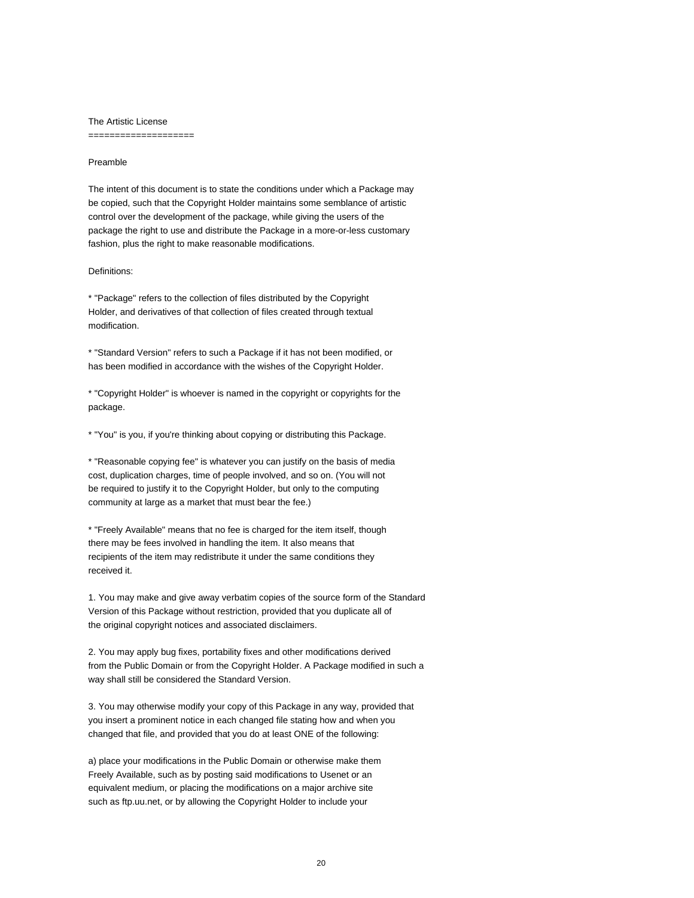# The Artistic License

## Preamble

The intent of this document is to state the conditions under which a Package may be copied, such that the Copyright Holder maintains some semblance of artistic control over the development of the package, while giving the users of the package the right to use and distribute the Package in a more-or-less customary fashion, plus the right to make reasonable modifications.

## Definitions:

* "Package" refers to the collection of files distributed by the Copyright Holder, and derivatives of that collection of files created through textual modification.

* "Standard Version" refers to such a Package if it has not been modified, or has been modified in accordance with the wishes of the Copyright Holder.

* "Copyright Holder" is whoever is named in the copyright or copyrights for the package.

* "You" is you, if you're thinking about copying or distributing this Package.

* "Reasonable copying fee" is whatever you can justify on the basis of media cost, duplication charges, time of people involved, and so on. (You will not be required to justify it to the Copyright Holder, but only to the computing community at large as a market that must bear the fee.)

* "Freely Available" means that no fee is charged for the item itself, though there may be fees involved in handling the item. It also means that recipients of the item may redistribute it under the same conditions they received it.

1. You may make and give away verbatim copies of the source form of the Standard Version of this Package without restriction, provided that you duplicate all of the original copyright notices and associated disclaimers.

2. You may apply bug fixes, portability fixes and other modifications derived from the Public Domain or from the Copyright Holder. A Package modified in such a way shall still be considered the Standard Version.

3. You may otherwise modify your copy of this Package in any way, provided that you insert a prominent notice in each changed file stating how and when you changed that file, and provided that you do at least ONE of the following:

a) place your modifications in the Public Domain or otherwise make them Freely Available, such as by posting said modifications to Usenet or an equivalent medium, or placing the modifications on a major archive site such as ftp.uu.net, or by allowing the Copyright Holder to include your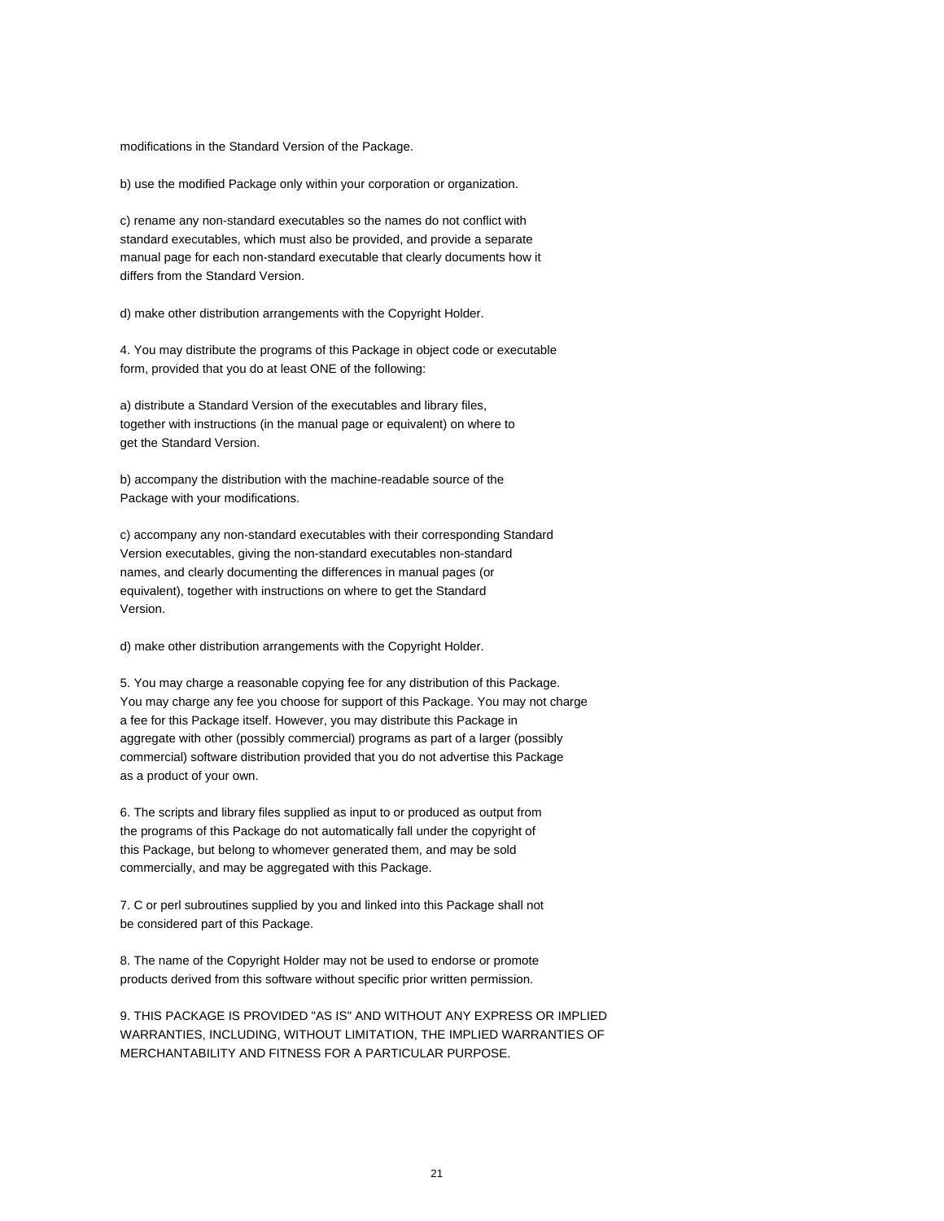modifications in the Standard Version of the Package.

b) use the modified Package only within your corporation or organization.

c) rename any non-standard executables so the names do not conflict with standard executables, which must also be provided, and provide a separate manual page for each non-standard executable that clearly documents how it differs from the Standard Version.

d) make other distribution arrangements with the Copyright Holder.

4. You may distribute the programs of this Package in object code or executable form, provided that you do at least ONE of the following:

a) distribute a Standard Version of the executables and library files, together with instructions (in the manual page or equivalent) on where to get the Standard Version.

b) accompany the distribution with the machine-readable source of the Package with your modifications.

c) accompany any non-standard executables with their corresponding Standard Version executables, giving the non-standard executables non-standard names, and clearly documenting the differences in manual pages (or equivalent), together with instructions on where to get the Standard Version.

d) make other distribution arrangements with the Copyright Holder.

5. You may charge a reasonable copying fee for any distribution of this Package. You may charge any fee you choose for support of this Package. You may not charge a fee for this Package itself. However, you may distribute this Package in aggregate with other (possibly commercial) programs as part of a larger (possibly commercial) software distribution provided that you do not advertise this Package as a product of your own.

6. The scripts and library files supplied as input to or produced as output from the programs of this Package do not automatically fall under the copyright of this Package, but belong to whomever generated them, and may be sold commercially, and may be aggregated with this Package.

7. C or perl subroutines supplied by you and linked into this Package shall not be considered part of this Package.

8. The name of the Copyright Holder may not be used to endorse or promote products derived from this software without specific prior written permission.

9. THIS PACKAGE IS PROVIDED "AS IS" AND WITHOUT ANY EXPRESS OR IMPLIED WARRANTIES, INCLUDING, WITHOUT LIMITATION, THE IMPLIED WARRANTIES OF MERCHANTABILITY AND FITNESS FOR A PARTICULAR PURPOSE.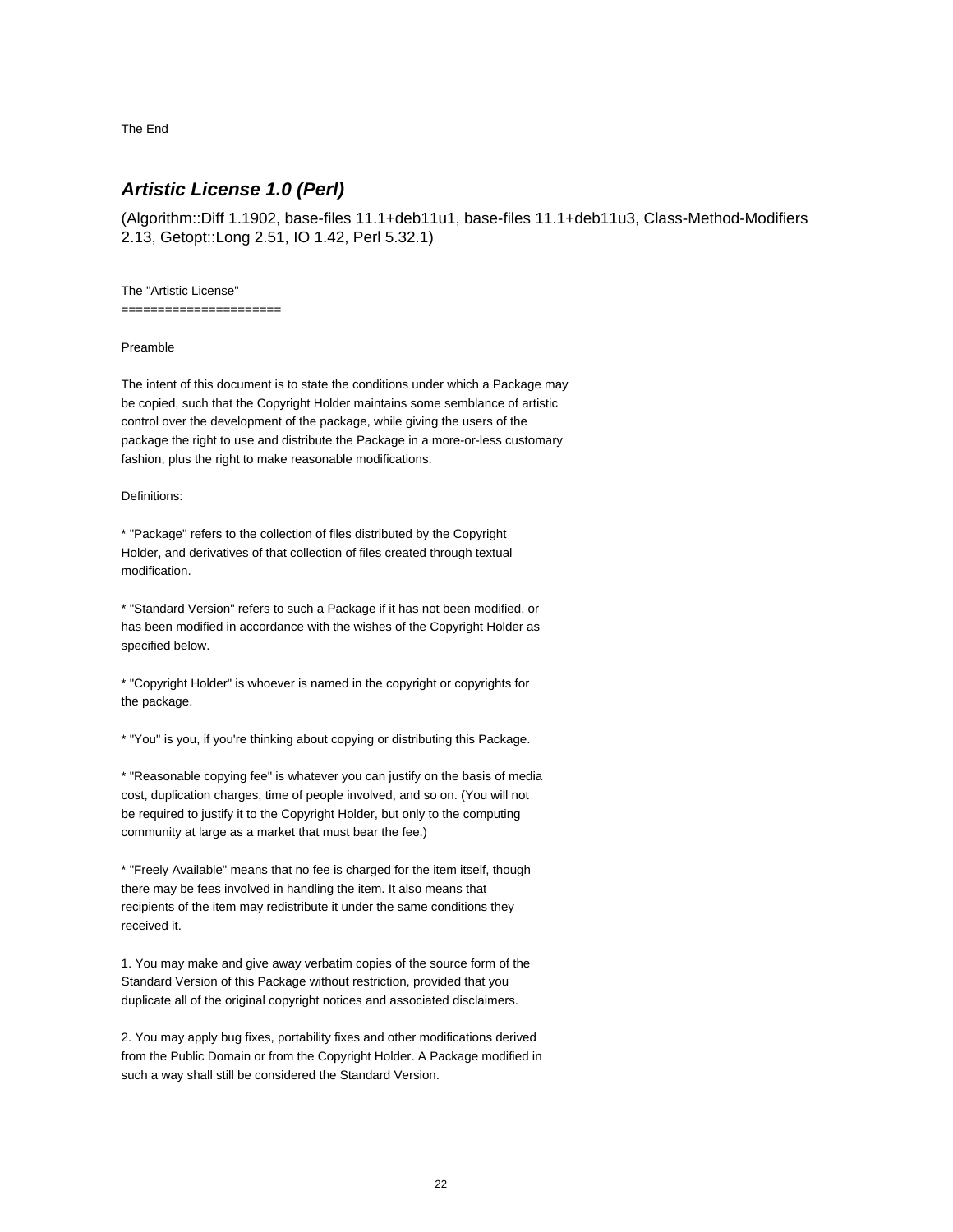The End

## ***Artistic License 1.0 (Perl)***

(Algorithm::Diff 1.1902, base-files 11.1+deb11u1, base-files 11.1+deb11u3, Class-Method-Modifiers 2.13, Getopt::Long 2.51, IO 1.42, Perl 5.32.1)

The "Artistic License"
======================

Preamble

The intent of this document is to state the conditions under which a Package may be copied, such that the Copyright Holder maintains some semblance of artistic control over the development of the package, while giving the users of the package the right to use and distribute the Package in a more-or-less customary fashion, plus the right to make reasonable modifications.

Definitions:

* "Package" refers to the collection of files distributed by the Copyright Holder, and derivatives of that collection of files created through textual modification.

* "Standard Version" refers to such a Package if it has not been modified, or has been modified in accordance with the wishes of the Copyright Holder as specified below.

* "Copyright Holder" is whoever is named in the copyright or copyrights for the package.

* "You" is you, if you're thinking about copying or distributing this Package.

* "Reasonable copying fee" is whatever you can justify on the basis of media cost, duplication charges, time of people involved, and so on. (You will not be required to justify it to the Copyright Holder, but only to the computing community at large as a market that must bear the fee.)

* "Freely Available" means that no fee is charged for the item itself, though there may be fees involved in handling the item. It also means that recipients of the item may redistribute it under the same conditions they received it.

1. You may make and give away verbatim copies of the source form of the Standard Version of this Package without restriction, provided that you duplicate all of the original copyright notices and associated disclaimers.

2. You may apply bug fixes, portability fixes and other modifications derived from the Public Domain or from the Copyright Holder. A Package modified in such a way shall still be considered the Standard Version.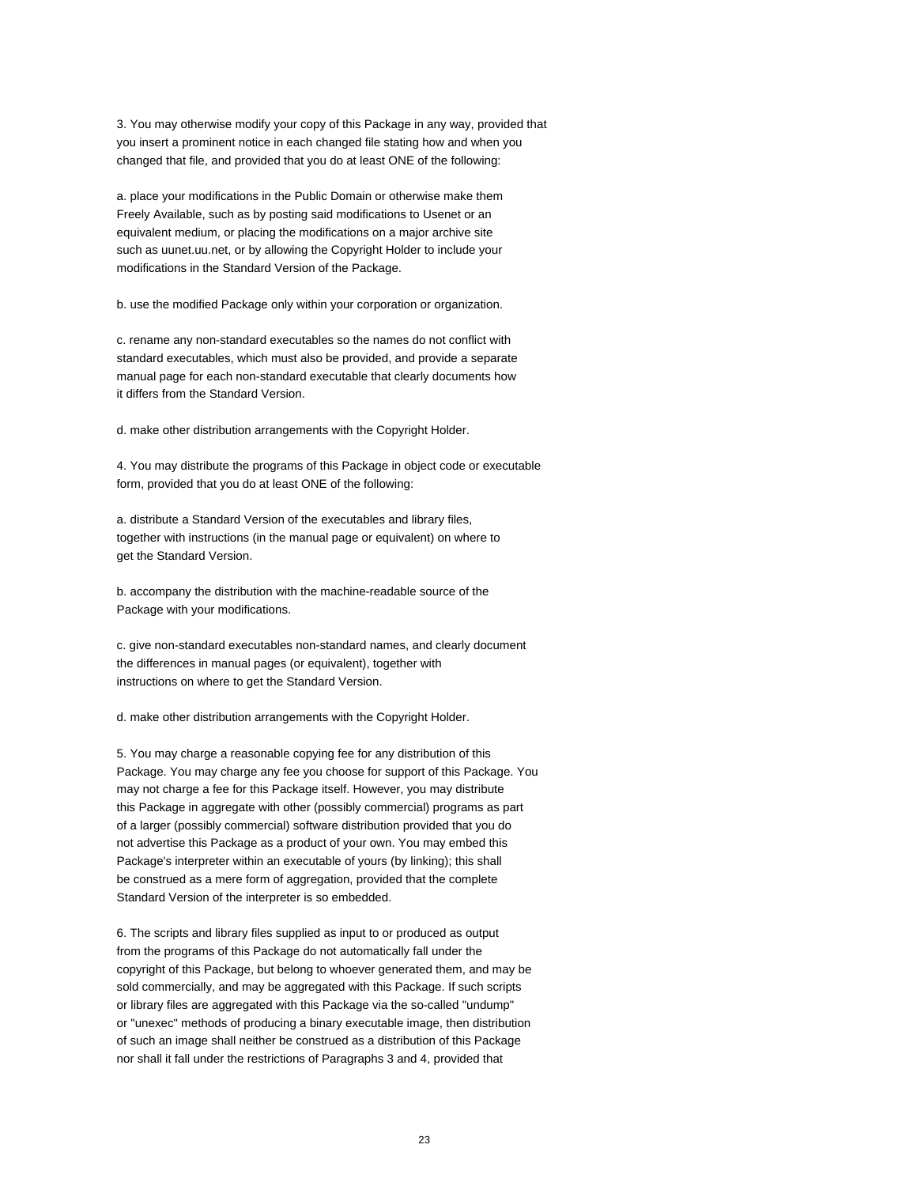3. You may otherwise modify your copy of this Package in any way, provided that you insert a prominent notice in each changed file stating how and when you changed that file, and provided that you do at least ONE of the following:

a. place your modifications in the Public Domain or otherwise make them Freely Available, such as by posting said modifications to Usenet or an equivalent medium, or placing the modifications on a major archive site such as uunet.uu.net, or by allowing the Copyright Holder to include your modifications in the Standard Version of the Package.

b. use the modified Package only within your corporation or organization.

c. rename any non-standard executables so the names do not conflict with standard executables, which must also be provided, and provide a separate manual page for each non-standard executable that clearly documents how it differs from the Standard Version.

d. make other distribution arrangements with the Copyright Holder.

4. You may distribute the programs of this Package in object code or executable form, provided that you do at least ONE of the following:

a. distribute a Standard Version of the executables and library files, together with instructions (in the manual page or equivalent) on where to get the Standard Version.

b. accompany the distribution with the machine-readable source of the Package with your modifications.

c. give non-standard executables non-standard names, and clearly document the differences in manual pages (or equivalent), together with instructions on where to get the Standard Version.

d. make other distribution arrangements with the Copyright Holder.

5. You may charge a reasonable copying fee for any distribution of this Package. You may charge any fee you choose for support of this Package. You may not charge a fee for this Package itself. However, you may distribute this Package in aggregate with other (possibly commercial) programs as part of a larger (possibly commercial) software distribution provided that you do not advertise this Package as a product of your own. You may embed this Package's interpreter within an executable of yours (by linking); this shall be construed as a mere form of aggregation, provided that the complete Standard Version of the interpreter is so embedded.

6. The scripts and library files supplied as input to or produced as output from the programs of this Package do not automatically fall under the copyright of this Package, but belong to whoever generated them, and may be sold commercially, and may be aggregated with this Package. If such scripts or library files are aggregated with this Package via the so-called "undump" or "unexec" methods of producing a binary executable image, then distribution of such an image shall neither be construed as a distribution of this Package nor shall it fall under the restrictions of Paragraphs 3 and 4, provided that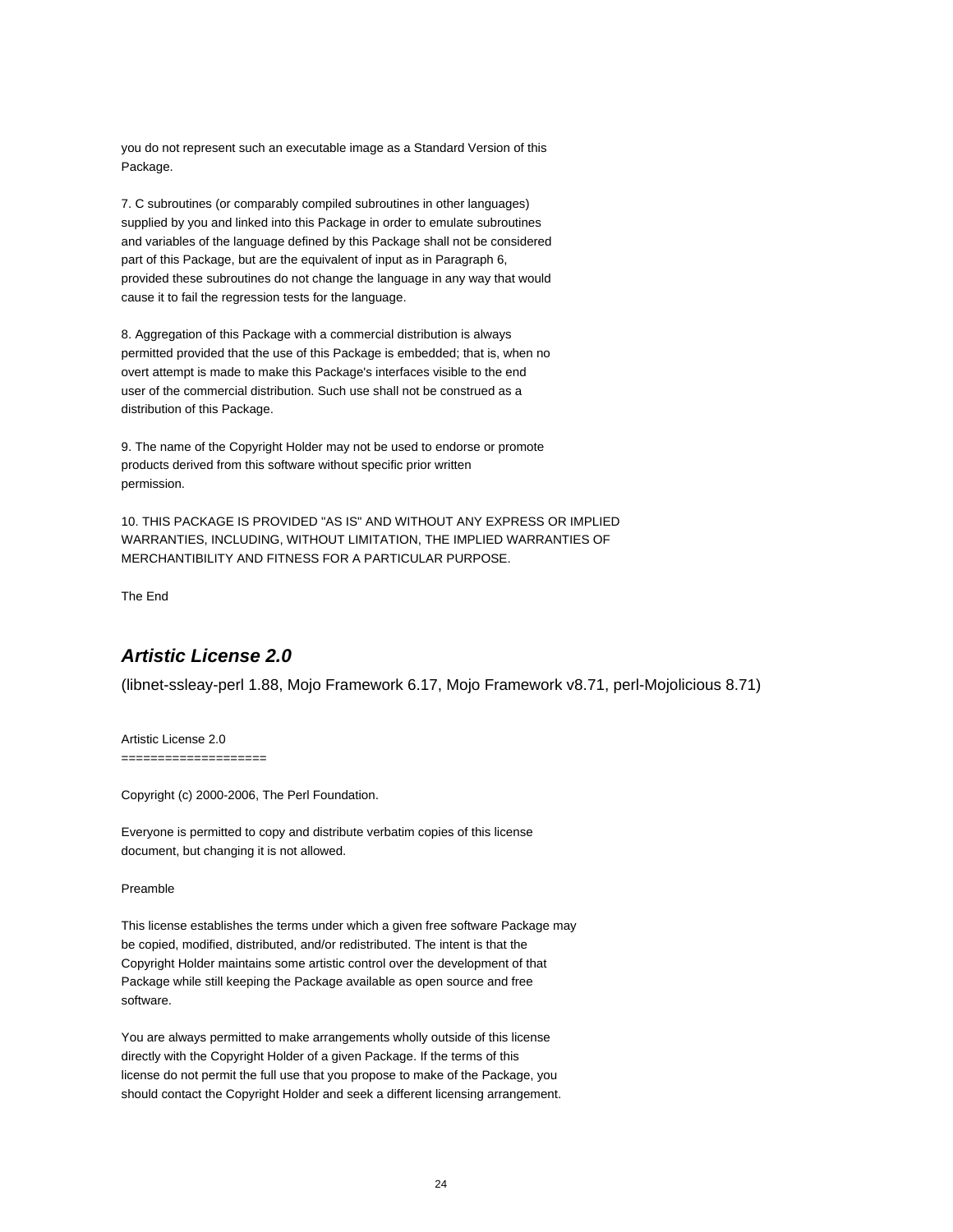you do not represent such an executable image as a Standard Version of this Package.

7. C subroutines (or comparably compiled subroutines in other languages) supplied by you and linked into this Package in order to emulate subroutines and variables of the language defined by this Package shall not be considered part of this Package, but are the equivalent of input as in Paragraph 6, provided these subroutines do not change the language in any way that would cause it to fail the regression tests for the language.

8. Aggregation of this Package with a commercial distribution is always permitted provided that the use of this Package is embedded; that is, when no overt attempt is made to make this Package's interfaces visible to the end user of the commercial distribution. Such use shall not be construed as a distribution of this Package.

9. The name of the Copyright Holder may not be used to endorse or promote products derived from this software without specific prior written permission.

10. THIS PACKAGE IS PROVIDED "AS IS" AND WITHOUT ANY EXPRESS OR IMPLIED WARRANTIES, INCLUDING, WITHOUT LIMITATION, THE IMPLIED WARRANTIES OF MERCHANTIBILITY AND FITNESS FOR A PARTICULAR PURPOSE.

The End

## ***Artistic License 2.0***

(libnet-ssleay-perl 1.88, Mojo Framework 6.17, Mojo Framework v8.71, perl-Mojolicious 8.71)

Artistic License 2.0
====================

Copyright (c) 2000-2006, The Perl Foundation.

Everyone is permitted to copy and distribute verbatim copies of this license document, but changing it is not allowed.

Preamble

This license establishes the terms under which a given free software Package may be copied, modified, distributed, and/or redistributed. The intent is that the Copyright Holder maintains some artistic control over the development of that Package while still keeping the Package available as open source and free software.

You are always permitted to make arrangements wholly outside of this license directly with the Copyright Holder of a given Package. If the terms of this license do not permit the full use that you propose to make of the Package, you should contact the Copyright Holder and seek a different licensing arrangement.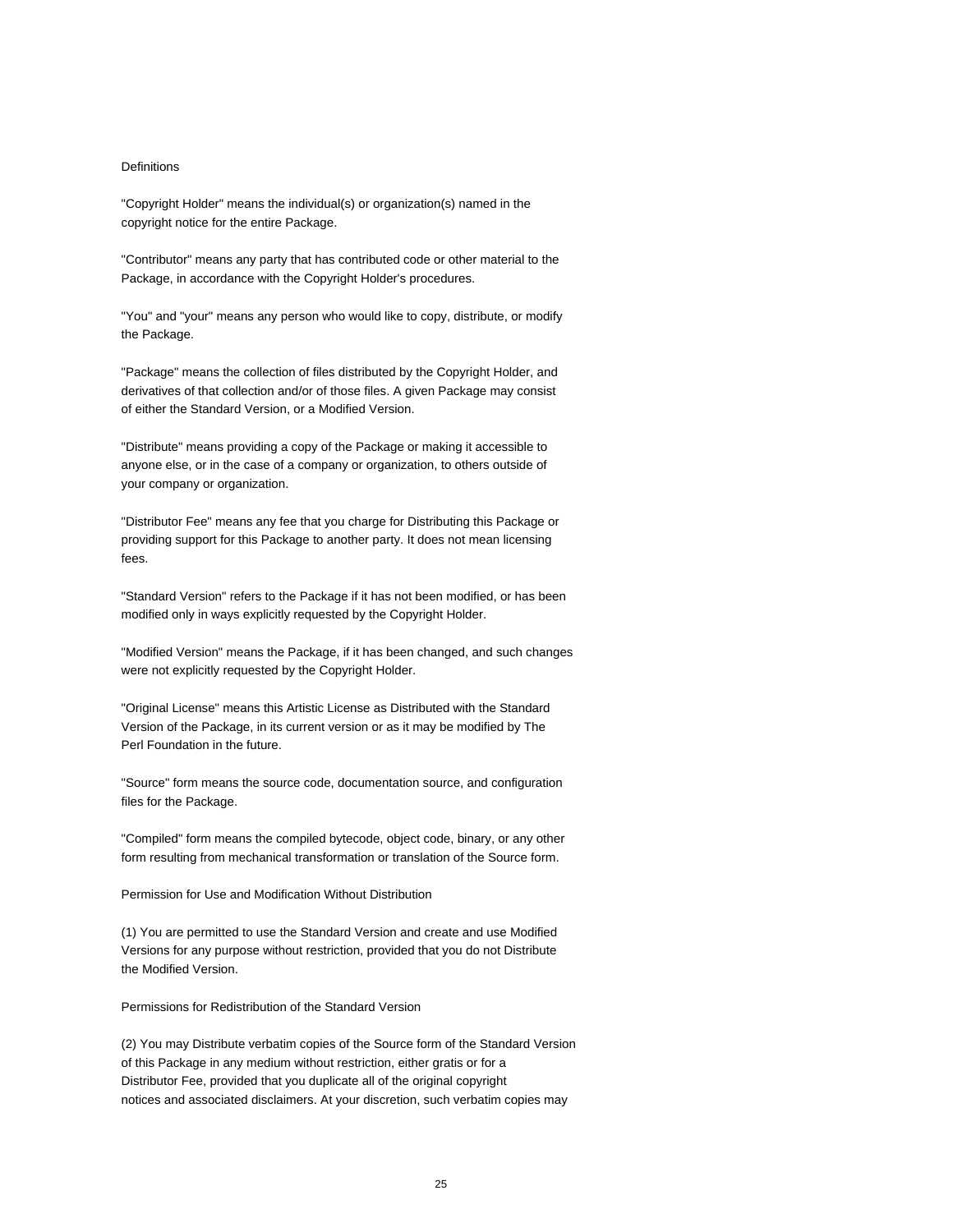Definitions

"Copyright Holder" means the individual(s) or organization(s) named in the copyright notice for the entire Package.

"Contributor" means any party that has contributed code or other material to the Package, in accordance with the Copyright Holder's procedures.

"You" and "your" means any person who would like to copy, distribute, or modify the Package.

"Package" means the collection of files distributed by the Copyright Holder, and derivatives of that collection and/or of those files. A given Package may consist of either the Standard Version, or a Modified Version.

"Distribute" means providing a copy of the Package or making it accessible to anyone else, or in the case of a company or organization, to others outside of your company or organization.

"Distributor Fee" means any fee that you charge for Distributing this Package or providing support for this Package to another party. It does not mean licensing fees.

"Standard Version" refers to the Package if it has not been modified, or has been modified only in ways explicitly requested by the Copyright Holder.

"Modified Version" means the Package, if it has been changed, and such changes were not explicitly requested by the Copyright Holder.

"Original License" means this Artistic License as Distributed with the Standard Version of the Package, in its current version or as it may be modified by The Perl Foundation in the future.

"Source" form means the source code, documentation source, and configuration files for the Package.

"Compiled" form means the compiled bytecode, object code, binary, or any other form resulting from mechanical transformation or translation of the Source form.

Permission for Use and Modification Without Distribution

(1) You are permitted to use the Standard Version and create and use Modified Versions for any purpose without restriction, provided that you do not Distribute the Modified Version.

Permissions for Redistribution of the Standard Version

(2) You may Distribute verbatim copies of the Source form of the Standard Version of this Package in any medium without restriction, either gratis or for a Distributor Fee, provided that you duplicate all of the original copyright notices and associated disclaimers. At your discretion, such verbatim copies may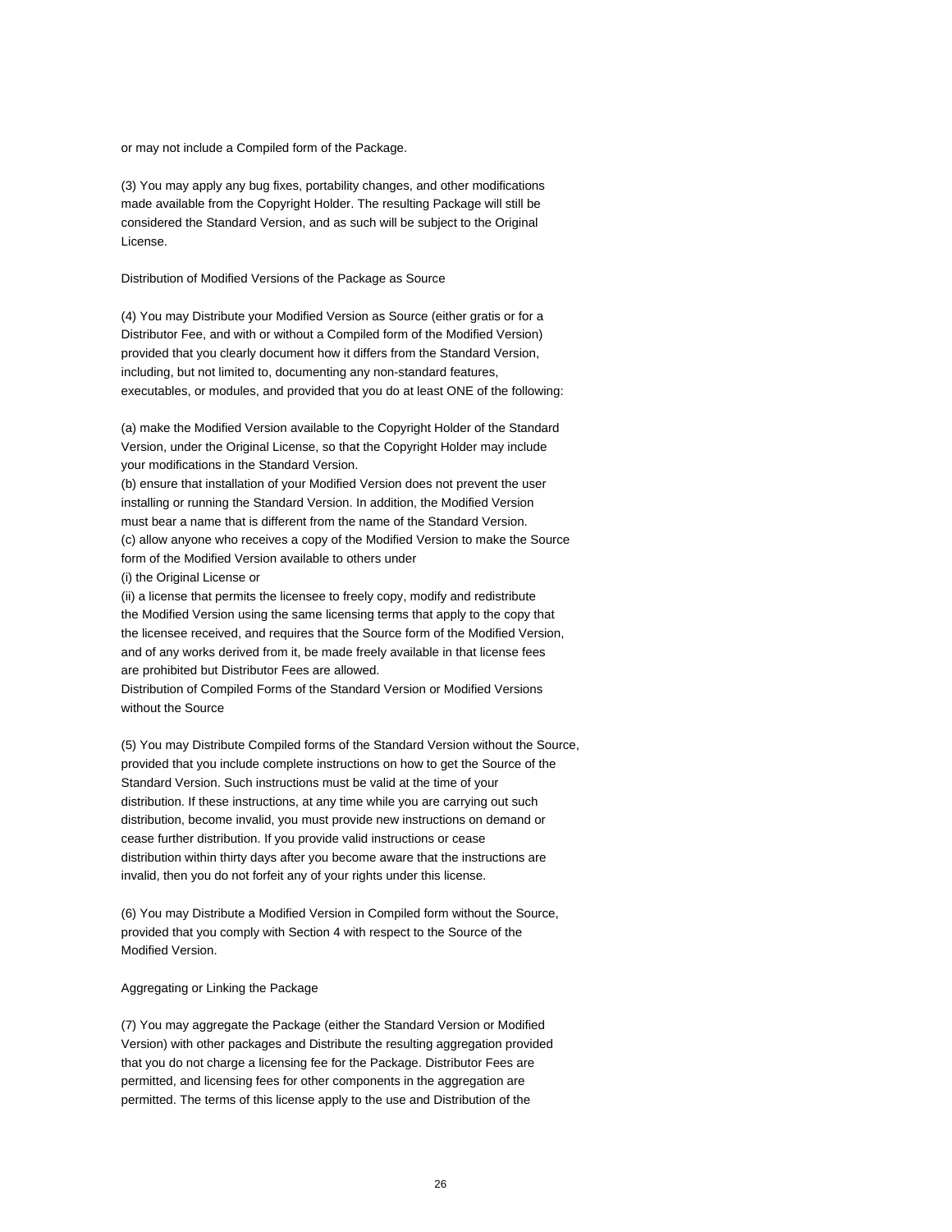or may not include a Compiled form of the Package.

(3) You may apply any bug fixes, portability changes, and other modifications made available from the Copyright Holder. The resulting Package will still be considered the Standard Version, and as such will be subject to the Original License.

Distribution of Modified Versions of the Package as Source

(4) You may Distribute your Modified Version as Source (either gratis or for a Distributor Fee, and with or without a Compiled form of the Modified Version) provided that you clearly document how it differs from the Standard Version, including, but not limited to, documenting any non-standard features, executables, or modules, and provided that you do at least ONE of the following:

(a) make the Modified Version available to the Copyright Holder of the Standard Version, under the Original License, so that the Copyright Holder may include your modifications in the Standard Version.
(b) ensure that installation of your Modified Version does not prevent the user installing or running the Standard Version. In addition, the Modified Version must bear a name that is different from the name of the Standard Version.
(c) allow anyone who receives a copy of the Modified Version to make the Source form of the Modified Version available to others under
(i) the Original License or
(ii) a license that permits the licensee to freely copy, modify and redistribute the Modified Version using the same licensing terms that apply to the copy that the licensee received, and requires that the Source form of the Modified Version, and of any works derived from it, be made freely available in that license fees are prohibited but Distributor Fees are allowed.
Distribution of Compiled Forms of the Standard Version or Modified Versions without the Source

(5) You may Distribute Compiled forms of the Standard Version without the Source, provided that you include complete instructions on how to get the Source of the Standard Version. Such instructions must be valid at the time of your distribution. If these instructions, at any time while you are carrying out such distribution, become invalid, you must provide new instructions on demand or cease further distribution. If you provide valid instructions or cease distribution within thirty days after you become aware that the instructions are invalid, then you do not forfeit any of your rights under this license.

(6) You may Distribute a Modified Version in Compiled form without the Source, provided that you comply with Section 4 with respect to the Source of the Modified Version.

Aggregating or Linking the Package

(7) You may aggregate the Package (either the Standard Version or Modified Version) with other packages and Distribute the resulting aggregation provided that you do not charge a licensing fee for the Package. Distributor Fees are permitted, and licensing fees for other components in the aggregation are permitted. The terms of this license apply to the use and Distribution of the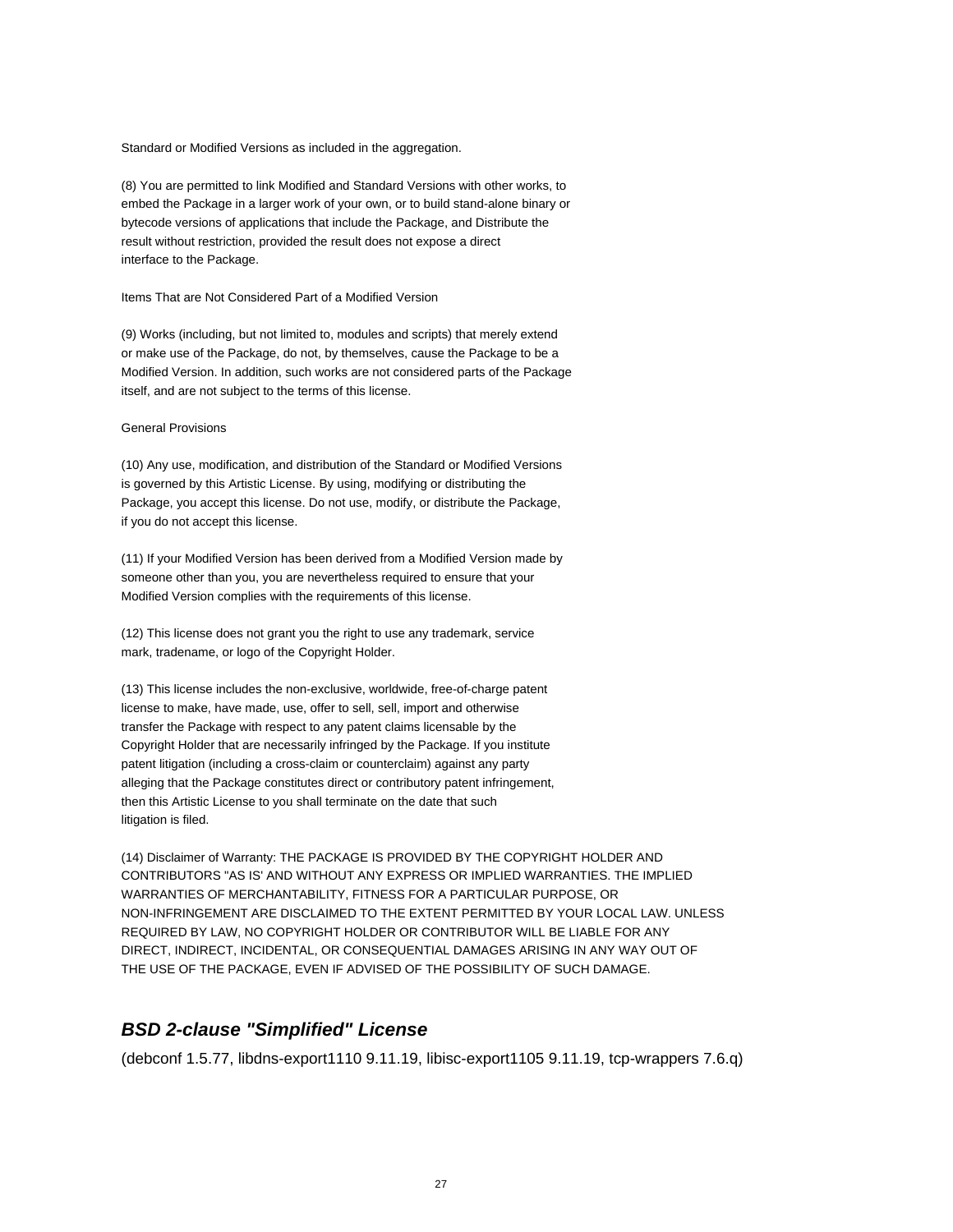Standard or Modified Versions as included in the aggregation.

(8) You are permitted to link Modified and Standard Versions with other works, to embed the Package in a larger work of your own, or to build stand-alone binary or bytecode versions of applications that include the Package, and Distribute the result without restriction, provided the result does not expose a direct interface to the Package.

Items That are Not Considered Part of a Modified Version

(9) Works (including, but not limited to, modules and scripts) that merely extend or make use of the Package, do not, by themselves, cause the Package to be a Modified Version. In addition, such works are not considered parts of the Package itself, and are not subject to the terms of this license.

General Provisions

(10) Any use, modification, and distribution of the Standard or Modified Versions is governed by this Artistic License. By using, modifying or distributing the Package, you accept this license. Do not use, modify, or distribute the Package, if you do not accept this license.

(11) If your Modified Version has been derived from a Modified Version made by someone other than you, you are nevertheless required to ensure that your Modified Version complies with the requirements of this license.

(12) This license does not grant you the right to use any trademark, service mark, tradename, or logo of the Copyright Holder.

(13) This license includes the non-exclusive, worldwide, free-of-charge patent license to make, have made, use, offer to sell, sell, import and otherwise transfer the Package with respect to any patent claims licensable by the Copyright Holder that are necessarily infringed by the Package. If you institute patent litigation (including a cross-claim or counterclaim) against any party alleging that the Package constitutes direct or contributory patent infringement, then this Artistic License to you shall terminate on the date that such litigation is filed.

(14) Disclaimer of Warranty: THE PACKAGE IS PROVIDED BY THE COPYRIGHT HOLDER AND CONTRIBUTORS "AS IS' AND WITHOUT ANY EXPRESS OR IMPLIED WARRANTIES. THE IMPLIED WARRANTIES OF MERCHANTABILITY, FITNESS FOR A PARTICULAR PURPOSE, OR NON-INFRINGEMENT ARE DISCLAIMED TO THE EXTENT PERMITTED BY YOUR LOCAL LAW. UNLESS REQUIRED BY LAW, NO COPYRIGHT HOLDER OR CONTRIBUTOR WILL BE LIABLE FOR ANY DIRECT, INDIRECT, INCIDENTAL, OR CONSEQUENTIAL DAMAGES ARISING IN ANY WAY OUT OF THE USE OF THE PACKAGE, EVEN IF ADVISED OF THE POSSIBILITY OF SUCH DAMAGE.

## ***BSD 2-clause "Simplified" License***

(debconf 1.5.77, libdns-export1110 9.11.19, libisc-export1105 9.11.19, tcp-wrappers 7.6.q)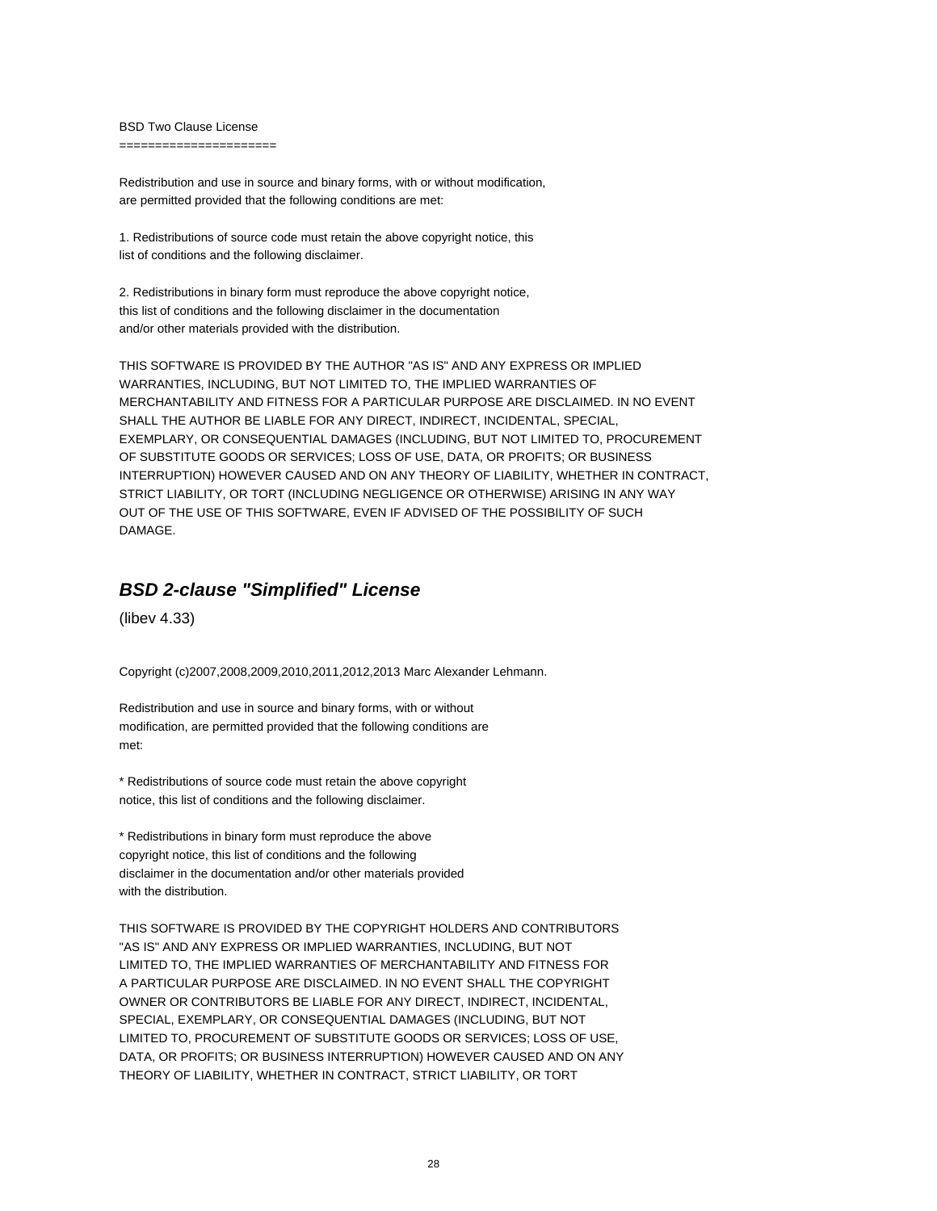BSD Two Clause License
======================

Redistribution and use in source and binary forms, with or without modification,
are permitted provided that the following conditions are met:

1. Redistributions of source code must retain the above copyright notice, this
list of conditions and the following disclaimer.

2. Redistributions in binary form must reproduce the above copyright notice,
this list of conditions and the following disclaimer in the documentation
and/or other materials provided with the distribution.

THIS SOFTWARE IS PROVIDED BY THE AUTHOR "AS IS" AND ANY EXPRESS OR IMPLIED
WARRANTIES, INCLUDING, BUT NOT LIMITED TO, THE IMPLIED WARRANTIES OF
MERCHANTABILITY AND FITNESS FOR A PARTICULAR PURPOSE ARE DISCLAIMED. IN NO EVENT
SHALL THE AUTHOR BE LIABLE FOR ANY DIRECT, INDIRECT, INCIDENTAL, SPECIAL,
EXEMPLARY, OR CONSEQUENTIAL DAMAGES (INCLUDING, BUT NOT LIMITED TO, PROCUREMENT
OF SUBSTITUTE GOODS OR SERVICES; LOSS OF USE, DATA, OR PROFITS; OR BUSINESS
INTERRUPTION) HOWEVER CAUSED AND ON ANY THEORY OF LIABILITY, WHETHER IN CONTRACT,
STRICT LIABILITY, OR TORT (INCLUDING NEGLIGENCE OR OTHERWISE) ARISING IN ANY WAY
OUT OF THE USE OF THIS SOFTWARE, EVEN IF ADVISED OF THE POSSIBILITY OF SUCH
DAMAGE.

## ***BSD 2-clause "Simplified" License***

(libev 4.33)

Copyright (c)2007,2008,2009,2010,2011,2012,2013 Marc Alexander Lehmann.

Redistribution and use in source and binary forms, with or without
modification, are permitted provided that the following conditions are
met:

* Redistributions of source code must retain the above copyright
notice, this list of conditions and the following disclaimer.

* Redistributions in binary form must reproduce the above
copyright notice, this list of conditions and the following
disclaimer in the documentation and/or other materials provided
with the distribution.

THIS SOFTWARE IS PROVIDED BY THE COPYRIGHT HOLDERS AND CONTRIBUTORS
"AS IS" AND ANY EXPRESS OR IMPLIED WARRANTIES, INCLUDING, BUT NOT
LIMITED TO, THE IMPLIED WARRANTIES OF MERCHANTABILITY AND FITNESS FOR
A PARTICULAR PURPOSE ARE DISCLAIMED. IN NO EVENT SHALL THE COPYRIGHT
OWNER OR CONTRIBUTORS BE LIABLE FOR ANY DIRECT, INDIRECT, INCIDENTAL,
SPECIAL, EXEMPLARY, OR CONSEQUENTIAL DAMAGES (INCLUDING, BUT NOT
LIMITED TO, PROCUREMENT OF SUBSTITUTE GOODS OR SERVICES; LOSS OF USE,
DATA, OR PROFITS; OR BUSINESS INTERRUPTION) HOWEVER CAUSED AND ON ANY
THEORY OF LIABILITY, WHETHER IN CONTRACT, STRICT LIABILITY, OR TORT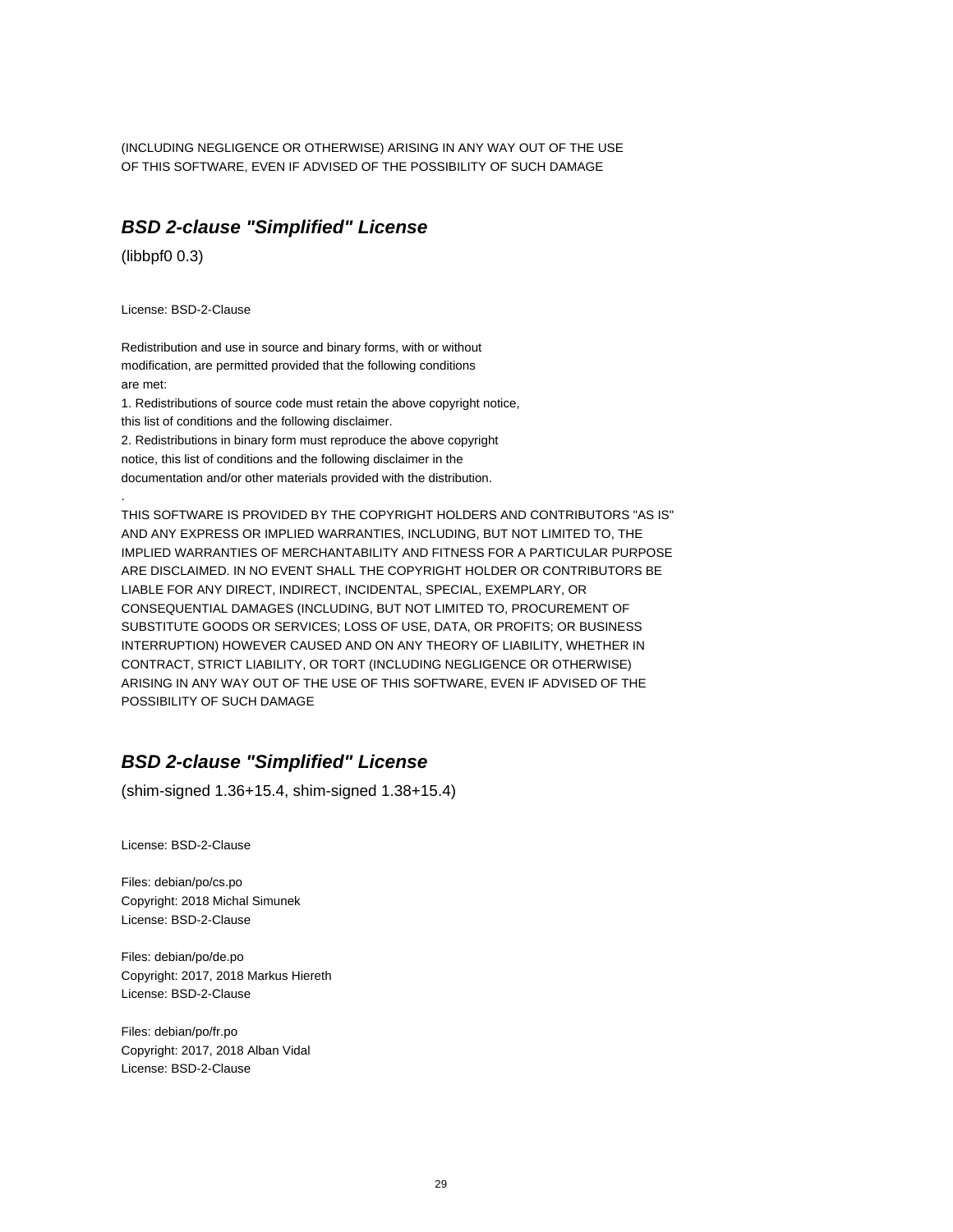(INCLUDING NEGLIGENCE OR OTHERWISE) ARISING IN ANY WAY OUT OF THE USE
OF THIS SOFTWARE, EVEN IF ADVISED OF THE POSSIBILITY OF SUCH DAMAGE

## ***BSD 2-clause "Simplified" License***

(libbpf0 0.3)

License: BSD-2-Clause

Redistribution and use in source and binary forms, with or without
modification, are permitted provided that the following conditions
are met:
1. Redistributions of source code must retain the above copyright notice,
this list of conditions and the following disclaimer.
2. Redistributions in binary form must reproduce the above copyright
notice, this list of conditions and the following disclaimer in the
documentation and/or other materials provided with the distribution.
.
THIS SOFTWARE IS PROVIDED BY THE COPYRIGHT HOLDERS AND CONTRIBUTORS "AS IS"
AND ANY EXPRESS OR IMPLIED WARRANTIES, INCLUDING, BUT NOT LIMITED TO, THE
IMPLIED WARRANTIES OF MERCHANTABILITY AND FITNESS FOR A PARTICULAR PURPOSE
ARE DISCLAIMED. IN NO EVENT SHALL THE COPYRIGHT HOLDER OR CONTRIBUTORS BE
LIABLE FOR ANY DIRECT, INDIRECT, INCIDENTAL, SPECIAL, EXEMPLARY, OR
CONSEQUENTIAL DAMAGES (INCLUDING, BUT NOT LIMITED TO, PROCUREMENT OF
SUBSTITUTE GOODS OR SERVICES; LOSS OF USE, DATA, OR PROFITS; OR BUSINESS
INTERRUPTION) HOWEVER CAUSED AND ON ANY THEORY OF LIABILITY, WHETHER IN
CONTRACT, STRICT LIABILITY, OR TORT (INCLUDING NEGLIGENCE OR OTHERWISE)
ARISING IN ANY WAY OUT OF THE USE OF THIS SOFTWARE, EVEN IF ADVISED OF THE
POSSIBILITY OF SUCH DAMAGE

## ***BSD 2-clause "Simplified" License***

(shim-signed 1.36+15.4, shim-signed 1.38+15.4)

License: BSD-2-Clause

Files: debian/po/cs.po
Copyright: 2018 Michal Simunek
License: BSD-2-Clause

Files: debian/po/de.po
Copyright: 2017, 2018 Markus Hiereth
License: BSD-2-Clause

Files: debian/po/fr.po
Copyright: 2017, 2018 Alban Vidal
License: BSD-2-Clause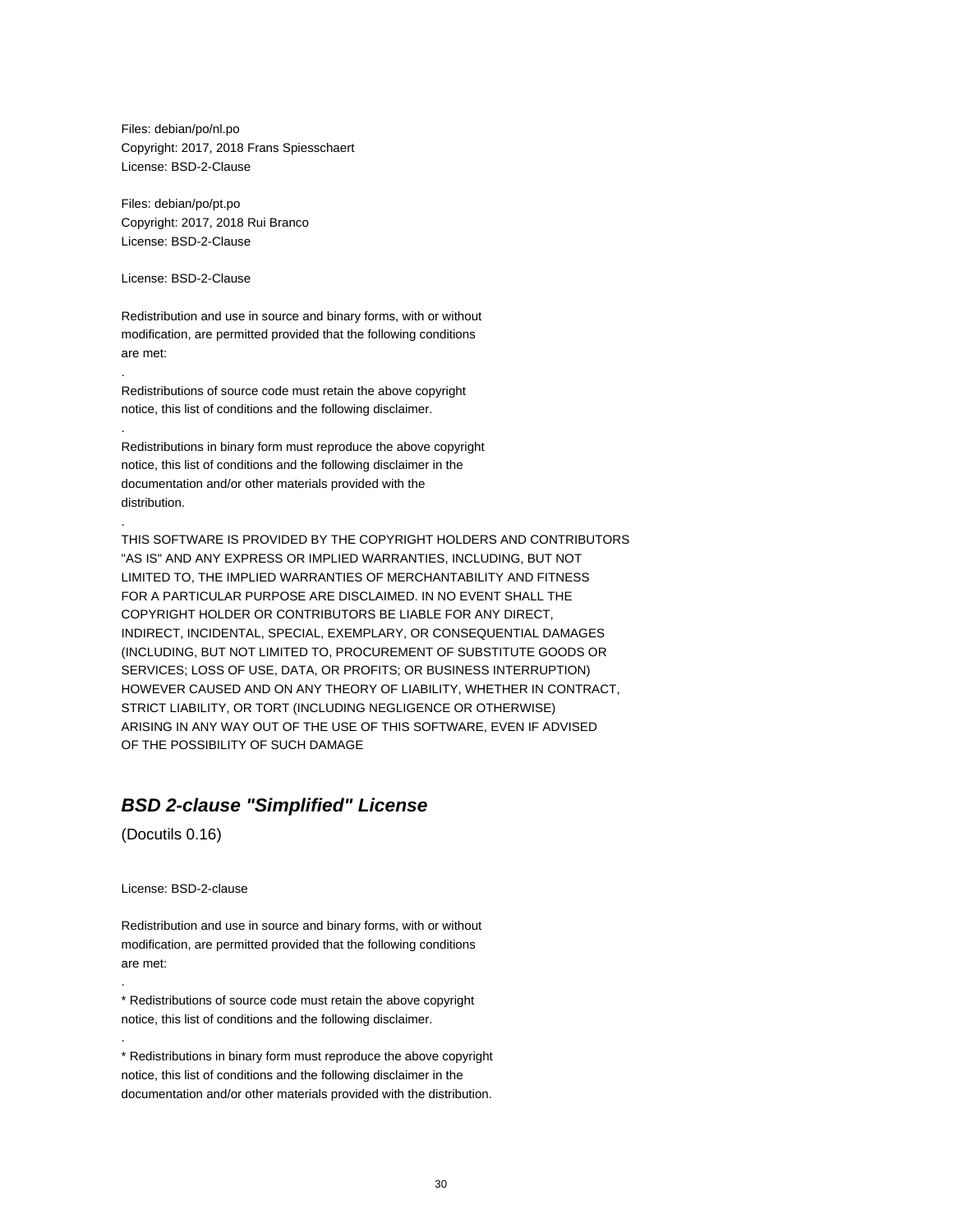Files: debian/po/nl.po
Copyright: 2017, 2018 Frans Spiesschaert
License: BSD-2-Clause

Files: debian/po/pt.po
Copyright: 2017, 2018 Rui Branco
License: BSD-2-Clause

License: BSD-2-Clause

Redistribution and use in source and binary forms, with or without
modification, are permitted provided that the following conditions
are met:

.

Redistributions of source code must retain the above copyright
notice, this list of conditions and the following disclaimer.

.

Redistributions in binary form must reproduce the above copyright
notice, this list of conditions and the following disclaimer in the
documentation and/or other materials provided with the
distribution.

.

THIS SOFTWARE IS PROVIDED BY THE COPYRIGHT HOLDERS AND CONTRIBUTORS
"AS IS" AND ANY EXPRESS OR IMPLIED WARRANTIES, INCLUDING, BUT NOT
LIMITED TO, THE IMPLIED WARRANTIES OF MERCHANTABILITY AND FITNESS
FOR A PARTICULAR PURPOSE ARE DISCLAIMED. IN NO EVENT SHALL THE
COPYRIGHT HOLDER OR CONTRIBUTORS BE LIABLE FOR ANY DIRECT,
INDIRECT, INCIDENTAL, SPECIAL, EXEMPLARY, OR CONSEQUENTIAL DAMAGES
(INCLUDING, BUT NOT LIMITED TO, PROCUREMENT OF SUBSTITUTE GOODS OR
SERVICES; LOSS OF USE, DATA, OR PROFITS; OR BUSINESS INTERRUPTION)
HOWEVER CAUSED AND ON ANY THEORY OF LIABILITY, WHETHER IN CONTRACT,
STRICT LIABILITY, OR TORT (INCLUDING NEGLIGENCE OR OTHERWISE)
ARISING IN ANY WAY OUT OF THE USE OF THIS SOFTWARE, EVEN IF ADVISED
OF THE POSSIBILITY OF SUCH DAMAGE

## *BSD 2-clause "Simplified" License*

(Docutils 0.16)

License: BSD-2-clause

Redistribution and use in source and binary forms, with or without
modification, are permitted provided that the following conditions
are met:

.

* Redistributions of source code must retain the above copyright
notice, this list of conditions and the following disclaimer.

.

* Redistributions in binary form must reproduce the above copyright
notice, this list of conditions and the following disclaimer in the
documentation and/or other materials provided with the distribution.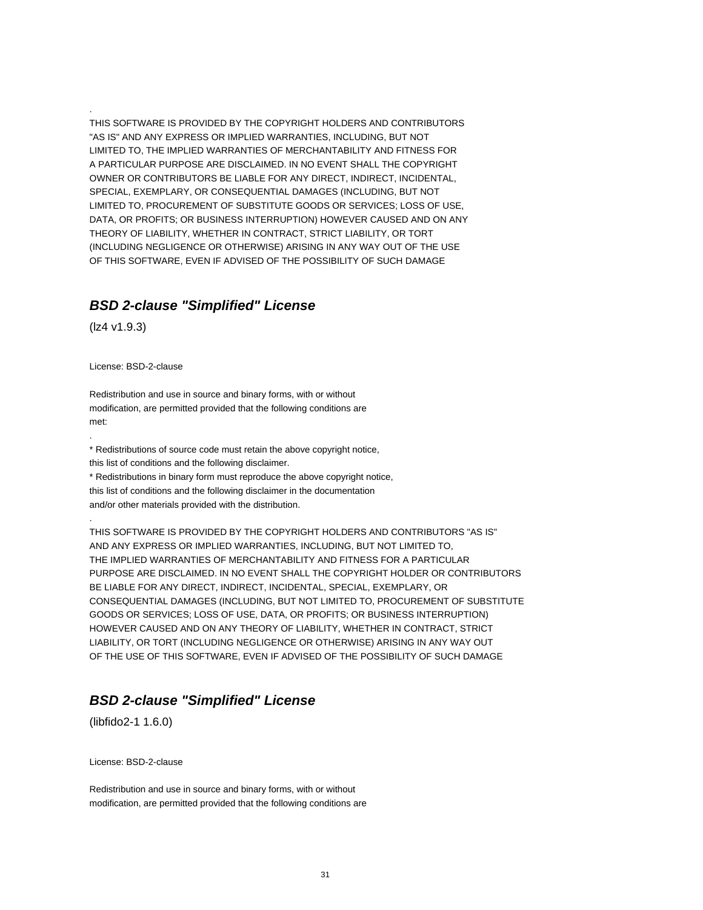.
THIS SOFTWARE IS PROVIDED BY THE COPYRIGHT HOLDERS AND CONTRIBUTORS "AS IS" AND ANY EXPRESS OR IMPLIED WARRANTIES, INCLUDING, BUT NOT LIMITED TO, THE IMPLIED WARRANTIES OF MERCHANTABILITY AND FITNESS FOR A PARTICULAR PURPOSE ARE DISCLAIMED. IN NO EVENT SHALL THE COPYRIGHT OWNER OR CONTRIBUTORS BE LIABLE FOR ANY DIRECT, INDIRECT, INCIDENTAL, SPECIAL, EXEMPLARY, OR CONSEQUENTIAL DAMAGES (INCLUDING, BUT NOT LIMITED TO, PROCUREMENT OF SUBSTITUTE GOODS OR SERVICES; LOSS OF USE, DATA, OR PROFITS; OR BUSINESS INTERRUPTION) HOWEVER CAUSED AND ON ANY THEORY OF LIABILITY, WHETHER IN CONTRACT, STRICT LIABILITY, OR TORT (INCLUDING NEGLIGENCE OR OTHERWISE) ARISING IN ANY WAY OUT OF THE USE OF THIS SOFTWARE, EVEN IF ADVISED OF THE POSSIBILITY OF SUCH DAMAGE

## *BSD 2-clause "Simplified" License*

(lz4 v1.9.3)

License: BSD-2-clause

Redistribution and use in source and binary forms, with or without modification, are permitted provided that the following conditions are met:

.

* Redistributions of source code must retain the above copyright notice, this list of conditions and the following disclaimer.
* Redistributions in binary form must reproduce the above copyright notice, this list of conditions and the following disclaimer in the documentation and/or other materials provided with the distribution.

.

THIS SOFTWARE IS PROVIDED BY THE COPYRIGHT HOLDERS AND CONTRIBUTORS "AS IS" AND ANY EXPRESS OR IMPLIED WARRANTIES, INCLUDING, BUT NOT LIMITED TO, THE IMPLIED WARRANTIES OF MERCHANTABILITY AND FITNESS FOR A PARTICULAR PURPOSE ARE DISCLAIMED. IN NO EVENT SHALL THE COPYRIGHT HOLDER OR CONTRIBUTORS BE LIABLE FOR ANY DIRECT, INDIRECT, INCIDENTAL, SPECIAL, EXEMPLARY, OR CONSEQUENTIAL DAMAGES (INCLUDING, BUT NOT LIMITED TO, PROCUREMENT OF SUBSTITUTE GOODS OR SERVICES; LOSS OF USE, DATA, OR PROFITS; OR BUSINESS INTERRUPTION) HOWEVER CAUSED AND ON ANY THEORY OF LIABILITY, WHETHER IN CONTRACT, STRICT LIABILITY, OR TORT (INCLUDING NEGLIGENCE OR OTHERWISE) ARISING IN ANY WAY OUT OF THE USE OF THIS SOFTWARE, EVEN IF ADVISED OF THE POSSIBILITY OF SUCH DAMAGE

## *BSD 2-clause "Simplified" License*

(libfido2-1 1.6.0)

License: BSD-2-clause

Redistribution and use in source and binary forms, with or without modification, are permitted provided that the following conditions are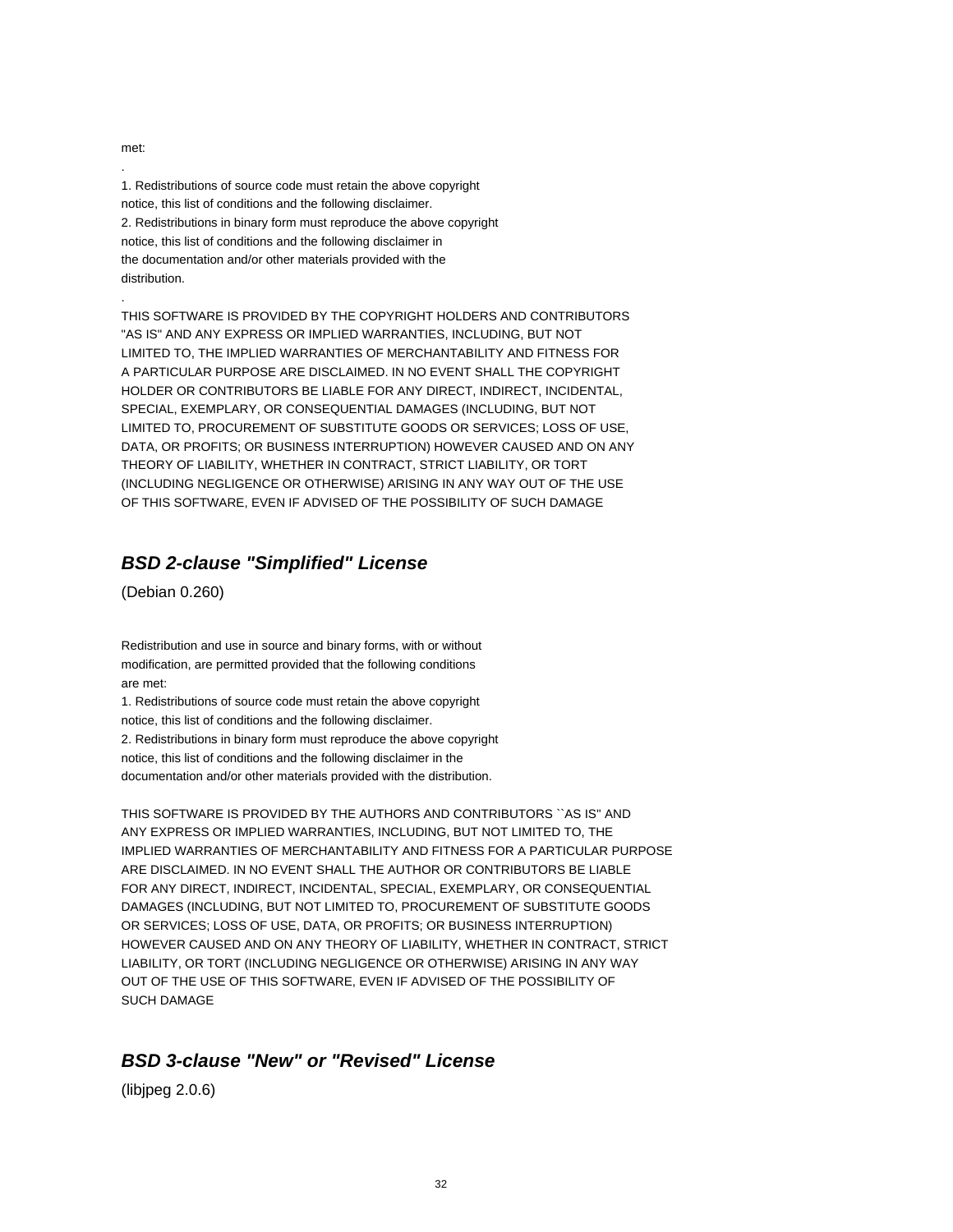met:

.

1. Redistributions of source code must retain the above copyright
notice, this list of conditions and the following disclaimer.
2. Redistributions in binary form must reproduce the above copyright
notice, this list of conditions and the following disclaimer in
the documentation and/or other materials provided with the
distribution.

.

THIS SOFTWARE IS PROVIDED BY THE COPYRIGHT HOLDERS AND CONTRIBUTORS
"AS IS" AND ANY EXPRESS OR IMPLIED WARRANTIES, INCLUDING, BUT NOT
LIMITED TO, THE IMPLIED WARRANTIES OF MERCHANTABILITY AND FITNESS FOR
A PARTICULAR PURPOSE ARE DISCLAIMED. IN NO EVENT SHALL THE COPYRIGHT
HOLDER OR CONTRIBUTORS BE LIABLE FOR ANY DIRECT, INDIRECT, INCIDENTAL,
SPECIAL, EXEMPLARY, OR CONSEQUENTIAL DAMAGES (INCLUDING, BUT NOT
LIMITED TO, PROCUREMENT OF SUBSTITUTE GOODS OR SERVICES; LOSS OF USE,
DATA, OR PROFITS; OR BUSINESS INTERRUPTION) HOWEVER CAUSED AND ON ANY
THEORY OF LIABILITY, WHETHER IN CONTRACT, STRICT LIABILITY, OR TORT
(INCLUDING NEGLIGENCE OR OTHERWISE) ARISING IN ANY WAY OUT OF THE USE
OF THIS SOFTWARE, EVEN IF ADVISED OF THE POSSIBILITY OF SUCH DAMAGE

## ***BSD 2-clause "Simplified" License***

(Debian 0.260)

Redistribution and use in source and binary forms, with or without
modification, are permitted provided that the following conditions
are met:
1. Redistributions of source code must retain the above copyright
notice, this list of conditions and the following disclaimer.
2. Redistributions in binary form must reproduce the above copyright
notice, this list of conditions and the following disclaimer in the
documentation and/or other materials provided with the distribution.

THIS SOFTWARE IS PROVIDED BY THE AUTHORS AND CONTRIBUTORS ``AS IS'' AND
ANY EXPRESS OR IMPLIED WARRANTIES, INCLUDING, BUT NOT LIMITED TO, THE
IMPLIED WARRANTIES OF MERCHANTABILITY AND FITNESS FOR A PARTICULAR PURPOSE
ARE DISCLAIMED. IN NO EVENT SHALL THE AUTHOR OR CONTRIBUTORS BE LIABLE
FOR ANY DIRECT, INDIRECT, INCIDENTAL, SPECIAL, EXEMPLARY, OR CONSEQUENTIAL
DAMAGES (INCLUDING, BUT NOT LIMITED TO, PROCUREMENT OF SUBSTITUTE GOODS
OR SERVICES; LOSS OF USE, DATA, OR PROFITS; OR BUSINESS INTERRUPTION)
HOWEVER CAUSED AND ON ANY THEORY OF LIABILITY, WHETHER IN CONTRACT, STRICT
LIABILITY, OR TORT (INCLUDING NEGLIGENCE OR OTHERWISE) ARISING IN ANY WAY
OUT OF THE USE OF THIS SOFTWARE, EVEN IF ADVISED OF THE POSSIBILITY OF
SUCH DAMAGE

## ***BSD 3-clause "New" or "Revised" License***

(libjpeg 2.0.6)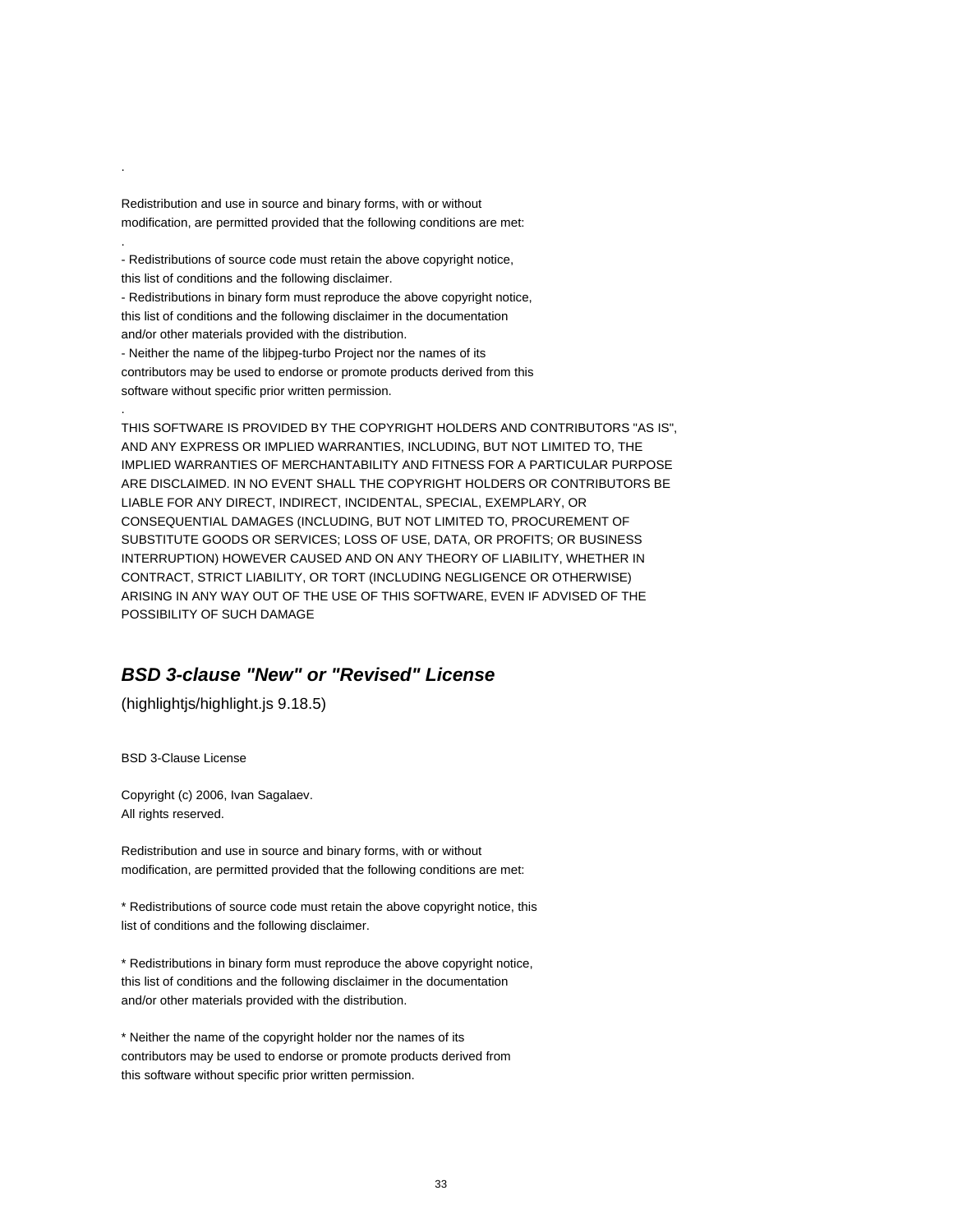.

Redistribution and use in source and binary forms, with or without
modification, are permitted provided that the following conditions are met:

.

- Redistributions of source code must retain the above copyright notice,
this list of conditions and the following disclaimer.
- Redistributions in binary form must reproduce the above copyright notice,
this list of conditions and the following disclaimer in the documentation
and/or other materials provided with the distribution.
- Neither the name of the libjpeg-turbo Project nor the names of its
contributors may be used to endorse or promote products derived from this
software without specific prior written permission.

.

THIS SOFTWARE IS PROVIDED BY THE COPYRIGHT HOLDERS AND CONTRIBUTORS "AS IS",
AND ANY EXPRESS OR IMPLIED WARRANTIES, INCLUDING, BUT NOT LIMITED TO, THE
IMPLIED WARRANTIES OF MERCHANTABILITY AND FITNESS FOR A PARTICULAR PURPOSE
ARE DISCLAIMED. IN NO EVENT SHALL THE COPYRIGHT HOLDERS OR CONTRIBUTORS BE
LIABLE FOR ANY DIRECT, INDIRECT, INCIDENTAL, SPECIAL, EXEMPLARY, OR
CONSEQUENTIAL DAMAGES (INCLUDING, BUT NOT LIMITED TO, PROCUREMENT OF
SUBSTITUTE GOODS OR SERVICES; LOSS OF USE, DATA, OR PROFITS; OR BUSINESS
INTERRUPTION) HOWEVER CAUSED AND ON ANY THEORY OF LIABILITY, WHETHER IN
CONTRACT, STRICT LIABILITY, OR TORT (INCLUDING NEGLIGENCE OR OTHERWISE)
ARISING IN ANY WAY OUT OF THE USE OF THIS SOFTWARE, EVEN IF ADVISED OF THE
POSSIBILITY OF SUCH DAMAGE

## ***BSD 3-clause "New" or "Revised" License***

(highlightjs/highlight.js 9.18.5)

BSD 3-Clause License

Copyright (c) 2006, Ivan Sagalaev.
All rights reserved.

Redistribution and use in source and binary forms, with or without
modification, are permitted provided that the following conditions are met:

* Redistributions of source code must retain the above copyright notice, this
list of conditions and the following disclaimer.

* Redistributions in binary form must reproduce the above copyright notice,
this list of conditions and the following disclaimer in the documentation
and/or other materials provided with the distribution.

* Neither the name of the copyright holder nor the names of its
contributors may be used to endorse or promote products derived from
this software without specific prior written permission.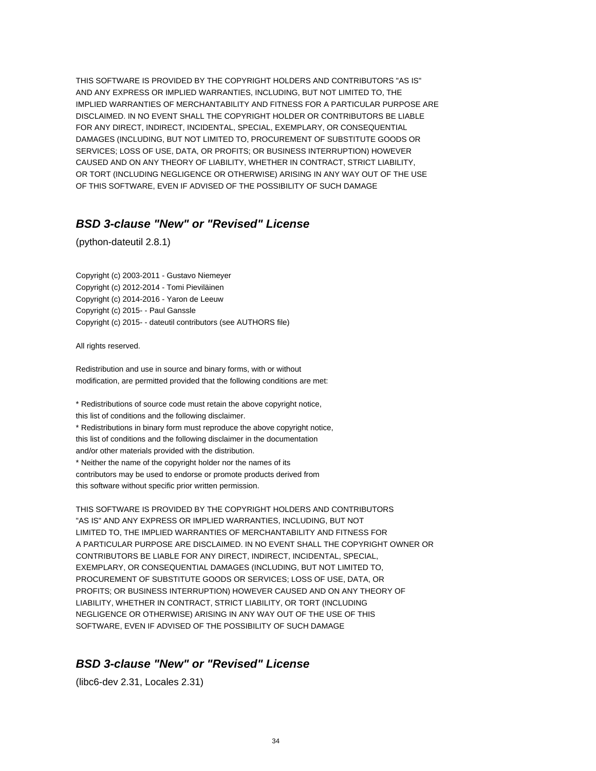THIS SOFTWARE IS PROVIDED BY THE COPYRIGHT HOLDERS AND CONTRIBUTORS "AS IS" AND ANY EXPRESS OR IMPLIED WARRANTIES, INCLUDING, BUT NOT LIMITED TO, THE IMPLIED WARRANTIES OF MERCHANTABILITY AND FITNESS FOR A PARTICULAR PURPOSE ARE DISCLAIMED. IN NO EVENT SHALL THE COPYRIGHT HOLDER OR CONTRIBUTORS BE LIABLE FOR ANY DIRECT, INDIRECT, INCIDENTAL, SPECIAL, EXEMPLARY, OR CONSEQUENTIAL DAMAGES (INCLUDING, BUT NOT LIMITED TO, PROCUREMENT OF SUBSTITUTE GOODS OR SERVICES; LOSS OF USE, DATA, OR PROFITS; OR BUSINESS INTERRUPTION) HOWEVER CAUSED AND ON ANY THEORY OF LIABILITY, WHETHER IN CONTRACT, STRICT LIABILITY, OR TORT (INCLUDING NEGLIGENCE OR OTHERWISE) ARISING IN ANY WAY OUT OF THE USE OF THIS SOFTWARE, EVEN IF ADVISED OF THE POSSIBILITY OF SUCH DAMAGE

## *BSD 3-clause "New" or "Revised" License*

(python-dateutil 2.8.1)

Copyright (c) 2003-2011 - Gustavo Niemeyer
Copyright (c) 2012-2014 - Tomi Pieviläinen
Copyright (c) 2014-2016 - Yaron de Leeuw
Copyright (c) 2015- - Paul Ganssle
Copyright (c) 2015- - dateutil contributors (see AUTHORS file)

All rights reserved.

Redistribution and use in source and binary forms, with or without modification, are permitted provided that the following conditions are met:

* Redistributions of source code must retain the above copyright notice, this list of conditions and the following disclaimer.
* Redistributions in binary form must reproduce the above copyright notice, this list of conditions and the following disclaimer in the documentation and/or other materials provided with the distribution.
* Neither the name of the copyright holder nor the names of its contributors may be used to endorse or promote products derived from this software without specific prior written permission.

THIS SOFTWARE IS PROVIDED BY THE COPYRIGHT HOLDERS AND CONTRIBUTORS "AS IS" AND ANY EXPRESS OR IMPLIED WARRANTIES, INCLUDING, BUT NOT LIMITED TO, THE IMPLIED WARRANTIES OF MERCHANTABILITY AND FITNESS FOR A PARTICULAR PURPOSE ARE DISCLAIMED. IN NO EVENT SHALL THE COPYRIGHT OWNER OR CONTRIBUTORS BE LIABLE FOR ANY DIRECT, INDIRECT, INCIDENTAL, SPECIAL, EXEMPLARY, OR CONSEQUENTIAL DAMAGES (INCLUDING, BUT NOT LIMITED TO, PROCUREMENT OF SUBSTITUTE GOODS OR SERVICES; LOSS OF USE, DATA, OR PROFITS; OR BUSINESS INTERRUPTION) HOWEVER CAUSED AND ON ANY THEORY OF LIABILITY, WHETHER IN CONTRACT, STRICT LIABILITY, OR TORT (INCLUDING NEGLIGENCE OR OTHERWISE) ARISING IN ANY WAY OUT OF THE USE OF THIS SOFTWARE, EVEN IF ADVISED OF THE POSSIBILITY OF SUCH DAMAGE

## *BSD 3-clause "New" or "Revised" License*

(libc6-dev 2.31, Locales 2.31)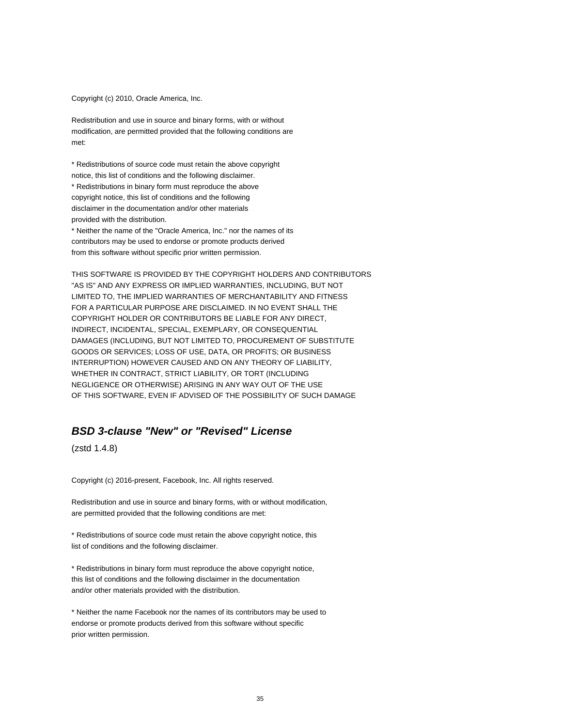Copyright (c) 2010, Oracle America, Inc.

Redistribution and use in source and binary forms, with or without
modification, are permitted provided that the following conditions are
met:

* Redistributions of source code must retain the above copyright
notice, this list of conditions and the following disclaimer.
* Redistributions in binary form must reproduce the above
copyright notice, this list of conditions and the following
disclaimer in the documentation and/or other materials
provided with the distribution.
* Neither the name of the "Oracle America, Inc." nor the names of its
contributors may be used to endorse or promote products derived
from this software without specific prior written permission.

THIS SOFTWARE IS PROVIDED BY THE COPYRIGHT HOLDERS AND CONTRIBUTORS
"AS IS" AND ANY EXPRESS OR IMPLIED WARRANTIES, INCLUDING, BUT NOT
LIMITED TO, THE IMPLIED WARRANTIES OF MERCHANTABILITY AND FITNESS
FOR A PARTICULAR PURPOSE ARE DISCLAIMED. IN NO EVENT SHALL THE
COPYRIGHT HOLDER OR CONTRIBUTORS BE LIABLE FOR ANY DIRECT,
INDIRECT, INCIDENTAL, SPECIAL, EXEMPLARY, OR CONSEQUENTIAL
DAMAGES (INCLUDING, BUT NOT LIMITED TO, PROCUREMENT OF SUBSTITUTE
GOODS OR SERVICES; LOSS OF USE, DATA, OR PROFITS; OR BUSINESS
INTERRUPTION) HOWEVER CAUSED AND ON ANY THEORY OF LIABILITY,
WHETHER IN CONTRACT, STRICT LIABILITY, OR TORT (INCLUDING
NEGLIGENCE OR OTHERWISE) ARISING IN ANY WAY OUT OF THE USE
OF THIS SOFTWARE, EVEN IF ADVISED OF THE POSSIBILITY OF SUCH DAMAGE

## *BSD 3-clause "New" or "Revised" License*

(zstd 1.4.8)

Copyright (c) 2016-present, Facebook, Inc. All rights reserved.

Redistribution and use in source and binary forms, with or without modification,
are permitted provided that the following conditions are met:

* Redistributions of source code must retain the above copyright notice, this
list of conditions and the following disclaimer.

* Redistributions in binary form must reproduce the above copyright notice,
this list of conditions and the following disclaimer in the documentation
and/or other materials provided with the distribution.

* Neither the name Facebook nor the names of its contributors may be used to
endorse or promote products derived from this software without specific
prior written permission.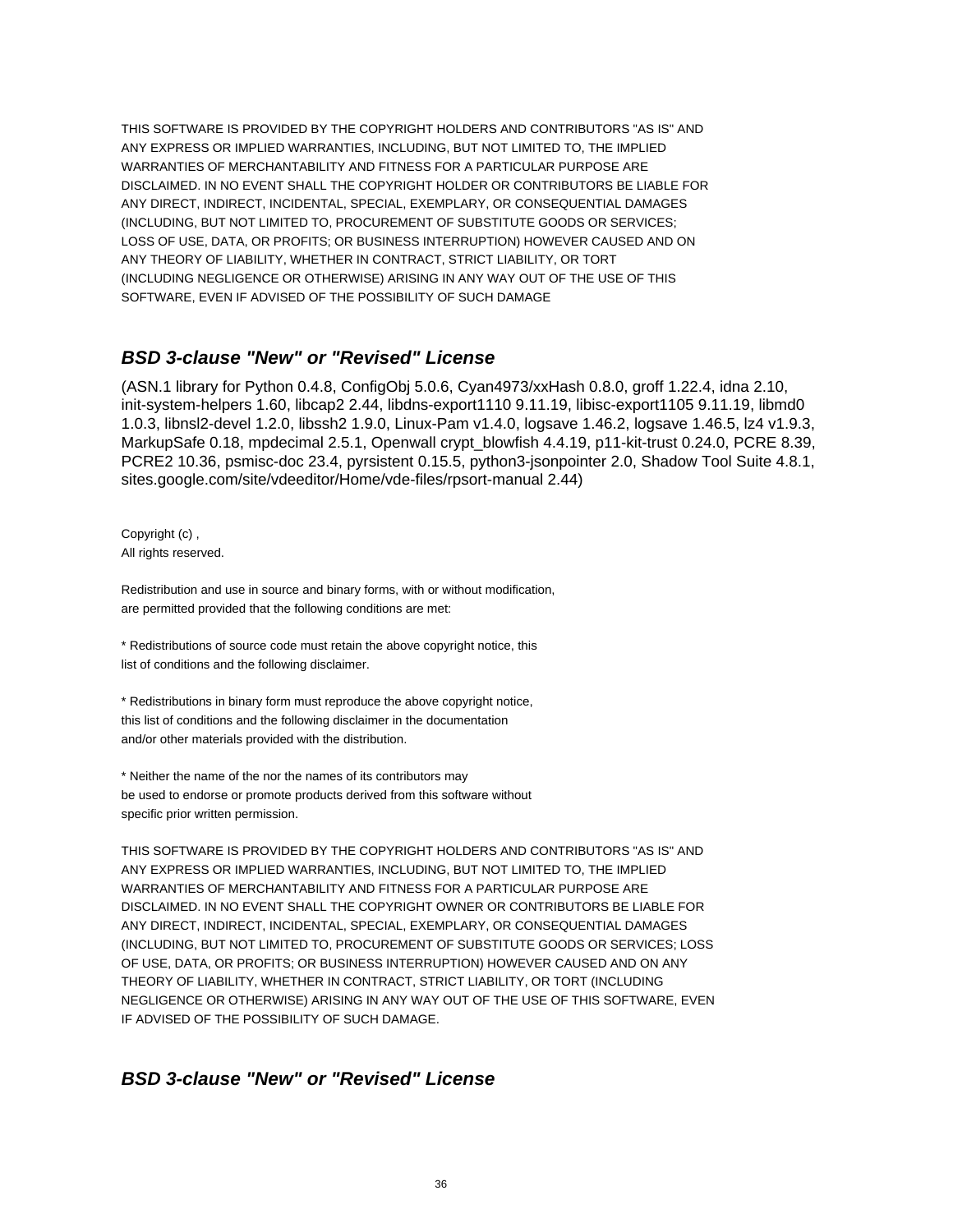THIS SOFTWARE IS PROVIDED BY THE COPYRIGHT HOLDERS AND CONTRIBUTORS "AS IS" AND ANY EXPRESS OR IMPLIED WARRANTIES, INCLUDING, BUT NOT LIMITED TO, THE IMPLIED WARRANTIES OF MERCHANTABILITY AND FITNESS FOR A PARTICULAR PURPOSE ARE DISCLAIMED. IN NO EVENT SHALL THE COPYRIGHT HOLDER OR CONTRIBUTORS BE LIABLE FOR ANY DIRECT, INDIRECT, INCIDENTAL, SPECIAL, EXEMPLARY, OR CONSEQUENTIAL DAMAGES (INCLUDING, BUT NOT LIMITED TO, PROCUREMENT OF SUBSTITUTE GOODS OR SERVICES; LOSS OF USE, DATA, OR PROFITS; OR BUSINESS INTERRUPTION) HOWEVER CAUSED AND ON ANY THEORY OF LIABILITY, WHETHER IN CONTRACT, STRICT LIABILITY, OR TORT (INCLUDING NEGLIGENCE OR OTHERWISE) ARISING IN ANY WAY OUT OF THE USE OF THIS SOFTWARE, EVEN IF ADVISED OF THE POSSIBILITY OF SUCH DAMAGE

## *BSD 3-clause "New" or "Revised" License*

(ASN.1 library for Python 0.4.8, ConfigObj 5.0.6, Cyan4973/xxHash 0.8.0, groff 1.22.4, idna 2.10, init-system-helpers 1.60, libcap2 2.44, libdns-export1110 9.11.19, libisc-export1105 9.11.19, libmd0 1.0.3, libnsl2-devel 1.2.0, libssh2 1.9.0, Linux-Pam v1.4.0, logsave 1.46.2, logsave 1.46.5, lz4 v1.9.3, MarkupSafe 0.18, mpdecimal 2.5.1, Openwall crypt_blowfish 4.4.19, p11-kit-trust 0.24.0, PCRE 8.39, PCRE2 10.36, psmisc-doc 23.4, pyrsistent 0.15.5, python3-jsonpointer 2.0, Shadow Tool Suite 4.8.1, sites.google.com/site/vdeeditor/Home/vde-files/rpsort-manual 2.44)

Copyright (c) ,
All rights reserved.

Redistribution and use in source and binary forms, with or without modification, are permitted provided that the following conditions are met:

* Redistributions of source code must retain the above copyright notice, this list of conditions and the following disclaimer.

* Redistributions in binary form must reproduce the above copyright notice, this list of conditions and the following disclaimer in the documentation and/or other materials provided with the distribution.

* Neither the name of the nor the names of its contributors may be used to endorse or promote products derived from this software without specific prior written permission.

THIS SOFTWARE IS PROVIDED BY THE COPYRIGHT HOLDERS AND CONTRIBUTORS "AS IS" AND ANY EXPRESS OR IMPLIED WARRANTIES, INCLUDING, BUT NOT LIMITED TO, THE IMPLIED WARRANTIES OF MERCHANTABILITY AND FITNESS FOR A PARTICULAR PURPOSE ARE DISCLAIMED. IN NO EVENT SHALL THE COPYRIGHT OWNER OR CONTRIBUTORS BE LIABLE FOR ANY DIRECT, INDIRECT, INCIDENTAL, SPECIAL, EXEMPLARY, OR CONSEQUENTIAL DAMAGES (INCLUDING, BUT NOT LIMITED TO, PROCUREMENT OF SUBSTITUTE GOODS OR SERVICES; LOSS OF USE, DATA, OR PROFITS; OR BUSINESS INTERRUPTION) HOWEVER CAUSED AND ON ANY THEORY OF LIABILITY, WHETHER IN CONTRACT, STRICT LIABILITY, OR TORT (INCLUDING NEGLIGENCE OR OTHERWISE) ARISING IN ANY WAY OUT OF THE USE OF THIS SOFTWARE, EVEN IF ADVISED OF THE POSSIBILITY OF SUCH DAMAGE.

## *BSD 3-clause "New" or "Revised" License*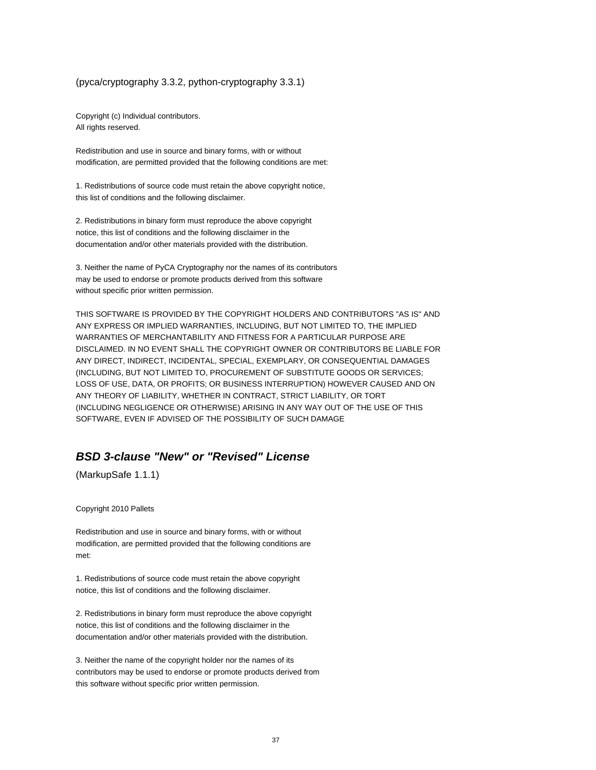(pyca/cryptography 3.3.2, python-cryptography 3.3.1)

Copyright (c) Individual contributors.
All rights reserved.

Redistribution and use in source and binary forms, with or without
modification, are permitted provided that the following conditions are met:

1. Redistributions of source code must retain the above copyright notice,
this list of conditions and the following disclaimer.

2. Redistributions in binary form must reproduce the above copyright
notice, this list of conditions and the following disclaimer in the
documentation and/or other materials provided with the distribution.

3. Neither the name of PyCA Cryptography nor the names of its contributors
may be used to endorse or promote products derived from this software
without specific prior written permission.

THIS SOFTWARE IS PROVIDED BY THE COPYRIGHT HOLDERS AND CONTRIBUTORS "AS IS" AND
ANY EXPRESS OR IMPLIED WARRANTIES, INCLUDING, BUT NOT LIMITED TO, THE IMPLIED
WARRANTIES OF MERCHANTABILITY AND FITNESS FOR A PARTICULAR PURPOSE ARE
DISCLAIMED. IN NO EVENT SHALL THE COPYRIGHT OWNER OR CONTRIBUTORS BE LIABLE FOR
ANY DIRECT, INDIRECT, INCIDENTAL, SPECIAL, EXEMPLARY, OR CONSEQUENTIAL DAMAGES
(INCLUDING, BUT NOT LIMITED TO, PROCUREMENT OF SUBSTITUTE GOODS OR SERVICES;
LOSS OF USE, DATA, OR PROFITS; OR BUSINESS INTERRUPTION) HOWEVER CAUSED AND ON
ANY THEORY OF LIABILITY, WHETHER IN CONTRACT, STRICT LIABILITY, OR TORT
(INCLUDING NEGLIGENCE OR OTHERWISE) ARISING IN ANY WAY OUT OF THE USE OF THIS
SOFTWARE, EVEN IF ADVISED OF THE POSSIBILITY OF SUCH DAMAGE

## *BSD 3-clause "New" or "Revised" License*

(MarkupSafe 1.1.1)

Copyright 2010 Pallets

Redistribution and use in source and binary forms, with or without
modification, are permitted provided that the following conditions are
met:

1. Redistributions of source code must retain the above copyright
notice, this list of conditions and the following disclaimer.

2. Redistributions in binary form must reproduce the above copyright
notice, this list of conditions and the following disclaimer in the
documentation and/or other materials provided with the distribution.

3. Neither the name of the copyright holder nor the names of its
contributors may be used to endorse or promote products derived from
this software without specific prior written permission.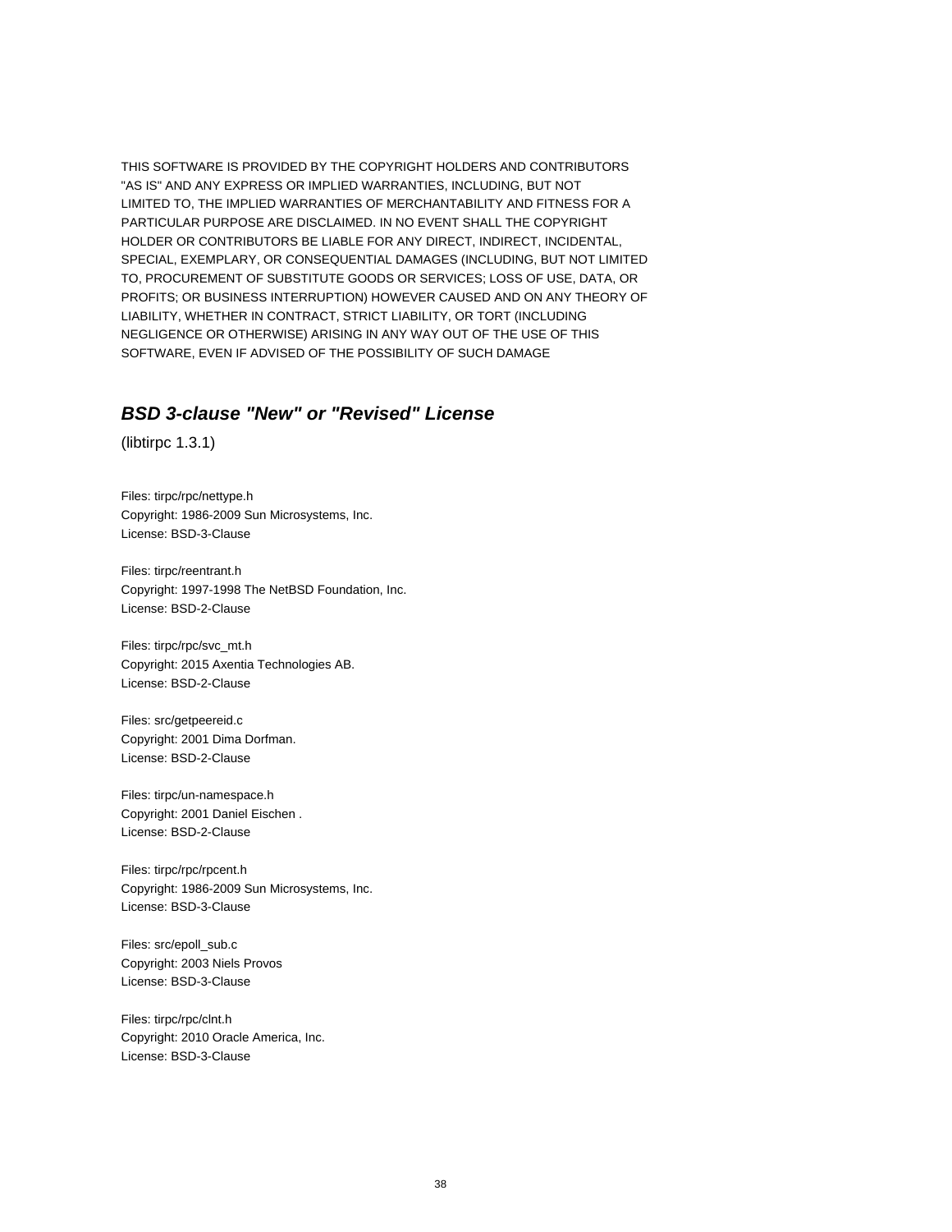THIS SOFTWARE IS PROVIDED BY THE COPYRIGHT HOLDERS AND CONTRIBUTORS "AS IS" AND ANY EXPRESS OR IMPLIED WARRANTIES, INCLUDING, BUT NOT LIMITED TO, THE IMPLIED WARRANTIES OF MERCHANTABILITY AND FITNESS FOR A PARTICULAR PURPOSE ARE DISCLAIMED. IN NO EVENT SHALL THE COPYRIGHT HOLDER OR CONTRIBUTORS BE LIABLE FOR ANY DIRECT, INDIRECT, INCIDENTAL, SPECIAL, EXEMPLARY, OR CONSEQUENTIAL DAMAGES (INCLUDING, BUT NOT LIMITED TO, PROCUREMENT OF SUBSTITUTE GOODS OR SERVICES; LOSS OF USE, DATA, OR PROFITS; OR BUSINESS INTERRUPTION) HOWEVER CAUSED AND ON ANY THEORY OF LIABILITY, WHETHER IN CONTRACT, STRICT LIABILITY, OR TORT (INCLUDING NEGLIGENCE OR OTHERWISE) ARISING IN ANY WAY OUT OF THE USE OF THIS SOFTWARE, EVEN IF ADVISED OF THE POSSIBILITY OF SUCH DAMAGE

## *BSD 3-clause "New" or "Revised" License*

(libtirpc 1.3.1)

Files: tirpc/rpc/nettype.h
Copyright: 1986-2009 Sun Microsystems, Inc.
License: BSD-3-Clause

Files: tirpc/reentrant.h
Copyright: 1997-1998 The NetBSD Foundation, Inc.
License: BSD-2-Clause

Files: tirpc/rpc/svc_mt.h
Copyright: 2015 Axentia Technologies AB.
License: BSD-2-Clause

Files: src/getpeereid.c
Copyright: 2001 Dima Dorfman.
License: BSD-2-Clause

Files: tirpc/un-namespace.h
Copyright: 2001 Daniel Eischen .
License: BSD-2-Clause

Files: tirpc/rpc/rpcent.h
Copyright: 1986-2009 Sun Microsystems, Inc.
License: BSD-3-Clause

Files: src/epoll_sub.c
Copyright: 2003 Niels Provos
License: BSD-3-Clause

Files: tirpc/rpc/clnt.h
Copyright: 2010 Oracle America, Inc.
License: BSD-3-Clause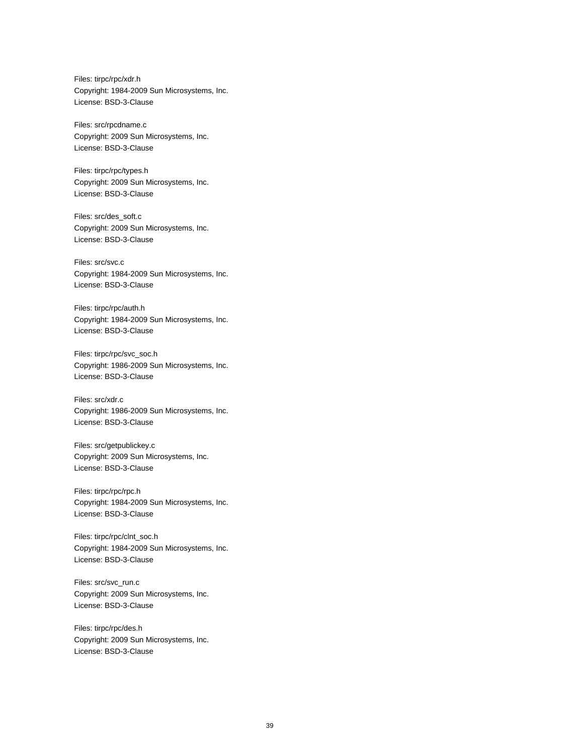Files: tirpc/rpc/xdr.h
Copyright: 1984-2009 Sun Microsystems, Inc.
License: BSD-3-Clause

Files: src/rpcdname.c
Copyright: 2009 Sun Microsystems, Inc.
License: BSD-3-Clause

Files: tirpc/rpc/types.h
Copyright: 2009 Sun Microsystems, Inc.
License: BSD-3-Clause

Files: src/des_soft.c
Copyright: 2009 Sun Microsystems, Inc.
License: BSD-3-Clause

Files: src/svc.c
Copyright: 1984-2009 Sun Microsystems, Inc.
License: BSD-3-Clause

Files: tirpc/rpc/auth.h
Copyright: 1984-2009 Sun Microsystems, Inc.
License: BSD-3-Clause

Files: tirpc/rpc/svc_soc.h
Copyright: 1986-2009 Sun Microsystems, Inc.
License: BSD-3-Clause

Files: src/xdr.c
Copyright: 1986-2009 Sun Microsystems, Inc.
License: BSD-3-Clause

Files: src/getpublickey.c
Copyright: 2009 Sun Microsystems, Inc.
License: BSD-3-Clause

Files: tirpc/rpc/rpc.h
Copyright: 1984-2009 Sun Microsystems, Inc.
License: BSD-3-Clause

Files: tirpc/rpc/clnt_soc.h
Copyright: 1984-2009 Sun Microsystems, Inc.
License: BSD-3-Clause

Files: src/svc_run.c
Copyright: 2009 Sun Microsystems, Inc.
License: BSD-3-Clause

Files: tirpc/rpc/des.h
Copyright: 2009 Sun Microsystems, Inc.
License: BSD-3-Clause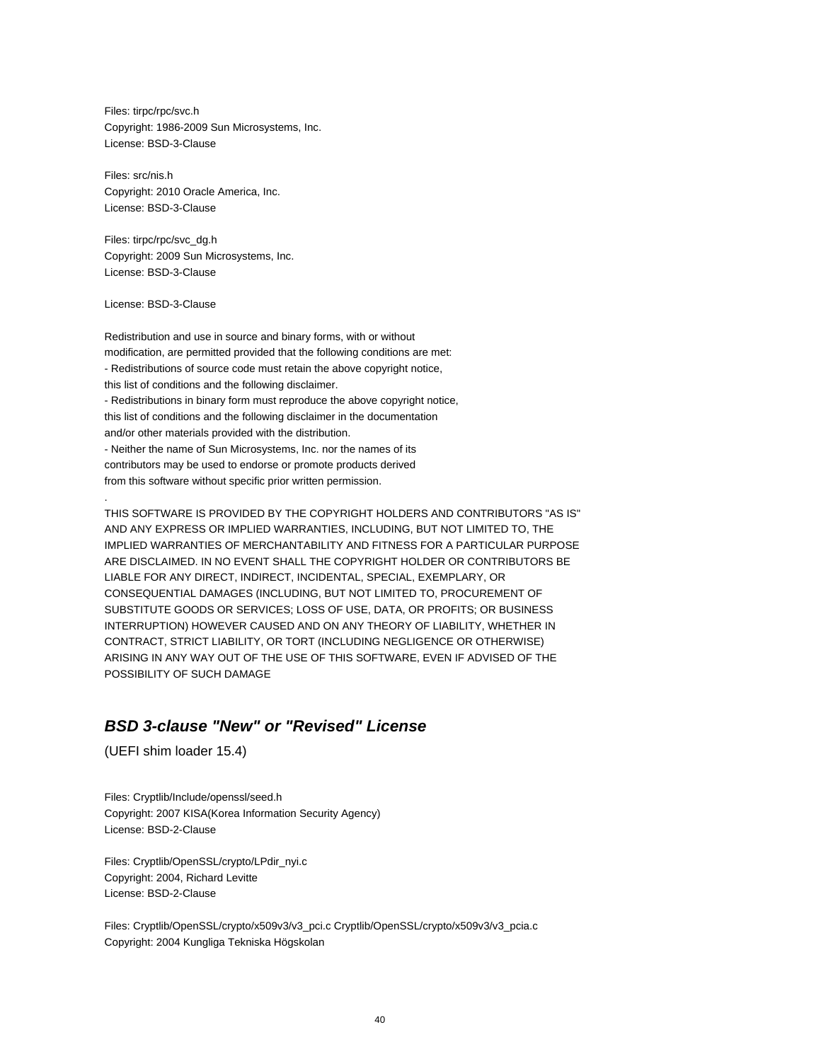Files: tirpc/rpc/svc.h
Copyright: 1986-2009 Sun Microsystems, Inc.
License: BSD-3-Clause

Files: src/nis.h
Copyright: 2010 Oracle America, Inc.
License: BSD-3-Clause

Files: tirpc/rpc/svc_dg.h
Copyright: 2009 Sun Microsystems, Inc.
License: BSD-3-Clause

License: BSD-3-Clause

Redistribution and use in source and binary forms, with or without
modification, are permitted provided that the following conditions are met:
- Redistributions of source code must retain the above copyright notice,
this list of conditions and the following disclaimer.
- Redistributions in binary form must reproduce the above copyright notice,
this list of conditions and the following disclaimer in the documentation
and/or other materials provided with the distribution.
- Neither the name of Sun Microsystems, Inc. nor the names of its
contributors may be used to endorse or promote products derived
from this software without specific prior written permission.
.
THIS SOFTWARE IS PROVIDED BY THE COPYRIGHT HOLDERS AND CONTRIBUTORS "AS IS"
AND ANY EXPRESS OR IMPLIED WARRANTIES, INCLUDING, BUT NOT LIMITED TO, THE
IMPLIED WARRANTIES OF MERCHANTABILITY AND FITNESS FOR A PARTICULAR PURPOSE
ARE DISCLAIMED. IN NO EVENT SHALL THE COPYRIGHT HOLDER OR CONTRIBUTORS BE
LIABLE FOR ANY DIRECT, INDIRECT, INCIDENTAL, SPECIAL, EXEMPLARY, OR
CONSEQUENTIAL DAMAGES (INCLUDING, BUT NOT LIMITED TO, PROCUREMENT OF
SUBSTITUTE GOODS OR SERVICES; LOSS OF USE, DATA, OR PROFITS; OR BUSINESS
INTERRUPTION) HOWEVER CAUSED AND ON ANY THEORY OF LIABILITY, WHETHER IN
CONTRACT, STRICT LIABILITY, OR TORT (INCLUDING NEGLIGENCE OR OTHERWISE)
ARISING IN ANY WAY OUT OF THE USE OF THIS SOFTWARE, EVEN IF ADVISED OF THE
POSSIBILITY OF SUCH DAMAGE

## *BSD 3-clause "New" or "Revised" License*

(UEFI shim loader 15.4)

Files: Cryptlib/Include/openssl/seed.h
Copyright: 2007 KISA(Korea Information Security Agency)
License: BSD-2-Clause

Files: Cryptlib/OpenSSL/crypto/LPdir_nyi.c
Copyright: 2004, Richard Levitte
License: BSD-2-Clause

Files: Cryptlib/OpenSSL/crypto/x509v3/v3_pci.c Cryptlib/OpenSSL/crypto/x509v3/v3_pcia.c
Copyright: 2004 Kungliga Tekniska Högskolan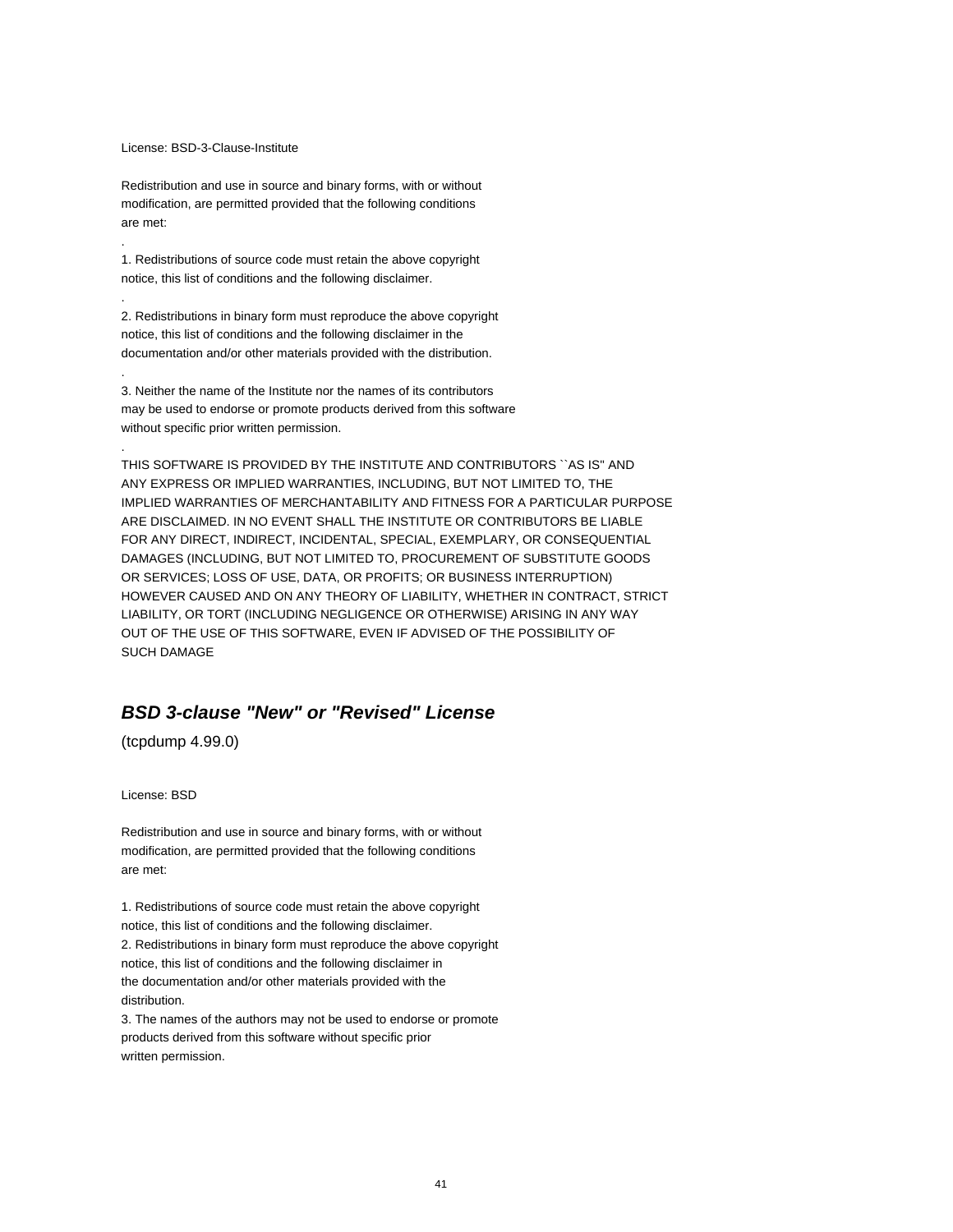License: BSD-3-Clause-Institute

Redistribution and use in source and binary forms, with or without
modification, are permitted provided that the following conditions
are met:

.

1. Redistributions of source code must retain the above copyright
notice, this list of conditions and the following disclaimer.

.

2. Redistributions in binary form must reproduce the above copyright
notice, this list of conditions and the following disclaimer in the
documentation and/or other materials provided with the distribution.

.

3. Neither the name of the Institute nor the names of its contributors
may be used to endorse or promote products derived from this software
without specific prior written permission.

.

THIS SOFTWARE IS PROVIDED BY THE INSTITUTE AND CONTRIBUTORS ``AS IS'' AND
ANY EXPRESS OR IMPLIED WARRANTIES, INCLUDING, BUT NOT LIMITED TO, THE
IMPLIED WARRANTIES OF MERCHANTABILITY AND FITNESS FOR A PARTICULAR PURPOSE
ARE DISCLAIMED. IN NO EVENT SHALL THE INSTITUTE OR CONTRIBUTORS BE LIABLE
FOR ANY DIRECT, INDIRECT, INCIDENTAL, SPECIAL, EXEMPLARY, OR CONSEQUENTIAL
DAMAGES (INCLUDING, BUT NOT LIMITED TO, PROCUREMENT OF SUBSTITUTE GOODS
OR SERVICES; LOSS OF USE, DATA, OR PROFITS; OR BUSINESS INTERRUPTION)
HOWEVER CAUSED AND ON ANY THEORY OF LIABILITY, WHETHER IN CONTRACT, STRICT
LIABILITY, OR TORT (INCLUDING NEGLIGENCE OR OTHERWISE) ARISING IN ANY WAY
OUT OF THE USE OF THIS SOFTWARE, EVEN IF ADVISED OF THE POSSIBILITY OF
SUCH DAMAGE

## ***BSD 3-clause "New" or "Revised" License***

(tcpdump 4.99.0)

License: BSD

Redistribution and use in source and binary forms, with or without
modification, are permitted provided that the following conditions
are met:

1. Redistributions of source code must retain the above copyright
notice, this list of conditions and the following disclaimer.
2. Redistributions in binary form must reproduce the above copyright
notice, this list of conditions and the following disclaimer in
the documentation and/or other materials provided with the
distribution.
3. The names of the authors may not be used to endorse or promote
products derived from this software without specific prior
written permission.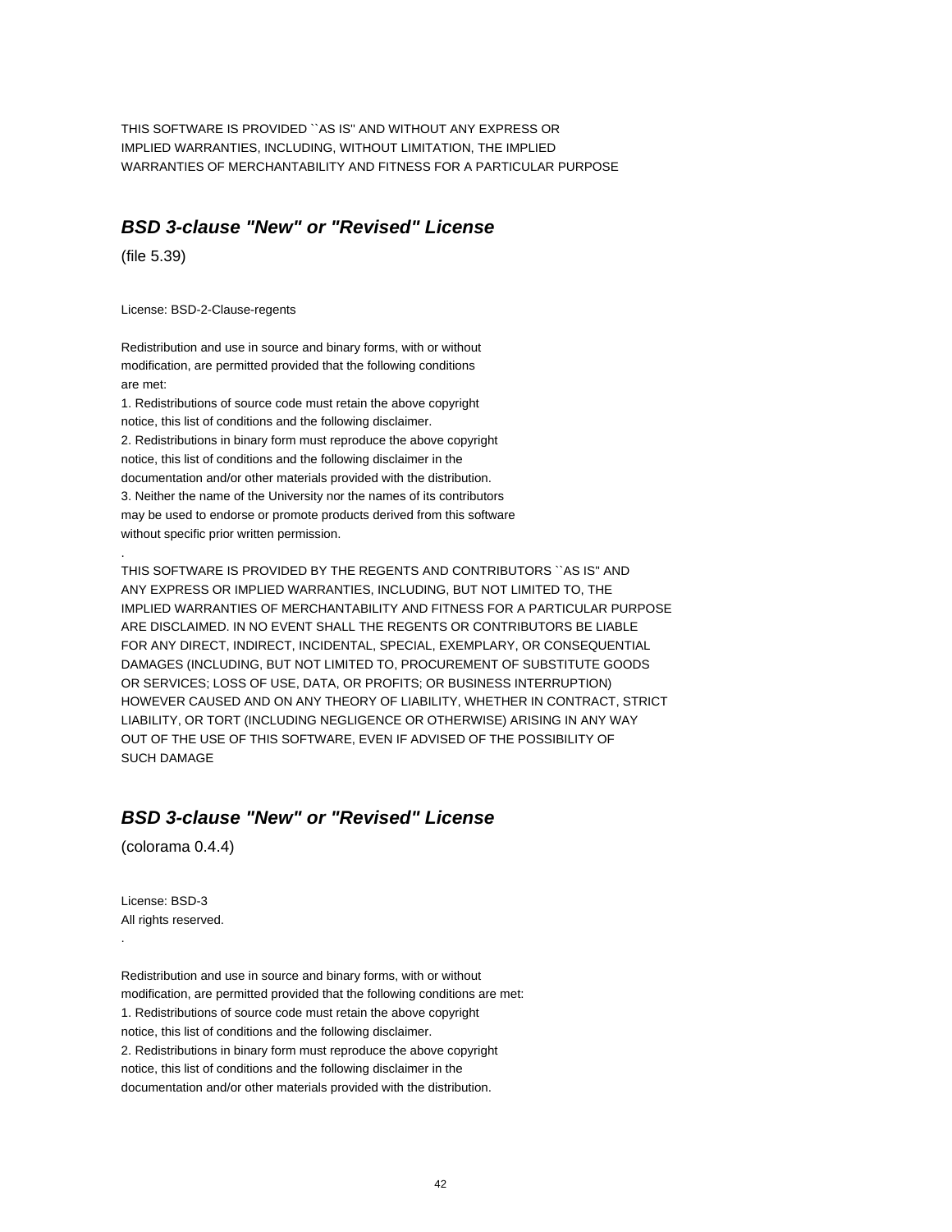THIS SOFTWARE IS PROVIDED ``AS IS'' AND WITHOUT ANY EXPRESS OR
IMPLIED WARRANTIES, INCLUDING, WITHOUT LIMITATION, THE IMPLIED
WARRANTIES OF MERCHANTABILITY AND FITNESS FOR A PARTICULAR PURPOSE

## ***BSD 3-clause "New" or "Revised" License***

(file 5.39)

License: BSD-2-Clause-regents

Redistribution and use in source and binary forms, with or without
modification, are permitted provided that the following conditions
are met:
1. Redistributions of source code must retain the above copyright
notice, this list of conditions and the following disclaimer.
2. Redistributions in binary form must reproduce the above copyright
notice, this list of conditions and the following disclaimer in the
documentation and/or other materials provided with the distribution.
3. Neither the name of the University nor the names of its contributors
may be used to endorse or promote products derived from this software
without specific prior written permission.
.
THIS SOFTWARE IS PROVIDED BY THE REGENTS AND CONTRIBUTORS ``AS IS'' AND
ANY EXPRESS OR IMPLIED WARRANTIES, INCLUDING, BUT NOT LIMITED TO, THE
IMPLIED WARRANTIES OF MERCHANTABILITY AND FITNESS FOR A PARTICULAR PURPOSE
ARE DISCLAIMED. IN NO EVENT SHALL THE REGENTS OR CONTRIBUTORS BE LIABLE
FOR ANY DIRECT, INDIRECT, INCIDENTAL, SPECIAL, EXEMPLARY, OR CONSEQUENTIAL
DAMAGES (INCLUDING, BUT NOT LIMITED TO, PROCUREMENT OF SUBSTITUTE GOODS
OR SERVICES; LOSS OF USE, DATA, OR PROFITS; OR BUSINESS INTERRUPTION)
HOWEVER CAUSED AND ON ANY THEORY OF LIABILITY, WHETHER IN CONTRACT, STRICT
LIABILITY, OR TORT (INCLUDING NEGLIGENCE OR OTHERWISE) ARISING IN ANY WAY
OUT OF THE USE OF THIS SOFTWARE, EVEN IF ADVISED OF THE POSSIBILITY OF
SUCH DAMAGE

## ***BSD 3-clause "New" or "Revised" License***

(colorama 0.4.4)

License: BSD-3
All rights reserved.
.

Redistribution and use in source and binary forms, with or without
modification, are permitted provided that the following conditions are met:
1. Redistributions of source code must retain the above copyright
notice, this list of conditions and the following disclaimer.
2. Redistributions in binary form must reproduce the above copyright
notice, this list of conditions and the following disclaimer in the
documentation and/or other materials provided with the distribution.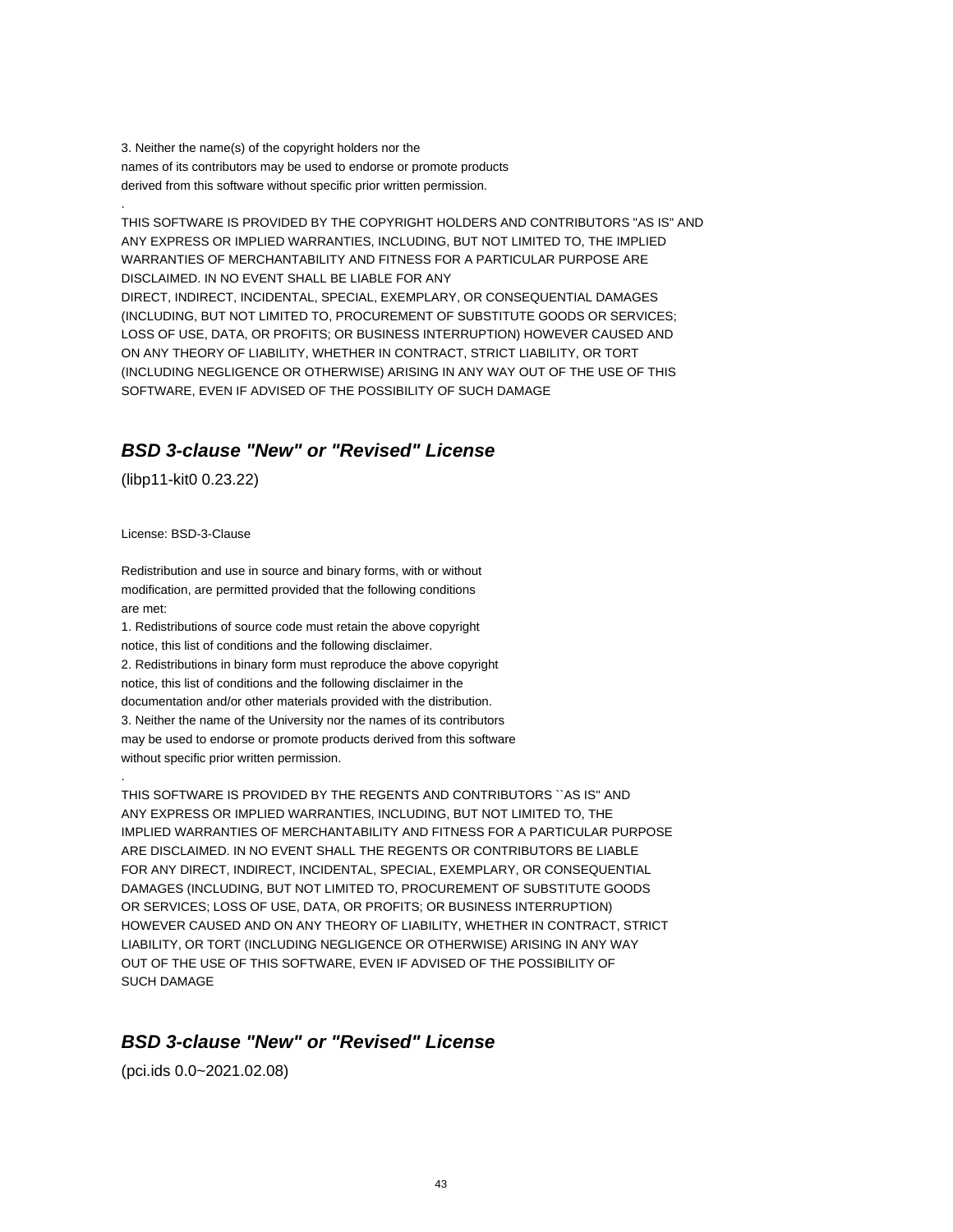3. Neither the name(s) of the copyright holders nor the
names of its contributors may be used to endorse or promote products
derived from this software without specific prior written permission.

.

THIS SOFTWARE IS PROVIDED BY THE COPYRIGHT HOLDERS AND CONTRIBUTORS "AS IS" AND
ANY EXPRESS OR IMPLIED WARRANTIES, INCLUDING, BUT NOT LIMITED TO, THE IMPLIED
WARRANTIES OF MERCHANTABILITY AND FITNESS FOR A PARTICULAR PURPOSE ARE
DISCLAIMED. IN NO EVENT SHALL BE LIABLE FOR ANY
DIRECT, INDIRECT, INCIDENTAL, SPECIAL, EXEMPLARY, OR CONSEQUENTIAL DAMAGES
(INCLUDING, BUT NOT LIMITED TO, PROCUREMENT OF SUBSTITUTE GOODS OR SERVICES;
LOSS OF USE, DATA, OR PROFITS; OR BUSINESS INTERRUPTION) HOWEVER CAUSED AND
ON ANY THEORY OF LIABILITY, WHETHER IN CONTRACT, STRICT LIABILITY, OR TORT
(INCLUDING NEGLIGENCE OR OTHERWISE) ARISING IN ANY WAY OUT OF THE USE OF THIS
SOFTWARE, EVEN IF ADVISED OF THE POSSIBILITY OF SUCH DAMAGE

## *BSD 3-clause "New" or "Revised" License*

(libp11-kit0 0.23.22)

License: BSD-3-Clause

Redistribution and use in source and binary forms, with or without
modification, are permitted provided that the following conditions
are met:

1. Redistributions of source code must retain the above copyright
notice, this list of conditions and the following disclaimer.
2. Redistributions in binary form must reproduce the above copyright
notice, this list of conditions and the following disclaimer in the
documentation and/or other materials provided with the distribution.
3. Neither the name of the University nor the names of its contributors
may be used to endorse or promote products derived from this software
without specific prior written permission.

.

THIS SOFTWARE IS PROVIDED BY THE REGENTS AND CONTRIBUTORS ``AS IS'' AND
ANY EXPRESS OR IMPLIED WARRANTIES, INCLUDING, BUT NOT LIMITED TO, THE
IMPLIED WARRANTIES OF MERCHANTABILITY AND FITNESS FOR A PARTICULAR PURPOSE
ARE DISCLAIMED. IN NO EVENT SHALL THE REGENTS OR CONTRIBUTORS BE LIABLE
FOR ANY DIRECT, INDIRECT, INCIDENTAL, SPECIAL, EXEMPLARY, OR CONSEQUENTIAL
DAMAGES (INCLUDING, BUT NOT LIMITED TO, PROCUREMENT OF SUBSTITUTE GOODS
OR SERVICES; LOSS OF USE, DATA, OR PROFITS; OR BUSINESS INTERRUPTION)
HOWEVER CAUSED AND ON ANY THEORY OF LIABILITY, WHETHER IN CONTRACT, STRICT
LIABILITY, OR TORT (INCLUDING NEGLIGENCE OR OTHERWISE) ARISING IN ANY WAY
OUT OF THE USE OF THIS SOFTWARE, EVEN IF ADVISED OF THE POSSIBILITY OF
SUCH DAMAGE

## *BSD 3-clause "New" or "Revised" License*

(pci.ids 0.0~2021.02.08)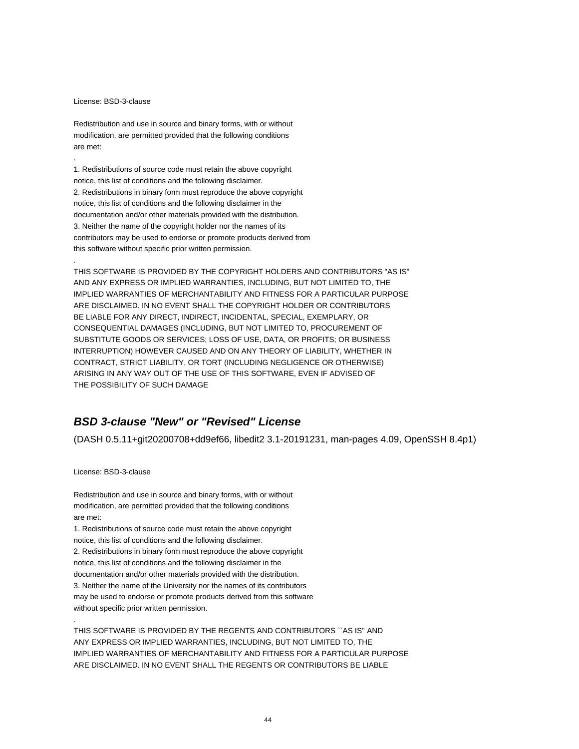License: BSD-3-clause

Redistribution and use in source and binary forms, with or without
modification, are permitted provided that the following conditions
are met:

.

1. Redistributions of source code must retain the above copyright
notice, this list of conditions and the following disclaimer.
2. Redistributions in binary form must reproduce the above copyright
notice, this list of conditions and the following disclaimer in the
documentation and/or other materials provided with the distribution.
3. Neither the name of the copyright holder nor the names of its
contributors may be used to endorse or promote products derived from
this software without specific prior written permission.

.

THIS SOFTWARE IS PROVIDED BY THE COPYRIGHT HOLDERS AND CONTRIBUTORS "AS IS"
AND ANY EXPRESS OR IMPLIED WARRANTIES, INCLUDING, BUT NOT LIMITED TO, THE
IMPLIED WARRANTIES OF MERCHANTABILITY AND FITNESS FOR A PARTICULAR PURPOSE
ARE DISCLAIMED. IN NO EVENT SHALL THE COPYRIGHT HOLDER OR CONTRIBUTORS
BE LIABLE FOR ANY DIRECT, INDIRECT, INCIDENTAL, SPECIAL, EXEMPLARY, OR
CONSEQUENTIAL DAMAGES (INCLUDING, BUT NOT LIMITED TO, PROCUREMENT OF
SUBSTITUTE GOODS OR SERVICES; LOSS OF USE, DATA, OR PROFITS; OR BUSINESS
INTERRUPTION) HOWEVER CAUSED AND ON ANY THEORY OF LIABILITY, WHETHER IN
CONTRACT, STRICT LIABILITY, OR TORT (INCLUDING NEGLIGENCE OR OTHERWISE)
ARISING IN ANY WAY OUT OF THE USE OF THIS SOFTWARE, EVEN IF ADVISED OF
THE POSSIBILITY OF SUCH DAMAGE

## ***BSD 3-clause "New" or "Revised" License***

(DASH 0.5.11+git20200708+dd9ef66, libedit2 3.1-20191231, man-pages 4.09, OpenSSH 8.4p1)

License: BSD-3-clause

Redistribution and use in source and binary forms, with or without
modification, are permitted provided that the following conditions
are met:
1. Redistributions of source code must retain the above copyright
notice, this list of conditions and the following disclaimer.
2. Redistributions in binary form must reproduce the above copyright
notice, this list of conditions and the following disclaimer in the
documentation and/or other materials provided with the distribution.
3. Neither the name of the University nor the names of its contributors
may be used to endorse or promote products derived from this software
without specific prior written permission.

.

THIS SOFTWARE IS PROVIDED BY THE REGENTS AND CONTRIBUTORS ``AS IS'' AND
ANY EXPRESS OR IMPLIED WARRANTIES, INCLUDING, BUT NOT LIMITED TO, THE
IMPLIED WARRANTIES OF MERCHANTABILITY AND FITNESS FOR A PARTICULAR PURPOSE
ARE DISCLAIMED. IN NO EVENT SHALL THE REGENTS OR CONTRIBUTORS BE LIABLE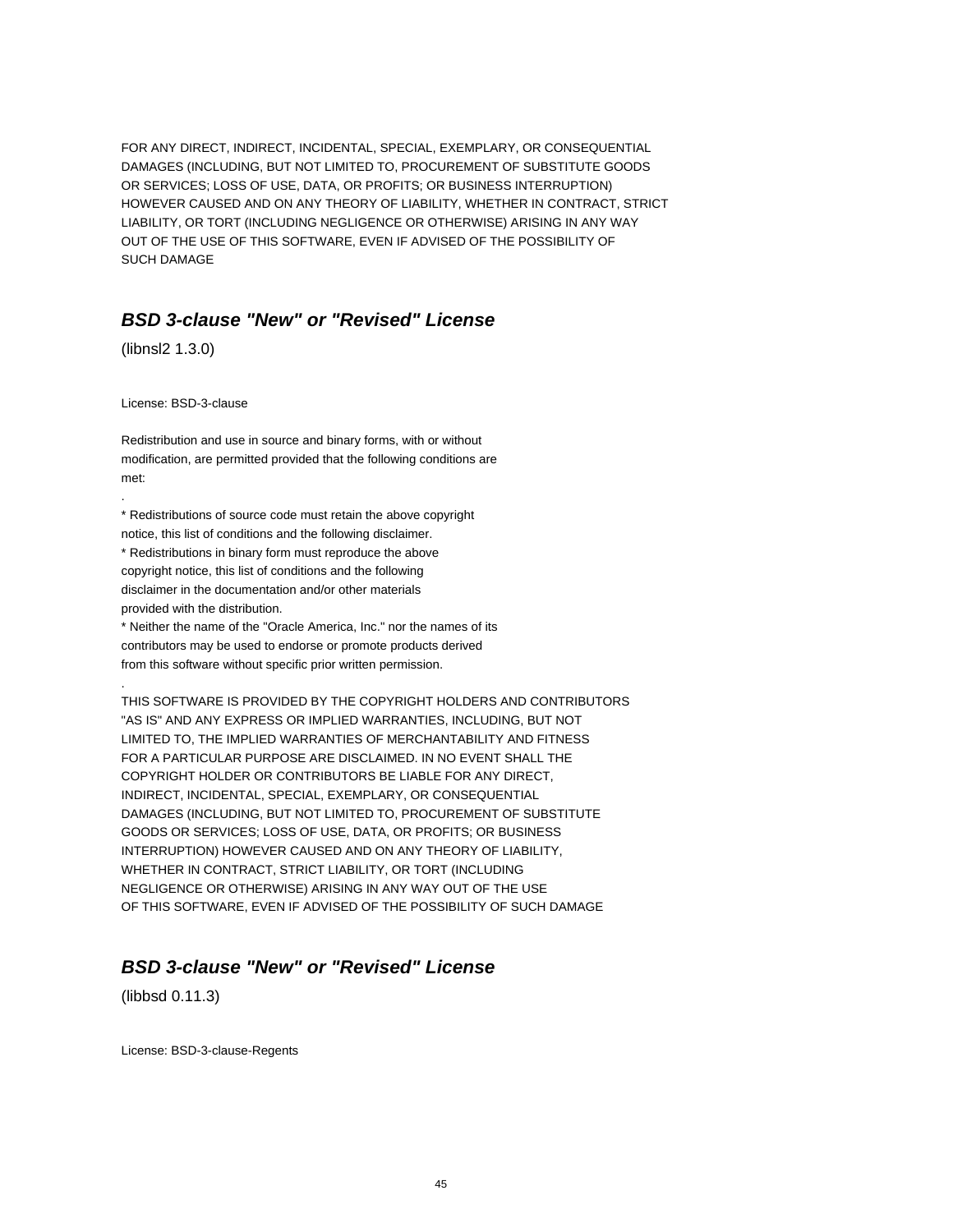FOR ANY DIRECT, INDIRECT, INCIDENTAL, SPECIAL, EXEMPLARY, OR CONSEQUENTIAL
DAMAGES (INCLUDING, BUT NOT LIMITED TO, PROCUREMENT OF SUBSTITUTE GOODS
OR SERVICES; LOSS OF USE, DATA, OR PROFITS; OR BUSINESS INTERRUPTION)
HOWEVER CAUSED AND ON ANY THEORY OF LIABILITY, WHETHER IN CONTRACT, STRICT
LIABILITY, OR TORT (INCLUDING NEGLIGENCE OR OTHERWISE) ARISING IN ANY WAY
OUT OF THE USE OF THIS SOFTWARE, EVEN IF ADVISED OF THE POSSIBILITY OF
SUCH DAMAGE

## *BSD 3-clause "New" or "Revised" License*

(libnsl2 1.3.0)

License: BSD-3-clause

Redistribution and use in source and binary forms, with or without
modification, are permitted provided that the following conditions are
met:

.

* Redistributions of source code must retain the above copyright
notice, this list of conditions and the following disclaimer.
* Redistributions in binary form must reproduce the above
copyright notice, this list of conditions and the following
disclaimer in the documentation and/or other materials
provided with the distribution.
* Neither the name of the "Oracle America, Inc." nor the names of its
contributors may be used to endorse or promote products derived
from this software without specific prior written permission.

.

THIS SOFTWARE IS PROVIDED BY THE COPYRIGHT HOLDERS AND CONTRIBUTORS
"AS IS" AND ANY EXPRESS OR IMPLIED WARRANTIES, INCLUDING, BUT NOT
LIMITED TO, THE IMPLIED WARRANTIES OF MERCHANTABILITY AND FITNESS
FOR A PARTICULAR PURPOSE ARE DISCLAIMED. IN NO EVENT SHALL THE
COPYRIGHT HOLDER OR CONTRIBUTORS BE LIABLE FOR ANY DIRECT,
INDIRECT, INCIDENTAL, SPECIAL, EXEMPLARY, OR CONSEQUENTIAL
DAMAGES (INCLUDING, BUT NOT LIMITED TO, PROCUREMENT OF SUBSTITUTE
GOODS OR SERVICES; LOSS OF USE, DATA, OR PROFITS; OR BUSINESS
INTERRUPTION) HOWEVER CAUSED AND ON ANY THEORY OF LIABILITY,
WHETHER IN CONTRACT, STRICT LIABILITY, OR TORT (INCLUDING
NEGLIGENCE OR OTHERWISE) ARISING IN ANY WAY OUT OF THE USE
OF THIS SOFTWARE, EVEN IF ADVISED OF THE POSSIBILITY OF SUCH DAMAGE

## *BSD 3-clause "New" or "Revised" License*

(libbsd 0.11.3)

License: BSD-3-clause-Regents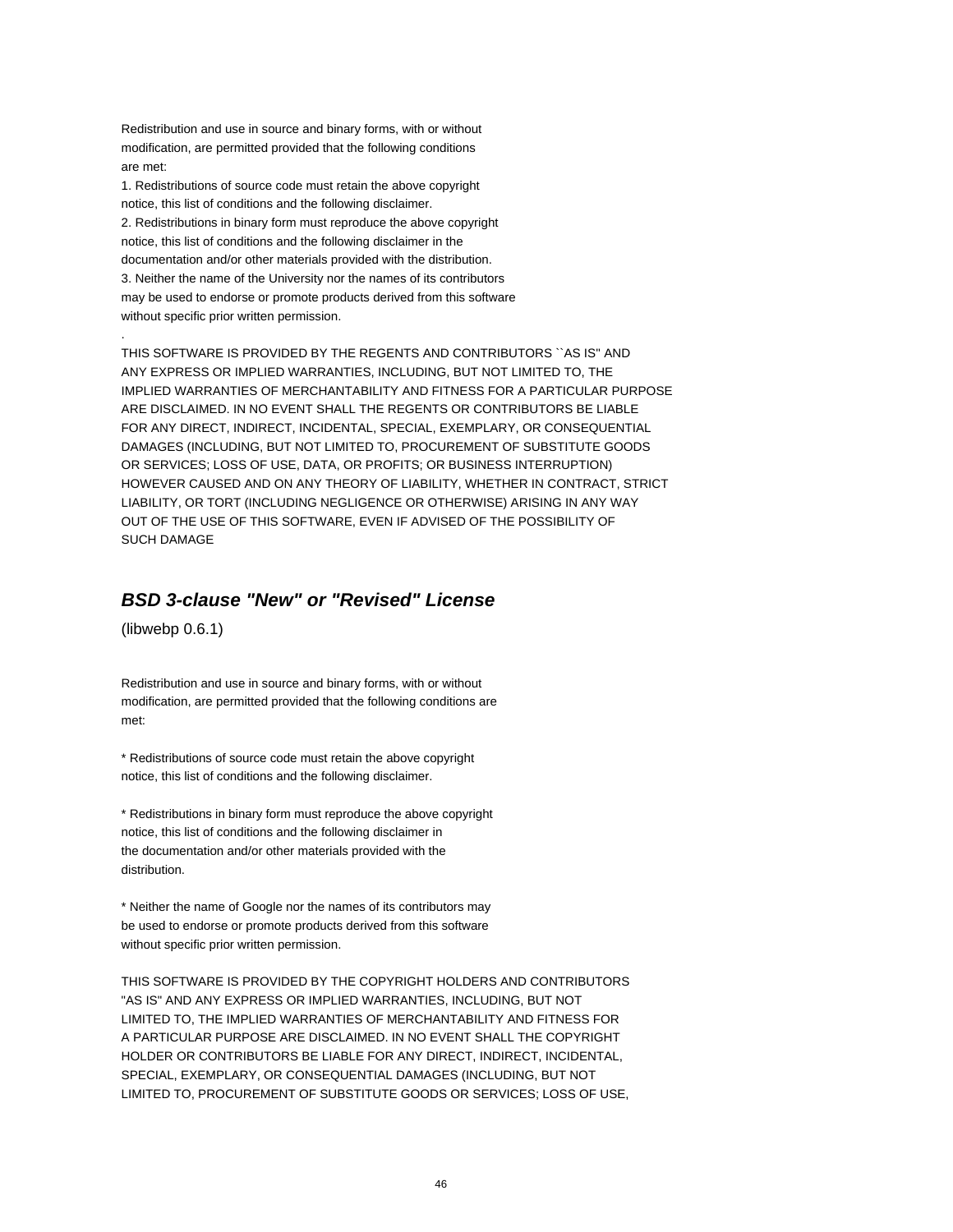Redistribution and use in source and binary forms, with or without
modification, are permitted provided that the following conditions
are met:
1. Redistributions of source code must retain the above copyright
notice, this list of conditions and the following disclaimer.
2. Redistributions in binary form must reproduce the above copyright
notice, this list of conditions and the following disclaimer in the
documentation and/or other materials provided with the distribution.
3. Neither the name of the University nor the names of its contributors
may be used to endorse or promote products derived from this software
without specific prior written permission.
.
THIS SOFTWARE IS PROVIDED BY THE REGENTS AND CONTRIBUTORS ``AS IS'' AND
ANY EXPRESS OR IMPLIED WARRANTIES, INCLUDING, BUT NOT LIMITED TO, THE
IMPLIED WARRANTIES OF MERCHANTABILITY AND FITNESS FOR A PARTICULAR PURPOSE
ARE DISCLAIMED. IN NO EVENT SHALL THE REGENTS OR CONTRIBUTORS BE LIABLE
FOR ANY DIRECT, INDIRECT, INCIDENTAL, SPECIAL, EXEMPLARY, OR CONSEQUENTIAL
DAMAGES (INCLUDING, BUT NOT LIMITED TO, PROCUREMENT OF SUBSTITUTE GOODS
OR SERVICES; LOSS OF USE, DATA, OR PROFITS; OR BUSINESS INTERRUPTION)
HOWEVER CAUSED AND ON ANY THEORY OF LIABILITY, WHETHER IN CONTRACT, STRICT
LIABILITY, OR TORT (INCLUDING NEGLIGENCE OR OTHERWISE) ARISING IN ANY WAY
OUT OF THE USE OF THIS SOFTWARE, EVEN IF ADVISED OF THE POSSIBILITY OF
SUCH DAMAGE

## ***BSD 3-clause "New" or "Revised" License***

(libwebp 0.6.1)

Redistribution and use in source and binary forms, with or without
modification, are permitted provided that the following conditions are
met:

* Redistributions of source code must retain the above copyright
notice, this list of conditions and the following disclaimer.

* Redistributions in binary form must reproduce the above copyright
notice, this list of conditions and the following disclaimer in
the documentation and/or other materials provided with the
distribution.

* Neither the name of Google nor the names of its contributors may
be used to endorse or promote products derived from this software
without specific prior written permission.

THIS SOFTWARE IS PROVIDED BY THE COPYRIGHT HOLDERS AND CONTRIBUTORS
"AS IS" AND ANY EXPRESS OR IMPLIED WARRANTIES, INCLUDING, BUT NOT
LIMITED TO, THE IMPLIED WARRANTIES OF MERCHANTABILITY AND FITNESS FOR
A PARTICULAR PURPOSE ARE DISCLAIMED. IN NO EVENT SHALL THE COPYRIGHT
HOLDER OR CONTRIBUTORS BE LIABLE FOR ANY DIRECT, INDIRECT, INCIDENTAL,
SPECIAL, EXEMPLARY, OR CONSEQUENTIAL DAMAGES (INCLUDING, BUT NOT
LIMITED TO, PROCUREMENT OF SUBSTITUTE GOODS OR SERVICES; LOSS OF USE,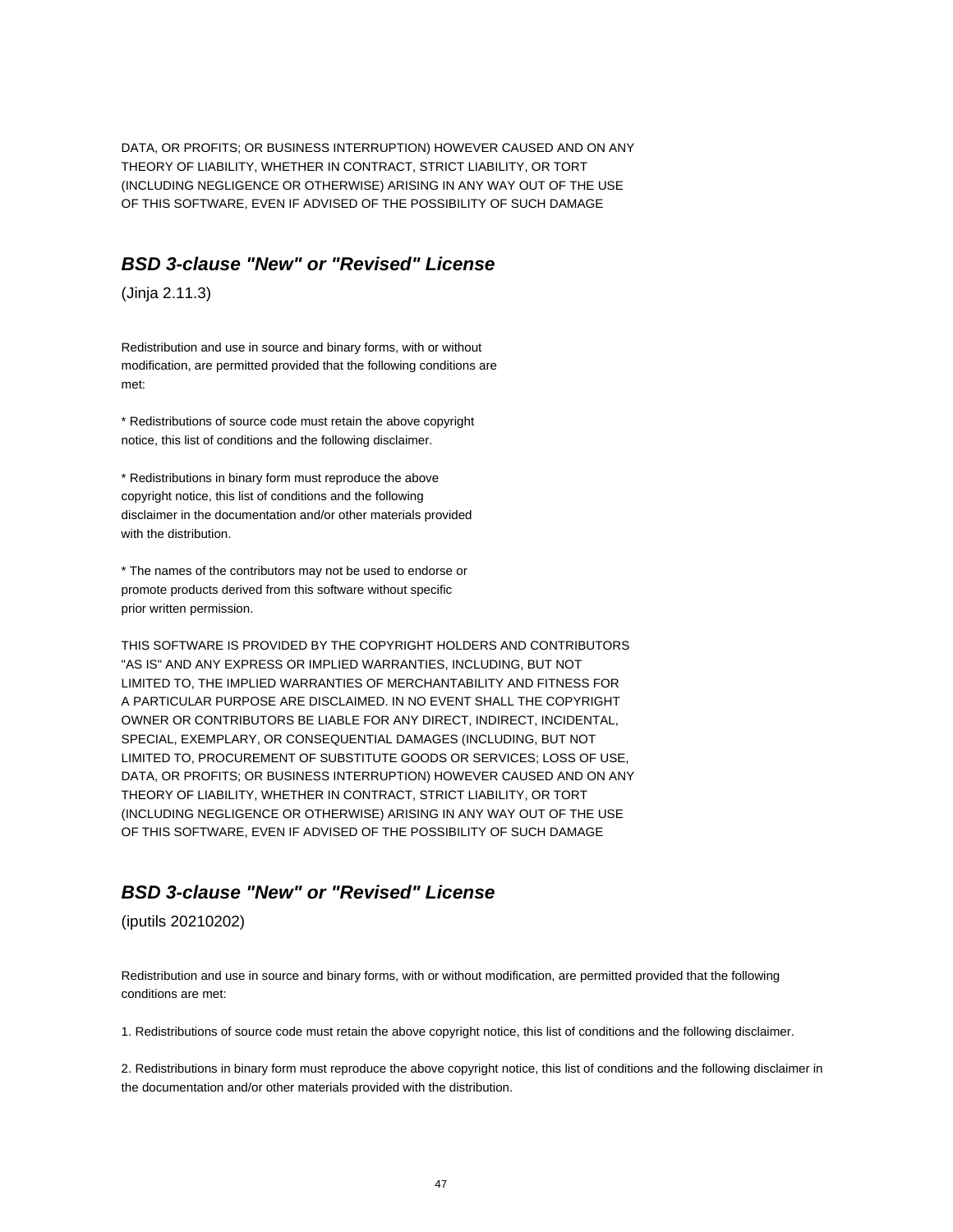DATA, OR PROFITS; OR BUSINESS INTERRUPTION) HOWEVER CAUSED AND ON ANY
THEORY OF LIABILITY, WHETHER IN CONTRACT, STRICT LIABILITY, OR TORT
(INCLUDING NEGLIGENCE OR OTHERWISE) ARISING IN ANY WAY OUT OF THE USE
OF THIS SOFTWARE, EVEN IF ADVISED OF THE POSSIBILITY OF SUCH DAMAGE

### ***BSD 3-clause "New" or "Revised" License***

(Jinja 2.11.3)

Redistribution and use in source and binary forms, with or without
modification, are permitted provided that the following conditions are
met:

* Redistributions of source code must retain the above copyright
notice, this list of conditions and the following disclaimer.

* Redistributions in binary form must reproduce the above
copyright notice, this list of conditions and the following
disclaimer in the documentation and/or other materials provided
with the distribution.

* The names of the contributors may not be used to endorse or
promote products derived from this software without specific
prior written permission.

THIS SOFTWARE IS PROVIDED BY THE COPYRIGHT HOLDERS AND CONTRIBUTORS
"AS IS" AND ANY EXPRESS OR IMPLIED WARRANTIES, INCLUDING, BUT NOT
LIMITED TO, THE IMPLIED WARRANTIES OF MERCHANTABILITY AND FITNESS FOR
A PARTICULAR PURPOSE ARE DISCLAIMED. IN NO EVENT SHALL THE COPYRIGHT
OWNER OR CONTRIBUTORS BE LIABLE FOR ANY DIRECT, INDIRECT, INCIDENTAL,
SPECIAL, EXEMPLARY, OR CONSEQUENTIAL DAMAGES (INCLUDING, BUT NOT
LIMITED TO, PROCUREMENT OF SUBSTITUTE GOODS OR SERVICES; LOSS OF USE,
DATA, OR PROFITS; OR BUSINESS INTERRUPTION) HOWEVER CAUSED AND ON ANY
THEORY OF LIABILITY, WHETHER IN CONTRACT, STRICT LIABILITY, OR TORT
(INCLUDING NEGLIGENCE OR OTHERWISE) ARISING IN ANY WAY OUT OF THE USE
OF THIS SOFTWARE, EVEN IF ADVISED OF THE POSSIBILITY OF SUCH DAMAGE

### ***BSD 3-clause "New" or "Revised" License***

(iputils 20210202)

Redistribution and use in source and binary forms, with or without modification, are permitted provided that the following conditions are met:

1. Redistributions of source code must retain the above copyright notice, this list of conditions and the following disclaimer.

2. Redistributions in binary form must reproduce the above copyright notice, this list of conditions and the following disclaimer in the documentation and/or other materials provided with the distribution.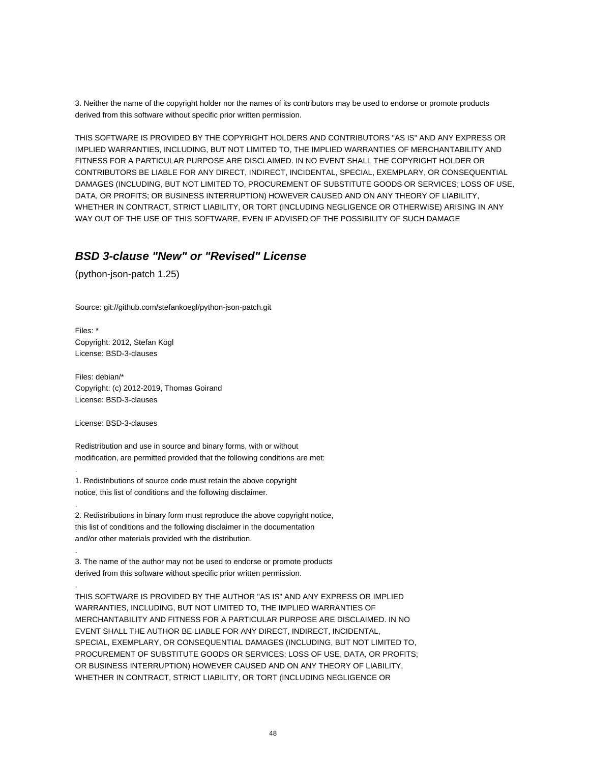3. Neither the name of the copyright holder nor the names of its contributors may be used to endorse or promote products derived from this software without specific prior written permission.

THIS SOFTWARE IS PROVIDED BY THE COPYRIGHT HOLDERS AND CONTRIBUTORS "AS IS" AND ANY EXPRESS OR IMPLIED WARRANTIES, INCLUDING, BUT NOT LIMITED TO, THE IMPLIED WARRANTIES OF MERCHANTABILITY AND FITNESS FOR A PARTICULAR PURPOSE ARE DISCLAIMED. IN NO EVENT SHALL THE COPYRIGHT HOLDER OR CONTRIBUTORS BE LIABLE FOR ANY DIRECT, INDIRECT, INCIDENTAL, SPECIAL, EXEMPLARY, OR CONSEQUENTIAL DAMAGES (INCLUDING, BUT NOT LIMITED TO, PROCUREMENT OF SUBSTITUTE GOODS OR SERVICES; LOSS OF USE, DATA, OR PROFITS; OR BUSINESS INTERRUPTION) HOWEVER CAUSED AND ON ANY THEORY OF LIABILITY, WHETHER IN CONTRACT, STRICT LIABILITY, OR TORT (INCLUDING NEGLIGENCE OR OTHERWISE) ARISING IN ANY WAY OUT OF THE USE OF THIS SOFTWARE, EVEN IF ADVISED OF THE POSSIBILITY OF SUCH DAMAGE

## *BSD 3-clause "New" or "Revised" License*

(python-json-patch 1.25)

Source: git://github.com/stefankoegl/python-json-patch.git

Files: *
Copyright: 2012, Stefan Kögl
License: BSD-3-clauses

Files: debian/*
Copyright: (c) 2012-2019, Thomas Goirand
License: BSD-3-clauses

License: BSD-3-clauses

Redistribution and use in source and binary forms, with or without
modification, are permitted provided that the following conditions are met:
.
1. Redistributions of source code must retain the above copyright
notice, this list of conditions and the following disclaimer.
.
2. Redistributions in binary form must reproduce the above copyright notice,
this list of conditions and the following disclaimer in the documentation
and/or other materials provided with the distribution.
.
3. The name of the author may not be used to endorse or promote products
derived from this software without specific prior written permission.
.
THIS SOFTWARE IS PROVIDED BY THE AUTHOR "AS IS" AND ANY EXPRESS OR IMPLIED
WARRANTIES, INCLUDING, BUT NOT LIMITED TO, THE IMPLIED WARRANTIES OF
MERCHANTABILITY AND FITNESS FOR A PARTICULAR PURPOSE ARE DISCLAIMED. IN NO
EVENT SHALL THE AUTHOR BE LIABLE FOR ANY DIRECT, INDIRECT, INCIDENTAL,
SPECIAL, EXEMPLARY, OR CONSEQUENTIAL DAMAGES (INCLUDING, BUT NOT LIMITED TO,
PROCUREMENT OF SUBSTITUTE GOODS OR SERVICES; LOSS OF USE, DATA, OR PROFITS;
OR BUSINESS INTERRUPTION) HOWEVER CAUSED AND ON ANY THEORY OF LIABILITY,
WHETHER IN CONTRACT, STRICT LIABILITY, OR TORT (INCLUDING NEGLIGENCE OR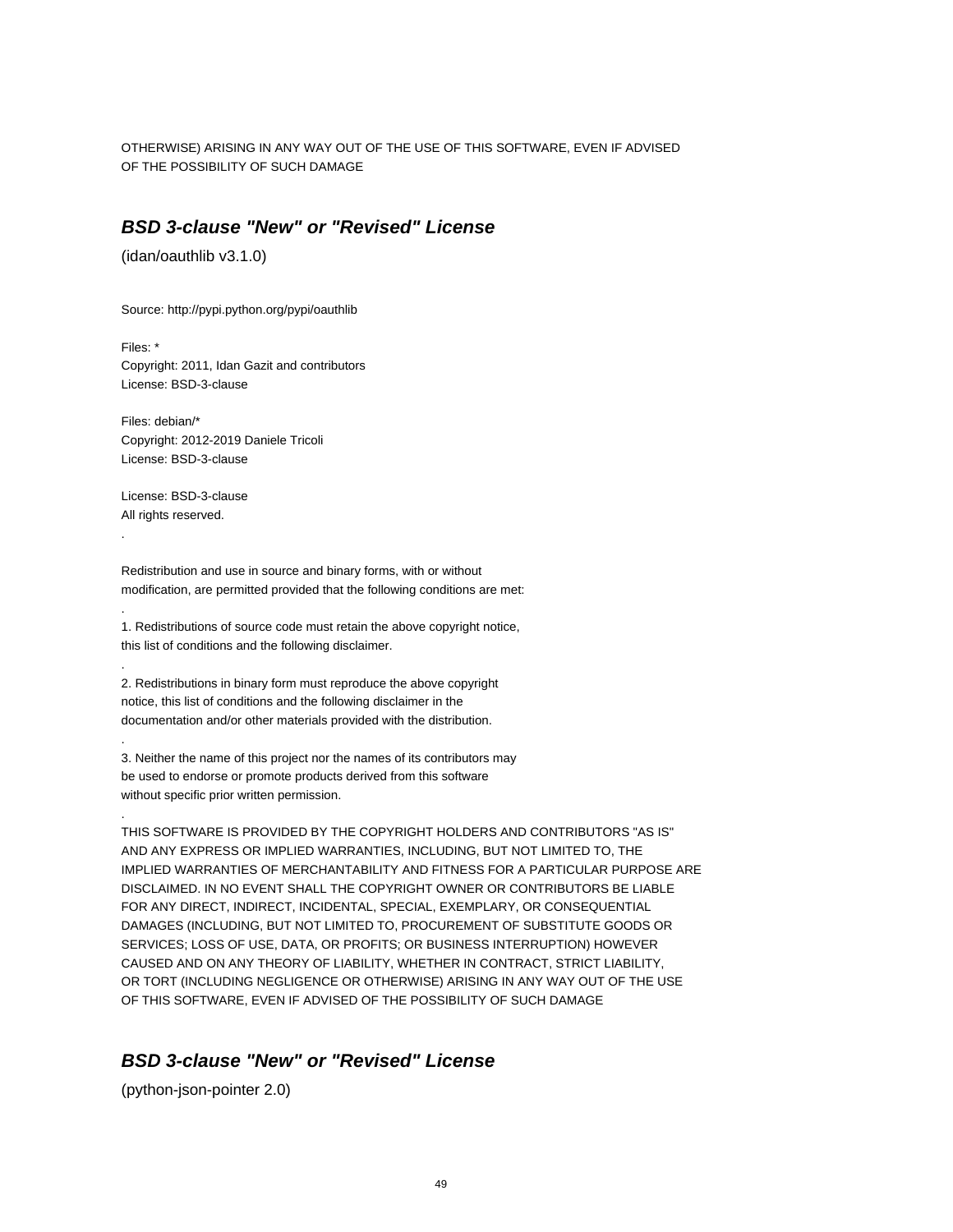OTHERWISE) ARISING IN ANY WAY OUT OF THE USE OF THIS SOFTWARE, EVEN IF ADVISED OF THE POSSIBILITY OF SUCH DAMAGE

## ***BSD 3-clause "New" or "Revised" License***

(idan/oauthlib v3.1.0)

Source: http://pypi.python.org/pypi/oauthlib

Files: *
Copyright: 2011, Idan Gazit and contributors
License: BSD-3-clause

Files: debian/*
Copyright: 2012-2019 Daniele Tricoli
License: BSD-3-clause

License: BSD-3-clause
All rights reserved.
.

Redistribution and use in source and binary forms, with or without modification, are permitted provided that the following conditions are met:
.
1. Redistributions of source code must retain the above copyright notice, this list of conditions and the following disclaimer.
.
2. Redistributions in binary form must reproduce the above copyright notice, this list of conditions and the following disclaimer in the documentation and/or other materials provided with the distribution.
.
3. Neither the name of this project nor the names of its contributors may be used to endorse or promote products derived from this software without specific prior written permission.
.
THIS SOFTWARE IS PROVIDED BY THE COPYRIGHT HOLDERS AND CONTRIBUTORS "AS IS" AND ANY EXPRESS OR IMPLIED WARRANTIES, INCLUDING, BUT NOT LIMITED TO, THE IMPLIED WARRANTIES OF MERCHANTABILITY AND FITNESS FOR A PARTICULAR PURPOSE ARE DISCLAIMED. IN NO EVENT SHALL THE COPYRIGHT OWNER OR CONTRIBUTORS BE LIABLE FOR ANY DIRECT, INDIRECT, INCIDENTAL, SPECIAL, EXEMPLARY, OR CONSEQUENTIAL DAMAGES (INCLUDING, BUT NOT LIMITED TO, PROCUREMENT OF SUBSTITUTE GOODS OR SERVICES; LOSS OF USE, DATA, OR PROFITS; OR BUSINESS INTERRUPTION) HOWEVER CAUSED AND ON ANY THEORY OF LIABILITY, WHETHER IN CONTRACT, STRICT LIABILITY, OR TORT (INCLUDING NEGLIGENCE OR OTHERWISE) ARISING IN ANY WAY OUT OF THE USE OF THIS SOFTWARE, EVEN IF ADVISED OF THE POSSIBILITY OF SUCH DAMAGE

## ***BSD 3-clause "New" or "Revised" License***

(python-json-pointer 2.0)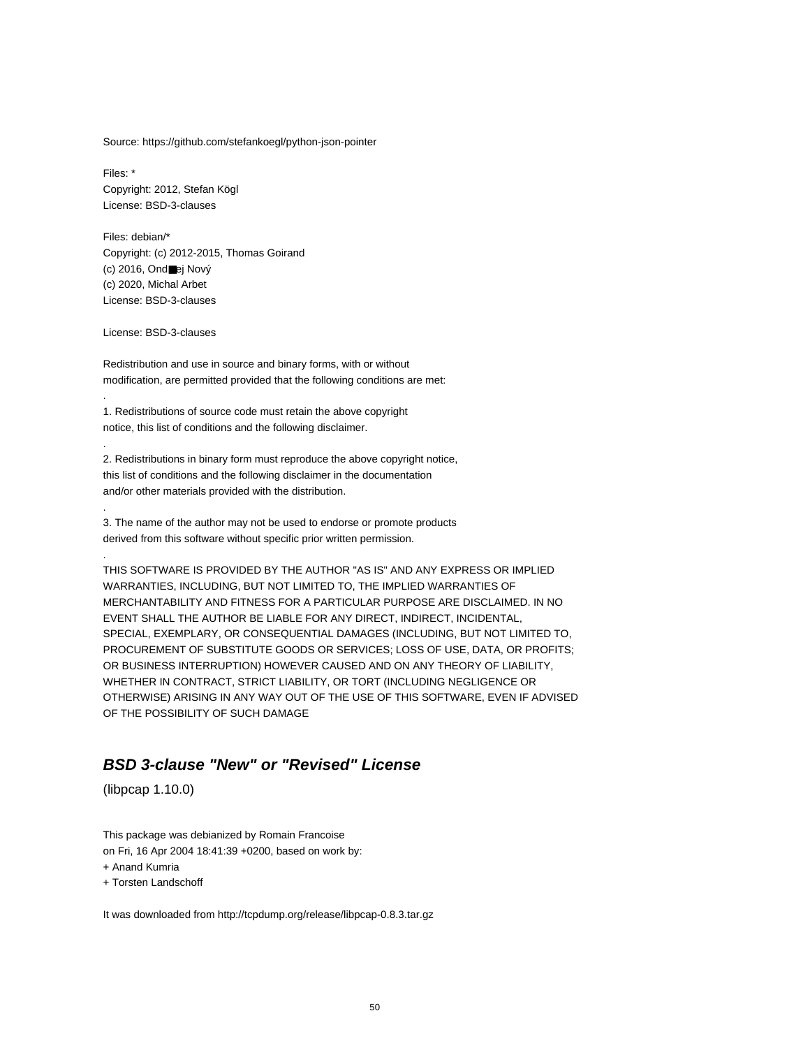Source: https://github.com/stefankoegl/python-json-pointer

Files: *
Copyright: 2012, Stefan Kögl
License: BSD-3-clauses

Files: debian/*
Copyright: (c) 2012-2015, Thomas Goirand
(c) 2016, Ond■ej Nový
(c) 2020, Michal Arbet
License: BSD-3-clauses

License: BSD-3-clauses

Redistribution and use in source and binary forms, with or without
modification, are permitted provided that the following conditions are met:

.

1. Redistributions of source code must retain the above copyright
notice, this list of conditions and the following disclaimer.

.

2. Redistributions in binary form must reproduce the above copyright notice,
this list of conditions and the following disclaimer in the documentation
and/or other materials provided with the distribution.

.

3. The name of the author may not be used to endorse or promote products
derived from this software without specific prior written permission.

.

THIS SOFTWARE IS PROVIDED BY THE AUTHOR "AS IS" AND ANY EXPRESS OR IMPLIED
WARRANTIES, INCLUDING, BUT NOT LIMITED TO, THE IMPLIED WARRANTIES OF
MERCHANTABILITY AND FITNESS FOR A PARTICULAR PURPOSE ARE DISCLAIMED. IN NO
EVENT SHALL THE AUTHOR BE LIABLE FOR ANY DIRECT, INDIRECT, INCIDENTAL,
SPECIAL, EXEMPLARY, OR CONSEQUENTIAL DAMAGES (INCLUDING, BUT NOT LIMITED TO,
PROCUREMENT OF SUBSTITUTE GOODS OR SERVICES; LOSS OF USE, DATA, OR PROFITS;
OR BUSINESS INTERRUPTION) HOWEVER CAUSED AND ON ANY THEORY OF LIABILITY,
WHETHER IN CONTRACT, STRICT LIABILITY, OR TORT (INCLUDING NEGLIGENCE OR
OTHERWISE) ARISING IN ANY WAY OUT OF THE USE OF THIS SOFTWARE, EVEN IF ADVISED
OF THE POSSIBILITY OF SUCH DAMAGE

## ***BSD 3-clause "New" or "Revised" License***

(libpcap 1.10.0)

This package was debianized by Romain Francoise
on Fri, 16 Apr 2004 18:41:39 +0200, based on work by:
+ Anand Kumria
+ Torsten Landschoff

It was downloaded from http://tcpdump.org/release/libpcap-0.8.3.tar.gz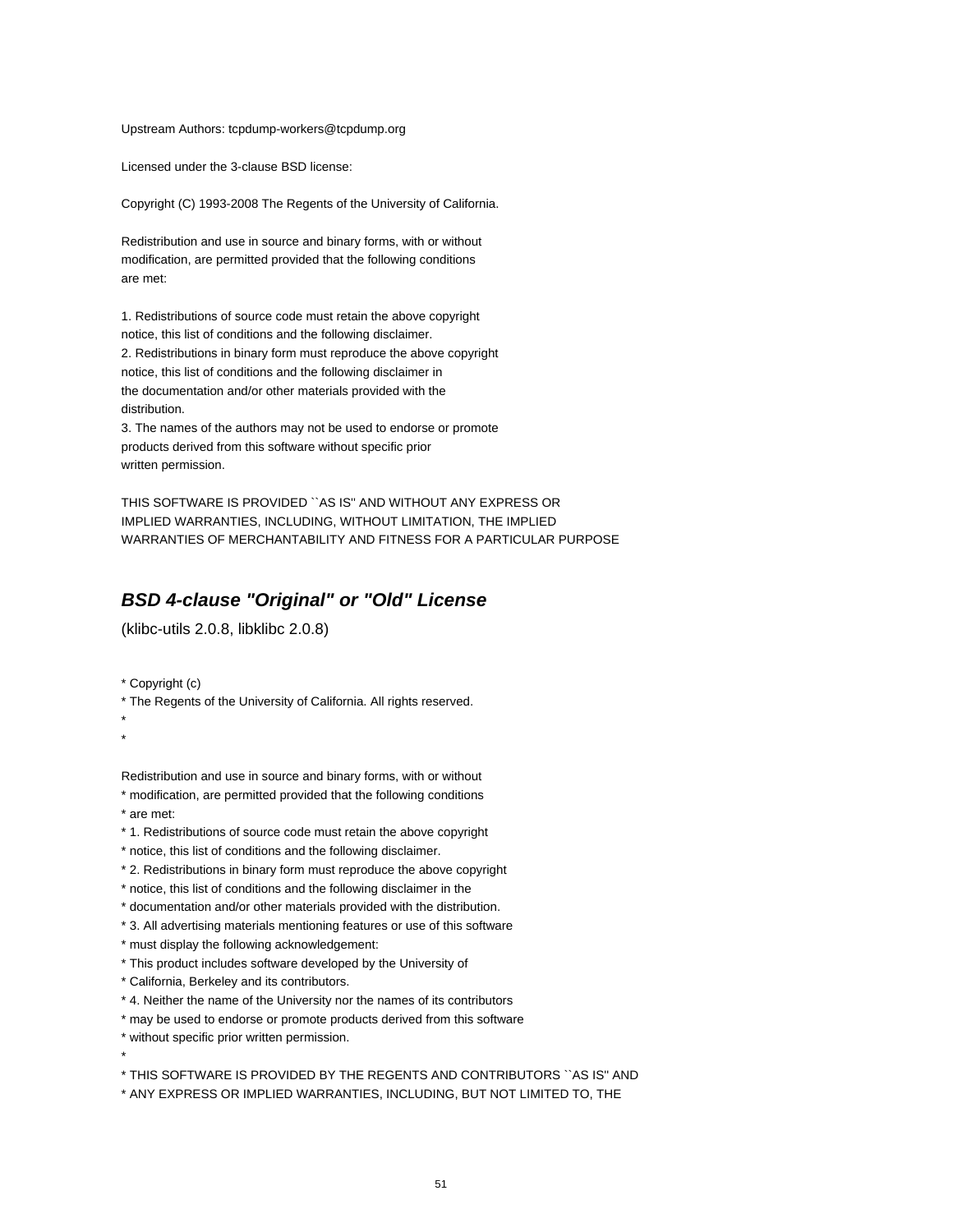Upstream Authors: tcpdump-workers@tcpdump.org

Licensed under the 3-clause BSD license:

Copyright (C) 1993-2008 The Regents of the University of California.

Redistribution and use in source and binary forms, with or without
modification, are permitted provided that the following conditions
are met:

1. Redistributions of source code must retain the above copyright
notice, this list of conditions and the following disclaimer.
2. Redistributions in binary form must reproduce the above copyright
notice, this list of conditions and the following disclaimer in
the documentation and/or other materials provided with the
distribution.
3. The names of the authors may not be used to endorse or promote
products derived from this software without specific prior
written permission.

THIS SOFTWARE IS PROVIDED ``AS IS'' AND WITHOUT ANY EXPRESS OR
IMPLIED WARRANTIES, INCLUDING, WITHOUT LIMITATION, THE IMPLIED
WARRANTIES OF MERCHANTABILITY AND FITNESS FOR A PARTICULAR PURPOSE

## *BSD 4-clause "Original" or "Old" License*

(klibc-utils 2.0.8, libklibc 2.0.8)

* Copyright (c)
* The Regents of the University of California. All rights reserved.
*
*

Redistribution and use in source and binary forms, with or without
* modification, are permitted provided that the following conditions
* are met:
* 1. Redistributions of source code must retain the above copyright
* notice, this list of conditions and the following disclaimer.
* 2. Redistributions in binary form must reproduce the above copyright
* notice, this list of conditions and the following disclaimer in the
* documentation and/or other materials provided with the distribution.
* 3. All advertising materials mentioning features or use of this software
* must display the following acknowledgement:
* This product includes software developed by the University of
* California, Berkeley and its contributors.
* 4. Neither the name of the University nor the names of its contributors
* may be used to endorse or promote products derived from this software
* without specific prior written permission.
*
* THIS SOFTWARE IS PROVIDED BY THE REGENTS AND CONTRIBUTORS ``AS IS'' AND
* ANY EXPRESS OR IMPLIED WARRANTIES, INCLUDING, BUT NOT LIMITED TO, THE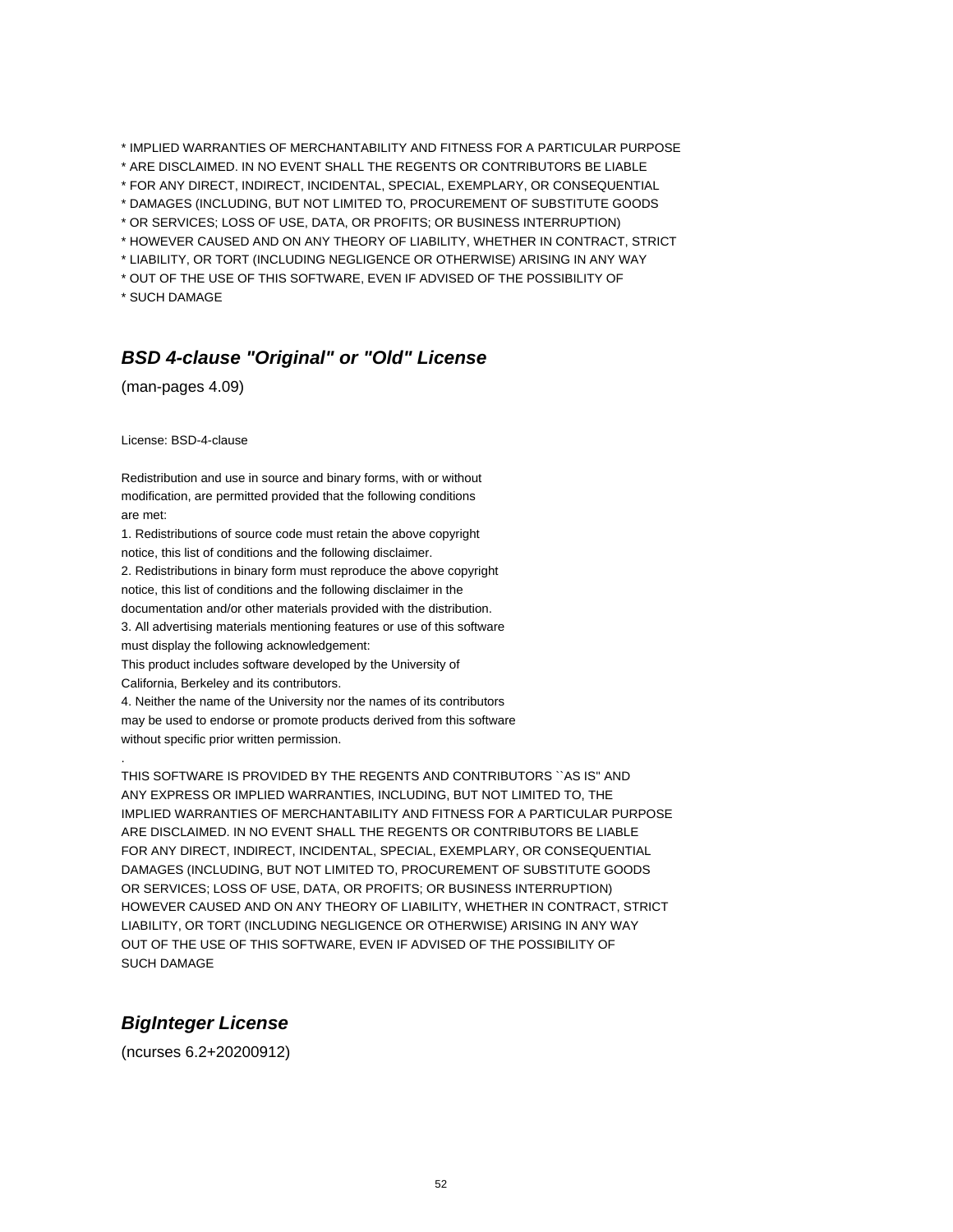* IMPLIED WARRANTIES OF MERCHANTABILITY AND FITNESS FOR A PARTICULAR PURPOSE
* ARE DISCLAIMED. IN NO EVENT SHALL THE REGENTS OR CONTRIBUTORS BE LIABLE
* FOR ANY DIRECT, INDIRECT, INCIDENTAL, SPECIAL, EXEMPLARY, OR CONSEQUENTIAL
* DAMAGES (INCLUDING, BUT NOT LIMITED TO, PROCUREMENT OF SUBSTITUTE GOODS
* OR SERVICES; LOSS OF USE, DATA, OR PROFITS; OR BUSINESS INTERRUPTION)
* HOWEVER CAUSED AND ON ANY THEORY OF LIABILITY, WHETHER IN CONTRACT, STRICT
* LIABILITY, OR TORT (INCLUDING NEGLIGENCE OR OTHERWISE) ARISING IN ANY WAY
* OUT OF THE USE OF THIS SOFTWARE, EVEN IF ADVISED OF THE POSSIBILITY OF
* SUCH DAMAGE

## *BSD 4-clause "Original" or "Old" License*

(man-pages 4.09)

License: BSD-4-clause

Redistribution and use in source and binary forms, with or without
modification, are permitted provided that the following conditions
are met:

1. Redistributions of source code must retain the above copyright
notice, this list of conditions and the following disclaimer.
2. Redistributions in binary form must reproduce the above copyright
notice, this list of conditions and the following disclaimer in the
documentation and/or other materials provided with the distribution.
3. All advertising materials mentioning features or use of this software
must display the following acknowledgement:
This product includes software developed by the University of
California, Berkeley and its contributors.
4. Neither the name of the University nor the names of its contributors
may be used to endorse or promote products derived from this software
without specific prior written permission.

.

THIS SOFTWARE IS PROVIDED BY THE REGENTS AND CONTRIBUTORS ``AS IS'' AND
ANY EXPRESS OR IMPLIED WARRANTIES, INCLUDING, BUT NOT LIMITED TO, THE
IMPLIED WARRANTIES OF MERCHANTABILITY AND FITNESS FOR A PARTICULAR PURPOSE
ARE DISCLAIMED. IN NO EVENT SHALL THE REGENTS OR CONTRIBUTORS BE LIABLE
FOR ANY DIRECT, INDIRECT, INCIDENTAL, SPECIAL, EXEMPLARY, OR CONSEQUENTIAL
DAMAGES (INCLUDING, BUT NOT LIMITED TO, PROCUREMENT OF SUBSTITUTE GOODS
OR SERVICES; LOSS OF USE, DATA, OR PROFITS; OR BUSINESS INTERRUPTION)
HOWEVER CAUSED AND ON ANY THEORY OF LIABILITY, WHETHER IN CONTRACT, STRICT
LIABILITY, OR TORT (INCLUDING NEGLIGENCE OR OTHERWISE) ARISING IN ANY WAY
OUT OF THE USE OF THIS SOFTWARE, EVEN IF ADVISED OF THE POSSIBILITY OF
SUCH DAMAGE

## *BigInteger License*

(ncurses 6.2+20200912)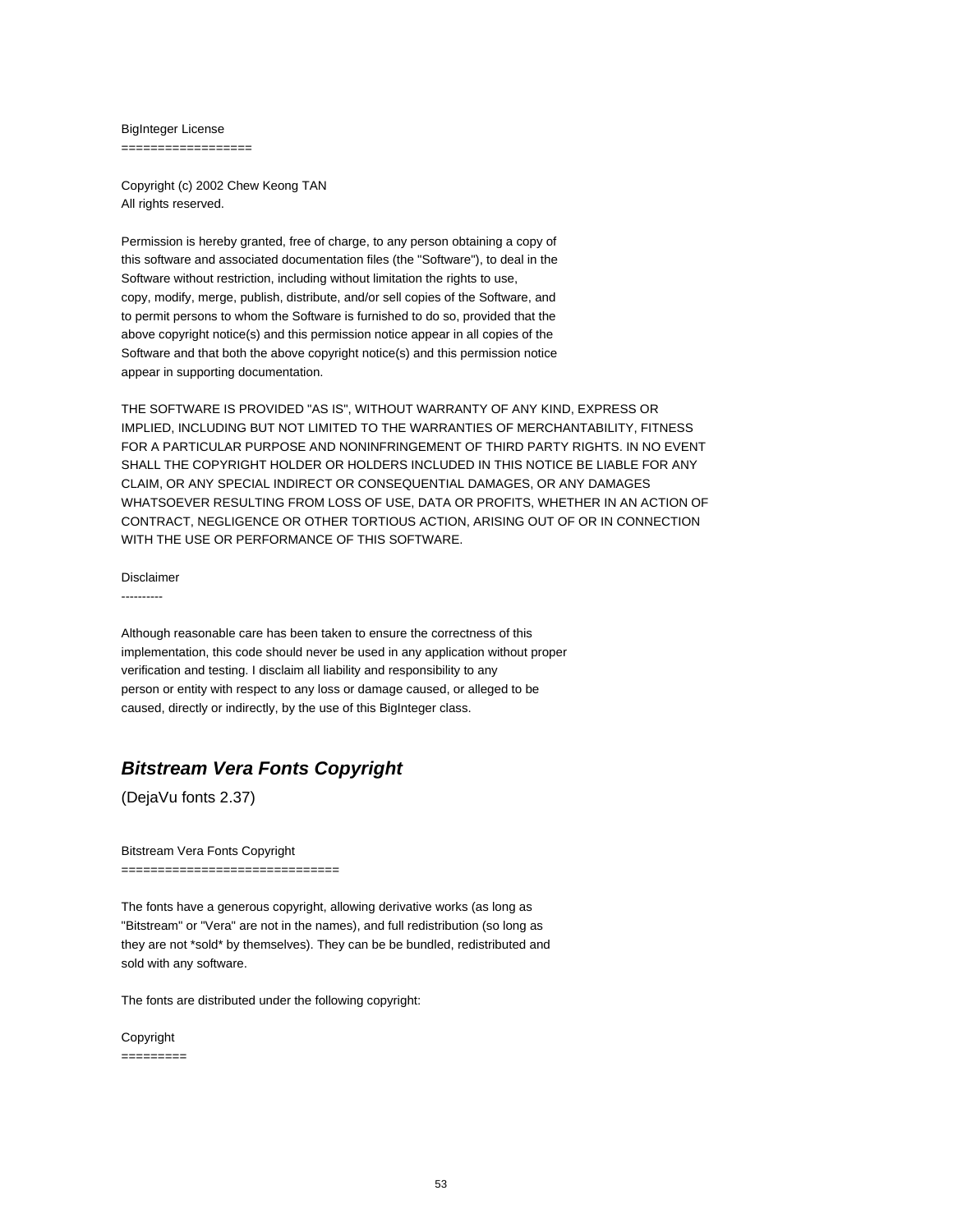BigInteger License
==================

Copyright (c) 2002 Chew Keong TAN
All rights reserved.

Permission is hereby granted, free of charge, to any person obtaining a copy of this software and associated documentation files (the "Software"), to deal in the Software without restriction, including without limitation the rights to use, copy, modify, merge, publish, distribute, and/or sell copies of the Software, and to permit persons to whom the Software is furnished to do so, provided that the above copyright notice(s) and this permission notice appear in all copies of the Software and that both the above copyright notice(s) and this permission notice appear in supporting documentation.

THE SOFTWARE IS PROVIDED "AS IS", WITHOUT WARRANTY OF ANY KIND, EXPRESS OR IMPLIED, INCLUDING BUT NOT LIMITED TO THE WARRANTIES OF MERCHANTABILITY, FITNESS FOR A PARTICULAR PURPOSE AND NONINFRINGEMENT OF THIRD PARTY RIGHTS. IN NO EVENT SHALL THE COPYRIGHT HOLDER OR HOLDERS INCLUDED IN THIS NOTICE BE LIABLE FOR ANY CLAIM, OR ANY SPECIAL INDIRECT OR CONSEQUENTIAL DAMAGES, OR ANY DAMAGES WHATSOEVER RESULTING FROM LOSS OF USE, DATA OR PROFITS, WHETHER IN AN ACTION OF CONTRACT, NEGLIGENCE OR OTHER TORTIOUS ACTION, ARISING OUT OF OR IN CONNECTION WITH THE USE OR PERFORMANCE OF THIS SOFTWARE.

Disclaimer
----------

Although reasonable care has been taken to ensure the correctness of this implementation, this code should never be used in any application without proper verification and testing. I disclaim all liability and responsibility to any person or entity with respect to any loss or damage caused, or alleged to be caused, directly or indirectly, by the use of this BigInteger class.

## *Bitstream Vera Fonts Copyright*

(DejaVu fonts 2.37)

Bitstream Vera Fonts Copyright
==============================

The fonts have a generous copyright, allowing derivative works (as long as "Bitstream" or "Vera" are not in the names), and full redistribution (so long as they are not *sold* by themselves). They can be be bundled, redistributed and sold with any software.

The fonts are distributed under the following copyright:

Copyright
=========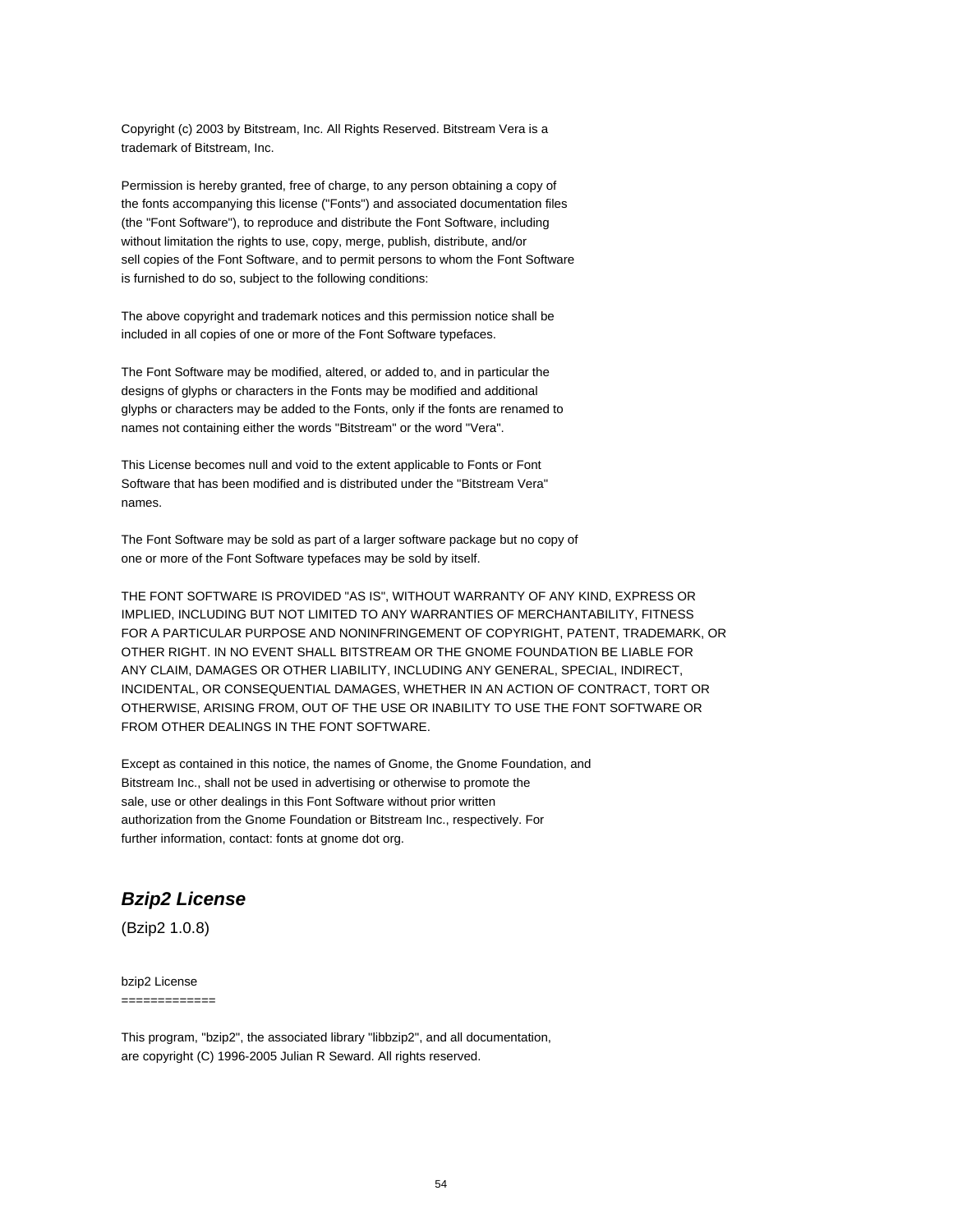Copyright (c) 2003 by Bitstream, Inc. All Rights Reserved. Bitstream Vera is a trademark of Bitstream, Inc.

Permission is hereby granted, free of charge, to any person obtaining a copy of the fonts accompanying this license ("Fonts") and associated documentation files (the "Font Software"), to reproduce and distribute the Font Software, including without limitation the rights to use, copy, merge, publish, distribute, and/or sell copies of the Font Software, and to permit persons to whom the Font Software is furnished to do so, subject to the following conditions:

The above copyright and trademark notices and this permission notice shall be included in all copies of one or more of the Font Software typefaces.

The Font Software may be modified, altered, or added to, and in particular the designs of glyphs or characters in the Fonts may be modified and additional glyphs or characters may be added to the Fonts, only if the fonts are renamed to names not containing either the words "Bitstream" or the word "Vera".

This License becomes null and void to the extent applicable to Fonts or Font Software that has been modified and is distributed under the "Bitstream Vera" names.

The Font Software may be sold as part of a larger software package but no copy of one or more of the Font Software typefaces may be sold by itself.

THE FONT SOFTWARE IS PROVIDED "AS IS", WITHOUT WARRANTY OF ANY KIND, EXPRESS OR IMPLIED, INCLUDING BUT NOT LIMITED TO ANY WARRANTIES OF MERCHANTABILITY, FITNESS FOR A PARTICULAR PURPOSE AND NONINFRINGEMENT OF COPYRIGHT, PATENT, TRADEMARK, OR OTHER RIGHT. IN NO EVENT SHALL BITSTREAM OR THE GNOME FOUNDATION BE LIABLE FOR ANY CLAIM, DAMAGES OR OTHER LIABILITY, INCLUDING ANY GENERAL, SPECIAL, INDIRECT, INCIDENTAL, OR CONSEQUENTIAL DAMAGES, WHETHER IN AN ACTION OF CONTRACT, TORT OR OTHERWISE, ARISING FROM, OUT OF THE USE OR INABILITY TO USE THE FONT SOFTWARE OR FROM OTHER DEALINGS IN THE FONT SOFTWARE.

Except as contained in this notice, the names of Gnome, the Gnome Foundation, and Bitstream Inc., shall not be used in advertising or otherwise to promote the sale, use or other dealings in this Font Software without prior written authorization from the Gnome Foundation or Bitstream Inc., respectively. For further information, contact: fonts at gnome dot org.

## ***Bzip2 License***

(Bzip2 1.0.8)

bzip2 License
=============

This program, "bzip2", the associated library "libbzip2", and all documentation, are copyright (C) 1996-2005 Julian R Seward. All rights reserved.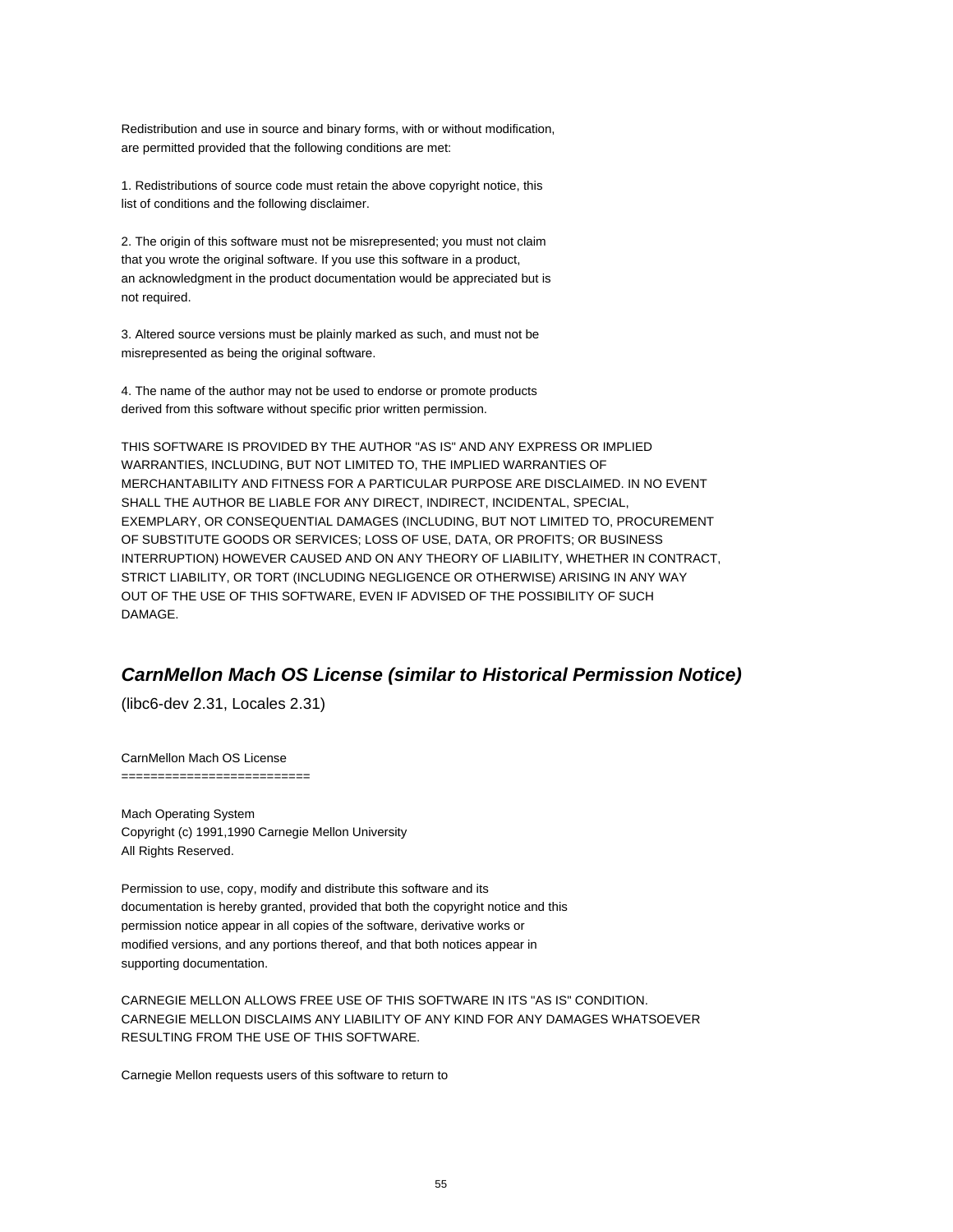Redistribution and use in source and binary forms, with or without modification,
are permitted provided that the following conditions are met:

1. Redistributions of source code must retain the above copyright notice, this
list of conditions and the following disclaimer.

2. The origin of this software must not be misrepresented; you must not claim
that you wrote the original software. If you use this software in a product,
an acknowledgment in the product documentation would be appreciated but is
not required.

3. Altered source versions must be plainly marked as such, and must not be
misrepresented as being the original software.

4. The name of the author may not be used to endorse or promote products
derived from this software without specific prior written permission.

THIS SOFTWARE IS PROVIDED BY THE AUTHOR "AS IS" AND ANY EXPRESS OR IMPLIED
WARRANTIES, INCLUDING, BUT NOT LIMITED TO, THE IMPLIED WARRANTIES OF
MERCHANTABILITY AND FITNESS FOR A PARTICULAR PURPOSE ARE DISCLAIMED. IN NO EVENT
SHALL THE AUTHOR BE LIABLE FOR ANY DIRECT, INDIRECT, INCIDENTAL, SPECIAL,
EXEMPLARY, OR CONSEQUENTIAL DAMAGES (INCLUDING, BUT NOT LIMITED TO, PROCUREMENT
OF SUBSTITUTE GOODS OR SERVICES; LOSS OF USE, DATA, OR PROFITS; OR BUSINESS
INTERRUPTION) HOWEVER CAUSED AND ON ANY THEORY OF LIABILITY, WHETHER IN CONTRACT,
STRICT LIABILITY, OR TORT (INCLUDING NEGLIGENCE OR OTHERWISE) ARISING IN ANY WAY
OUT OF THE USE OF THIS SOFTWARE, EVEN IF ADVISED OF THE POSSIBILITY OF SUCH
DAMAGE.

## *CarnMellon Mach OS License (similar to Historical Permission Notice)*

(libc6-dev 2.31, Locales 2.31)

CarnMellon Mach OS License
==========================

Mach Operating System
Copyright (c) 1991,1990 Carnegie Mellon University
All Rights Reserved.

Permission to use, copy, modify and distribute this software and its
documentation is hereby granted, provided that both the copyright notice and this
permission notice appear in all copies of the software, derivative works or
modified versions, and any portions thereof, and that both notices appear in
supporting documentation.

CARNEGIE MELLON ALLOWS FREE USE OF THIS SOFTWARE IN ITS "AS IS" CONDITION.
CARNEGIE MELLON DISCLAIMS ANY LIABILITY OF ANY KIND FOR ANY DAMAGES WHATSOEVER
RESULTING FROM THE USE OF THIS SOFTWARE.

Carnegie Mellon requests users of this software to return to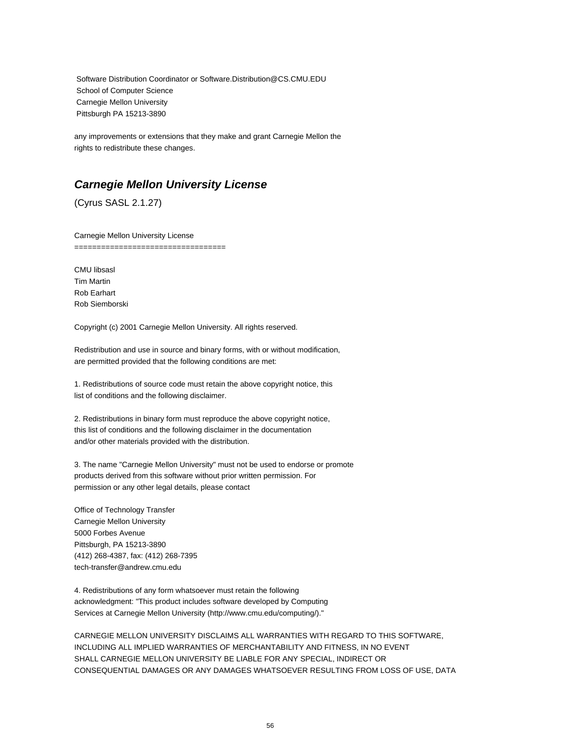Software Distribution Coordinator or Software.Distribution@CS.CMU.EDU
School of Computer Science
Carnegie Mellon University
Pittsburgh PA 15213-3890

any improvements or extensions that they make and grant Carnegie Mellon the
rights to redistribute these changes.

## *Carnegie Mellon University License*

(Cyrus SASL 2.1.27)

Carnegie Mellon University License
==================================

CMU libsasl
Tim Martin
Rob Earhart
Rob Siemborski

Copyright (c) 2001 Carnegie Mellon University. All rights reserved.

Redistribution and use in source and binary forms, with or without modification,
are permitted provided that the following conditions are met:

1. Redistributions of source code must retain the above copyright notice, this
list of conditions and the following disclaimer.

2. Redistributions in binary form must reproduce the above copyright notice,
this list of conditions and the following disclaimer in the documentation
and/or other materials provided with the distribution.

3. The name "Carnegie Mellon University" must not be used to endorse or promote
products derived from this software without prior written permission. For
permission or any other legal details, please contact

Office of Technology Transfer
Carnegie Mellon University
5000 Forbes Avenue
Pittsburgh, PA 15213-3890
(412) 268-4387, fax: (412) 268-7395
tech-transfer@andrew.cmu.edu

4. Redistributions of any form whatsoever must retain the following
acknowledgment: "This product includes software developed by Computing
Services at Carnegie Mellon University (http://www.cmu.edu/computing/)."

CARNEGIE MELLON UNIVERSITY DISCLAIMS ALL WARRANTIES WITH REGARD TO THIS SOFTWARE,
INCLUDING ALL IMPLIED WARRANTIES OF MERCHANTABILITY AND FITNESS, IN NO EVENT
SHALL CARNEGIE MELLON UNIVERSITY BE LIABLE FOR ANY SPECIAL, INDIRECT OR
CONSEQUENTIAL DAMAGES OR ANY DAMAGES WHATSOEVER RESULTING FROM LOSS OF USE, DATA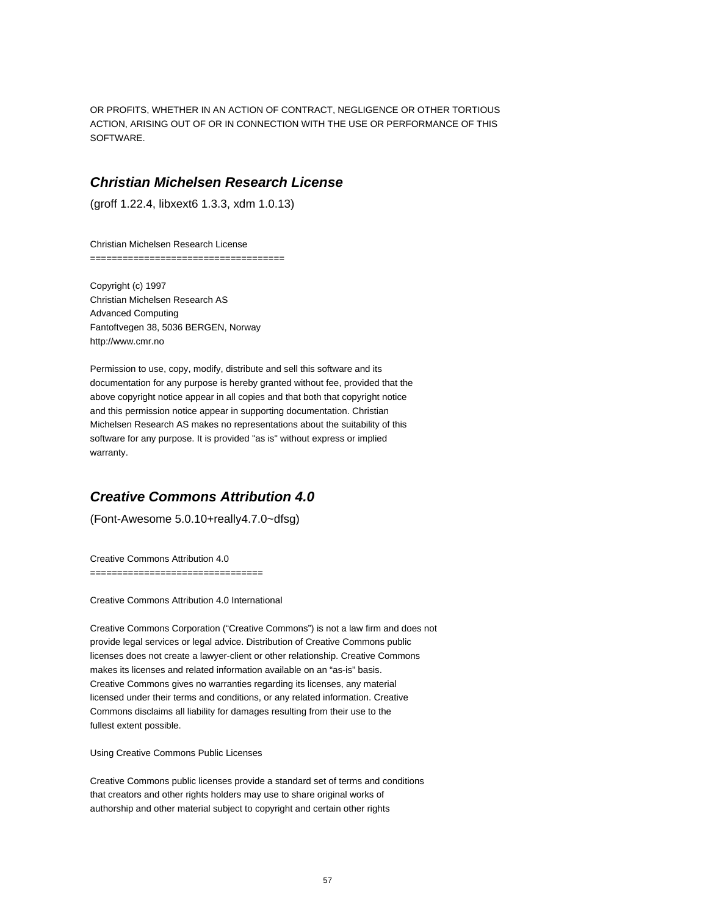OR PROFITS, WHETHER IN AN ACTION OF CONTRACT, NEGLIGENCE OR OTHER TORTIOUS ACTION, ARISING OUT OF OR IN CONNECTION WITH THE USE OR PERFORMANCE OF THIS SOFTWARE.

## ***Christian Michelsen Research License***

(groff 1.22.4, libxext6 1.3.3, xdm 1.0.13)

Christian Michelsen Research License
====================================

Copyright (c) 1997
Christian Michelsen Research AS
Advanced Computing
Fantoftvegen 38, 5036 BERGEN, Norway
http://www.cmr.no

Permission to use, copy, modify, distribute and sell this software and its documentation for any purpose is hereby granted without fee, provided that the above copyright notice appear in all copies and that both that copyright notice and this permission notice appear in supporting documentation. Christian Michelsen Research AS makes no representations about the suitability of this software for any purpose. It is provided "as is" without express or implied warranty.

## ***Creative Commons Attribution 4.0***

(Font-Awesome 5.0.10+really4.7.0~dfsg)

Creative Commons Attribution 4.0
================================

Creative Commons Attribution 4.0 International

Creative Commons Corporation ("Creative Commons") is not a law firm and does not provide legal services or legal advice. Distribution of Creative Commons public licenses does not create a lawyer-client or other relationship. Creative Commons makes its licenses and related information available on an "as-is" basis. Creative Commons gives no warranties regarding its licenses, any material licensed under their terms and conditions, or any related information. Creative Commons disclaims all liability for damages resulting from their use to the fullest extent possible.

Using Creative Commons Public Licenses

Creative Commons public licenses provide a standard set of terms and conditions that creators and other rights holders may use to share original works of authorship and other material subject to copyright and certain other rights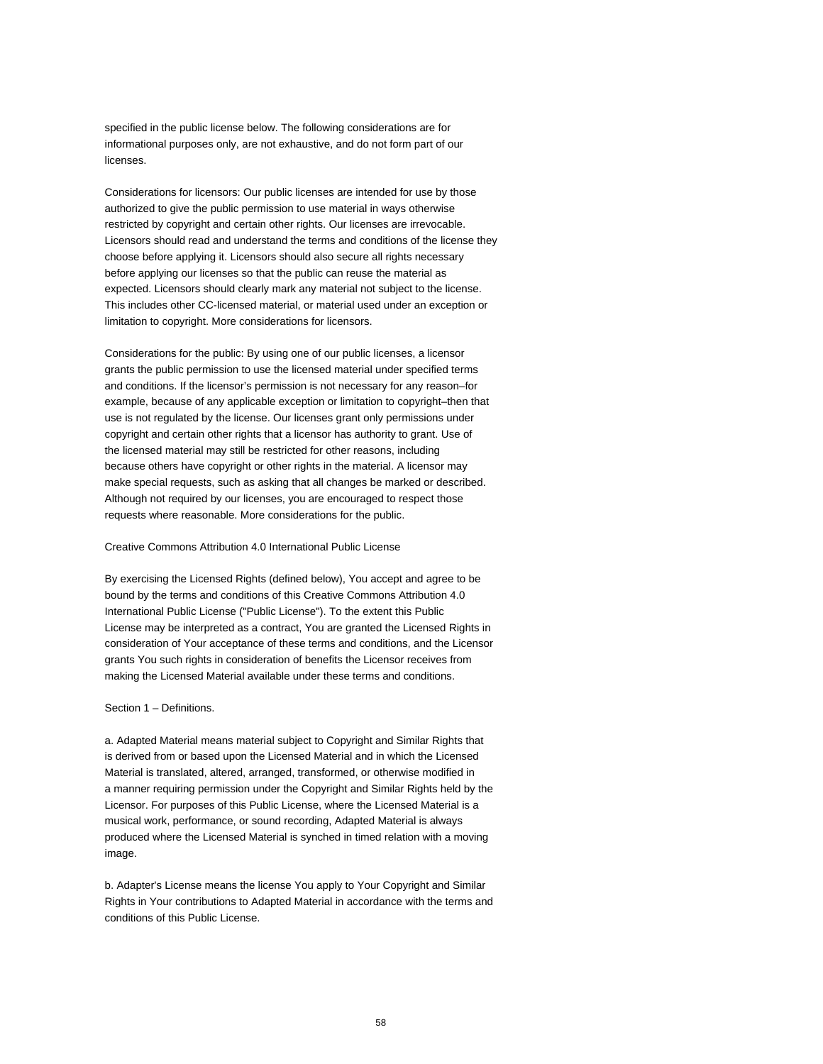specified in the public license below. The following considerations are for informational purposes only, are not exhaustive, and do not form part of our licenses.

Considerations for licensors: Our public licenses are intended for use by those authorized to give the public permission to use material in ways otherwise restricted by copyright and certain other rights. Our licenses are irrevocable. Licensors should read and understand the terms and conditions of the license they choose before applying it. Licensors should also secure all rights necessary before applying our licenses so that the public can reuse the material as expected. Licensors should clearly mark any material not subject to the license. This includes other CC-licensed material, or material used under an exception or limitation to copyright. More considerations for licensors.

Considerations for the public: By using one of our public licenses, a licensor grants the public permission to use the licensed material under specified terms and conditions. If the licensor's permission is not necessary for any reason–for example, because of any applicable exception or limitation to copyright–then that use is not regulated by the license. Our licenses grant only permissions under copyright and certain other rights that a licensor has authority to grant. Use of the licensed material may still be restricted for other reasons, including because others have copyright or other rights in the material. A licensor may make special requests, such as asking that all changes be marked or described. Although not required by our licenses, you are encouraged to respect those requests where reasonable. More considerations for the public.

Creative Commons Attribution 4.0 International Public License

By exercising the Licensed Rights (defined below), You accept and agree to be bound by the terms and conditions of this Creative Commons Attribution 4.0 International Public License ("Public License"). To the extent this Public License may be interpreted as a contract, You are granted the Licensed Rights in consideration of Your acceptance of these terms and conditions, and the Licensor grants You such rights in consideration of benefits the Licensor receives from making the Licensed Material available under these terms and conditions.

Section 1 – Definitions.

a. Adapted Material means material subject to Copyright and Similar Rights that is derived from or based upon the Licensed Material and in which the Licensed Material is translated, altered, arranged, transformed, or otherwise modified in a manner requiring permission under the Copyright and Similar Rights held by the Licensor. For purposes of this Public License, where the Licensed Material is a musical work, performance, or sound recording, Adapted Material is always produced where the Licensed Material is synched in timed relation with a moving image.

b. Adapter's License means the license You apply to Your Copyright and Similar Rights in Your contributions to Adapted Material in accordance with the terms and conditions of this Public License.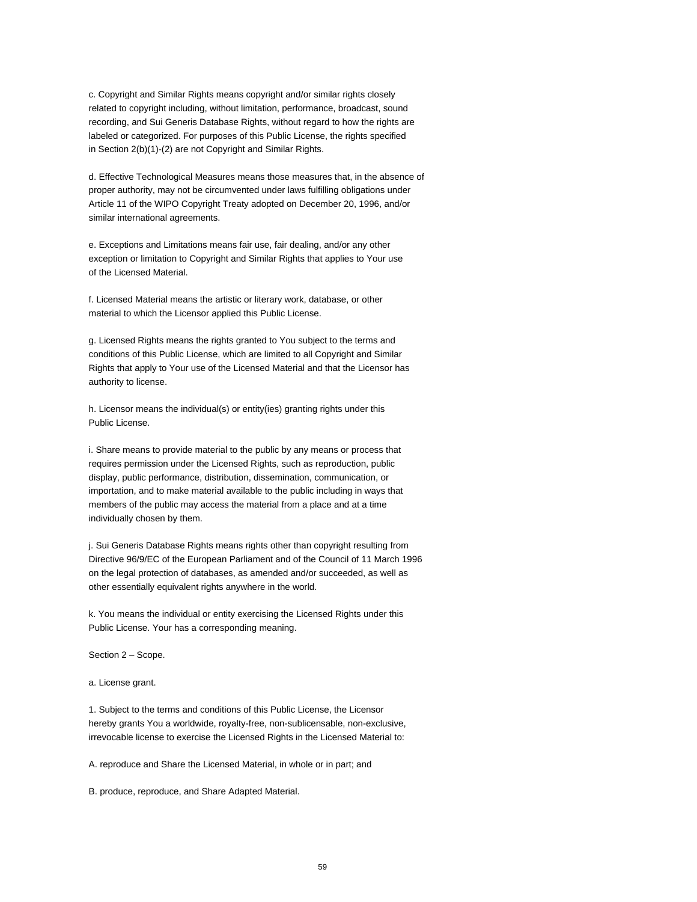c. Copyright and Similar Rights means copyright and/or similar rights closely related to copyright including, without limitation, performance, broadcast, sound recording, and Sui Generis Database Rights, without regard to how the rights are labeled or categorized. For purposes of this Public License, the rights specified in Section 2(b)(1)-(2) are not Copyright and Similar Rights.

d. Effective Technological Measures means those measures that, in the absence of proper authority, may not be circumvented under laws fulfilling obligations under Article 11 of the WIPO Copyright Treaty adopted on December 20, 1996, and/or similar international agreements.

e. Exceptions and Limitations means fair use, fair dealing, and/or any other exception or limitation to Copyright and Similar Rights that applies to Your use of the Licensed Material.

f. Licensed Material means the artistic or literary work, database, or other material to which the Licensor applied this Public License.

g. Licensed Rights means the rights granted to You subject to the terms and conditions of this Public License, which are limited to all Copyright and Similar Rights that apply to Your use of the Licensed Material and that the Licensor has authority to license.

h. Licensor means the individual(s) or entity(ies) granting rights under this Public License.

i. Share means to provide material to the public by any means or process that requires permission under the Licensed Rights, such as reproduction, public display, public performance, distribution, dissemination, communication, or importation, and to make material available to the public including in ways that members of the public may access the material from a place and at a time individually chosen by them.

j. Sui Generis Database Rights means rights other than copyright resulting from Directive 96/9/EC of the European Parliament and of the Council of 11 March 1996 on the legal protection of databases, as amended and/or succeeded, as well as other essentially equivalent rights anywhere in the world.

k. You means the individual or entity exercising the Licensed Rights under this Public License. Your has a corresponding meaning.

Section 2 – Scope.

a. License grant.

1. Subject to the terms and conditions of this Public License, the Licensor hereby grants You a worldwide, royalty-free, non-sublicensable, non-exclusive, irrevocable license to exercise the Licensed Rights in the Licensed Material to:

A. reproduce and Share the Licensed Material, in whole or in part; and

B. produce, reproduce, and Share Adapted Material.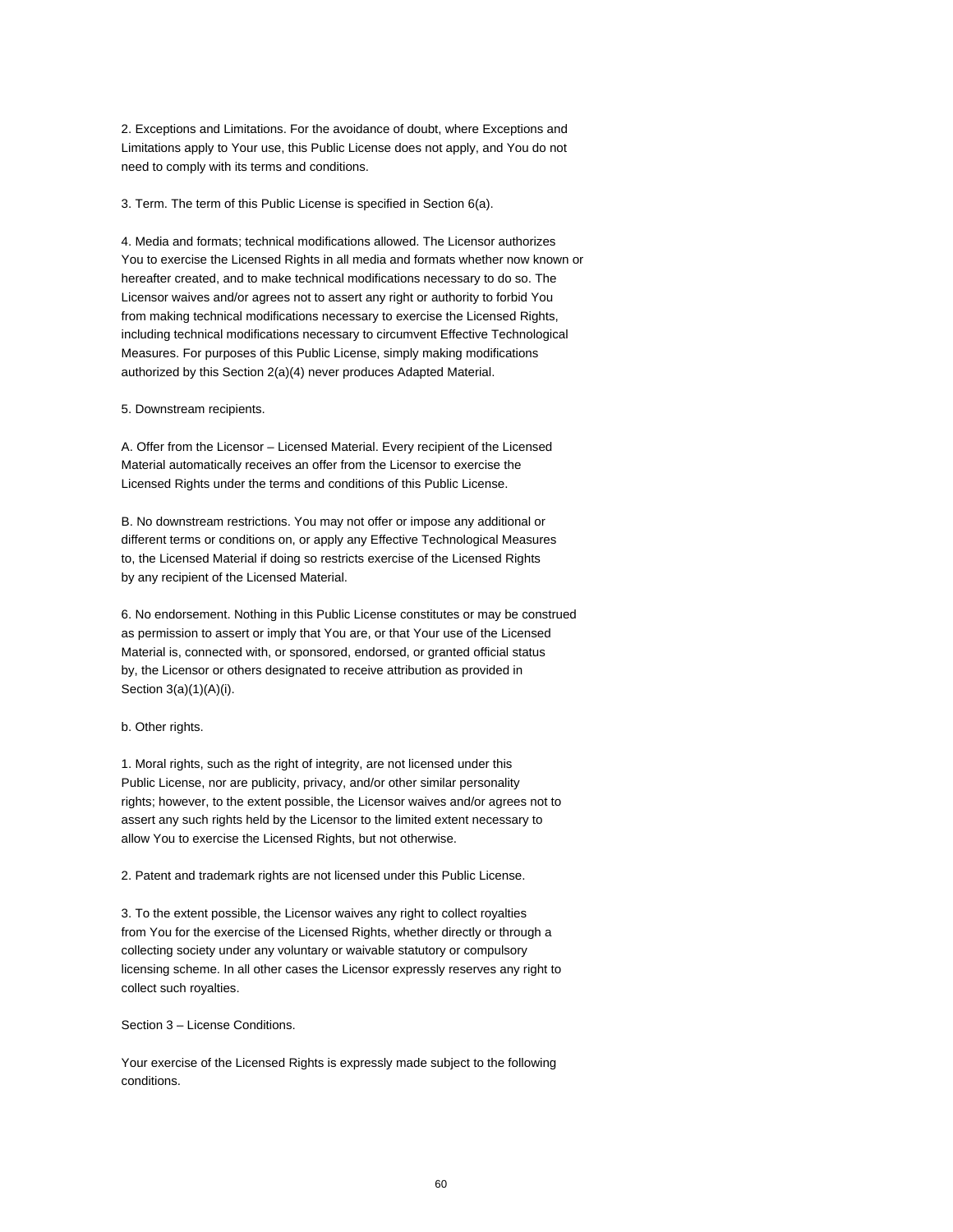2. Exceptions and Limitations. For the avoidance of doubt, where Exceptions and Limitations apply to Your use, this Public License does not apply, and You do not need to comply with its terms and conditions.

3. Term. The term of this Public License is specified in Section 6(a).

4. Media and formats; technical modifications allowed. The Licensor authorizes You to exercise the Licensed Rights in all media and formats whether now known or hereafter created, and to make technical modifications necessary to do so. The Licensor waives and/or agrees not to assert any right or authority to forbid You from making technical modifications necessary to exercise the Licensed Rights, including technical modifications necessary to circumvent Effective Technological Measures. For purposes of this Public License, simply making modifications authorized by this Section 2(a)(4) never produces Adapted Material.

5. Downstream recipients.

A. Offer from the Licensor – Licensed Material. Every recipient of the Licensed Material automatically receives an offer from the Licensor to exercise the Licensed Rights under the terms and conditions of this Public License.

B. No downstream restrictions. You may not offer or impose any additional or different terms or conditions on, or apply any Effective Technological Measures to, the Licensed Material if doing so restricts exercise of the Licensed Rights by any recipient of the Licensed Material.

6. No endorsement. Nothing in this Public License constitutes or may be construed as permission to assert or imply that You are, or that Your use of the Licensed Material is, connected with, or sponsored, endorsed, or granted official status by, the Licensor or others designated to receive attribution as provided in Section 3(a)(1)(A)(i).

b. Other rights.

1. Moral rights, such as the right of integrity, are not licensed under this Public License, nor are publicity, privacy, and/or other similar personality rights; however, to the extent possible, the Licensor waives and/or agrees not to assert any such rights held by the Licensor to the limited extent necessary to allow You to exercise the Licensed Rights, but not otherwise.

2. Patent and trademark rights are not licensed under this Public License.

3. To the extent possible, the Licensor waives any right to collect royalties from You for the exercise of the Licensed Rights, whether directly or through a collecting society under any voluntary or waivable statutory or compulsory licensing scheme. In all other cases the Licensor expressly reserves any right to collect such royalties.

Section 3 – License Conditions.

Your exercise of the Licensed Rights is expressly made subject to the following conditions.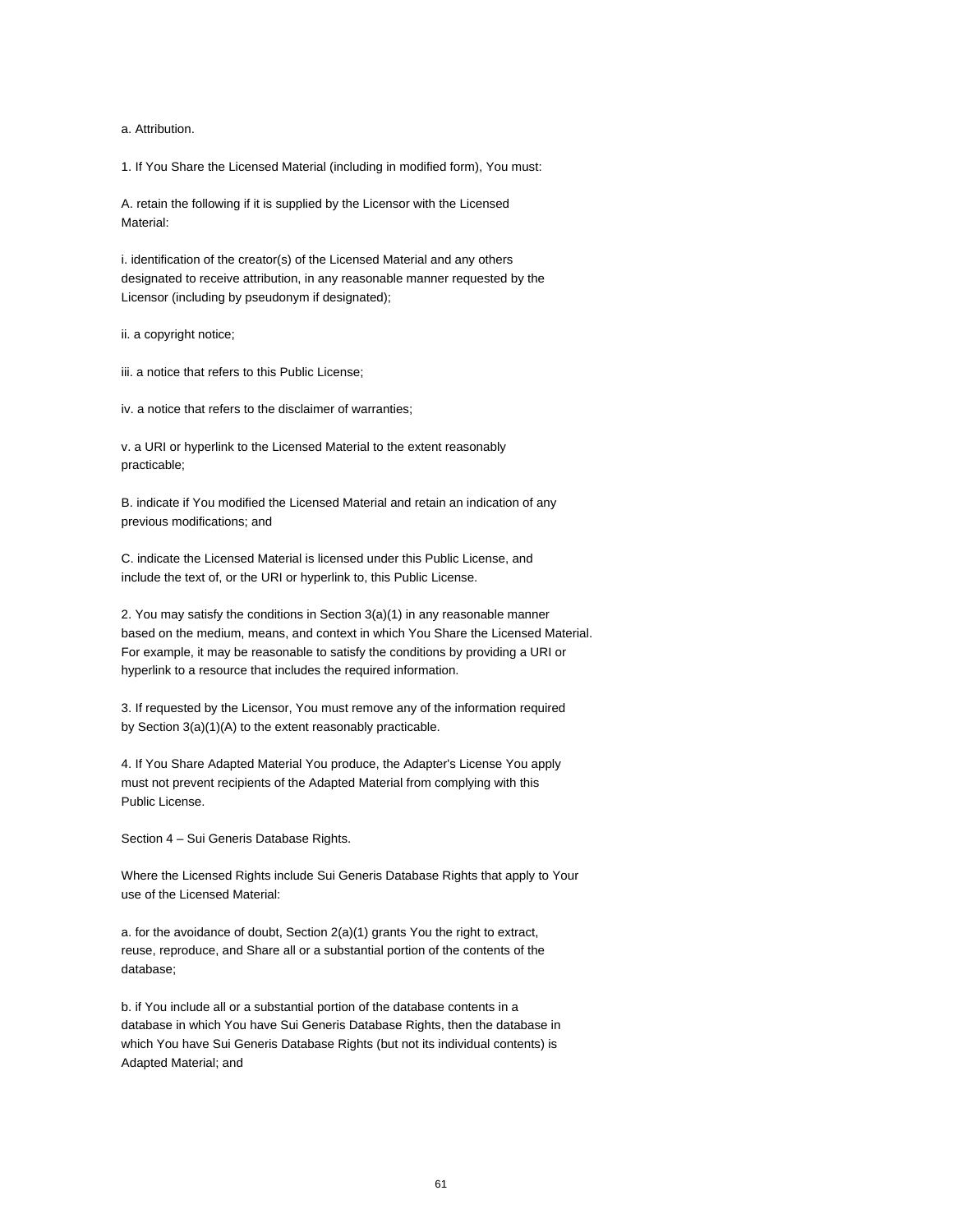a. Attribution.

1. If You Share the Licensed Material (including in modified form), You must:

A. retain the following if it is supplied by the Licensor with the Licensed Material:

i. identification of the creator(s) of the Licensed Material and any others designated to receive attribution, in any reasonable manner requested by the Licensor (including by pseudonym if designated);

ii. a copyright notice;

iii. a notice that refers to this Public License;

iv. a notice that refers to the disclaimer of warranties;

v. a URI or hyperlink to the Licensed Material to the extent reasonably practicable;

B. indicate if You modified the Licensed Material and retain an indication of any previous modifications; and

C. indicate the Licensed Material is licensed under this Public License, and include the text of, or the URI or hyperlink to, this Public License.

2. You may satisfy the conditions in Section 3(a)(1) in any reasonable manner based on the medium, means, and context in which You Share the Licensed Material. For example, it may be reasonable to satisfy the conditions by providing a URI or hyperlink to a resource that includes the required information.

3. If requested by the Licensor, You must remove any of the information required by Section 3(a)(1)(A) to the extent reasonably practicable.

4. If You Share Adapted Material You produce, the Adapter's License You apply must not prevent recipients of the Adapted Material from complying with this Public License.

Section 4 – Sui Generis Database Rights.

Where the Licensed Rights include Sui Generis Database Rights that apply to Your use of the Licensed Material:

a. for the avoidance of doubt, Section 2(a)(1) grants You the right to extract, reuse, reproduce, and Share all or a substantial portion of the contents of the database;

b. if You include all or a substantial portion of the database contents in a database in which You have Sui Generis Database Rights, then the database in which You have Sui Generis Database Rights (but not its individual contents) is Adapted Material; and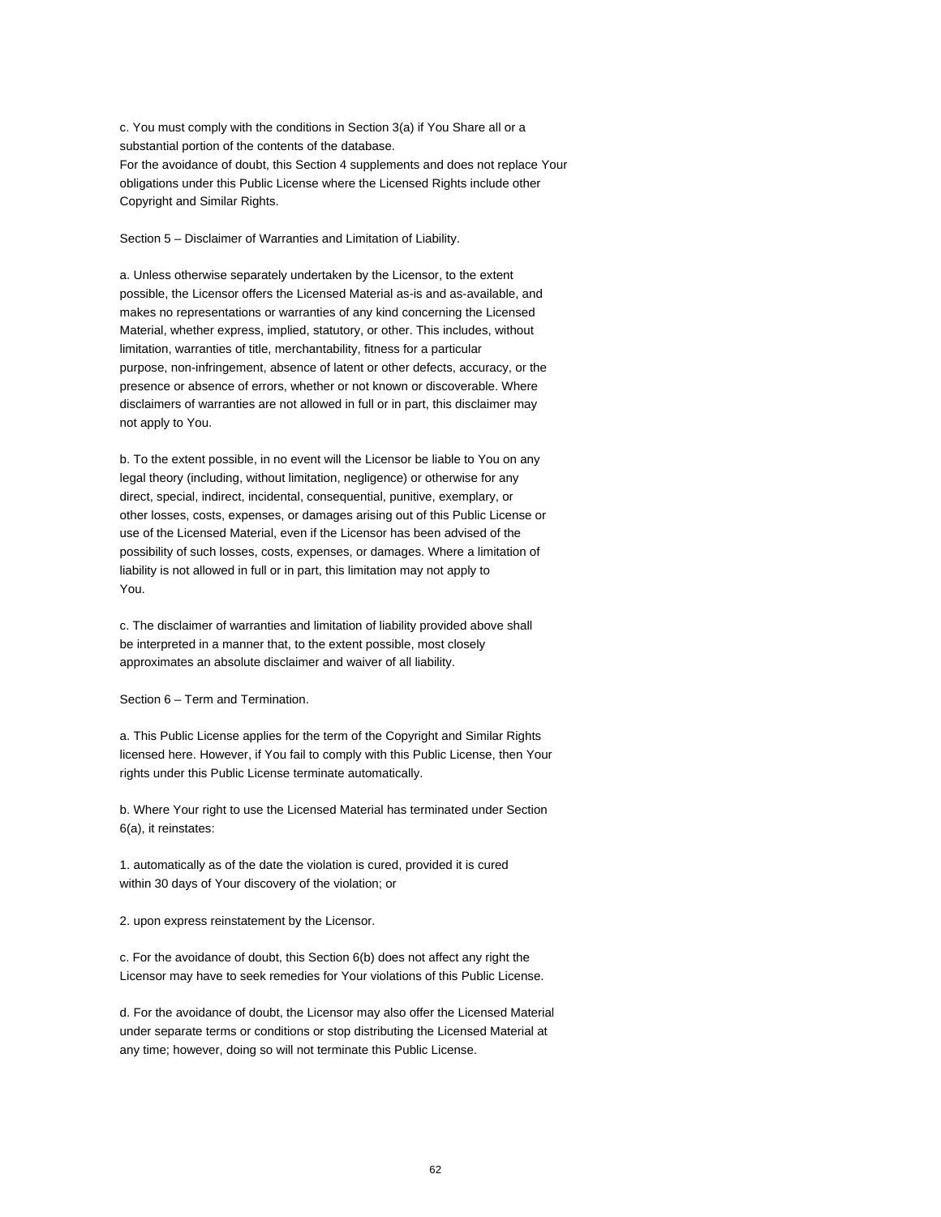c. You must comply with the conditions in Section 3(a) if You Share all or a substantial portion of the contents of the database.
For the avoidance of doubt, this Section 4 supplements and does not replace Your obligations under this Public License where the Licensed Rights include other Copyright and Similar Rights.

Section 5 – Disclaimer of Warranties and Limitation of Liability.

a. Unless otherwise separately undertaken by the Licensor, to the extent possible, the Licensor offers the Licensed Material as-is and as-available, and makes no representations or warranties of any kind concerning the Licensed Material, whether express, implied, statutory, or other. This includes, without limitation, warranties of title, merchantability, fitness for a particular purpose, non-infringement, absence of latent or other defects, accuracy, or the presence or absence of errors, whether or not known or discoverable. Where disclaimers of warranties are not allowed in full or in part, this disclaimer may not apply to You.

b. To the extent possible, in no event will the Licensor be liable to You on any legal theory (including, without limitation, negligence) or otherwise for any direct, special, indirect, incidental, consequential, punitive, exemplary, or other losses, costs, expenses, or damages arising out of this Public License or use of the Licensed Material, even if the Licensor has been advised of the possibility of such losses, costs, expenses, or damages. Where a limitation of liability is not allowed in full or in part, this limitation may not apply to You.

c. The disclaimer of warranties and limitation of liability provided above shall be interpreted in a manner that, to the extent possible, most closely approximates an absolute disclaimer and waiver of all liability.

Section 6 – Term and Termination.

a. This Public License applies for the term of the Copyright and Similar Rights licensed here. However, if You fail to comply with this Public License, then Your rights under this Public License terminate automatically.

b. Where Your right to use the Licensed Material has terminated under Section 6(a), it reinstates:

1. automatically as of the date the violation is cured, provided it is cured within 30 days of Your discovery of the violation; or

2. upon express reinstatement by the Licensor.

c. For the avoidance of doubt, this Section 6(b) does not affect any right the Licensor may have to seek remedies for Your violations of this Public License.

d. For the avoidance of doubt, the Licensor may also offer the Licensed Material under separate terms or conditions or stop distributing the Licensed Material at any time; however, doing so will not terminate this Public License.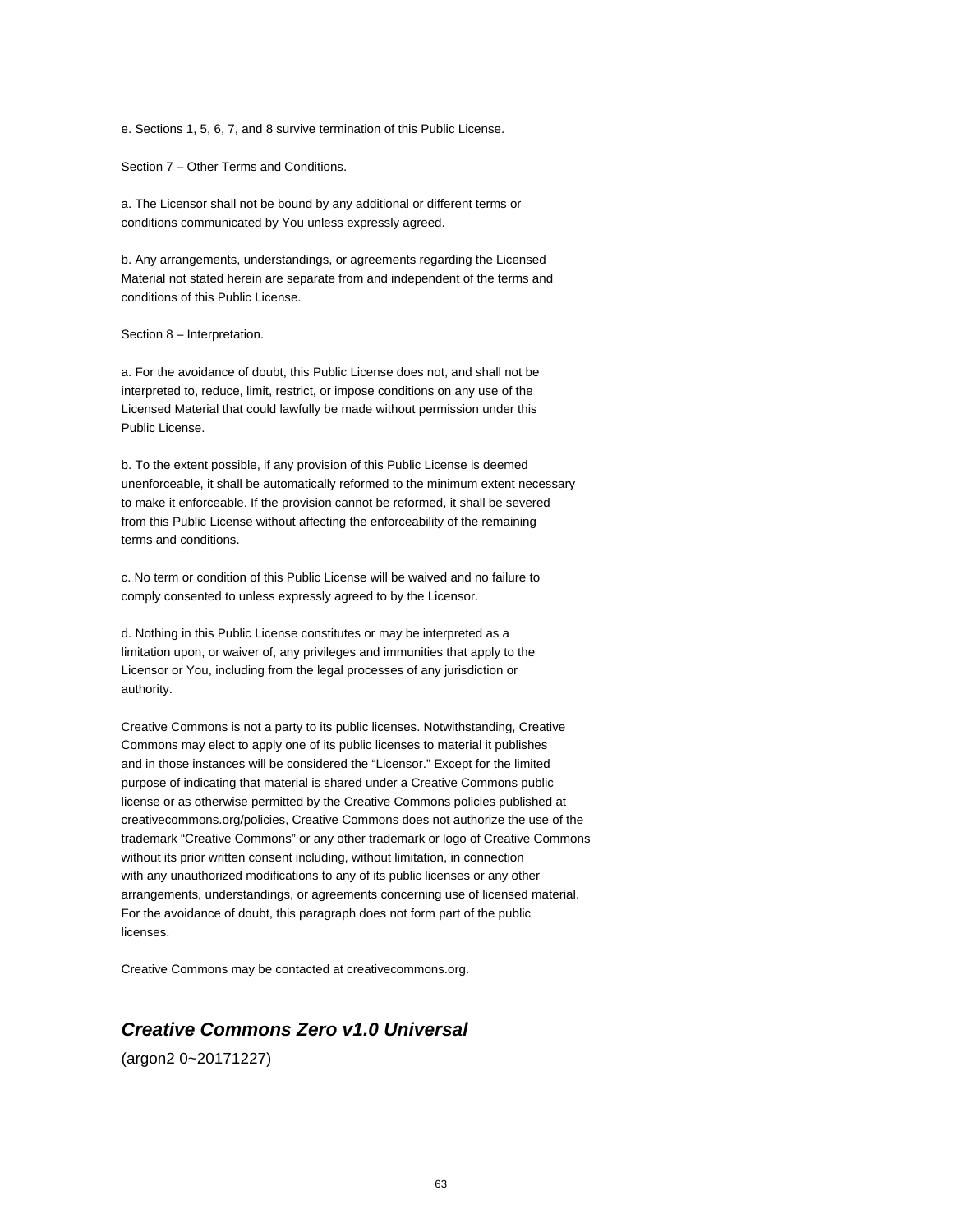e. Sections 1, 5, 6, 7, and 8 survive termination of this Public License.

Section 7 – Other Terms and Conditions.

a. The Licensor shall not be bound by any additional or different terms or conditions communicated by You unless expressly agreed.

b. Any arrangements, understandings, or agreements regarding the Licensed Material not stated herein are separate from and independent of the terms and conditions of this Public License.

Section 8 – Interpretation.

a. For the avoidance of doubt, this Public License does not, and shall not be interpreted to, reduce, limit, restrict, or impose conditions on any use of the Licensed Material that could lawfully be made without permission under this Public License.

b. To the extent possible, if any provision of this Public License is deemed unenforceable, it shall be automatically reformed to the minimum extent necessary to make it enforceable. If the provision cannot be reformed, it shall be severed from this Public License without affecting the enforceability of the remaining terms and conditions.

c. No term or condition of this Public License will be waived and no failure to comply consented to unless expressly agreed to by the Licensor.

d. Nothing in this Public License constitutes or may be interpreted as a limitation upon, or waiver of, any privileges and immunities that apply to the Licensor or You, including from the legal processes of any jurisdiction or authority.

Creative Commons is not a party to its public licenses. Notwithstanding, Creative Commons may elect to apply one of its public licenses to material it publishes and in those instances will be considered the “Licensor.” Except for the limited purpose of indicating that material is shared under a Creative Commons public license or as otherwise permitted by the Creative Commons policies published at creativecommons.org/policies, Creative Commons does not authorize the use of the trademark “Creative Commons” or any other trademark or logo of Creative Commons without its prior written consent including, without limitation, in connection with any unauthorized modifications to any of its public licenses or any other arrangements, understandings, or agreements concerning use of licensed material. For the avoidance of doubt, this paragraph does not form part of the public licenses.

Creative Commons may be contacted at creativecommons.org.

## ***Creative Commons Zero v1.0 Universal***

(argon2 0~20171227)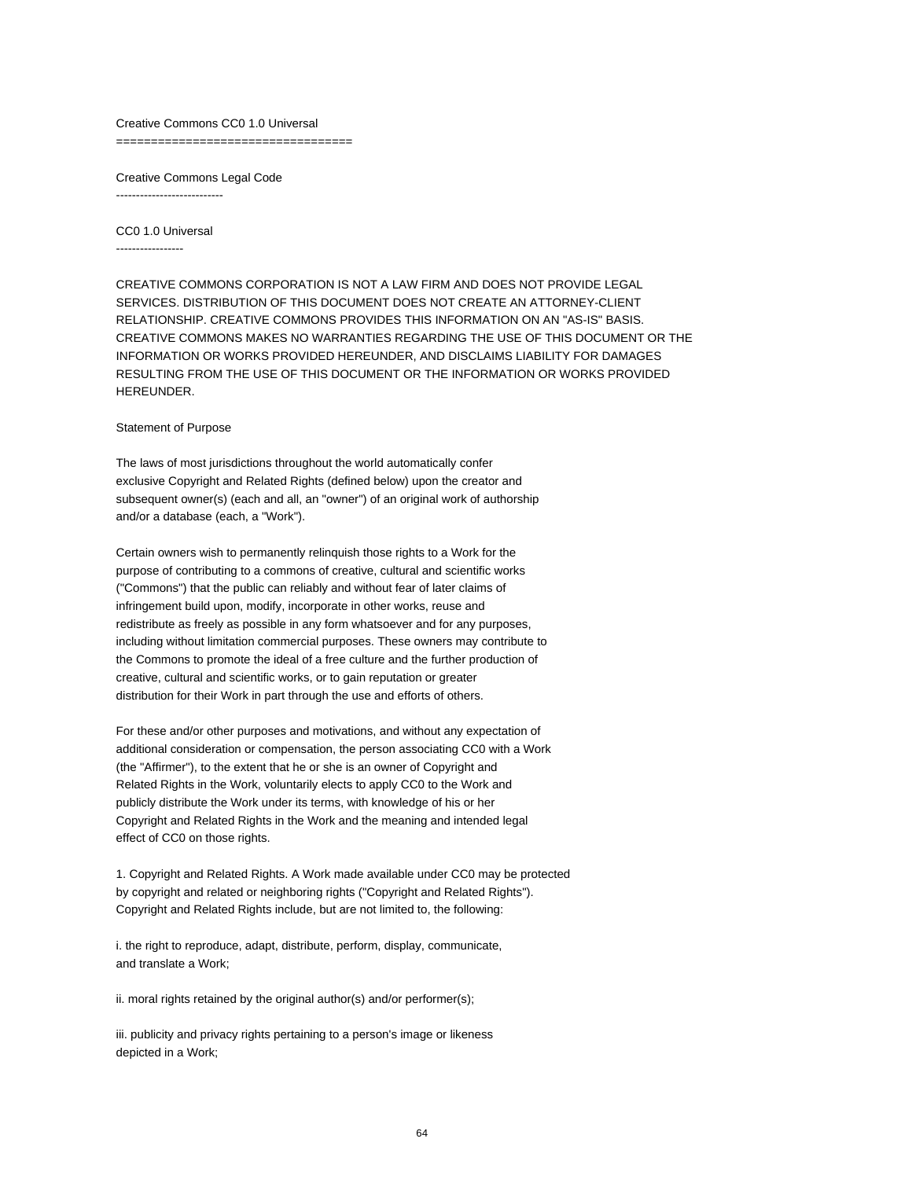Creative Commons CC0 1.0 Universal
==================================

Creative Commons Legal Code
---------------------------

CC0 1.0 Universal
-----------------

CREATIVE COMMONS CORPORATION IS NOT A LAW FIRM AND DOES NOT PROVIDE LEGAL SERVICES. DISTRIBUTION OF THIS DOCUMENT DOES NOT CREATE AN ATTORNEY-CLIENT RELATIONSHIP. CREATIVE COMMONS PROVIDES THIS INFORMATION ON AN "AS-IS" BASIS. CREATIVE COMMONS MAKES NO WARRANTIES REGARDING THE USE OF THIS DOCUMENT OR THE INFORMATION OR WORKS PROVIDED HEREUNDER, AND DISCLAIMS LIABILITY FOR DAMAGES RESULTING FROM THE USE OF THIS DOCUMENT OR THE INFORMATION OR WORKS PROVIDED HEREUNDER.

Statement of Purpose

The laws of most jurisdictions throughout the world automatically confer exclusive Copyright and Related Rights (defined below) upon the creator and subsequent owner(s) (each and all, an "owner") of an original work of authorship and/or a database (each, a "Work").

Certain owners wish to permanently relinquish those rights to a Work for the purpose of contributing to a commons of creative, cultural and scientific works ("Commons") that the public can reliably and without fear of later claims of infringement build upon, modify, incorporate in other works, reuse and redistribute as freely as possible in any form whatsoever and for any purposes, including without limitation commercial purposes. These owners may contribute to the Commons to promote the ideal of a free culture and the further production of creative, cultural and scientific works, or to gain reputation or greater distribution for their Work in part through the use and efforts of others.

For these and/or other purposes and motivations, and without any expectation of additional consideration or compensation, the person associating CC0 with a Work (the "Affirmer"), to the extent that he or she is an owner of Copyright and Related Rights in the Work, voluntarily elects to apply CC0 to the Work and publicly distribute the Work under its terms, with knowledge of his or her Copyright and Related Rights in the Work and the meaning and intended legal effect of CC0 on those rights.

1. Copyright and Related Rights. A Work made available under CC0 may be protected by copyright and related or neighboring rights ("Copyright and Related Rights"). Copyright and Related Rights include, but are not limited to, the following:

i. the right to reproduce, adapt, distribute, perform, display, communicate, and translate a Work;

ii. moral rights retained by the original author(s) and/or performer(s);

iii. publicity and privacy rights pertaining to a person's image or likeness depicted in a Work;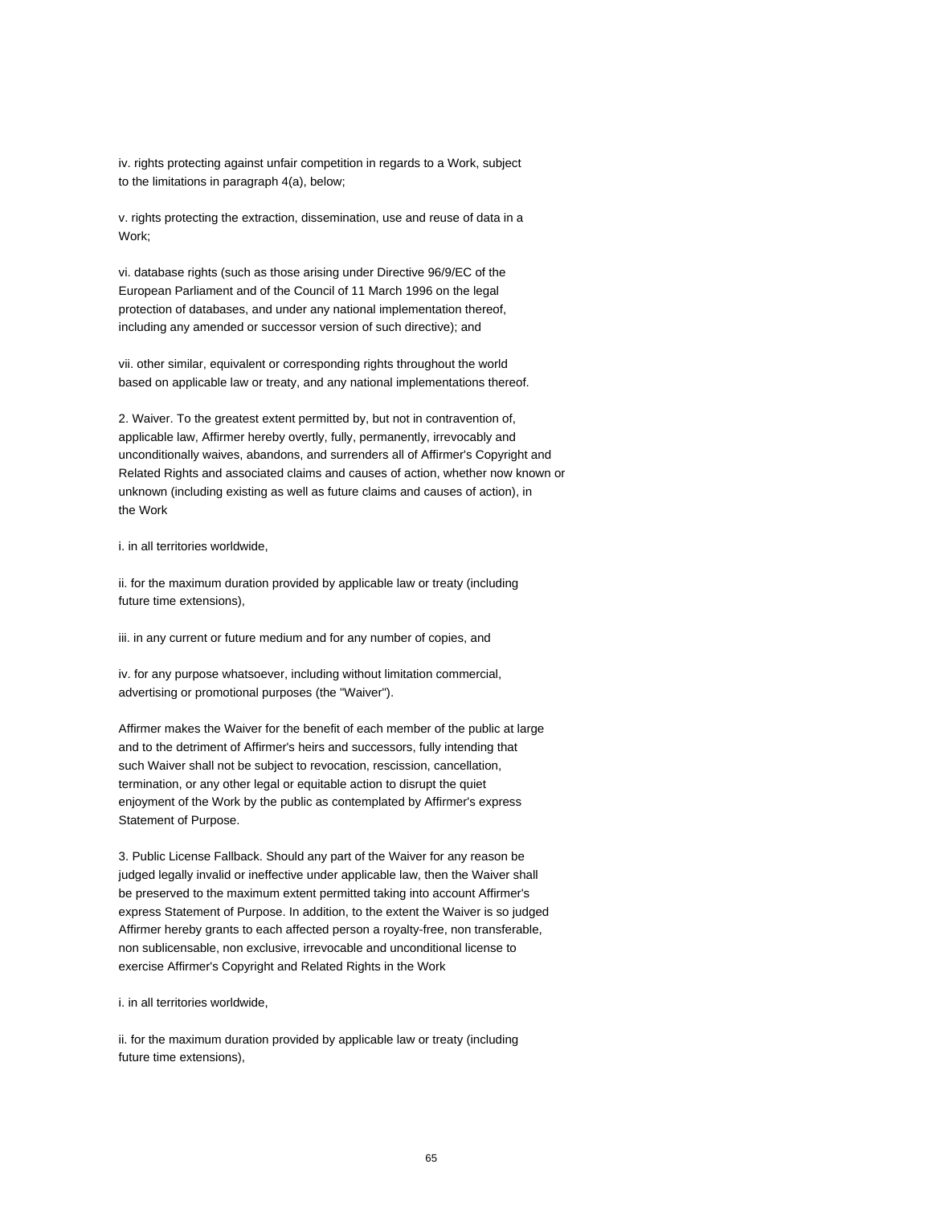iv. rights protecting against unfair competition in regards to a Work, subject to the limitations in paragraph 4(a), below;

v. rights protecting the extraction, dissemination, use and reuse of data in a Work;

vi. database rights (such as those arising under Directive 96/9/EC of the European Parliament and of the Council of 11 March 1996 on the legal protection of databases, and under any national implementation thereof, including any amended or successor version of such directive); and

vii. other similar, equivalent or corresponding rights throughout the world based on applicable law or treaty, and any national implementations thereof.

2. Waiver. To the greatest extent permitted by, but not in contravention of, applicable law, Affirmer hereby overtly, fully, permanently, irrevocably and unconditionally waives, abandons, and surrenders all of Affirmer's Copyright and Related Rights and associated claims and causes of action, whether now known or unknown (including existing as well as future claims and causes of action), in the Work

i. in all territories worldwide,

ii. for the maximum duration provided by applicable law or treaty (including future time extensions),

iii. in any current or future medium and for any number of copies, and

iv. for any purpose whatsoever, including without limitation commercial, advertising or promotional purposes (the "Waiver").

Affirmer makes the Waiver for the benefit of each member of the public at large and to the detriment of Affirmer's heirs and successors, fully intending that such Waiver shall not be subject to revocation, rescission, cancellation, termination, or any other legal or equitable action to disrupt the quiet enjoyment of the Work by the public as contemplated by Affirmer's express Statement of Purpose.

3. Public License Fallback. Should any part of the Waiver for any reason be judged legally invalid or ineffective under applicable law, then the Waiver shall be preserved to the maximum extent permitted taking into account Affirmer's express Statement of Purpose. In addition, to the extent the Waiver is so judged Affirmer hereby grants to each affected person a royalty-free, non transferable, non sublicensable, non exclusive, irrevocable and unconditional license to exercise Affirmer's Copyright and Related Rights in the Work

i. in all territories worldwide,

ii. for the maximum duration provided by applicable law or treaty (including future time extensions),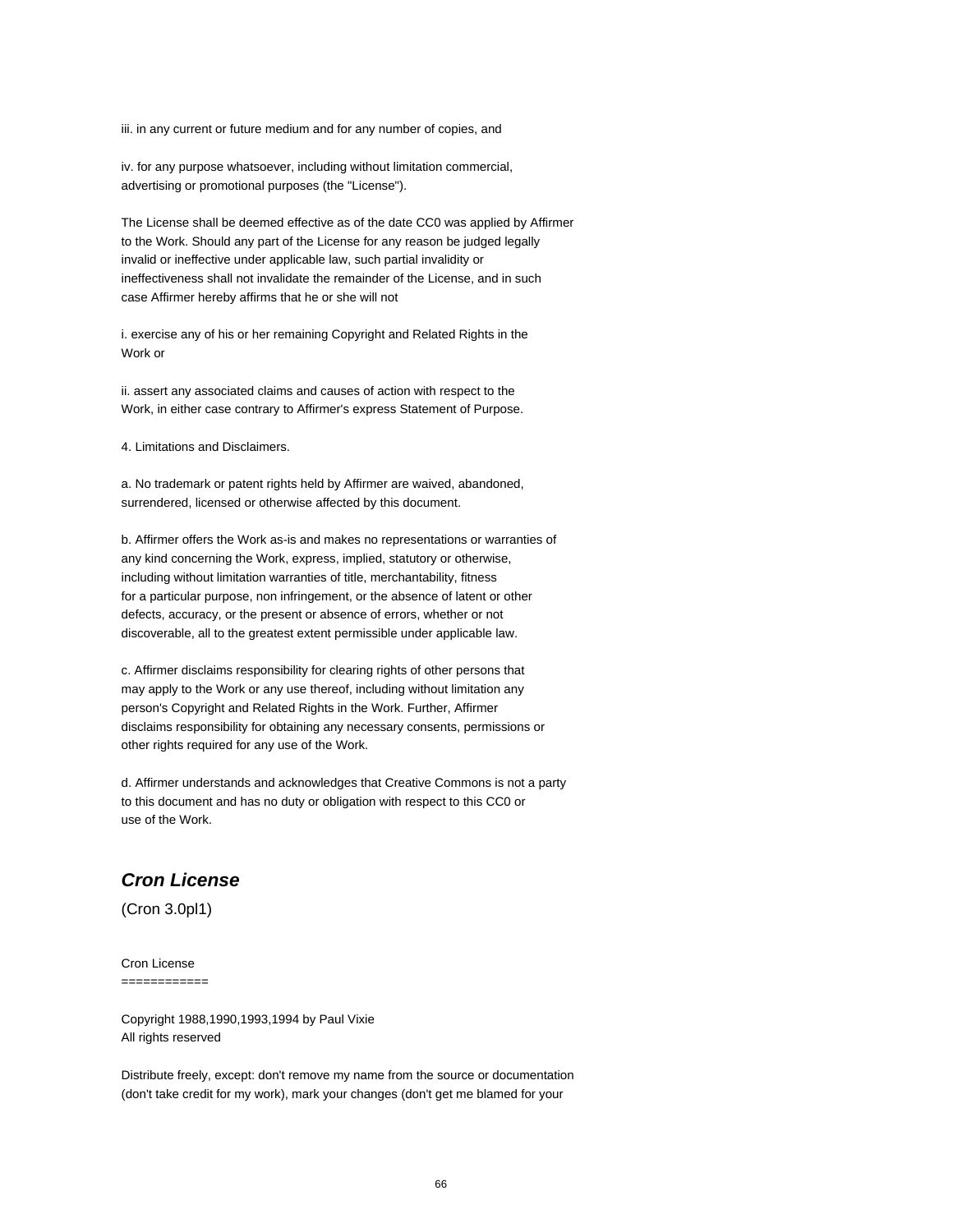iii. in any current or future medium and for any number of copies, and

iv. for any purpose whatsoever, including without limitation commercial, advertising or promotional purposes (the "License").

The License shall be deemed effective as of the date CC0 was applied by Affirmer to the Work. Should any part of the License for any reason be judged legally invalid or ineffective under applicable law, such partial invalidity or ineffectiveness shall not invalidate the remainder of the License, and in such case Affirmer hereby affirms that he or she will not

i. exercise any of his or her remaining Copyright and Related Rights in the Work or

ii. assert any associated claims and causes of action with respect to the Work, in either case contrary to Affirmer's express Statement of Purpose.

4. Limitations and Disclaimers.

a. No trademark or patent rights held by Affirmer are waived, abandoned, surrendered, licensed or otherwise affected by this document.

b. Affirmer offers the Work as-is and makes no representations or warranties of any kind concerning the Work, express, implied, statutory or otherwise, including without limitation warranties of title, merchantability, fitness for a particular purpose, non infringement, or the absence of latent or other defects, accuracy, or the present or absence of errors, whether or not discoverable, all to the greatest extent permissible under applicable law.

c. Affirmer disclaims responsibility for clearing rights of other persons that may apply to the Work or any use thereof, including without limitation any person's Copyright and Related Rights in the Work. Further, Affirmer disclaims responsibility for obtaining any necessary consents, permissions or other rights required for any use of the Work.

d. Affirmer understands and acknowledges that Creative Commons is not a party to this document and has no duty or obligation with respect to this CC0 or use of the Work.

## *Cron License*

(Cron 3.0pl1)

Cron License
============

Copyright 1988,1990,1993,1994 by Paul Vixie
All rights reserved

Distribute freely, except: don't remove my name from the source or documentation (don't take credit for my work), mark your changes (don't get me blamed for your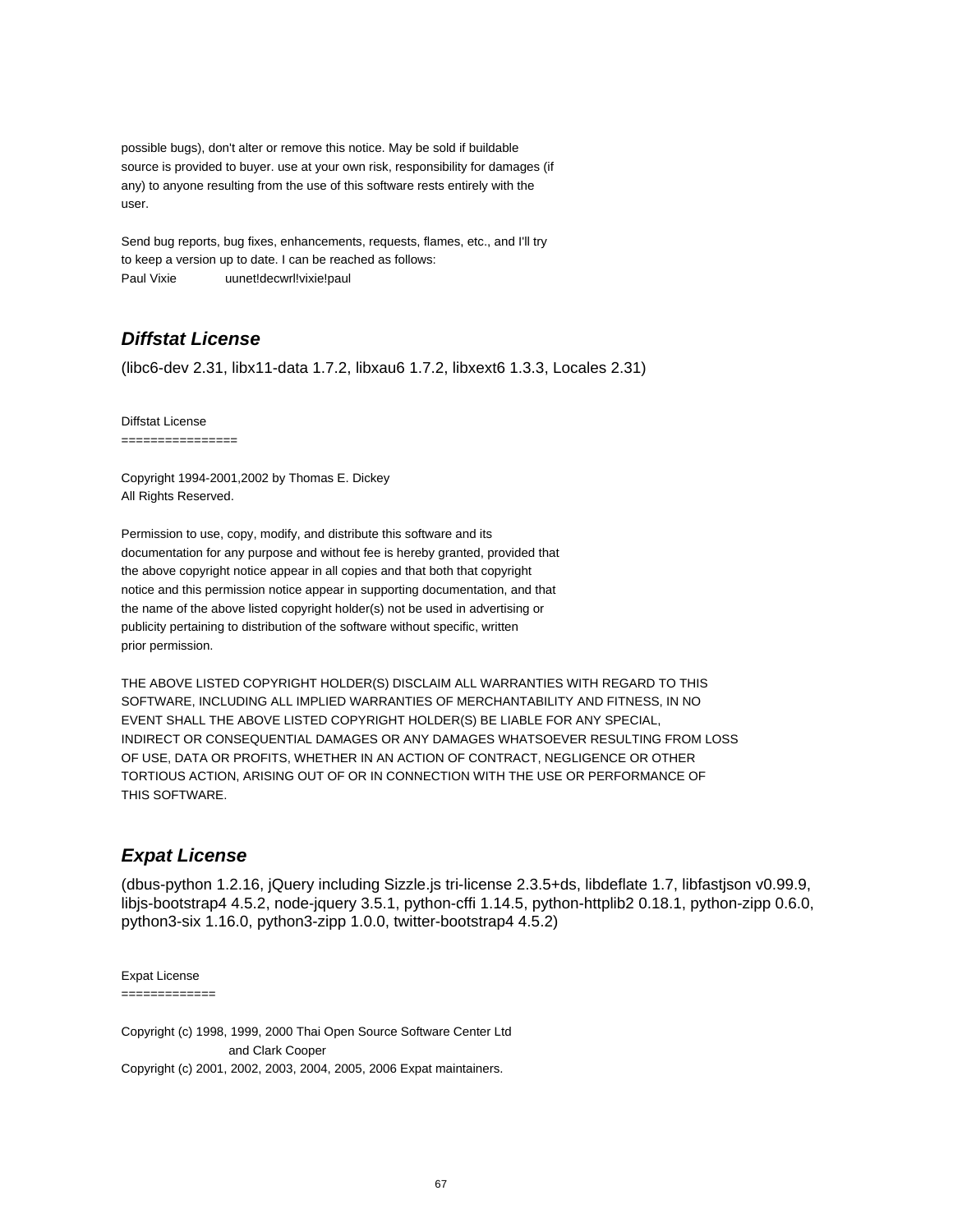possible bugs), don't alter or remove this notice. May be sold if buildable
source is provided to buyer. use at your own risk, responsibility for damages (if
any) to anyone resulting from the use of this software rests entirely with the
user.

Send bug reports, bug fixes, enhancements, requests, flames, etc., and I'll try
to keep a version up to date. I can be reached as follows:
Paul Vixie uunet!decwrl!vixie!paul

## ***Diffstat License***

(libc6-dev 2.31, libx11-data 1.7.2, libxau6 1.7.2, libxext6 1.3.3, Locales 2.31)

Diffstat License
================

Copyright 1994-2001,2002 by Thomas E. Dickey
All Rights Reserved.

Permission to use, copy, modify, and distribute this software and its
documentation for any purpose and without fee is hereby granted, provided that
the above copyright notice appear in all copies and that both that copyright
notice and this permission notice appear in supporting documentation, and that
the name of the above listed copyright holder(s) not be used in advertising or
publicity pertaining to distribution of the software without specific, written
prior permission.

THE ABOVE LISTED COPYRIGHT HOLDER(S) DISCLAIM ALL WARRANTIES WITH REGARD TO THIS
SOFTWARE, INCLUDING ALL IMPLIED WARRANTIES OF MERCHANTABILITY AND FITNESS, IN NO
EVENT SHALL THE ABOVE LISTED COPYRIGHT HOLDER(S) BE LIABLE FOR ANY SPECIAL,
INDIRECT OR CONSEQUENTIAL DAMAGES OR ANY DAMAGES WHATSOEVER RESULTING FROM LOSS
OF USE, DATA OR PROFITS, WHETHER IN AN ACTION OF CONTRACT, NEGLIGENCE OR OTHER
TORTIOUS ACTION, ARISING OUT OF OR IN CONNECTION WITH THE USE OR PERFORMANCE OF
THIS SOFTWARE.

## ***Expat License***

(dbus-python 1.2.16, jQuery including Sizzle.js tri-license 2.3.5+ds, libdeflate 1.7, libfastjson v0.99.9,
libjs-bootstrap4 4.5.2, node-jquery 3.5.1, python-cffi 1.14.5, python-httplib2 0.18.1, python-zipp 0.6.0,
python3-six 1.16.0, python3-zipp 1.0.0, twitter-bootstrap4 4.5.2)

Expat License
=============

Copyright (c) 1998, 1999, 2000 Thai Open Source Software Center Ltd
and Clark Cooper
Copyright (c) 2001, 2002, 2003, 2004, 2005, 2006 Expat maintainers.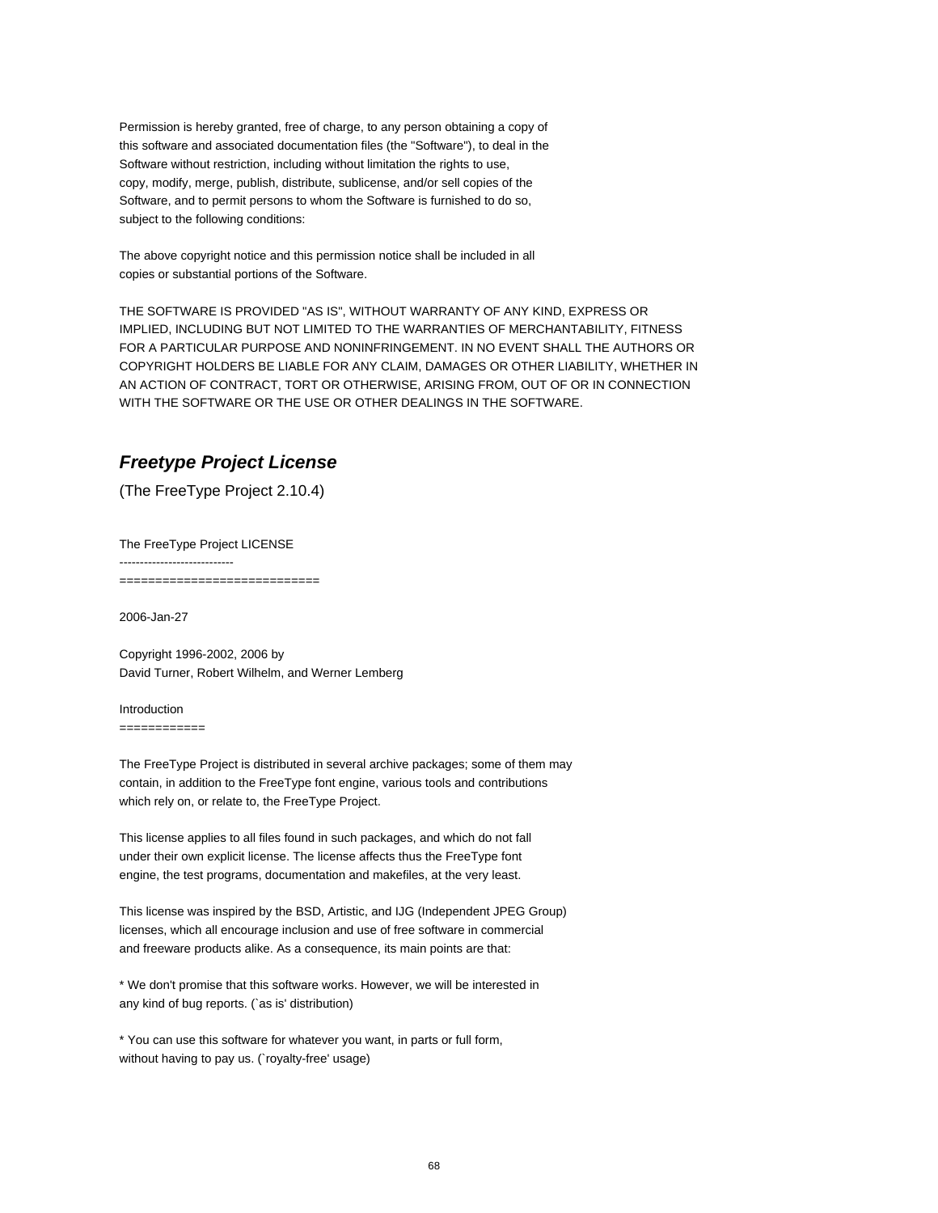Permission is hereby granted, free of charge, to any person obtaining a copy of
this software and associated documentation files (the "Software"), to deal in the
Software without restriction, including without limitation the rights to use,
copy, modify, merge, publish, distribute, sublicense, and/or sell copies of the
Software, and to permit persons to whom the Software is furnished to do so,
subject to the following conditions:

The above copyright notice and this permission notice shall be included in all
copies or substantial portions of the Software.

THE SOFTWARE IS PROVIDED "AS IS", WITHOUT WARRANTY OF ANY KIND, EXPRESS OR
IMPLIED, INCLUDING BUT NOT LIMITED TO THE WARRANTIES OF MERCHANTABILITY, FITNESS
FOR A PARTICULAR PURPOSE AND NONINFRINGEMENT. IN NO EVENT SHALL THE AUTHORS OR
COPYRIGHT HOLDERS BE LIABLE FOR ANY CLAIM, DAMAGES OR OTHER LIABILITY, WHETHER IN
AN ACTION OF CONTRACT, TORT OR OTHERWISE, ARISING FROM, OUT OF OR IN CONNECTION
WITH THE SOFTWARE OR THE USE OR OTHER DEALINGS IN THE SOFTWARE.

## ***Freetype Project License***

(The FreeType Project 2.10.4)

The FreeType Project LICENSE
----------------------------
============================

2006-Jan-27

Copyright 1996-2002, 2006 by
David Turner, Robert Wilhelm, and Werner Lemberg

Introduction
============

The FreeType Project is distributed in several archive packages; some of them may
contain, in addition to the FreeType font engine, various tools and contributions
which rely on, or relate to, the FreeType Project.

This license applies to all files found in such packages, and which do not fall
under their own explicit license. The license affects thus the FreeType font
engine, the test programs, documentation and makefiles, at the very least.

This license was inspired by the BSD, Artistic, and IJG (Independent JPEG Group)
licenses, which all encourage inclusion and use of free software in commercial
and freeware products alike. As a consequence, its main points are that:

* We don't promise that this software works. However, we will be interested in
any kind of bug reports. (`as is' distribution)

* You can use this software for whatever you want, in parts or full form,
without having to pay us. (`royalty-free' usage)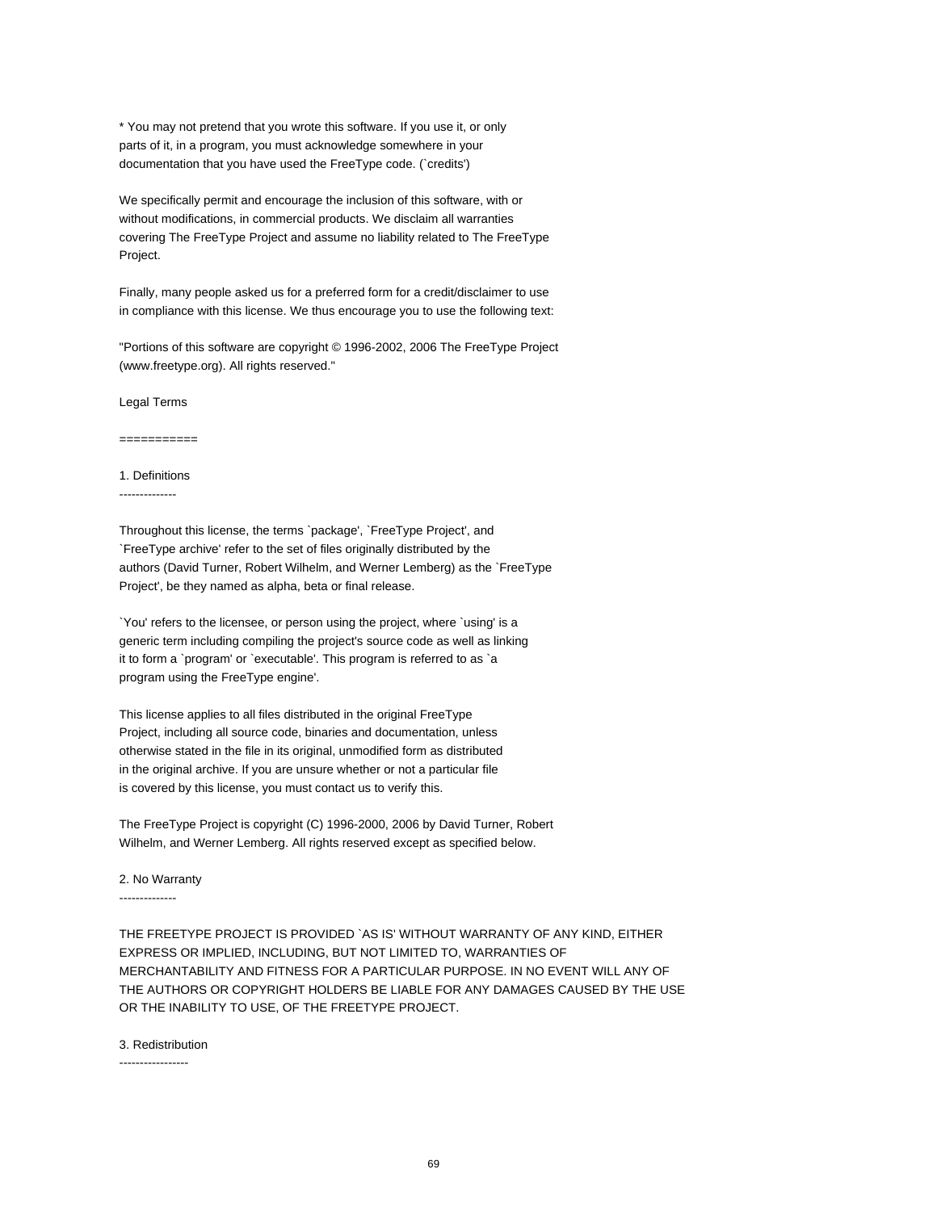* You may not pretend that you wrote this software. If you use it, or only parts of it, in a program, you must acknowledge somewhere in your documentation that you have used the FreeType code. (`credits')

We specifically permit and encourage the inclusion of this software, with or without modifications, in commercial products. We disclaim all warranties covering The FreeType Project and assume no liability related to The FreeType Project.

Finally, many people asked us for a preferred form for a credit/disclaimer to use in compliance with this license. We thus encourage you to use the following text:

"Portions of this software are copyright © 1996-2002, 2006 The FreeType Project (www.freetype.org). All rights reserved."

Legal Terms

===========

1. Definitions

--------------

Throughout this license, the terms `package', `FreeType Project', and `FreeType archive' refer to the set of files originally distributed by the authors (David Turner, Robert Wilhelm, and Werner Lemberg) as the `FreeType Project', be they named as alpha, beta or final release.

`You' refers to the licensee, or person using the project, where `using' is a generic term including compiling the project's source code as well as linking it to form a `program' or `executable'. This program is referred to as `a program using the FreeType engine'.

This license applies to all files distributed in the original FreeType Project, including all source code, binaries and documentation, unless otherwise stated in the file in its original, unmodified form as distributed in the original archive. If you are unsure whether or not a particular file is covered by this license, you must contact us to verify this.

The FreeType Project is copyright (C) 1996-2000, 2006 by David Turner, Robert Wilhelm, and Werner Lemberg. All rights reserved except as specified below.

2. No Warranty

--------------

THE FREETYPE PROJECT IS PROVIDED `AS IS' WITHOUT WARRANTY OF ANY KIND, EITHER EXPRESS OR IMPLIED, INCLUDING, BUT NOT LIMITED TO, WARRANTIES OF MERCHANTABILITY AND FITNESS FOR A PARTICULAR PURPOSE. IN NO EVENT WILL ANY OF THE AUTHORS OR COPYRIGHT HOLDERS BE LIABLE FOR ANY DAMAGES CAUSED BY THE USE OR THE INABILITY TO USE, OF THE FREETYPE PROJECT.

3. Redistribution

-----------------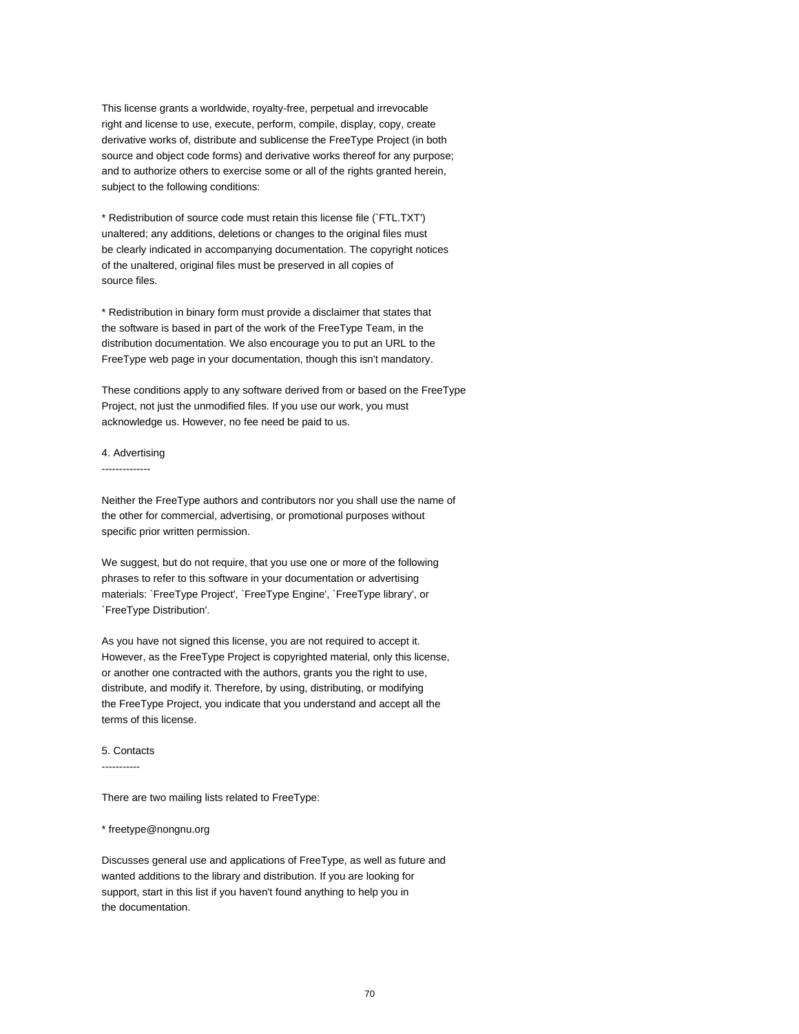This license grants a worldwide, royalty-free, perpetual and irrevocable right and license to use, execute, perform, compile, display, copy, create derivative works of, distribute and sublicense the FreeType Project (in both source and object code forms) and derivative works thereof for any purpose; and to authorize others to exercise some or all of the rights granted herein, subject to the following conditions:

* Redistribution of source code must retain this license file (`FTL.TXT') unaltered; any additions, deletions or changes to the original files must be clearly indicated in accompanying documentation. The copyright notices of the unaltered, original files must be preserved in all copies of source files.

* Redistribution in binary form must provide a disclaimer that states that the software is based in part of the work of the FreeType Team, in the distribution documentation. We also encourage you to put an URL to the FreeType web page in your documentation, though this isn't mandatory.

These conditions apply to any software derived from or based on the FreeType Project, not just the unmodified files. If you use our work, you must acknowledge us. However, no fee need be paid to us.

4. Advertising
--------------

Neither the FreeType authors and contributors nor you shall use the name of the other for commercial, advertising, or promotional purposes without specific prior written permission.

We suggest, but do not require, that you use one or more of the following phrases to refer to this software in your documentation or advertising materials: `FreeType Project', `FreeType Engine', `FreeType library', or `FreeType Distribution'.

As you have not signed this license, you are not required to accept it. However, as the FreeType Project is copyrighted material, only this license, or another one contracted with the authors, grants you the right to use, distribute, and modify it. Therefore, by using, distributing, or modifying the FreeType Project, you indicate that you understand and accept all the terms of this license.

5. Contacts
-----------

There are two mailing lists related to FreeType:

* freetype@nongnu.org

Discusses general use and applications of FreeType, as well as future and wanted additions to the library and distribution. If you are looking for support, start in this list if you haven't found anything to help you in the documentation.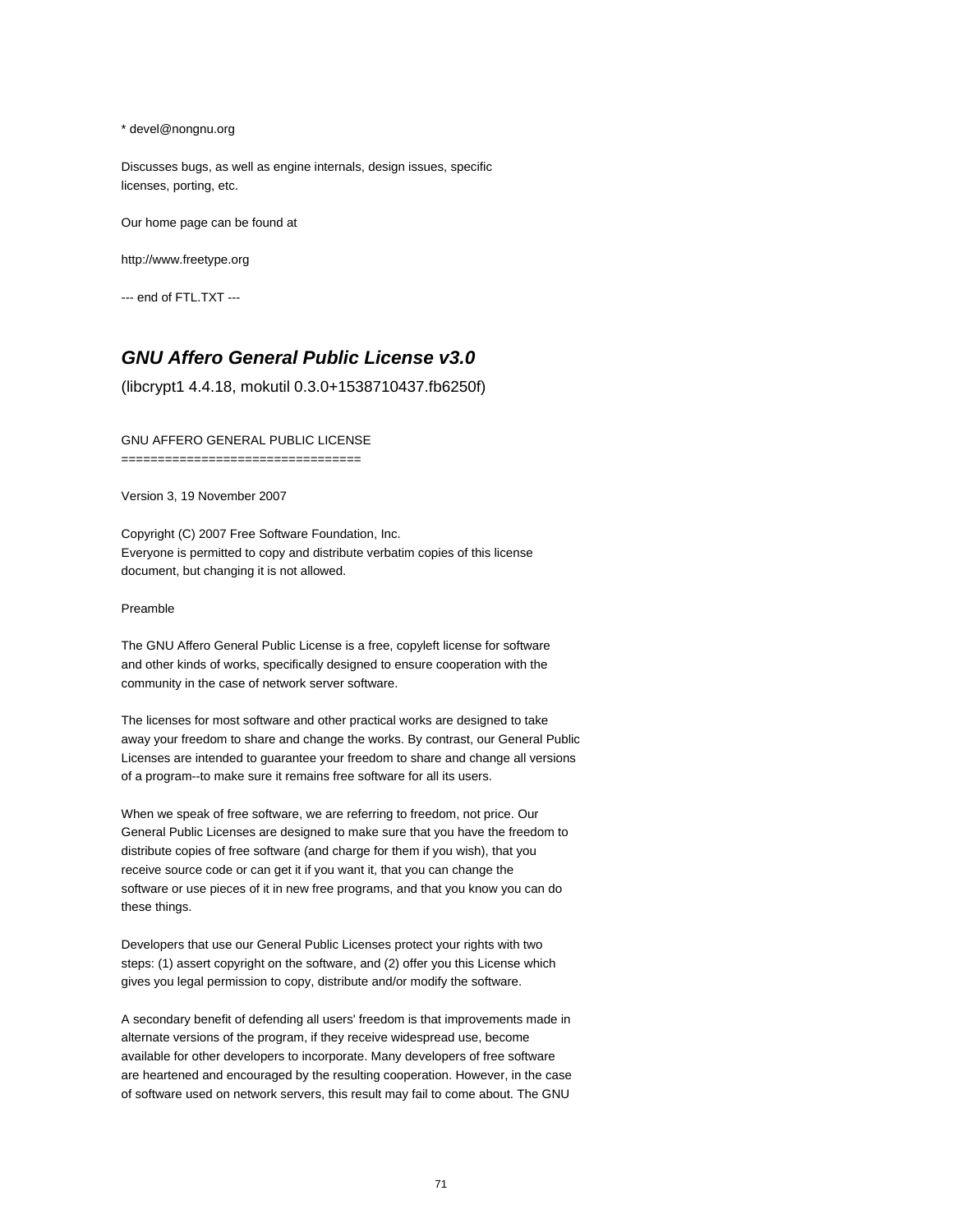* devel@nongnu.org

Discusses bugs, as well as engine internals, design issues, specific licenses, porting, etc.

Our home page can be found at

http://www.freetype.org

--- end of FTL.TXT ---

## ***GNU Affero General Public License v3.0***

(libcrypt1 4.4.18, mokutil 0.3.0+1538710437.fb6250f)

GNU AFFERO GENERAL PUBLIC LICENSE
=================================

Version 3, 19 November 2007

Copyright (C) 2007 Free Software Foundation, Inc.
Everyone is permitted to copy and distribute verbatim copies of this license document, but changing it is not allowed.

Preamble

The GNU Affero General Public License is a free, copyleft license for software and other kinds of works, specifically designed to ensure cooperation with the community in the case of network server software.

The licenses for most software and other practical works are designed to take away your freedom to share and change the works. By contrast, our General Public Licenses are intended to guarantee your freedom to share and change all versions of a program--to make sure it remains free software for all its users.

When we speak of free software, we are referring to freedom, not price. Our General Public Licenses are designed to make sure that you have the freedom to distribute copies of free software (and charge for them if you wish), that you receive source code or can get it if you want it, that you can change the software or use pieces of it in new free programs, and that you know you can do these things.

Developers that use our General Public Licenses protect your rights with two steps: (1) assert copyright on the software, and (2) offer you this License which gives you legal permission to copy, distribute and/or modify the software.

A secondary benefit of defending all users' freedom is that improvements made in alternate versions of the program, if they receive widespread use, become available for other developers to incorporate. Many developers of free software are heartened and encouraged by the resulting cooperation. However, in the case of software used on network servers, this result may fail to come about. The GNU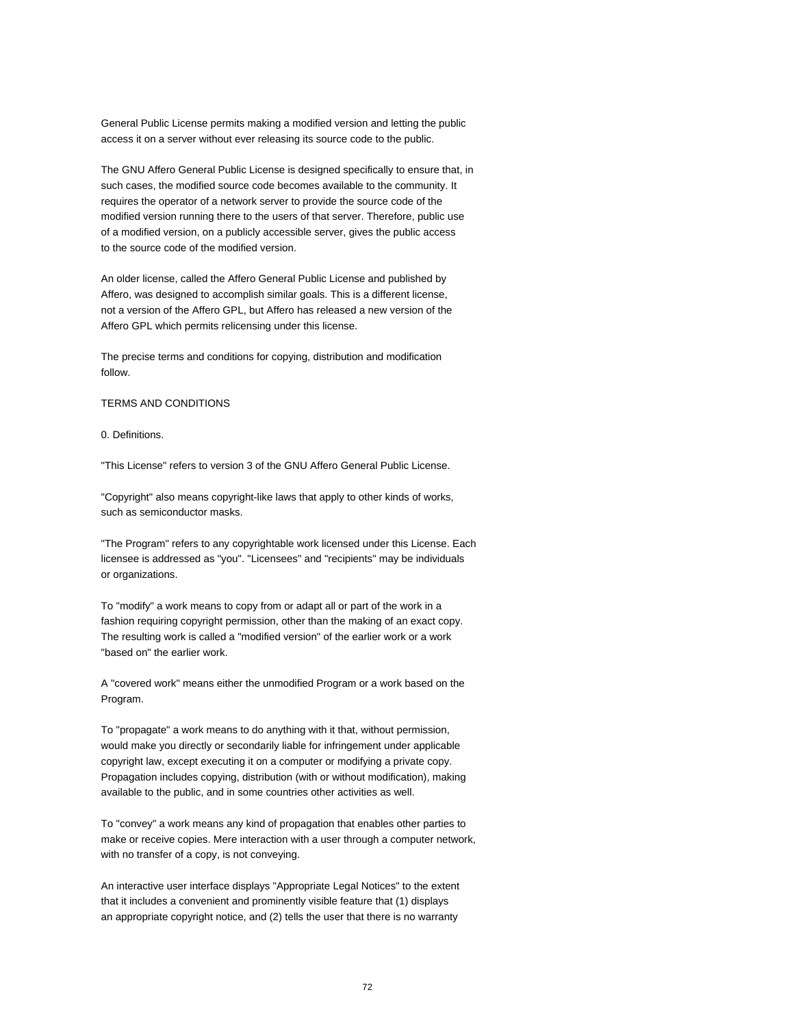General Public License permits making a modified version and letting the public access it on a server without ever releasing its source code to the public.

The GNU Affero General Public License is designed specifically to ensure that, in such cases, the modified source code becomes available to the community. It requires the operator of a network server to provide the source code of the modified version running there to the users of that server. Therefore, public use of a modified version, on a publicly accessible server, gives the public access to the source code of the modified version.

An older license, called the Affero General Public License and published by Affero, was designed to accomplish similar goals. This is a different license, not a version of the Affero GPL, but Affero has released a new version of the Affero GPL which permits relicensing under this license.

The precise terms and conditions for copying, distribution and modification follow.

TERMS AND CONDITIONS

0. Definitions.

"This License" refers to version 3 of the GNU Affero General Public License.

"Copyright" also means copyright-like laws that apply to other kinds of works, such as semiconductor masks.

"The Program" refers to any copyrightable work licensed under this License. Each licensee is addressed as "you". "Licensees" and "recipients" may be individuals or organizations.

To "modify" a work means to copy from or adapt all or part of the work in a fashion requiring copyright permission, other than the making of an exact copy. The resulting work is called a "modified version" of the earlier work or a work "based on" the earlier work.

A "covered work" means either the unmodified Program or a work based on the Program.

To "propagate" a work means to do anything with it that, without permission, would make you directly or secondarily liable for infringement under applicable copyright law, except executing it on a computer or modifying a private copy. Propagation includes copying, distribution (with or without modification), making available to the public, and in some countries other activities as well.

To "convey" a work means any kind of propagation that enables other parties to make or receive copies. Mere interaction with a user through a computer network, with no transfer of a copy, is not conveying.

An interactive user interface displays "Appropriate Legal Notices" to the extent that it includes a convenient and prominently visible feature that (1) displays an appropriate copyright notice, and (2) tells the user that there is no warranty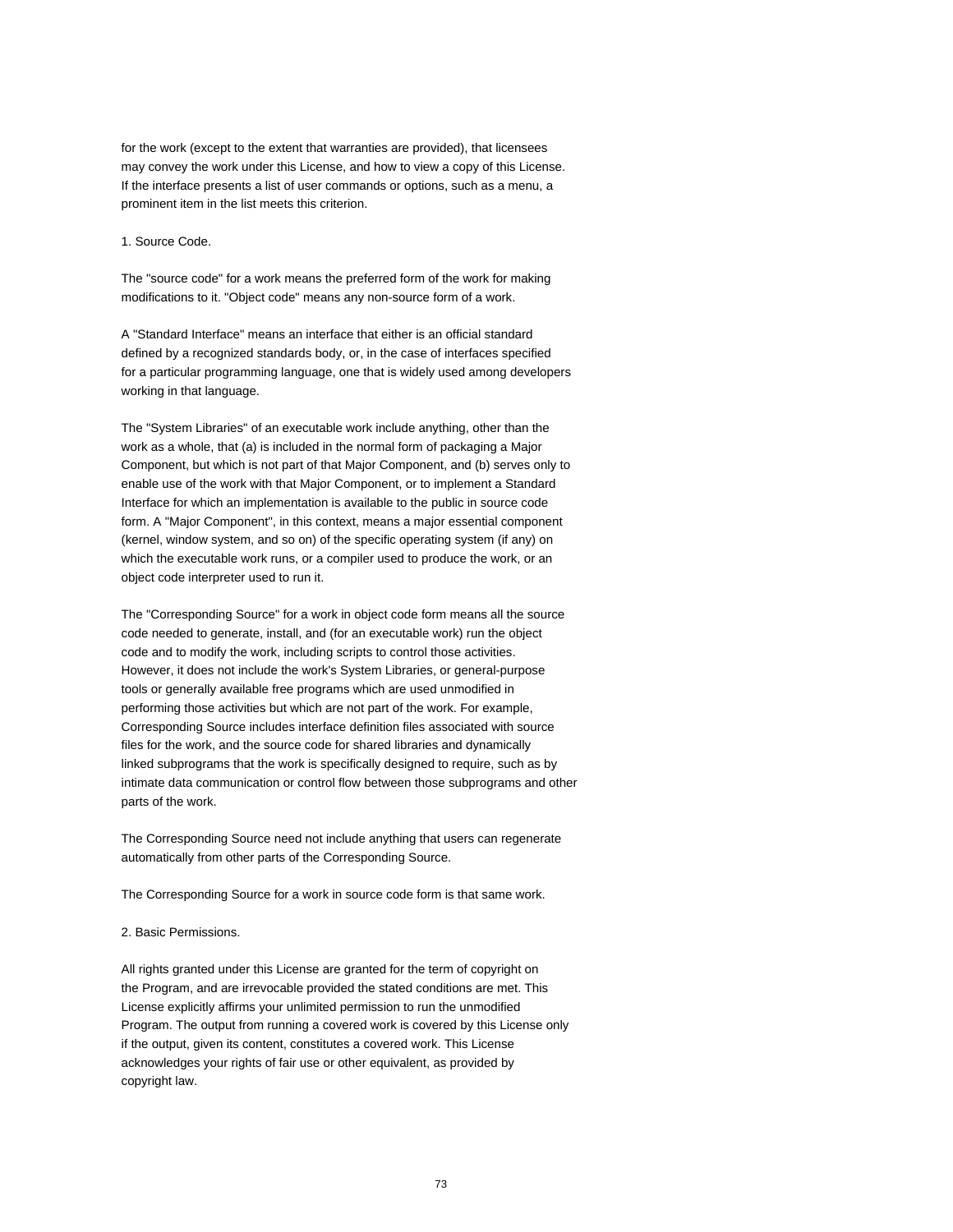for the work (except to the extent that warranties are provided), that licensees may convey the work under this License, and how to view a copy of this License. If the interface presents a list of user commands or options, such as a menu, a prominent item in the list meets this criterion.

1. Source Code.

The "source code" for a work means the preferred form of the work for making modifications to it. "Object code" means any non-source form of a work.

A "Standard Interface" means an interface that either is an official standard defined by a recognized standards body, or, in the case of interfaces specified for a particular programming language, one that is widely used among developers working in that language.

The "System Libraries" of an executable work include anything, other than the work as a whole, that (a) is included in the normal form of packaging a Major Component, but which is not part of that Major Component, and (b) serves only to enable use of the work with that Major Component, or to implement a Standard Interface for which an implementation is available to the public in source code form. A "Major Component", in this context, means a major essential component (kernel, window system, and so on) of the specific operating system (if any) on which the executable work runs, or a compiler used to produce the work, or an object code interpreter used to run it.

The "Corresponding Source" for a work in object code form means all the source code needed to generate, install, and (for an executable work) run the object code and to modify the work, including scripts to control those activities. However, it does not include the work's System Libraries, or general-purpose tools or generally available free programs which are used unmodified in performing those activities but which are not part of the work. For example, Corresponding Source includes interface definition files associated with source files for the work, and the source code for shared libraries and dynamically linked subprograms that the work is specifically designed to require, such as by intimate data communication or control flow between those subprograms and other parts of the work.

The Corresponding Source need not include anything that users can regenerate automatically from other parts of the Corresponding Source.

The Corresponding Source for a work in source code form is that same work.

2. Basic Permissions.

All rights granted under this License are granted for the term of copyright on the Program, and are irrevocable provided the stated conditions are met. This License explicitly affirms your unlimited permission to run the unmodified Program. The output from running a covered work is covered by this License only if the output, given its content, constitutes a covered work. This License acknowledges your rights of fair use or other equivalent, as provided by copyright law.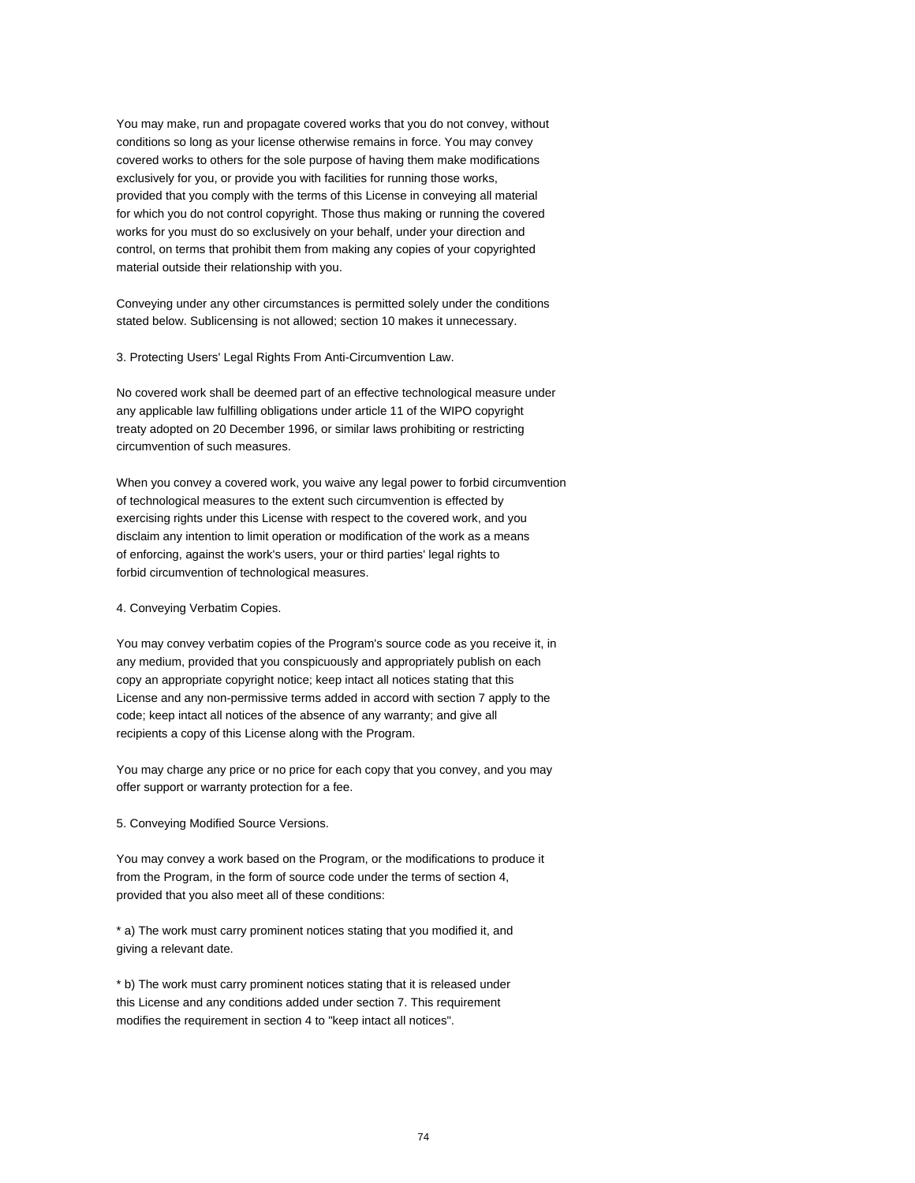You may make, run and propagate covered works that you do not convey, without conditions so long as your license otherwise remains in force. You may convey covered works to others for the sole purpose of having them make modifications exclusively for you, or provide you with facilities for running those works, provided that you comply with the terms of this License in conveying all material for which you do not control copyright. Those thus making or running the covered works for you must do so exclusively on your behalf, under your direction and control, on terms that prohibit them from making any copies of your copyrighted material outside their relationship with you.

Conveying under any other circumstances is permitted solely under the conditions stated below. Sublicensing is not allowed; section 10 makes it unnecessary.

3. Protecting Users' Legal Rights From Anti-Circumvention Law.

No covered work shall be deemed part of an effective technological measure under any applicable law fulfilling obligations under article 11 of the WIPO copyright treaty adopted on 20 December 1996, or similar laws prohibiting or restricting circumvention of such measures.

When you convey a covered work, you waive any legal power to forbid circumvention of technological measures to the extent such circumvention is effected by exercising rights under this License with respect to the covered work, and you disclaim any intention to limit operation or modification of the work as a means of enforcing, against the work's users, your or third parties' legal rights to forbid circumvention of technological measures.

4. Conveying Verbatim Copies.

You may convey verbatim copies of the Program's source code as you receive it, in any medium, provided that you conspicuously and appropriately publish on each copy an appropriate copyright notice; keep intact all notices stating that this License and any non-permissive terms added in accord with section 7 apply to the code; keep intact all notices of the absence of any warranty; and give all recipients a copy of this License along with the Program.

You may charge any price or no price for each copy that you convey, and you may offer support or warranty protection for a fee.

5. Conveying Modified Source Versions.

You may convey a work based on the Program, or the modifications to produce it from the Program, in the form of source code under the terms of section 4, provided that you also meet all of these conditions:

* a) The work must carry prominent notices stating that you modified it, and giving a relevant date.

* b) The work must carry prominent notices stating that it is released under this License and any conditions added under section 7. This requirement modifies the requirement in section 4 to "keep intact all notices".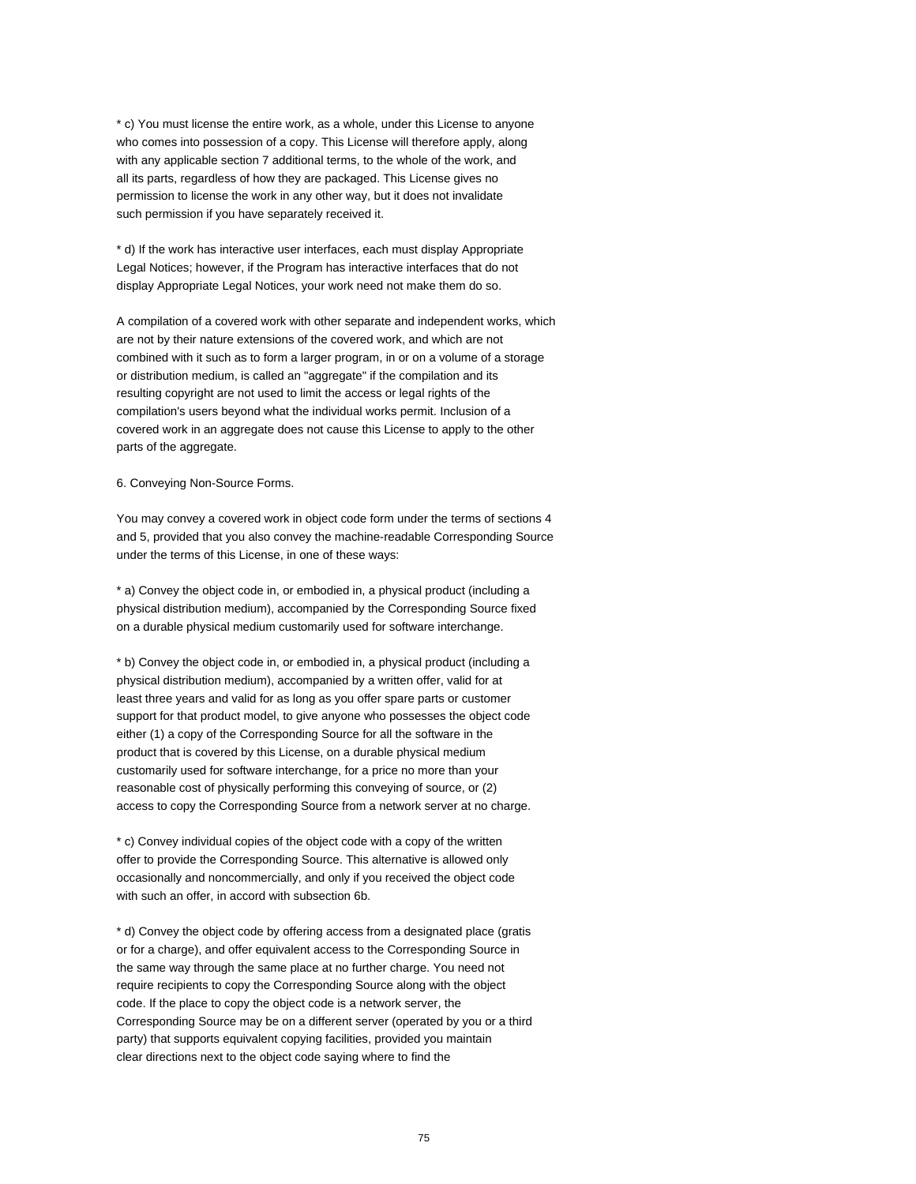* c) You must license the entire work, as a whole, under this License to anyone who comes into possession of a copy. This License will therefore apply, along with any applicable section 7 additional terms, to the whole of the work, and all its parts, regardless of how they are packaged. This License gives no permission to license the work in any other way, but it does not invalidate such permission if you have separately received it.

* d) If the work has interactive user interfaces, each must display Appropriate Legal Notices; however, if the Program has interactive interfaces that do not display Appropriate Legal Notices, your work need not make them do so.

A compilation of a covered work with other separate and independent works, which are not by their nature extensions of the covered work, and which are not combined with it such as to form a larger program, in or on a volume of a storage or distribution medium, is called an "aggregate" if the compilation and its resulting copyright are not used to limit the access or legal rights of the compilation's users beyond what the individual works permit. Inclusion of a covered work in an aggregate does not cause this License to apply to the other parts of the aggregate.

6. Conveying Non-Source Forms.

You may convey a covered work in object code form under the terms of sections 4 and 5, provided that you also convey the machine-readable Corresponding Source under the terms of this License, in one of these ways:

* a) Convey the object code in, or embodied in, a physical product (including a physical distribution medium), accompanied by the Corresponding Source fixed on a durable physical medium customarily used for software interchange.

* b) Convey the object code in, or embodied in, a physical product (including a physical distribution medium), accompanied by a written offer, valid for at least three years and valid for as long as you offer spare parts or customer support for that product model, to give anyone who possesses the object code either (1) a copy of the Corresponding Source for all the software in the product that is covered by this License, on a durable physical medium customarily used for software interchange, for a price no more than your reasonable cost of physically performing this conveying of source, or (2) access to copy the Corresponding Source from a network server at no charge.

* c) Convey individual copies of the object code with a copy of the written offer to provide the Corresponding Source. This alternative is allowed only occasionally and noncommercially, and only if you received the object code with such an offer, in accord with subsection 6b.

* d) Convey the object code by offering access from a designated place (gratis or for a charge), and offer equivalent access to the Corresponding Source in the same way through the same place at no further charge. You need not require recipients to copy the Corresponding Source along with the object code. If the place to copy the object code is a network server, the Corresponding Source may be on a different server (operated by you or a third party) that supports equivalent copying facilities, provided you maintain clear directions next to the object code saying where to find the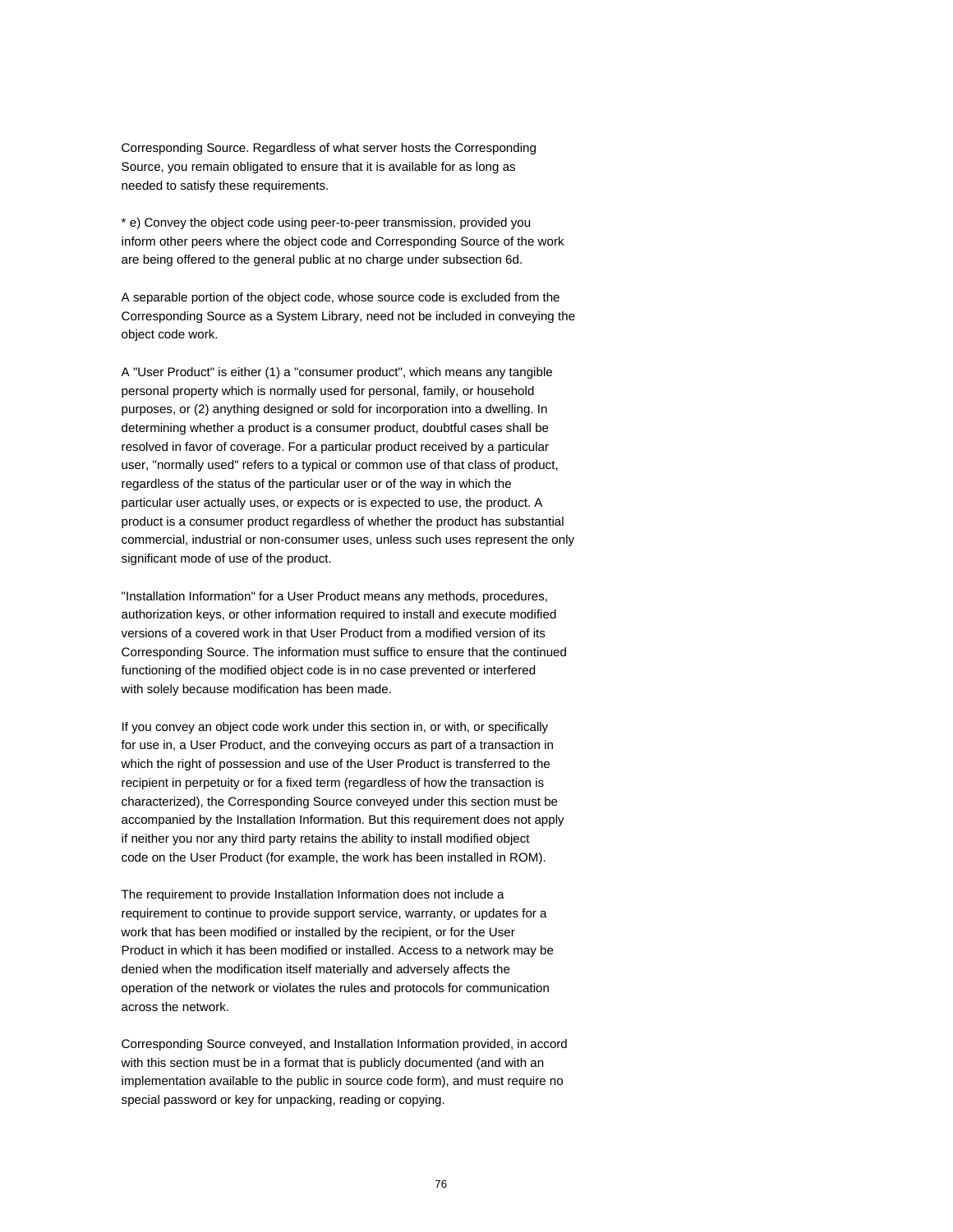Corresponding Source. Regardless of what server hosts the Corresponding Source, you remain obligated to ensure that it is available for as long as needed to satisfy these requirements.

* e) Convey the object code using peer-to-peer transmission, provided you inform other peers where the object code and Corresponding Source of the work are being offered to the general public at no charge under subsection 6d.

A separable portion of the object code, whose source code is excluded from the Corresponding Source as a System Library, need not be included in conveying the object code work.

A "User Product" is either (1) a "consumer product", which means any tangible personal property which is normally used for personal, family, or household purposes, or (2) anything designed or sold for incorporation into a dwelling. In determining whether a product is a consumer product, doubtful cases shall be resolved in favor of coverage. For a particular product received by a particular user, "normally used" refers to a typical or common use of that class of product, regardless of the status of the particular user or of the way in which the particular user actually uses, or expects or is expected to use, the product. A product is a consumer product regardless of whether the product has substantial commercial, industrial or non-consumer uses, unless such uses represent the only significant mode of use of the product.

"Installation Information" for a User Product means any methods, procedures, authorization keys, or other information required to install and execute modified versions of a covered work in that User Product from a modified version of its Corresponding Source. The information must suffice to ensure that the continued functioning of the modified object code is in no case prevented or interfered with solely because modification has been made.

If you convey an object code work under this section in, or with, or specifically for use in, a User Product, and the conveying occurs as part of a transaction in which the right of possession and use of the User Product is transferred to the recipient in perpetuity or for a fixed term (regardless of how the transaction is characterized), the Corresponding Source conveyed under this section must be accompanied by the Installation Information. But this requirement does not apply if neither you nor any third party retains the ability to install modified object code on the User Product (for example, the work has been installed in ROM).

The requirement to provide Installation Information does not include a requirement to continue to provide support service, warranty, or updates for a work that has been modified or installed by the recipient, or for the User Product in which it has been modified or installed. Access to a network may be denied when the modification itself materially and adversely affects the operation of the network or violates the rules and protocols for communication across the network.

Corresponding Source conveyed, and Installation Information provided, in accord with this section must be in a format that is publicly documented (and with an implementation available to the public in source code form), and must require no special password or key for unpacking, reading or copying.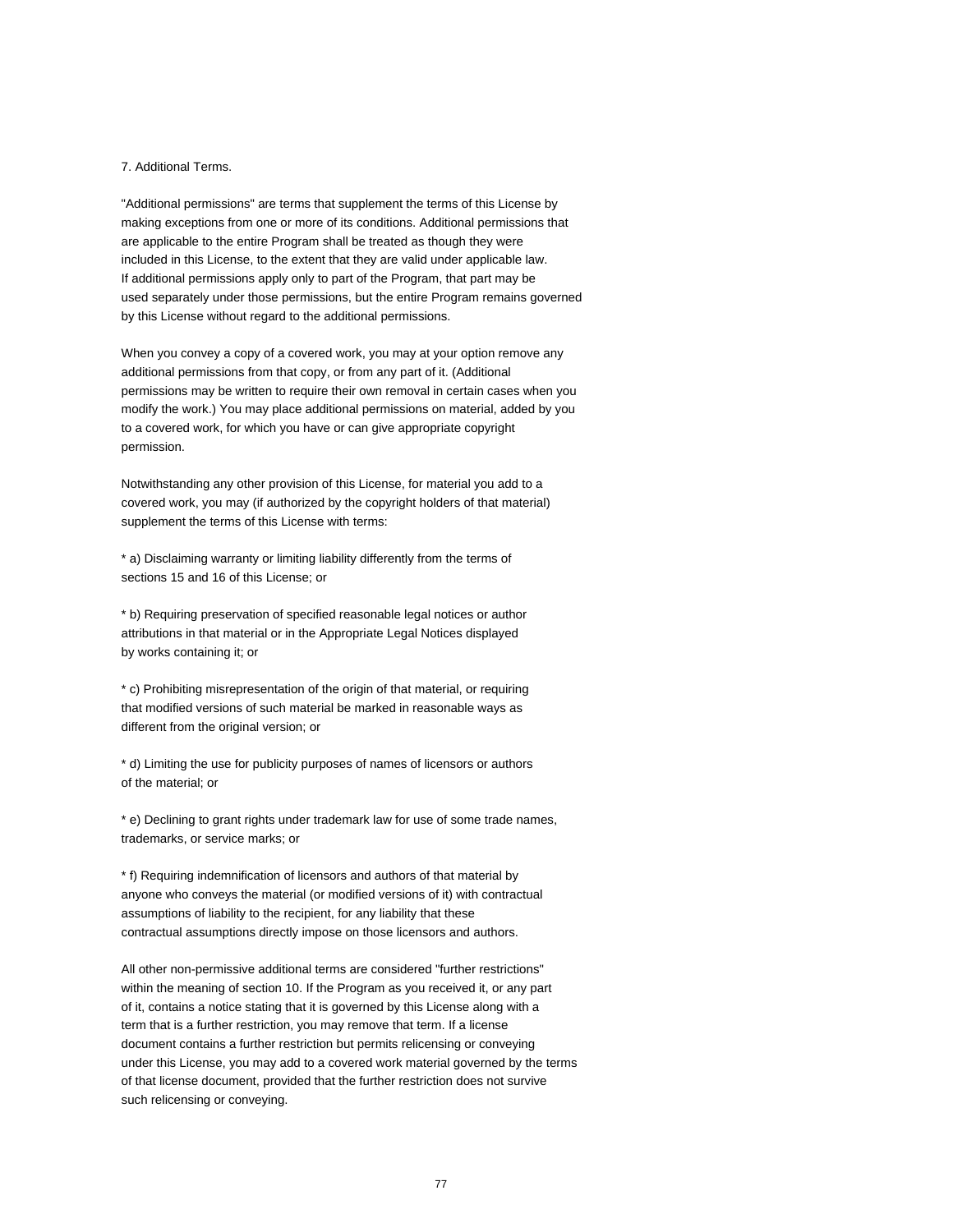7. Additional Terms.

"Additional permissions" are terms that supplement the terms of this License by making exceptions from one or more of its conditions. Additional permissions that are applicable to the entire Program shall be treated as though they were included in this License, to the extent that they are valid under applicable law. If additional permissions apply only to part of the Program, that part may be used separately under those permissions, but the entire Program remains governed by this License without regard to the additional permissions.

When you convey a copy of a covered work, you may at your option remove any additional permissions from that copy, or from any part of it. (Additional permissions may be written to require their own removal in certain cases when you modify the work.) You may place additional permissions on material, added by you to a covered work, for which you have or can give appropriate copyright permission.

Notwithstanding any other provision of this License, for material you add to a covered work, you may (if authorized by the copyright holders of that material) supplement the terms of this License with terms:

* a) Disclaiming warranty or limiting liability differently from the terms of sections 15 and 16 of this License; or

* b) Requiring preservation of specified reasonable legal notices or author attributions in that material or in the Appropriate Legal Notices displayed by works containing it; or

* c) Prohibiting misrepresentation of the origin of that material, or requiring that modified versions of such material be marked in reasonable ways as different from the original version; or

* d) Limiting the use for publicity purposes of names of licensors or authors of the material; or

* e) Declining to grant rights under trademark law for use of some trade names, trademarks, or service marks; or

* f) Requiring indemnification of licensors and authors of that material by anyone who conveys the material (or modified versions of it) with contractual assumptions of liability to the recipient, for any liability that these contractual assumptions directly impose on those licensors and authors.

All other non-permissive additional terms are considered "further restrictions" within the meaning of section 10. If the Program as you received it, or any part of it, contains a notice stating that it is governed by this License along with a term that is a further restriction, you may remove that term. If a license document contains a further restriction but permits relicensing or conveying under this License, you may add to a covered work material governed by the terms of that license document, provided that the further restriction does not survive such relicensing or conveying.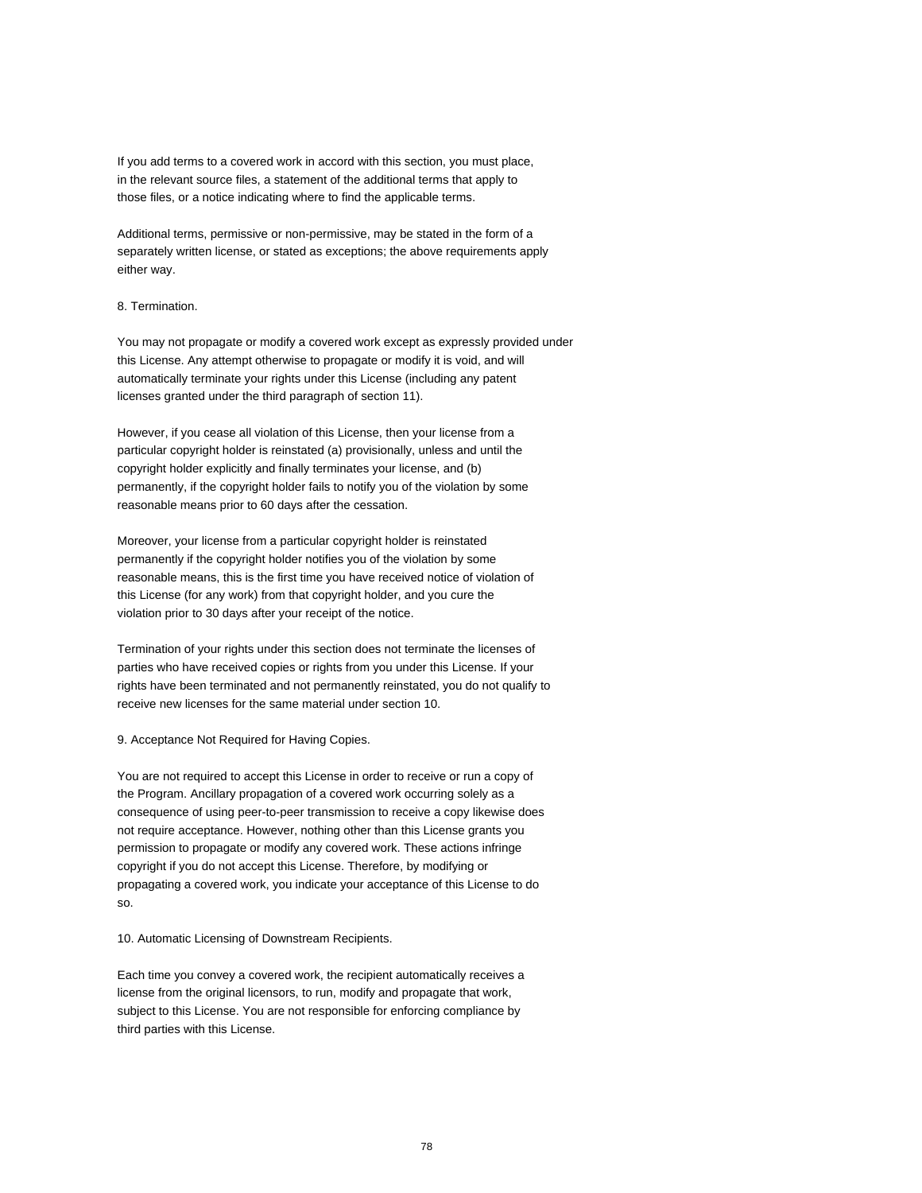If you add terms to a covered work in accord with this section, you must place, in the relevant source files, a statement of the additional terms that apply to those files, or a notice indicating where to find the applicable terms.

Additional terms, permissive or non-permissive, may be stated in the form of a separately written license, or stated as exceptions; the above requirements apply either way.

8. Termination.

You may not propagate or modify a covered work except as expressly provided under this License. Any attempt otherwise to propagate or modify it is void, and will automatically terminate your rights under this License (including any patent licenses granted under the third paragraph of section 11).

However, if you cease all violation of this License, then your license from a particular copyright holder is reinstated (a) provisionally, unless and until the copyright holder explicitly and finally terminates your license, and (b) permanently, if the copyright holder fails to notify you of the violation by some reasonable means prior to 60 days after the cessation.

Moreover, your license from a particular copyright holder is reinstated permanently if the copyright holder notifies you of the violation by some reasonable means, this is the first time you have received notice of violation of this License (for any work) from that copyright holder, and you cure the violation prior to 30 days after your receipt of the notice.

Termination of your rights under this section does not terminate the licenses of parties who have received copies or rights from you under this License. If your rights have been terminated and not permanently reinstated, you do not qualify to receive new licenses for the same material under section 10.

9. Acceptance Not Required for Having Copies.

You are not required to accept this License in order to receive or run a copy of the Program. Ancillary propagation of a covered work occurring solely as a consequence of using peer-to-peer transmission to receive a copy likewise does not require acceptance. However, nothing other than this License grants you permission to propagate or modify any covered work. These actions infringe copyright if you do not accept this License. Therefore, by modifying or propagating a covered work, you indicate your acceptance of this License to do so.

10. Automatic Licensing of Downstream Recipients.

Each time you convey a covered work, the recipient automatically receives a license from the original licensors, to run, modify and propagate that work, subject to this License. You are not responsible for enforcing compliance by third parties with this License.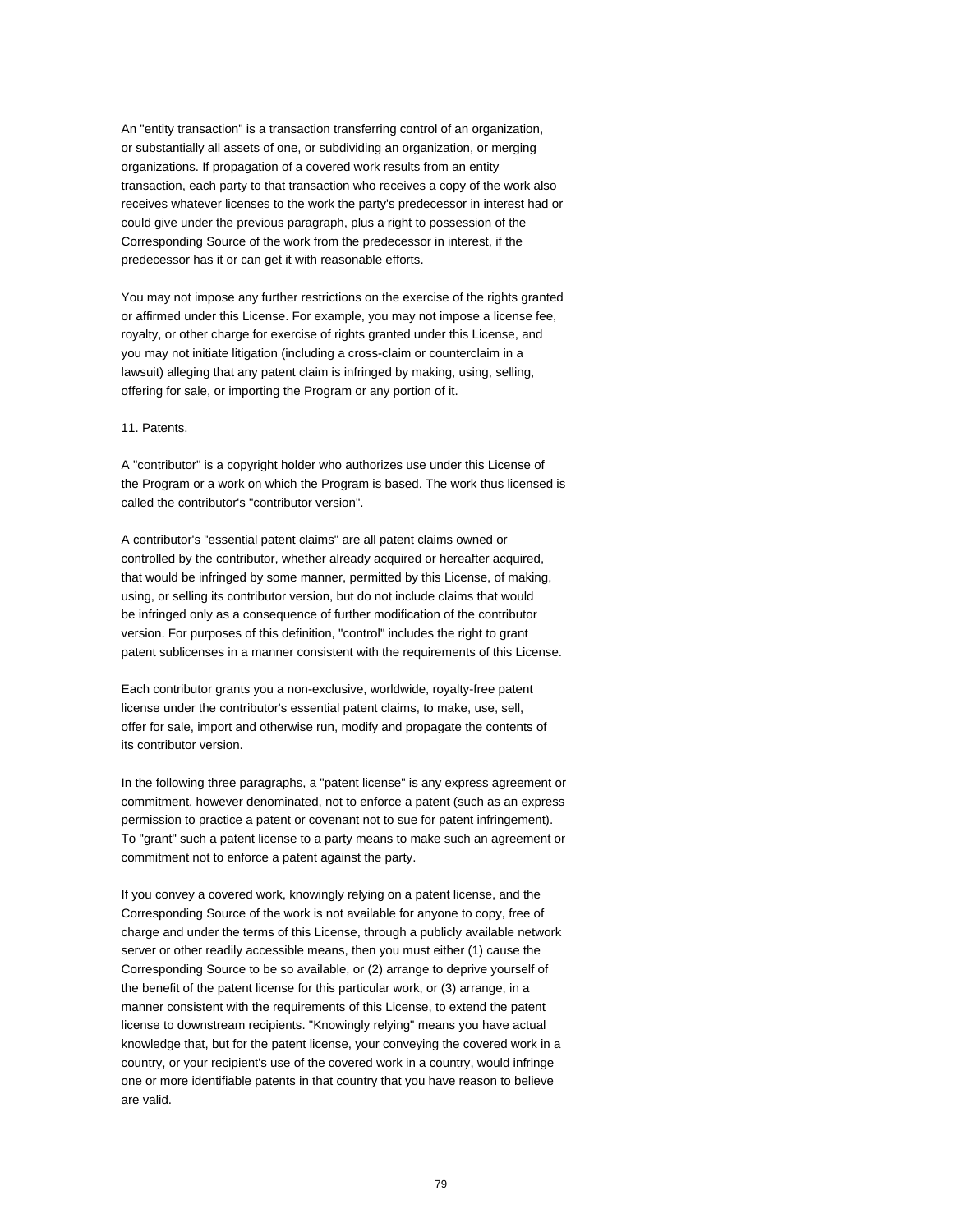An "entity transaction" is a transaction transferring control of an organization, or substantially all assets of one, or subdividing an organization, or merging organizations. If propagation of a covered work results from an entity transaction, each party to that transaction who receives a copy of the work also receives whatever licenses to the work the party's predecessor in interest had or could give under the previous paragraph, plus a right to possession of the Corresponding Source of the work from the predecessor in interest, if the predecessor has it or can get it with reasonable efforts.

You may not impose any further restrictions on the exercise of the rights granted or affirmed under this License. For example, you may not impose a license fee, royalty, or other charge for exercise of rights granted under this License, and you may not initiate litigation (including a cross-claim or counterclaim in a lawsuit) alleging that any patent claim is infringed by making, using, selling, offering for sale, or importing the Program or any portion of it.

11. Patents.

A "contributor" is a copyright holder who authorizes use under this License of the Program or a work on which the Program is based. The work thus licensed is called the contributor's "contributor version".

A contributor's "essential patent claims" are all patent claims owned or controlled by the contributor, whether already acquired or hereafter acquired, that would be infringed by some manner, permitted by this License, of making, using, or selling its contributor version, but do not include claims that would be infringed only as a consequence of further modification of the contributor version. For purposes of this definition, "control" includes the right to grant patent sublicenses in a manner consistent with the requirements of this License.

Each contributor grants you a non-exclusive, worldwide, royalty-free patent license under the contributor's essential patent claims, to make, use, sell, offer for sale, import and otherwise run, modify and propagate the contents of its contributor version.

In the following three paragraphs, a "patent license" is any express agreement or commitment, however denominated, not to enforce a patent (such as an express permission to practice a patent or covenant not to sue for patent infringement). To "grant" such a patent license to a party means to make such an agreement or commitment not to enforce a patent against the party.

If you convey a covered work, knowingly relying on a patent license, and the Corresponding Source of the work is not available for anyone to copy, free of charge and under the terms of this License, through a publicly available network server or other readily accessible means, then you must either (1) cause the Corresponding Source to be so available, or (2) arrange to deprive yourself of the benefit of the patent license for this particular work, or (3) arrange, in a manner consistent with the requirements of this License, to extend the patent license to downstream recipients. "Knowingly relying" means you have actual knowledge that, but for the patent license, your conveying the covered work in a country, or your recipient's use of the covered work in a country, would infringe one or more identifiable patents in that country that you have reason to believe are valid.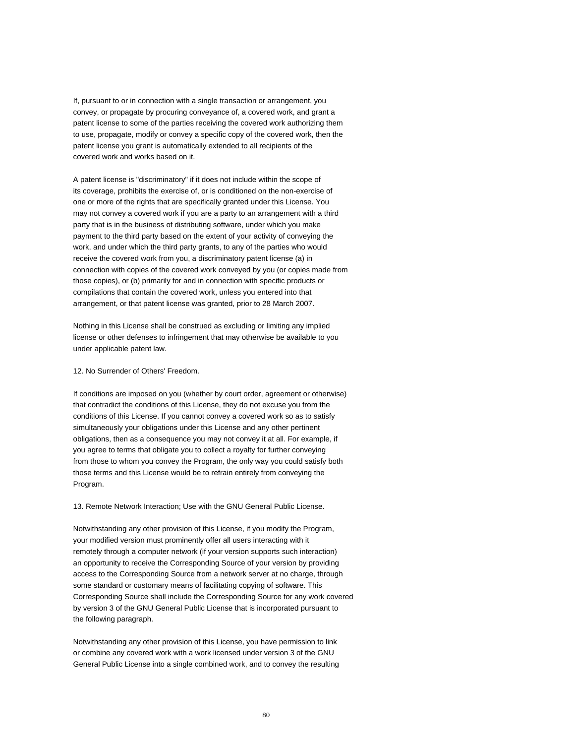If, pursuant to or in connection with a single transaction or arrangement, you convey, or propagate by procuring conveyance of, a covered work, and grant a patent license to some of the parties receiving the covered work authorizing them to use, propagate, modify or convey a specific copy of the covered work, then the patent license you grant is automatically extended to all recipients of the covered work and works based on it.

A patent license is "discriminatory" if it does not include within the scope of its coverage, prohibits the exercise of, or is conditioned on the non-exercise of one or more of the rights that are specifically granted under this License. You may not convey a covered work if you are a party to an arrangement with a third party that is in the business of distributing software, under which you make payment to the third party based on the extent of your activity of conveying the work, and under which the third party grants, to any of the parties who would receive the covered work from you, a discriminatory patent license (a) in connection with copies of the covered work conveyed by you (or copies made from those copies), or (b) primarily for and in connection with specific products or compilations that contain the covered work, unless you entered into that arrangement, or that patent license was granted, prior to 28 March 2007.

Nothing in this License shall be construed as excluding or limiting any implied license or other defenses to infringement that may otherwise be available to you under applicable patent law.

12. No Surrender of Others' Freedom.

If conditions are imposed on you (whether by court order, agreement or otherwise) that contradict the conditions of this License, they do not excuse you from the conditions of this License. If you cannot convey a covered work so as to satisfy simultaneously your obligations under this License and any other pertinent obligations, then as a consequence you may not convey it at all. For example, if you agree to terms that obligate you to collect a royalty for further conveying from those to whom you convey the Program, the only way you could satisfy both those terms and this License would be to refrain entirely from conveying the Program.

13. Remote Network Interaction; Use with the GNU General Public License.

Notwithstanding any other provision of this License, if you modify the Program, your modified version must prominently offer all users interacting with it remotely through a computer network (if your version supports such interaction) an opportunity to receive the Corresponding Source of your version by providing access to the Corresponding Source from a network server at no charge, through some standard or customary means of facilitating copying of software. This Corresponding Source shall include the Corresponding Source for any work covered by version 3 of the GNU General Public License that is incorporated pursuant to the following paragraph.

Notwithstanding any other provision of this License, you have permission to link or combine any covered work with a work licensed under version 3 of the GNU General Public License into a single combined work, and to convey the resulting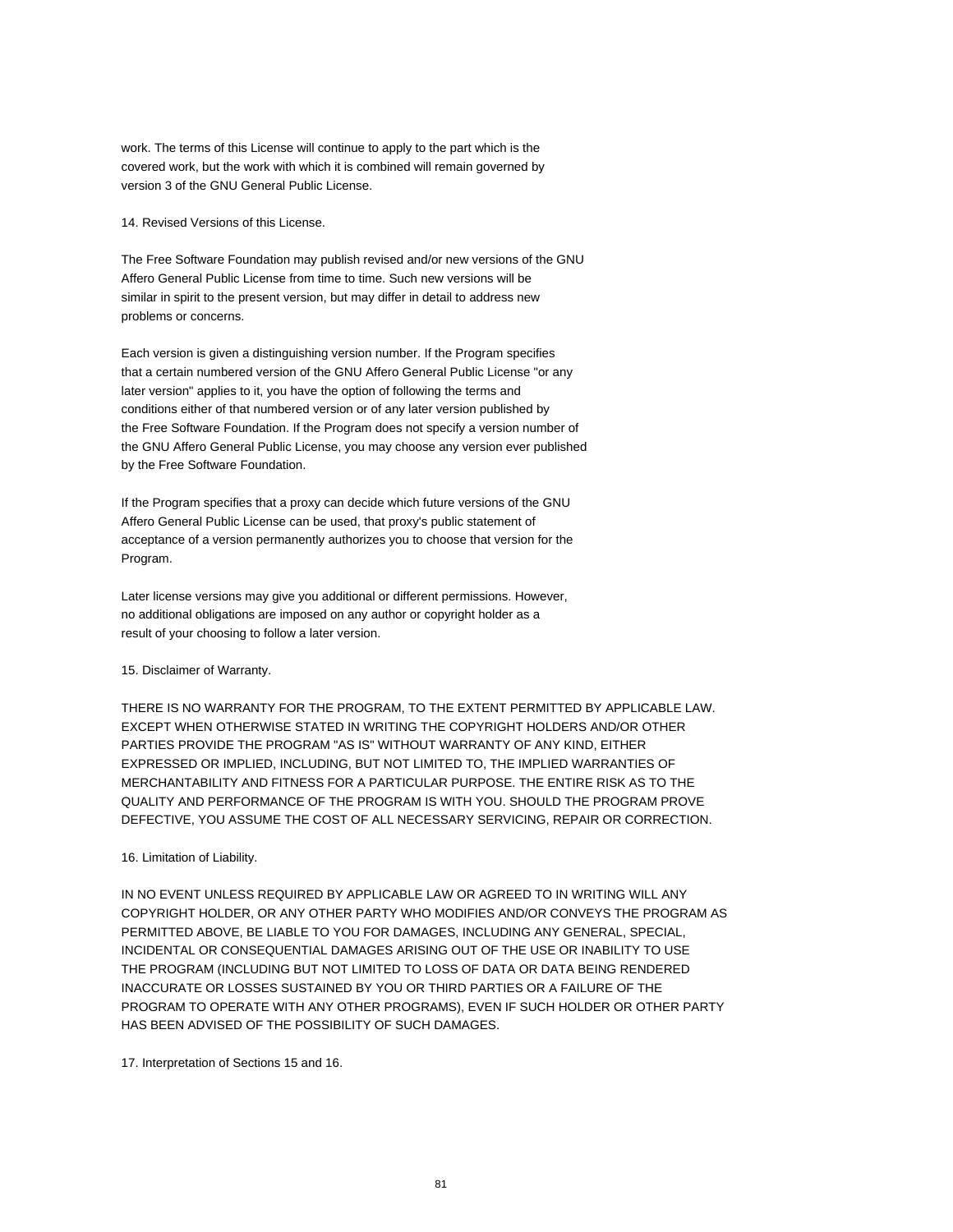work. The terms of this License will continue to apply to the part which is the covered work, but the work with which it is combined will remain governed by version 3 of the GNU General Public License.

14. Revised Versions of this License.

The Free Software Foundation may publish revised and/or new versions of the GNU Affero General Public License from time to time. Such new versions will be similar in spirit to the present version, but may differ in detail to address new problems or concerns.

Each version is given a distinguishing version number. If the Program specifies that a certain numbered version of the GNU Affero General Public License "or any later version" applies to it, you have the option of following the terms and conditions either of that numbered version or of any later version published by the Free Software Foundation. If the Program does not specify a version number of the GNU Affero General Public License, you may choose any version ever published by the Free Software Foundation.

If the Program specifies that a proxy can decide which future versions of the GNU Affero General Public License can be used, that proxy's public statement of acceptance of a version permanently authorizes you to choose that version for the Program.

Later license versions may give you additional or different permissions. However, no additional obligations are imposed on any author or copyright holder as a result of your choosing to follow a later version.

15. Disclaimer of Warranty.

THERE IS NO WARRANTY FOR THE PROGRAM, TO THE EXTENT PERMITTED BY APPLICABLE LAW. EXCEPT WHEN OTHERWISE STATED IN WRITING THE COPYRIGHT HOLDERS AND/OR OTHER PARTIES PROVIDE THE PROGRAM "AS IS" WITHOUT WARRANTY OF ANY KIND, EITHER EXPRESSED OR IMPLIED, INCLUDING, BUT NOT LIMITED TO, THE IMPLIED WARRANTIES OF MERCHANTABILITY AND FITNESS FOR A PARTICULAR PURPOSE. THE ENTIRE RISK AS TO THE QUALITY AND PERFORMANCE OF THE PROGRAM IS WITH YOU. SHOULD THE PROGRAM PROVE DEFECTIVE, YOU ASSUME THE COST OF ALL NECESSARY SERVICING, REPAIR OR CORRECTION.

16. Limitation of Liability.

IN NO EVENT UNLESS REQUIRED BY APPLICABLE LAW OR AGREED TO IN WRITING WILL ANY COPYRIGHT HOLDER, OR ANY OTHER PARTY WHO MODIFIES AND/OR CONVEYS THE PROGRAM AS PERMITTED ABOVE, BE LIABLE TO YOU FOR DAMAGES, INCLUDING ANY GENERAL, SPECIAL, INCIDENTAL OR CONSEQUENTIAL DAMAGES ARISING OUT OF THE USE OR INABILITY TO USE THE PROGRAM (INCLUDING BUT NOT LIMITED TO LOSS OF DATA OR DATA BEING RENDERED INACCURATE OR LOSSES SUSTAINED BY YOU OR THIRD PARTIES OR A FAILURE OF THE PROGRAM TO OPERATE WITH ANY OTHER PROGRAMS), EVEN IF SUCH HOLDER OR OTHER PARTY HAS BEEN ADVISED OF THE POSSIBILITY OF SUCH DAMAGES.

17. Interpretation of Sections 15 and 16.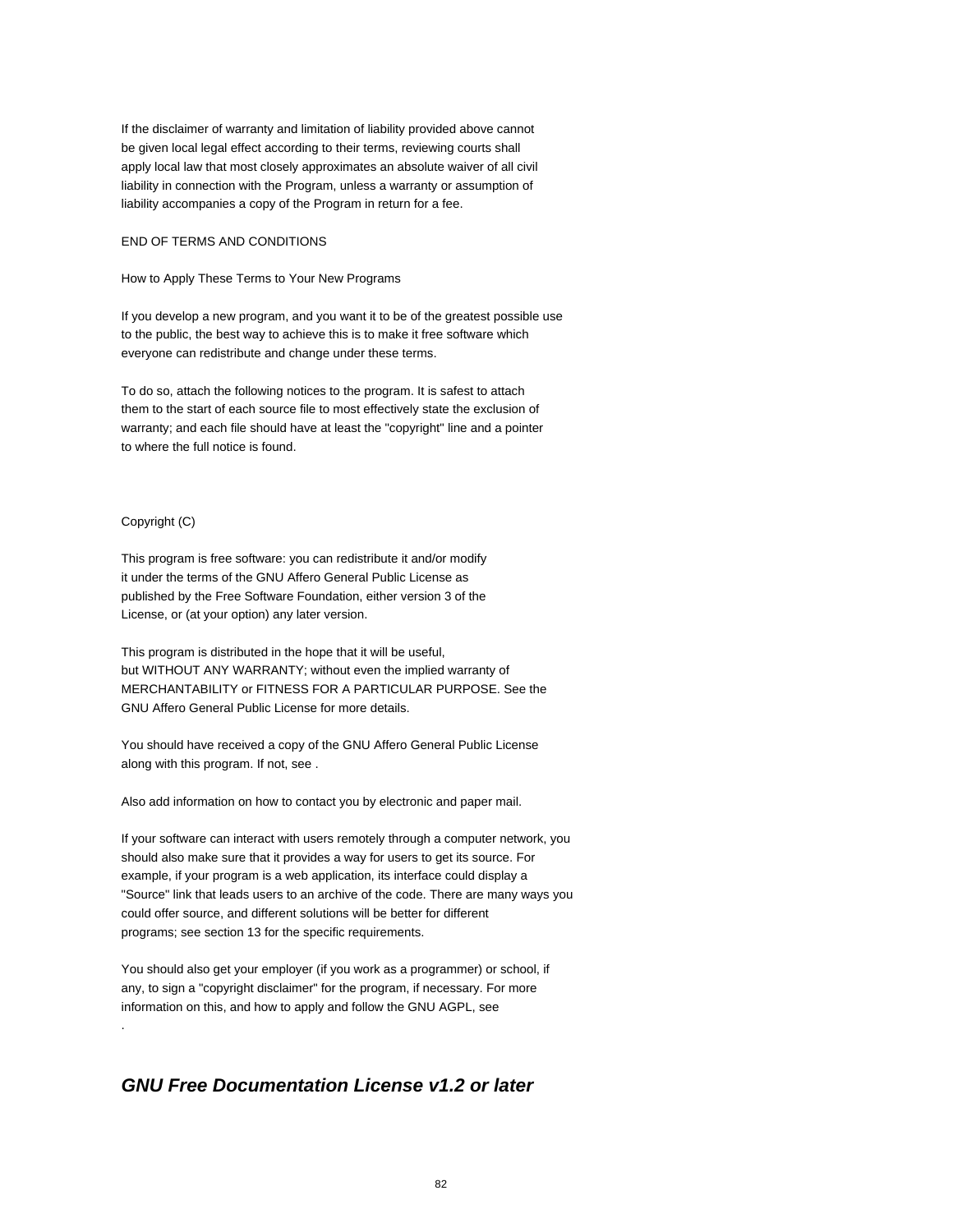If the disclaimer of warranty and limitation of liability provided above cannot be given local legal effect according to their terms, reviewing courts shall apply local law that most closely approximates an absolute waiver of all civil liability in connection with the Program, unless a warranty or assumption of liability accompanies a copy of the Program in return for a fee.

END OF TERMS AND CONDITIONS

How to Apply These Terms to Your New Programs

If you develop a new program, and you want it to be of the greatest possible use to the public, the best way to achieve this is to make it free software which everyone can redistribute and change under these terms.

To do so, attach the following notices to the program. It is safest to attach them to the start of each source file to most effectively state the exclusion of warranty; and each file should have at least the "copyright" line and a pointer to where the full notice is found.

Copyright (C)

This program is free software: you can redistribute it and/or modify it under the terms of the GNU Affero General Public License as published by the Free Software Foundation, either version 3 of the License, or (at your option) any later version.

This program is distributed in the hope that it will be useful, but WITHOUT ANY WARRANTY; without even the implied warranty of MERCHANTABILITY or FITNESS FOR A PARTICULAR PURPOSE. See the GNU Affero General Public License for more details.

You should have received a copy of the GNU Affero General Public License along with this program. If not, see .

Also add information on how to contact you by electronic and paper mail.

If your software can interact with users remotely through a computer network, you should also make sure that it provides a way for users to get its source. For example, if your program is a web application, its interface could display a "Source" link that leads users to an archive of the code. There are many ways you could offer source, and different solutions will be better for different programs; see section 13 for the specific requirements.

You should also get your employer (if you work as a programmer) or school, if any, to sign a "copyright disclaimer" for the program, if necessary. For more information on this, and how to apply and follow the GNU AGPL, see .

## ***GNU Free Documentation License v1.2 or later***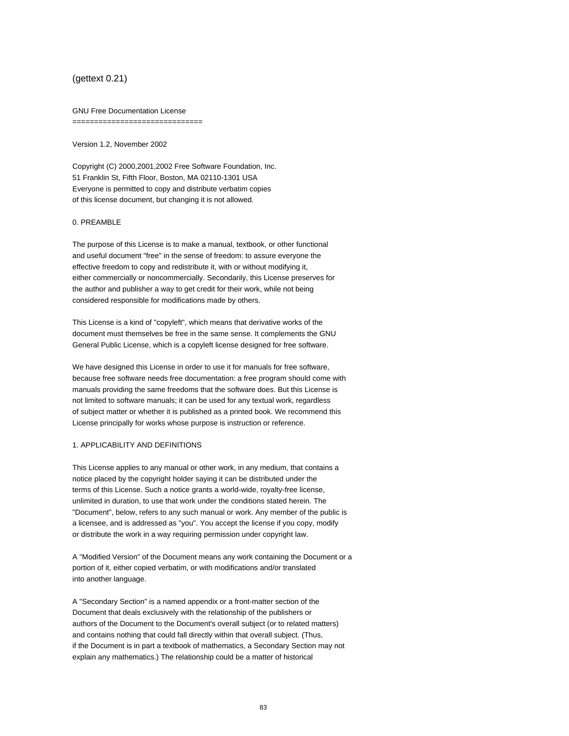(gettext 0.21)

GNU Free Documentation License
==============================

Version 1.2, November 2002

Copyright (C) 2000,2001,2002 Free Software Foundation, Inc.
51 Franklin St, Fifth Floor, Boston, MA 02110-1301 USA
Everyone is permitted to copy and distribute verbatim copies
of this license document, but changing it is not allowed.

0. PREAMBLE

The purpose of this License is to make a manual, textbook, or other functional and useful document "free" in the sense of freedom: to assure everyone the effective freedom to copy and redistribute it, with or without modifying it, either commercially or noncommercially. Secondarily, this License preserves for the author and publisher a way to get credit for their work, while not being considered responsible for modifications made by others.

This License is a kind of "copyleft", which means that derivative works of the document must themselves be free in the same sense. It complements the GNU General Public License, which is a copyleft license designed for free software.

We have designed this License in order to use it for manuals for free software, because free software needs free documentation: a free program should come with manuals providing the same freedoms that the software does. But this License is not limited to software manuals; it can be used for any textual work, regardless of subject matter or whether it is published as a printed book. We recommend this License principally for works whose purpose is instruction or reference.

1. APPLICABILITY AND DEFINITIONS

This License applies to any manual or other work, in any medium, that contains a notice placed by the copyright holder saying it can be distributed under the terms of this License. Such a notice grants a world-wide, royalty-free license, unlimited in duration, to use that work under the conditions stated herein. The "Document", below, refers to any such manual or work. Any member of the public is a licensee, and is addressed as "you". You accept the license if you copy, modify or distribute the work in a way requiring permission under copyright law.

A "Modified Version" of the Document means any work containing the Document or a portion of it, either copied verbatim, or with modifications and/or translated into another language.

A "Secondary Section" is a named appendix or a front-matter section of the Document that deals exclusively with the relationship of the publishers or authors of the Document to the Document's overall subject (or to related matters) and contains nothing that could fall directly within that overall subject. (Thus, if the Document is in part a textbook of mathematics, a Secondary Section may not explain any mathematics.) The relationship could be a matter of historical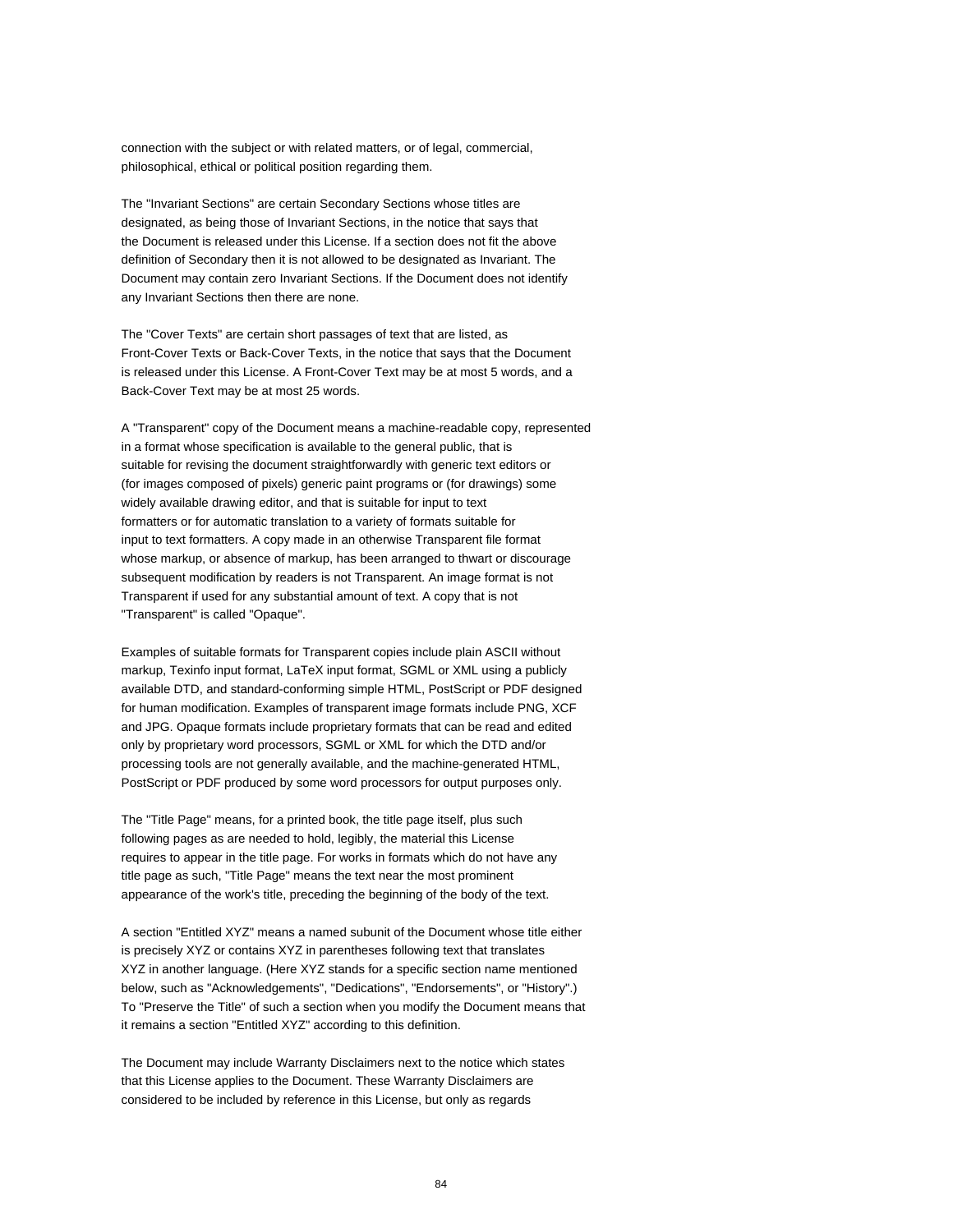connection with the subject or with related matters, or of legal, commercial, philosophical, ethical or political position regarding them.

The "Invariant Sections" are certain Secondary Sections whose titles are designated, as being those of Invariant Sections, in the notice that says that the Document is released under this License. If a section does not fit the above definition of Secondary then it is not allowed to be designated as Invariant. The Document may contain zero Invariant Sections. If the Document does not identify any Invariant Sections then there are none.

The "Cover Texts" are certain short passages of text that are listed, as Front-Cover Texts or Back-Cover Texts, in the notice that says that the Document is released under this License. A Front-Cover Text may be at most 5 words, and a Back-Cover Text may be at most 25 words.

A "Transparent" copy of the Document means a machine-readable copy, represented in a format whose specification is available to the general public, that is suitable for revising the document straightforwardly with generic text editors or (for images composed of pixels) generic paint programs or (for drawings) some widely available drawing editor, and that is suitable for input to text formatters or for automatic translation to a variety of formats suitable for input to text formatters. A copy made in an otherwise Transparent file format whose markup, or absence of markup, has been arranged to thwart or discourage subsequent modification by readers is not Transparent. An image format is not Transparent if used for any substantial amount of text. A copy that is not "Transparent" is called "Opaque".

Examples of suitable formats for Transparent copies include plain ASCII without markup, Texinfo input format, LaTeX input format, SGML or XML using a publicly available DTD, and standard-conforming simple HTML, PostScript or PDF designed for human modification. Examples of transparent image formats include PNG, XCF and JPG. Opaque formats include proprietary formats that can be read and edited only by proprietary word processors, SGML or XML for which the DTD and/or processing tools are not generally available, and the machine-generated HTML, PostScript or PDF produced by some word processors for output purposes only.

The "Title Page" means, for a printed book, the title page itself, plus such following pages as are needed to hold, legibly, the material this License requires to appear in the title page. For works in formats which do not have any title page as such, "Title Page" means the text near the most prominent appearance of the work's title, preceding the beginning of the body of the text.

A section "Entitled XYZ" means a named subunit of the Document whose title either is precisely XYZ or contains XYZ in parentheses following text that translates XYZ in another language. (Here XYZ stands for a specific section name mentioned below, such as "Acknowledgements", "Dedications", "Endorsements", or "History".) To "Preserve the Title" of such a section when you modify the Document means that it remains a section "Entitled XYZ" according to this definition.

The Document may include Warranty Disclaimers next to the notice which states that this License applies to the Document. These Warranty Disclaimers are considered to be included by reference in this License, but only as regards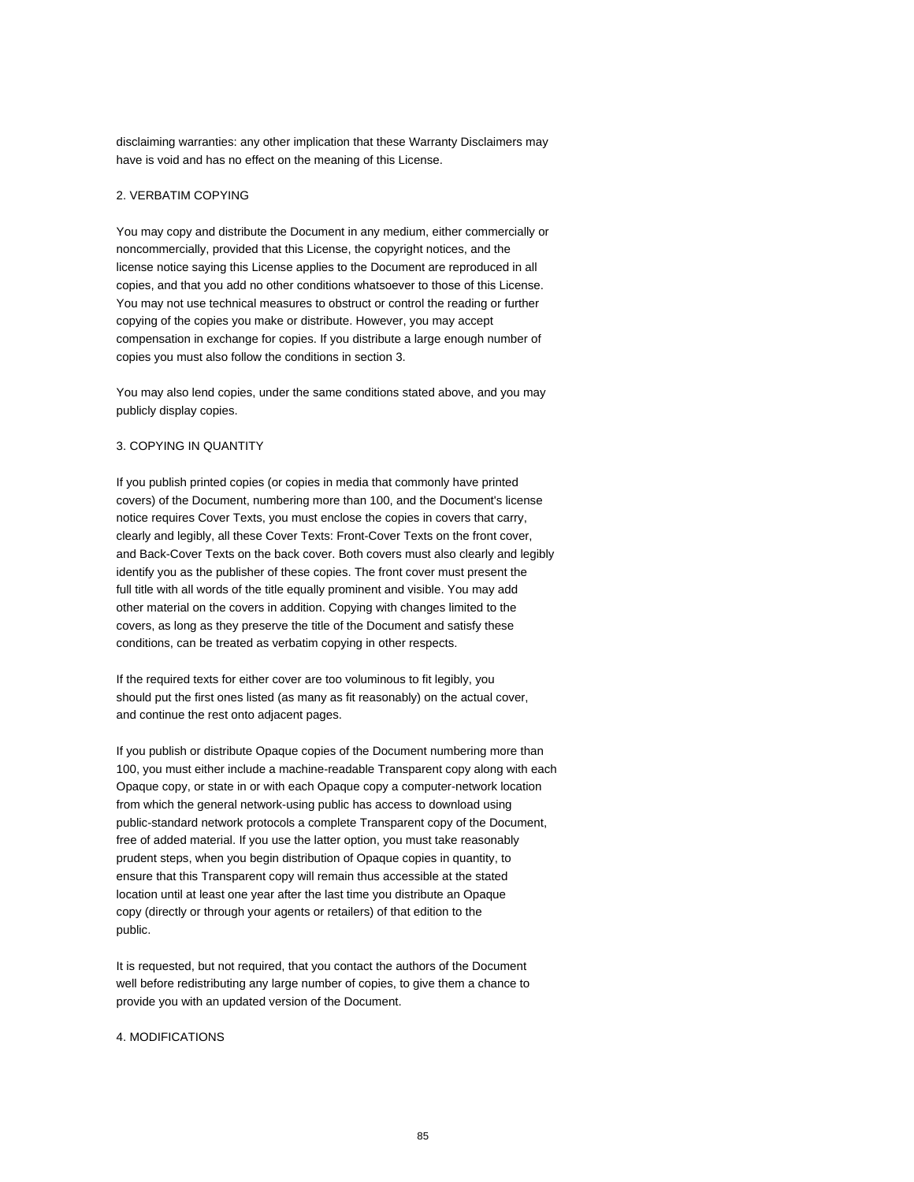disclaiming warranties: any other implication that these Warranty Disclaimers may have is void and has no effect on the meaning of this License.

## 2. VERBATIM COPYING

You may copy and distribute the Document in any medium, either commercially or noncommercially, provided that this License, the copyright notices, and the license notice saying this License applies to the Document are reproduced in all copies, and that you add no other conditions whatsoever to those of this License. You may not use technical measures to obstruct or control the reading or further copying of the copies you make or distribute. However, you may accept compensation in exchange for copies. If you distribute a large enough number of copies you must also follow the conditions in section 3.

You may also lend copies, under the same conditions stated above, and you may publicly display copies.

## 3. COPYING IN QUANTITY

If you publish printed copies (or copies in media that commonly have printed covers) of the Document, numbering more than 100, and the Document's license notice requires Cover Texts, you must enclose the copies in covers that carry, clearly and legibly, all these Cover Texts: Front-Cover Texts on the front cover, and Back-Cover Texts on the back cover. Both covers must also clearly and legibly identify you as the publisher of these copies. The front cover must present the full title with all words of the title equally prominent and visible. You may add other material on the covers in addition. Copying with changes limited to the covers, as long as they preserve the title of the Document and satisfy these conditions, can be treated as verbatim copying in other respects.

If the required texts for either cover are too voluminous to fit legibly, you should put the first ones listed (as many as fit reasonably) on the actual cover, and continue the rest onto adjacent pages.

If you publish or distribute Opaque copies of the Document numbering more than 100, you must either include a machine-readable Transparent copy along with each Opaque copy, or state in or with each Opaque copy a computer-network location from which the general network-using public has access to download using public-standard network protocols a complete Transparent copy of the Document, free of added material. If you use the latter option, you must take reasonably prudent steps, when you begin distribution of Opaque copies in quantity, to ensure that this Transparent copy will remain thus accessible at the stated location until at least one year after the last time you distribute an Opaque copy (directly or through your agents or retailers) of that edition to the public.

It is requested, but not required, that you contact the authors of the Document well before redistributing any large number of copies, to give them a chance to provide you with an updated version of the Document.

## 4. MODIFICATIONS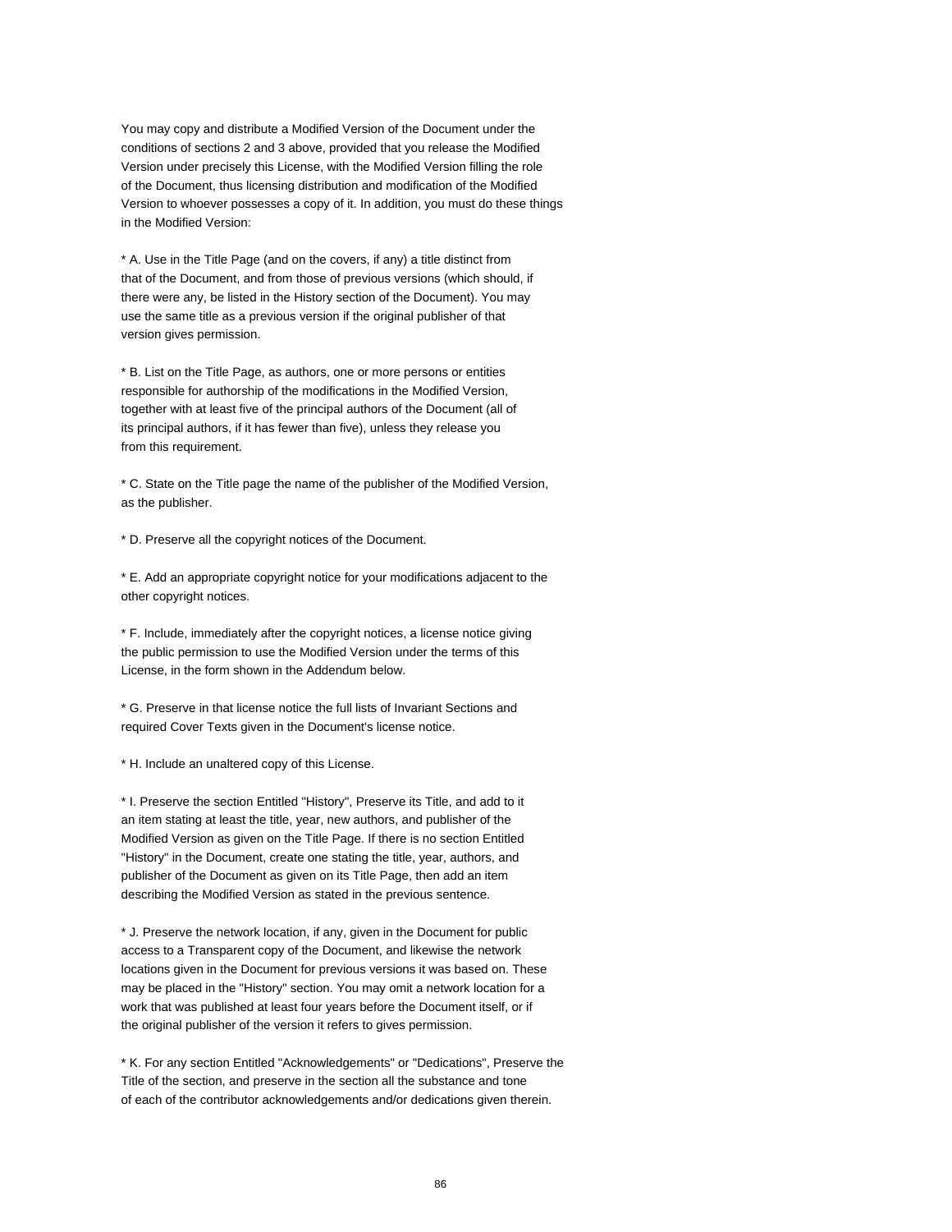You may copy and distribute a Modified Version of the Document under the conditions of sections 2 and 3 above, provided that you release the Modified Version under precisely this License, with the Modified Version filling the role of the Document, thus licensing distribution and modification of the Modified Version to whoever possesses a copy of it. In addition, you must do these things in the Modified Version:

* A. Use in the Title Page (and on the covers, if any) a title distinct from that of the Document, and from those of previous versions (which should, if there were any, be listed in the History section of the Document). You may use the same title as a previous version if the original publisher of that version gives permission.

* B. List on the Title Page, as authors, one or more persons or entities responsible for authorship of the modifications in the Modified Version, together with at least five of the principal authors of the Document (all of its principal authors, if it has fewer than five), unless they release you from this requirement.

* C. State on the Title page the name of the publisher of the Modified Version, as the publisher.

* D. Preserve all the copyright notices of the Document.

* E. Add an appropriate copyright notice for your modifications adjacent to the other copyright notices.

* F. Include, immediately after the copyright notices, a license notice giving the public permission to use the Modified Version under the terms of this License, in the form shown in the Addendum below.

* G. Preserve in that license notice the full lists of Invariant Sections and required Cover Texts given in the Document's license notice.

* H. Include an unaltered copy of this License.

* I. Preserve the section Entitled "History", Preserve its Title, and add to it an item stating at least the title, year, new authors, and publisher of the Modified Version as given on the Title Page. If there is no section Entitled "History" in the Document, create one stating the title, year, authors, and publisher of the Document as given on its Title Page, then add an item describing the Modified Version as stated in the previous sentence.

* J. Preserve the network location, if any, given in the Document for public access to a Transparent copy of the Document, and likewise the network locations given in the Document for previous versions it was based on. These may be placed in the "History" section. You may omit a network location for a work that was published at least four years before the Document itself, or if the original publisher of the version it refers to gives permission.

* K. For any section Entitled "Acknowledgements" or "Dedications", Preserve the Title of the section, and preserve in the section all the substance and tone of each of the contributor acknowledgements and/or dedications given therein.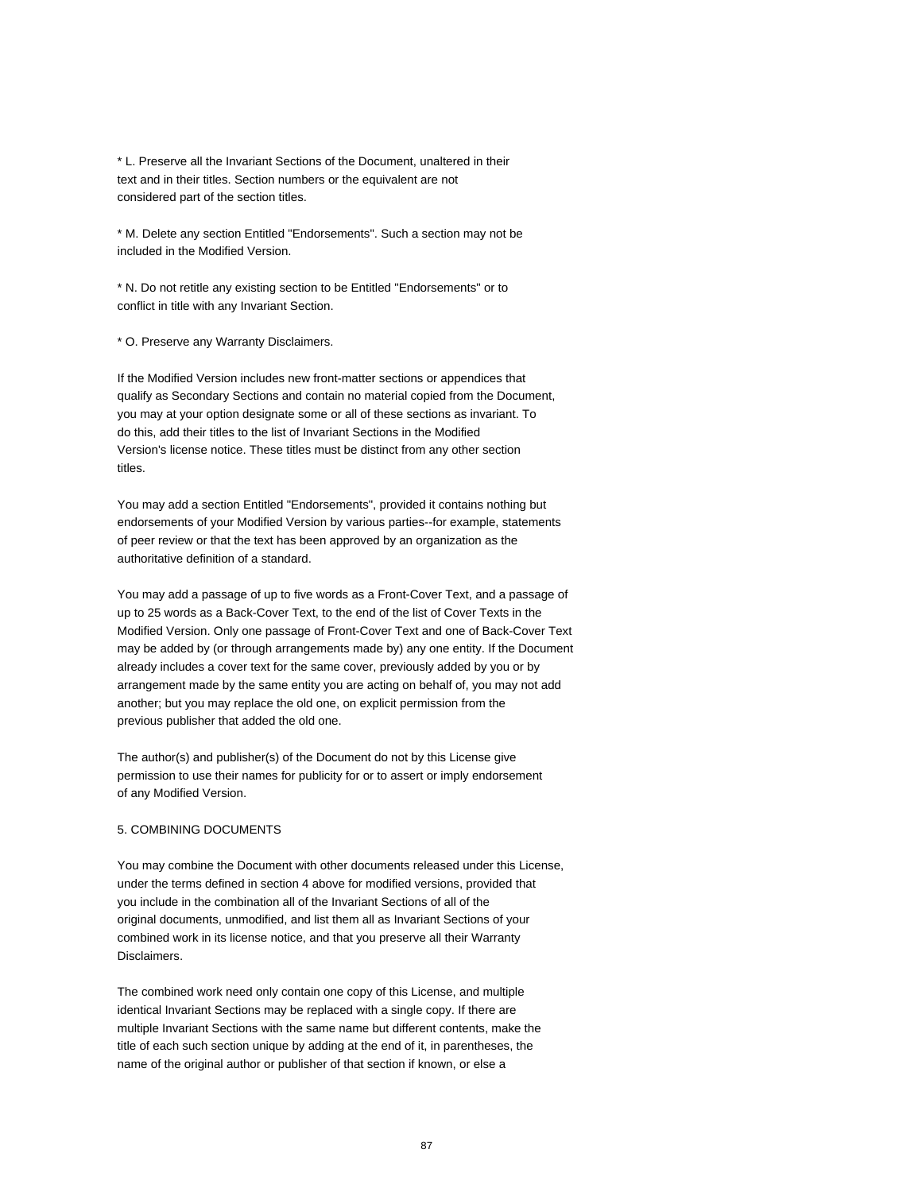* L. Preserve all the Invariant Sections of the Document, unaltered in their text and in their titles. Section numbers or the equivalent are not considered part of the section titles.

* M. Delete any section Entitled "Endorsements". Such a section may not be included in the Modified Version.

* N. Do not retitle any existing section to be Entitled "Endorsements" or to conflict in title with any Invariant Section.

* O. Preserve any Warranty Disclaimers.

If the Modified Version includes new front-matter sections or appendices that qualify as Secondary Sections and contain no material copied from the Document, you may at your option designate some or all of these sections as invariant. To do this, add their titles to the list of Invariant Sections in the Modified Version's license notice. These titles must be distinct from any other section titles.

You may add a section Entitled "Endorsements", provided it contains nothing but endorsements of your Modified Version by various parties--for example, statements of peer review or that the text has been approved by an organization as the authoritative definition of a standard.

You may add a passage of up to five words as a Front-Cover Text, and a passage of up to 25 words as a Back-Cover Text, to the end of the list of Cover Texts in the Modified Version. Only one passage of Front-Cover Text and one of Back-Cover Text may be added by (or through arrangements made by) any one entity. If the Document already includes a cover text for the same cover, previously added by you or by arrangement made by the same entity you are acting on behalf of, you may not add another; but you may replace the old one, on explicit permission from the previous publisher that added the old one.

The author(s) and publisher(s) of the Document do not by this License give permission to use their names for publicity for or to assert or imply endorsement of any Modified Version.

5. COMBINING DOCUMENTS

You may combine the Document with other documents released under this License, under the terms defined in section 4 above for modified versions, provided that you include in the combination all of the Invariant Sections of all of the original documents, unmodified, and list them all as Invariant Sections of your combined work in its license notice, and that you preserve all their Warranty Disclaimers.

The combined work need only contain one copy of this License, and multiple identical Invariant Sections may be replaced with a single copy. If there are multiple Invariant Sections with the same name but different contents, make the title of each such section unique by adding at the end of it, in parentheses, the name of the original author or publisher of that section if known, or else a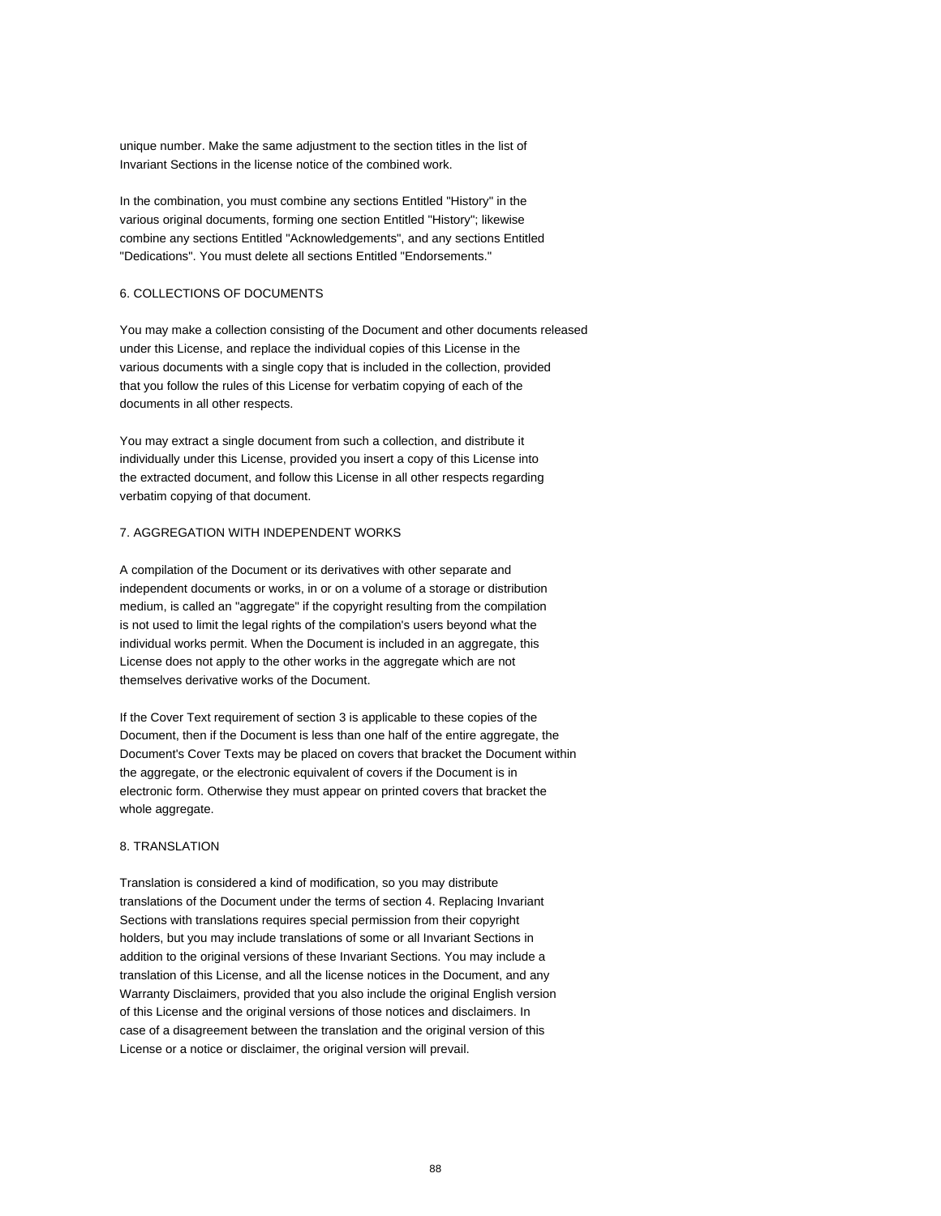unique number. Make the same adjustment to the section titles in the list of Invariant Sections in the license notice of the combined work.

In the combination, you must combine any sections Entitled "History" in the various original documents, forming one section Entitled "History"; likewise combine any sections Entitled "Acknowledgements", and any sections Entitled "Dedications". You must delete all sections Entitled "Endorsements."

## 6. COLLECTIONS OF DOCUMENTS

You may make a collection consisting of the Document and other documents released under this License, and replace the individual copies of this License in the various documents with a single copy that is included in the collection, provided that you follow the rules of this License for verbatim copying of each of the documents in all other respects.

You may extract a single document from such a collection, and distribute it individually under this License, provided you insert a copy of this License into the extracted document, and follow this License in all other respects regarding verbatim copying of that document.

## 7. AGGREGATION WITH INDEPENDENT WORKS

A compilation of the Document or its derivatives with other separate and independent documents or works, in or on a volume of a storage or distribution medium, is called an "aggregate" if the copyright resulting from the compilation is not used to limit the legal rights of the compilation's users beyond what the individual works permit. When the Document is included in an aggregate, this License does not apply to the other works in the aggregate which are not themselves derivative works of the Document.

If the Cover Text requirement of section 3 is applicable to these copies of the Document, then if the Document is less than one half of the entire aggregate, the Document's Cover Texts may be placed on covers that bracket the Document within the aggregate, or the electronic equivalent of covers if the Document is in electronic form. Otherwise they must appear on printed covers that bracket the whole aggregate.

## 8. TRANSLATION

Translation is considered a kind of modification, so you may distribute translations of the Document under the terms of section 4. Replacing Invariant Sections with translations requires special permission from their copyright holders, but you may include translations of some or all Invariant Sections in addition to the original versions of these Invariant Sections. You may include a translation of this License, and all the license notices in the Document, and any Warranty Disclaimers, provided that you also include the original English version of this License and the original versions of those notices and disclaimers. In case of a disagreement between the translation and the original version of this License or a notice or disclaimer, the original version will prevail.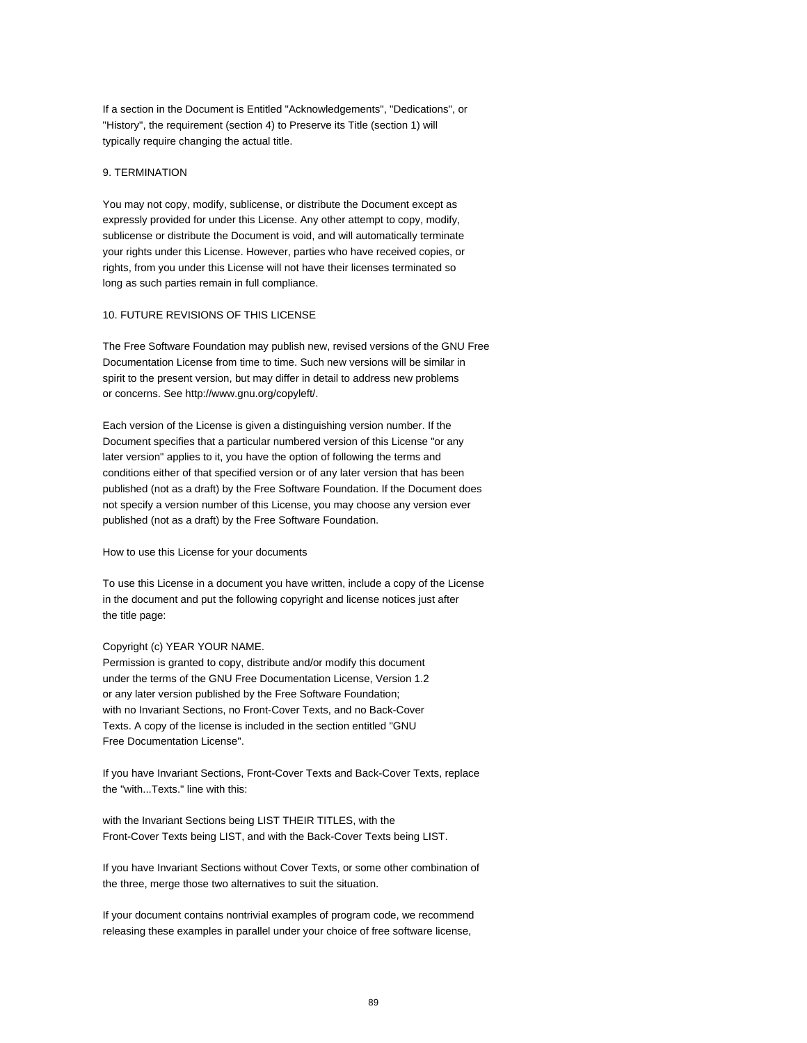If a section in the Document is Entitled "Acknowledgements", "Dedications", or "History", the requirement (section 4) to Preserve its Title (section 1) will typically require changing the actual title.

## 9. TERMINATION

You may not copy, modify, sublicense, or distribute the Document except as expressly provided for under this License. Any other attempt to copy, modify, sublicense or distribute the Document is void, and will automatically terminate your rights under this License. However, parties who have received copies, or rights, from you under this License will not have their licenses terminated so long as such parties remain in full compliance.

## 10. FUTURE REVISIONS OF THIS LICENSE

The Free Software Foundation may publish new, revised versions of the GNU Free Documentation License from time to time. Such new versions will be similar in spirit to the present version, but may differ in detail to address new problems or concerns. See http://www.gnu.org/copyleft/.

Each version of the License is given a distinguishing version number. If the Document specifies that a particular numbered version of this License "or any later version" applies to it, you have the option of following the terms and conditions either of that specified version or of any later version that has been published (not as a draft) by the Free Software Foundation. If the Document does not specify a version number of this License, you may choose any version ever published (not as a draft) by the Free Software Foundation.

## How to use this License for your documents

To use this License in a document you have written, include a copy of the License in the document and put the following copyright and license notices just after the title page:

Copyright (c) YEAR YOUR NAME.
Permission is granted to copy, distribute and/or modify this document under the terms of the GNU Free Documentation License, Version 1.2 or any later version published by the Free Software Foundation; with no Invariant Sections, no Front-Cover Texts, and no Back-Cover Texts. A copy of the license is included in the section entitled "GNU Free Documentation License".

If you have Invariant Sections, Front-Cover Texts and Back-Cover Texts, replace the "with...Texts." line with this:

with the Invariant Sections being LIST THEIR TITLES, with the Front-Cover Texts being LIST, and with the Back-Cover Texts being LIST.

If you have Invariant Sections without Cover Texts, or some other combination of the three, merge those two alternatives to suit the situation.

If your document contains nontrivial examples of program code, we recommend releasing these examples in parallel under your choice of free software license,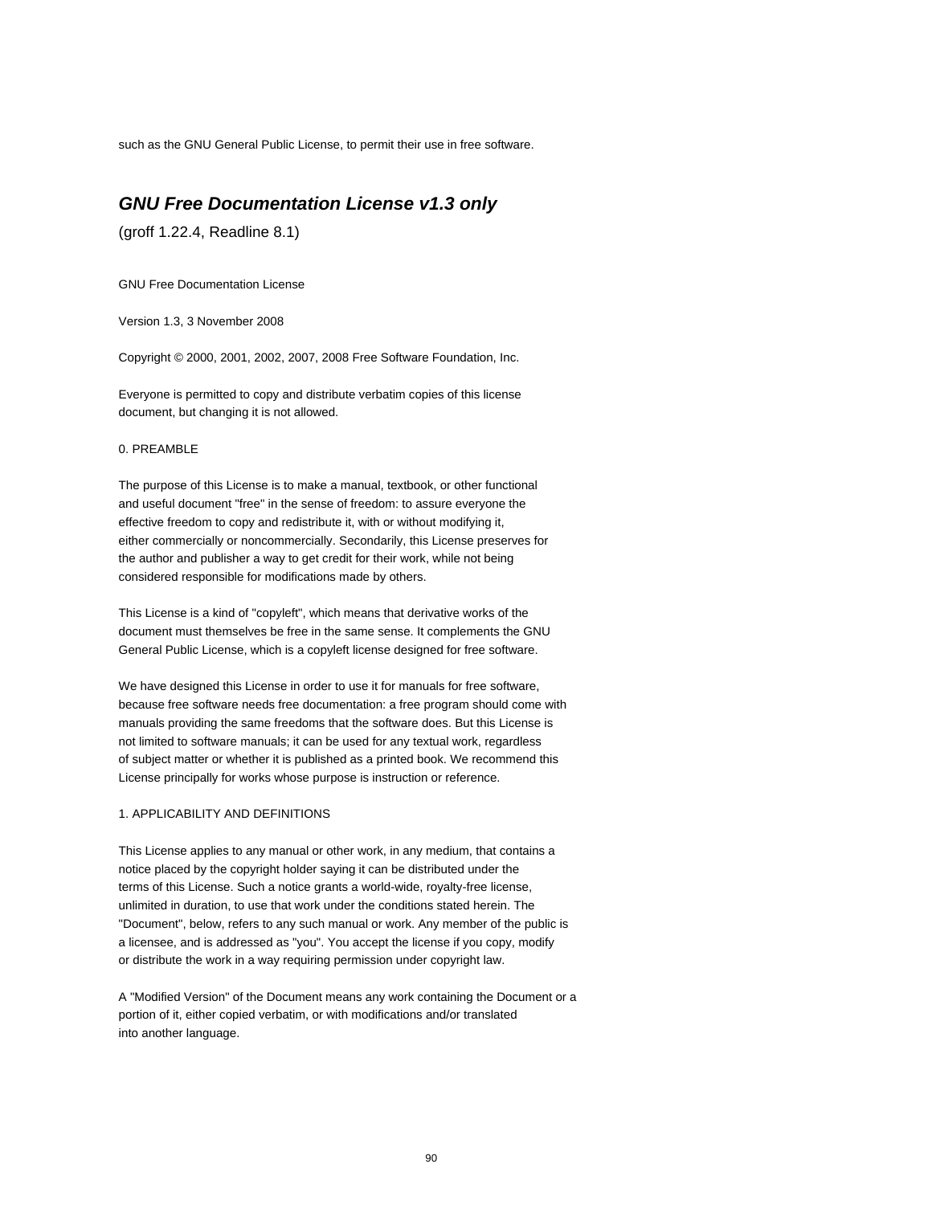such as the GNU General Public License, to permit their use in free software.

## ***GNU Free Documentation License v1.3 only***

(groff 1.22.4, Readline 8.1)

GNU Free Documentation License

Version 1.3, 3 November 2008

Copyright © 2000, 2001, 2002, 2007, 2008 Free Software Foundation, Inc.

Everyone is permitted to copy and distribute verbatim copies of this license document, but changing it is not allowed.

0. PREAMBLE

The purpose of this License is to make a manual, textbook, or other functional and useful document "free" in the sense of freedom: to assure everyone the effective freedom to copy and redistribute it, with or without modifying it, either commercially or noncommercially. Secondarily, this License preserves for the author and publisher a way to get credit for their work, while not being considered responsible for modifications made by others.

This License is a kind of "copyleft", which means that derivative works of the document must themselves be free in the same sense. It complements the GNU General Public License, which is a copyleft license designed for free software.

We have designed this License in order to use it for manuals for free software, because free software needs free documentation: a free program should come with manuals providing the same freedoms that the software does. But this License is not limited to software manuals; it can be used for any textual work, regardless of subject matter or whether it is published as a printed book. We recommend this License principally for works whose purpose is instruction or reference.

1. APPLICABILITY AND DEFINITIONS

This License applies to any manual or other work, in any medium, that contains a notice placed by the copyright holder saying it can be distributed under the terms of this License. Such a notice grants a world-wide, royalty-free license, unlimited in duration, to use that work under the conditions stated herein. The "Document", below, refers to any such manual or work. Any member of the public is a licensee, and is addressed as "you". You accept the license if you copy, modify or distribute the work in a way requiring permission under copyright law.

A "Modified Version" of the Document means any work containing the Document or a portion of it, either copied verbatim, or with modifications and/or translated into another language.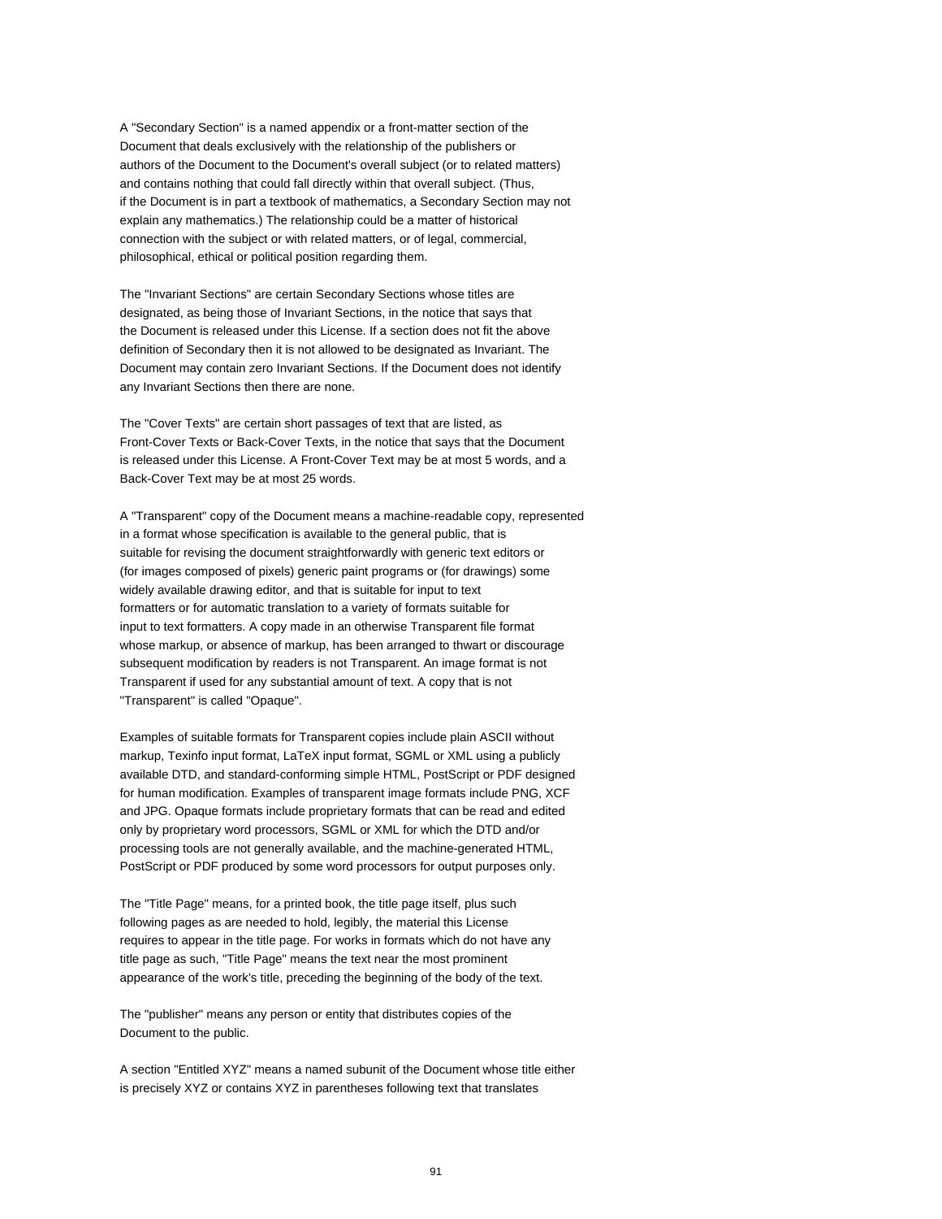A "Secondary Section" is a named appendix or a front-matter section of the Document that deals exclusively with the relationship of the publishers or authors of the Document to the Document's overall subject (or to related matters) and contains nothing that could fall directly within that overall subject. (Thus, if the Document is in part a textbook of mathematics, a Secondary Section may not explain any mathematics.) The relationship could be a matter of historical connection with the subject or with related matters, or of legal, commercial, philosophical, ethical or political position regarding them.

The "Invariant Sections" are certain Secondary Sections whose titles are designated, as being those of Invariant Sections, in the notice that says that the Document is released under this License. If a section does not fit the above definition of Secondary then it is not allowed to be designated as Invariant. The Document may contain zero Invariant Sections. If the Document does not identify any Invariant Sections then there are none.

The "Cover Texts" are certain short passages of text that are listed, as Front-Cover Texts or Back-Cover Texts, in the notice that says that the Document is released under this License. A Front-Cover Text may be at most 5 words, and a Back-Cover Text may be at most 25 words.

A "Transparent" copy of the Document means a machine-readable copy, represented in a format whose specification is available to the general public, that is suitable for revising the document straightforwardly with generic text editors or (for images composed of pixels) generic paint programs or (for drawings) some widely available drawing editor, and that is suitable for input to text formatters or for automatic translation to a variety of formats suitable for input to text formatters. A copy made in an otherwise Transparent file format whose markup, or absence of markup, has been arranged to thwart or discourage subsequent modification by readers is not Transparent. An image format is not Transparent if used for any substantial amount of text. A copy that is not "Transparent" is called "Opaque".

Examples of suitable formats for Transparent copies include plain ASCII without markup, Texinfo input format, LaTeX input format, SGML or XML using a publicly available DTD, and standard-conforming simple HTML, PostScript or PDF designed for human modification. Examples of transparent image formats include PNG, XCF and JPG. Opaque formats include proprietary formats that can be read and edited only by proprietary word processors, SGML or XML for which the DTD and/or processing tools are not generally available, and the machine-generated HTML, PostScript or PDF produced by some word processors for output purposes only.

The "Title Page" means, for a printed book, the title page itself, plus such following pages as are needed to hold, legibly, the material this License requires to appear in the title page. For works in formats which do not have any title page as such, "Title Page" means the text near the most prominent appearance of the work's title, preceding the beginning of the body of the text.

The "publisher" means any person or entity that distributes copies of the Document to the public.

A section "Entitled XYZ" means a named subunit of the Document whose title either is precisely XYZ or contains XYZ in parentheses following text that translates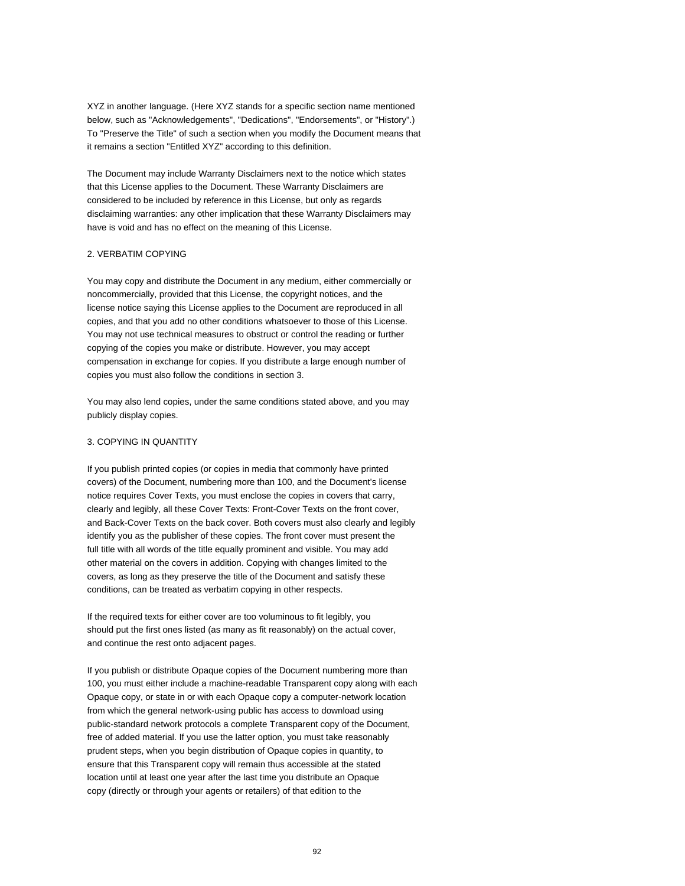XYZ in another language. (Here XYZ stands for a specific section name mentioned below, such as "Acknowledgements", "Dedications", "Endorsements", or "History".) To "Preserve the Title" of such a section when you modify the Document means that it remains a section "Entitled XYZ" according to this definition.

The Document may include Warranty Disclaimers next to the notice which states that this License applies to the Document. These Warranty Disclaimers are considered to be included by reference in this License, but only as regards disclaiming warranties: any other implication that these Warranty Disclaimers may have is void and has no effect on the meaning of this License.

## 2. VERBATIM COPYING

You may copy and distribute the Document in any medium, either commercially or noncommercially, provided that this License, the copyright notices, and the license notice saying this License applies to the Document are reproduced in all copies, and that you add no other conditions whatsoever to those of this License. You may not use technical measures to obstruct or control the reading or further copying of the copies you make or distribute. However, you may accept compensation in exchange for copies. If you distribute a large enough number of copies you must also follow the conditions in section 3.

You may also lend copies, under the same conditions stated above, and you may publicly display copies.

## 3. COPYING IN QUANTITY

If you publish printed copies (or copies in media that commonly have printed covers) of the Document, numbering more than 100, and the Document's license notice requires Cover Texts, you must enclose the copies in covers that carry, clearly and legibly, all these Cover Texts: Front-Cover Texts on the front cover, and Back-Cover Texts on the back cover. Both covers must also clearly and legibly identify you as the publisher of these copies. The front cover must present the full title with all words of the title equally prominent and visible. You may add other material on the covers in addition. Copying with changes limited to the covers, as long as they preserve the title of the Document and satisfy these conditions, can be treated as verbatim copying in other respects.

If the required texts for either cover are too voluminous to fit legibly, you should put the first ones listed (as many as fit reasonably) on the actual cover, and continue the rest onto adjacent pages.

If you publish or distribute Opaque copies of the Document numbering more than 100, you must either include a machine-readable Transparent copy along with each Opaque copy, or state in or with each Opaque copy a computer-network location from which the general network-using public has access to download using public-standard network protocols a complete Transparent copy of the Document, free of added material. If you use the latter option, you must take reasonably prudent steps, when you begin distribution of Opaque copies in quantity, to ensure that this Transparent copy will remain thus accessible at the stated location until at least one year after the last time you distribute an Opaque copy (directly or through your agents or retailers) of that edition to the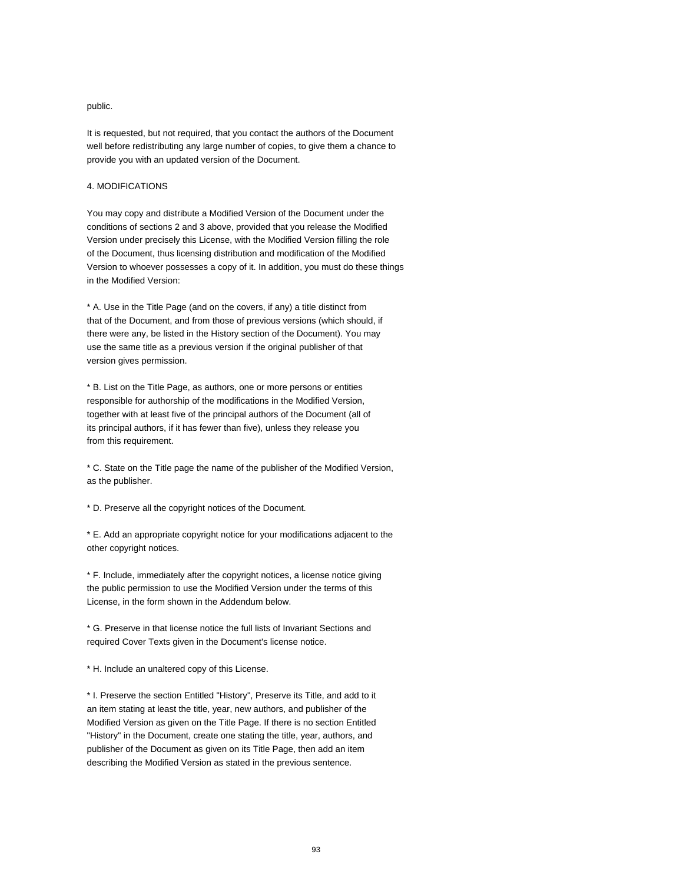public.

It is requested, but not required, that you contact the authors of the Document well before redistributing any large number of copies, to give them a chance to provide you with an updated version of the Document.

4. MODIFICATIONS

You may copy and distribute a Modified Version of the Document under the conditions of sections 2 and 3 above, provided that you release the Modified Version under precisely this License, with the Modified Version filling the role of the Document, thus licensing distribution and modification of the Modified Version to whoever possesses a copy of it. In addition, you must do these things in the Modified Version:

* A. Use in the Title Page (and on the covers, if any) a title distinct from that of the Document, and from those of previous versions (which should, if there were any, be listed in the History section of the Document). You may use the same title as a previous version if the original publisher of that version gives permission.

* B. List on the Title Page, as authors, one or more persons or entities responsible for authorship of the modifications in the Modified Version, together with at least five of the principal authors of the Document (all of its principal authors, if it has fewer than five), unless they release you from this requirement.

* C. State on the Title page the name of the publisher of the Modified Version, as the publisher.

* D. Preserve all the copyright notices of the Document.

* E. Add an appropriate copyright notice for your modifications adjacent to the other copyright notices.

* F. Include, immediately after the copyright notices, a license notice giving the public permission to use the Modified Version under the terms of this License, in the form shown in the Addendum below.

* G. Preserve in that license notice the full lists of Invariant Sections and required Cover Texts given in the Document's license notice.

* H. Include an unaltered copy of this License.

* I. Preserve the section Entitled "History", Preserve its Title, and add to it an item stating at least the title, year, new authors, and publisher of the Modified Version as given on the Title Page. If there is no section Entitled "History" in the Document, create one stating the title, year, authors, and publisher of the Document as given on its Title Page, then add an item describing the Modified Version as stated in the previous sentence.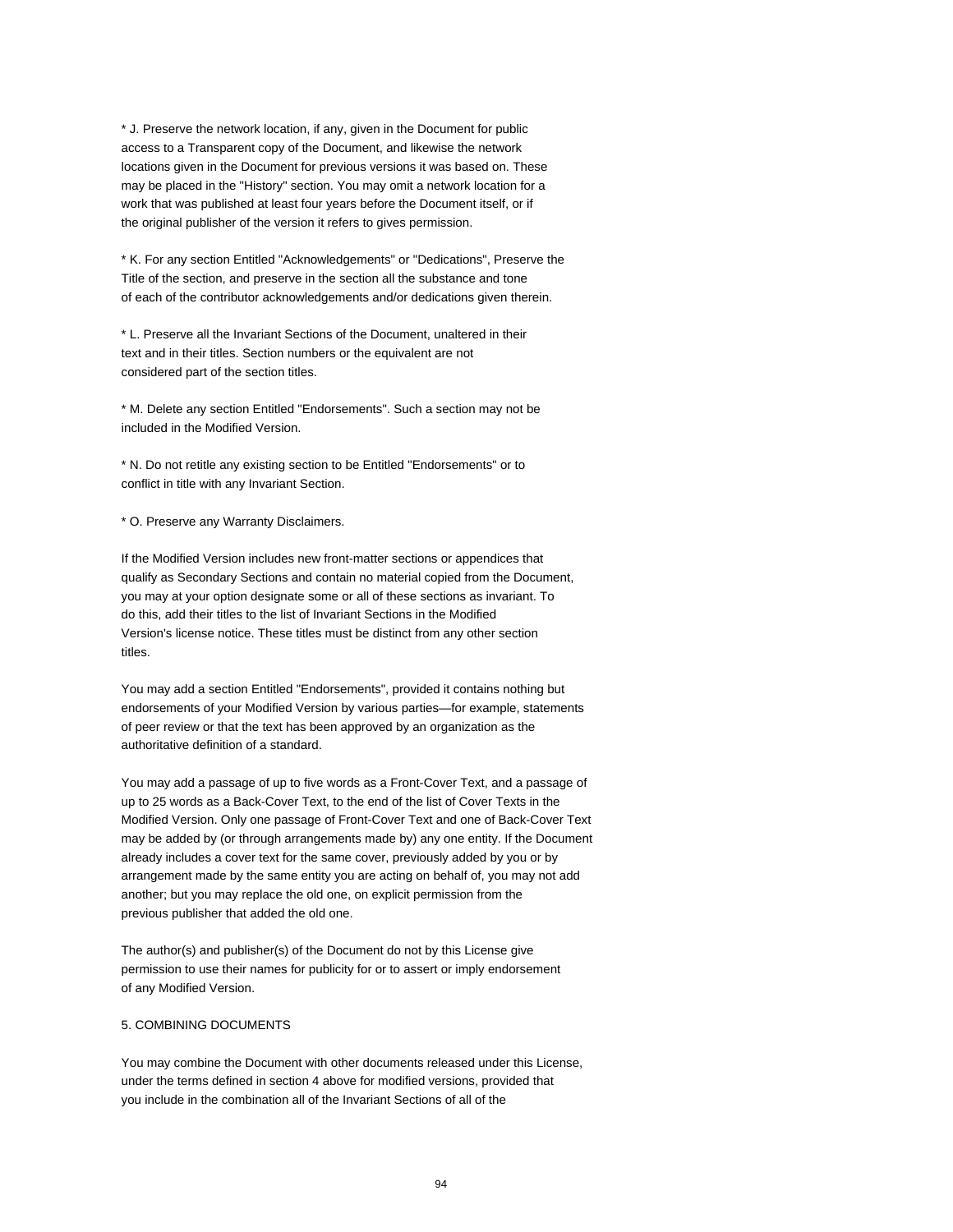* J. Preserve the network location, if any, given in the Document for public access to a Transparent copy of the Document, and likewise the network locations given in the Document for previous versions it was based on. These may be placed in the "History" section. You may omit a network location for a work that was published at least four years before the Document itself, or if the original publisher of the version it refers to gives permission.

* K. For any section Entitled "Acknowledgements" or "Dedications", Preserve the Title of the section, and preserve in the section all the substance and tone of each of the contributor acknowledgements and/or dedications given therein.

* L. Preserve all the Invariant Sections of the Document, unaltered in their text and in their titles. Section numbers or the equivalent are not considered part of the section titles.

* M. Delete any section Entitled "Endorsements". Such a section may not be included in the Modified Version.

* N. Do not retitle any existing section to be Entitled "Endorsements" or to conflict in title with any Invariant Section.

* O. Preserve any Warranty Disclaimers.

If the Modified Version includes new front-matter sections or appendices that qualify as Secondary Sections and contain no material copied from the Document, you may at your option designate some or all of these sections as invariant. To do this, add their titles to the list of Invariant Sections in the Modified Version's license notice. These titles must be distinct from any other section titles.

You may add a section Entitled "Endorsements", provided it contains nothing but endorsements of your Modified Version by various parties—for example, statements of peer review or that the text has been approved by an organization as the authoritative definition of a standard.

You may add a passage of up to five words as a Front-Cover Text, and a passage of up to 25 words as a Back-Cover Text, to the end of the list of Cover Texts in the Modified Version. Only one passage of Front-Cover Text and one of Back-Cover Text may be added by (or through arrangements made by) any one entity. If the Document already includes a cover text for the same cover, previously added by you or by arrangement made by the same entity you are acting on behalf of, you may not add another; but you may replace the old one, on explicit permission from the previous publisher that added the old one.

The author(s) and publisher(s) of the Document do not by this License give permission to use their names for publicity for or to assert or imply endorsement of any Modified Version.

5. COMBINING DOCUMENTS

You may combine the Document with other documents released under this License, under the terms defined in section 4 above for modified versions, provided that you include in the combination all of the Invariant Sections of all of the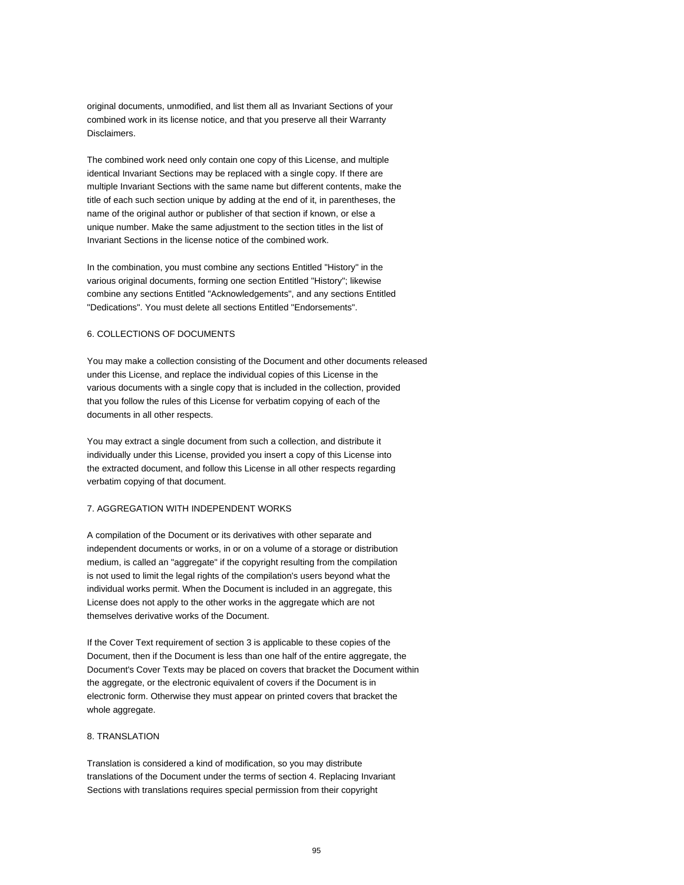original documents, unmodified, and list them all as Invariant Sections of your combined work in its license notice, and that you preserve all their Warranty Disclaimers.

The combined work need only contain one copy of this License, and multiple identical Invariant Sections may be replaced with a single copy. If there are multiple Invariant Sections with the same name but different contents, make the title of each such section unique by adding at the end of it, in parentheses, the name of the original author or publisher of that section if known, or else a unique number. Make the same adjustment to the section titles in the list of Invariant Sections in the license notice of the combined work.

In the combination, you must combine any sections Entitled "History" in the various original documents, forming one section Entitled "History"; likewise combine any sections Entitled "Acknowledgements", and any sections Entitled "Dedications". You must delete all sections Entitled "Endorsements".

6. COLLECTIONS OF DOCUMENTS

You may make a collection consisting of the Document and other documents released under this License, and replace the individual copies of this License in the various documents with a single copy that is included in the collection, provided that you follow the rules of this License for verbatim copying of each of the documents in all other respects.

You may extract a single document from such a collection, and distribute it individually under this License, provided you insert a copy of this License into the extracted document, and follow this License in all other respects regarding verbatim copying of that document.

7. AGGREGATION WITH INDEPENDENT WORKS

A compilation of the Document or its derivatives with other separate and independent documents or works, in or on a volume of a storage or distribution medium, is called an "aggregate" if the copyright resulting from the compilation is not used to limit the legal rights of the compilation's users beyond what the individual works permit. When the Document is included in an aggregate, this License does not apply to the other works in the aggregate which are not themselves derivative works of the Document.

If the Cover Text requirement of section 3 is applicable to these copies of the Document, then if the Document is less than one half of the entire aggregate, the Document's Cover Texts may be placed on covers that bracket the Document within the aggregate, or the electronic equivalent of covers if the Document is in electronic form. Otherwise they must appear on printed covers that bracket the whole aggregate.

8. TRANSLATION

Translation is considered a kind of modification, so you may distribute translations of the Document under the terms of section 4. Replacing Invariant Sections with translations requires special permission from their copyright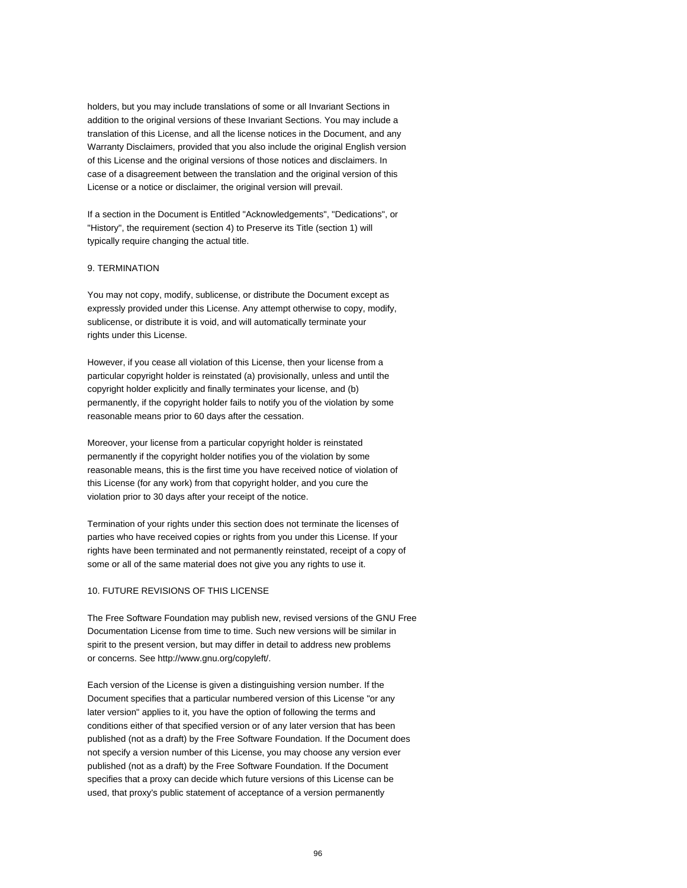holders, but you may include translations of some or all Invariant Sections in addition to the original versions of these Invariant Sections. You may include a translation of this License, and all the license notices in the Document, and any Warranty Disclaimers, provided that you also include the original English version of this License and the original versions of those notices and disclaimers. In case of a disagreement between the translation and the original version of this License or a notice or disclaimer, the original version will prevail.

If a section in the Document is Entitled "Acknowledgements", "Dedications", or "History", the requirement (section 4) to Preserve its Title (section 1) will typically require changing the actual title.

## 9. TERMINATION

You may not copy, modify, sublicense, or distribute the Document except as expressly provided under this License. Any attempt otherwise to copy, modify, sublicense, or distribute it is void, and will automatically terminate your rights under this License.

However, if you cease all violation of this License, then your license from a particular copyright holder is reinstated (a) provisionally, unless and until the copyright holder explicitly and finally terminates your license, and (b) permanently, if the copyright holder fails to notify you of the violation by some reasonable means prior to 60 days after the cessation.

Moreover, your license from a particular copyright holder is reinstated permanently if the copyright holder notifies you of the violation by some reasonable means, this is the first time you have received notice of violation of this License (for any work) from that copyright holder, and you cure the violation prior to 30 days after your receipt of the notice.

Termination of your rights under this section does not terminate the licenses of parties who have received copies or rights from you under this License. If your rights have been terminated and not permanently reinstated, receipt of a copy of some or all of the same material does not give you any rights to use it.

## 10. FUTURE REVISIONS OF THIS LICENSE

The Free Software Foundation may publish new, revised versions of the GNU Free Documentation License from time to time. Such new versions will be similar in spirit to the present version, but may differ in detail to address new problems or concerns. See http://www.gnu.org/copyleft/.

Each version of the License is given a distinguishing version number. If the Document specifies that a particular numbered version of this License "or any later version" applies to it, you have the option of following the terms and conditions either of that specified version or of any later version that has been published (not as a draft) by the Free Software Foundation. If the Document does not specify a version number of this License, you may choose any version ever published (not as a draft) by the Free Software Foundation. If the Document specifies that a proxy can decide which future versions of this License can be used, that proxy's public statement of acceptance of a version permanently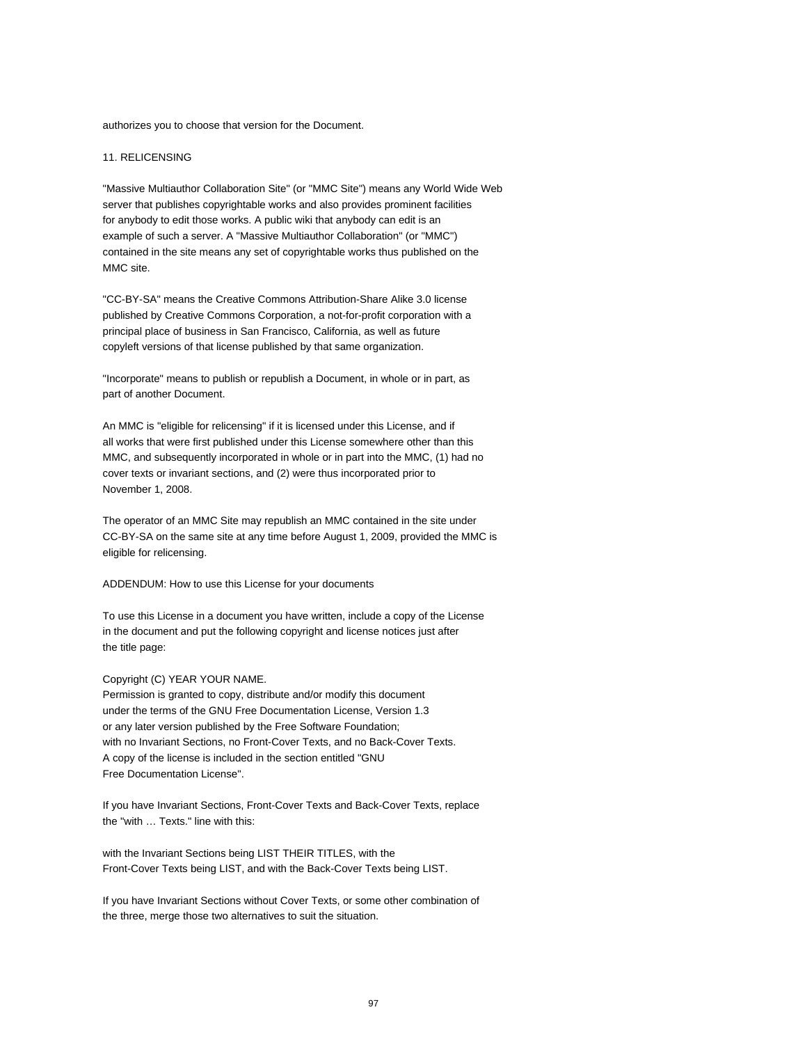authorizes you to choose that version for the Document.

## 11. RELICENSING

"Massive Multiauthor Collaboration Site" (or "MMC Site") means any World Wide Web server that publishes copyrightable works and also provides prominent facilities for anybody to edit those works. A public wiki that anybody can edit is an example of such a server. A "Massive Multiauthor Collaboration" (or "MMC") contained in the site means any set of copyrightable works thus published on the MMC site.

"CC-BY-SA" means the Creative Commons Attribution-Share Alike 3.0 license published by Creative Commons Corporation, a not-for-profit corporation with a principal place of business in San Francisco, California, as well as future copyleft versions of that license published by that same organization.

"Incorporate" means to publish or republish a Document, in whole or in part, as part of another Document.

An MMC is "eligible for relicensing" if it is licensed under this License, and if all works that were first published under this License somewhere other than this MMC, and subsequently incorporated in whole or in part into the MMC, (1) had no cover texts or invariant sections, and (2) were thus incorporated prior to November 1, 2008.

The operator of an MMC Site may republish an MMC contained in the site under CC-BY-SA on the same site at any time before August 1, 2009, provided the MMC is eligible for relicensing.

## ADDENDUM: How to use this License for your documents

To use this License in a document you have written, include a copy of the License in the document and put the following copyright and license notices just after the title page:

Copyright (C) YEAR YOUR NAME.
Permission is granted to copy, distribute and/or modify this document
under the terms of the GNU Free Documentation License, Version 1.3
or any later version published by the Free Software Foundation;
with no Invariant Sections, no Front-Cover Texts, and no Back-Cover Texts.
A copy of the license is included in the section entitled "GNU
Free Documentation License".

If you have Invariant Sections, Front-Cover Texts and Back-Cover Texts, replace the "with … Texts." line with this:

with the Invariant Sections being LIST THEIR TITLES, with the
Front-Cover Texts being LIST, and with the Back-Cover Texts being LIST.

If you have Invariant Sections without Cover Texts, or some other combination of the three, merge those two alternatives to suit the situation.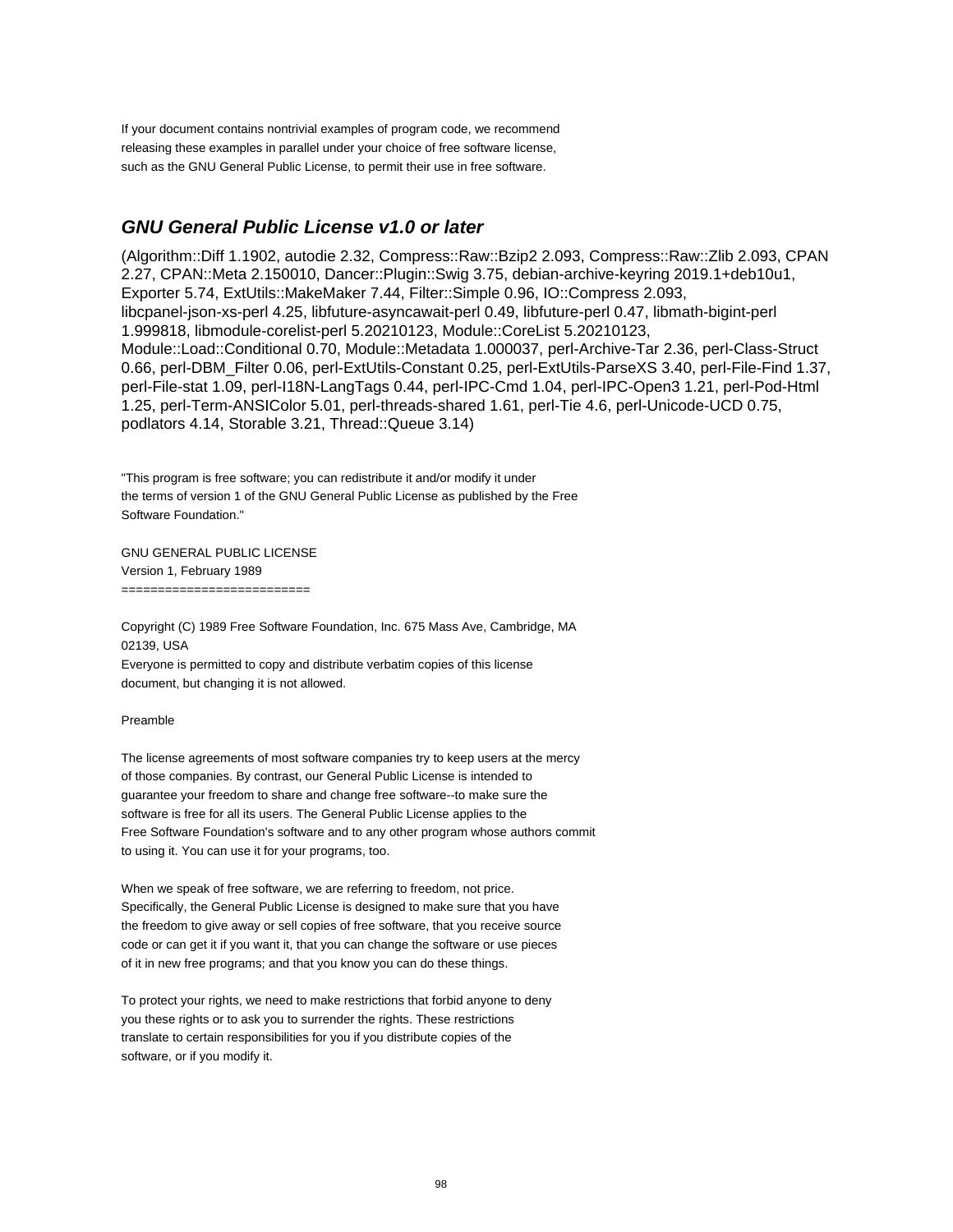If your document contains nontrivial examples of program code, we recommend releasing these examples in parallel under your choice of free software license, such as the GNU General Public License, to permit their use in free software.

## *GNU General Public License v1.0 or later*

(Algorithm::Diff 1.1902, autodie 2.32, Compress::Raw::Bzip2 2.093, Compress::Raw::Zlib 2.093, CPAN 2.27, CPAN::Meta 2.150010, Dancer::Plugin::Swig 3.75, debian-archive-keyring 2019.1+deb10u1, Exporter 5.74, ExtUtils::MakeMaker 7.44, Filter::Simple 0.96, IO::Compress 2.093, libcpanel-json-xs-perl 4.25, libfuture-asyncawait-perl 0.49, libfuture-perl 0.47, libmath-bigint-perl 1.999818, libmodule-corelist-perl 5.20210123, Module::CoreList 5.20210123, Module::Load::Conditional 0.70, Module::Metadata 1.000037, perl-Archive-Tar 2.36, perl-Class-Struct 0.66, perl-DBM_Filter 0.06, perl-ExtUtils-Constant 0.25, perl-ExtUtils-ParseXS 3.40, perl-File-Find 1.37, perl-File-stat 1.09, perl-I18N-LangTags 0.44, perl-IPC-Cmd 1.04, perl-IPC-Open3 1.21, perl-Pod-Html 1.25, perl-Term-ANSIColor 5.01, perl-threads-shared 1.61, perl-Tie 4.6, perl-Unicode-UCD 0.75, podlators 4.14, Storable 3.21, Thread::Queue 3.14)

"This program is free software; you can redistribute it and/or modify it under the terms of version 1 of the GNU General Public License as published by the Free Software Foundation."

GNU GENERAL PUBLIC LICENSE
Version 1, February 1989
==========================

Copyright (C) 1989 Free Software Foundation, Inc. 675 Mass Ave, Cambridge, MA 02139, USA
Everyone is permitted to copy and distribute verbatim copies of this license document, but changing it is not allowed.

Preamble

The license agreements of most software companies try to keep users at the mercy of those companies. By contrast, our General Public License is intended to guarantee your freedom to share and change free software--to make sure the software is free for all its users. The General Public License applies to the Free Software Foundation's software and to any other program whose authors commit to using it. You can use it for your programs, too.

When we speak of free software, we are referring to freedom, not price. Specifically, the General Public License is designed to make sure that you have the freedom to give away or sell copies of free software, that you receive source code or can get it if you want it, that you can change the software or use pieces of it in new free programs; and that you know you can do these things.

To protect your rights, we need to make restrictions that forbid anyone to deny you these rights or to ask you to surrender the rights. These restrictions translate to certain responsibilities for you if you distribute copies of the software, or if you modify it.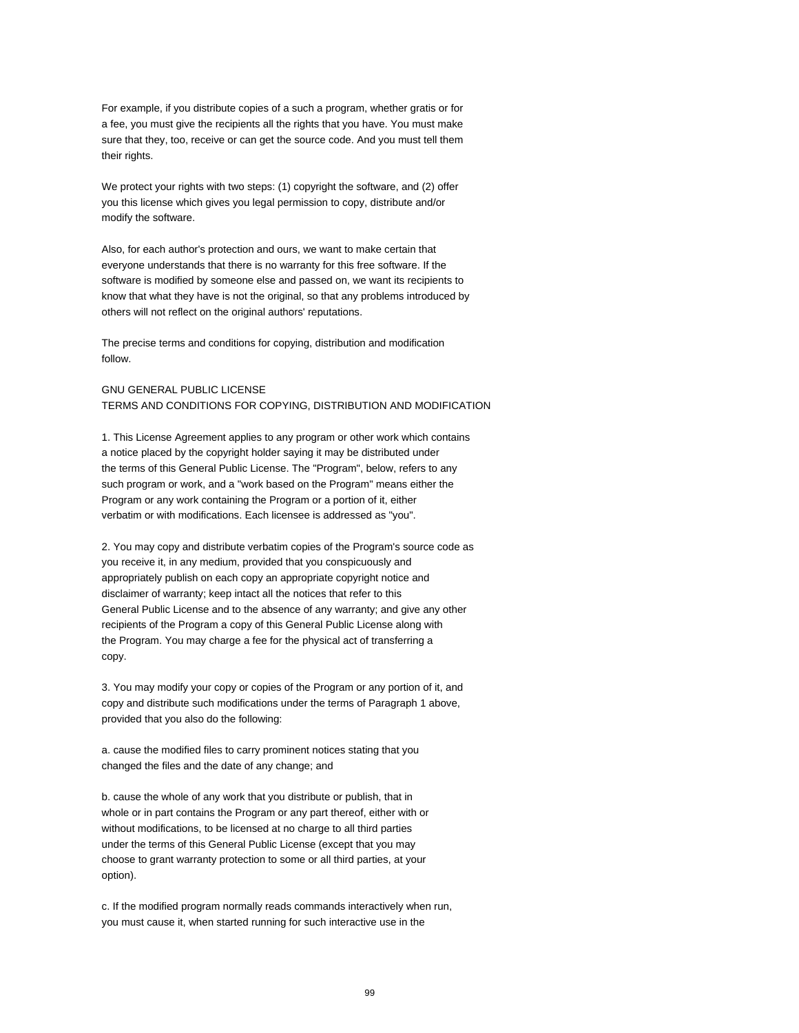For example, if you distribute copies of a such a program, whether gratis or for a fee, you must give the recipients all the rights that you have. You must make sure that they, too, receive or can get the source code. And you must tell them their rights.

We protect your rights with two steps: (1) copyright the software, and (2) offer you this license which gives you legal permission to copy, distribute and/or modify the software.

Also, for each author's protection and ours, we want to make certain that everyone understands that there is no warranty for this free software. If the software is modified by someone else and passed on, we want its recipients to know that what they have is not the original, so that any problems introduced by others will not reflect on the original authors' reputations.

The precise terms and conditions for copying, distribution and modification follow.

GNU GENERAL PUBLIC LICENSE
TERMS AND CONDITIONS FOR COPYING, DISTRIBUTION AND MODIFICATION

1. This License Agreement applies to any program or other work which contains a notice placed by the copyright holder saying it may be distributed under the terms of this General Public License. The "Program", below, refers to any such program or work, and a "work based on the Program" means either the Program or any work containing the Program or a portion of it, either verbatim or with modifications. Each licensee is addressed as "you".

2. You may copy and distribute verbatim copies of the Program's source code as you receive it, in any medium, provided that you conspicuously and appropriately publish on each copy an appropriate copyright notice and disclaimer of warranty; keep intact all the notices that refer to this General Public License and to the absence of any warranty; and give any other recipients of the Program a copy of this General Public License along with the Program. You may charge a fee for the physical act of transferring a copy.

3. You may modify your copy or copies of the Program or any portion of it, and copy and distribute such modifications under the terms of Paragraph 1 above, provided that you also do the following:

a. cause the modified files to carry prominent notices stating that you changed the files and the date of any change; and

b. cause the whole of any work that you distribute or publish, that in whole or in part contains the Program or any part thereof, either with or without modifications, to be licensed at no charge to all third parties under the terms of this General Public License (except that you may choose to grant warranty protection to some or all third parties, at your option).

c. If the modified program normally reads commands interactively when run, you must cause it, when started running for such interactive use in the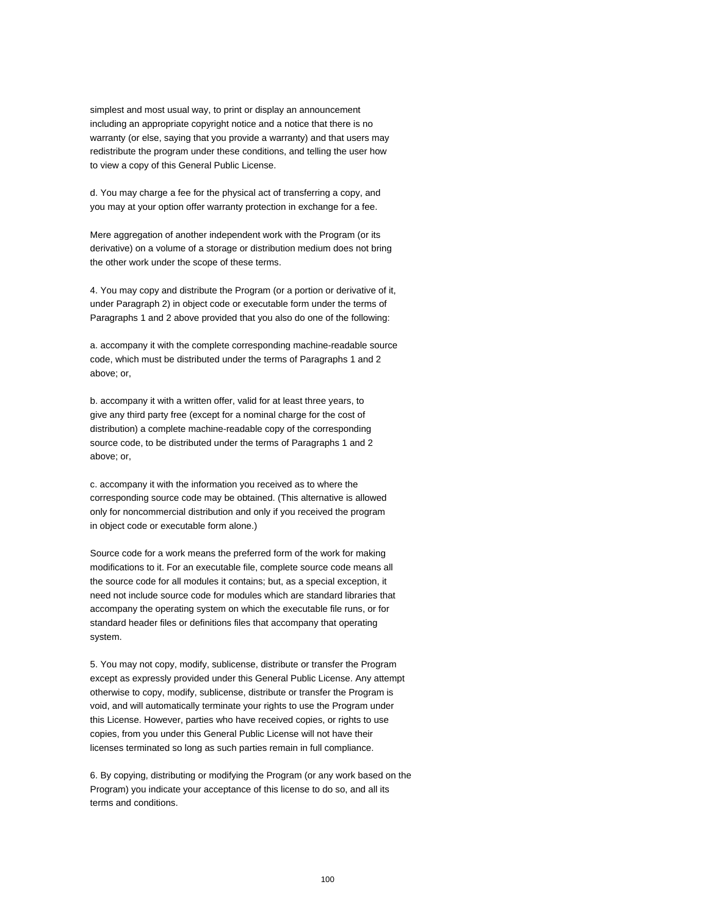simplest and most usual way, to print or display an announcement including an appropriate copyright notice and a notice that there is no warranty (or else, saying that you provide a warranty) and that users may redistribute the program under these conditions, and telling the user how to view a copy of this General Public License.

d. You may charge a fee for the physical act of transferring a copy, and you may at your option offer warranty protection in exchange for a fee.

Mere aggregation of another independent work with the Program (or its derivative) on a volume of a storage or distribution medium does not bring the other work under the scope of these terms.

4. You may copy and distribute the Program (or a portion or derivative of it, under Paragraph 2) in object code or executable form under the terms of Paragraphs 1 and 2 above provided that you also do one of the following:

a. accompany it with the complete corresponding machine-readable source code, which must be distributed under the terms of Paragraphs 1 and 2 above; or,

b. accompany it with a written offer, valid for at least three years, to give any third party free (except for a nominal charge for the cost of distribution) a complete machine-readable copy of the corresponding source code, to be distributed under the terms of Paragraphs 1 and 2 above; or,

c. accompany it with the information you received as to where the corresponding source code may be obtained. (This alternative is allowed only for noncommercial distribution and only if you received the program in object code or executable form alone.)

Source code for a work means the preferred form of the work for making modifications to it. For an executable file, complete source code means all the source code for all modules it contains; but, as a special exception, it need not include source code for modules which are standard libraries that accompany the operating system on which the executable file runs, or for standard header files or definitions files that accompany that operating system.

5. You may not copy, modify, sublicense, distribute or transfer the Program except as expressly provided under this General Public License. Any attempt otherwise to copy, modify, sublicense, distribute or transfer the Program is void, and will automatically terminate your rights to use the Program under this License. However, parties who have received copies, or rights to use copies, from you under this General Public License will not have their licenses terminated so long as such parties remain in full compliance.

6. By copying, distributing or modifying the Program (or any work based on the Program) you indicate your acceptance of this license to do so, and all its terms and conditions.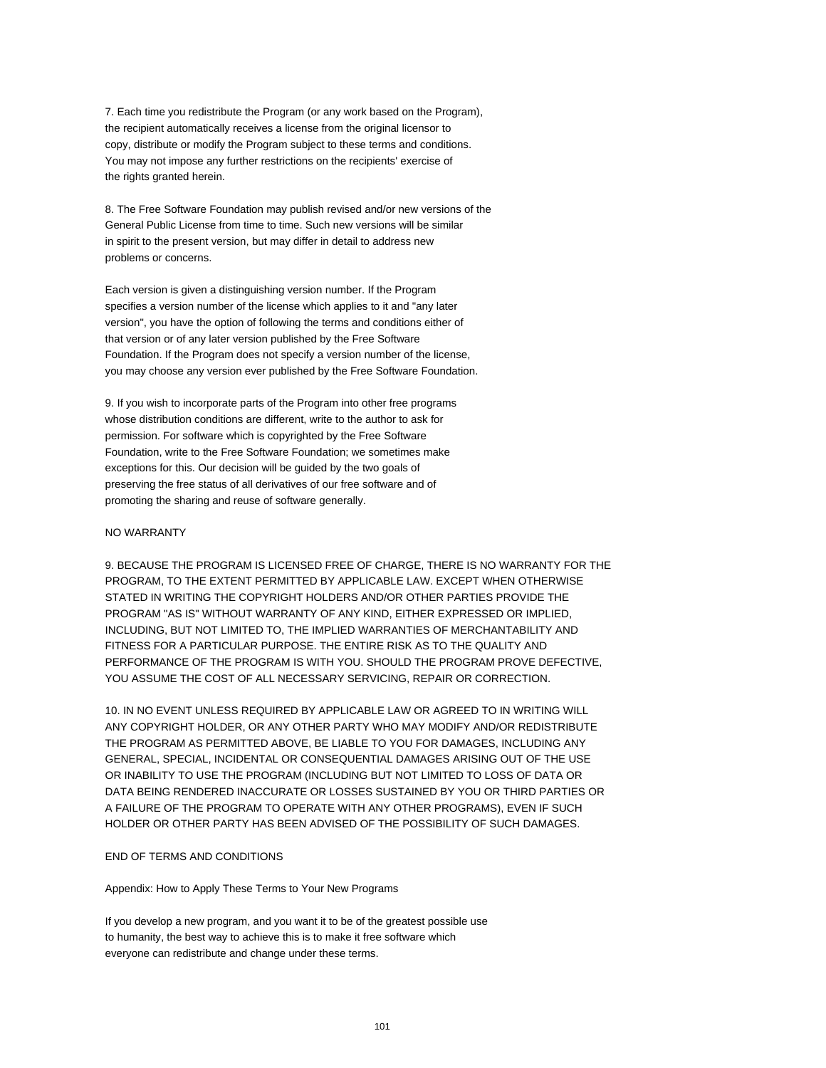7. Each time you redistribute the Program (or any work based on the Program), the recipient automatically receives a license from the original licensor to copy, distribute or modify the Program subject to these terms and conditions. You may not impose any further restrictions on the recipients' exercise of the rights granted herein.

8. The Free Software Foundation may publish revised and/or new versions of the General Public License from time to time. Such new versions will be similar in spirit to the present version, but may differ in detail to address new problems or concerns.

Each version is given a distinguishing version number. If the Program specifies a version number of the license which applies to it and "any later version", you have the option of following the terms and conditions either of that version or of any later version published by the Free Software Foundation. If the Program does not specify a version number of the license, you may choose any version ever published by the Free Software Foundation.

9. If you wish to incorporate parts of the Program into other free programs whose distribution conditions are different, write to the author to ask for permission. For software which is copyrighted by the Free Software Foundation, write to the Free Software Foundation; we sometimes make exceptions for this. Our decision will be guided by the two goals of preserving the free status of all derivatives of our free software and of promoting the sharing and reuse of software generally.

NO WARRANTY

9. BECAUSE THE PROGRAM IS LICENSED FREE OF CHARGE, THERE IS NO WARRANTY FOR THE PROGRAM, TO THE EXTENT PERMITTED BY APPLICABLE LAW. EXCEPT WHEN OTHERWISE STATED IN WRITING THE COPYRIGHT HOLDERS AND/OR OTHER PARTIES PROVIDE THE PROGRAM "AS IS" WITHOUT WARRANTY OF ANY KIND, EITHER EXPRESSED OR IMPLIED, INCLUDING, BUT NOT LIMITED TO, THE IMPLIED WARRANTIES OF MERCHANTABILITY AND FITNESS FOR A PARTICULAR PURPOSE. THE ENTIRE RISK AS TO THE QUALITY AND PERFORMANCE OF THE PROGRAM IS WITH YOU. SHOULD THE PROGRAM PROVE DEFECTIVE, YOU ASSUME THE COST OF ALL NECESSARY SERVICING, REPAIR OR CORRECTION.

10. IN NO EVENT UNLESS REQUIRED BY APPLICABLE LAW OR AGREED TO IN WRITING WILL ANY COPYRIGHT HOLDER, OR ANY OTHER PARTY WHO MAY MODIFY AND/OR REDISTRIBUTE THE PROGRAM AS PERMITTED ABOVE, BE LIABLE TO YOU FOR DAMAGES, INCLUDING ANY GENERAL, SPECIAL, INCIDENTAL OR CONSEQUENTIAL DAMAGES ARISING OUT OF THE USE OR INABILITY TO USE THE PROGRAM (INCLUDING BUT NOT LIMITED TO LOSS OF DATA OR DATA BEING RENDERED INACCURATE OR LOSSES SUSTAINED BY YOU OR THIRD PARTIES OR A FAILURE OF THE PROGRAM TO OPERATE WITH ANY OTHER PROGRAMS), EVEN IF SUCH HOLDER OR OTHER PARTY HAS BEEN ADVISED OF THE POSSIBILITY OF SUCH DAMAGES.

END OF TERMS AND CONDITIONS

Appendix: How to Apply These Terms to Your New Programs

If you develop a new program, and you want it to be of the greatest possible use to humanity, the best way to achieve this is to make it free software which everyone can redistribute and change under these terms.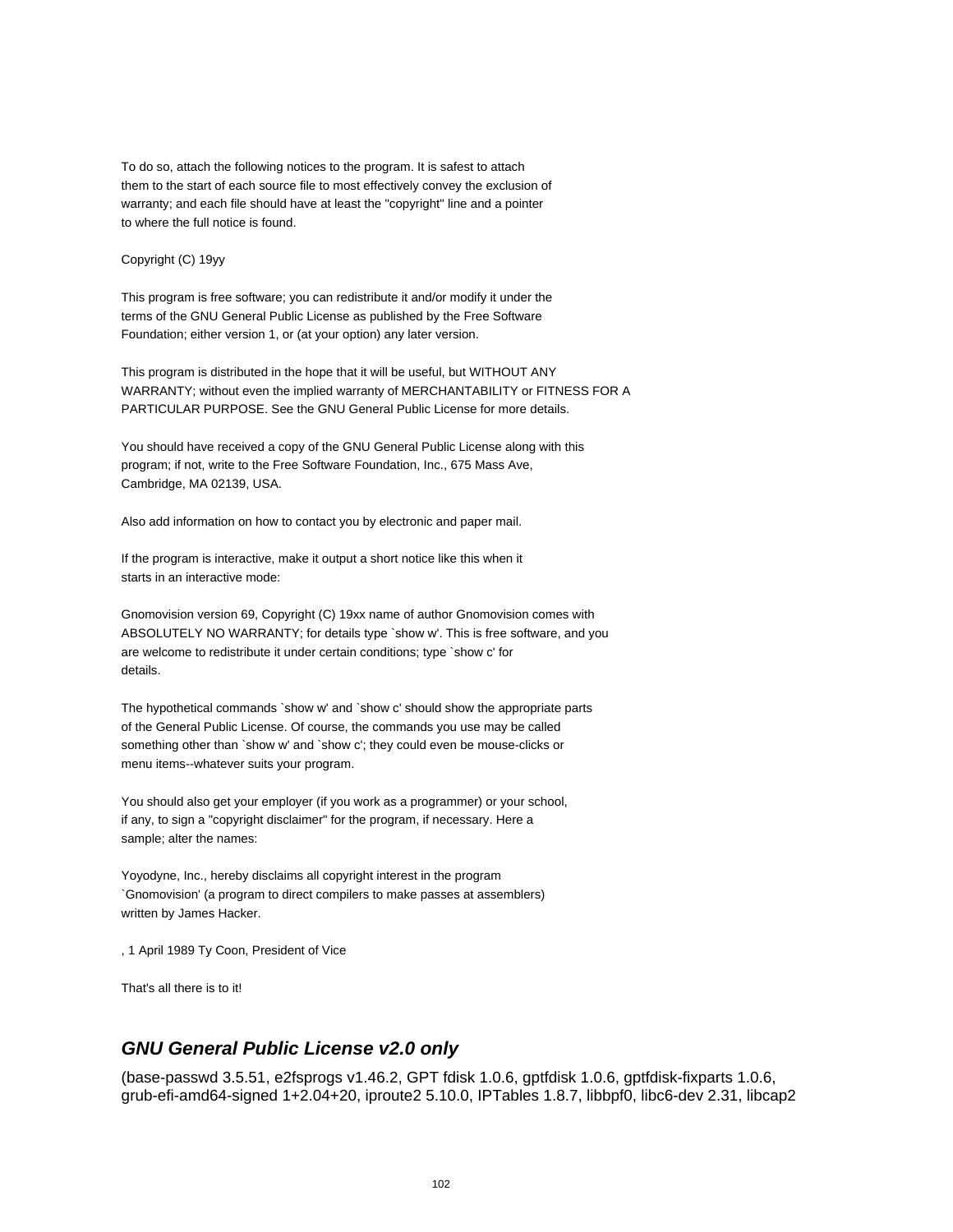To do so, attach the following notices to the program. It is safest to attach them to the start of each source file to most effectively convey the exclusion of warranty; and each file should have at least the "copyright" line and a pointer to where the full notice is found.

Copyright (C) 19yy

This program is free software; you can redistribute it and/or modify it under the terms of the GNU General Public License as published by the Free Software Foundation; either version 1, or (at your option) any later version.

This program is distributed in the hope that it will be useful, but WITHOUT ANY WARRANTY; without even the implied warranty of MERCHANTABILITY or FITNESS FOR A PARTICULAR PURPOSE. See the GNU General Public License for more details.

You should have received a copy of the GNU General Public License along with this program; if not, write to the Free Software Foundation, Inc., 675 Mass Ave, Cambridge, MA 02139, USA.

Also add information on how to contact you by electronic and paper mail.

If the program is interactive, make it output a short notice like this when it starts in an interactive mode:

Gnomovision version 69, Copyright (C) 19xx name of author Gnomovision comes with ABSOLUTELY NO WARRANTY; for details type `show w'. This is free software, and you are welcome to redistribute it under certain conditions; type `show c' for details.

The hypothetical commands `show w' and `show c' should show the appropriate parts of the General Public License. Of course, the commands you use may be called something other than `show w' and `show c'; they could even be mouse-clicks or menu items--whatever suits your program.

You should also get your employer (if you work as a programmer) or your school, if any, to sign a "copyright disclaimer" for the program, if necessary. Here a sample; alter the names:

Yoyodyne, Inc., hereby disclaims all copyright interest in the program `Gnomovision' (a program to direct compilers to make passes at assemblers) written by James Hacker.

, 1 April 1989 Ty Coon, President of Vice

That's all there is to it!

## *GNU General Public License v2.0 only*

(base-passwd 3.5.51, e2fsprogs v1.46.2, GPT fdisk 1.0.6, gptfdisk 1.0.6, gptfdisk-fixparts 1.0.6, grub-efi-amd64-signed 1+2.04+20, iproute2 5.10.0, IPTables 1.8.7, libbpf0, libc6-dev 2.31, libcap2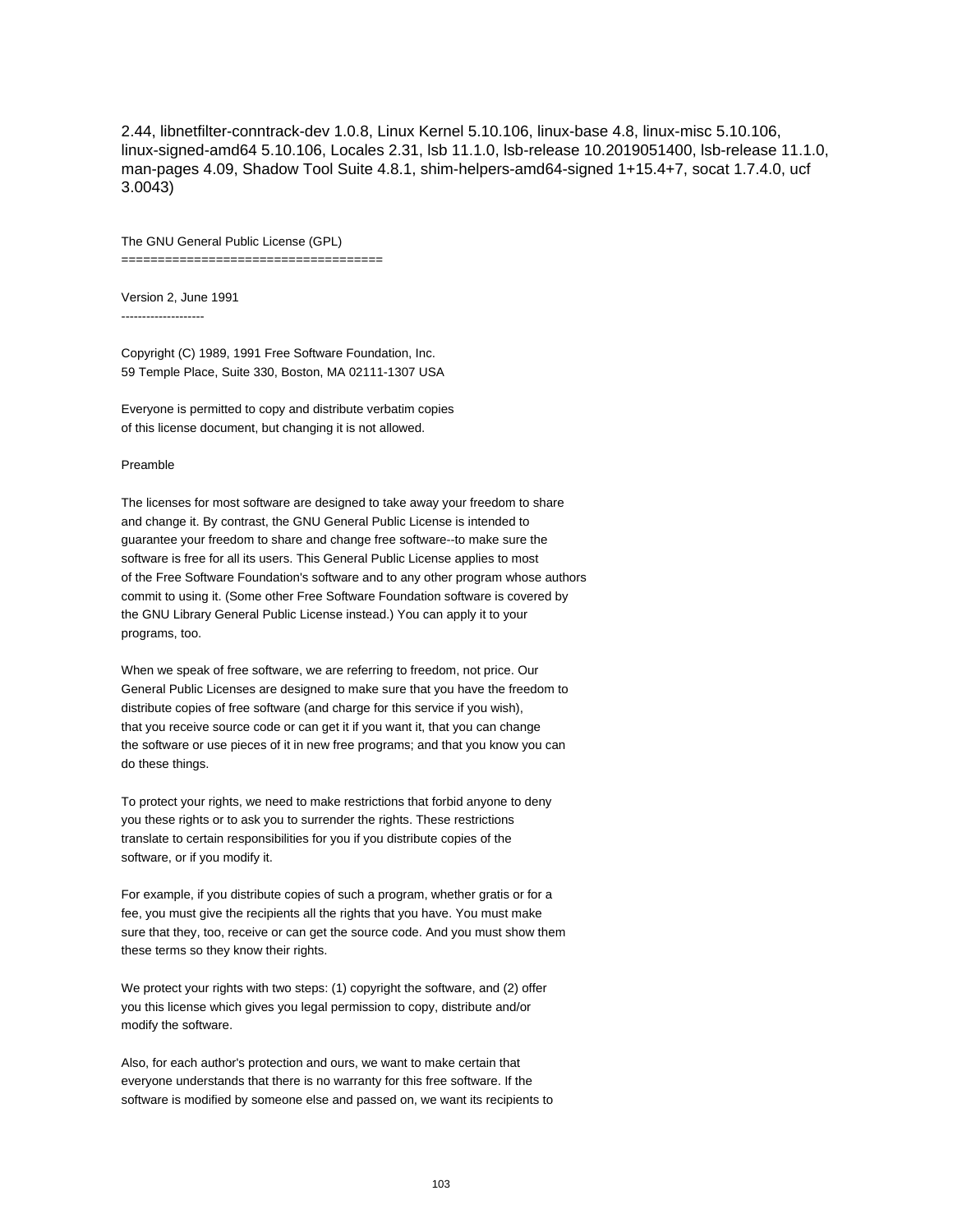2.44, libnetfilter-conntrack-dev 1.0.8, Linux Kernel 5.10.106, linux-base 4.8, linux-misc 5.10.106, linux-signed-amd64 5.10.106, Locales 2.31, lsb 11.1.0, lsb-release 10.2019051400, lsb-release 11.1.0, man-pages 4.09, Shadow Tool Suite 4.8.1, shim-helpers-amd64-signed 1+15.4+7, socat 1.7.4.0, ucf 3.0043)

The GNU General Public License (GPL)
====================================

Version 2, June 1991
--------------------

Copyright (C) 1989, 1991 Free Software Foundation, Inc.
59 Temple Place, Suite 330, Boston, MA 02111-1307 USA

Everyone is permitted to copy and distribute verbatim copies
of this license document, but changing it is not allowed.

Preamble

The licenses for most software are designed to take away your freedom to share and change it. By contrast, the GNU General Public License is intended to guarantee your freedom to share and change free software--to make sure the software is free for all its users. This General Public License applies to most of the Free Software Foundation's software and to any other program whose authors commit to using it. (Some other Free Software Foundation software is covered by the GNU Library General Public License instead.) You can apply it to your programs, too.

When we speak of free software, we are referring to freedom, not price. Our General Public Licenses are designed to make sure that you have the freedom to distribute copies of free software (and charge for this service if you wish), that you receive source code or can get it if you want it, that you can change the software or use pieces of it in new free programs; and that you know you can do these things.

To protect your rights, we need to make restrictions that forbid anyone to deny you these rights or to ask you to surrender the rights. These restrictions translate to certain responsibilities for you if you distribute copies of the software, or if you modify it.

For example, if you distribute copies of such a program, whether gratis or for a fee, you must give the recipients all the rights that you have. You must make sure that they, too, receive or can get the source code. And you must show them these terms so they know their rights.

We protect your rights with two steps: (1) copyright the software, and (2) offer you this license which gives you legal permission to copy, distribute and/or modify the software.

Also, for each author's protection and ours, we want to make certain that everyone understands that there is no warranty for this free software. If the software is modified by someone else and passed on, we want its recipients to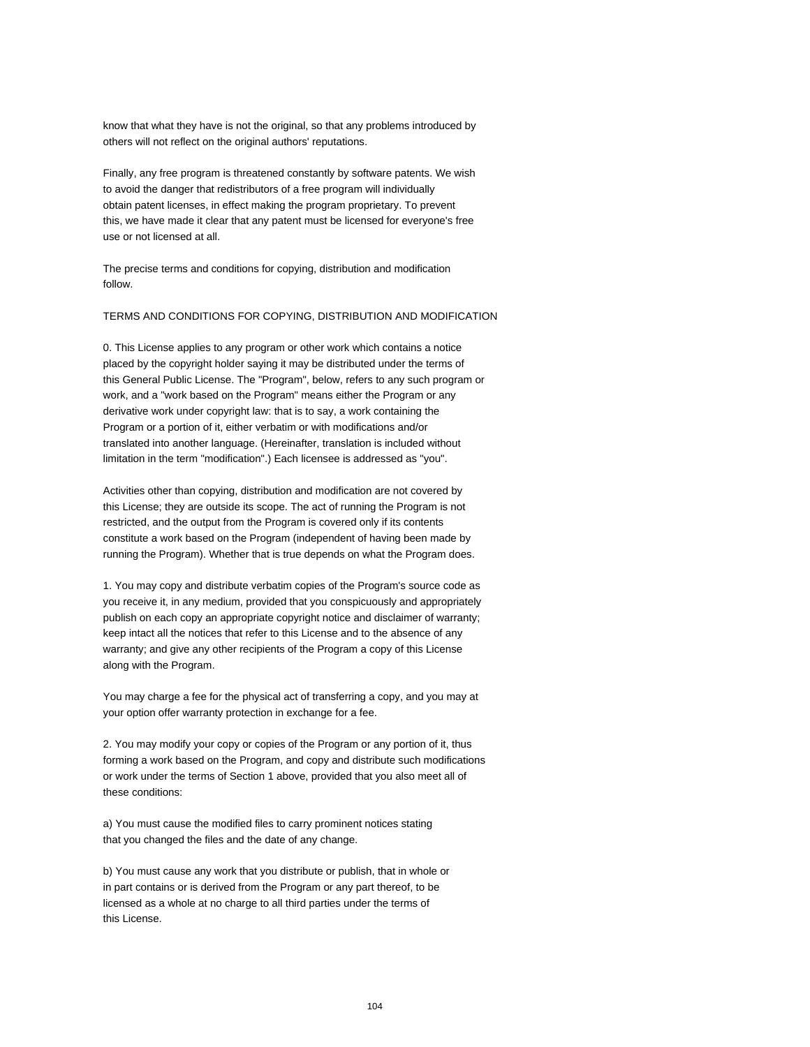know that what they have is not the original, so that any problems introduced by others will not reflect on the original authors' reputations.

Finally, any free program is threatened constantly by software patents. We wish to avoid the danger that redistributors of a free program will individually obtain patent licenses, in effect making the program proprietary. To prevent this, we have made it clear that any patent must be licensed for everyone's free use or not licensed at all.

The precise terms and conditions for copying, distribution and modification follow.

TERMS AND CONDITIONS FOR COPYING, DISTRIBUTION AND MODIFICATION

0. This License applies to any program or other work which contains a notice placed by the copyright holder saying it may be distributed under the terms of this General Public License. The "Program", below, refers to any such program or work, and a "work based on the Program" means either the Program or any derivative work under copyright law: that is to say, a work containing the Program or a portion of it, either verbatim or with modifications and/or translated into another language. (Hereinafter, translation is included without limitation in the term "modification".) Each licensee is addressed as "you".

Activities other than copying, distribution and modification are not covered by this License; they are outside its scope. The act of running the Program is not restricted, and the output from the Program is covered only if its contents constitute a work based on the Program (independent of having been made by running the Program). Whether that is true depends on what the Program does.

1. You may copy and distribute verbatim copies of the Program's source code as you receive it, in any medium, provided that you conspicuously and appropriately publish on each copy an appropriate copyright notice and disclaimer of warranty; keep intact all the notices that refer to this License and to the absence of any warranty; and give any other recipients of the Program a copy of this License along with the Program.

You may charge a fee for the physical act of transferring a copy, and you may at your option offer warranty protection in exchange for a fee.

2. You may modify your copy or copies of the Program or any portion of it, thus forming a work based on the Program, and copy and distribute such modifications or work under the terms of Section 1 above, provided that you also meet all of these conditions:

a) You must cause the modified files to carry prominent notices stating that you changed the files and the date of any change.

b) You must cause any work that you distribute or publish, that in whole or in part contains or is derived from the Program or any part thereof, to be licensed as a whole at no charge to all third parties under the terms of this License.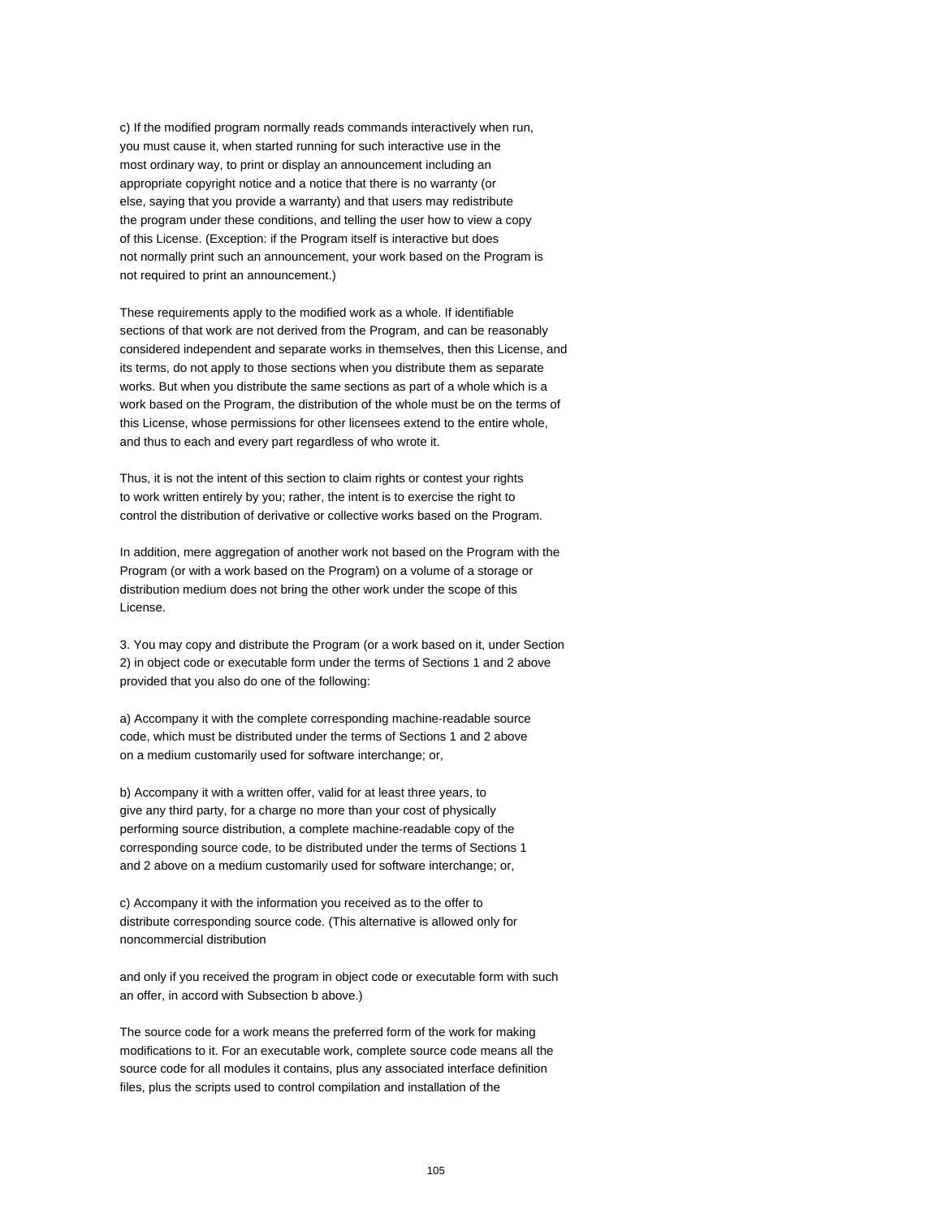c) If the modified program normally reads commands interactively when run, you must cause it, when started running for such interactive use in the most ordinary way, to print or display an announcement including an appropriate copyright notice and a notice that there is no warranty (or else, saying that you provide a warranty) and that users may redistribute the program under these conditions, and telling the user how to view a copy of this License. (Exception: if the Program itself is interactive but does not normally print such an announcement, your work based on the Program is not required to print an announcement.)

These requirements apply to the modified work as a whole. If identifiable sections of that work are not derived from the Program, and can be reasonably considered independent and separate works in themselves, then this License, and its terms, do not apply to those sections when you distribute them as separate works. But when you distribute the same sections as part of a whole which is a work based on the Program, the distribution of the whole must be on the terms of this License, whose permissions for other licensees extend to the entire whole, and thus to each and every part regardless of who wrote it.

Thus, it is not the intent of this section to claim rights or contest your rights to work written entirely by you; rather, the intent is to exercise the right to control the distribution of derivative or collective works based on the Program.

In addition, mere aggregation of another work not based on the Program with the Program (or with a work based on the Program) on a volume of a storage or distribution medium does not bring the other work under the scope of this License.

3. You may copy and distribute the Program (or a work based on it, under Section 2) in object code or executable form under the terms of Sections 1 and 2 above provided that you also do one of the following:

a) Accompany it with the complete corresponding machine-readable source code, which must be distributed under the terms of Sections 1 and 2 above on a medium customarily used for software interchange; or,

b) Accompany it with a written offer, valid for at least three years, to give any third party, for a charge no more than your cost of physically performing source distribution, a complete machine-readable copy of the corresponding source code, to be distributed under the terms of Sections 1 and 2 above on a medium customarily used for software interchange; or,

c) Accompany it with the information you received as to the offer to distribute corresponding source code. (This alternative is allowed only for noncommercial distribution

and only if you received the program in object code or executable form with such an offer, in accord with Subsection b above.)

The source code for a work means the preferred form of the work for making modifications to it. For an executable work, complete source code means all the source code for all modules it contains, plus any associated interface definition files, plus the scripts used to control compilation and installation of the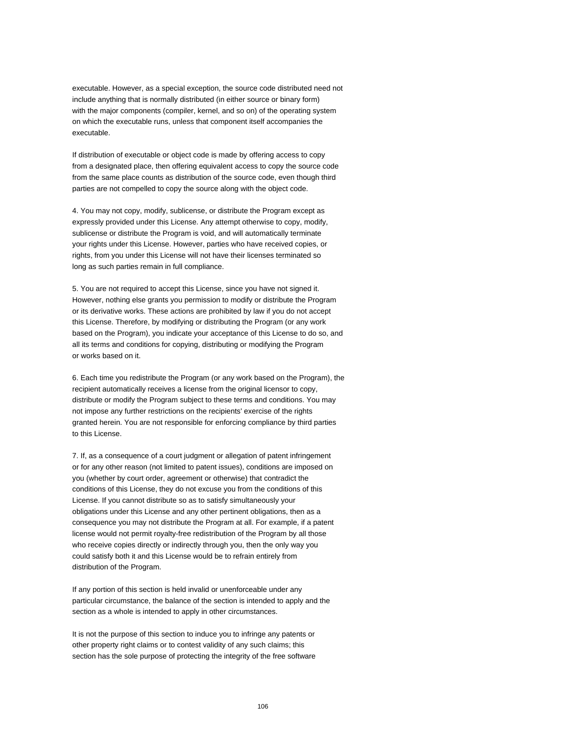executable. However, as a special exception, the source code distributed need not include anything that is normally distributed (in either source or binary form) with the major components (compiler, kernel, and so on) of the operating system on which the executable runs, unless that component itself accompanies the executable.

If distribution of executable or object code is made by offering access to copy from a designated place, then offering equivalent access to copy the source code from the same place counts as distribution of the source code, even though third parties are not compelled to copy the source along with the object code.

4. You may not copy, modify, sublicense, or distribute the Program except as expressly provided under this License. Any attempt otherwise to copy, modify, sublicense or distribute the Program is void, and will automatically terminate your rights under this License. However, parties who have received copies, or rights, from you under this License will not have their licenses terminated so long as such parties remain in full compliance.

5. You are not required to accept this License, since you have not signed it. However, nothing else grants you permission to modify or distribute the Program or its derivative works. These actions are prohibited by law if you do not accept this License. Therefore, by modifying or distributing the Program (or any work based on the Program), you indicate your acceptance of this License to do so, and all its terms and conditions for copying, distributing or modifying the Program or works based on it.

6. Each time you redistribute the Program (or any work based on the Program), the recipient automatically receives a license from the original licensor to copy, distribute or modify the Program subject to these terms and conditions. You may not impose any further restrictions on the recipients' exercise of the rights granted herein. You are not responsible for enforcing compliance by third parties to this License.

7. If, as a consequence of a court judgment or allegation of patent infringement or for any other reason (not limited to patent issues), conditions are imposed on you (whether by court order, agreement or otherwise) that contradict the conditions of this License, they do not excuse you from the conditions of this License. If you cannot distribute so as to satisfy simultaneously your obligations under this License and any other pertinent obligations, then as a consequence you may not distribute the Program at all. For example, if a patent license would not permit royalty-free redistribution of the Program by all those who receive copies directly or indirectly through you, then the only way you could satisfy both it and this License would be to refrain entirely from distribution of the Program.

If any portion of this section is held invalid or unenforceable under any particular circumstance, the balance of the section is intended to apply and the section as a whole is intended to apply in other circumstances.

It is not the purpose of this section to induce you to infringe any patents or other property right claims or to contest validity of any such claims; this section has the sole purpose of protecting the integrity of the free software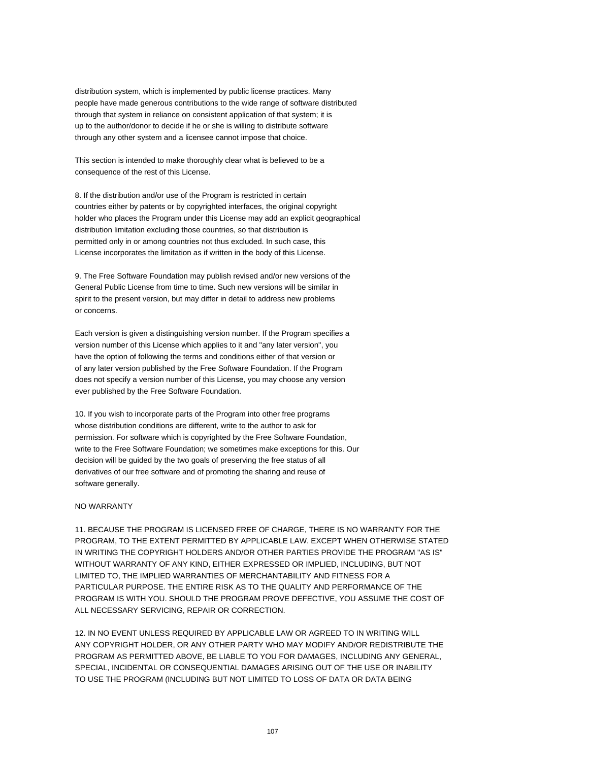distribution system, which is implemented by public license practices. Many people have made generous contributions to the wide range of software distributed through that system in reliance on consistent application of that system; it is up to the author/donor to decide if he or she is willing to distribute software through any other system and a licensee cannot impose that choice.

This section is intended to make thoroughly clear what is believed to be a consequence of the rest of this License.

8. If the distribution and/or use of the Program is restricted in certain countries either by patents or by copyrighted interfaces, the original copyright holder who places the Program under this License may add an explicit geographical distribution limitation excluding those countries, so that distribution is permitted only in or among countries not thus excluded. In such case, this License incorporates the limitation as if written in the body of this License.

9. The Free Software Foundation may publish revised and/or new versions of the General Public License from time to time. Such new versions will be similar in spirit to the present version, but may differ in detail to address new problems or concerns.

Each version is given a distinguishing version number. If the Program specifies a version number of this License which applies to it and "any later version", you have the option of following the terms and conditions either of that version or of any later version published by the Free Software Foundation. If the Program does not specify a version number of this License, you may choose any version ever published by the Free Software Foundation.

10. If you wish to incorporate parts of the Program into other free programs whose distribution conditions are different, write to the author to ask for permission. For software which is copyrighted by the Free Software Foundation, write to the Free Software Foundation; we sometimes make exceptions for this. Our decision will be guided by the two goals of preserving the free status of all derivatives of our free software and of promoting the sharing and reuse of software generally.

NO WARRANTY

11. BECAUSE THE PROGRAM IS LICENSED FREE OF CHARGE, THERE IS NO WARRANTY FOR THE PROGRAM, TO THE EXTENT PERMITTED BY APPLICABLE LAW. EXCEPT WHEN OTHERWISE STATED IN WRITING THE COPYRIGHT HOLDERS AND/OR OTHER PARTIES PROVIDE THE PROGRAM "AS IS" WITHOUT WARRANTY OF ANY KIND, EITHER EXPRESSED OR IMPLIED, INCLUDING, BUT NOT LIMITED TO, THE IMPLIED WARRANTIES OF MERCHANTABILITY AND FITNESS FOR A PARTICULAR PURPOSE. THE ENTIRE RISK AS TO THE QUALITY AND PERFORMANCE OF THE PROGRAM IS WITH YOU. SHOULD THE PROGRAM PROVE DEFECTIVE, YOU ASSUME THE COST OF ALL NECESSARY SERVICING, REPAIR OR CORRECTION.

12. IN NO EVENT UNLESS REQUIRED BY APPLICABLE LAW OR AGREED TO IN WRITING WILL ANY COPYRIGHT HOLDER, OR ANY OTHER PARTY WHO MAY MODIFY AND/OR REDISTRIBUTE THE PROGRAM AS PERMITTED ABOVE, BE LIABLE TO YOU FOR DAMAGES, INCLUDING ANY GENERAL, SPECIAL, INCIDENTAL OR CONSEQUENTIAL DAMAGES ARISING OUT OF THE USE OR INABILITY TO USE THE PROGRAM (INCLUDING BUT NOT LIMITED TO LOSS OF DATA OR DATA BEING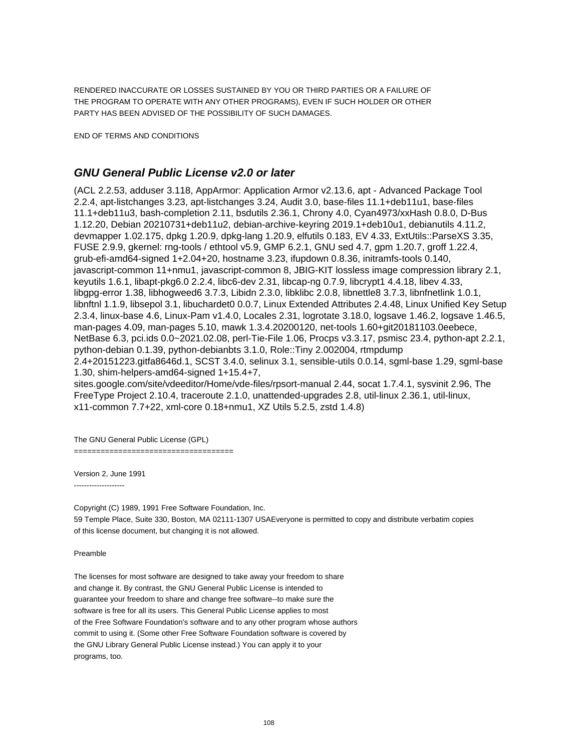RENDERED INACCURATE OR LOSSES SUSTAINED BY YOU OR THIRD PARTIES OR A FAILURE OF THE PROGRAM TO OPERATE WITH ANY OTHER PROGRAMS), EVEN IF SUCH HOLDER OR OTHER PARTY HAS BEEN ADVISED OF THE POSSIBILITY OF SUCH DAMAGES.

END OF TERMS AND CONDITIONS

## *GNU General Public License v2.0 or later*

(ACL 2.2.53, adduser 3.118, AppArmor: Application Armor v2.13.6, apt - Advanced Package Tool 2.2.4, apt-listchanges 3.23, apt-listchanges 3.24, Audit 3.0, base-files 11.1+deb11u1, base-files 11.1+deb11u3, bash-completion 2.11, bsdutils 2.36.1, Chrony 4.0, Cyan4973/xxHash 0.8.0, D-Bus 1.12.20, Debian 20210731+deb11u2, debian-archive-keyring 2019.1+deb10u1, debianutils 4.11.2, devmapper 1.02.175, dpkg 1.20.9, dpkg-lang 1.20.9, elfutils 0.183, EV 4.33, ExtUtils::ParseXS 3.35, FUSE 2.9.9, gkernel: rng-tools / ethtool v5.9, GMP 6.2.1, GNU sed 4.7, gpm 1.20.7, groff 1.22.4, grub-efi-amd64-signed 1+2.04+20, hostname 3.23, ifupdown 0.8.36, initramfs-tools 0.140, javascript-common 11+nmu1, javascript-common 8, JBIG-KIT lossless image compression library 2.1, keyutils 1.6.1, libapt-pkg6.0 2.2.4, libc6-dev 2.31, libcap-ng 0.7.9, libcrypt1 4.4.18, libev 4.33, libgpg-error 1.38, libhogweed6 3.7.3, Libidn 2.3.0, libklibc 2.0.8, libnettle8 3.7.3, libnfnetlink 1.0.1, libnftnl 1.1.9, libsepol 3.1, libuchardet0 0.0.7, Linux Extended Attributes 2.4.48, Linux Unified Key Setup 2.3.4, linux-base 4.6, Linux-Pam v1.4.0, Locales 2.31, logrotate 3.18.0, logsave 1.46.2, logsave 1.46.5, man-pages 4.09, man-pages 5.10, mawk 1.3.4.20200120, net-tools 1.60+git20181103.0eebece, NetBase 6.3, pci.ids 0.0~2021.02.08, perl-Tie-File 1.06, Procps v3.3.17, psmisc 23.4, python-apt 2.2.1, python-debian 0.1.39, python-debianbts 3.1.0, Role::Tiny 2.002004, rtmpdump 2.4+20151223.gitfa8646d.1, SCST 3.4.0, selinux 3.1, sensible-utils 0.0.14, sgml-base 1.29, sgml-base 1.30, shim-helpers-amd64-signed 1+15.4+7, sites.google.com/site/vdeeditor/Home/vde-files/rpsort-manual 2.44, socat 1.7.4.1, sysvinit 2.96, The FreeType Project 2.10.4, traceroute 2.1.0, unattended-upgrades 2.8, util-linux 2.36.1, util-linux, x11-common 7.7+22, xml-core 0.18+nmu1, XZ Utils 5.2.5, zstd 1.4.8)

The GNU General Public License (GPL)
===================================

Version 2, June 1991
--------------------

Copyright (C) 1989, 1991 Free Software Foundation, Inc.
59 Temple Place, Suite 330, Boston, MA 02111-1307 USAEveryone is permitted to copy and distribute verbatim copies of this license document, but changing it is not allowed.

Preamble

The licenses for most software are designed to take away your freedom to share and change it. By contrast, the GNU General Public License is intended to guarantee your freedom to share and change free software--to make sure the software is free for all its users. This General Public License applies to most of the Free Software Foundation's software and to any other program whose authors commit to using it. (Some other Free Software Foundation software is covered by the GNU Library General Public License instead.) You can apply it to your programs, too.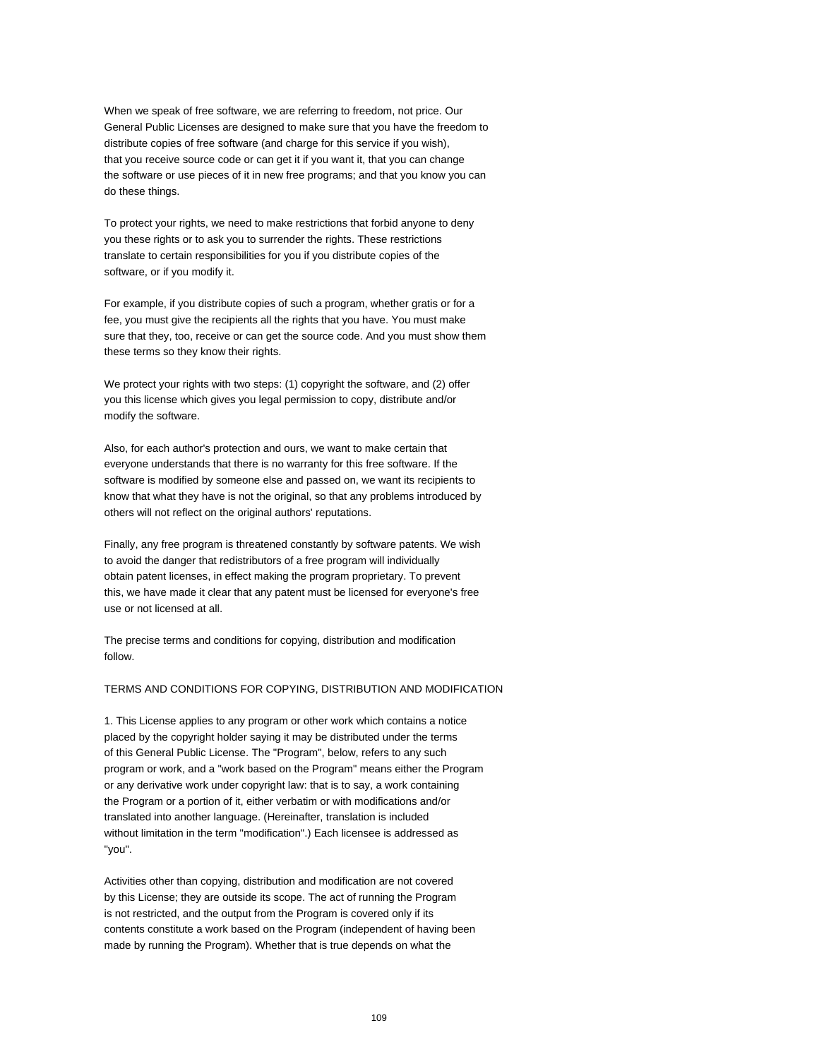When we speak of free software, we are referring to freedom, not price. Our General Public Licenses are designed to make sure that you have the freedom to distribute copies of free software (and charge for this service if you wish), that you receive source code or can get it if you want it, that you can change the software or use pieces of it in new free programs; and that you know you can do these things.

To protect your rights, we need to make restrictions that forbid anyone to deny you these rights or to ask you to surrender the rights. These restrictions translate to certain responsibilities for you if you distribute copies of the software, or if you modify it.

For example, if you distribute copies of such a program, whether gratis or for a fee, you must give the recipients all the rights that you have. You must make sure that they, too, receive or can get the source code. And you must show them these terms so they know their rights.

We protect your rights with two steps: (1) copyright the software, and (2) offer you this license which gives you legal permission to copy, distribute and/or modify the software.

Also, for each author's protection and ours, we want to make certain that everyone understands that there is no warranty for this free software. If the software is modified by someone else and passed on, we want its recipients to know that what they have is not the original, so that any problems introduced by others will not reflect on the original authors' reputations.

Finally, any free program is threatened constantly by software patents. We wish to avoid the danger that redistributors of a free program will individually obtain patent licenses, in effect making the program proprietary. To prevent this, we have made it clear that any patent must be licensed for everyone's free use or not licensed at all.

The precise terms and conditions for copying, distribution and modification follow.

TERMS AND CONDITIONS FOR COPYING, DISTRIBUTION AND MODIFICATION

1. This License applies to any program or other work which contains a notice placed by the copyright holder saying it may be distributed under the terms of this General Public License. The "Program", below, refers to any such program or work, and a "work based on the Program" means either the Program or any derivative work under copyright law: that is to say, a work containing the Program or a portion of it, either verbatim or with modifications and/or translated into another language. (Hereinafter, translation is included without limitation in the term "modification".) Each licensee is addressed as "you".

Activities other than copying, distribution and modification are not covered by this License; they are outside its scope. The act of running the Program is not restricted, and the output from the Program is covered only if its contents constitute a work based on the Program (independent of having been made by running the Program). Whether that is true depends on what the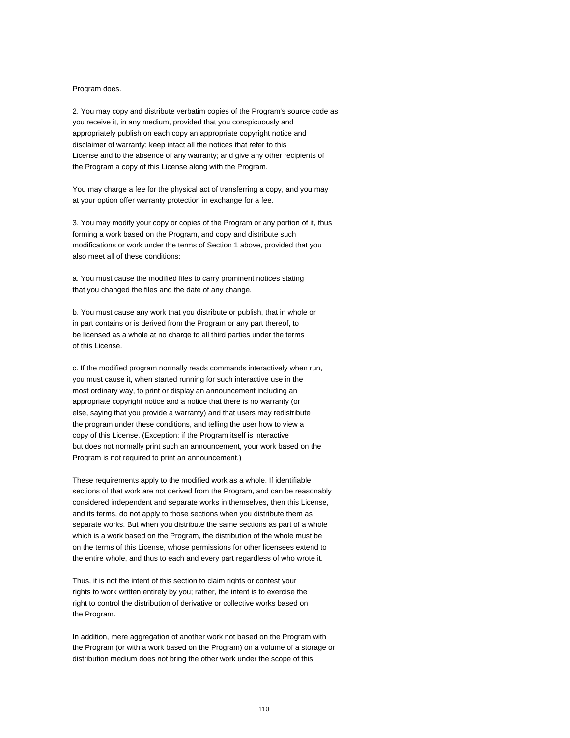Program does.

2. You may copy and distribute verbatim copies of the Program's source code as you receive it, in any medium, provided that you conspicuously and appropriately publish on each copy an appropriate copyright notice and disclaimer of warranty; keep intact all the notices that refer to this License and to the absence of any warranty; and give any other recipients of the Program a copy of this License along with the Program.

You may charge a fee for the physical act of transferring a copy, and you may at your option offer warranty protection in exchange for a fee.

3. You may modify your copy or copies of the Program or any portion of it, thus forming a work based on the Program, and copy and distribute such modifications or work under the terms of Section 1 above, provided that you also meet all of these conditions:

a. You must cause the modified files to carry prominent notices stating that you changed the files and the date of any change.

b. You must cause any work that you distribute or publish, that in whole or in part contains or is derived from the Program or any part thereof, to be licensed as a whole at no charge to all third parties under the terms of this License.

c. If the modified program normally reads commands interactively when run, you must cause it, when started running for such interactive use in the most ordinary way, to print or display an announcement including an appropriate copyright notice and a notice that there is no warranty (or else, saying that you provide a warranty) and that users may redistribute the program under these conditions, and telling the user how to view a copy of this License. (Exception: if the Program itself is interactive but does not normally print such an announcement, your work based on the Program is not required to print an announcement.)

These requirements apply to the modified work as a whole. If identifiable sections of that work are not derived from the Program, and can be reasonably considered independent and separate works in themselves, then this License, and its terms, do not apply to those sections when you distribute them as separate works. But when you distribute the same sections as part of a whole which is a work based on the Program, the distribution of the whole must be on the terms of this License, whose permissions for other licensees extend to the entire whole, and thus to each and every part regardless of who wrote it.

Thus, it is not the intent of this section to claim rights or contest your rights to work written entirely by you; rather, the intent is to exercise the right to control the distribution of derivative or collective works based on the Program.

In addition, mere aggregation of another work not based on the Program with the Program (or with a work based on the Program) on a volume of a storage or distribution medium does not bring the other work under the scope of this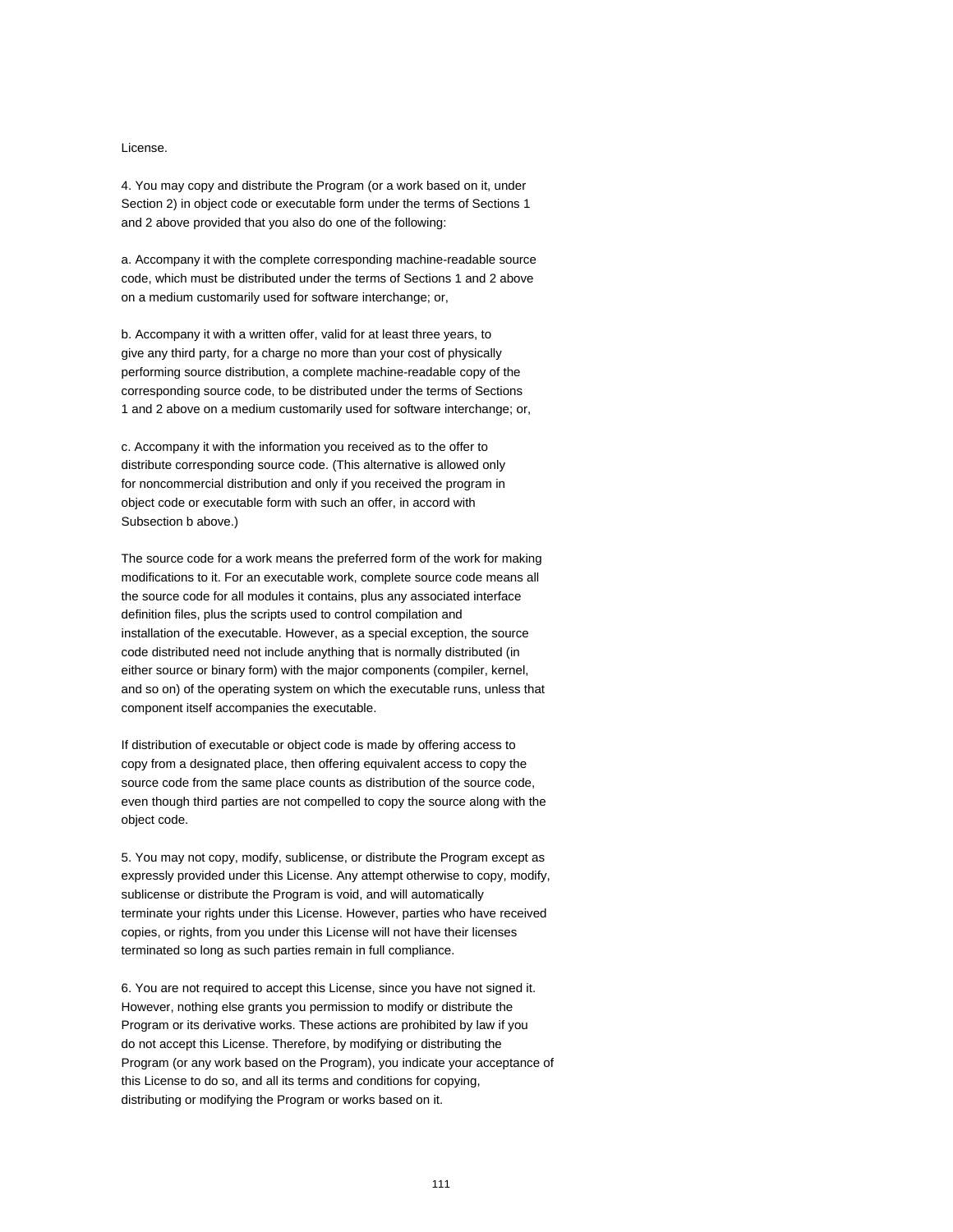License.

4. You may copy and distribute the Program (or a work based on it, under Section 2) in object code or executable form under the terms of Sections 1 and 2 above provided that you also do one of the following:

a. Accompany it with the complete corresponding machine-readable source code, which must be distributed under the terms of Sections 1 and 2 above on a medium customarily used for software interchange; or,

b. Accompany it with a written offer, valid for at least three years, to give any third party, for a charge no more than your cost of physically performing source distribution, a complete machine-readable copy of the corresponding source code, to be distributed under the terms of Sections 1 and 2 above on a medium customarily used for software interchange; or,

c. Accompany it with the information you received as to the offer to distribute corresponding source code. (This alternative is allowed only for noncommercial distribution and only if you received the program in object code or executable form with such an offer, in accord with Subsection b above.)

The source code for a work means the preferred form of the work for making modifications to it. For an executable work, complete source code means all the source code for all modules it contains, plus any associated interface definition files, plus the scripts used to control compilation and installation of the executable. However, as a special exception, the source code distributed need not include anything that is normally distributed (in either source or binary form) with the major components (compiler, kernel, and so on) of the operating system on which the executable runs, unless that component itself accompanies the executable.

If distribution of executable or object code is made by offering access to copy from a designated place, then offering equivalent access to copy the source code from the same place counts as distribution of the source code, even though third parties are not compelled to copy the source along with the object code.

5. You may not copy, modify, sublicense, or distribute the Program except as expressly provided under this License. Any attempt otherwise to copy, modify, sublicense or distribute the Program is void, and will automatically terminate your rights under this License. However, parties who have received copies, or rights, from you under this License will not have their licenses terminated so long as such parties remain in full compliance.

6. You are not required to accept this License, since you have not signed it. However, nothing else grants you permission to modify or distribute the Program or its derivative works. These actions are prohibited by law if you do not accept this License. Therefore, by modifying or distributing the Program (or any work based on the Program), you indicate your acceptance of this License to do so, and all its terms and conditions for copying, distributing or modifying the Program or works based on it.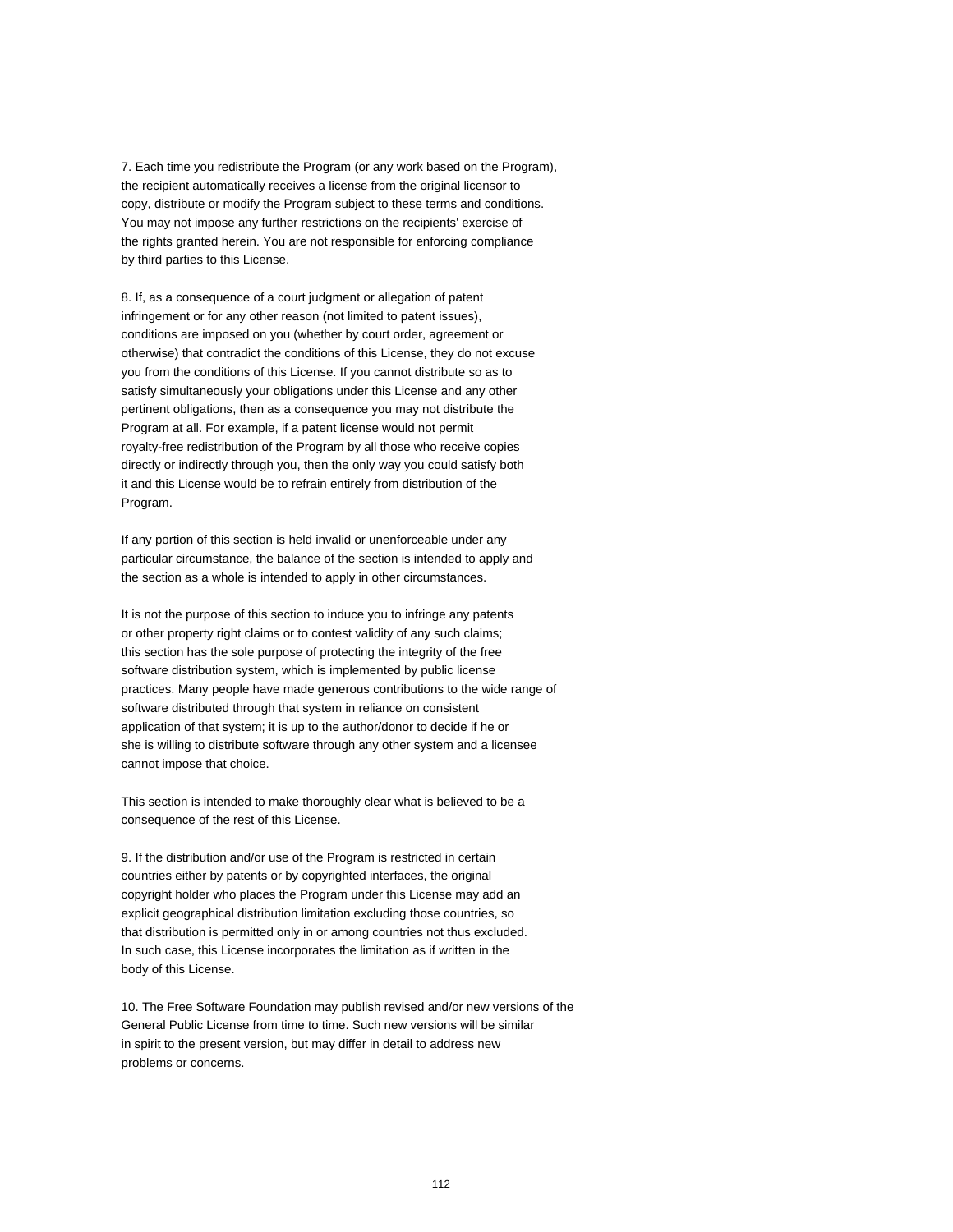7. Each time you redistribute the Program (or any work based on the Program), the recipient automatically receives a license from the original licensor to copy, distribute or modify the Program subject to these terms and conditions. You may not impose any further restrictions on the recipients' exercise of the rights granted herein. You are not responsible for enforcing compliance by third parties to this License.

8. If, as a consequence of a court judgment or allegation of patent infringement or for any other reason (not limited to patent issues), conditions are imposed on you (whether by court order, agreement or otherwise) that contradict the conditions of this License, they do not excuse you from the conditions of this License. If you cannot distribute so as to satisfy simultaneously your obligations under this License and any other pertinent obligations, then as a consequence you may not distribute the Program at all. For example, if a patent license would not permit royalty-free redistribution of the Program by all those who receive copies directly or indirectly through you, then the only way you could satisfy both it and this License would be to refrain entirely from distribution of the Program.

If any portion of this section is held invalid or unenforceable under any particular circumstance, the balance of the section is intended to apply and the section as a whole is intended to apply in other circumstances.

It is not the purpose of this section to induce you to infringe any patents or other property right claims or to contest validity of any such claims; this section has the sole purpose of protecting the integrity of the free software distribution system, which is implemented by public license practices. Many people have made generous contributions to the wide range of software distributed through that system in reliance on consistent application of that system; it is up to the author/donor to decide if he or she is willing to distribute software through any other system and a licensee cannot impose that choice.

This section is intended to make thoroughly clear what is believed to be a consequence of the rest of this License.

9. If the distribution and/or use of the Program is restricted in certain countries either by patents or by copyrighted interfaces, the original copyright holder who places the Program under this License may add an explicit geographical distribution limitation excluding those countries, so that distribution is permitted only in or among countries not thus excluded. In such case, this License incorporates the limitation as if written in the body of this License.

10. The Free Software Foundation may publish revised and/or new versions of the General Public License from time to time. Such new versions will be similar in spirit to the present version, but may differ in detail to address new problems or concerns.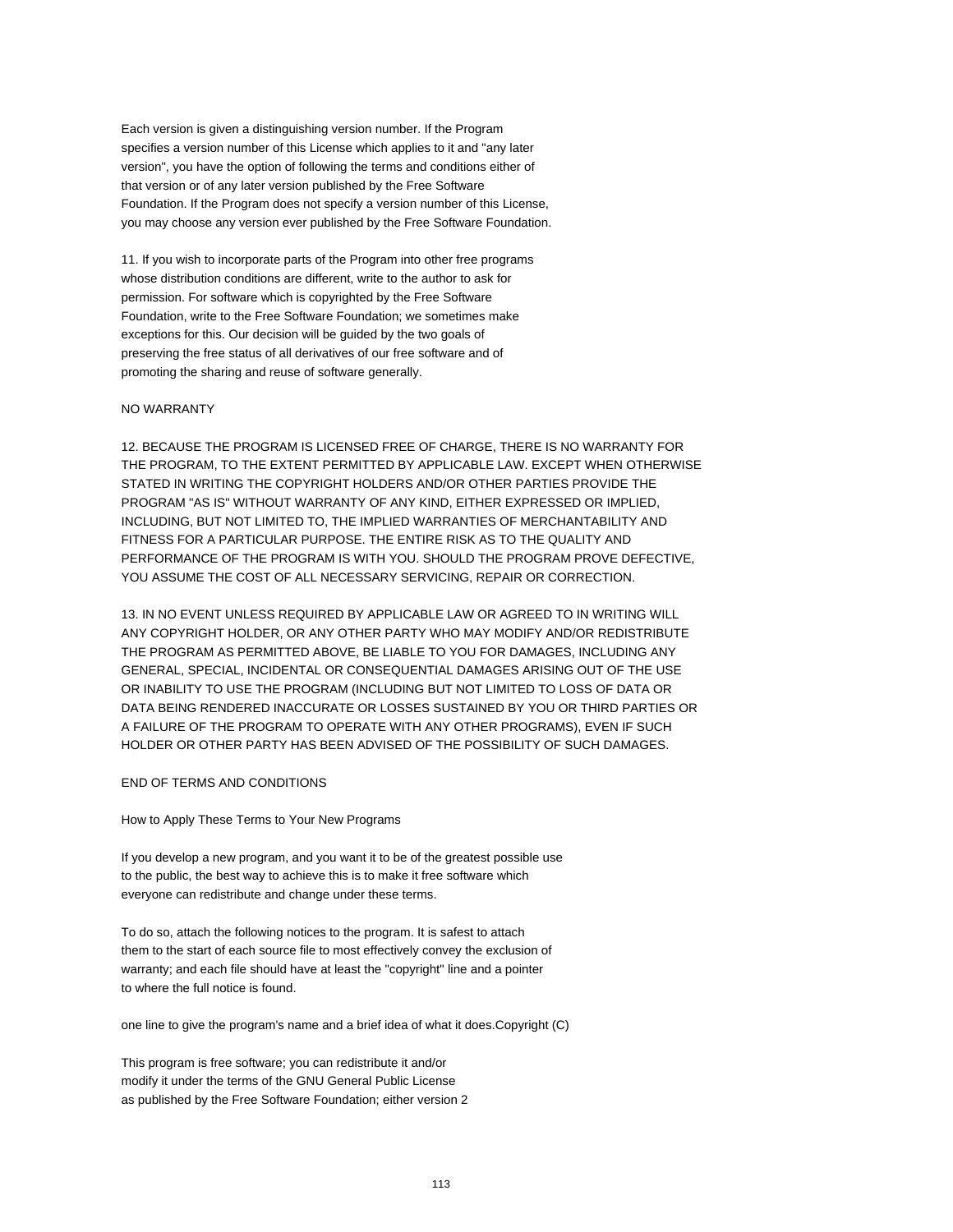Each version is given a distinguishing version number. If the Program specifies a version number of this License which applies to it and "any later version", you have the option of following the terms and conditions either of that version or of any later version published by the Free Software Foundation. If the Program does not specify a version number of this License, you may choose any version ever published by the Free Software Foundation.

11. If you wish to incorporate parts of the Program into other free programs whose distribution conditions are different, write to the author to ask for permission. For software which is copyrighted by the Free Software Foundation, write to the Free Software Foundation; we sometimes make exceptions for this. Our decision will be guided by the two goals of preserving the free status of all derivatives of our free software and of promoting the sharing and reuse of software generally.

NO WARRANTY

12. BECAUSE THE PROGRAM IS LICENSED FREE OF CHARGE, THERE IS NO WARRANTY FOR THE PROGRAM, TO THE EXTENT PERMITTED BY APPLICABLE LAW. EXCEPT WHEN OTHERWISE STATED IN WRITING THE COPYRIGHT HOLDERS AND/OR OTHER PARTIES PROVIDE THE PROGRAM "AS IS" WITHOUT WARRANTY OF ANY KIND, EITHER EXPRESSED OR IMPLIED, INCLUDING, BUT NOT LIMITED TO, THE IMPLIED WARRANTIES OF MERCHANTABILITY AND FITNESS FOR A PARTICULAR PURPOSE. THE ENTIRE RISK AS TO THE QUALITY AND PERFORMANCE OF THE PROGRAM IS WITH YOU. SHOULD THE PROGRAM PROVE DEFECTIVE, YOU ASSUME THE COST OF ALL NECESSARY SERVICING, REPAIR OR CORRECTION.

13. IN NO EVENT UNLESS REQUIRED BY APPLICABLE LAW OR AGREED TO IN WRITING WILL ANY COPYRIGHT HOLDER, OR ANY OTHER PARTY WHO MAY MODIFY AND/OR REDISTRIBUTE THE PROGRAM AS PERMITTED ABOVE, BE LIABLE TO YOU FOR DAMAGES, INCLUDING ANY GENERAL, SPECIAL, INCIDENTAL OR CONSEQUENTIAL DAMAGES ARISING OUT OF THE USE OR INABILITY TO USE THE PROGRAM (INCLUDING BUT NOT LIMITED TO LOSS OF DATA OR DATA BEING RENDERED INACCURATE OR LOSSES SUSTAINED BY YOU OR THIRD PARTIES OR A FAILURE OF THE PROGRAM TO OPERATE WITH ANY OTHER PROGRAMS), EVEN IF SUCH HOLDER OR OTHER PARTY HAS BEEN ADVISED OF THE POSSIBILITY OF SUCH DAMAGES.

END OF TERMS AND CONDITIONS

How to Apply These Terms to Your New Programs

If you develop a new program, and you want it to be of the greatest possible use to the public, the best way to achieve this is to make it free software which everyone can redistribute and change under these terms.

To do so, attach the following notices to the program. It is safest to attach them to the start of each source file to most effectively convey the exclusion of warranty; and each file should have at least the "copyright" line and a pointer to where the full notice is found.

one line to give the program's name and a brief idea of what it does.Copyright (C)

This program is free software; you can redistribute it and/or modify it under the terms of the GNU General Public License as published by the Free Software Foundation; either version 2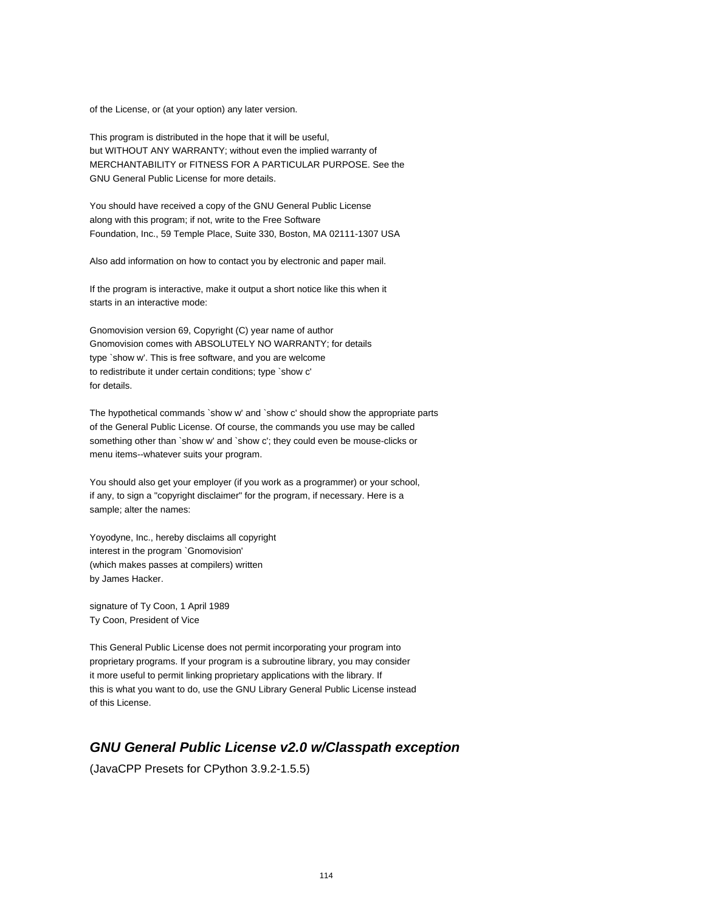of the License, or (at your option) any later version.

This program is distributed in the hope that it will be useful,
but WITHOUT ANY WARRANTY; without even the implied warranty of
MERCHANTABILITY or FITNESS FOR A PARTICULAR PURPOSE. See the
GNU General Public License for more details.

You should have received a copy of the GNU General Public License
along with this program; if not, write to the Free Software
Foundation, Inc., 59 Temple Place, Suite 330, Boston, MA 02111-1307 USA

Also add information on how to contact you by electronic and paper mail.

If the program is interactive, make it output a short notice like this when it
starts in an interactive mode:

Gnomovision version 69, Copyright (C) year name of author
Gnomovision comes with ABSOLUTELY NO WARRANTY; for details
type `show w'. This is free software, and you are welcome
to redistribute it under certain conditions; type `show c'
for details.

The hypothetical commands `show w' and `show c' should show the appropriate parts
of the General Public License. Of course, the commands you use may be called
something other than `show w' and `show c'; they could even be mouse-clicks or
menu items--whatever suits your program.

You should also get your employer (if you work as a programmer) or your school,
if any, to sign a "copyright disclaimer" for the program, if necessary. Here is a
sample; alter the names:

Yoyodyne, Inc., hereby disclaims all copyright
interest in the program `Gnomovision'
(which makes passes at compilers) written
by James Hacker.

signature of Ty Coon, 1 April 1989
Ty Coon, President of Vice

This General Public License does not permit incorporating your program into
proprietary programs. If your program is a subroutine library, you may consider
it more useful to permit linking proprietary applications with the library. If
this is what you want to do, use the GNU Library General Public License instead
of this License.

## *GNU General Public License v2.0 w/Classpath exception*

(JavaCPP Presets for CPython 3.9.2-1.5.5)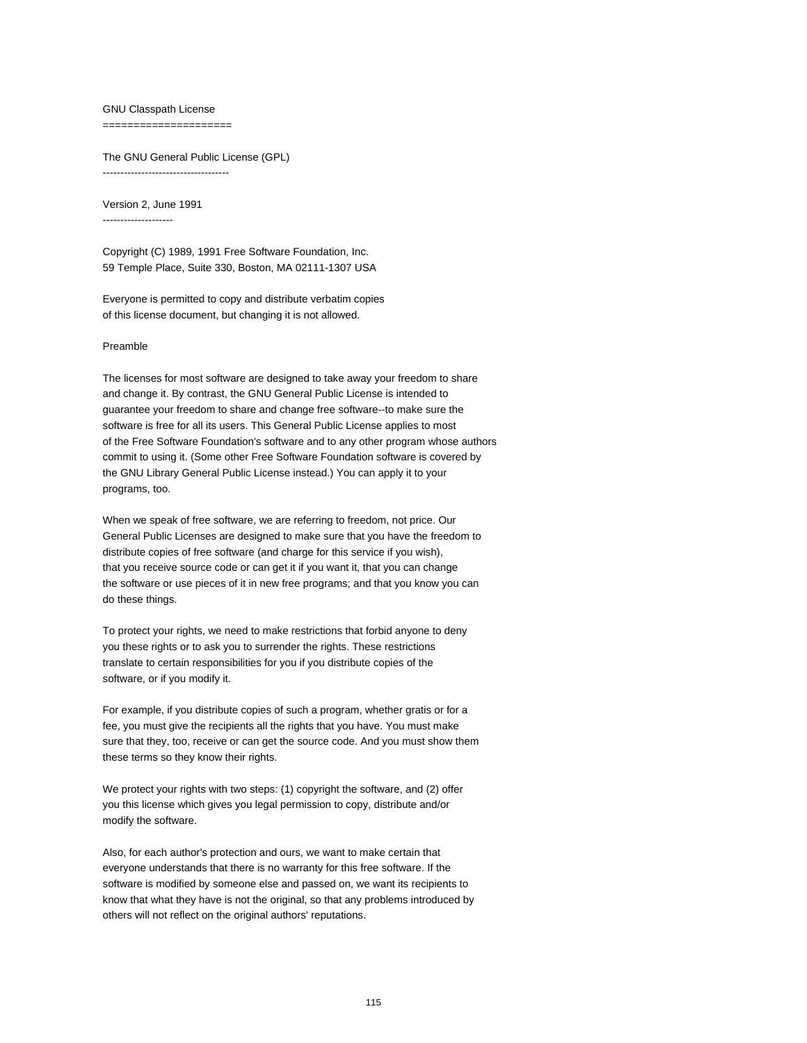# GNU Classpath License

## The GNU General Public License (GPL)

### Version 2, June 1991

Copyright (C) 1989, 1991 Free Software Foundation, Inc.
59 Temple Place, Suite 330, Boston, MA 02111-1307 USA

Everyone is permitted to copy and distribute verbatim copies
of this license document, but changing it is not allowed.

Preamble

The licenses for most software are designed to take away your freedom to share and change it. By contrast, the GNU General Public License is intended to guarantee your freedom to share and change free software--to make sure the software is free for all its users. This General Public License applies to most of the Free Software Foundation's software and to any other program whose authors commit to using it. (Some other Free Software Foundation software is covered by the GNU Library General Public License instead.) You can apply it to your programs, too.

When we speak of free software, we are referring to freedom, not price. Our General Public Licenses are designed to make sure that you have the freedom to distribute copies of free software (and charge for this service if you wish), that you receive source code or can get it if you want it, that you can change the software or use pieces of it in new free programs; and that you know you can do these things.

To protect your rights, we need to make restrictions that forbid anyone to deny you these rights or to ask you to surrender the rights. These restrictions translate to certain responsibilities for you if you distribute copies of the software, or if you modify it.

For example, if you distribute copies of such a program, whether gratis or for a fee, you must give the recipients all the rights that you have. You must make sure that they, too, receive or can get the source code. And you must show them these terms so they know their rights.

We protect your rights with two steps: (1) copyright the software, and (2) offer you this license which gives you legal permission to copy, distribute and/or modify the software.

Also, for each author's protection and ours, we want to make certain that everyone understands that there is no warranty for this free software. If the software is modified by someone else and passed on, we want its recipients to know that what they have is not the original, so that any problems introduced by others will not reflect on the original authors' reputations.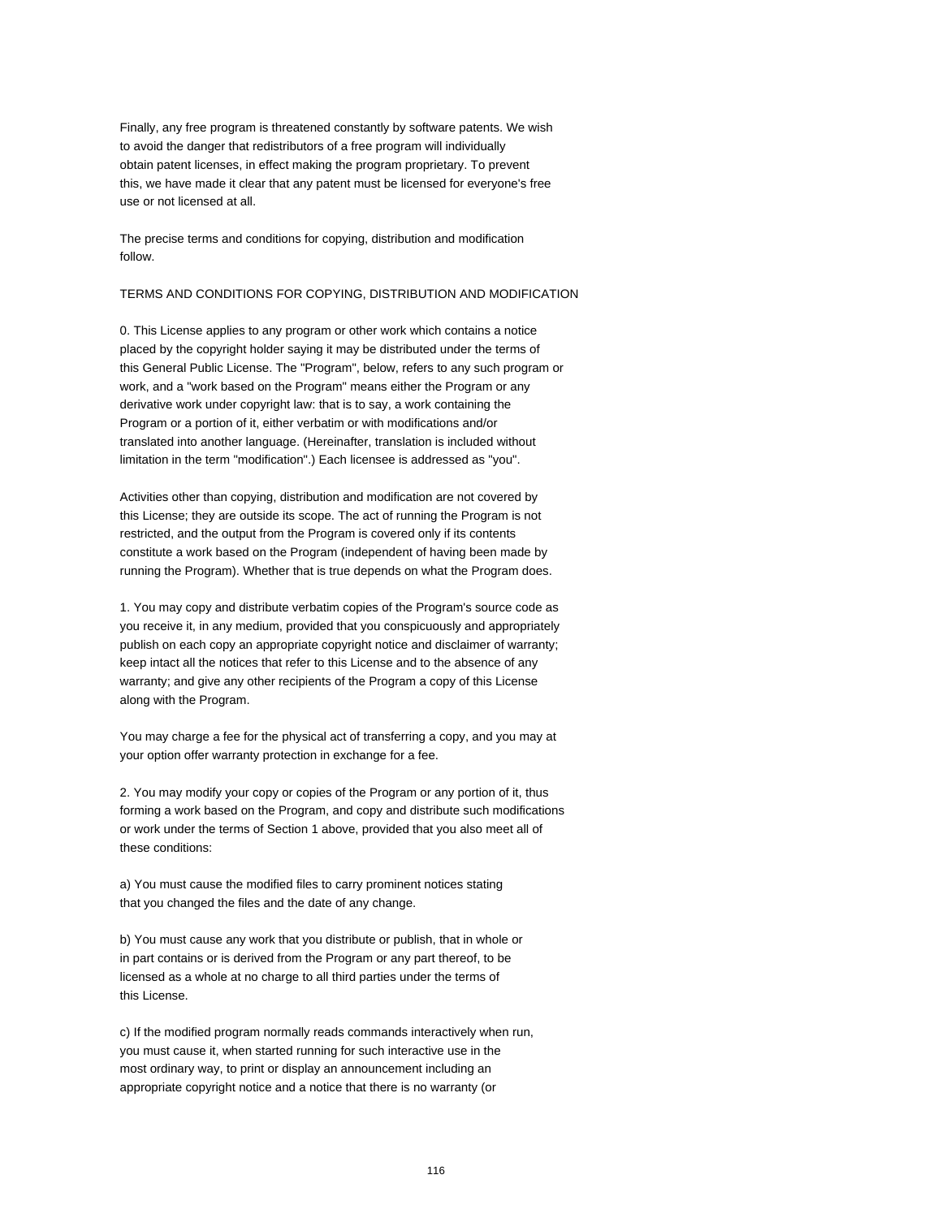Finally, any free program is threatened constantly by software patents. We wish to avoid the danger that redistributors of a free program will individually obtain patent licenses, in effect making the program proprietary. To prevent this, we have made it clear that any patent must be licensed for everyone's free use or not licensed at all.

The precise terms and conditions for copying, distribution and modification follow.

TERMS AND CONDITIONS FOR COPYING, DISTRIBUTION AND MODIFICATION

0. This License applies to any program or other work which contains a notice placed by the copyright holder saying it may be distributed under the terms of this General Public License. The "Program", below, refers to any such program or work, and a "work based on the Program" means either the Program or any derivative work under copyright law: that is to say, a work containing the Program or a portion of it, either verbatim or with modifications and/or translated into another language. (Hereinafter, translation is included without limitation in the term "modification".) Each licensee is addressed as "you".

Activities other than copying, distribution and modification are not covered by this License; they are outside its scope. The act of running the Program is not restricted, and the output from the Program is covered only if its contents constitute a work based on the Program (independent of having been made by running the Program). Whether that is true depends on what the Program does.

1. You may copy and distribute verbatim copies of the Program's source code as you receive it, in any medium, provided that you conspicuously and appropriately publish on each copy an appropriate copyright notice and disclaimer of warranty; keep intact all the notices that refer to this License and to the absence of any warranty; and give any other recipients of the Program a copy of this License along with the Program.

You may charge a fee for the physical act of transferring a copy, and you may at your option offer warranty protection in exchange for a fee.

2. You may modify your copy or copies of the Program or any portion of it, thus forming a work based on the Program, and copy and distribute such modifications or work under the terms of Section 1 above, provided that you also meet all of these conditions:

a) You must cause the modified files to carry prominent notices stating that you changed the files and the date of any change.

b) You must cause any work that you distribute or publish, that in whole or in part contains or is derived from the Program or any part thereof, to be licensed as a whole at no charge to all third parties under the terms of this License.

c) If the modified program normally reads commands interactively when run, you must cause it, when started running for such interactive use in the most ordinary way, to print or display an announcement including an appropriate copyright notice and a notice that there is no warranty (or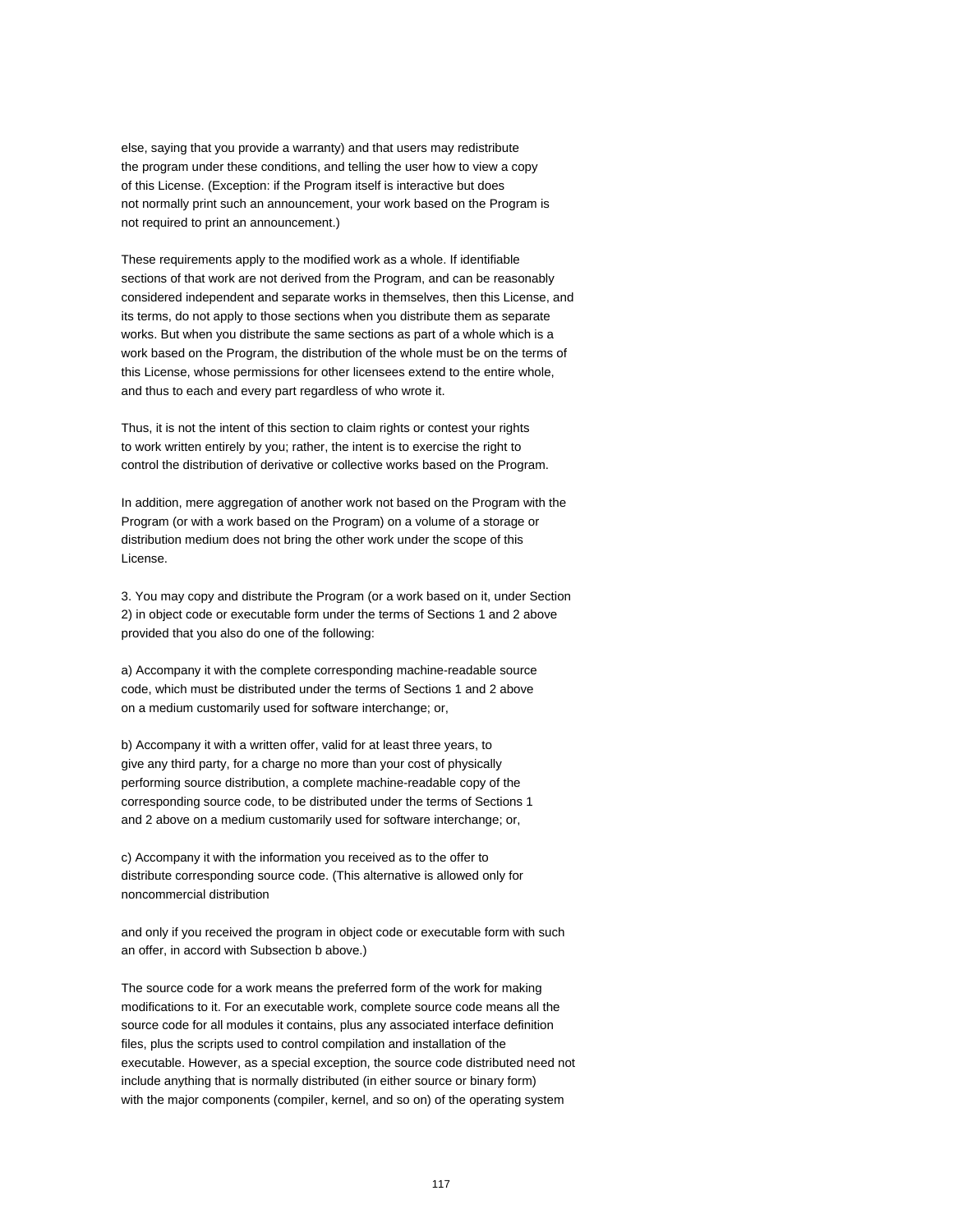else, saying that you provide a warranty) and that users may redistribute the program under these conditions, and telling the user how to view a copy of this License. (Exception: if the Program itself is interactive but does not normally print such an announcement, your work based on the Program is not required to print an announcement.)

These requirements apply to the modified work as a whole. If identifiable sections of that work are not derived from the Program, and can be reasonably considered independent and separate works in themselves, then this License, and its terms, do not apply to those sections when you distribute them as separate works. But when you distribute the same sections as part of a whole which is a work based on the Program, the distribution of the whole must be on the terms of this License, whose permissions for other licensees extend to the entire whole, and thus to each and every part regardless of who wrote it.

Thus, it is not the intent of this section to claim rights or contest your rights to work written entirely by you; rather, the intent is to exercise the right to control the distribution of derivative or collective works based on the Program.

In addition, mere aggregation of another work not based on the Program with the Program (or with a work based on the Program) on a volume of a storage or distribution medium does not bring the other work under the scope of this License.

3. You may copy and distribute the Program (or a work based on it, under Section 2) in object code or executable form under the terms of Sections 1 and 2 above provided that you also do one of the following:

a) Accompany it with the complete corresponding machine-readable source code, which must be distributed under the terms of Sections 1 and 2 above on a medium customarily used for software interchange; or,

b) Accompany it with a written offer, valid for at least three years, to give any third party, for a charge no more than your cost of physically performing source distribution, a complete machine-readable copy of the corresponding source code, to be distributed under the terms of Sections 1 and 2 above on a medium customarily used for software interchange; or,

c) Accompany it with the information you received as to the offer to distribute corresponding source code. (This alternative is allowed only for noncommercial distribution

and only if you received the program in object code or executable form with such an offer, in accord with Subsection b above.)

The source code for a work means the preferred form of the work for making modifications to it. For an executable work, complete source code means all the source code for all modules it contains, plus any associated interface definition files, plus the scripts used to control compilation and installation of the executable. However, as a special exception, the source code distributed need not include anything that is normally distributed (in either source or binary form) with the major components (compiler, kernel, and so on) of the operating system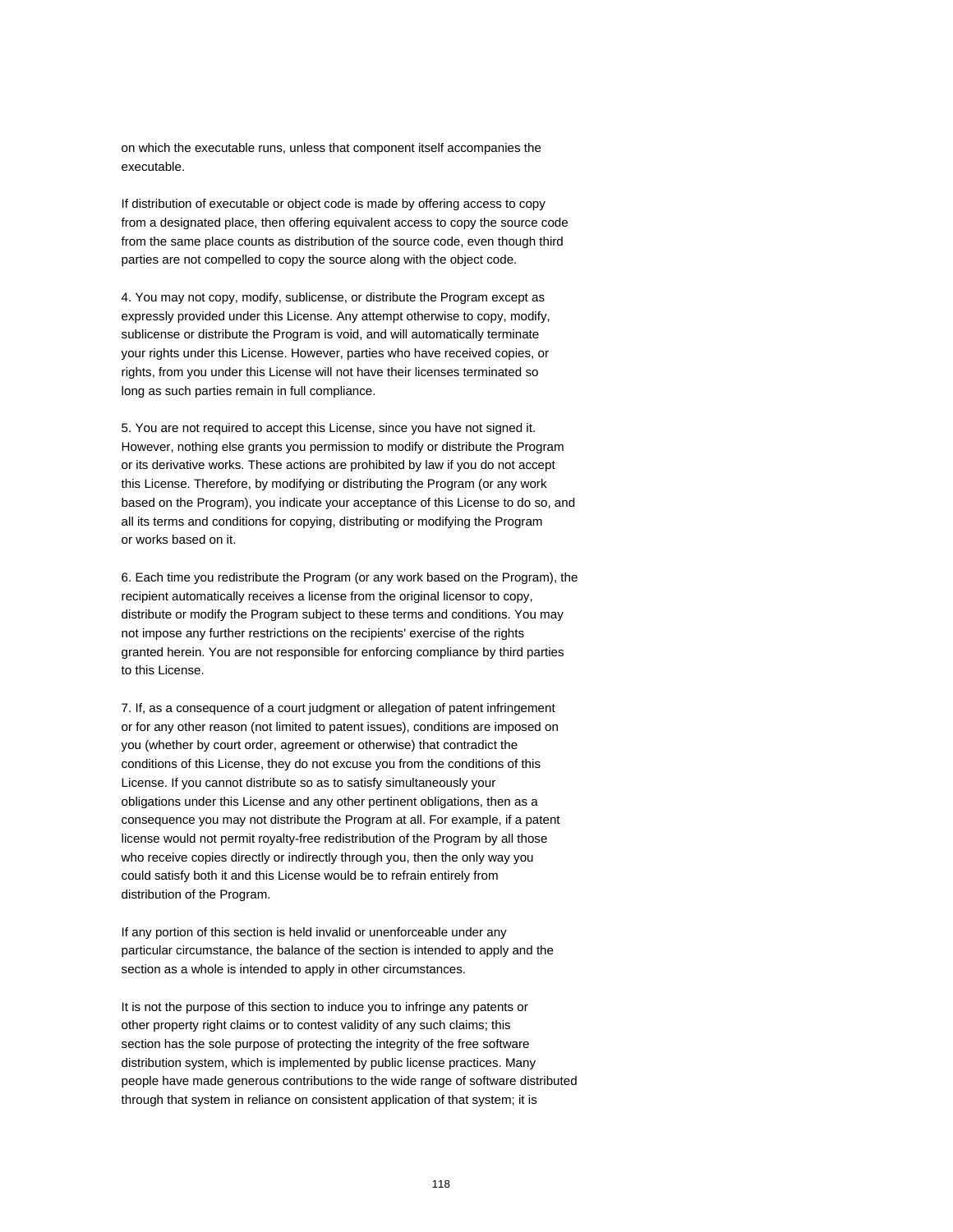on which the executable runs, unless that component itself accompanies the executable.

If distribution of executable or object code is made by offering access to copy from a designated place, then offering equivalent access to copy the source code from the same place counts as distribution of the source code, even though third parties are not compelled to copy the source along with the object code.

4. You may not copy, modify, sublicense, or distribute the Program except as expressly provided under this License. Any attempt otherwise to copy, modify, sublicense or distribute the Program is void, and will automatically terminate your rights under this License. However, parties who have received copies, or rights, from you under this License will not have their licenses terminated so long as such parties remain in full compliance.

5. You are not required to accept this License, since you have not signed it. However, nothing else grants you permission to modify or distribute the Program or its derivative works. These actions are prohibited by law if you do not accept this License. Therefore, by modifying or distributing the Program (or any work based on the Program), you indicate your acceptance of this License to do so, and all its terms and conditions for copying, distributing or modifying the Program or works based on it.

6. Each time you redistribute the Program (or any work based on the Program), the recipient automatically receives a license from the original licensor to copy, distribute or modify the Program subject to these terms and conditions. You may not impose any further restrictions on the recipients' exercise of the rights granted herein. You are not responsible for enforcing compliance by third parties to this License.

7. If, as a consequence of a court judgment or allegation of patent infringement or for any other reason (not limited to patent issues), conditions are imposed on you (whether by court order, agreement or otherwise) that contradict the conditions of this License, they do not excuse you from the conditions of this License. If you cannot distribute so as to satisfy simultaneously your obligations under this License and any other pertinent obligations, then as a consequence you may not distribute the Program at all. For example, if a patent license would not permit royalty-free redistribution of the Program by all those who receive copies directly or indirectly through you, then the only way you could satisfy both it and this License would be to refrain entirely from distribution of the Program.

If any portion of this section is held invalid or unenforceable under any particular circumstance, the balance of the section is intended to apply and the section as a whole is intended to apply in other circumstances.

It is not the purpose of this section to induce you to infringe any patents or other property right claims or to contest validity of any such claims; this section has the sole purpose of protecting the integrity of the free software distribution system, which is implemented by public license practices. Many people have made generous contributions to the wide range of software distributed through that system in reliance on consistent application of that system; it is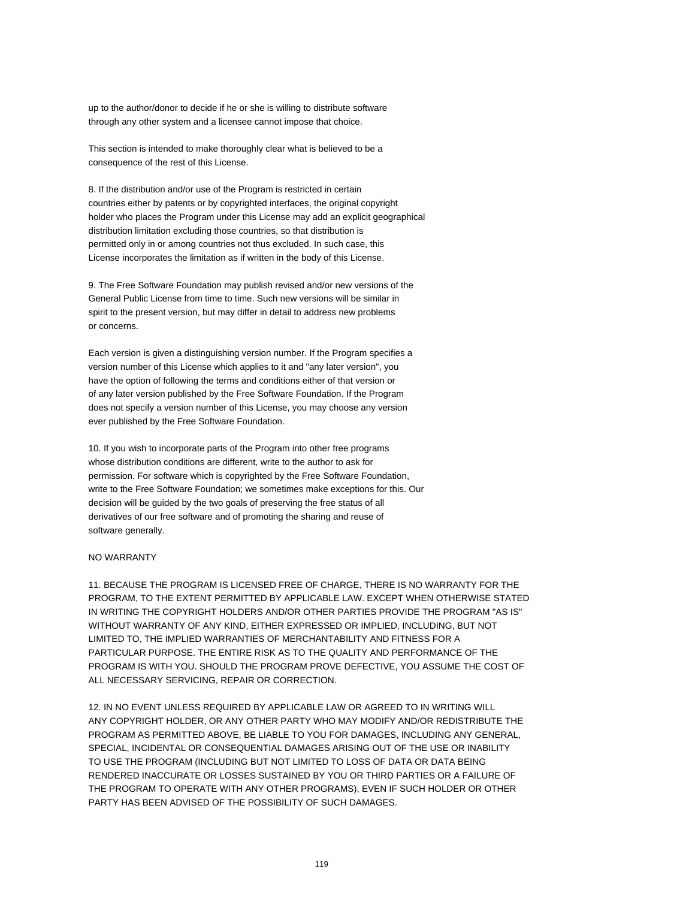up to the author/donor to decide if he or she is willing to distribute software through any other system and a licensee cannot impose that choice.

This section is intended to make thoroughly clear what is believed to be a consequence of the rest of this License.

8. If the distribution and/or use of the Program is restricted in certain countries either by patents or by copyrighted interfaces, the original copyright holder who places the Program under this License may add an explicit geographical distribution limitation excluding those countries, so that distribution is permitted only in or among countries not thus excluded. In such case, this License incorporates the limitation as if written in the body of this License.

9. The Free Software Foundation may publish revised and/or new versions of the General Public License from time to time. Such new versions will be similar in spirit to the present version, but may differ in detail to address new problems or concerns.

Each version is given a distinguishing version number. If the Program specifies a version number of this License which applies to it and "any later version", you have the option of following the terms and conditions either of that version or of any later version published by the Free Software Foundation. If the Program does not specify a version number of this License, you may choose any version ever published by the Free Software Foundation.

10. If you wish to incorporate parts of the Program into other free programs whose distribution conditions are different, write to the author to ask for permission. For software which is copyrighted by the Free Software Foundation, write to the Free Software Foundation; we sometimes make exceptions for this. Our decision will be guided by the two goals of preserving the free status of all derivatives of our free software and of promoting the sharing and reuse of software generally.

NO WARRANTY

11. BECAUSE THE PROGRAM IS LICENSED FREE OF CHARGE, THERE IS NO WARRANTY FOR THE PROGRAM, TO THE EXTENT PERMITTED BY APPLICABLE LAW. EXCEPT WHEN OTHERWISE STATED IN WRITING THE COPYRIGHT HOLDERS AND/OR OTHER PARTIES PROVIDE THE PROGRAM "AS IS" WITHOUT WARRANTY OF ANY KIND, EITHER EXPRESSED OR IMPLIED, INCLUDING, BUT NOT LIMITED TO, THE IMPLIED WARRANTIES OF MERCHANTABILITY AND FITNESS FOR A PARTICULAR PURPOSE. THE ENTIRE RISK AS TO THE QUALITY AND PERFORMANCE OF THE PROGRAM IS WITH YOU. SHOULD THE PROGRAM PROVE DEFECTIVE, YOU ASSUME THE COST OF ALL NECESSARY SERVICING, REPAIR OR CORRECTION.

12. IN NO EVENT UNLESS REQUIRED BY APPLICABLE LAW OR AGREED TO IN WRITING WILL ANY COPYRIGHT HOLDER, OR ANY OTHER PARTY WHO MAY MODIFY AND/OR REDISTRIBUTE THE PROGRAM AS PERMITTED ABOVE, BE LIABLE TO YOU FOR DAMAGES, INCLUDING ANY GENERAL, SPECIAL, INCIDENTAL OR CONSEQUENTIAL DAMAGES ARISING OUT OF THE USE OR INABILITY TO USE THE PROGRAM (INCLUDING BUT NOT LIMITED TO LOSS OF DATA OR DATA BEING RENDERED INACCURATE OR LOSSES SUSTAINED BY YOU OR THIRD PARTIES OR A FAILURE OF THE PROGRAM TO OPERATE WITH ANY OTHER PROGRAMS), EVEN IF SUCH HOLDER OR OTHER PARTY HAS BEEN ADVISED OF THE POSSIBILITY OF SUCH DAMAGES.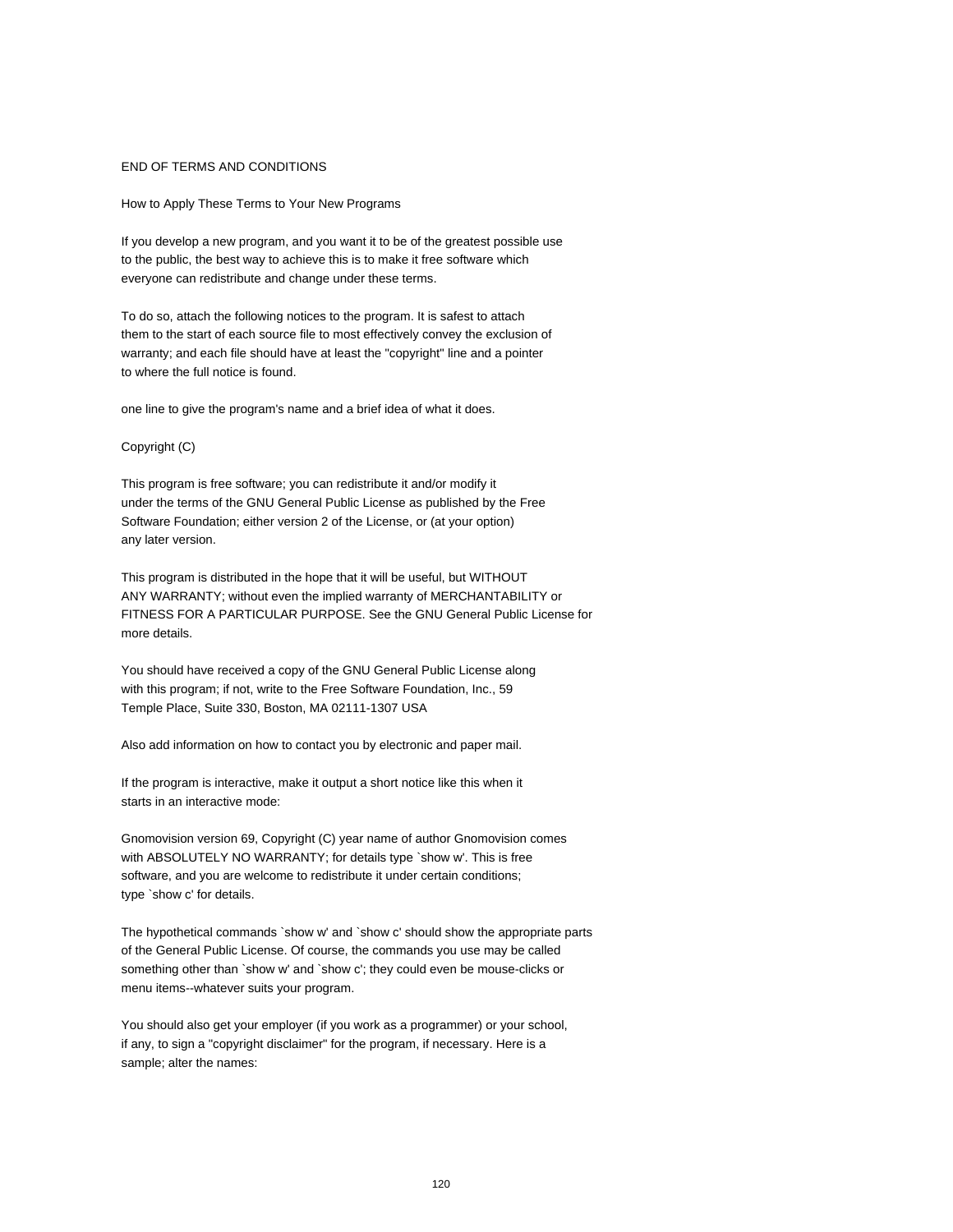END OF TERMS AND CONDITIONS

How to Apply These Terms to Your New Programs

If you develop a new program, and you want it to be of the greatest possible use to the public, the best way to achieve this is to make it free software which everyone can redistribute and change under these terms.

To do so, attach the following notices to the program. It is safest to attach them to the start of each source file to most effectively convey the exclusion of warranty; and each file should have at least the "copyright" line and a pointer to where the full notice is found.

one line to give the program's name and a brief idea of what it does.

Copyright (C)

This program is free software; you can redistribute it and/or modify it under the terms of the GNU General Public License as published by the Free Software Foundation; either version 2 of the License, or (at your option) any later version.

This program is distributed in the hope that it will be useful, but WITHOUT ANY WARRANTY; without even the implied warranty of MERCHANTABILITY or FITNESS FOR A PARTICULAR PURPOSE. See the GNU General Public License for more details.

You should have received a copy of the GNU General Public License along with this program; if not, write to the Free Software Foundation, Inc., 59 Temple Place, Suite 330, Boston, MA 02111-1307 USA

Also add information on how to contact you by electronic and paper mail.

If the program is interactive, make it output a short notice like this when it starts in an interactive mode:

Gnomovision version 69, Copyright (C) year name of author Gnomovision comes with ABSOLUTELY NO WARRANTY; for details type `show w'. This is free software, and you are welcome to redistribute it under certain conditions; type `show c' for details.

The hypothetical commands `show w' and `show c' should show the appropriate parts of the General Public License. Of course, the commands you use may be called something other than `show w' and `show c'; they could even be mouse-clicks or menu items--whatever suits your program.

You should also get your employer (if you work as a programmer) or your school, if any, to sign a "copyright disclaimer" for the program, if necessary. Here is a sample; alter the names: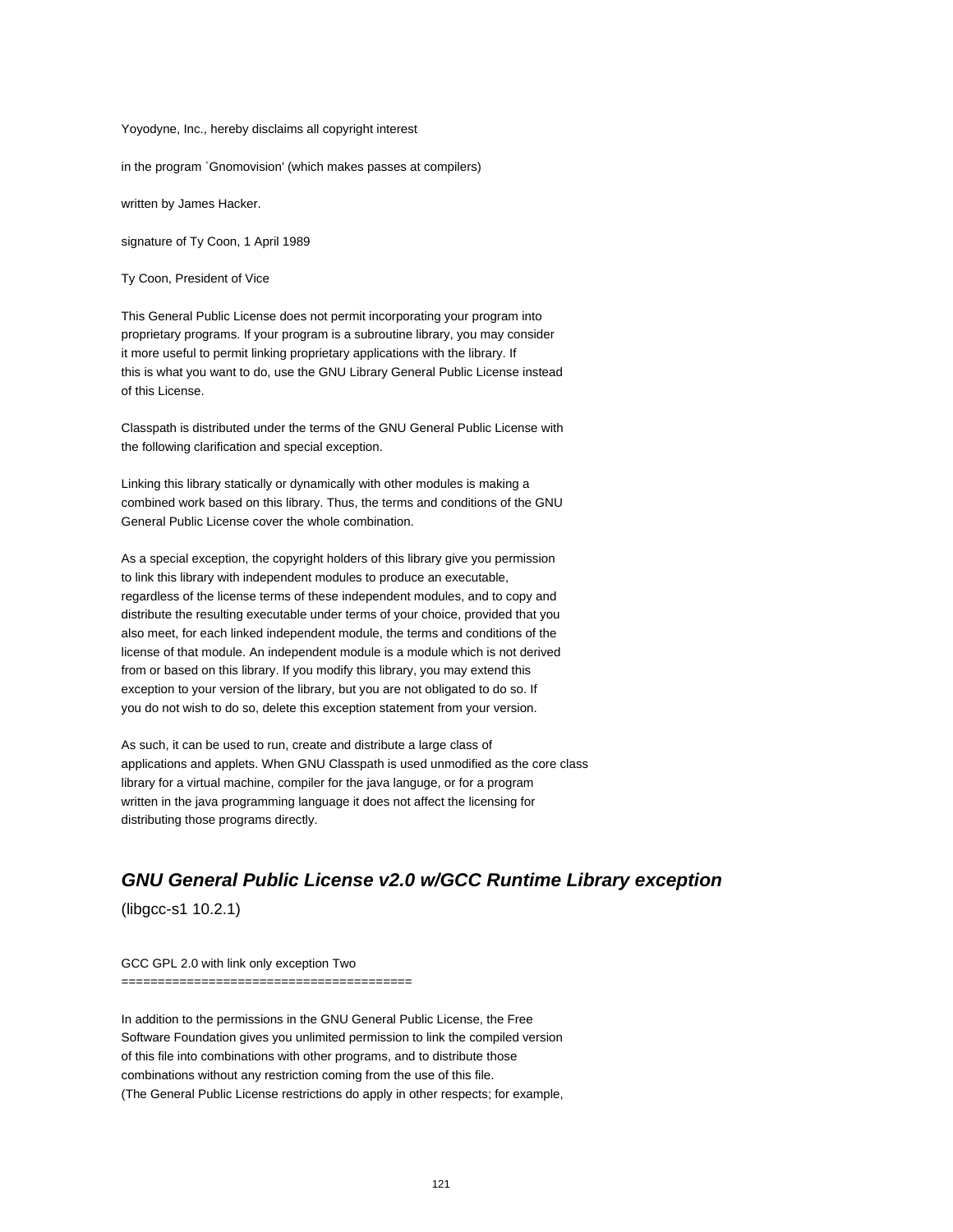Yoyodyne, Inc., hereby disclaims all copyright interest

in the program `Gnomovision' (which makes passes at compilers)

written by James Hacker.

signature of Ty Coon, 1 April 1989

Ty Coon, President of Vice

This General Public License does not permit incorporating your program into proprietary programs. If your program is a subroutine library, you may consider it more useful to permit linking proprietary applications with the library. If this is what you want to do, use the GNU Library General Public License instead of this License.

Classpath is distributed under the terms of the GNU General Public License with the following clarification and special exception.

Linking this library statically or dynamically with other modules is making a combined work based on this library. Thus, the terms and conditions of the GNU General Public License cover the whole combination.

As a special exception, the copyright holders of this library give you permission to link this library with independent modules to produce an executable, regardless of the license terms of these independent modules, and to copy and distribute the resulting executable under terms of your choice, provided that you also meet, for each linked independent module, the terms and conditions of the license of that module. An independent module is a module which is not derived from or based on this library. If you modify this library, you may extend this exception to your version of the library, but you are not obligated to do so. If you do not wish to do so, delete this exception statement from your version.

As such, it can be used to run, create and distribute a large class of applications and applets. When GNU Classpath is used unmodified as the core class library for a virtual machine, compiler for the java languge, or for a program written in the java programming language it does not affect the licensing for distributing those programs directly.

## *GNU General Public License v2.0 w/GCC Runtime Library exception*

(libgcc-s1 10.2.1)

GCC GPL 2.0 with link only exception Two
========================================

In addition to the permissions in the GNU General Public License, the Free Software Foundation gives you unlimited permission to link the compiled version of this file into combinations with other programs, and to distribute those combinations without any restriction coming from the use of this file.
(The General Public License restrictions do apply in other respects; for example,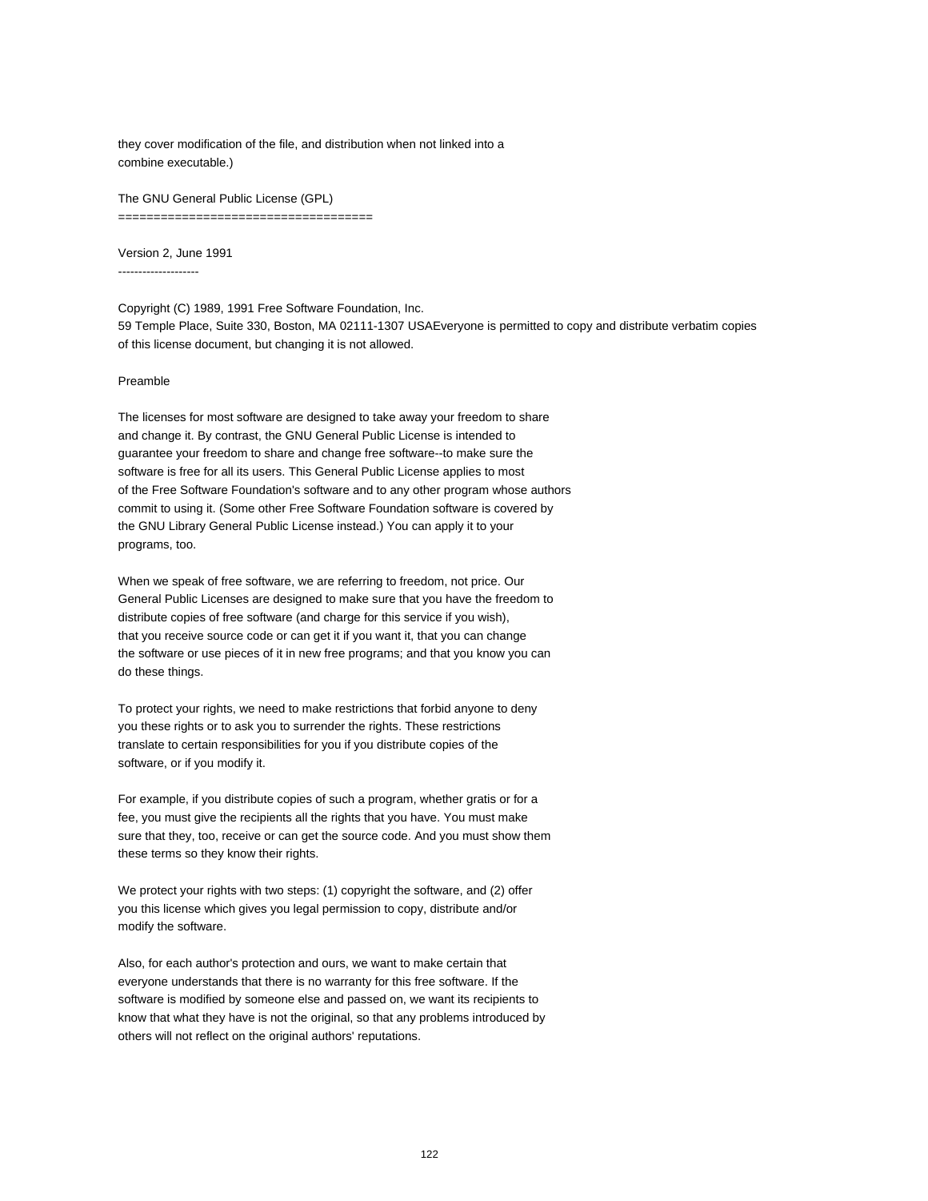they cover modification of the file, and distribution when not linked into a combine executable.)

# The GNU General Public License (GPL)

## Version 2, June 1991

Copyright (C) 1989, 1991 Free Software Foundation, Inc.
59 Temple Place, Suite 330, Boston, MA 02111-1307 USAEveryone is permitted to copy and distribute verbatim copies of this license document, but changing it is not allowed.

Preamble

The licenses for most software are designed to take away your freedom to share and change it. By contrast, the GNU General Public License is intended to guarantee your freedom to share and change free software--to make sure the software is free for all its users. This General Public License applies to most of the Free Software Foundation's software and to any other program whose authors commit to using it. (Some other Free Software Foundation software is covered by the GNU Library General Public License instead.) You can apply it to your programs, too.

When we speak of free software, we are referring to freedom, not price. Our General Public Licenses are designed to make sure that you have the freedom to distribute copies of free software (and charge for this service if you wish), that you receive source code or can get it if you want it, that you can change the software or use pieces of it in new free programs; and that you know you can do these things.

To protect your rights, we need to make restrictions that forbid anyone to deny you these rights or to ask you to surrender the rights. These restrictions translate to certain responsibilities for you if you distribute copies of the software, or if you modify it.

For example, if you distribute copies of such a program, whether gratis or for a fee, you must give the recipients all the rights that you have. You must make sure that they, too, receive or can get the source code. And you must show them these terms so they know their rights.

We protect your rights with two steps: (1) copyright the software, and (2) offer you this license which gives you legal permission to copy, distribute and/or modify the software.

Also, for each author's protection and ours, we want to make certain that everyone understands that there is no warranty for this free software. If the software is modified by someone else and passed on, we want its recipients to know that what they have is not the original, so that any problems introduced by others will not reflect on the original authors' reputations.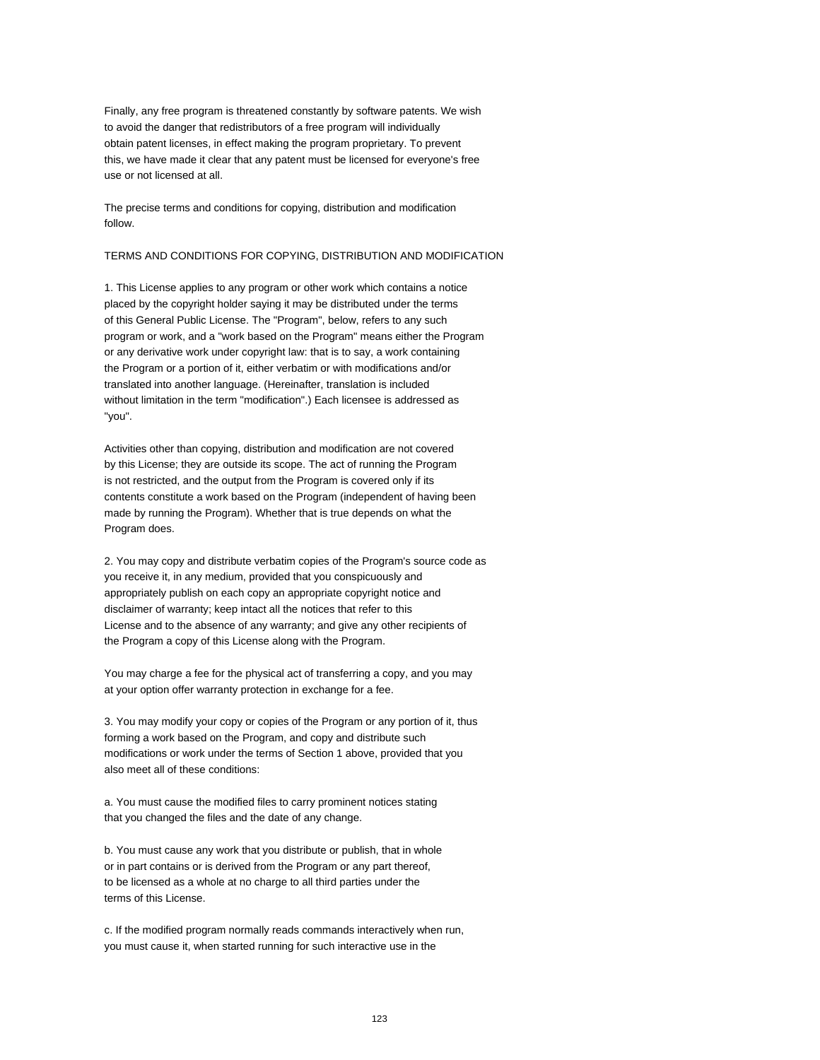Finally, any free program is threatened constantly by software patents. We wish to avoid the danger that redistributors of a free program will individually obtain patent licenses, in effect making the program proprietary. To prevent this, we have made it clear that any patent must be licensed for everyone's free use or not licensed at all.

The precise terms and conditions for copying, distribution and modification follow.

TERMS AND CONDITIONS FOR COPYING, DISTRIBUTION AND MODIFICATION

1. This License applies to any program or other work which contains a notice placed by the copyright holder saying it may be distributed under the terms of this General Public License. The "Program", below, refers to any such program or work, and a "work based on the Program" means either the Program or any derivative work under copyright law: that is to say, a work containing the Program or a portion of it, either verbatim or with modifications and/or translated into another language. (Hereinafter, translation is included without limitation in the term "modification".) Each licensee is addressed as "you".

Activities other than copying, distribution and modification are not covered by this License; they are outside its scope. The act of running the Program is not restricted, and the output from the Program is covered only if its contents constitute a work based on the Program (independent of having been made by running the Program). Whether that is true depends on what the Program does.

2. You may copy and distribute verbatim copies of the Program's source code as you receive it, in any medium, provided that you conspicuously and appropriately publish on each copy an appropriate copyright notice and disclaimer of warranty; keep intact all the notices that refer to this License and to the absence of any warranty; and give any other recipients of the Program a copy of this License along with the Program.

You may charge a fee for the physical act of transferring a copy, and you may at your option offer warranty protection in exchange for a fee.

3. You may modify your copy or copies of the Program or any portion of it, thus forming a work based on the Program, and copy and distribute such modifications or work under the terms of Section 1 above, provided that you also meet all of these conditions:

a. You must cause the modified files to carry prominent notices stating that you changed the files and the date of any change.

b. You must cause any work that you distribute or publish, that in whole or in part contains or is derived from the Program or any part thereof, to be licensed as a whole at no charge to all third parties under the terms of this License.

c. If the modified program normally reads commands interactively when run, you must cause it, when started running for such interactive use in the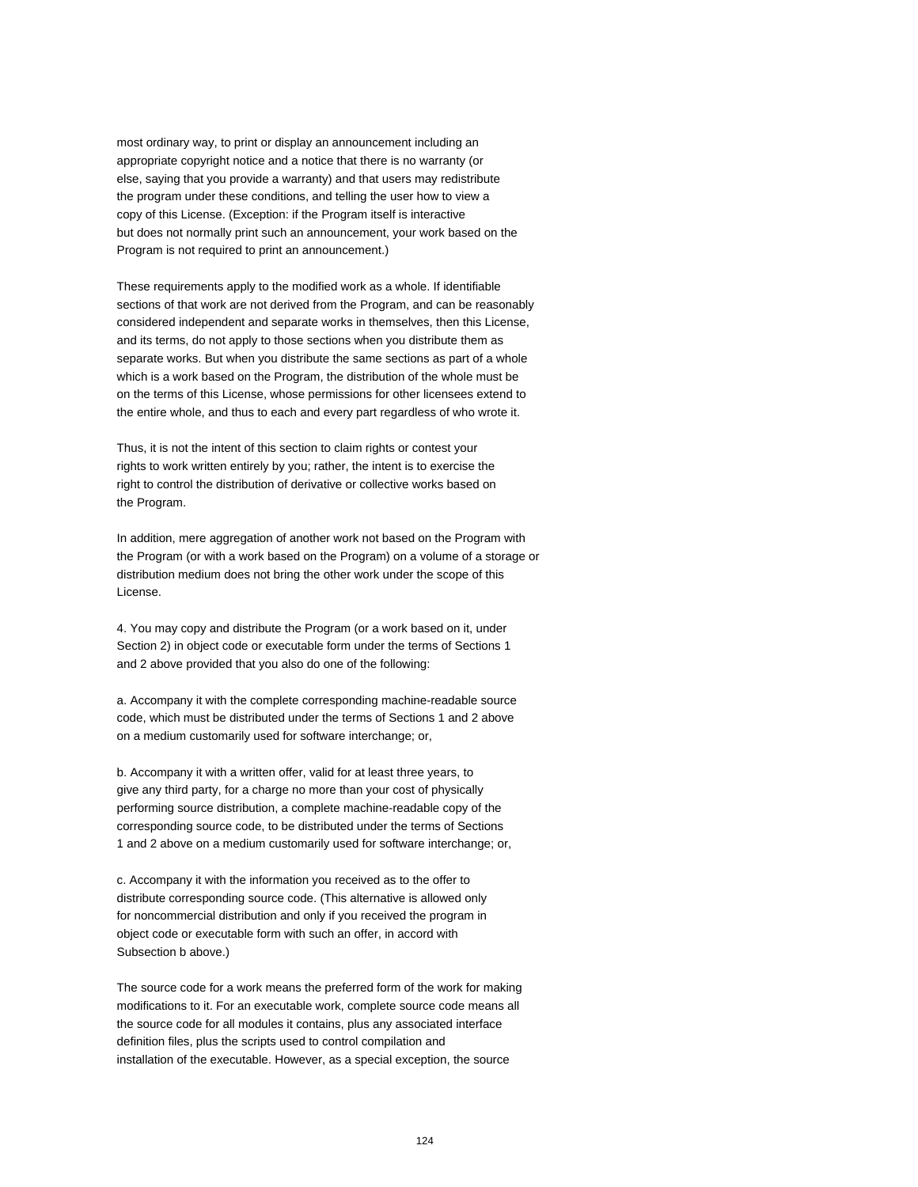most ordinary way, to print or display an announcement including an appropriate copyright notice and a notice that there is no warranty (or else, saying that you provide a warranty) and that users may redistribute the program under these conditions, and telling the user how to view a copy of this License. (Exception: if the Program itself is interactive but does not normally print such an announcement, your work based on the Program is not required to print an announcement.)

These requirements apply to the modified work as a whole. If identifiable sections of that work are not derived from the Program, and can be reasonably considered independent and separate works in themselves, then this License, and its terms, do not apply to those sections when you distribute them as separate works. But when you distribute the same sections as part of a whole which is a work based on the Program, the distribution of the whole must be on the terms of this License, whose permissions for other licensees extend to the entire whole, and thus to each and every part regardless of who wrote it.

Thus, it is not the intent of this section to claim rights or contest your rights to work written entirely by you; rather, the intent is to exercise the right to control the distribution of derivative or collective works based on the Program.

In addition, mere aggregation of another work not based on the Program with the Program (or with a work based on the Program) on a volume of a storage or distribution medium does not bring the other work under the scope of this License.

4. You may copy and distribute the Program (or a work based on it, under Section 2) in object code or executable form under the terms of Sections 1 and 2 above provided that you also do one of the following:

a. Accompany it with the complete corresponding machine-readable source code, which must be distributed under the terms of Sections 1 and 2 above on a medium customarily used for software interchange; or,

b. Accompany it with a written offer, valid for at least three years, to give any third party, for a charge no more than your cost of physically performing source distribution, a complete machine-readable copy of the corresponding source code, to be distributed under the terms of Sections 1 and 2 above on a medium customarily used for software interchange; or,

c. Accompany it with the information you received as to the offer to distribute corresponding source code. (This alternative is allowed only for noncommercial distribution and only if you received the program in object code or executable form with such an offer, in accord with Subsection b above.)

The source code for a work means the preferred form of the work for making modifications to it. For an executable work, complete source code means all the source code for all modules it contains, plus any associated interface definition files, plus the scripts used to control compilation and installation of the executable. However, as a special exception, the source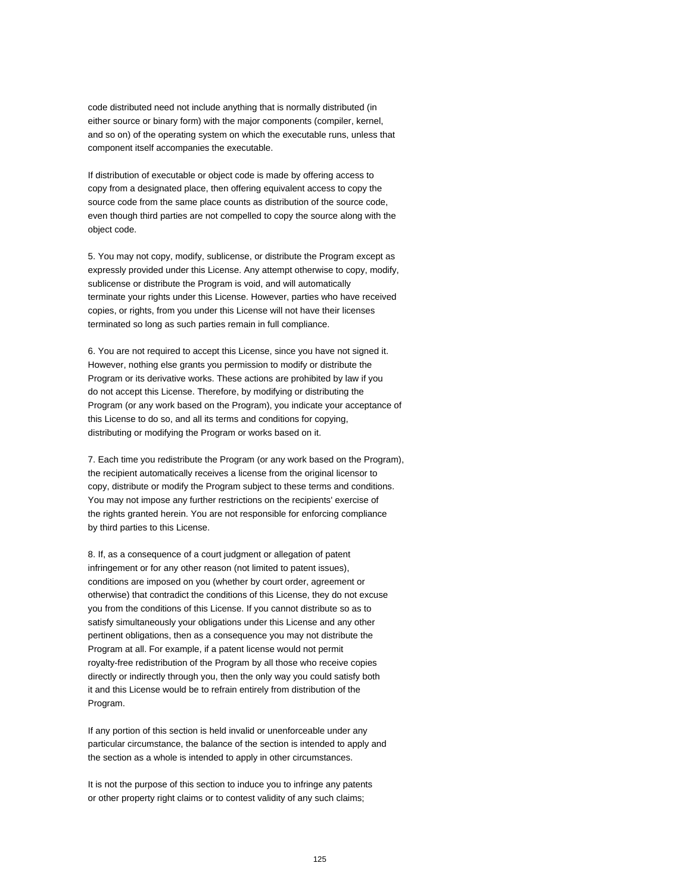code distributed need not include anything that is normally distributed (in either source or binary form) with the major components (compiler, kernel, and so on) of the operating system on which the executable runs, unless that component itself accompanies the executable.

If distribution of executable or object code is made by offering access to copy from a designated place, then offering equivalent access to copy the source code from the same place counts as distribution of the source code, even though third parties are not compelled to copy the source along with the object code.

5. You may not copy, modify, sublicense, or distribute the Program except as expressly provided under this License. Any attempt otherwise to copy, modify, sublicense or distribute the Program is void, and will automatically terminate your rights under this License. However, parties who have received copies, or rights, from you under this License will not have their licenses terminated so long as such parties remain in full compliance.

6. You are not required to accept this License, since you have not signed it. However, nothing else grants you permission to modify or distribute the Program or its derivative works. These actions are prohibited by law if you do not accept this License. Therefore, by modifying or distributing the Program (or any work based on the Program), you indicate your acceptance of this License to do so, and all its terms and conditions for copying, distributing or modifying the Program or works based on it.

7. Each time you redistribute the Program (or any work based on the Program), the recipient automatically receives a license from the original licensor to copy, distribute or modify the Program subject to these terms and conditions. You may not impose any further restrictions on the recipients' exercise of the rights granted herein. You are not responsible for enforcing compliance by third parties to this License.

8. If, as a consequence of a court judgment or allegation of patent infringement or for any other reason (not limited to patent issues), conditions are imposed on you (whether by court order, agreement or otherwise) that contradict the conditions of this License, they do not excuse you from the conditions of this License. If you cannot distribute so as to satisfy simultaneously your obligations under this License and any other pertinent obligations, then as a consequence you may not distribute the Program at all. For example, if a patent license would not permit royalty-free redistribution of the Program by all those who receive copies directly or indirectly through you, then the only way you could satisfy both it and this License would be to refrain entirely from distribution of the Program.

If any portion of this section is held invalid or unenforceable under any particular circumstance, the balance of the section is intended to apply and the section as a whole is intended to apply in other circumstances.

It is not the purpose of this section to induce you to infringe any patents or other property right claims or to contest validity of any such claims;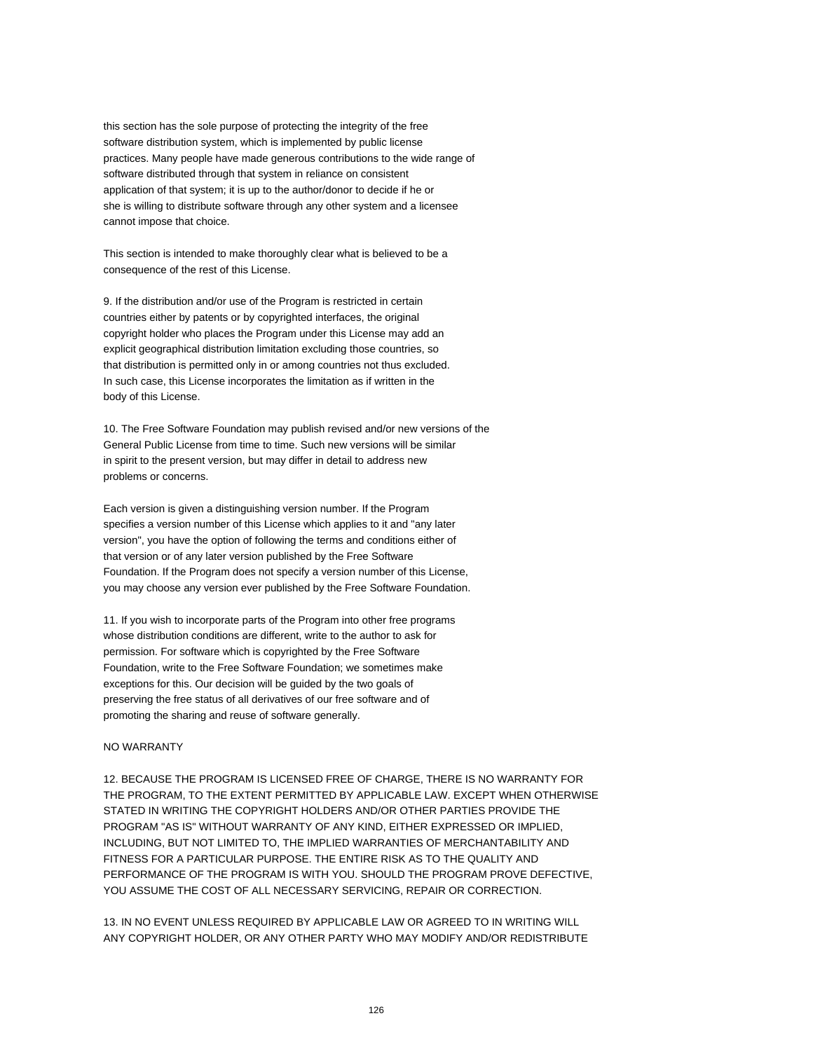this section has the sole purpose of protecting the integrity of the free software distribution system, which is implemented by public license practices. Many people have made generous contributions to the wide range of software distributed through that system in reliance on consistent application of that system; it is up to the author/donor to decide if he or she is willing to distribute software through any other system and a licensee cannot impose that choice.

This section is intended to make thoroughly clear what is believed to be a consequence of the rest of this License.

9. If the distribution and/or use of the Program is restricted in certain countries either by patents or by copyrighted interfaces, the original copyright holder who places the Program under this License may add an explicit geographical distribution limitation excluding those countries, so that distribution is permitted only in or among countries not thus excluded. In such case, this License incorporates the limitation as if written in the body of this License.

10. The Free Software Foundation may publish revised and/or new versions of the General Public License from time to time. Such new versions will be similar in spirit to the present version, but may differ in detail to address new problems or concerns.

Each version is given a distinguishing version number. If the Program specifies a version number of this License which applies to it and "any later version", you have the option of following the terms and conditions either of that version or of any later version published by the Free Software Foundation. If the Program does not specify a version number of this License, you may choose any version ever published by the Free Software Foundation.

11. If you wish to incorporate parts of the Program into other free programs whose distribution conditions are different, write to the author to ask for permission. For software which is copyrighted by the Free Software Foundation, write to the Free Software Foundation; we sometimes make exceptions for this. Our decision will be guided by the two goals of preserving the free status of all derivatives of our free software and of promoting the sharing and reuse of software generally.

NO WARRANTY

12. BECAUSE THE PROGRAM IS LICENSED FREE OF CHARGE, THERE IS NO WARRANTY FOR THE PROGRAM, TO THE EXTENT PERMITTED BY APPLICABLE LAW. EXCEPT WHEN OTHERWISE STATED IN WRITING THE COPYRIGHT HOLDERS AND/OR OTHER PARTIES PROVIDE THE PROGRAM "AS IS" WITHOUT WARRANTY OF ANY KIND, EITHER EXPRESSED OR IMPLIED, INCLUDING, BUT NOT LIMITED TO, THE IMPLIED WARRANTIES OF MERCHANTABILITY AND FITNESS FOR A PARTICULAR PURPOSE. THE ENTIRE RISK AS TO THE QUALITY AND PERFORMANCE OF THE PROGRAM IS WITH YOU. SHOULD THE PROGRAM PROVE DEFECTIVE, YOU ASSUME THE COST OF ALL NECESSARY SERVICING, REPAIR OR CORRECTION.

13. IN NO EVENT UNLESS REQUIRED BY APPLICABLE LAW OR AGREED TO IN WRITING WILL ANY COPYRIGHT HOLDER, OR ANY OTHER PARTY WHO MAY MODIFY AND/OR REDISTRIBUTE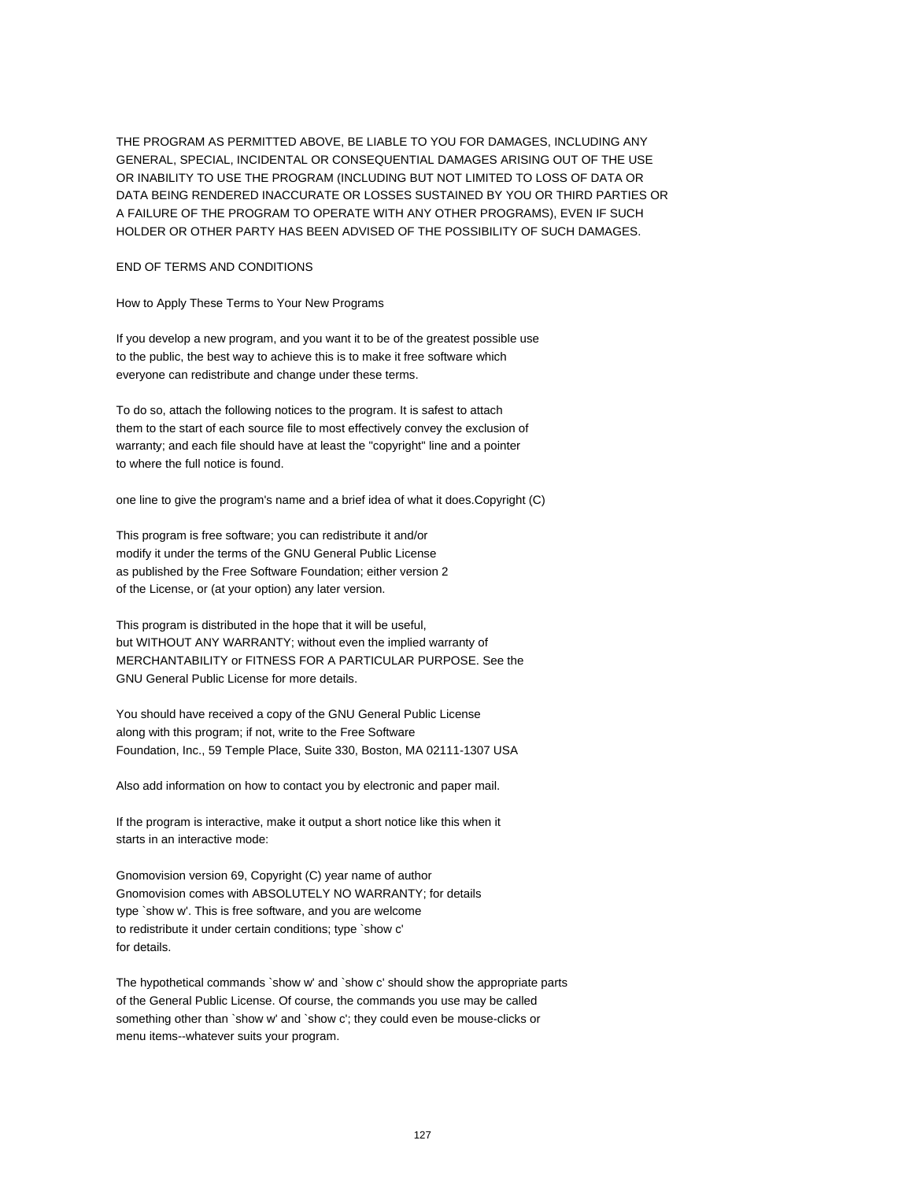THE PROGRAM AS PERMITTED ABOVE, BE LIABLE TO YOU FOR DAMAGES, INCLUDING ANY GENERAL, SPECIAL, INCIDENTAL OR CONSEQUENTIAL DAMAGES ARISING OUT OF THE USE OR INABILITY TO USE THE PROGRAM (INCLUDING BUT NOT LIMITED TO LOSS OF DATA OR DATA BEING RENDERED INACCURATE OR LOSSES SUSTAINED BY YOU OR THIRD PARTIES OR A FAILURE OF THE PROGRAM TO OPERATE WITH ANY OTHER PROGRAMS), EVEN IF SUCH HOLDER OR OTHER PARTY HAS BEEN ADVISED OF THE POSSIBILITY OF SUCH DAMAGES.

END OF TERMS AND CONDITIONS

How to Apply These Terms to Your New Programs

If you develop a new program, and you want it to be of the greatest possible use to the public, the best way to achieve this is to make it free software which everyone can redistribute and change under these terms.

To do so, attach the following notices to the program. It is safest to attach them to the start of each source file to most effectively convey the exclusion of warranty; and each file should have at least the "copyright" line and a pointer to where the full notice is found.

one line to give the program's name and a brief idea of what it does.Copyright (C)

This program is free software; you can redistribute it and/or modify it under the terms of the GNU General Public License as published by the Free Software Foundation; either version 2 of the License, or (at your option) any later version.

This program is distributed in the hope that it will be useful, but WITHOUT ANY WARRANTY; without even the implied warranty of MERCHANTABILITY or FITNESS FOR A PARTICULAR PURPOSE. See the GNU General Public License for more details.

You should have received a copy of the GNU General Public License along with this program; if not, write to the Free Software Foundation, Inc., 59 Temple Place, Suite 330, Boston, MA 02111-1307 USA

Also add information on how to contact you by electronic and paper mail.

If the program is interactive, make it output a short notice like this when it starts in an interactive mode:

Gnomovision version 69, Copyright (C) year name of author
Gnomovision comes with ABSOLUTELY NO WARRANTY; for details type `show w'. This is free software, and you are welcome to redistribute it under certain conditions; type `show c' for details.

The hypothetical commands `show w' and `show c' should show the appropriate parts of the General Public License. Of course, the commands you use may be called something other than `show w' and `show c'; they could even be mouse-clicks or menu items--whatever suits your program.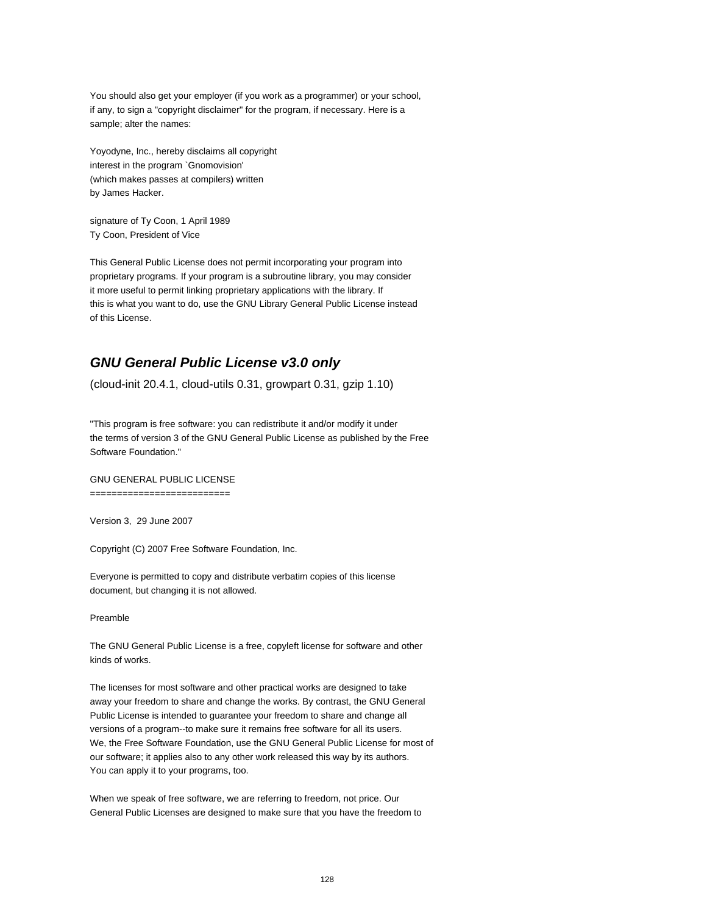You should also get your employer (if you work as a programmer) or your school, if any, to sign a "copyright disclaimer" for the program, if necessary. Here is a sample; alter the names:

Yoyodyne, Inc., hereby disclaims all copyright
interest in the program `Gnomovision'
(which makes passes at compilers) written
by James Hacker.

signature of Ty Coon, 1 April 1989
Ty Coon, President of Vice

This General Public License does not permit incorporating your program into proprietary programs. If your program is a subroutine library, you may consider it more useful to permit linking proprietary applications with the library. If this is what you want to do, use the GNU Library General Public License instead of this License.

## *GNU General Public License v3.0 only*

(cloud-init 20.4.1, cloud-utils 0.31, growpart 0.31, gzip 1.10)

"This program is free software: you can redistribute it and/or modify it under the terms of version 3 of the GNU General Public License as published by the Free Software Foundation."

GNU GENERAL PUBLIC LICENSE
==========================

Version 3, 29 June 2007

Copyright (C) 2007 Free Software Foundation, Inc.

Everyone is permitted to copy and distribute verbatim copies of this license document, but changing it is not allowed.

Preamble

The GNU General Public License is a free, copyleft license for software and other kinds of works.

The licenses for most software and other practical works are designed to take away your freedom to share and change the works. By contrast, the GNU General Public License is intended to guarantee your freedom to share and change all versions of a program--to make sure it remains free software for all its users. We, the Free Software Foundation, use the GNU General Public License for most of our software; it applies also to any other work released this way by its authors. You can apply it to your programs, too.

When we speak of free software, we are referring to freedom, not price. Our General Public Licenses are designed to make sure that you have the freedom to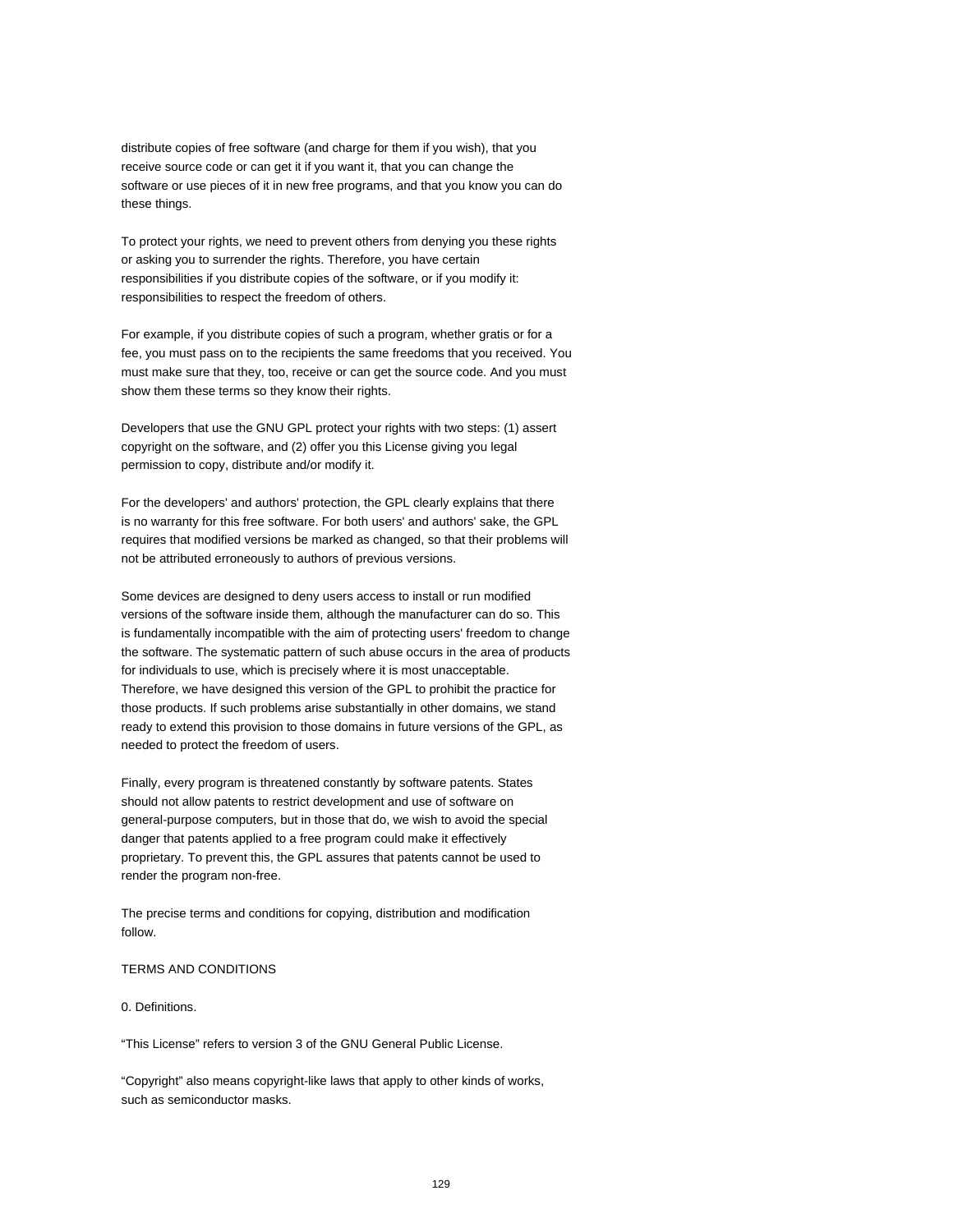distribute copies of free software (and charge for them if you wish), that you receive source code or can get it if you want it, that you can change the software or use pieces of it in new free programs, and that you know you can do these things.

To protect your rights, we need to prevent others from denying you these rights or asking you to surrender the rights. Therefore, you have certain responsibilities if you distribute copies of the software, or if you modify it: responsibilities to respect the freedom of others.

For example, if you distribute copies of such a program, whether gratis or for a fee, you must pass on to the recipients the same freedoms that you received. You must make sure that they, too, receive or can get the source code. And you must show them these terms so they know their rights.

Developers that use the GNU GPL protect your rights with two steps: (1) assert copyright on the software, and (2) offer you this License giving you legal permission to copy, distribute and/or modify it.

For the developers' and authors' protection, the GPL clearly explains that there is no warranty for this free software. For both users' and authors' sake, the GPL requires that modified versions be marked as changed, so that their problems will not be attributed erroneously to authors of previous versions.

Some devices are designed to deny users access to install or run modified versions of the software inside them, although the manufacturer can do so. This is fundamentally incompatible with the aim of protecting users' freedom to change the software. The systematic pattern of such abuse occurs in the area of products for individuals to use, which is precisely where it is most unacceptable. Therefore, we have designed this version of the GPL to prohibit the practice for those products. If such problems arise substantially in other domains, we stand ready to extend this provision to those domains in future versions of the GPL, as needed to protect the freedom of users.

Finally, every program is threatened constantly by software patents. States should not allow patents to restrict development and use of software on general-purpose computers, but in those that do, we wish to avoid the special danger that patents applied to a free program could make it effectively proprietary. To prevent this, the GPL assures that patents cannot be used to render the program non-free.

The precise terms and conditions for copying, distribution and modification follow.

TERMS AND CONDITIONS

0. Definitions.

“This License” refers to version 3 of the GNU General Public License.

“Copyright” also means copyright-like laws that apply to other kinds of works, such as semiconductor masks.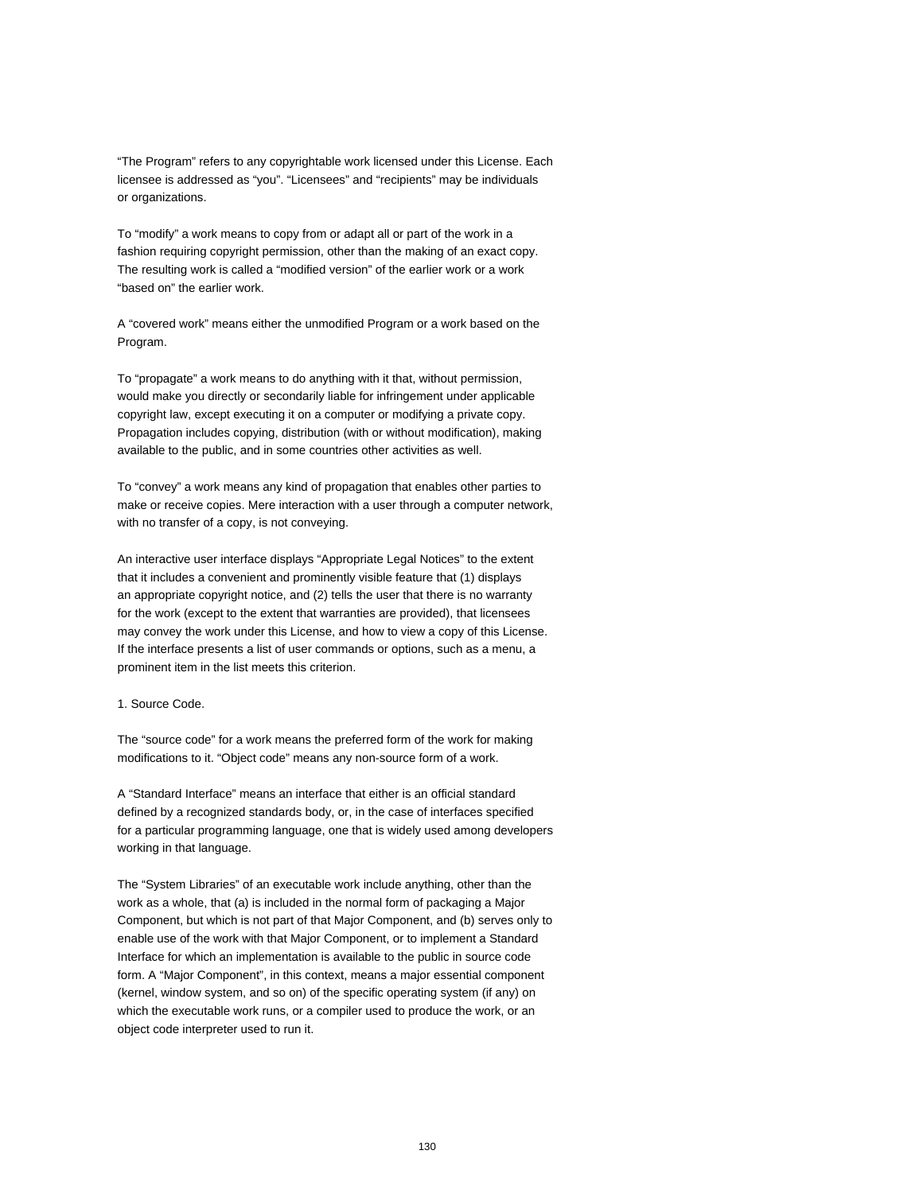“The Program” refers to any copyrightable work licensed under this License. Each licensee is addressed as “you”. “Licensees” and “recipients” may be individuals or organizations.

To “modify” a work means to copy from or adapt all or part of the work in a fashion requiring copyright permission, other than the making of an exact copy. The resulting work is called a “modified version” of the earlier work or a work “based on” the earlier work.

A “covered work” means either the unmodified Program or a work based on the Program.

To “propagate” a work means to do anything with it that, without permission, would make you directly or secondarily liable for infringement under applicable copyright law, except executing it on a computer or modifying a private copy. Propagation includes copying, distribution (with or without modification), making available to the public, and in some countries other activities as well.

To “convey” a work means any kind of propagation that enables other parties to make or receive copies. Mere interaction with a user through a computer network, with no transfer of a copy, is not conveying.

An interactive user interface displays “Appropriate Legal Notices” to the extent that it includes a convenient and prominently visible feature that (1) displays an appropriate copyright notice, and (2) tells the user that there is no warranty for the work (except to the extent that warranties are provided), that licensees may convey the work under this License, and how to view a copy of this License. If the interface presents a list of user commands or options, such as a menu, a prominent item in the list meets this criterion.

1. Source Code.

The “source code” for a work means the preferred form of the work for making modifications to it. “Object code” means any non-source form of a work.

A “Standard Interface” means an interface that either is an official standard defined by a recognized standards body, or, in the case of interfaces specified for a particular programming language, one that is widely used among developers working in that language.

The “System Libraries” of an executable work include anything, other than the work as a whole, that (a) is included in the normal form of packaging a Major Component, but which is not part of that Major Component, and (b) serves only to enable use of the work with that Major Component, or to implement a Standard Interface for which an implementation is available to the public in source code form. A “Major Component”, in this context, means a major essential component (kernel, window system, and so on) of the specific operating system (if any) on which the executable work runs, or a compiler used to produce the work, or an object code interpreter used to run it.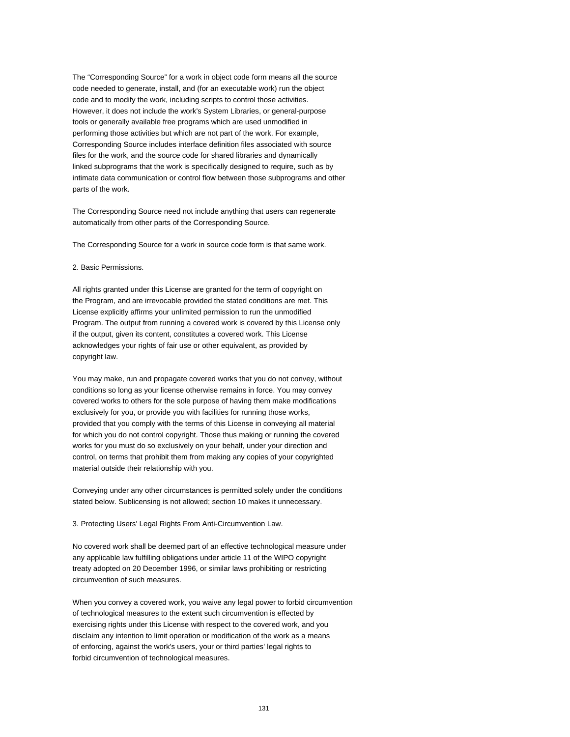The “Corresponding Source” for a work in object code form means all the source code needed to generate, install, and (for an executable work) run the object code and to modify the work, including scripts to control those activities. However, it does not include the work's System Libraries, or general-purpose tools or generally available free programs which are used unmodified in performing those activities but which are not part of the work. For example, Corresponding Source includes interface definition files associated with source files for the work, and the source code for shared libraries and dynamically linked subprograms that the work is specifically designed to require, such as by intimate data communication or control flow between those subprograms and other parts of the work.

The Corresponding Source need not include anything that users can regenerate automatically from other parts of the Corresponding Source.

The Corresponding Source for a work in source code form is that same work.

2. Basic Permissions.

All rights granted under this License are granted for the term of copyright on the Program, and are irrevocable provided the stated conditions are met. This License explicitly affirms your unlimited permission to run the unmodified Program. The output from running a covered work is covered by this License only if the output, given its content, constitutes a covered work. This License acknowledges your rights of fair use or other equivalent, as provided by copyright law.

You may make, run and propagate covered works that you do not convey, without conditions so long as your license otherwise remains in force. You may convey covered works to others for the sole purpose of having them make modifications exclusively for you, or provide you with facilities for running those works, provided that you comply with the terms of this License in conveying all material for which you do not control copyright. Those thus making or running the covered works for you must do so exclusively on your behalf, under your direction and control, on terms that prohibit them from making any copies of your copyrighted material outside their relationship with you.

Conveying under any other circumstances is permitted solely under the conditions stated below. Sublicensing is not allowed; section 10 makes it unnecessary.

3. Protecting Users' Legal Rights From Anti-Circumvention Law.

No covered work shall be deemed part of an effective technological measure under any applicable law fulfilling obligations under article 11 of the WIPO copyright treaty adopted on 20 December 1996, or similar laws prohibiting or restricting circumvention of such measures.

When you convey a covered work, you waive any legal power to forbid circumvention of technological measures to the extent such circumvention is effected by exercising rights under this License with respect to the covered work, and you disclaim any intention to limit operation or modification of the work as a means of enforcing, against the work's users, your or third parties' legal rights to forbid circumvention of technological measures.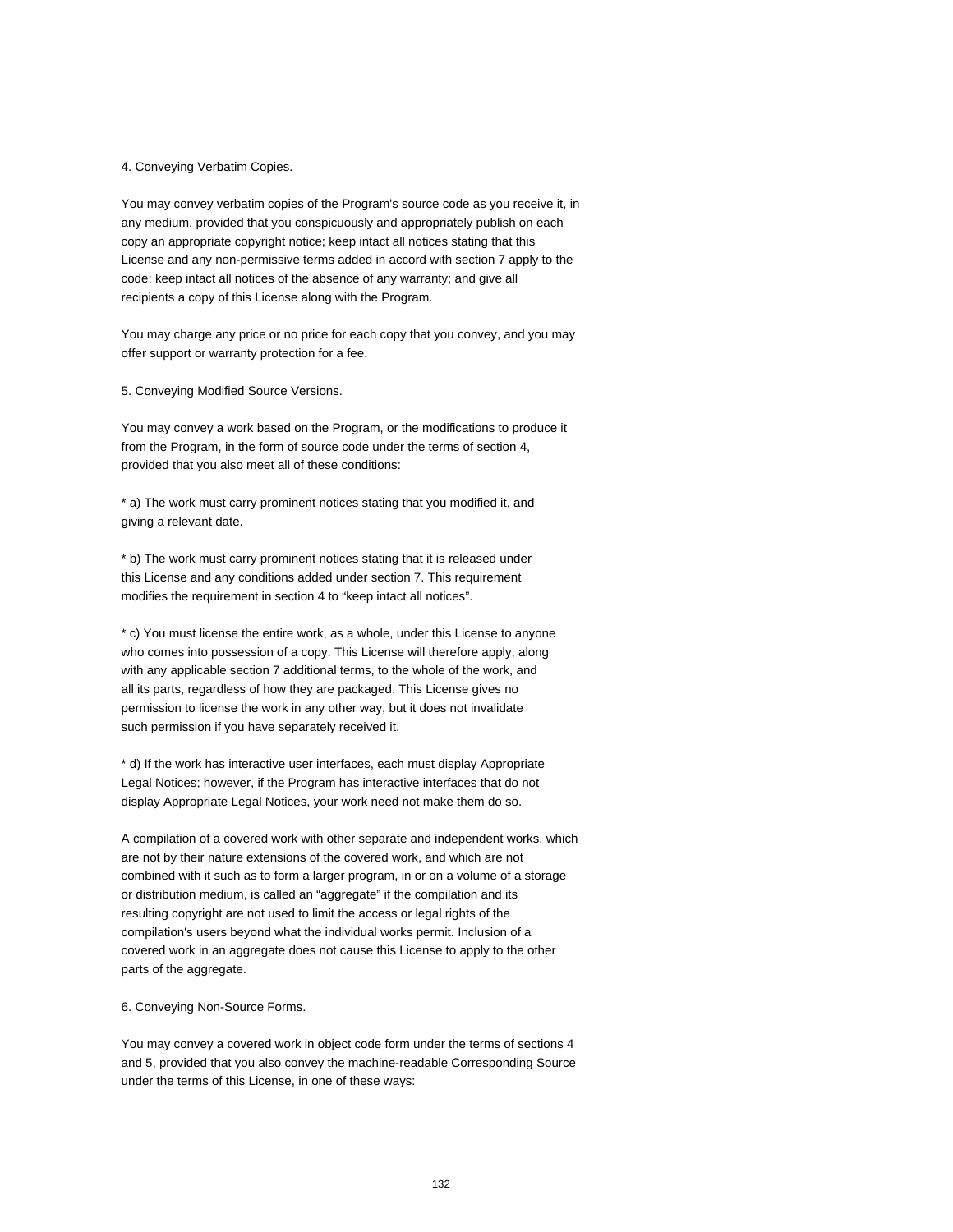4. Conveying Verbatim Copies.

You may convey verbatim copies of the Program's source code as you receive it, in any medium, provided that you conspicuously and appropriately publish on each copy an appropriate copyright notice; keep intact all notices stating that this License and any non-permissive terms added in accord with section 7 apply to the code; keep intact all notices of the absence of any warranty; and give all recipients a copy of this License along with the Program.

You may charge any price or no price for each copy that you convey, and you may offer support or warranty protection for a fee.

5. Conveying Modified Source Versions.

You may convey a work based on the Program, or the modifications to produce it from the Program, in the form of source code under the terms of section 4, provided that you also meet all of these conditions:

* a) The work must carry prominent notices stating that you modified it, and giving a relevant date.

* b) The work must carry prominent notices stating that it is released under this License and any conditions added under section 7. This requirement modifies the requirement in section 4 to "keep intact all notices".

* c) You must license the entire work, as a whole, under this License to anyone who comes into possession of a copy. This License will therefore apply, along with any applicable section 7 additional terms, to the whole of the work, and all its parts, regardless of how they are packaged. This License gives no permission to license the work in any other way, but it does not invalidate such permission if you have separately received it.

* d) If the work has interactive user interfaces, each must display Appropriate Legal Notices; however, if the Program has interactive interfaces that do not display Appropriate Legal Notices, your work need not make them do so.

A compilation of a covered work with other separate and independent works, which are not by their nature extensions of the covered work, and which are not combined with it such as to form a larger program, in or on a volume of a storage or distribution medium, is called an "aggregate" if the compilation and its resulting copyright are not used to limit the access or legal rights of the compilation's users beyond what the individual works permit. Inclusion of a covered work in an aggregate does not cause this License to apply to the other parts of the aggregate.

6. Conveying Non-Source Forms.

You may convey a covered work in object code form under the terms of sections 4 and 5, provided that you also convey the machine-readable Corresponding Source under the terms of this License, in one of these ways: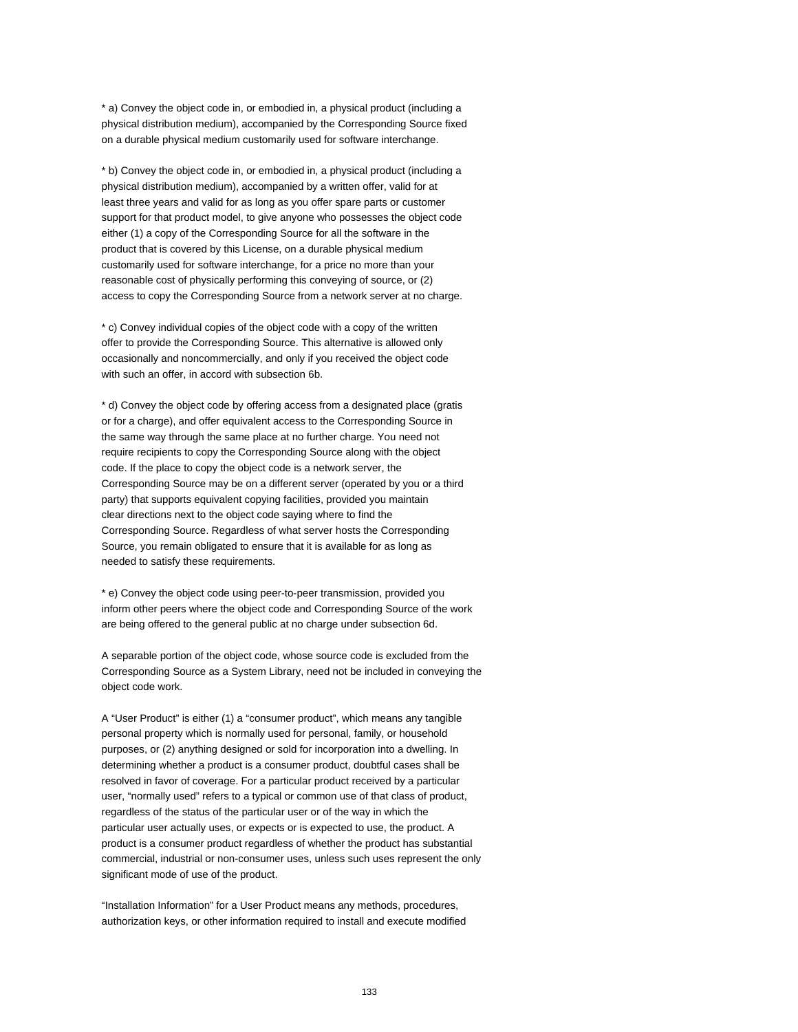* a) Convey the object code in, or embodied in, a physical product (including a physical distribution medium), accompanied by the Corresponding Source fixed on a durable physical medium customarily used for software interchange.

* b) Convey the object code in, or embodied in, a physical product (including a physical distribution medium), accompanied by a written offer, valid for at least three years and valid for as long as you offer spare parts or customer support for that product model, to give anyone who possesses the object code either (1) a copy of the Corresponding Source for all the software in the product that is covered by this License, on a durable physical medium customarily used for software interchange, for a price no more than your reasonable cost of physically performing this conveying of source, or (2) access to copy the Corresponding Source from a network server at no charge.

* c) Convey individual copies of the object code with a copy of the written offer to provide the Corresponding Source. This alternative is allowed only occasionally and noncommercially, and only if you received the object code with such an offer, in accord with subsection 6b.

* d) Convey the object code by offering access from a designated place (gratis or for a charge), and offer equivalent access to the Corresponding Source in the same way through the same place at no further charge. You need not require recipients to copy the Corresponding Source along with the object code. If the place to copy the object code is a network server, the Corresponding Source may be on a different server (operated by you or a third party) that supports equivalent copying facilities, provided you maintain clear directions next to the object code saying where to find the Corresponding Source. Regardless of what server hosts the Corresponding Source, you remain obligated to ensure that it is available for as long as needed to satisfy these requirements.

* e) Convey the object code using peer-to-peer transmission, provided you inform other peers where the object code and Corresponding Source of the work are being offered to the general public at no charge under subsection 6d.

A separable portion of the object code, whose source code is excluded from the Corresponding Source as a System Library, need not be included in conveying the object code work.

A “User Product” is either (1) a “consumer product”, which means any tangible personal property which is normally used for personal, family, or household purposes, or (2) anything designed or sold for incorporation into a dwelling. In determining whether a product is a consumer product, doubtful cases shall be resolved in favor of coverage. For a particular product received by a particular user, “normally used” refers to a typical or common use of that class of product, regardless of the status of the particular user or of the way in which the particular user actually uses, or expects or is expected to use, the product. A product is a consumer product regardless of whether the product has substantial commercial, industrial or non-consumer uses, unless such uses represent the only significant mode of use of the product.

“Installation Information” for a User Product means any methods, procedures, authorization keys, or other information required to install and execute modified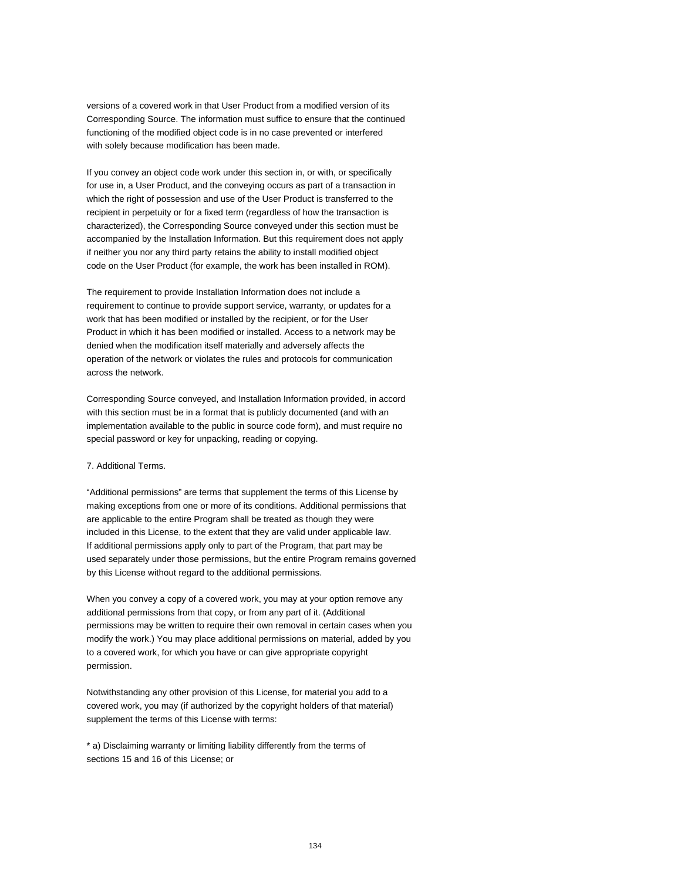versions of a covered work in that User Product from a modified version of its Corresponding Source. The information must suffice to ensure that the continued functioning of the modified object code is in no case prevented or interfered with solely because modification has been made.

If you convey an object code work under this section in, or with, or specifically for use in, a User Product, and the conveying occurs as part of a transaction in which the right of possession and use of the User Product is transferred to the recipient in perpetuity or for a fixed term (regardless of how the transaction is characterized), the Corresponding Source conveyed under this section must be accompanied by the Installation Information. But this requirement does not apply if neither you nor any third party retains the ability to install modified object code on the User Product (for example, the work has been installed in ROM).

The requirement to provide Installation Information does not include a requirement to continue to provide support service, warranty, or updates for a work that has been modified or installed by the recipient, or for the User Product in which it has been modified or installed. Access to a network may be denied when the modification itself materially and adversely affects the operation of the network or violates the rules and protocols for communication across the network.

Corresponding Source conveyed, and Installation Information provided, in accord with this section must be in a format that is publicly documented (and with an implementation available to the public in source code form), and must require no special password or key for unpacking, reading or copying.

7. Additional Terms.

“Additional permissions” are terms that supplement the terms of this License by making exceptions from one or more of its conditions. Additional permissions that are applicable to the entire Program shall be treated as though they were included in this License, to the extent that they are valid under applicable law. If additional permissions apply only to part of the Program, that part may be used separately under those permissions, but the entire Program remains governed by this License without regard to the additional permissions.

When you convey a copy of a covered work, you may at your option remove any additional permissions from that copy, or from any part of it. (Additional permissions may be written to require their own removal in certain cases when you modify the work.) You may place additional permissions on material, added by you to a covered work, for which you have or can give appropriate copyright permission.

Notwithstanding any other provision of this License, for material you add to a covered work, you may (if authorized by the copyright holders of that material) supplement the terms of this License with terms:

* a) Disclaiming warranty or limiting liability differently from the terms of sections 15 and 16 of this License; or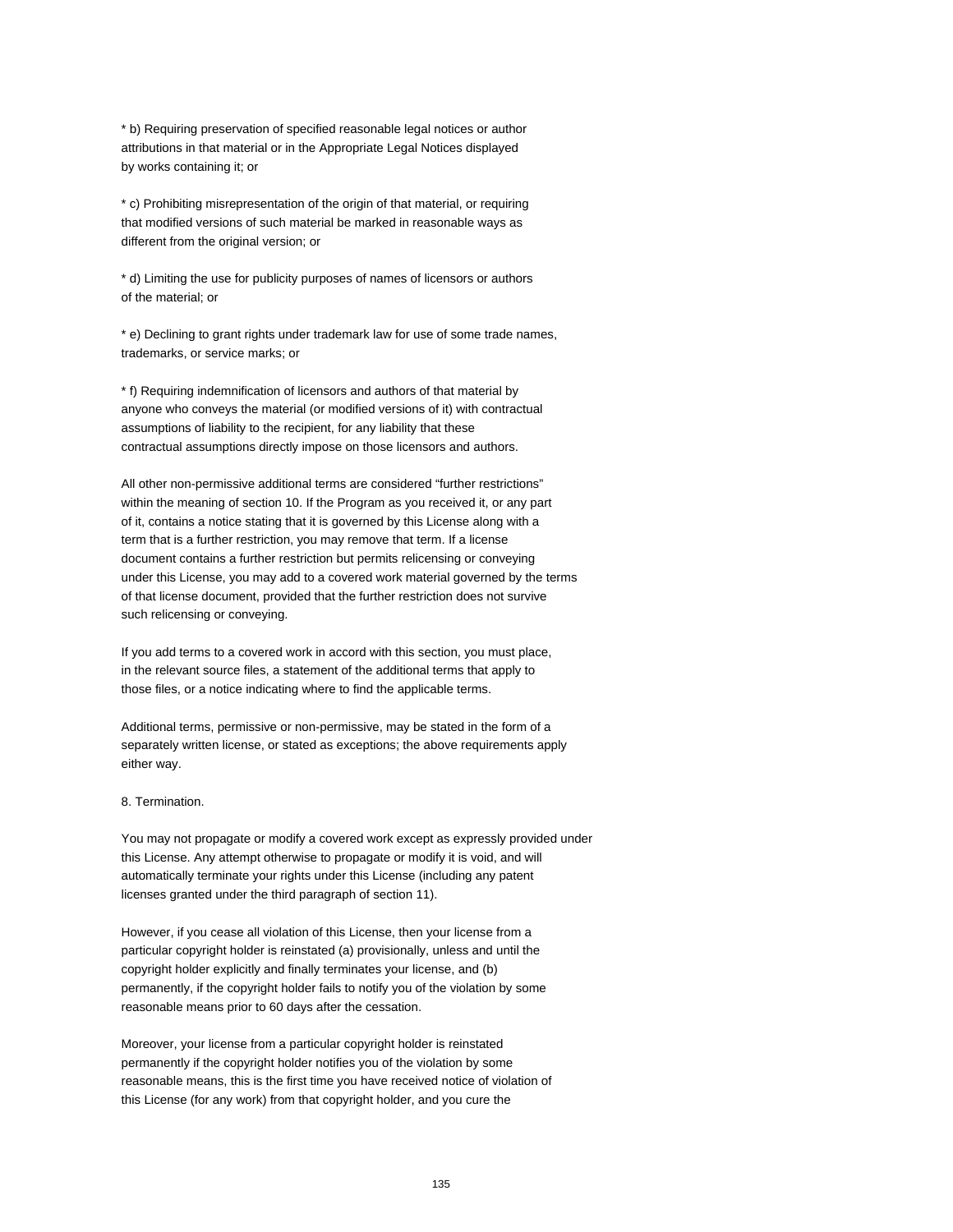* b) Requiring preservation of specified reasonable legal notices or author attributions in that material or in the Appropriate Legal Notices displayed by works containing it; or

* c) Prohibiting misrepresentation of the origin of that material, or requiring that modified versions of such material be marked in reasonable ways as different from the original version; or

* d) Limiting the use for publicity purposes of names of licensors or authors of the material; or

* e) Declining to grant rights under trademark law for use of some trade names, trademarks, or service marks; or

* f) Requiring indemnification of licensors and authors of that material by anyone who conveys the material (or modified versions of it) with contractual assumptions of liability to the recipient, for any liability that these contractual assumptions directly impose on those licensors and authors.

All other non-permissive additional terms are considered "further restrictions" within the meaning of section 10. If the Program as you received it, or any part of it, contains a notice stating that it is governed by this License along with a term that is a further restriction, you may remove that term. If a license document contains a further restriction but permits relicensing or conveying under this License, you may add to a covered work material governed by the terms of that license document, provided that the further restriction does not survive such relicensing or conveying.

If you add terms to a covered work in accord with this section, you must place, in the relevant source files, a statement of the additional terms that apply to those files, or a notice indicating where to find the applicable terms.

Additional terms, permissive or non-permissive, may be stated in the form of a separately written license, or stated as exceptions; the above requirements apply either way.

8. Termination.

You may not propagate or modify a covered work except as expressly provided under this License. Any attempt otherwise to propagate or modify it is void, and will automatically terminate your rights under this License (including any patent licenses granted under the third paragraph of section 11).

However, if you cease all violation of this License, then your license from a particular copyright holder is reinstated (a) provisionally, unless and until the copyright holder explicitly and finally terminates your license, and (b) permanently, if the copyright holder fails to notify you of the violation by some reasonable means prior to 60 days after the cessation.

Moreover, your license from a particular copyright holder is reinstated permanently if the copyright holder notifies you of the violation by some reasonable means, this is the first time you have received notice of violation of this License (for any work) from that copyright holder, and you cure the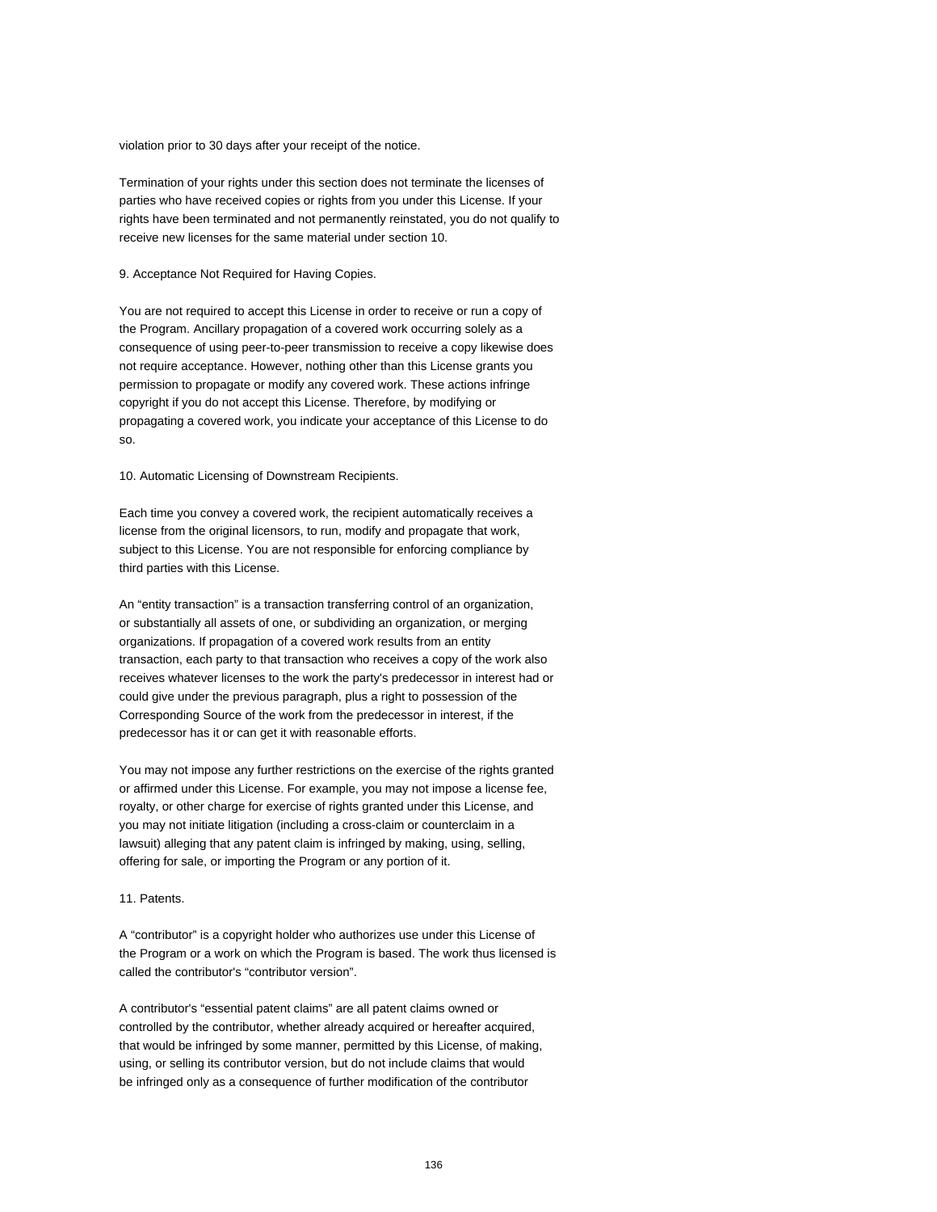violation prior to 30 days after your receipt of the notice.

Termination of your rights under this section does not terminate the licenses of parties who have received copies or rights from you under this License. If your rights have been terminated and not permanently reinstated, you do not qualify to receive new licenses for the same material under section 10.

9. Acceptance Not Required for Having Copies.

You are not required to accept this License in order to receive or run a copy of the Program. Ancillary propagation of a covered work occurring solely as a consequence of using peer-to-peer transmission to receive a copy likewise does not require acceptance. However, nothing other than this License grants you permission to propagate or modify any covered work. These actions infringe copyright if you do not accept this License. Therefore, by modifying or propagating a covered work, you indicate your acceptance of this License to do so.

10. Automatic Licensing of Downstream Recipients.

Each time you convey a covered work, the recipient automatically receives a license from the original licensors, to run, modify and propagate that work, subject to this License. You are not responsible for enforcing compliance by third parties with this License.

An “entity transaction” is a transaction transferring control of an organization, or substantially all assets of one, or subdividing an organization, or merging organizations. If propagation of a covered work results from an entity transaction, each party to that transaction who receives a copy of the work also receives whatever licenses to the work the party's predecessor in interest had or could give under the previous paragraph, plus a right to possession of the Corresponding Source of the work from the predecessor in interest, if the predecessor has it or can get it with reasonable efforts.

You may not impose any further restrictions on the exercise of the rights granted or affirmed under this License. For example, you may not impose a license fee, royalty, or other charge for exercise of rights granted under this License, and you may not initiate litigation (including a cross-claim or counterclaim in a lawsuit) alleging that any patent claim is infringed by making, using, selling, offering for sale, or importing the Program or any portion of it.

11. Patents.

A “contributor” is a copyright holder who authorizes use under this License of the Program or a work on which the Program is based. The work thus licensed is called the contributor's “contributor version”.

A contributor's “essential patent claims” are all patent claims owned or controlled by the contributor, whether already acquired or hereafter acquired, that would be infringed by some manner, permitted by this License, of making, using, or selling its contributor version, but do not include claims that would be infringed only as a consequence of further modification of the contributor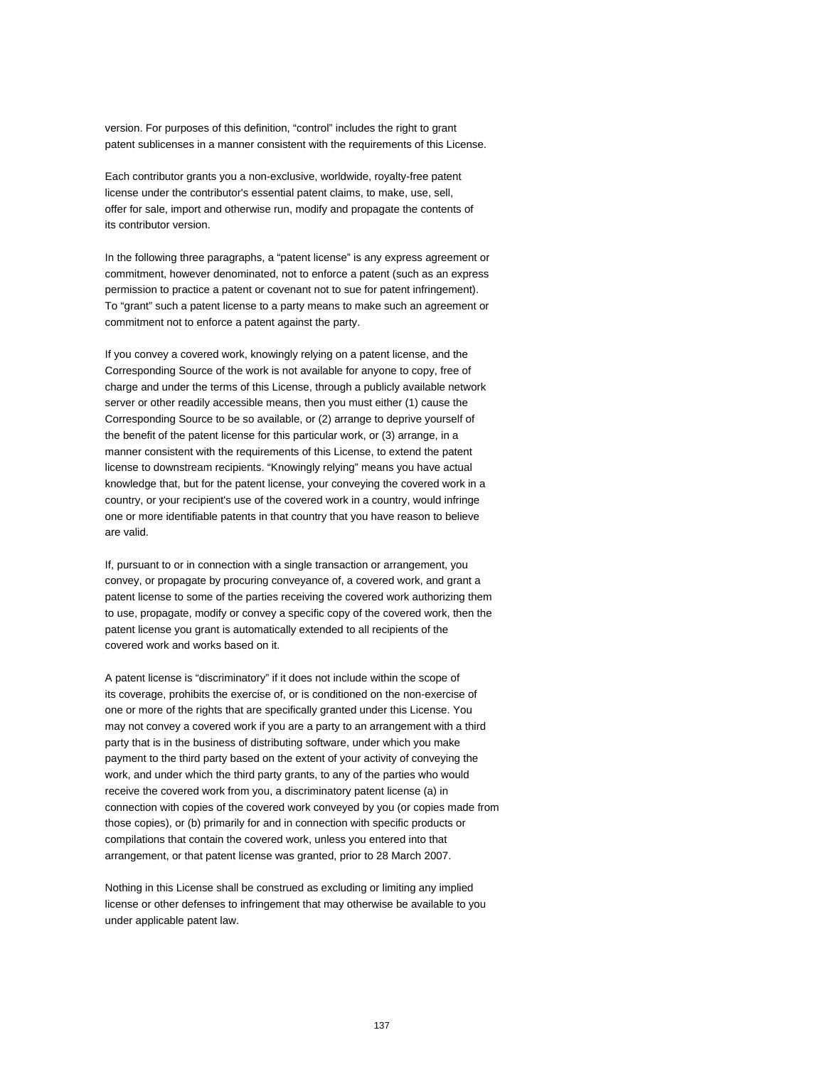version. For purposes of this definition, “control” includes the right to grant patent sublicenses in a manner consistent with the requirements of this License.

Each contributor grants you a non-exclusive, worldwide, royalty-free patent license under the contributor's essential patent claims, to make, use, sell, offer for sale, import and otherwise run, modify and propagate the contents of its contributor version.

In the following three paragraphs, a “patent license” is any express agreement or commitment, however denominated, not to enforce a patent (such as an express permission to practice a patent or covenant not to sue for patent infringement). To “grant” such a patent license to a party means to make such an agreement or commitment not to enforce a patent against the party.

If you convey a covered work, knowingly relying on a patent license, and the Corresponding Source of the work is not available for anyone to copy, free of charge and under the terms of this License, through a publicly available network server or other readily accessible means, then you must either (1) cause the Corresponding Source to be so available, or (2) arrange to deprive yourself of the benefit of the patent license for this particular work, or (3) arrange, in a manner consistent with the requirements of this License, to extend the patent license to downstream recipients. “Knowingly relying” means you have actual knowledge that, but for the patent license, your conveying the covered work in a country, or your recipient's use of the covered work in a country, would infringe one or more identifiable patents in that country that you have reason to believe are valid.

If, pursuant to or in connection with a single transaction or arrangement, you convey, or propagate by procuring conveyance of, a covered work, and grant a patent license to some of the parties receiving the covered work authorizing them to use, propagate, modify or convey a specific copy of the covered work, then the patent license you grant is automatically extended to all recipients of the covered work and works based on it.

A patent license is “discriminatory” if it does not include within the scope of its coverage, prohibits the exercise of, or is conditioned on the non-exercise of one or more of the rights that are specifically granted under this License. You may not convey a covered work if you are a party to an arrangement with a third party that is in the business of distributing software, under which you make payment to the third party based on the extent of your activity of conveying the work, and under which the third party grants, to any of the parties who would receive the covered work from you, a discriminatory patent license (a) in connection with copies of the covered work conveyed by you (or copies made from those copies), or (b) primarily for and in connection with specific products or compilations that contain the covered work, unless you entered into that arrangement, or that patent license was granted, prior to 28 March 2007.

Nothing in this License shall be construed as excluding or limiting any implied license or other defenses to infringement that may otherwise be available to you under applicable patent law.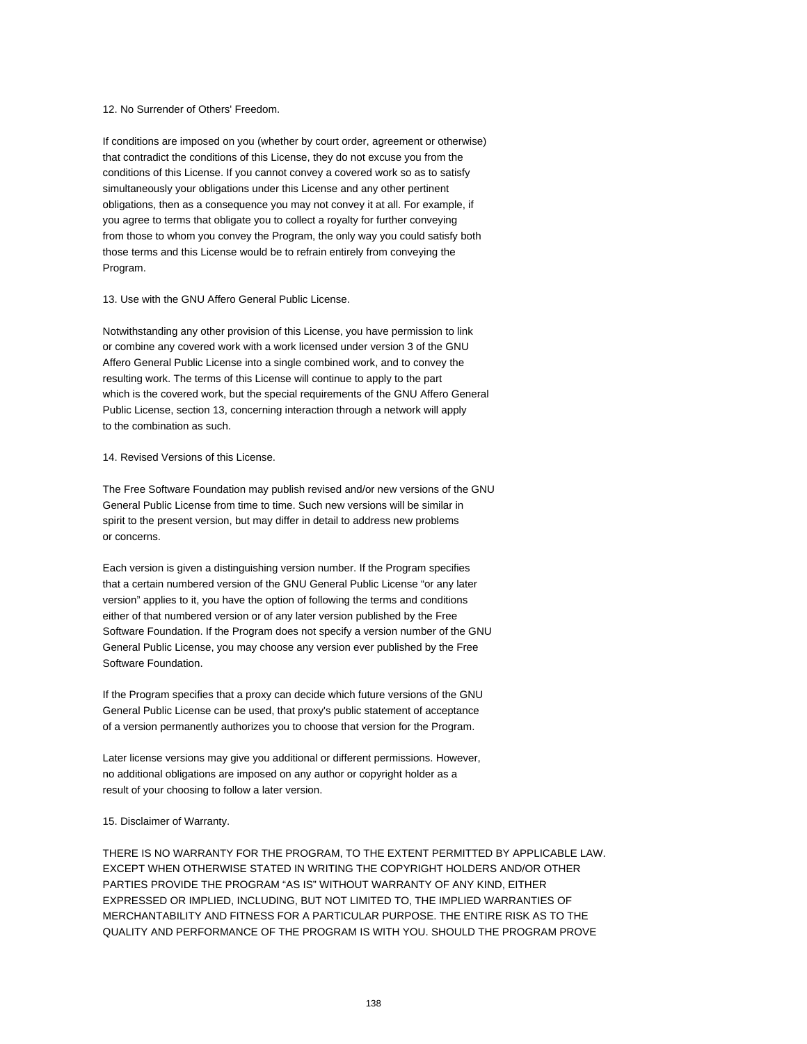12. No Surrender of Others' Freedom.

If conditions are imposed on you (whether by court order, agreement or otherwise) that contradict the conditions of this License, they do not excuse you from the conditions of this License. If you cannot convey a covered work so as to satisfy simultaneously your obligations under this License and any other pertinent obligations, then as a consequence you may not convey it at all. For example, if you agree to terms that obligate you to collect a royalty for further conveying from those to whom you convey the Program, the only way you could satisfy both those terms and this License would be to refrain entirely from conveying the Program.

13. Use with the GNU Affero General Public License.

Notwithstanding any other provision of this License, you have permission to link or combine any covered work with a work licensed under version 3 of the GNU Affero General Public License into a single combined work, and to convey the resulting work. The terms of this License will continue to apply to the part which is the covered work, but the special requirements of the GNU Affero General Public License, section 13, concerning interaction through a network will apply to the combination as such.

14. Revised Versions of this License.

The Free Software Foundation may publish revised and/or new versions of the GNU General Public License from time to time. Such new versions will be similar in spirit to the present version, but may differ in detail to address new problems or concerns.

Each version is given a distinguishing version number. If the Program specifies that a certain numbered version of the GNU General Public License “or any later version” applies to it, you have the option of following the terms and conditions either of that numbered version or of any later version published by the Free Software Foundation. If the Program does not specify a version number of the GNU General Public License, you may choose any version ever published by the Free Software Foundation.

If the Program specifies that a proxy can decide which future versions of the GNU General Public License can be used, that proxy's public statement of acceptance of a version permanently authorizes you to choose that version for the Program.

Later license versions may give you additional or different permissions. However, no additional obligations are imposed on any author or copyright holder as a result of your choosing to follow a later version.

15. Disclaimer of Warranty.

THERE IS NO WARRANTY FOR THE PROGRAM, TO THE EXTENT PERMITTED BY APPLICABLE LAW. EXCEPT WHEN OTHERWISE STATED IN WRITING THE COPYRIGHT HOLDERS AND/OR OTHER PARTIES PROVIDE THE PROGRAM “AS IS” WITHOUT WARRANTY OF ANY KIND, EITHER EXPRESSED OR IMPLIED, INCLUDING, BUT NOT LIMITED TO, THE IMPLIED WARRANTIES OF MERCHANTABILITY AND FITNESS FOR A PARTICULAR PURPOSE. THE ENTIRE RISK AS TO THE QUALITY AND PERFORMANCE OF THE PROGRAM IS WITH YOU. SHOULD THE PROGRAM PROVE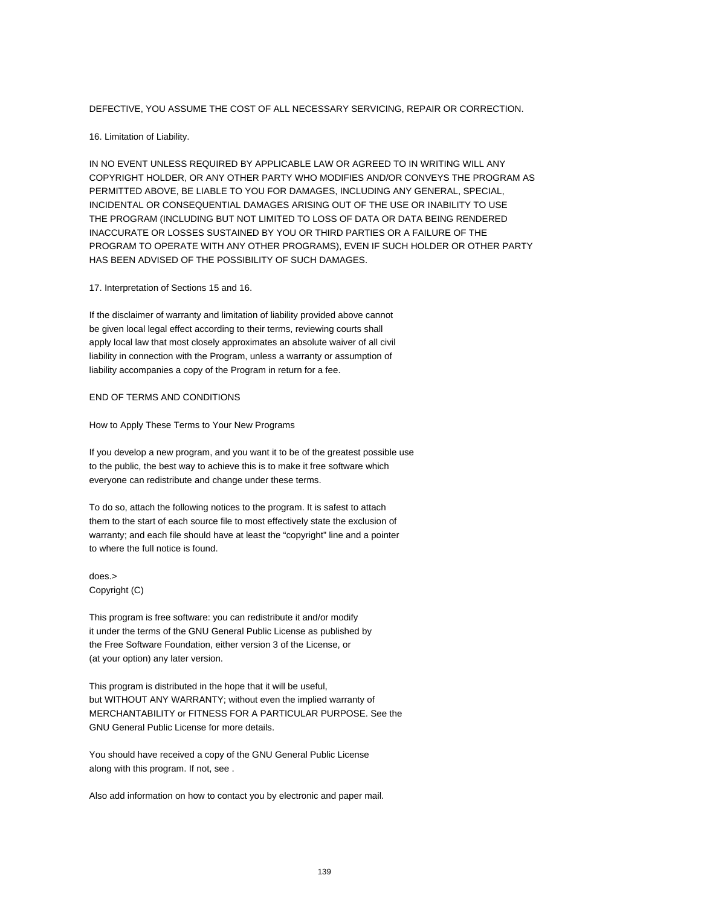DEFECTIVE, YOU ASSUME THE COST OF ALL NECESSARY SERVICING, REPAIR OR CORRECTION.

16. Limitation of Liability.

IN NO EVENT UNLESS REQUIRED BY APPLICABLE LAW OR AGREED TO IN WRITING WILL ANY COPYRIGHT HOLDER, OR ANY OTHER PARTY WHO MODIFIES AND/OR CONVEYS THE PROGRAM AS PERMITTED ABOVE, BE LIABLE TO YOU FOR DAMAGES, INCLUDING ANY GENERAL, SPECIAL, INCIDENTAL OR CONSEQUENTIAL DAMAGES ARISING OUT OF THE USE OR INABILITY TO USE THE PROGRAM (INCLUDING BUT NOT LIMITED TO LOSS OF DATA OR DATA BEING RENDERED INACCURATE OR LOSSES SUSTAINED BY YOU OR THIRD PARTIES OR A FAILURE OF THE PROGRAM TO OPERATE WITH ANY OTHER PROGRAMS), EVEN IF SUCH HOLDER OR OTHER PARTY HAS BEEN ADVISED OF THE POSSIBILITY OF SUCH DAMAGES.

17. Interpretation of Sections 15 and 16.

If the disclaimer of warranty and limitation of liability provided above cannot be given local legal effect according to their terms, reviewing courts shall apply local law that most closely approximates an absolute waiver of all civil liability in connection with the Program, unless a warranty or assumption of liability accompanies a copy of the Program in return for a fee.

END OF TERMS AND CONDITIONS

How to Apply These Terms to Your New Programs

If you develop a new program, and you want it to be of the greatest possible use to the public, the best way to achieve this is to make it free software which everyone can redistribute and change under these terms.

To do so, attach the following notices to the program. It is safest to attach them to the start of each source file to most effectively state the exclusion of warranty; and each file should have at least the “copyright” line and a pointer to where the full notice is found.

does.>
Copyright (C)

This program is free software: you can redistribute it and/or modify it under the terms of the GNU General Public License as published by the Free Software Foundation, either version 3 of the License, or (at your option) any later version.

This program is distributed in the hope that it will be useful, but WITHOUT ANY WARRANTY; without even the implied warranty of MERCHANTABILITY or FITNESS FOR A PARTICULAR PURPOSE. See the GNU General Public License for more details.

You should have received a copy of the GNU General Public License along with this program. If not, see .

Also add information on how to contact you by electronic and paper mail.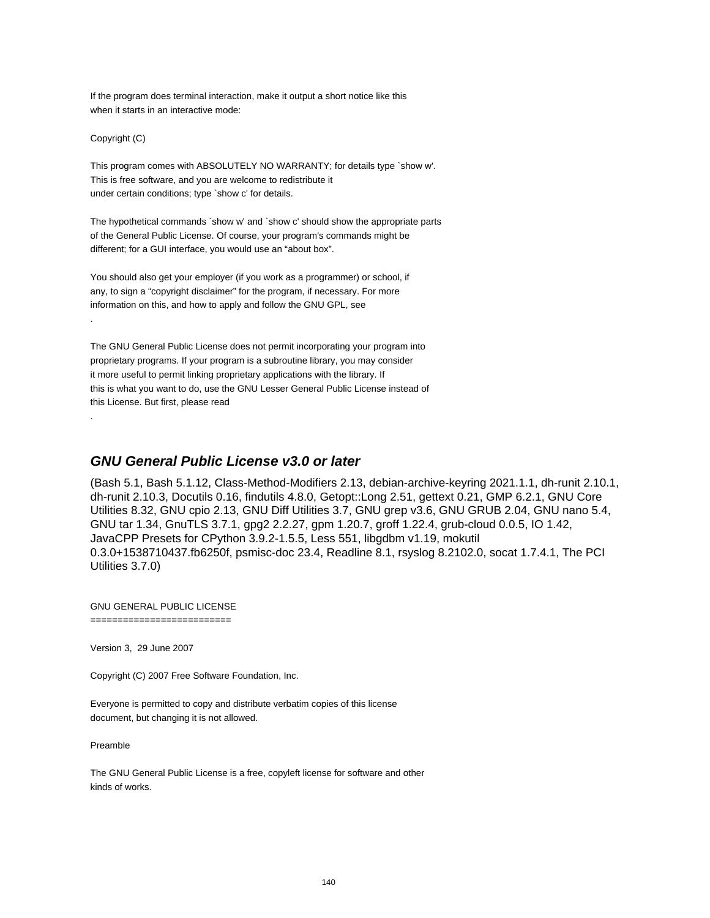If the program does terminal interaction, make it output a short notice like this when it starts in an interactive mode:

Copyright (C)

This program comes with ABSOLUTELY NO WARRANTY; for details type `show w'.
This is free software, and you are welcome to redistribute it
under certain conditions; type `show c' for details.

The hypothetical commands `show w' and `show c' should show the appropriate parts of the General Public License. Of course, your program's commands might be different; for a GUI interface, you would use an "about box".

You should also get your employer (if you work as a programmer) or school, if any, to sign a "copyright disclaimer" for the program, if necessary. For more information on this, and how to apply and follow the GNU GPL, see
.

The GNU General Public License does not permit incorporating your program into proprietary programs. If your program is a subroutine library, you may consider it more useful to permit linking proprietary applications with the library. If this is what you want to do, use the GNU Lesser General Public License instead of this License. But first, please read
.

## *GNU General Public License v3.0 or later*

(Bash 5.1, Bash 5.1.12, Class-Method-Modifiers 2.13, debian-archive-keyring 2021.1.1, dh-runit 2.10.1, dh-runit 2.10.3, Docutils 0.16, findutils 4.8.0, Getopt::Long 2.51, gettext 0.21, GMP 6.2.1, GNU Core Utilities 8.32, GNU cpio 2.13, GNU Diff Utilities 3.7, GNU grep v3.6, GNU GRUB 2.04, GNU nano 5.4, GNU tar 1.34, GnuTLS 3.7.1, gpg2 2.2.27, gpm 1.20.7, groff 1.22.4, grub-cloud 0.0.5, IO 1.42, JavaCPP Presets for CPython 3.9.2-1.5.5, Less 551, libgdbm v1.19, mokutil 0.3.0+1538710437.fb6250f, psmisc-doc 23.4, Readline 8.1, rsyslog 8.2102.0, socat 1.7.4.1, The PCI Utilities 3.7.0)

GNU GENERAL PUBLIC LICENSE
==========================

Version 3, 29 June 2007

Copyright (C) 2007 Free Software Foundation, Inc.

Everyone is permitted to copy and distribute verbatim copies of this license document, but changing it is not allowed.

Preamble

The GNU General Public License is a free, copyleft license for software and other kinds of works.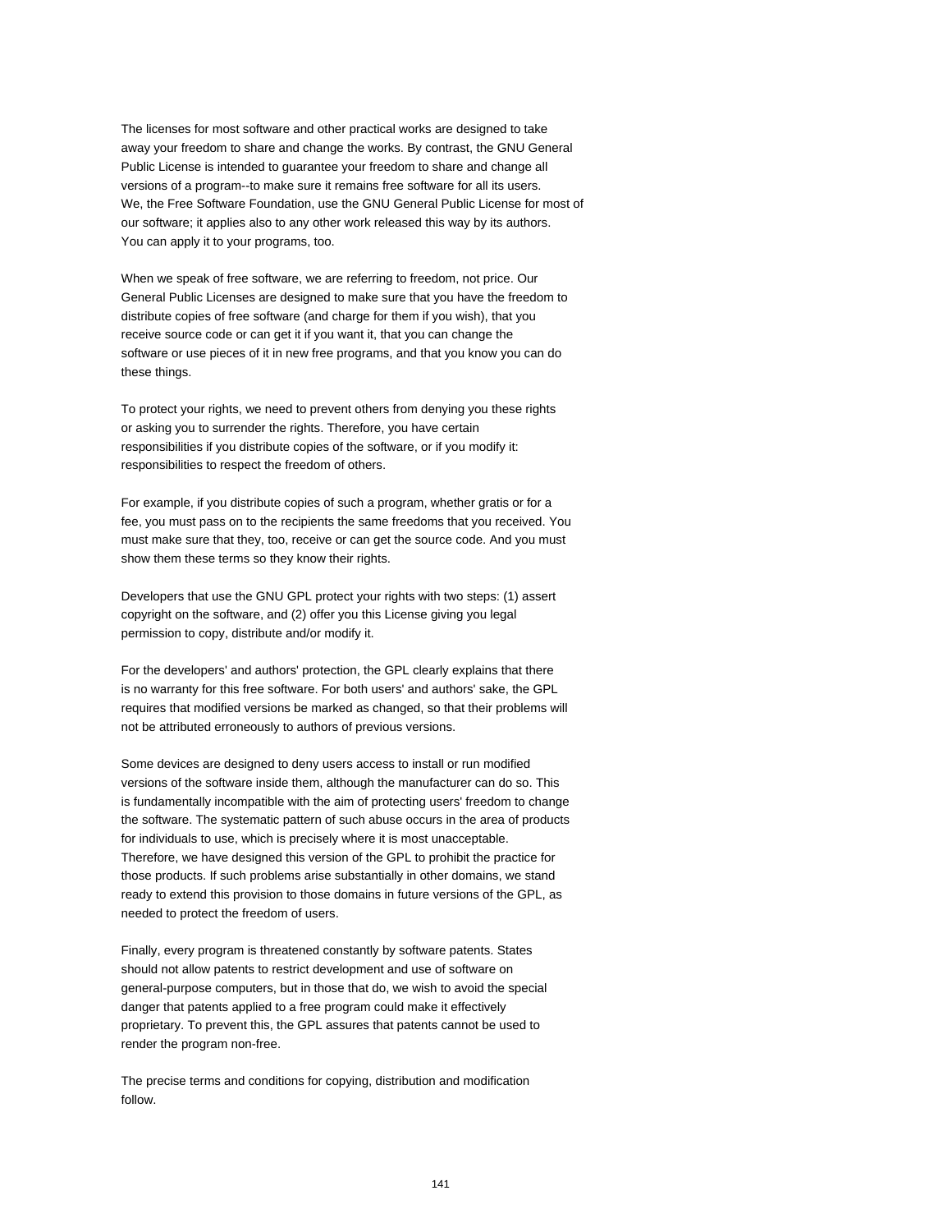The licenses for most software and other practical works are designed to take away your freedom to share and change the works. By contrast, the GNU General Public License is intended to guarantee your freedom to share and change all versions of a program--to make sure it remains free software for all its users. We, the Free Software Foundation, use the GNU General Public License for most of our software; it applies also to any other work released this way by its authors. You can apply it to your programs, too.

When we speak of free software, we are referring to freedom, not price. Our General Public Licenses are designed to make sure that you have the freedom to distribute copies of free software (and charge for them if you wish), that you receive source code or can get it if you want it, that you can change the software or use pieces of it in new free programs, and that you know you can do these things.

To protect your rights, we need to prevent others from denying you these rights or asking you to surrender the rights. Therefore, you have certain responsibilities if you distribute copies of the software, or if you modify it: responsibilities to respect the freedom of others.

For example, if you distribute copies of such a program, whether gratis or for a fee, you must pass on to the recipients the same freedoms that you received. You must make sure that they, too, receive or can get the source code. And you must show them these terms so they know their rights.

Developers that use the GNU GPL protect your rights with two steps: (1) assert copyright on the software, and (2) offer you this License giving you legal permission to copy, distribute and/or modify it.

For the developers' and authors' protection, the GPL clearly explains that there is no warranty for this free software. For both users' and authors' sake, the GPL requires that modified versions be marked as changed, so that their problems will not be attributed erroneously to authors of previous versions.

Some devices are designed to deny users access to install or run modified versions of the software inside them, although the manufacturer can do so. This is fundamentally incompatible with the aim of protecting users' freedom to change the software. The systematic pattern of such abuse occurs in the area of products for individuals to use, which is precisely where it is most unacceptable. Therefore, we have designed this version of the GPL to prohibit the practice for those products. If such problems arise substantially in other domains, we stand ready to extend this provision to those domains in future versions of the GPL, as needed to protect the freedom of users.

Finally, every program is threatened constantly by software patents. States should not allow patents to restrict development and use of software on general-purpose computers, but in those that do, we wish to avoid the special danger that patents applied to a free program could make it effectively proprietary. To prevent this, the GPL assures that patents cannot be used to render the program non-free.

The precise terms and conditions for copying, distribution and modification follow.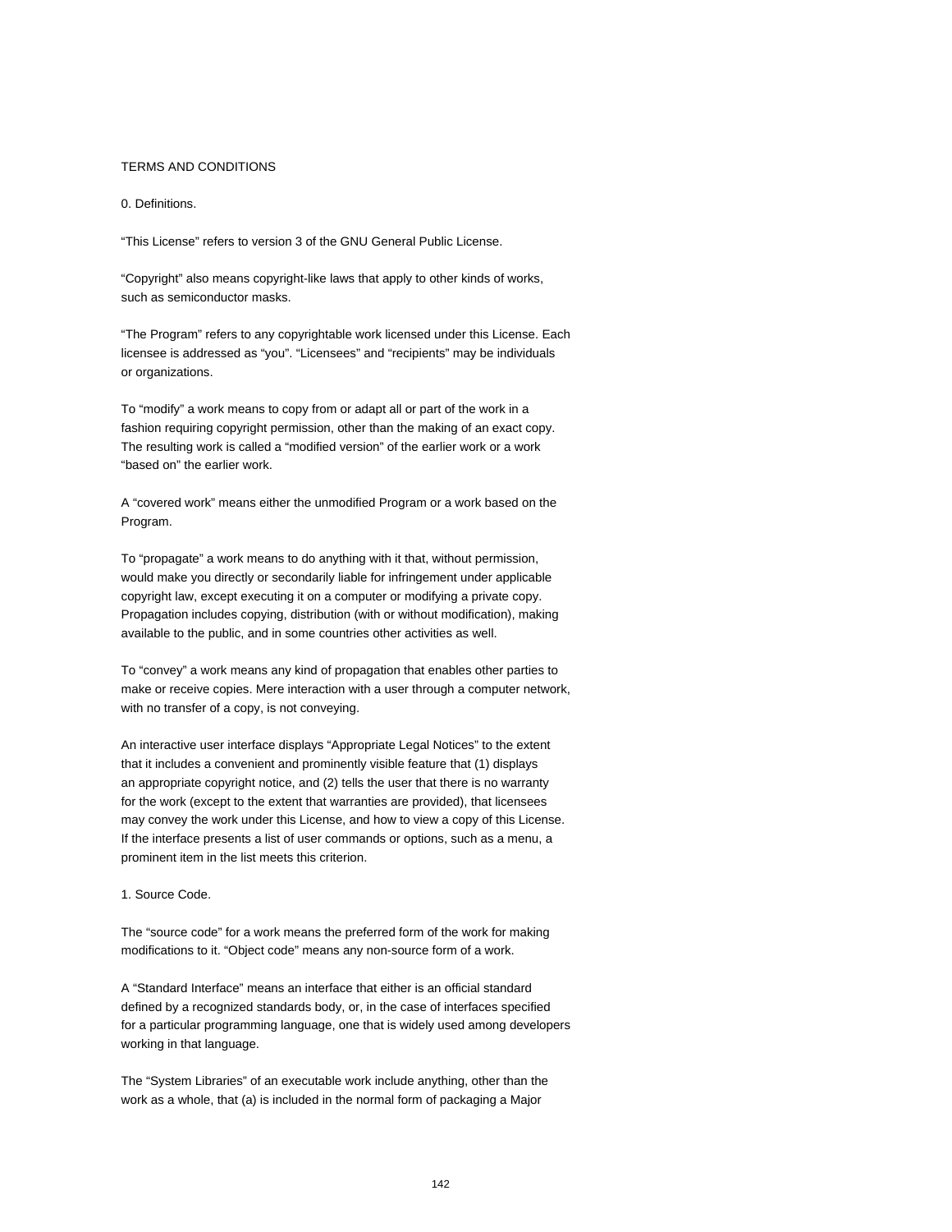TERMS AND CONDITIONS

0. Definitions.

“This License” refers to version 3 of the GNU General Public License.

“Copyright” also means copyright-like laws that apply to other kinds of works, such as semiconductor masks.

“The Program” refers to any copyrightable work licensed under this License. Each licensee is addressed as “you”. “Licensees” and “recipients” may be individuals or organizations.

To “modify” a work means to copy from or adapt all or part of the work in a fashion requiring copyright permission, other than the making of an exact copy. The resulting work is called a “modified version” of the earlier work or a work “based on” the earlier work.

A “covered work” means either the unmodified Program or a work based on the Program.

To “propagate” a work means to do anything with it that, without permission, would make you directly or secondarily liable for infringement under applicable copyright law, except executing it on a computer or modifying a private copy. Propagation includes copying, distribution (with or without modification), making available to the public, and in some countries other activities as well.

To “convey” a work means any kind of propagation that enables other parties to make or receive copies. Mere interaction with a user through a computer network, with no transfer of a copy, is not conveying.

An interactive user interface displays “Appropriate Legal Notices” to the extent that it includes a convenient and prominently visible feature that (1) displays an appropriate copyright notice, and (2) tells the user that there is no warranty for the work (except to the extent that warranties are provided), that licensees may convey the work under this License, and how to view a copy of this License. If the interface presents a list of user commands or options, such as a menu, a prominent item in the list meets this criterion.

1. Source Code.

The “source code” for a work means the preferred form of the work for making modifications to it. “Object code” means any non-source form of a work.

A “Standard Interface” means an interface that either is an official standard defined by a recognized standards body, or, in the case of interfaces specified for a particular programming language, one that is widely used among developers working in that language.

The “System Libraries” of an executable work include anything, other than the work as a whole, that (a) is included in the normal form of packaging a Major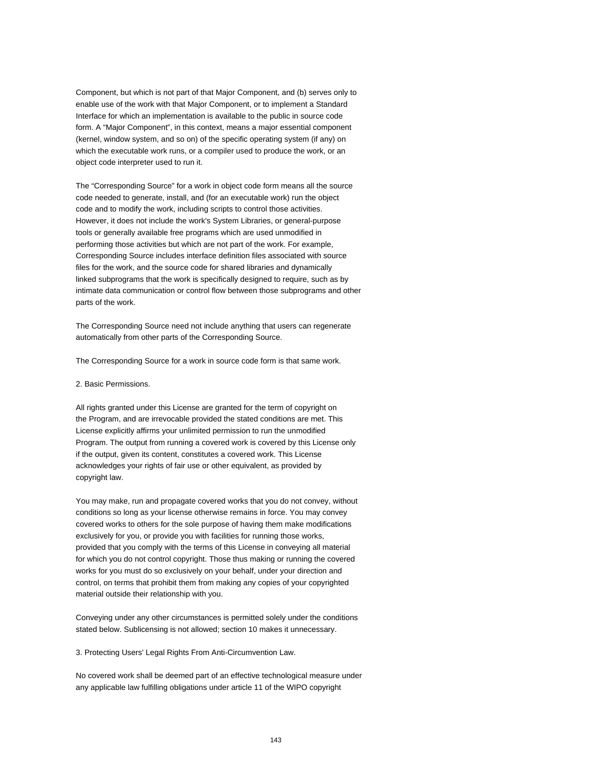Component, but which is not part of that Major Component, and (b) serves only to enable use of the work with that Major Component, or to implement a Standard Interface for which an implementation is available to the public in source code form. A “Major Component”, in this context, means a major essential component (kernel, window system, and so on) of the specific operating system (if any) on which the executable work runs, or a compiler used to produce the work, or an object code interpreter used to run it.

The “Corresponding Source” for a work in object code form means all the source code needed to generate, install, and (for an executable work) run the object code and to modify the work, including scripts to control those activities. However, it does not include the work's System Libraries, or general-purpose tools or generally available free programs which are used unmodified in performing those activities but which are not part of the work. For example, Corresponding Source includes interface definition files associated with source files for the work, and the source code for shared libraries and dynamically linked subprograms that the work is specifically designed to require, such as by intimate data communication or control flow between those subprograms and other parts of the work.

The Corresponding Source need not include anything that users can regenerate automatically from other parts of the Corresponding Source.

The Corresponding Source for a work in source code form is that same work.

2. Basic Permissions.

All rights granted under this License are granted for the term of copyright on the Program, and are irrevocable provided the stated conditions are met. This License explicitly affirms your unlimited permission to run the unmodified Program. The output from running a covered work is covered by this License only if the output, given its content, constitutes a covered work. This License acknowledges your rights of fair use or other equivalent, as provided by copyright law.

You may make, run and propagate covered works that you do not convey, without conditions so long as your license otherwise remains in force. You may convey covered works to others for the sole purpose of having them make modifications exclusively for you, or provide you with facilities for running those works, provided that you comply with the terms of this License in conveying all material for which you do not control copyright. Those thus making or running the covered works for you must do so exclusively on your behalf, under your direction and control, on terms that prohibit them from making any copies of your copyrighted material outside their relationship with you.

Conveying under any other circumstances is permitted solely under the conditions stated below. Sublicensing is not allowed; section 10 makes it unnecessary.

3. Protecting Users' Legal Rights From Anti-Circumvention Law.

No covered work shall be deemed part of an effective technological measure under any applicable law fulfilling obligations under article 11 of the WIPO copyright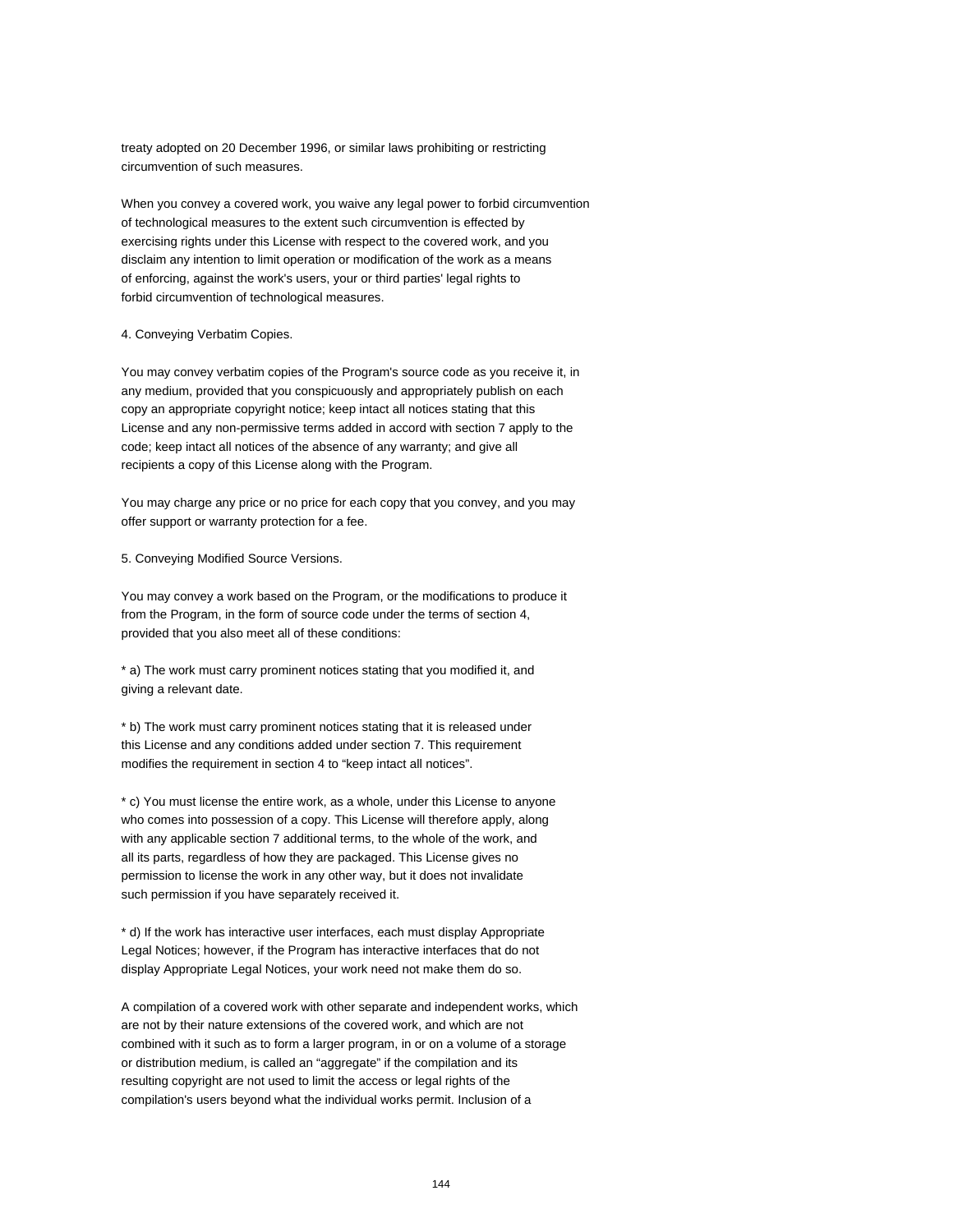treaty adopted on 20 December 1996, or similar laws prohibiting or restricting circumvention of such measures.

When you convey a covered work, you waive any legal power to forbid circumvention of technological measures to the extent such circumvention is effected by exercising rights under this License with respect to the covered work, and you disclaim any intention to limit operation or modification of the work as a means of enforcing, against the work's users, your or third parties' legal rights to forbid circumvention of technological measures.

4. Conveying Verbatim Copies.

You may convey verbatim copies of the Program's source code as you receive it, in any medium, provided that you conspicuously and appropriately publish on each copy an appropriate copyright notice; keep intact all notices stating that this License and any non-permissive terms added in accord with section 7 apply to the code; keep intact all notices of the absence of any warranty; and give all recipients a copy of this License along with the Program.

You may charge any price or no price for each copy that you convey, and you may offer support or warranty protection for a fee.

5. Conveying Modified Source Versions.

You may convey a work based on the Program, or the modifications to produce it from the Program, in the form of source code under the terms of section 4, provided that you also meet all of these conditions:

* a) The work must carry prominent notices stating that you modified it, and giving a relevant date.

* b) The work must carry prominent notices stating that it is released under this License and any conditions added under section 7. This requirement modifies the requirement in section 4 to “keep intact all notices”.

* c) You must license the entire work, as a whole, under this License to anyone who comes into possession of a copy. This License will therefore apply, along with any applicable section 7 additional terms, to the whole of the work, and all its parts, regardless of how they are packaged. This License gives no permission to license the work in any other way, but it does not invalidate such permission if you have separately received it.

* d) If the work has interactive user interfaces, each must display Appropriate Legal Notices; however, if the Program has interactive interfaces that do not display Appropriate Legal Notices, your work need not make them do so.

A compilation of a covered work with other separate and independent works, which are not by their nature extensions of the covered work, and which are not combined with it such as to form a larger program, in or on a volume of a storage or distribution medium, is called an “aggregate” if the compilation and its resulting copyright are not used to limit the access or legal rights of the compilation's users beyond what the individual works permit. Inclusion of a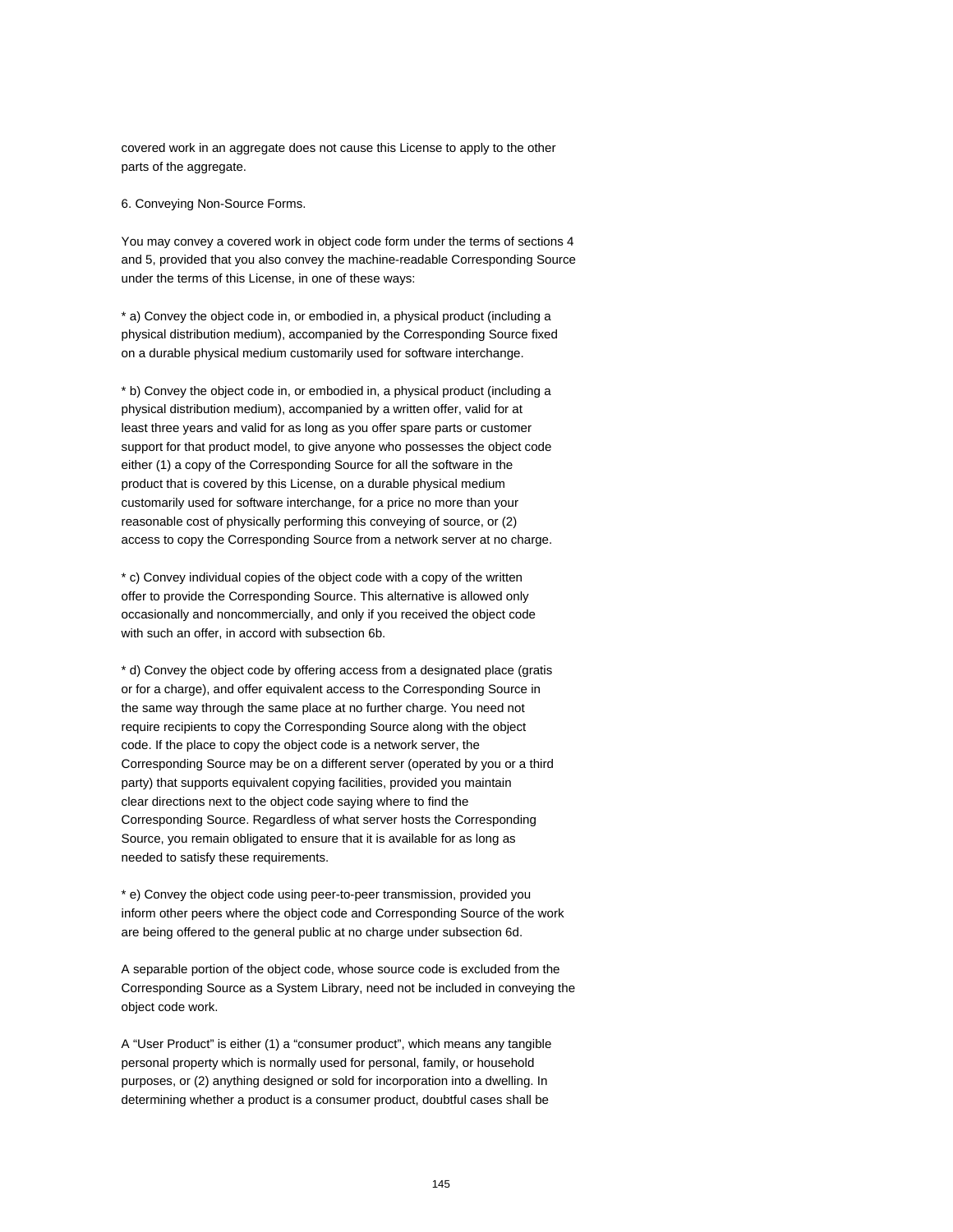covered work in an aggregate does not cause this License to apply to the other parts of the aggregate.

6. Conveying Non-Source Forms.

You may convey a covered work in object code form under the terms of sections 4 and 5, provided that you also convey the machine-readable Corresponding Source under the terms of this License, in one of these ways:

* a) Convey the object code in, or embodied in, a physical product (including a physical distribution medium), accompanied by the Corresponding Source fixed on a durable physical medium customarily used for software interchange.

* b) Convey the object code in, or embodied in, a physical product (including a physical distribution medium), accompanied by a written offer, valid for at least three years and valid for as long as you offer spare parts or customer support for that product model, to give anyone who possesses the object code either (1) a copy of the Corresponding Source for all the software in the product that is covered by this License, on a durable physical medium customarily used for software interchange, for a price no more than your reasonable cost of physically performing this conveying of source, or (2) access to copy the Corresponding Source from a network server at no charge.

* c) Convey individual copies of the object code with a copy of the written offer to provide the Corresponding Source. This alternative is allowed only occasionally and noncommercially, and only if you received the object code with such an offer, in accord with subsection 6b.

* d) Convey the object code by offering access from a designated place (gratis or for a charge), and offer equivalent access to the Corresponding Source in the same way through the same place at no further charge. You need not require recipients to copy the Corresponding Source along with the object code. If the place to copy the object code is a network server, the Corresponding Source may be on a different server (operated by you or a third party) that supports equivalent copying facilities, provided you maintain clear directions next to the object code saying where to find the Corresponding Source. Regardless of what server hosts the Corresponding Source, you remain obligated to ensure that it is available for as long as needed to satisfy these requirements.

* e) Convey the object code using peer-to-peer transmission, provided you inform other peers where the object code and Corresponding Source of the work are being offered to the general public at no charge under subsection 6d.

A separable portion of the object code, whose source code is excluded from the Corresponding Source as a System Library, need not be included in conveying the object code work.

A “User Product” is either (1) a “consumer product”, which means any tangible personal property which is normally used for personal, family, or household purposes, or (2) anything designed or sold for incorporation into a dwelling. In determining whether a product is a consumer product, doubtful cases shall be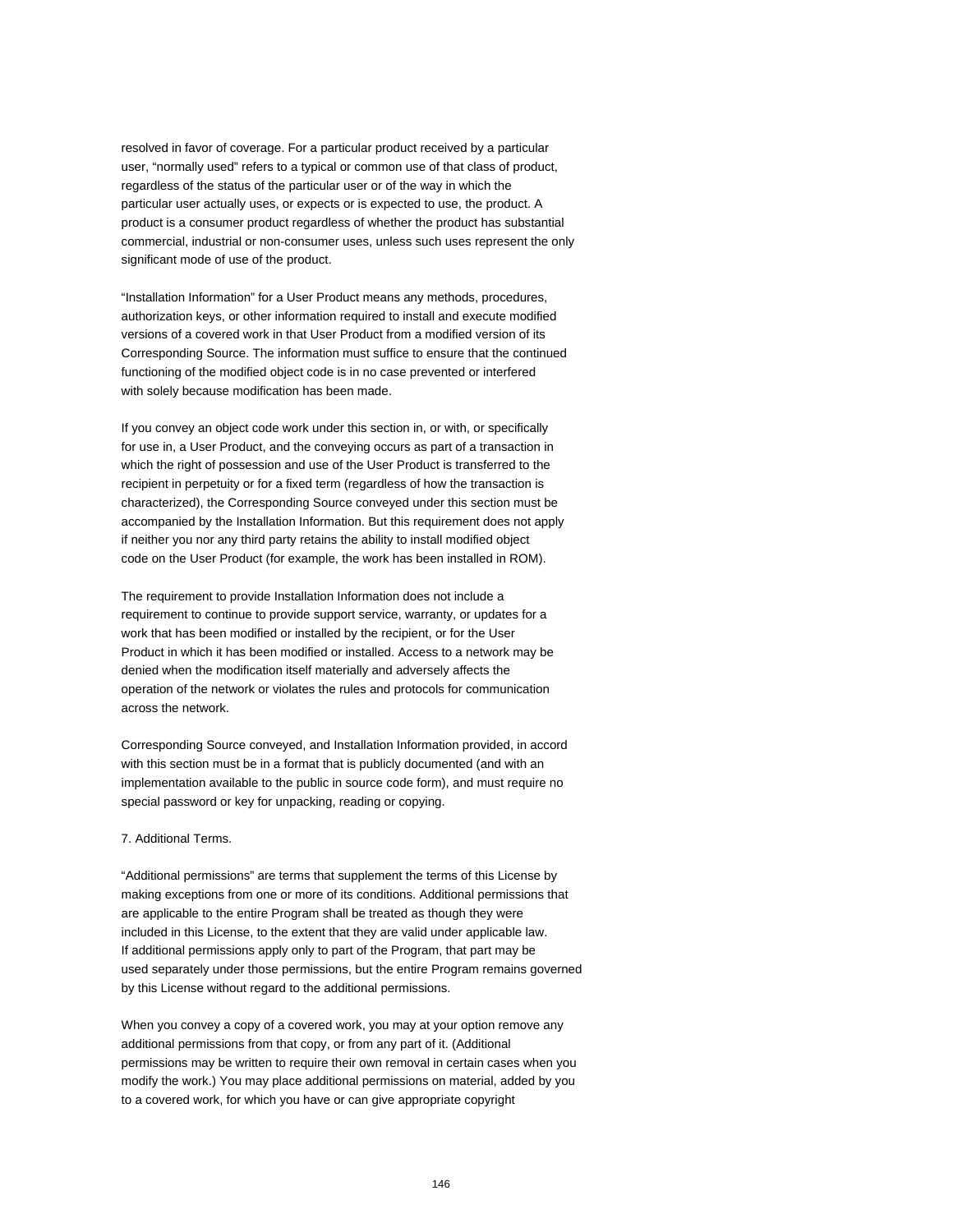resolved in favor of coverage. For a particular product received by a particular user, “normally used” refers to a typical or common use of that class of product, regardless of the status of the particular user or of the way in which the particular user actually uses, or expects or is expected to use, the product. A product is a consumer product regardless of whether the product has substantial commercial, industrial or non-consumer uses, unless such uses represent the only significant mode of use of the product.

“Installation Information” for a User Product means any methods, procedures, authorization keys, or other information required to install and execute modified versions of a covered work in that User Product from a modified version of its Corresponding Source. The information must suffice to ensure that the continued functioning of the modified object code is in no case prevented or interfered with solely because modification has been made.

If you convey an object code work under this section in, or with, or specifically for use in, a User Product, and the conveying occurs as part of a transaction in which the right of possession and use of the User Product is transferred to the recipient in perpetuity or for a fixed term (regardless of how the transaction is characterized), the Corresponding Source conveyed under this section must be accompanied by the Installation Information. But this requirement does not apply if neither you nor any third party retains the ability to install modified object code on the User Product (for example, the work has been installed in ROM).

The requirement to provide Installation Information does not include a requirement to continue to provide support service, warranty, or updates for a work that has been modified or installed by the recipient, or for the User Product in which it has been modified or installed. Access to a network may be denied when the modification itself materially and adversely affects the operation of the network or violates the rules and protocols for communication across the network.

Corresponding Source conveyed, and Installation Information provided, in accord with this section must be in a format that is publicly documented (and with an implementation available to the public in source code form), and must require no special password or key for unpacking, reading or copying.

7. Additional Terms.

“Additional permissions” are terms that supplement the terms of this License by making exceptions from one or more of its conditions. Additional permissions that are applicable to the entire Program shall be treated as though they were included in this License, to the extent that they are valid under applicable law. If additional permissions apply only to part of the Program, that part may be used separately under those permissions, but the entire Program remains governed by this License without regard to the additional permissions.

When you convey a copy of a covered work, you may at your option remove any additional permissions from that copy, or from any part of it. (Additional permissions may be written to require their own removal in certain cases when you modify the work.) You may place additional permissions on material, added by you to a covered work, for which you have or can give appropriate copyright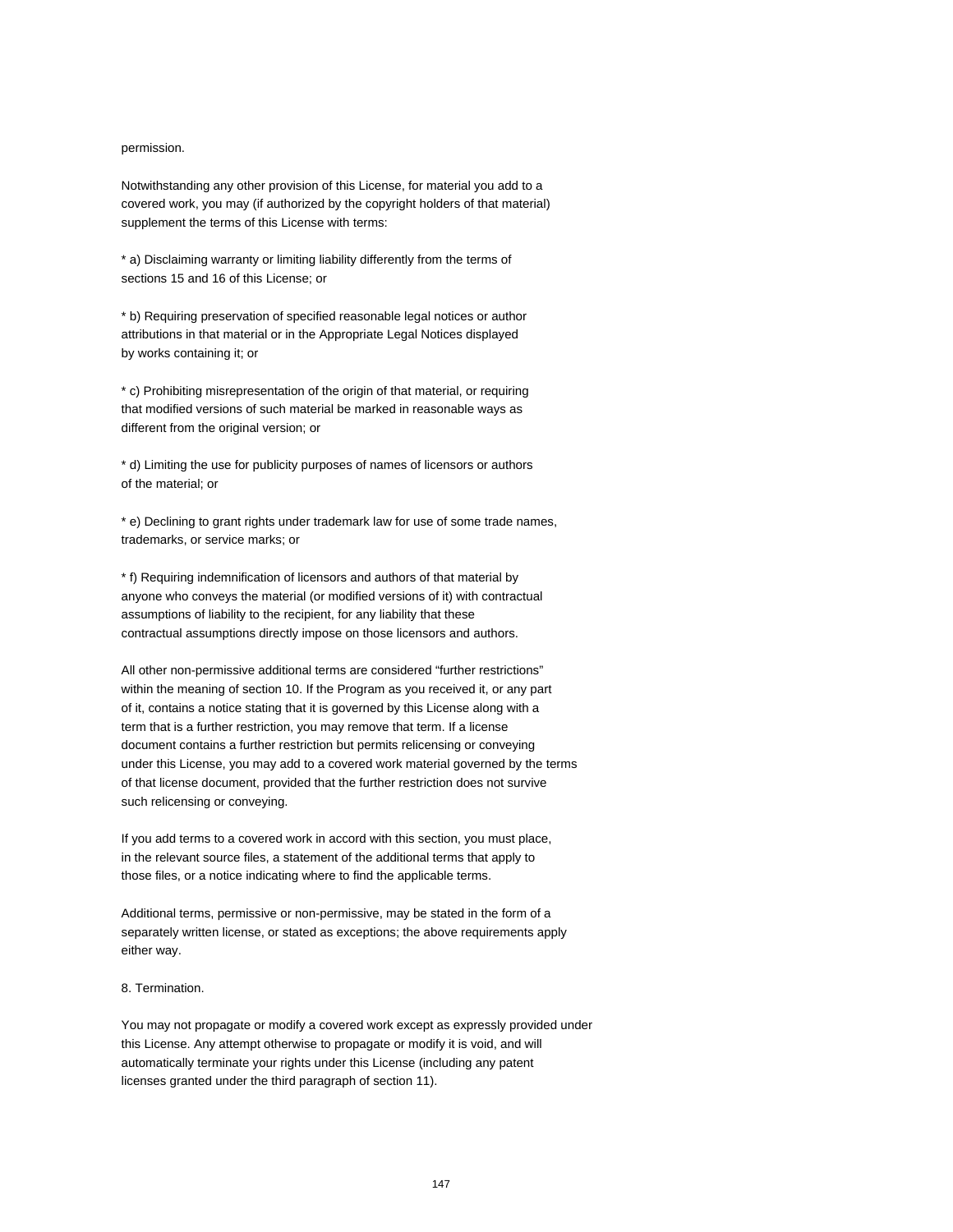permission.

Notwithstanding any other provision of this License, for material you add to a covered work, you may (if authorized by the copyright holders of that material) supplement the terms of this License with terms:

* a) Disclaiming warranty or limiting liability differently from the terms of sections 15 and 16 of this License; or

* b) Requiring preservation of specified reasonable legal notices or author attributions in that material or in the Appropriate Legal Notices displayed by works containing it; or

* c) Prohibiting misrepresentation of the origin of that material, or requiring that modified versions of such material be marked in reasonable ways as different from the original version; or

* d) Limiting the use for publicity purposes of names of licensors or authors of the material; or

* e) Declining to grant rights under trademark law for use of some trade names, trademarks, or service marks; or

* f) Requiring indemnification of licensors and authors of that material by anyone who conveys the material (or modified versions of it) with contractual assumptions of liability to the recipient, for any liability that these contractual assumptions directly impose on those licensors and authors.

All other non-permissive additional terms are considered “further restrictions” within the meaning of section 10. If the Program as you received it, or any part of it, contains a notice stating that it is governed by this License along with a term that is a further restriction, you may remove that term. If a license document contains a further restriction but permits relicensing or conveying under this License, you may add to a covered work material governed by the terms of that license document, provided that the further restriction does not survive such relicensing or conveying.

If you add terms to a covered work in accord with this section, you must place, in the relevant source files, a statement of the additional terms that apply to those files, or a notice indicating where to find the applicable terms.

Additional terms, permissive or non-permissive, may be stated in the form of a separately written license, or stated as exceptions; the above requirements apply either way.

8. Termination.

You may not propagate or modify a covered work except as expressly provided under this License. Any attempt otherwise to propagate or modify it is void, and will automatically terminate your rights under this License (including any patent licenses granted under the third paragraph of section 11).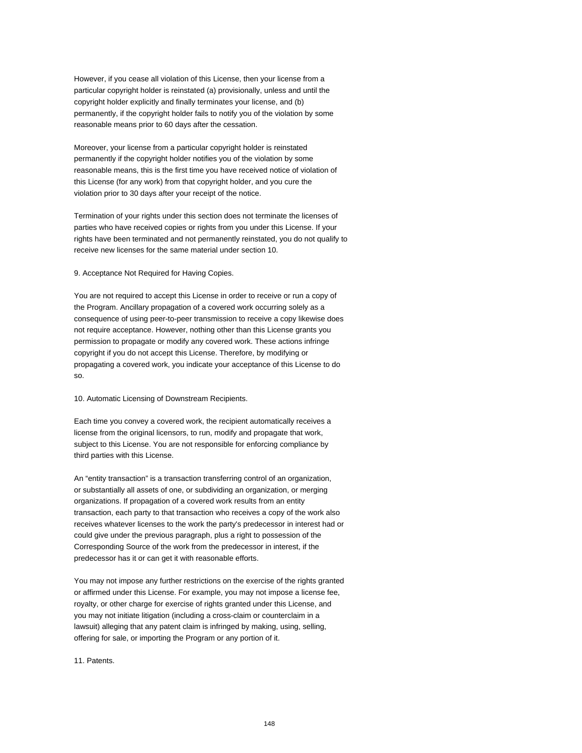However, if you cease all violation of this License, then your license from a particular copyright holder is reinstated (a) provisionally, unless and until the copyright holder explicitly and finally terminates your license, and (b) permanently, if the copyright holder fails to notify you of the violation by some reasonable means prior to 60 days after the cessation.

Moreover, your license from a particular copyright holder is reinstated permanently if the copyright holder notifies you of the violation by some reasonable means, this is the first time you have received notice of violation of this License (for any work) from that copyright holder, and you cure the violation prior to 30 days after your receipt of the notice.

Termination of your rights under this section does not terminate the licenses of parties who have received copies or rights from you under this License. If your rights have been terminated and not permanently reinstated, you do not qualify to receive new licenses for the same material under section 10.

9. Acceptance Not Required for Having Copies.

You are not required to accept this License in order to receive or run a copy of the Program. Ancillary propagation of a covered work occurring solely as a consequence of using peer-to-peer transmission to receive a copy likewise does not require acceptance. However, nothing other than this License grants you permission to propagate or modify any covered work. These actions infringe copyright if you do not accept this License. Therefore, by modifying or propagating a covered work, you indicate your acceptance of this License to do so.

10. Automatic Licensing of Downstream Recipients.

Each time you convey a covered work, the recipient automatically receives a license from the original licensors, to run, modify and propagate that work, subject to this License. You are not responsible for enforcing compliance by third parties with this License.

An “entity transaction” is a transaction transferring control of an organization, or substantially all assets of one, or subdividing an organization, or merging organizations. If propagation of a covered work results from an entity transaction, each party to that transaction who receives a copy of the work also receives whatever licenses to the work the party's predecessor in interest had or could give under the previous paragraph, plus a right to possession of the Corresponding Source of the work from the predecessor in interest, if the predecessor has it or can get it with reasonable efforts.

You may not impose any further restrictions on the exercise of the rights granted or affirmed under this License. For example, you may not impose a license fee, royalty, or other charge for exercise of rights granted under this License, and you may not initiate litigation (including a cross-claim or counterclaim in a lawsuit) alleging that any patent claim is infringed by making, using, selling, offering for sale, or importing the Program or any portion of it.

11. Patents.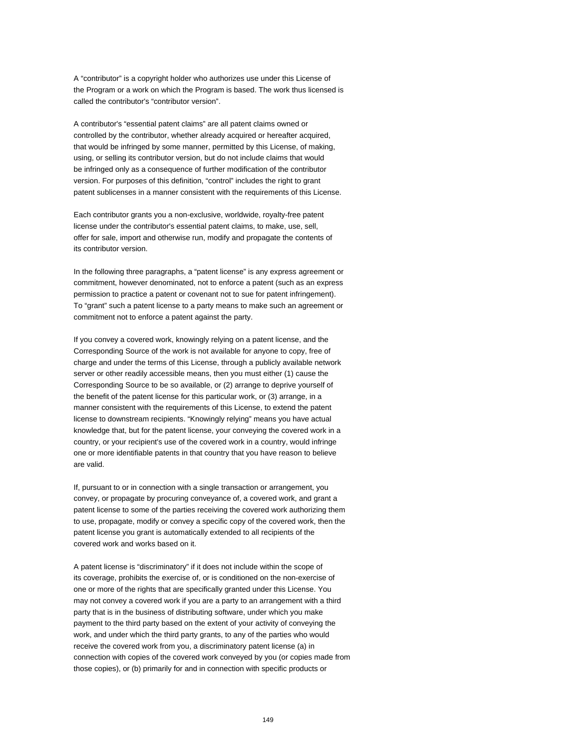A “contributor” is a copyright holder who authorizes use under this License of the Program or a work on which the Program is based. The work thus licensed is called the contributor's “contributor version”.

A contributor's “essential patent claims” are all patent claims owned or controlled by the contributor, whether already acquired or hereafter acquired, that would be infringed by some manner, permitted by this License, of making, using, or selling its contributor version, but do not include claims that would be infringed only as a consequence of further modification of the contributor version. For purposes of this definition, “control” includes the right to grant patent sublicenses in a manner consistent with the requirements of this License.

Each contributor grants you a non-exclusive, worldwide, royalty-free patent license under the contributor's essential patent claims, to make, use, sell, offer for sale, import and otherwise run, modify and propagate the contents of its contributor version.

In the following three paragraphs, a “patent license” is any express agreement or commitment, however denominated, not to enforce a patent (such as an express permission to practice a patent or covenant not to sue for patent infringement). To “grant” such a patent license to a party means to make such an agreement or commitment not to enforce a patent against the party.

If you convey a covered work, knowingly relying on a patent license, and the Corresponding Source of the work is not available for anyone to copy, free of charge and under the terms of this License, through a publicly available network server or other readily accessible means, then you must either (1) cause the Corresponding Source to be so available, or (2) arrange to deprive yourself of the benefit of the patent license for this particular work, or (3) arrange, in a manner consistent with the requirements of this License, to extend the patent license to downstream recipients. “Knowingly relying” means you have actual knowledge that, but for the patent license, your conveying the covered work in a country, or your recipient's use of the covered work in a country, would infringe one or more identifiable patents in that country that you have reason to believe are valid.

If, pursuant to or in connection with a single transaction or arrangement, you convey, or propagate by procuring conveyance of, a covered work, and grant a patent license to some of the parties receiving the covered work authorizing them to use, propagate, modify or convey a specific copy of the covered work, then the patent license you grant is automatically extended to all recipients of the covered work and works based on it.

A patent license is “discriminatory” if it does not include within the scope of its coverage, prohibits the exercise of, or is conditioned on the non-exercise of one or more of the rights that are specifically granted under this License. You may not convey a covered work if you are a party to an arrangement with a third party that is in the business of distributing software, under which you make payment to the third party based on the extent of your activity of conveying the work, and under which the third party grants, to any of the parties who would receive the covered work from you, a discriminatory patent license (a) in connection with copies of the covered work conveyed by you (or copies made from those copies), or (b) primarily for and in connection with specific products or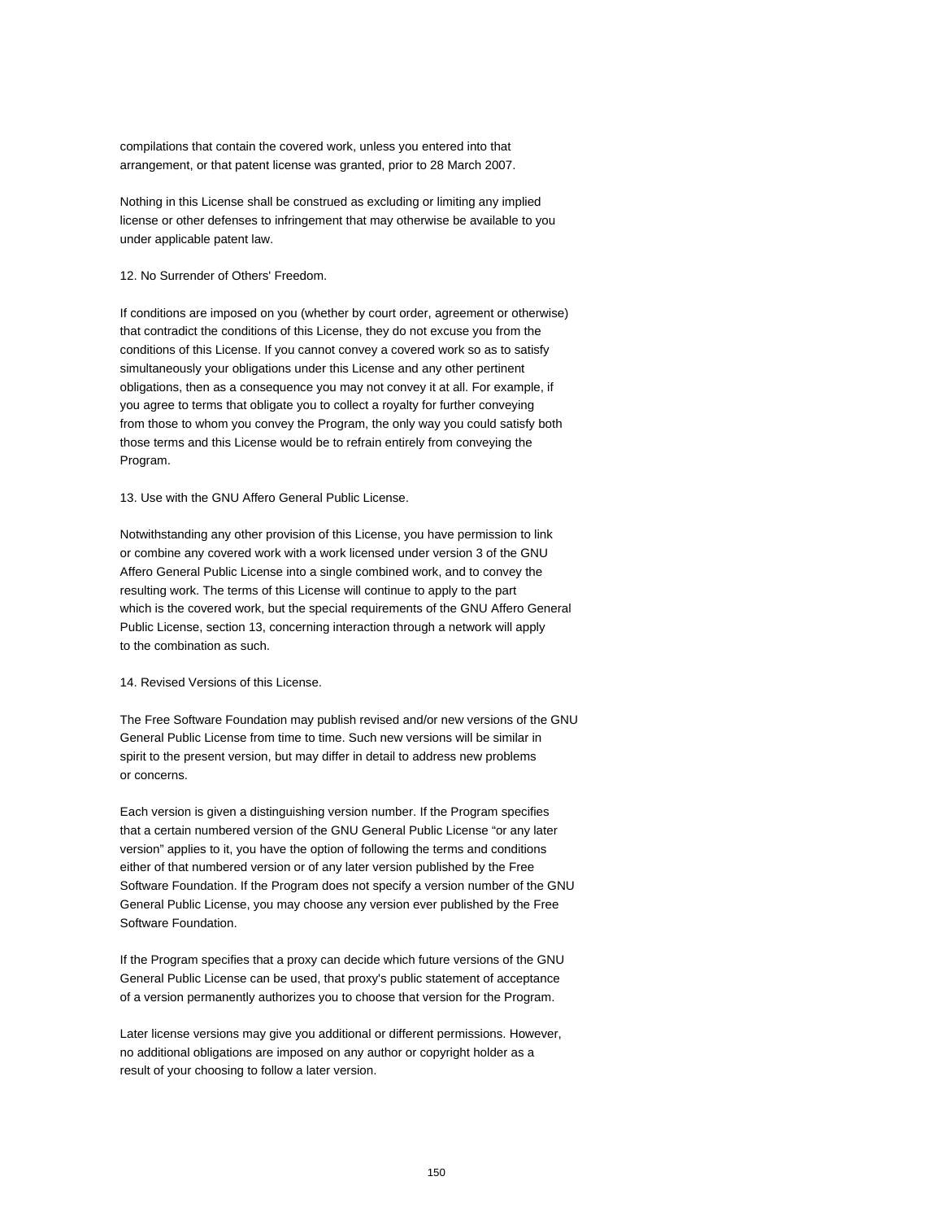compilations that contain the covered work, unless you entered into that arrangement, or that patent license was granted, prior to 28 March 2007.

Nothing in this License shall be construed as excluding or limiting any implied license or other defenses to infringement that may otherwise be available to you under applicable patent law.

12. No Surrender of Others' Freedom.

If conditions are imposed on you (whether by court order, agreement or otherwise) that contradict the conditions of this License, they do not excuse you from the conditions of this License. If you cannot convey a covered work so as to satisfy simultaneously your obligations under this License and any other pertinent obligations, then as a consequence you may not convey it at all. For example, if you agree to terms that obligate you to collect a royalty for further conveying from those to whom you convey the Program, the only way you could satisfy both those terms and this License would be to refrain entirely from conveying the Program.

13. Use with the GNU Affero General Public License.

Notwithstanding any other provision of this License, you have permission to link or combine any covered work with a work licensed under version 3 of the GNU Affero General Public License into a single combined work, and to convey the resulting work. The terms of this License will continue to apply to the part which is the covered work, but the special requirements of the GNU Affero General Public License, section 13, concerning interaction through a network will apply to the combination as such.

14. Revised Versions of this License.

The Free Software Foundation may publish revised and/or new versions of the GNU General Public License from time to time. Such new versions will be similar in spirit to the present version, but may differ in detail to address new problems or concerns.

Each version is given a distinguishing version number. If the Program specifies that a certain numbered version of the GNU General Public License “or any later version” applies to it, you have the option of following the terms and conditions either of that numbered version or of any later version published by the Free Software Foundation. If the Program does not specify a version number of the GNU General Public License, you may choose any version ever published by the Free Software Foundation.

If the Program specifies that a proxy can decide which future versions of the GNU General Public License can be used, that proxy's public statement of acceptance of a version permanently authorizes you to choose that version for the Program.

Later license versions may give you additional or different permissions. However, no additional obligations are imposed on any author or copyright holder as a result of your choosing to follow a later version.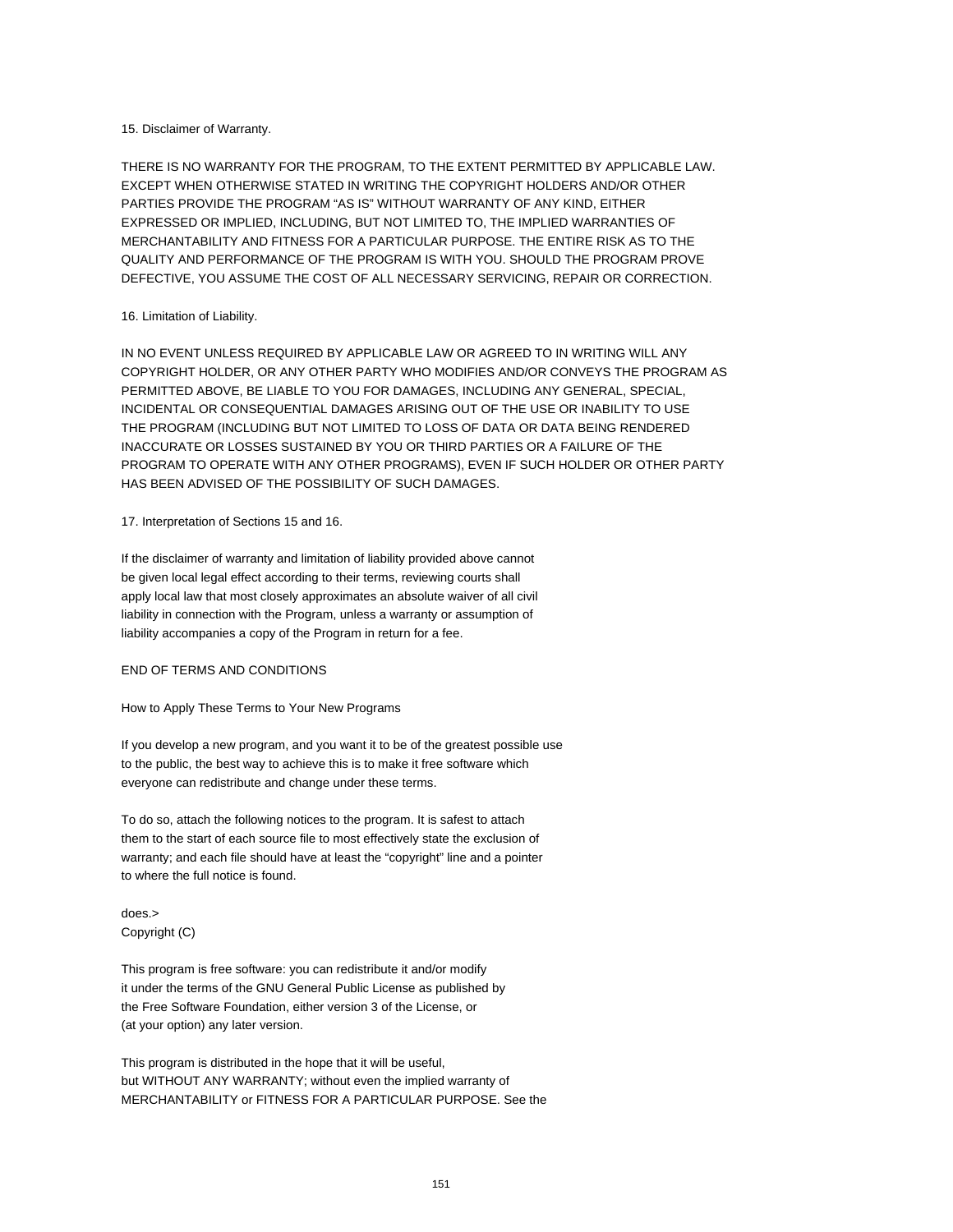15. Disclaimer of Warranty.

THERE IS NO WARRANTY FOR THE PROGRAM, TO THE EXTENT PERMITTED BY APPLICABLE LAW. EXCEPT WHEN OTHERWISE STATED IN WRITING THE COPYRIGHT HOLDERS AND/OR OTHER PARTIES PROVIDE THE PROGRAM “AS IS” WITHOUT WARRANTY OF ANY KIND, EITHER EXPRESSED OR IMPLIED, INCLUDING, BUT NOT LIMITED TO, THE IMPLIED WARRANTIES OF MERCHANTABILITY AND FITNESS FOR A PARTICULAR PURPOSE. THE ENTIRE RISK AS TO THE QUALITY AND PERFORMANCE OF THE PROGRAM IS WITH YOU. SHOULD THE PROGRAM PROVE DEFECTIVE, YOU ASSUME THE COST OF ALL NECESSARY SERVICING, REPAIR OR CORRECTION.

16. Limitation of Liability.

IN NO EVENT UNLESS REQUIRED BY APPLICABLE LAW OR AGREED TO IN WRITING WILL ANY COPYRIGHT HOLDER, OR ANY OTHER PARTY WHO MODIFIES AND/OR CONVEYS THE PROGRAM AS PERMITTED ABOVE, BE LIABLE TO YOU FOR DAMAGES, INCLUDING ANY GENERAL, SPECIAL, INCIDENTAL OR CONSEQUENTIAL DAMAGES ARISING OUT OF THE USE OR INABILITY TO USE THE PROGRAM (INCLUDING BUT NOT LIMITED TO LOSS OF DATA OR DATA BEING RENDERED INACCURATE OR LOSSES SUSTAINED BY YOU OR THIRD PARTIES OR A FAILURE OF THE PROGRAM TO OPERATE WITH ANY OTHER PROGRAMS), EVEN IF SUCH HOLDER OR OTHER PARTY HAS BEEN ADVISED OF THE POSSIBILITY OF SUCH DAMAGES.

17. Interpretation of Sections 15 and 16.

If the disclaimer of warranty and limitation of liability provided above cannot be given local legal effect according to their terms, reviewing courts shall apply local law that most closely approximates an absolute waiver of all civil liability in connection with the Program, unless a warranty or assumption of liability accompanies a copy of the Program in return for a fee.

END OF TERMS AND CONDITIONS

How to Apply These Terms to Your New Programs

If you develop a new program, and you want it to be of the greatest possible use to the public, the best way to achieve this is to make it free software which everyone can redistribute and change under these terms.

To do so, attach the following notices to the program. It is safest to attach them to the start of each source file to most effectively state the exclusion of warranty; and each file should have at least the “copyright” line and a pointer to where the full notice is found.

does.>
Copyright (C)

This program is free software: you can redistribute it and/or modify it under the terms of the GNU General Public License as published by the Free Software Foundation, either version 3 of the License, or (at your option) any later version.

This program is distributed in the hope that it will be useful, but WITHOUT ANY WARRANTY; without even the implied warranty of MERCHANTABILITY or FITNESS FOR A PARTICULAR PURPOSE. See the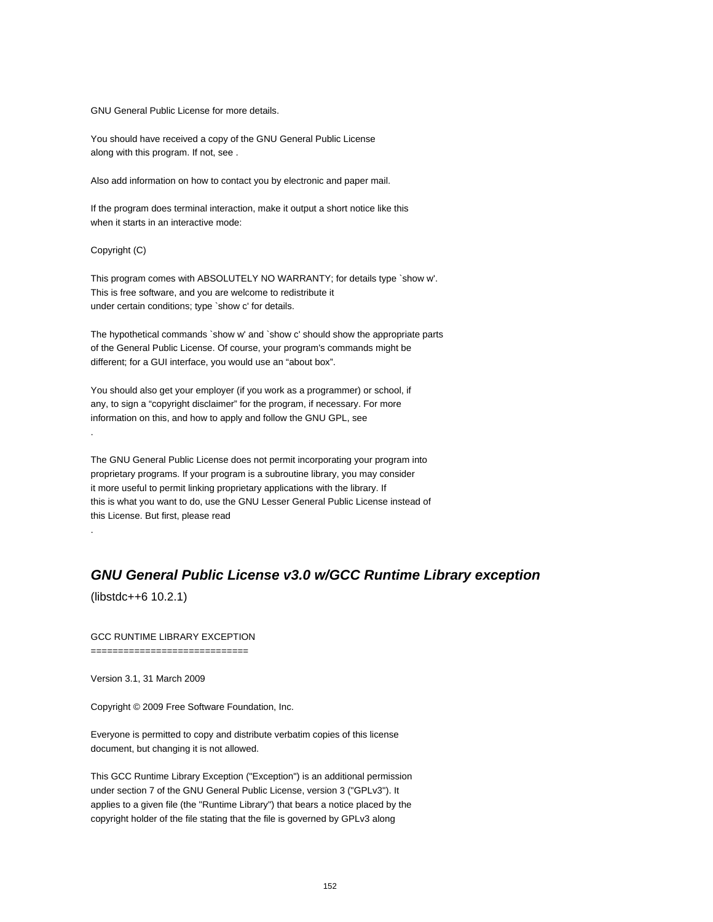GNU General Public License for more details.

You should have received a copy of the GNU General Public License
along with this program. If not, see .

Also add information on how to contact you by electronic and paper mail.

If the program does terminal interaction, make it output a short notice like this
when it starts in an interactive mode:

Copyright (C)

This program comes with ABSOLUTELY NO WARRANTY; for details type `show w'.
This is free software, and you are welcome to redistribute it
under certain conditions; type `show c' for details.

The hypothetical commands `show w' and `show c' should show the appropriate parts
of the General Public License. Of course, your program's commands might be
different; for a GUI interface, you would use an “about box”.

You should also get your employer (if you work as a programmer) or school, if
any, to sign a “copyright disclaimer” for the program, if necessary. For more
information on this, and how to apply and follow the GNU GPL, see
.

The GNU General Public License does not permit incorporating your program into
proprietary programs. If your program is a subroutine library, you may consider
it more useful to permit linking proprietary applications with the library. If
this is what you want to do, use the GNU Lesser General Public License instead of
this License. But first, please read
.

## *GNU General Public License v3.0 w/GCC Runtime Library exception*

(libstdc++6 10.2.1)

GCC RUNTIME LIBRARY EXCEPTION
============================

Version 3.1, 31 March 2009

Copyright © 2009 Free Software Foundation, Inc.

Everyone is permitted to copy and distribute verbatim copies of this license
document, but changing it is not allowed.

This GCC Runtime Library Exception ("Exception") is an additional permission
under section 7 of the GNU General Public License, version 3 ("GPLv3"). It
applies to a given file (the "Runtime Library") that bears a notice placed by the
copyright holder of the file stating that the file is governed by GPLv3 along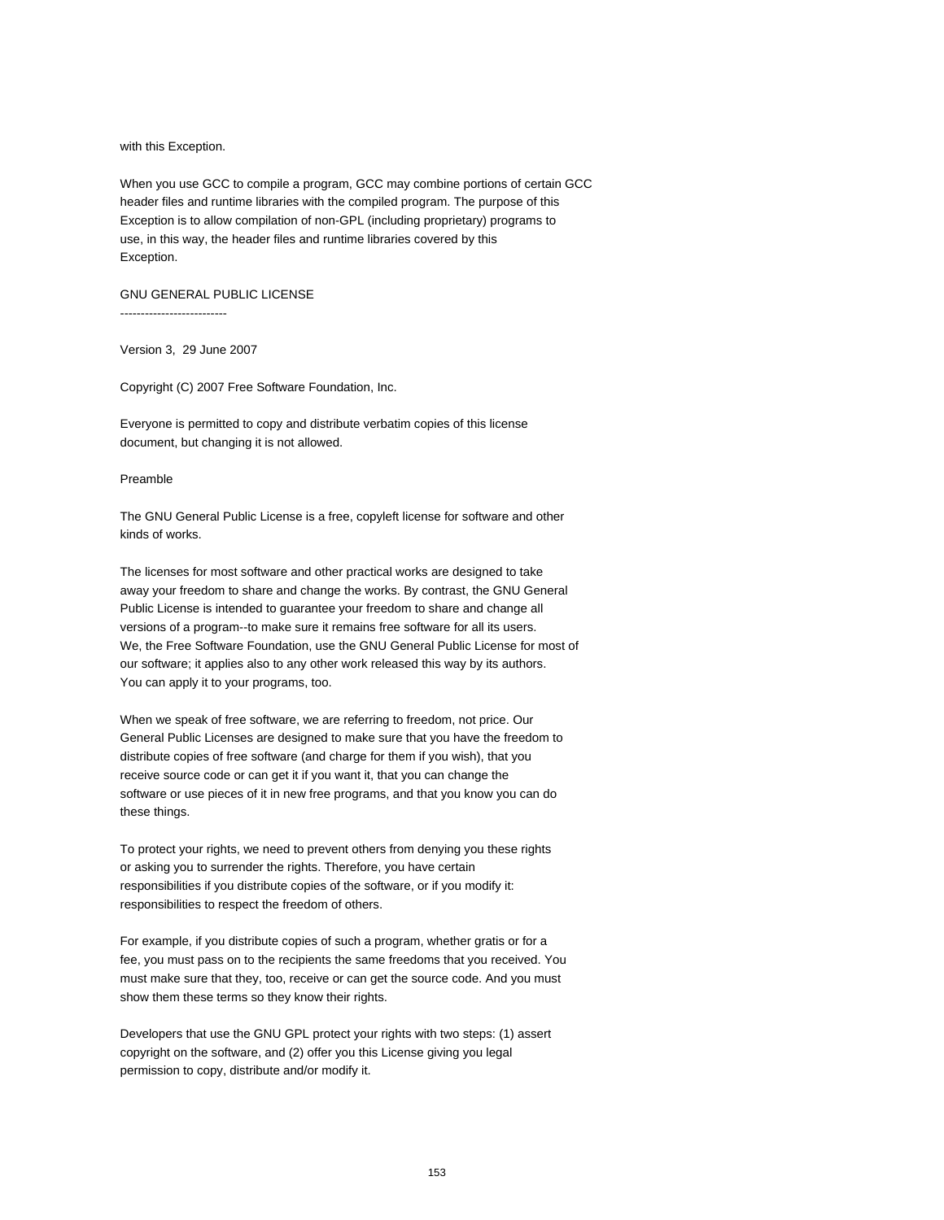with this Exception.

When you use GCC to compile a program, GCC may combine portions of certain GCC header files and runtime libraries with the compiled program. The purpose of this Exception is to allow compilation of non-GPL (including proprietary) programs to use, in this way, the header files and runtime libraries covered by this Exception.

## GNU GENERAL PUBLIC LICENSE

Version 3, 29 June 2007

Copyright (C) 2007 Free Software Foundation, Inc.

Everyone is permitted to copy and distribute verbatim copies of this license document, but changing it is not allowed.

Preamble

The GNU General Public License is a free, copyleft license for software and other kinds of works.

The licenses for most software and other practical works are designed to take away your freedom to share and change the works. By contrast, the GNU General Public License is intended to guarantee your freedom to share and change all versions of a program--to make sure it remains free software for all its users. We, the Free Software Foundation, use the GNU General Public License for most of our software; it applies also to any other work released this way by its authors. You can apply it to your programs, too.

When we speak of free software, we are referring to freedom, not price. Our General Public Licenses are designed to make sure that you have the freedom to distribute copies of free software (and charge for them if you wish), that you receive source code or can get it if you want it, that you can change the software or use pieces of it in new free programs, and that you know you can do these things.

To protect your rights, we need to prevent others from denying you these rights or asking you to surrender the rights. Therefore, you have certain responsibilities if you distribute copies of the software, or if you modify it: responsibilities to respect the freedom of others.

For example, if you distribute copies of such a program, whether gratis or for a fee, you must pass on to the recipients the same freedoms that you received. You must make sure that they, too, receive or can get the source code. And you must show them these terms so they know their rights.

Developers that use the GNU GPL protect your rights with two steps: (1) assert copyright on the software, and (2) offer you this License giving you legal permission to copy, distribute and/or modify it.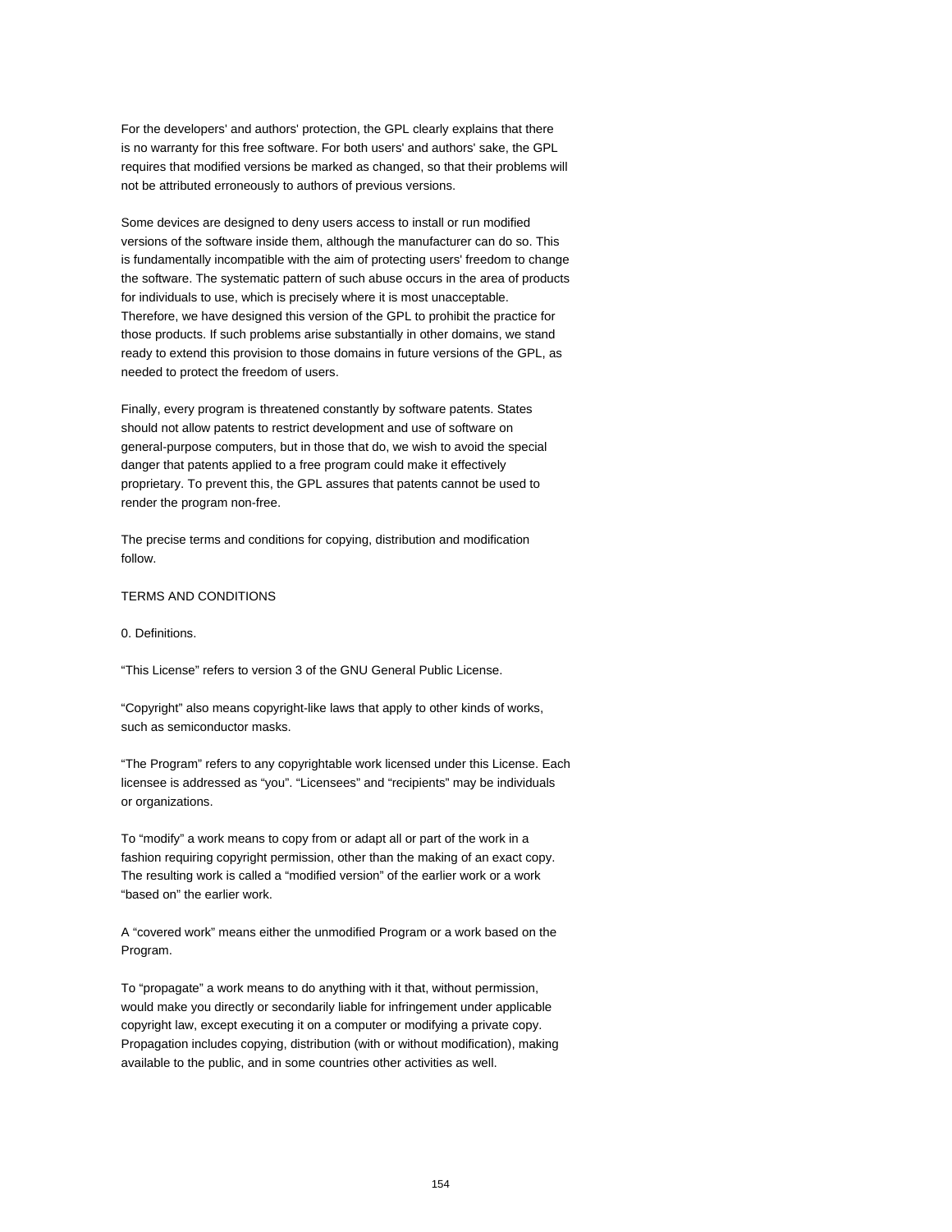For the developers' and authors' protection, the GPL clearly explains that there is no warranty for this free software. For both users' and authors' sake, the GPL requires that modified versions be marked as changed, so that their problems will not be attributed erroneously to authors of previous versions.

Some devices are designed to deny users access to install or run modified versions of the software inside them, although the manufacturer can do so. This is fundamentally incompatible with the aim of protecting users' freedom to change the software. The systematic pattern of such abuse occurs in the area of products for individuals to use, which is precisely where it is most unacceptable. Therefore, we have designed this version of the GPL to prohibit the practice for those products. If such problems arise substantially in other domains, we stand ready to extend this provision to those domains in future versions of the GPL, as needed to protect the freedom of users.

Finally, every program is threatened constantly by software patents. States should not allow patents to restrict development and use of software on general-purpose computers, but in those that do, we wish to avoid the special danger that patents applied to a free program could make it effectively proprietary. To prevent this, the GPL assures that patents cannot be used to render the program non-free.

The precise terms and conditions for copying, distribution and modification follow.

TERMS AND CONDITIONS

0. Definitions.

“This License” refers to version 3 of the GNU General Public License.

“Copyright” also means copyright-like laws that apply to other kinds of works, such as semiconductor masks.

“The Program” refers to any copyrightable work licensed under this License. Each licensee is addressed as “you”. “Licensees” and “recipients” may be individuals or organizations.

To “modify” a work means to copy from or adapt all or part of the work in a fashion requiring copyright permission, other than the making of an exact copy. The resulting work is called a “modified version” of the earlier work or a work “based on” the earlier work.

A “covered work” means either the unmodified Program or a work based on the Program.

To “propagate” a work means to do anything with it that, without permission, would make you directly or secondarily liable for infringement under applicable copyright law, except executing it on a computer or modifying a private copy. Propagation includes copying, distribution (with or without modification), making available to the public, and in some countries other activities as well.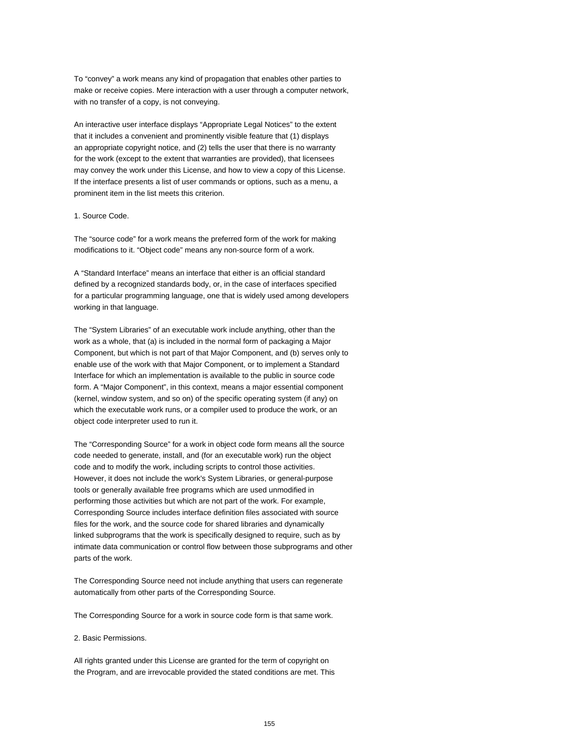To “convey” a work means any kind of propagation that enables other parties to make or receive copies. Mere interaction with a user through a computer network, with no transfer of a copy, is not conveying.

An interactive user interface displays “Appropriate Legal Notices” to the extent that it includes a convenient and prominently visible feature that (1) displays an appropriate copyright notice, and (2) tells the user that there is no warranty for the work (except to the extent that warranties are provided), that licensees may convey the work under this License, and how to view a copy of this License. If the interface presents a list of user commands or options, such as a menu, a prominent item in the list meets this criterion.

1. Source Code.

The “source code” for a work means the preferred form of the work for making modifications to it. “Object code” means any non-source form of a work.

A “Standard Interface” means an interface that either is an official standard defined by a recognized standards body, or, in the case of interfaces specified for a particular programming language, one that is widely used among developers working in that language.

The “System Libraries” of an executable work include anything, other than the work as a whole, that (a) is included in the normal form of packaging a Major Component, but which is not part of that Major Component, and (b) serves only to enable use of the work with that Major Component, or to implement a Standard Interface for which an implementation is available to the public in source code form. A “Major Component”, in this context, means a major essential component (kernel, window system, and so on) of the specific operating system (if any) on which the executable work runs, or a compiler used to produce the work, or an object code interpreter used to run it.

The “Corresponding Source” for a work in object code form means all the source code needed to generate, install, and (for an executable work) run the object code and to modify the work, including scripts to control those activities. However, it does not include the work's System Libraries, or general-purpose tools or generally available free programs which are used unmodified in performing those activities but which are not part of the work. For example, Corresponding Source includes interface definition files associated with source files for the work, and the source code for shared libraries and dynamically linked subprograms that the work is specifically designed to require, such as by intimate data communication or control flow between those subprograms and other parts of the work.

The Corresponding Source need not include anything that users can regenerate automatically from other parts of the Corresponding Source.

The Corresponding Source for a work in source code form is that same work.

2. Basic Permissions.

All rights granted under this License are granted for the term of copyright on the Program, and are irrevocable provided the stated conditions are met. This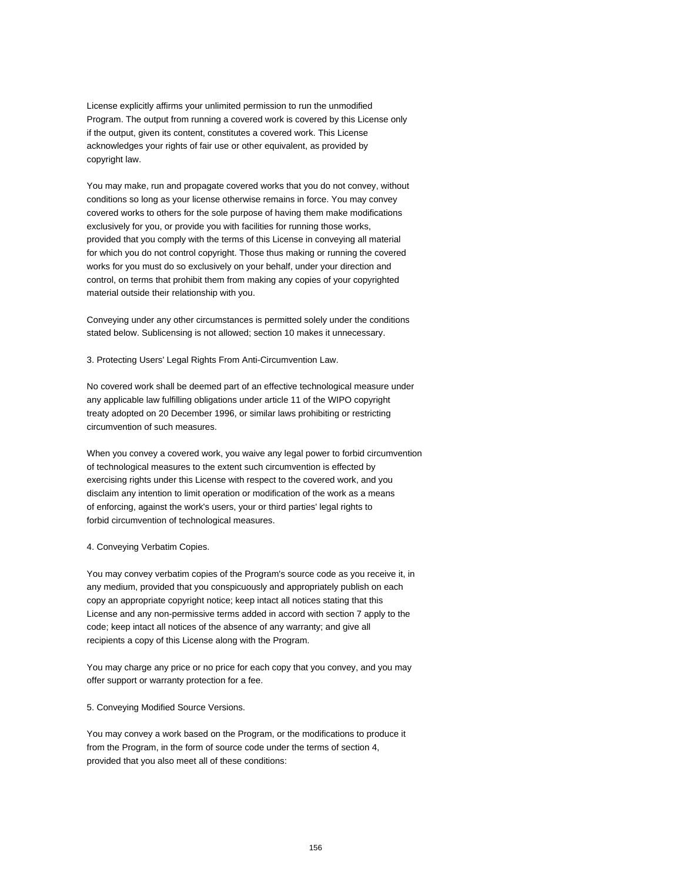License explicitly affirms your unlimited permission to run the unmodified Program. The output from running a covered work is covered by this License only if the output, given its content, constitutes a covered work. This License acknowledges your rights of fair use or other equivalent, as provided by copyright law.

You may make, run and propagate covered works that you do not convey, without conditions so long as your license otherwise remains in force. You may convey covered works to others for the sole purpose of having them make modifications exclusively for you, or provide you with facilities for running those works, provided that you comply with the terms of this License in conveying all material for which you do not control copyright. Those thus making or running the covered works for you must do so exclusively on your behalf, under your direction and control, on terms that prohibit them from making any copies of your copyrighted material outside their relationship with you.

Conveying under any other circumstances is permitted solely under the conditions stated below. Sublicensing is not allowed; section 10 makes it unnecessary.

3. Protecting Users' Legal Rights From Anti-Circumvention Law.

No covered work shall be deemed part of an effective technological measure under any applicable law fulfilling obligations under article 11 of the WIPO copyright treaty adopted on 20 December 1996, or similar laws prohibiting or restricting circumvention of such measures.

When you convey a covered work, you waive any legal power to forbid circumvention of technological measures to the extent such circumvention is effected by exercising rights under this License with respect to the covered work, and you disclaim any intention to limit operation or modification of the work as a means of enforcing, against the work's users, your or third parties' legal rights to forbid circumvention of technological measures.

4. Conveying Verbatim Copies.

You may convey verbatim copies of the Program's source code as you receive it, in any medium, provided that you conspicuously and appropriately publish on each copy an appropriate copyright notice; keep intact all notices stating that this License and any non-permissive terms added in accord with section 7 apply to the code; keep intact all notices of the absence of any warranty; and give all recipients a copy of this License along with the Program.

You may charge any price or no price for each copy that you convey, and you may offer support or warranty protection for a fee.

5. Conveying Modified Source Versions.

You may convey a work based on the Program, or the modifications to produce it from the Program, in the form of source code under the terms of section 4, provided that you also meet all of these conditions: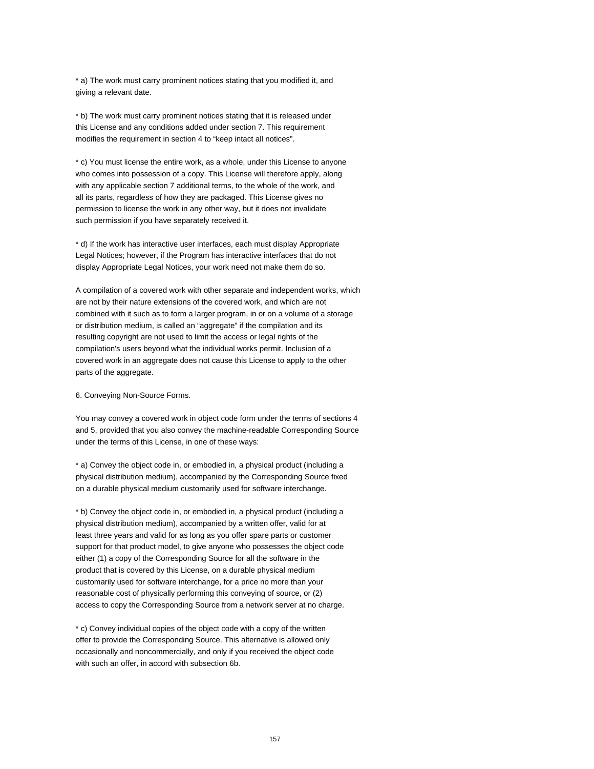* a) The work must carry prominent notices stating that you modified it, and giving a relevant date.

* b) The work must carry prominent notices stating that it is released under this License and any conditions added under section 7. This requirement modifies the requirement in section 4 to “keep intact all notices”.

* c) You must license the entire work, as a whole, under this License to anyone who comes into possession of a copy. This License will therefore apply, along with any applicable section 7 additional terms, to the whole of the work, and all its parts, regardless of how they are packaged. This License gives no permission to license the work in any other way, but it does not invalidate such permission if you have separately received it.

* d) If the work has interactive user interfaces, each must display Appropriate Legal Notices; however, if the Program has interactive interfaces that do not display Appropriate Legal Notices, your work need not make them do so.

A compilation of a covered work with other separate and independent works, which are not by their nature extensions of the covered work, and which are not combined with it such as to form a larger program, in or on a volume of a storage or distribution medium, is called an “aggregate” if the compilation and its resulting copyright are not used to limit the access or legal rights of the compilation's users beyond what the individual works permit. Inclusion of a covered work in an aggregate does not cause this License to apply to the other parts of the aggregate.

6. Conveying Non-Source Forms.

You may convey a covered work in object code form under the terms of sections 4 and 5, provided that you also convey the machine-readable Corresponding Source under the terms of this License, in one of these ways:

* a) Convey the object code in, or embodied in, a physical product (including a physical distribution medium), accompanied by the Corresponding Source fixed on a durable physical medium customarily used for software interchange.

* b) Convey the object code in, or embodied in, a physical product (including a physical distribution medium), accompanied by a written offer, valid for at least three years and valid for as long as you offer spare parts or customer support for that product model, to give anyone who possesses the object code either (1) a copy of the Corresponding Source for all the software in the product that is covered by this License, on a durable physical medium customarily used for software interchange, for a price no more than your reasonable cost of physically performing this conveying of source, or (2) access to copy the Corresponding Source from a network server at no charge.

* c) Convey individual copies of the object code with a copy of the written offer to provide the Corresponding Source. This alternative is allowed only occasionally and noncommercially, and only if you received the object code with such an offer, in accord with subsection 6b.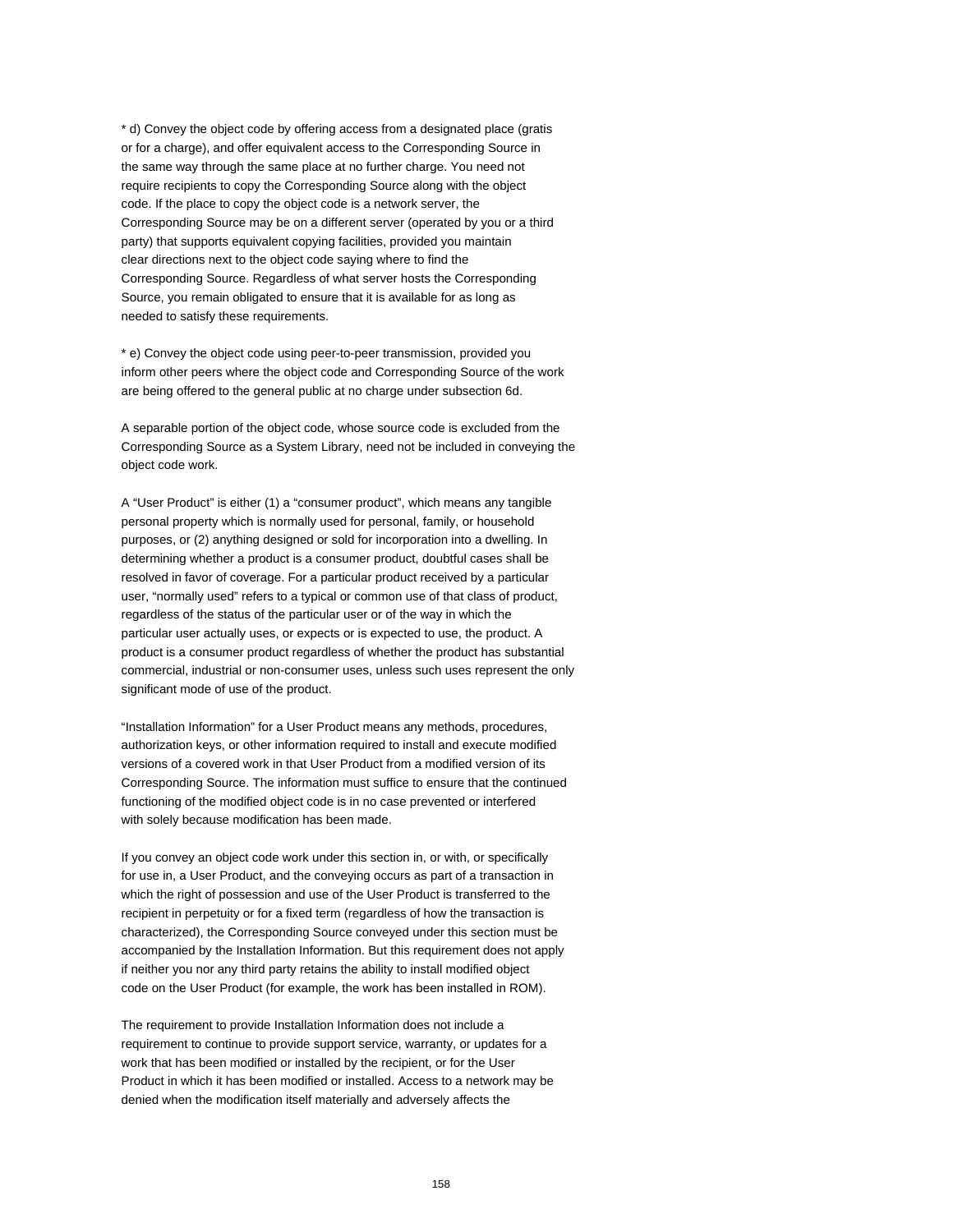* d) Convey the object code by offering access from a designated place (gratis or for a charge), and offer equivalent access to the Corresponding Source in the same way through the same place at no further charge. You need not require recipients to copy the Corresponding Source along with the object code. If the place to copy the object code is a network server, the Corresponding Source may be on a different server (operated by you or a third party) that supports equivalent copying facilities, provided you maintain clear directions next to the object code saying where to find the Corresponding Source. Regardless of what server hosts the Corresponding Source, you remain obligated to ensure that it is available for as long as needed to satisfy these requirements.

* e) Convey the object code using peer-to-peer transmission, provided you inform other peers where the object code and Corresponding Source of the work are being offered to the general public at no charge under subsection 6d.

A separable portion of the object code, whose source code is excluded from the Corresponding Source as a System Library, need not be included in conveying the object code work.

A “User Product” is either (1) a “consumer product”, which means any tangible personal property which is normally used for personal, family, or household purposes, or (2) anything designed or sold for incorporation into a dwelling. In determining whether a product is a consumer product, doubtful cases shall be resolved in favor of coverage. For a particular product received by a particular user, “normally used” refers to a typical or common use of that class of product, regardless of the status of the particular user or of the way in which the particular user actually uses, or expects or is expected to use, the product. A product is a consumer product regardless of whether the product has substantial commercial, industrial or non-consumer uses, unless such uses represent the only significant mode of use of the product.

“Installation Information” for a User Product means any methods, procedures, authorization keys, or other information required to install and execute modified versions of a covered work in that User Product from a modified version of its Corresponding Source. The information must suffice to ensure that the continued functioning of the modified object code is in no case prevented or interfered with solely because modification has been made.

If you convey an object code work under this section in, or with, or specifically for use in, a User Product, and the conveying occurs as part of a transaction in which the right of possession and use of the User Product is transferred to the recipient in perpetuity or for a fixed term (regardless of how the transaction is characterized), the Corresponding Source conveyed under this section must be accompanied by the Installation Information. But this requirement does not apply if neither you nor any third party retains the ability to install modified object code on the User Product (for example, the work has been installed in ROM).

The requirement to provide Installation Information does not include a requirement to continue to provide support service, warranty, or updates for a work that has been modified or installed by the recipient, or for the User Product in which it has been modified or installed. Access to a network may be denied when the modification itself materially and adversely affects the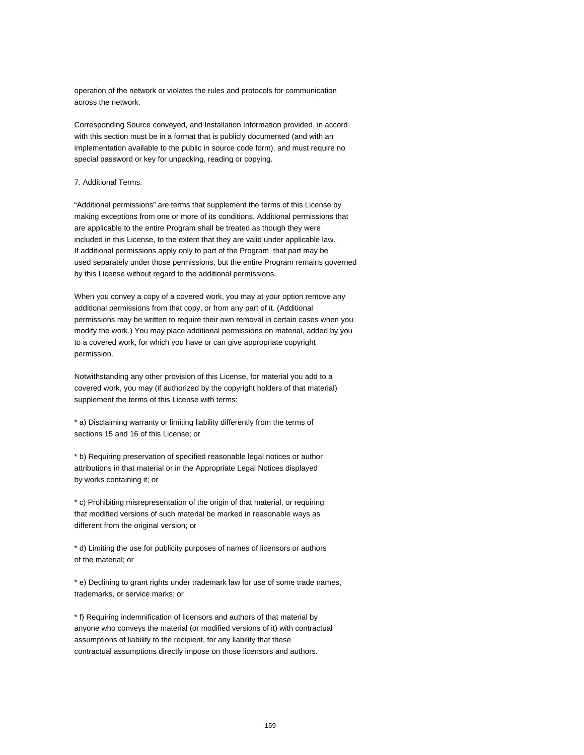operation of the network or violates the rules and protocols for communication across the network.

Corresponding Source conveyed, and Installation Information provided, in accord with this section must be in a format that is publicly documented (and with an implementation available to the public in source code form), and must require no special password or key for unpacking, reading or copying.

7. Additional Terms.

“Additional permissions” are terms that supplement the terms of this License by making exceptions from one or more of its conditions. Additional permissions that are applicable to the entire Program shall be treated as though they were included in this License, to the extent that they are valid under applicable law. If additional permissions apply only to part of the Program, that part may be used separately under those permissions, but the entire Program remains governed by this License without regard to the additional permissions.

When you convey a copy of a covered work, you may at your option remove any additional permissions from that copy, or from any part of it. (Additional permissions may be written to require their own removal in certain cases when you modify the work.) You may place additional permissions on material, added by you to a covered work, for which you have or can give appropriate copyright permission.

Notwithstanding any other provision of this License, for material you add to a covered work, you may (if authorized by the copyright holders of that material) supplement the terms of this License with terms:

* a) Disclaiming warranty or limiting liability differently from the terms of sections 15 and 16 of this License; or

* b) Requiring preservation of specified reasonable legal notices or author attributions in that material or in the Appropriate Legal Notices displayed by works containing it; or

* c) Prohibiting misrepresentation of the origin of that material, or requiring that modified versions of such material be marked in reasonable ways as different from the original version; or

* d) Limiting the use for publicity purposes of names of licensors or authors of the material; or

* e) Declining to grant rights under trademark law for use of some trade names, trademarks, or service marks; or

* f) Requiring indemnification of licensors and authors of that material by anyone who conveys the material (or modified versions of it) with contractual assumptions of liability to the recipient, for any liability that these contractual assumptions directly impose on those licensors and authors.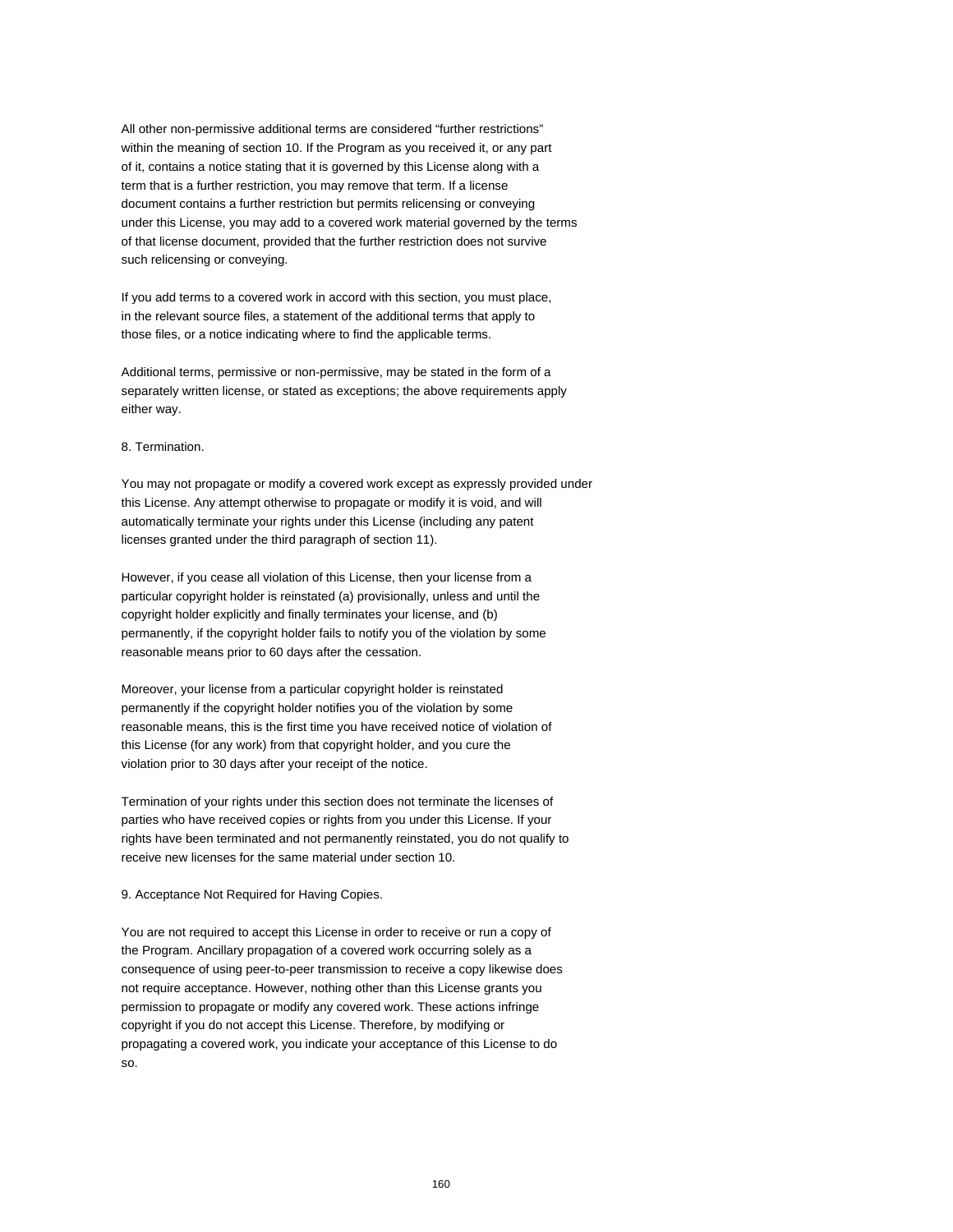All other non-permissive additional terms are considered “further restrictions” within the meaning of section 10. If the Program as you received it, or any part of it, contains a notice stating that it is governed by this License along with a term that is a further restriction, you may remove that term. If a license document contains a further restriction but permits relicensing or conveying under this License, you may add to a covered work material governed by the terms of that license document, provided that the further restriction does not survive such relicensing or conveying.

If you add terms to a covered work in accord with this section, you must place, in the relevant source files, a statement of the additional terms that apply to those files, or a notice indicating where to find the applicable terms.

Additional terms, permissive or non-permissive, may be stated in the form of a separately written license, or stated as exceptions; the above requirements apply either way.

8. Termination.

You may not propagate or modify a covered work except as expressly provided under this License. Any attempt otherwise to propagate or modify it is void, and will automatically terminate your rights under this License (including any patent licenses granted under the third paragraph of section 11).

However, if you cease all violation of this License, then your license from a particular copyright holder is reinstated (a) provisionally, unless and until the copyright holder explicitly and finally terminates your license, and (b) permanently, if the copyright holder fails to notify you of the violation by some reasonable means prior to 60 days after the cessation.

Moreover, your license from a particular copyright holder is reinstated permanently if the copyright holder notifies you of the violation by some reasonable means, this is the first time you have received notice of violation of this License (for any work) from that copyright holder, and you cure the violation prior to 30 days after your receipt of the notice.

Termination of your rights under this section does not terminate the licenses of parties who have received copies or rights from you under this License. If your rights have been terminated and not permanently reinstated, you do not qualify to receive new licenses for the same material under section 10.

9. Acceptance Not Required for Having Copies.

You are not required to accept this License in order to receive or run a copy of the Program. Ancillary propagation of a covered work occurring solely as a consequence of using peer-to-peer transmission to receive a copy likewise does not require acceptance. However, nothing other than this License grants you permission to propagate or modify any covered work. These actions infringe copyright if you do not accept this License. Therefore, by modifying or propagating a covered work, you indicate your acceptance of this License to do so.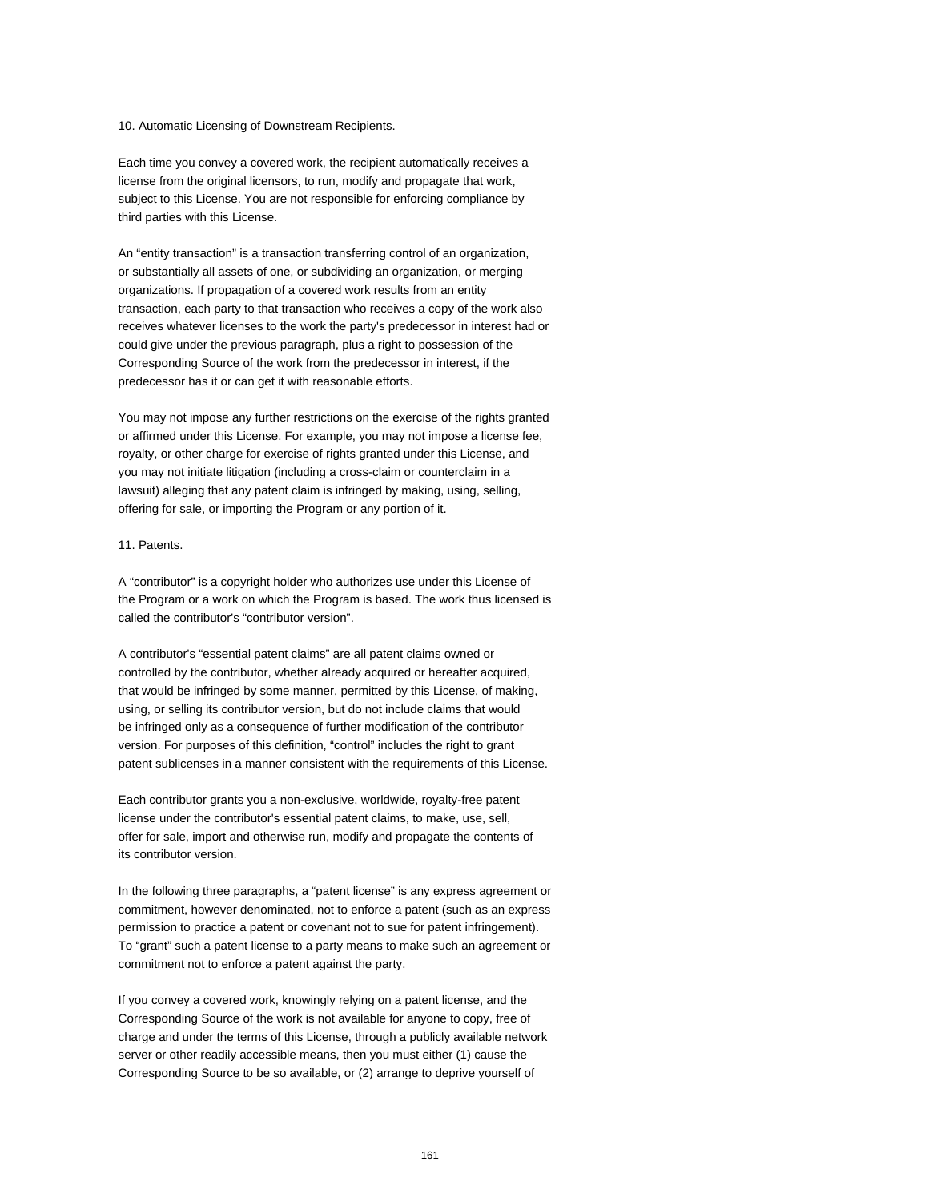## 10. Automatic Licensing of Downstream Recipients.

Each time you convey a covered work, the recipient automatically receives a license from the original licensors, to run, modify and propagate that work, subject to this License. You are not responsible for enforcing compliance by third parties with this License.

An “entity transaction” is a transaction transferring control of an organization, or substantially all assets of one, or subdividing an organization, or merging organizations. If propagation of a covered work results from an entity transaction, each party to that transaction who receives a copy of the work also receives whatever licenses to the work the party's predecessor in interest had or could give under the previous paragraph, plus a right to possession of the Corresponding Source of the work from the predecessor in interest, if the predecessor has it or can get it with reasonable efforts.

You may not impose any further restrictions on the exercise of the rights granted or affirmed under this License. For example, you may not impose a license fee, royalty, or other charge for exercise of rights granted under this License, and you may not initiate litigation (including a cross-claim or counterclaim in a lawsuit) alleging that any patent claim is infringed by making, using, selling, offering for sale, or importing the Program or any portion of it.

## 11. Patents.

A “contributor” is a copyright holder who authorizes use under this License of the Program or a work on which the Program is based. The work thus licensed is called the contributor's “contributor version”.

A contributor's “essential patent claims” are all patent claims owned or controlled by the contributor, whether already acquired or hereafter acquired, that would be infringed by some manner, permitted by this License, of making, using, or selling its contributor version, but do not include claims that would be infringed only as a consequence of further modification of the contributor version. For purposes of this definition, “control” includes the right to grant patent sublicenses in a manner consistent with the requirements of this License.

Each contributor grants you a non-exclusive, worldwide, royalty-free patent license under the contributor's essential patent claims, to make, use, sell, offer for sale, import and otherwise run, modify and propagate the contents of its contributor version.

In the following three paragraphs, a “patent license” is any express agreement or commitment, however denominated, not to enforce a patent (such as an express permission to practice a patent or covenant not to sue for patent infringement). To “grant” such a patent license to a party means to make such an agreement or commitment not to enforce a patent against the party.

If you convey a covered work, knowingly relying on a patent license, and the Corresponding Source of the work is not available for anyone to copy, free of charge and under the terms of this License, through a publicly available network server or other readily accessible means, then you must either (1) cause the Corresponding Source to be so available, or (2) arrange to deprive yourself of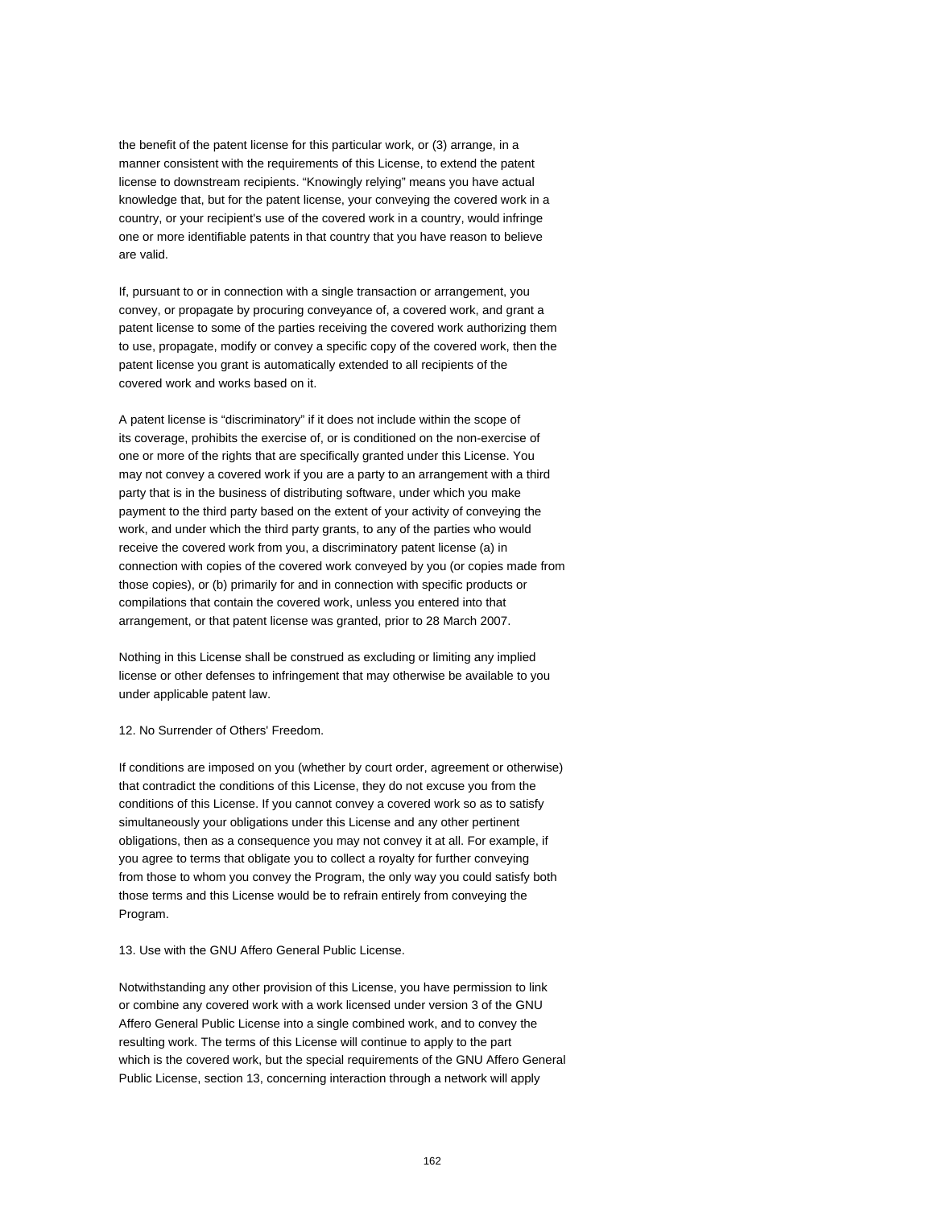the benefit of the patent license for this particular work, or (3) arrange, in a manner consistent with the requirements of this License, to extend the patent license to downstream recipients. “Knowingly relying” means you have actual knowledge that, but for the patent license, your conveying the covered work in a country, or your recipient's use of the covered work in a country, would infringe one or more identifiable patents in that country that you have reason to believe are valid.

If, pursuant to or in connection with a single transaction or arrangement, you convey, or propagate by procuring conveyance of, a covered work, and grant a patent license to some of the parties receiving the covered work authorizing them to use, propagate, modify or convey a specific copy of the covered work, then the patent license you grant is automatically extended to all recipients of the covered work and works based on it.

A patent license is “discriminatory” if it does not include within the scope of its coverage, prohibits the exercise of, or is conditioned on the non-exercise of one or more of the rights that are specifically granted under this License. You may not convey a covered work if you are a party to an arrangement with a third party that is in the business of distributing software, under which you make payment to the third party based on the extent of your activity of conveying the work, and under which the third party grants, to any of the parties who would receive the covered work from you, a discriminatory patent license (a) in connection with copies of the covered work conveyed by you (or copies made from those copies), or (b) primarily for and in connection with specific products or compilations that contain the covered work, unless you entered into that arrangement, or that patent license was granted, prior to 28 March 2007.

Nothing in this License shall be construed as excluding or limiting any implied license or other defenses to infringement that may otherwise be available to you under applicable patent law.

12. No Surrender of Others' Freedom.

If conditions are imposed on you (whether by court order, agreement or otherwise) that contradict the conditions of this License, they do not excuse you from the conditions of this License. If you cannot convey a covered work so as to satisfy simultaneously your obligations under this License and any other pertinent obligations, then as a consequence you may not convey it at all. For example, if you agree to terms that obligate you to collect a royalty for further conveying from those to whom you convey the Program, the only way you could satisfy both those terms and this License would be to refrain entirely from conveying the Program.

13. Use with the GNU Affero General Public License.

Notwithstanding any other provision of this License, you have permission to link or combine any covered work with a work licensed under version 3 of the GNU Affero General Public License into a single combined work, and to convey the resulting work. The terms of this License will continue to apply to the part which is the covered work, but the special requirements of the GNU Affero General Public License, section 13, concerning interaction through a network will apply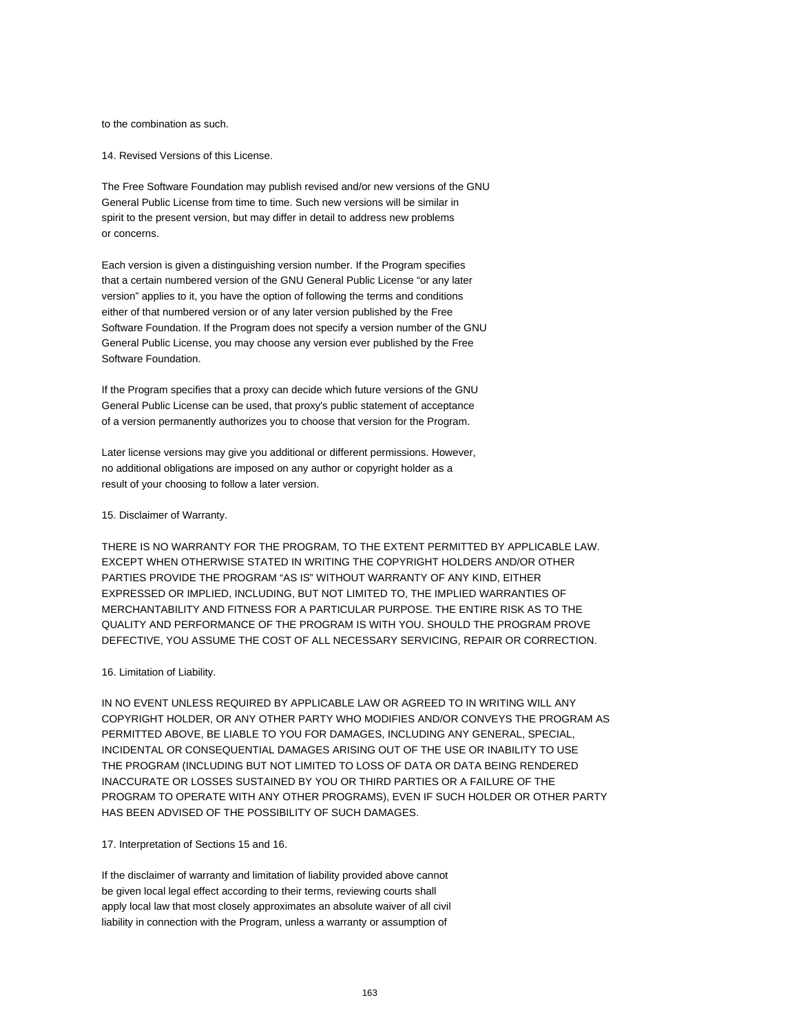to the combination as such.

14. Revised Versions of this License.

The Free Software Foundation may publish revised and/or new versions of the GNU General Public License from time to time. Such new versions will be similar in spirit to the present version, but may differ in detail to address new problems or concerns.

Each version is given a distinguishing version number. If the Program specifies that a certain numbered version of the GNU General Public License “or any later version” applies to it, you have the option of following the terms and conditions either of that numbered version or of any later version published by the Free Software Foundation. If the Program does not specify a version number of the GNU General Public License, you may choose any version ever published by the Free Software Foundation.

If the Program specifies that a proxy can decide which future versions of the GNU General Public License can be used, that proxy's public statement of acceptance of a version permanently authorizes you to choose that version for the Program.

Later license versions may give you additional or different permissions. However, no additional obligations are imposed on any author or copyright holder as a result of your choosing to follow a later version.

15. Disclaimer of Warranty.

THERE IS NO WARRANTY FOR THE PROGRAM, TO THE EXTENT PERMITTED BY APPLICABLE LAW. EXCEPT WHEN OTHERWISE STATED IN WRITING THE COPYRIGHT HOLDERS AND/OR OTHER PARTIES PROVIDE THE PROGRAM “AS IS” WITHOUT WARRANTY OF ANY KIND, EITHER EXPRESSED OR IMPLIED, INCLUDING, BUT NOT LIMITED TO, THE IMPLIED WARRANTIES OF MERCHANTABILITY AND FITNESS FOR A PARTICULAR PURPOSE. THE ENTIRE RISK AS TO THE QUALITY AND PERFORMANCE OF THE PROGRAM IS WITH YOU. SHOULD THE PROGRAM PROVE DEFECTIVE, YOU ASSUME THE COST OF ALL NECESSARY SERVICING, REPAIR OR CORRECTION.

16. Limitation of Liability.

IN NO EVENT UNLESS REQUIRED BY APPLICABLE LAW OR AGREED TO IN WRITING WILL ANY COPYRIGHT HOLDER, OR ANY OTHER PARTY WHO MODIFIES AND/OR CONVEYS THE PROGRAM AS PERMITTED ABOVE, BE LIABLE TO YOU FOR DAMAGES, INCLUDING ANY GENERAL, SPECIAL, INCIDENTAL OR CONSEQUENTIAL DAMAGES ARISING OUT OF THE USE OR INABILITY TO USE THE PROGRAM (INCLUDING BUT NOT LIMITED TO LOSS OF DATA OR DATA BEING RENDERED INACCURATE OR LOSSES SUSTAINED BY YOU OR THIRD PARTIES OR A FAILURE OF THE PROGRAM TO OPERATE WITH ANY OTHER PROGRAMS), EVEN IF SUCH HOLDER OR OTHER PARTY HAS BEEN ADVISED OF THE POSSIBILITY OF SUCH DAMAGES.

17. Interpretation of Sections 15 and 16.

If the disclaimer of warranty and limitation of liability provided above cannot be given local legal effect according to their terms, reviewing courts shall apply local law that most closely approximates an absolute waiver of all civil liability in connection with the Program, unless a warranty or assumption of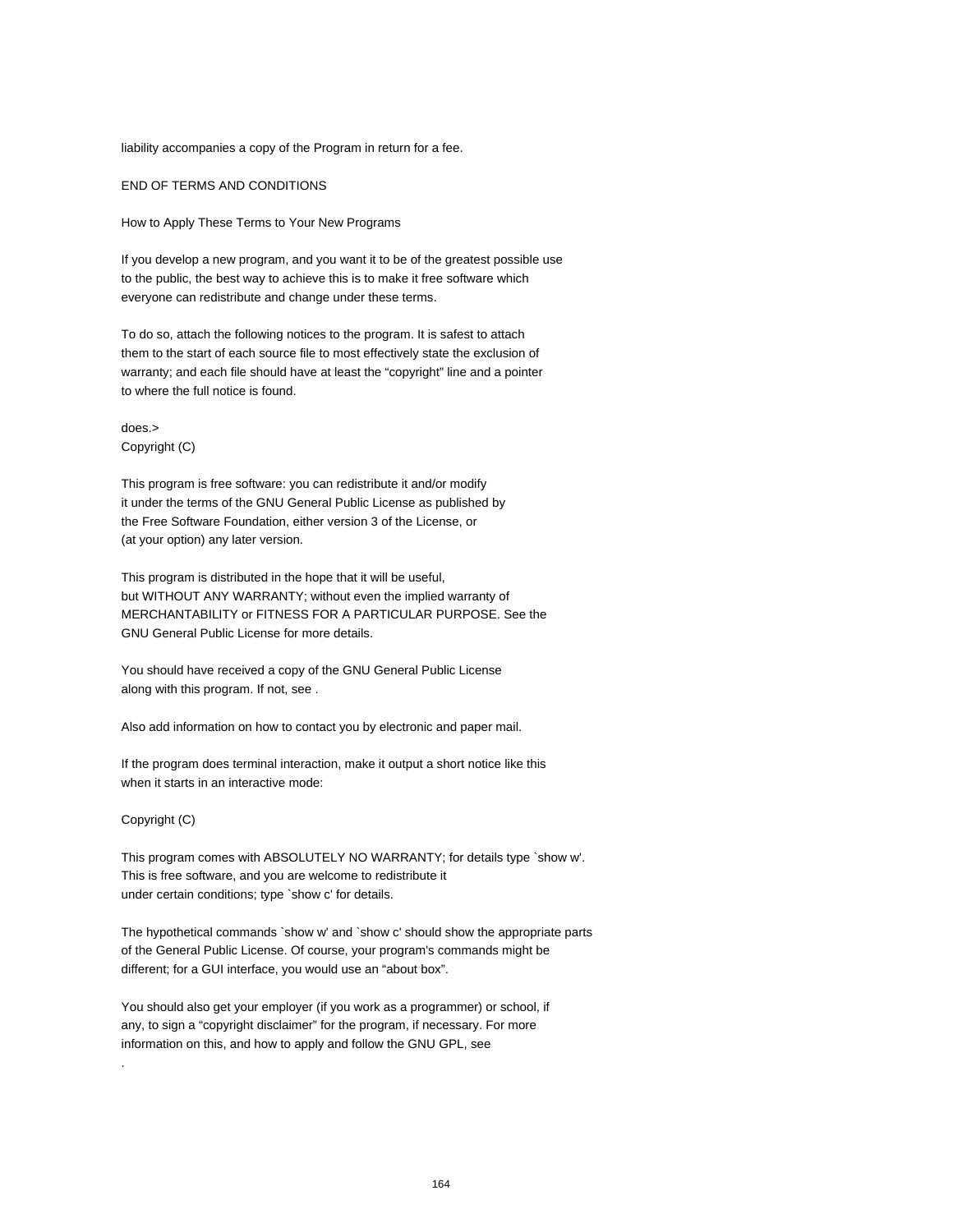liability accompanies a copy of the Program in return for a fee.

END OF TERMS AND CONDITIONS

How to Apply These Terms to Your New Programs

If you develop a new program, and you want it to be of the greatest possible use to the public, the best way to achieve this is to make it free software which everyone can redistribute and change under these terms.

To do so, attach the following notices to the program. It is safest to attach them to the start of each source file to most effectively state the exclusion of warranty; and each file should have at least the “copyright” line and a pointer to where the full notice is found.

does.>
Copyright (C)

This program is free software: you can redistribute it and/or modify it under the terms of the GNU General Public License as published by the Free Software Foundation, either version 3 of the License, or (at your option) any later version.

This program is distributed in the hope that it will be useful, but WITHOUT ANY WARRANTY; without even the implied warranty of MERCHANTABILITY or FITNESS FOR A PARTICULAR PURPOSE. See the GNU General Public License for more details.

You should have received a copy of the GNU General Public License along with this program. If not, see .

Also add information on how to contact you by electronic and paper mail.

If the program does terminal interaction, make it output a short notice like this when it starts in an interactive mode:

Copyright (C)

This program comes with ABSOLUTELY NO WARRANTY; for details type `show w'.
This is free software, and you are welcome to redistribute it
under certain conditions; type `show c' for details.

The hypothetical commands `show w' and `show c' should show the appropriate parts of the General Public License. Of course, your program's commands might be different; for a GUI interface, you would use an “about box”.

You should also get your employer (if you work as a programmer) or school, if any, to sign a “copyright disclaimer” for the program, if necessary. For more information on this, and how to apply and follow the GNU GPL, see

.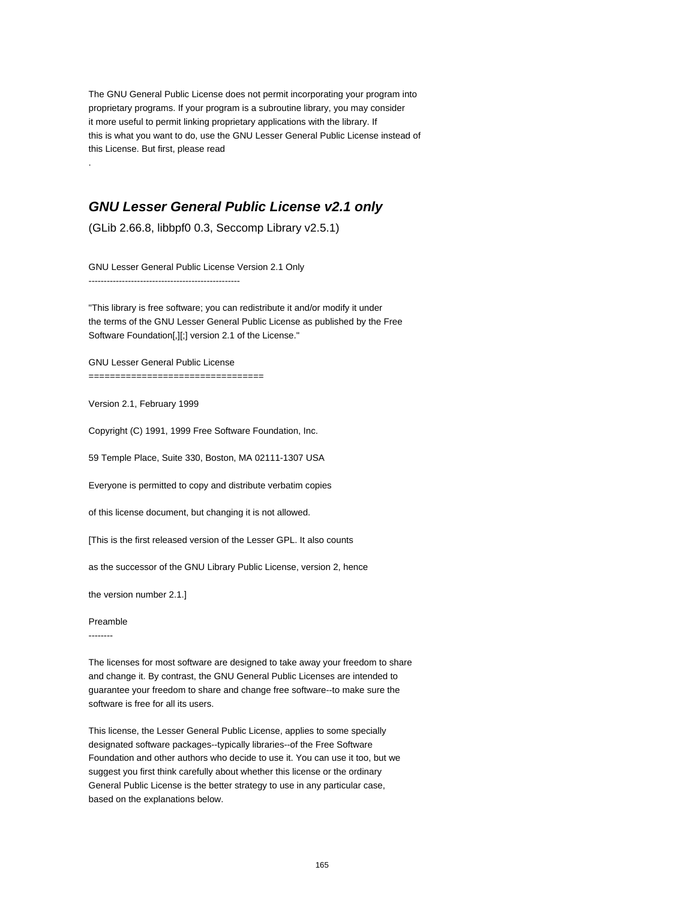The GNU General Public License does not permit incorporating your program into proprietary programs. If your program is a subroutine library, you may consider it more useful to permit linking proprietary applications with the library. If this is what you want to do, use the GNU Lesser General Public License instead of this License. But first, please read

.

## *GNU Lesser General Public License v2.1 only*

(GLib 2.66.8, libbpf0 0.3, Seccomp Library v2.5.1)

GNU Lesser General Public License Version 2.1 Only
--------------------------------------------------

"This library is free software; you can redistribute it and/or modify it under the terms of the GNU Lesser General Public License as published by the Free Software Foundation[,][;] version 2.1 of the License."

GNU Lesser General Public License
=================================

Version 2.1, February 1999

Copyright (C) 1991, 1999 Free Software Foundation, Inc.

59 Temple Place, Suite 330, Boston, MA 02111-1307 USA

Everyone is permitted to copy and distribute verbatim copies

of this license document, but changing it is not allowed.

[This is the first released version of the Lesser GPL. It also counts

as the successor of the GNU Library Public License, version 2, hence

the version number 2.1.]

Preamble
--------

The licenses for most software are designed to take away your freedom to share and change it. By contrast, the GNU General Public Licenses are intended to guarantee your freedom to share and change free software--to make sure the software is free for all its users.

This license, the Lesser General Public License, applies to some specially designated software packages--typically libraries--of the Free Software Foundation and other authors who decide to use it. You can use it too, but we suggest you first think carefully about whether this license or the ordinary General Public License is the better strategy to use in any particular case, based on the explanations below.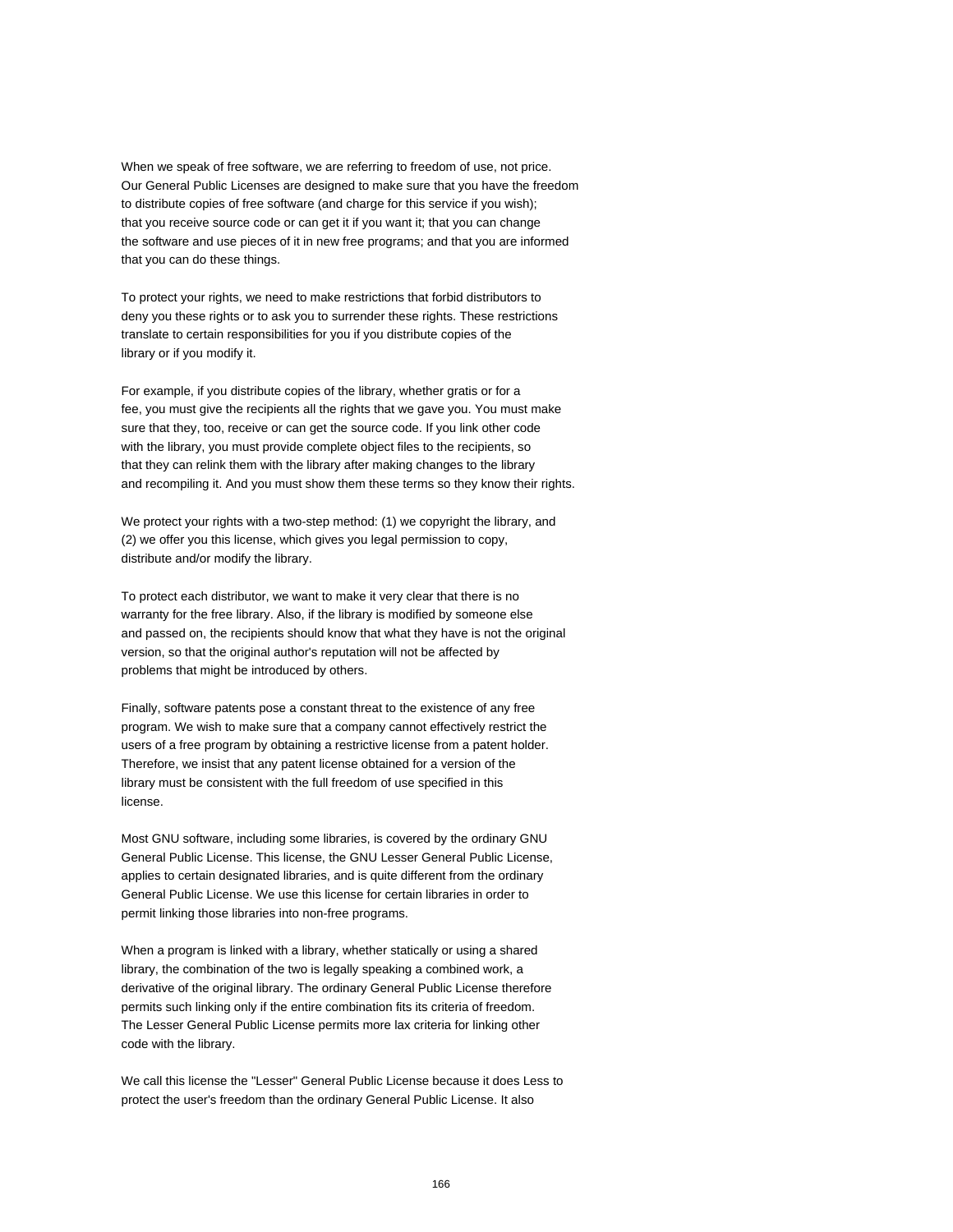When we speak of free software, we are referring to freedom of use, not price. Our General Public Licenses are designed to make sure that you have the freedom to distribute copies of free software (and charge for this service if you wish); that you receive source code or can get it if you want it; that you can change the software and use pieces of it in new free programs; and that you are informed that you can do these things.

To protect your rights, we need to make restrictions that forbid distributors to deny you these rights or to ask you to surrender these rights. These restrictions translate to certain responsibilities for you if you distribute copies of the library or if you modify it.

For example, if you distribute copies of the library, whether gratis or for a fee, you must give the recipients all the rights that we gave you. You must make sure that they, too, receive or can get the source code. If you link other code with the library, you must provide complete object files to the recipients, so that they can relink them with the library after making changes to the library and recompiling it. And you must show them these terms so they know their rights.

We protect your rights with a two-step method: (1) we copyright the library, and (2) we offer you this license, which gives you legal permission to copy, distribute and/or modify the library.

To protect each distributor, we want to make it very clear that there is no warranty for the free library. Also, if the library is modified by someone else and passed on, the recipients should know that what they have is not the original version, so that the original author's reputation will not be affected by problems that might be introduced by others.

Finally, software patents pose a constant threat to the existence of any free program. We wish to make sure that a company cannot effectively restrict the users of a free program by obtaining a restrictive license from a patent holder. Therefore, we insist that any patent license obtained for a version of the library must be consistent with the full freedom of use specified in this license.

Most GNU software, including some libraries, is covered by the ordinary GNU General Public License. This license, the GNU Lesser General Public License, applies to certain designated libraries, and is quite different from the ordinary General Public License. We use this license for certain libraries in order to permit linking those libraries into non-free programs.

When a program is linked with a library, whether statically or using a shared library, the combination of the two is legally speaking a combined work, a derivative of the original library. The ordinary General Public License therefore permits such linking only if the entire combination fits its criteria of freedom. The Lesser General Public License permits more lax criteria for linking other code with the library.

We call this license the "Lesser" General Public License because it does Less to protect the user's freedom than the ordinary General Public License. It also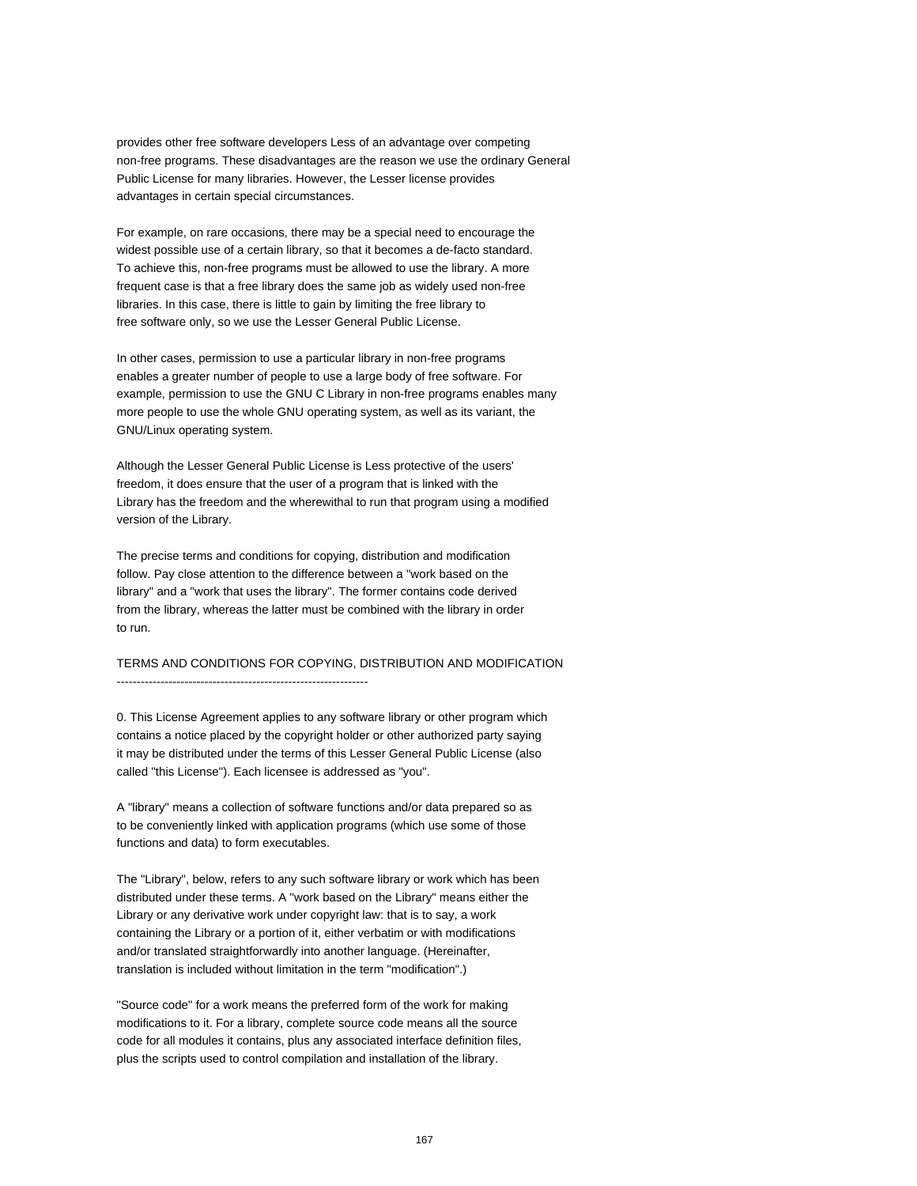provides other free software developers Less of an advantage over competing non-free programs. These disadvantages are the reason we use the ordinary General Public License for many libraries. However, the Lesser license provides advantages in certain special circumstances.

For example, on rare occasions, there may be a special need to encourage the widest possible use of a certain library, so that it becomes a de-facto standard. To achieve this, non-free programs must be allowed to use the library. A more frequent case is that a free library does the same job as widely used non-free libraries. In this case, there is little to gain by limiting the free library to free software only, so we use the Lesser General Public License.

In other cases, permission to use a particular library in non-free programs enables a greater number of people to use a large body of free software. For example, permission to use the GNU C Library in non-free programs enables many more people to use the whole GNU operating system, as well as its variant, the GNU/Linux operating system.

Although the Lesser General Public License is Less protective of the users' freedom, it does ensure that the user of a program that is linked with the Library has the freedom and the wherewithal to run that program using a modified version of the Library.

The precise terms and conditions for copying, distribution and modification follow. Pay close attention to the difference between a "work based on the library" and a "work that uses the library". The former contains code derived from the library, whereas the latter must be combined with the library in order to run.

TERMS AND CONDITIONS FOR COPYING, DISTRIBUTION AND MODIFICATION
---------------------------------------------------------------

0. This License Agreement applies to any software library or other program which contains a notice placed by the copyright holder or other authorized party saying it may be distributed under the terms of this Lesser General Public License (also called "this License"). Each licensee is addressed as "you".

A "library" means a collection of software functions and/or data prepared so as to be conveniently linked with application programs (which use some of those functions and data) to form executables.

The "Library", below, refers to any such software library or work which has been distributed under these terms. A "work based on the Library" means either the Library or any derivative work under copyright law: that is to say, a work containing the Library or a portion of it, either verbatim or with modifications and/or translated straightforwardly into another language. (Hereinafter, translation is included without limitation in the term "modification".)

"Source code" for a work means the preferred form of the work for making modifications to it. For a library, complete source code means all the source code for all modules it contains, plus any associated interface definition files, plus the scripts used to control compilation and installation of the library.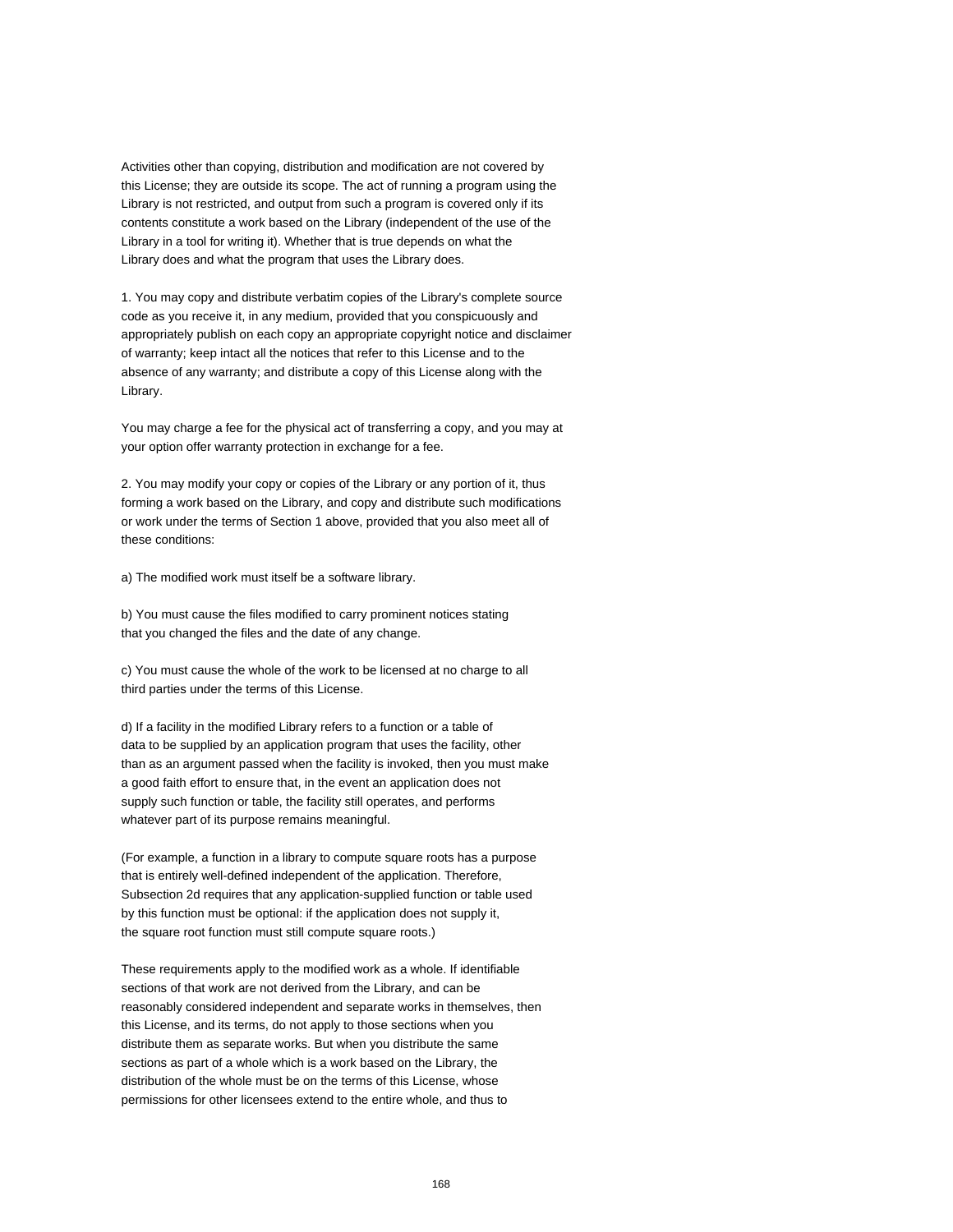Activities other than copying, distribution and modification are not covered by this License; they are outside its scope. The act of running a program using the Library is not restricted, and output from such a program is covered only if its contents constitute a work based on the Library (independent of the use of the Library in a tool for writing it). Whether that is true depends on what the Library does and what the program that uses the Library does.

1. You may copy and distribute verbatim copies of the Library's complete source code as you receive it, in any medium, provided that you conspicuously and appropriately publish on each copy an appropriate copyright notice and disclaimer of warranty; keep intact all the notices that refer to this License and to the absence of any warranty; and distribute a copy of this License along with the Library.

You may charge a fee for the physical act of transferring a copy, and you may at your option offer warranty protection in exchange for a fee.

2. You may modify your copy or copies of the Library or any portion of it, thus forming a work based on the Library, and copy and distribute such modifications or work under the terms of Section 1 above, provided that you also meet all of these conditions:

a) The modified work must itself be a software library.

b) You must cause the files modified to carry prominent notices stating that you changed the files and the date of any change.

c) You must cause the whole of the work to be licensed at no charge to all third parties under the terms of this License.

d) If a facility in the modified Library refers to a function or a table of data to be supplied by an application program that uses the facility, other than as an argument passed when the facility is invoked, then you must make a good faith effort to ensure that, in the event an application does not supply such function or table, the facility still operates, and performs whatever part of its purpose remains meaningful.

(For example, a function in a library to compute square roots has a purpose that is entirely well-defined independent of the application. Therefore, Subsection 2d requires that any application-supplied function or table used by this function must be optional: if the application does not supply it, the square root function must still compute square roots.)

These requirements apply to the modified work as a whole. If identifiable sections of that work are not derived from the Library, and can be reasonably considered independent and separate works in themselves, then this License, and its terms, do not apply to those sections when you distribute them as separate works. But when you distribute the same sections as part of a whole which is a work based on the Library, the distribution of the whole must be on the terms of this License, whose permissions for other licensees extend to the entire whole, and thus to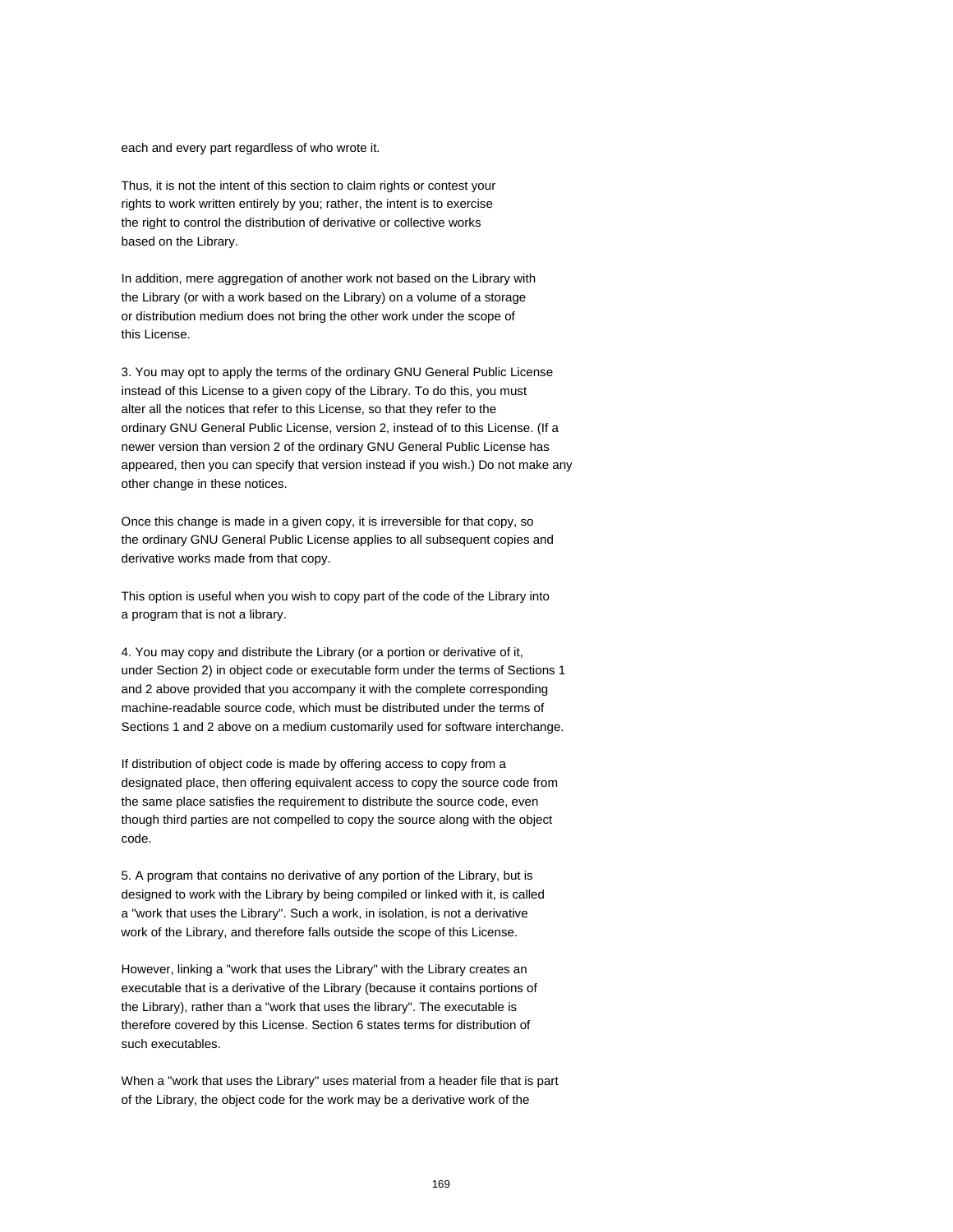each and every part regardless of who wrote it.

Thus, it is not the intent of this section to claim rights or contest your rights to work written entirely by you; rather, the intent is to exercise the right to control the distribution of derivative or collective works based on the Library.

In addition, mere aggregation of another work not based on the Library with the Library (or with a work based on the Library) on a volume of a storage or distribution medium does not bring the other work under the scope of this License.

3. You may opt to apply the terms of the ordinary GNU General Public License instead of this License to a given copy of the Library. To do this, you must alter all the notices that refer to this License, so that they refer to the ordinary GNU General Public License, version 2, instead of to this License. (If a newer version than version 2 of the ordinary GNU General Public License has appeared, then you can specify that version instead if you wish.) Do not make any other change in these notices.

Once this change is made in a given copy, it is irreversible for that copy, so the ordinary GNU General Public License applies to all subsequent copies and derivative works made from that copy.

This option is useful when you wish to copy part of the code of the Library into a program that is not a library.

4. You may copy and distribute the Library (or a portion or derivative of it, under Section 2) in object code or executable form under the terms of Sections 1 and 2 above provided that you accompany it with the complete corresponding machine-readable source code, which must be distributed under the terms of Sections 1 and 2 above on a medium customarily used for software interchange.

If distribution of object code is made by offering access to copy from a designated place, then offering equivalent access to copy the source code from the same place satisfies the requirement to distribute the source code, even though third parties are not compelled to copy the source along with the object code.

5. A program that contains no derivative of any portion of the Library, but is designed to work with the Library by being compiled or linked with it, is called a "work that uses the Library". Such a work, in isolation, is not a derivative work of the Library, and therefore falls outside the scope of this License.

However, linking a "work that uses the Library" with the Library creates an executable that is a derivative of the Library (because it contains portions of the Library), rather than a "work that uses the library". The executable is therefore covered by this License. Section 6 states terms for distribution of such executables.

When a "work that uses the Library" uses material from a header file that is part of the Library, the object code for the work may be a derivative work of the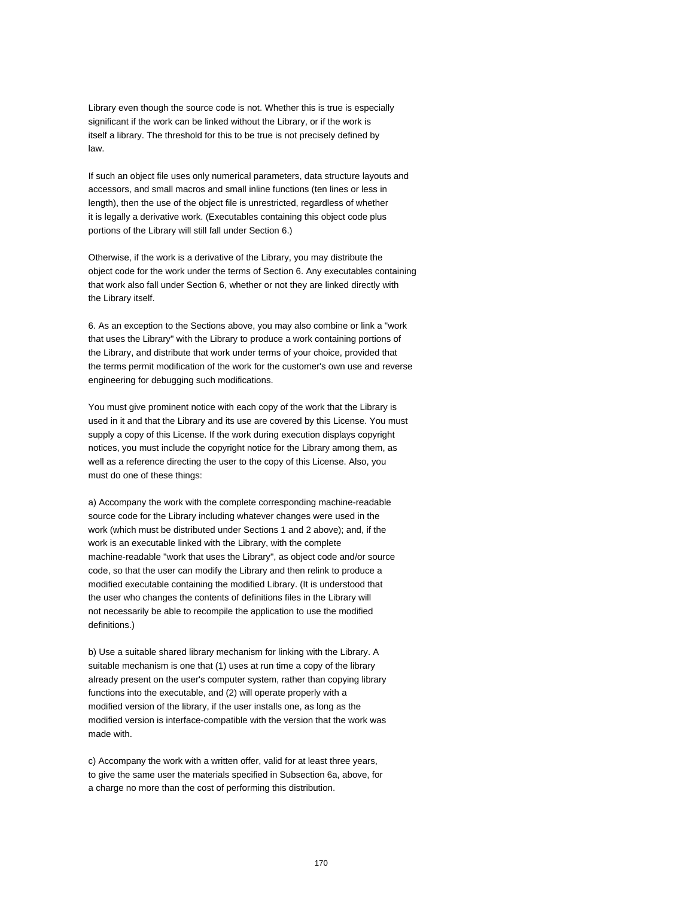Library even though the source code is not. Whether this is true is especially significant if the work can be linked without the Library, or if the work is itself a library. The threshold for this to be true is not precisely defined by law.

If such an object file uses only numerical parameters, data structure layouts and accessors, and small macros and small inline functions (ten lines or less in length), then the use of the object file is unrestricted, regardless of whether it is legally a derivative work. (Executables containing this object code plus portions of the Library will still fall under Section 6.)

Otherwise, if the work is a derivative of the Library, you may distribute the object code for the work under the terms of Section 6. Any executables containing that work also fall under Section 6, whether or not they are linked directly with the Library itself.

6. As an exception to the Sections above, you may also combine or link a "work that uses the Library" with the Library to produce a work containing portions of the Library, and distribute that work under terms of your choice, provided that the terms permit modification of the work for the customer's own use and reverse engineering for debugging such modifications.

You must give prominent notice with each copy of the work that the Library is used in it and that the Library and its use are covered by this License. You must supply a copy of this License. If the work during execution displays copyright notices, you must include the copyright notice for the Library among them, as well as a reference directing the user to the copy of this License. Also, you must do one of these things:

a) Accompany the work with the complete corresponding machine-readable source code for the Library including whatever changes were used in the work (which must be distributed under Sections 1 and 2 above); and, if the work is an executable linked with the Library, with the complete machine-readable "work that uses the Library", as object code and/or source code, so that the user can modify the Library and then relink to produce a modified executable containing the modified Library. (It is understood that the user who changes the contents of definitions files in the Library will not necessarily be able to recompile the application to use the modified definitions.)

b) Use a suitable shared library mechanism for linking with the Library. A suitable mechanism is one that (1) uses at run time a copy of the library already present on the user's computer system, rather than copying library functions into the executable, and (2) will operate properly with a modified version of the library, if the user installs one, as long as the modified version is interface-compatible with the version that the work was made with.

c) Accompany the work with a written offer, valid for at least three years, to give the same user the materials specified in Subsection 6a, above, for a charge no more than the cost of performing this distribution.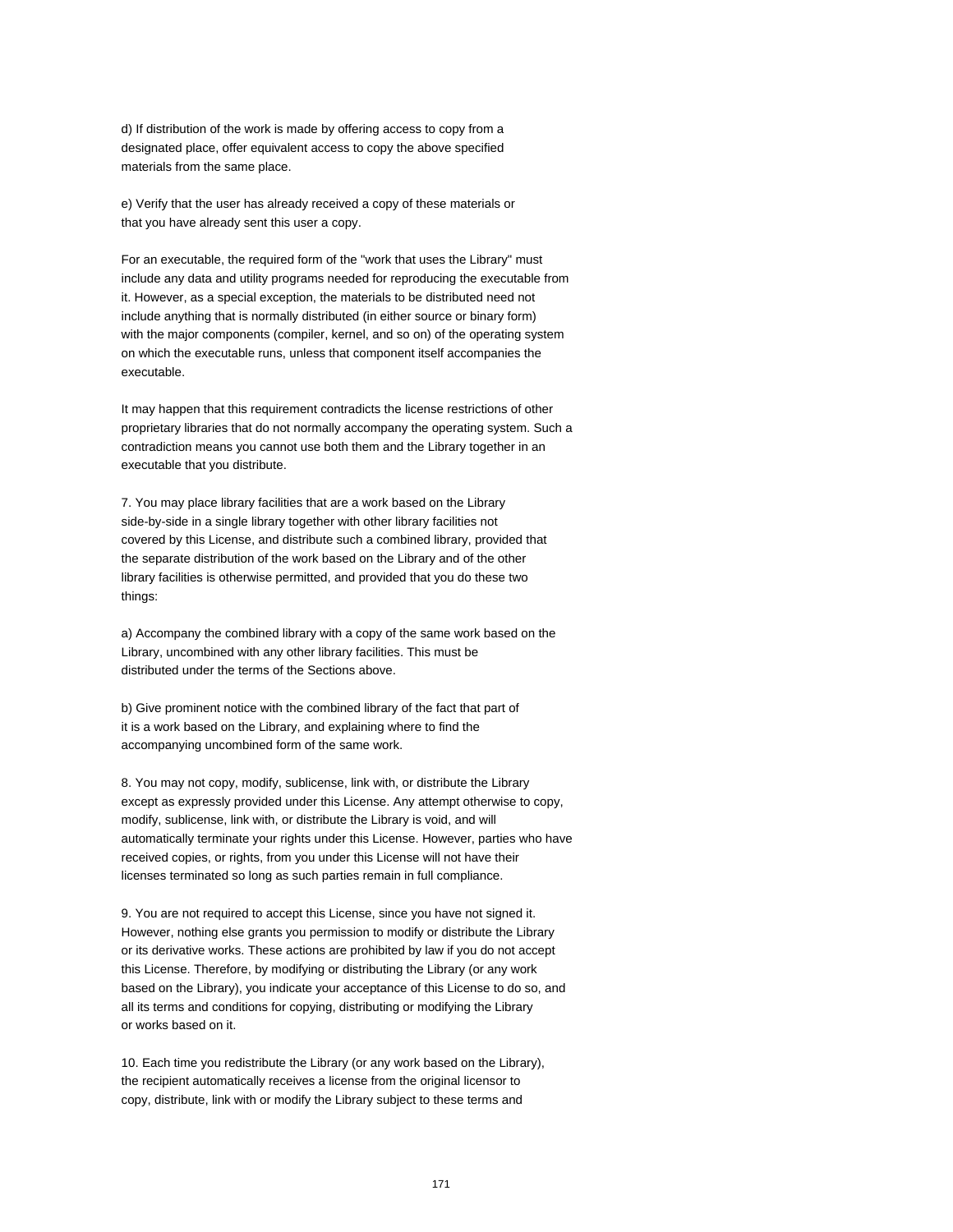d) If distribution of the work is made by offering access to copy from a designated place, offer equivalent access to copy the above specified materials from the same place.

e) Verify that the user has already received a copy of these materials or that you have already sent this user a copy.

For an executable, the required form of the "work that uses the Library" must include any data and utility programs needed for reproducing the executable from it. However, as a special exception, the materials to be distributed need not include anything that is normally distributed (in either source or binary form) with the major components (compiler, kernel, and so on) of the operating system on which the executable runs, unless that component itself accompanies the executable.

It may happen that this requirement contradicts the license restrictions of other proprietary libraries that do not normally accompany the operating system. Such a contradiction means you cannot use both them and the Library together in an executable that you distribute.

7. You may place library facilities that are a work based on the Library side-by-side in a single library together with other library facilities not covered by this License, and distribute such a combined library, provided that the separate distribution of the work based on the Library and of the other library facilities is otherwise permitted, and provided that you do these two things:

a) Accompany the combined library with a copy of the same work based on the Library, uncombined with any other library facilities. This must be distributed under the terms of the Sections above.

b) Give prominent notice with the combined library of the fact that part of it is a work based on the Library, and explaining where to find the accompanying uncombined form of the same work.

8. You may not copy, modify, sublicense, link with, or distribute the Library except as expressly provided under this License. Any attempt otherwise to copy, modify, sublicense, link with, or distribute the Library is void, and will automatically terminate your rights under this License. However, parties who have received copies, or rights, from you under this License will not have their licenses terminated so long as such parties remain in full compliance.

9. You are not required to accept this License, since you have not signed it. However, nothing else grants you permission to modify or distribute the Library or its derivative works. These actions are prohibited by law if you do not accept this License. Therefore, by modifying or distributing the Library (or any work based on the Library), you indicate your acceptance of this License to do so, and all its terms and conditions for copying, distributing or modifying the Library or works based on it.

10. Each time you redistribute the Library (or any work based on the Library), the recipient automatically receives a license from the original licensor to copy, distribute, link with or modify the Library subject to these terms and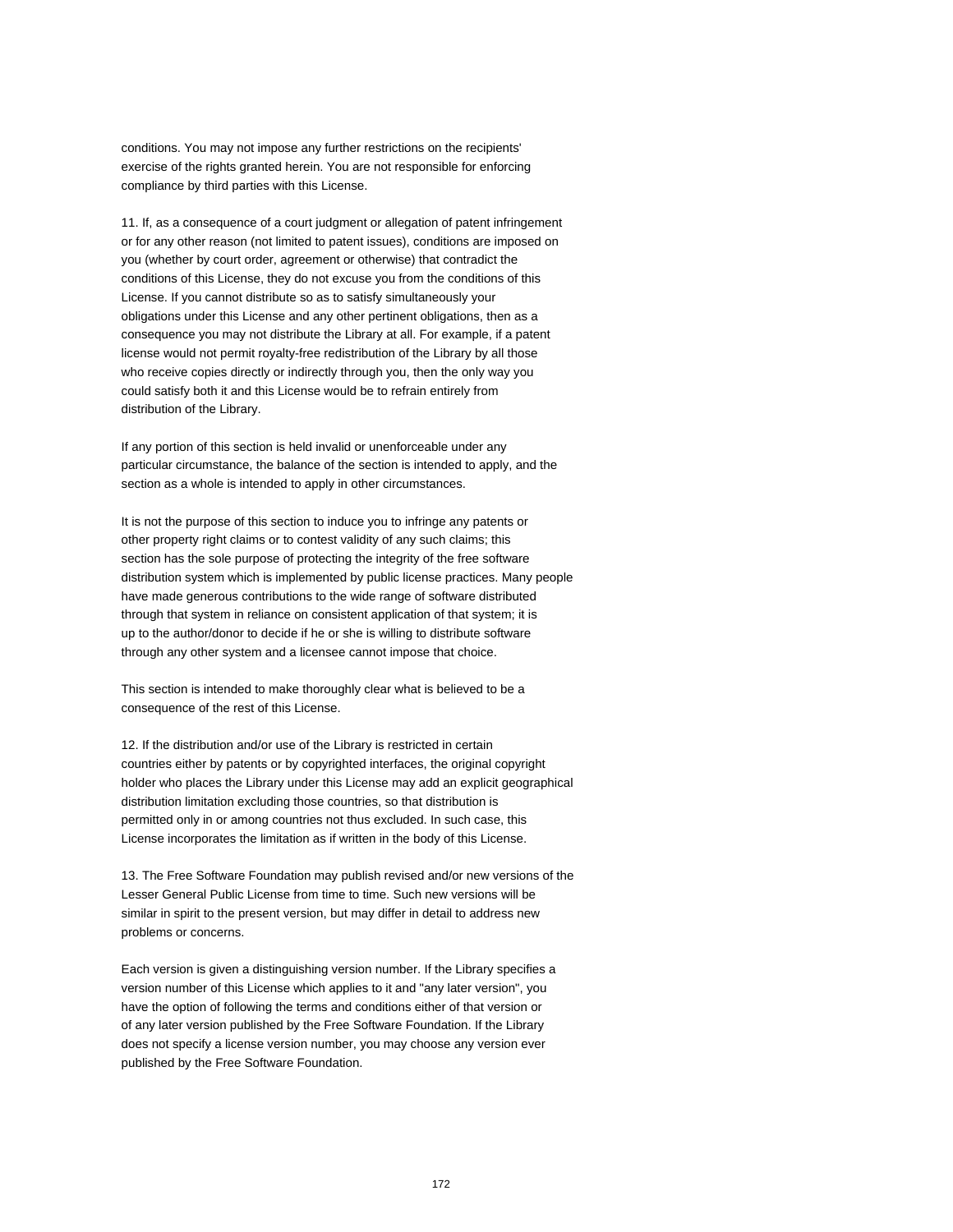conditions. You may not impose any further restrictions on the recipients' exercise of the rights granted herein. You are not responsible for enforcing compliance by third parties with this License.

11. If, as a consequence of a court judgment or allegation of patent infringement or for any other reason (not limited to patent issues), conditions are imposed on you (whether by court order, agreement or otherwise) that contradict the conditions of this License, they do not excuse you from the conditions of this License. If you cannot distribute so as to satisfy simultaneously your obligations under this License and any other pertinent obligations, then as a consequence you may not distribute the Library at all. For example, if a patent license would not permit royalty-free redistribution of the Library by all those who receive copies directly or indirectly through you, then the only way you could satisfy both it and this License would be to refrain entirely from distribution of the Library.

If any portion of this section is held invalid or unenforceable under any particular circumstance, the balance of the section is intended to apply, and the section as a whole is intended to apply in other circumstances.

It is not the purpose of this section to induce you to infringe any patents or other property right claims or to contest validity of any such claims; this section has the sole purpose of protecting the integrity of the free software distribution system which is implemented by public license practices. Many people have made generous contributions to the wide range of software distributed through that system in reliance on consistent application of that system; it is up to the author/donor to decide if he or she is willing to distribute software through any other system and a licensee cannot impose that choice.

This section is intended to make thoroughly clear what is believed to be a consequence of the rest of this License.

12. If the distribution and/or use of the Library is restricted in certain countries either by patents or by copyrighted interfaces, the original copyright holder who places the Library under this License may add an explicit geographical distribution limitation excluding those countries, so that distribution is permitted only in or among countries not thus excluded. In such case, this License incorporates the limitation as if written in the body of this License.

13. The Free Software Foundation may publish revised and/or new versions of the Lesser General Public License from time to time. Such new versions will be similar in spirit to the present version, but may differ in detail to address new problems or concerns.

Each version is given a distinguishing version number. If the Library specifies a version number of this License which applies to it and "any later version", you have the option of following the terms and conditions either of that version or of any later version published by the Free Software Foundation. If the Library does not specify a license version number, you may choose any version ever published by the Free Software Foundation.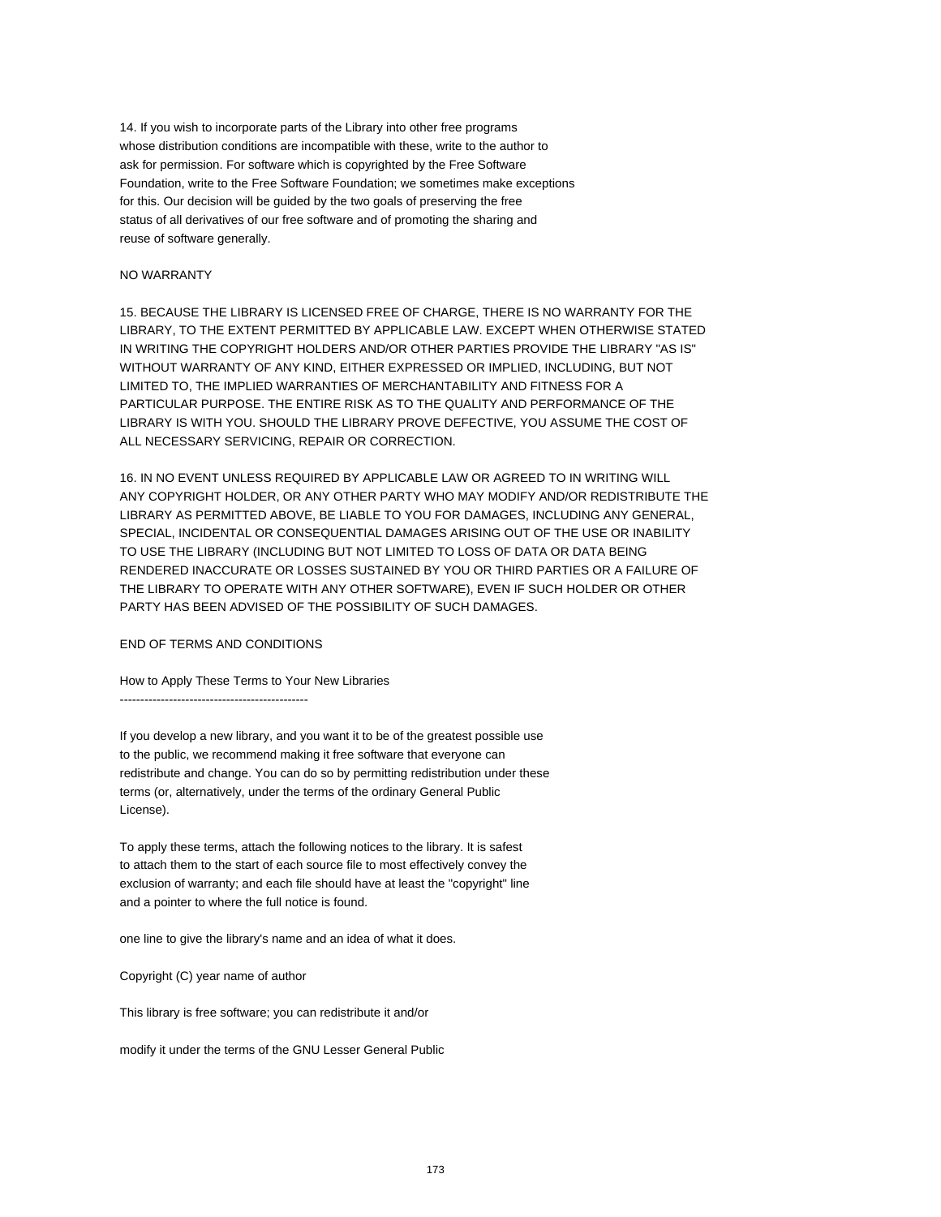14. If you wish to incorporate parts of the Library into other free programs
whose distribution conditions are incompatible with these, write to the author to
ask for permission. For software which is copyrighted by the Free Software
Foundation, write to the Free Software Foundation; we sometimes make exceptions
for this. Our decision will be guided by the two goals of preserving the free
status of all derivatives of our free software and of promoting the sharing and
reuse of software generally.

NO WARRANTY

15. BECAUSE THE LIBRARY IS LICENSED FREE OF CHARGE, THERE IS NO WARRANTY FOR THE
LIBRARY, TO THE EXTENT PERMITTED BY APPLICABLE LAW. EXCEPT WHEN OTHERWISE STATED
IN WRITING THE COPYRIGHT HOLDERS AND/OR OTHER PARTIES PROVIDE THE LIBRARY "AS IS"
WITHOUT WARRANTY OF ANY KIND, EITHER EXPRESSED OR IMPLIED, INCLUDING, BUT NOT
LIMITED TO, THE IMPLIED WARRANTIES OF MERCHANTABILITY AND FITNESS FOR A
PARTICULAR PURPOSE. THE ENTIRE RISK AS TO THE QUALITY AND PERFORMANCE OF THE
LIBRARY IS WITH YOU. SHOULD THE LIBRARY PROVE DEFECTIVE, YOU ASSUME THE COST OF
ALL NECESSARY SERVICING, REPAIR OR CORRECTION.

16. IN NO EVENT UNLESS REQUIRED BY APPLICABLE LAW OR AGREED TO IN WRITING WILL
ANY COPYRIGHT HOLDER, OR ANY OTHER PARTY WHO MAY MODIFY AND/OR REDISTRIBUTE THE
LIBRARY AS PERMITTED ABOVE, BE LIABLE TO YOU FOR DAMAGES, INCLUDING ANY GENERAL,
SPECIAL, INCIDENTAL OR CONSEQUENTIAL DAMAGES ARISING OUT OF THE USE OR INABILITY
TO USE THE LIBRARY (INCLUDING BUT NOT LIMITED TO LOSS OF DATA OR DATA BEING
RENDERED INACCURATE OR LOSSES SUSTAINED BY YOU OR THIRD PARTIES OR A FAILURE OF
THE LIBRARY TO OPERATE WITH ANY OTHER SOFTWARE), EVEN IF SUCH HOLDER OR OTHER
PARTY HAS BEEN ADVISED OF THE POSSIBILITY OF SUCH DAMAGES.

END OF TERMS AND CONDITIONS

How to Apply These Terms to Your New Libraries
----------------------------------------------

If you develop a new library, and you want it to be of the greatest possible use
to the public, we recommend making it free software that everyone can
redistribute and change. You can do so by permitting redistribution under these
terms (or, alternatively, under the terms of the ordinary General Public
License).

To apply these terms, attach the following notices to the library. It is safest
to attach them to the start of each source file to most effectively convey the
exclusion of warranty; and each file should have at least the "copyright" line
and a pointer to where the full notice is found.

one line to give the library's name and an idea of what it does.

Copyright (C) year name of author

This library is free software; you can redistribute it and/or

modify it under the terms of the GNU Lesser General Public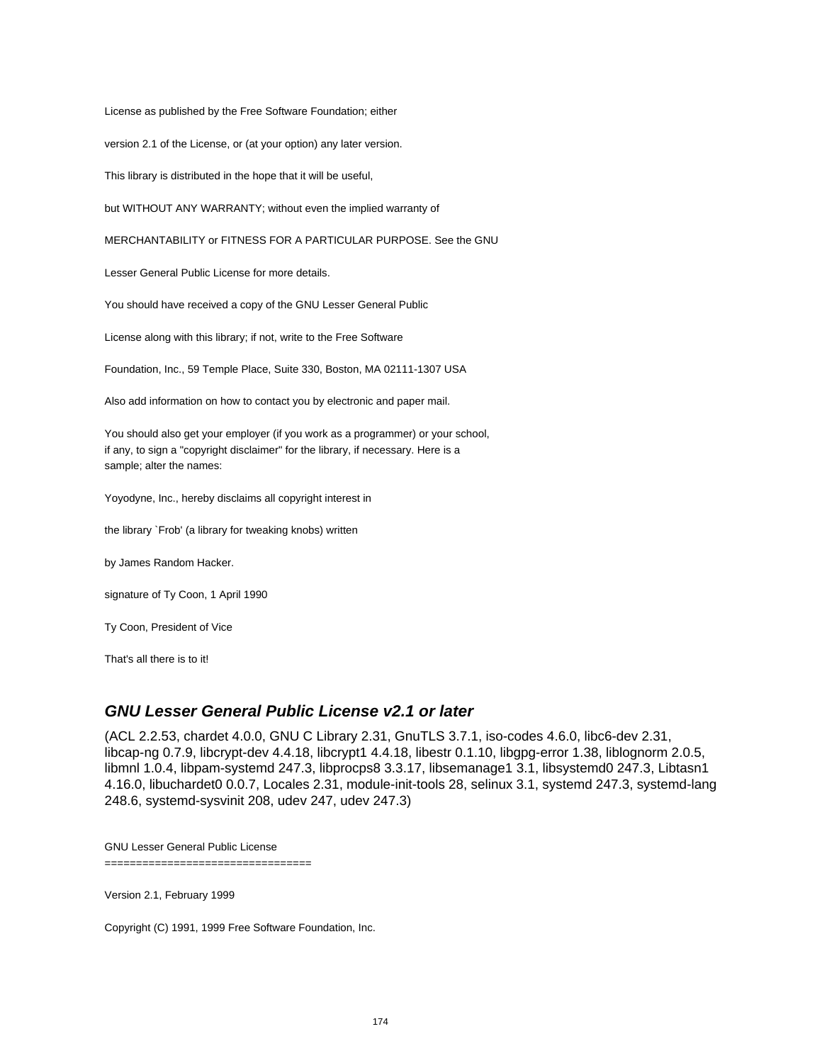License as published by the Free Software Foundation; either

version 2.1 of the License, or (at your option) any later version.

This library is distributed in the hope that it will be useful,

but WITHOUT ANY WARRANTY; without even the implied warranty of

MERCHANTABILITY or FITNESS FOR A PARTICULAR PURPOSE. See the GNU

Lesser General Public License for more details.

You should have received a copy of the GNU Lesser General Public

License along with this library; if not, write to the Free Software

Foundation, Inc., 59 Temple Place, Suite 330, Boston, MA 02111-1307 USA

Also add information on how to contact you by electronic and paper mail.

You should also get your employer (if you work as a programmer) or your school,
if any, to sign a "copyright disclaimer" for the library, if necessary. Here is a
sample; alter the names:

Yoyodyne, Inc., hereby disclaims all copyright interest in

the library `Frob' (a library for tweaking knobs) written

by James Random Hacker.

signature of Ty Coon, 1 April 1990

Ty Coon, President of Vice

That's all there is to it!

## *GNU Lesser General Public License v2.1 or later*

(ACL 2.2.53, chardet 4.0.0, GNU C Library 2.31, GnuTLS 3.7.1, iso-codes 4.6.0, libc6-dev 2.31, libcap-ng 0.7.9, libcrypt-dev 4.4.18, libcrypt1 4.4.18, libestr 0.1.10, libgpg-error 1.38, liblognorm 2.0.5, libmnl 1.0.4, libpam-systemd 247.3, libprocps8 3.3.17, libsemanage1 3.1, libsystemd0 247.3, Libtasn1 4.16.0, libuchardet0 0.0.7, Locales 2.31, module-init-tools 28, selinux 3.1, systemd 247.3, systemd-lang 248.6, systemd-sysvinit 208, udev 247, udev 247.3)

GNU Lesser General Public License
=================================

Version 2.1, February 1999

Copyright (C) 1991, 1999 Free Software Foundation, Inc.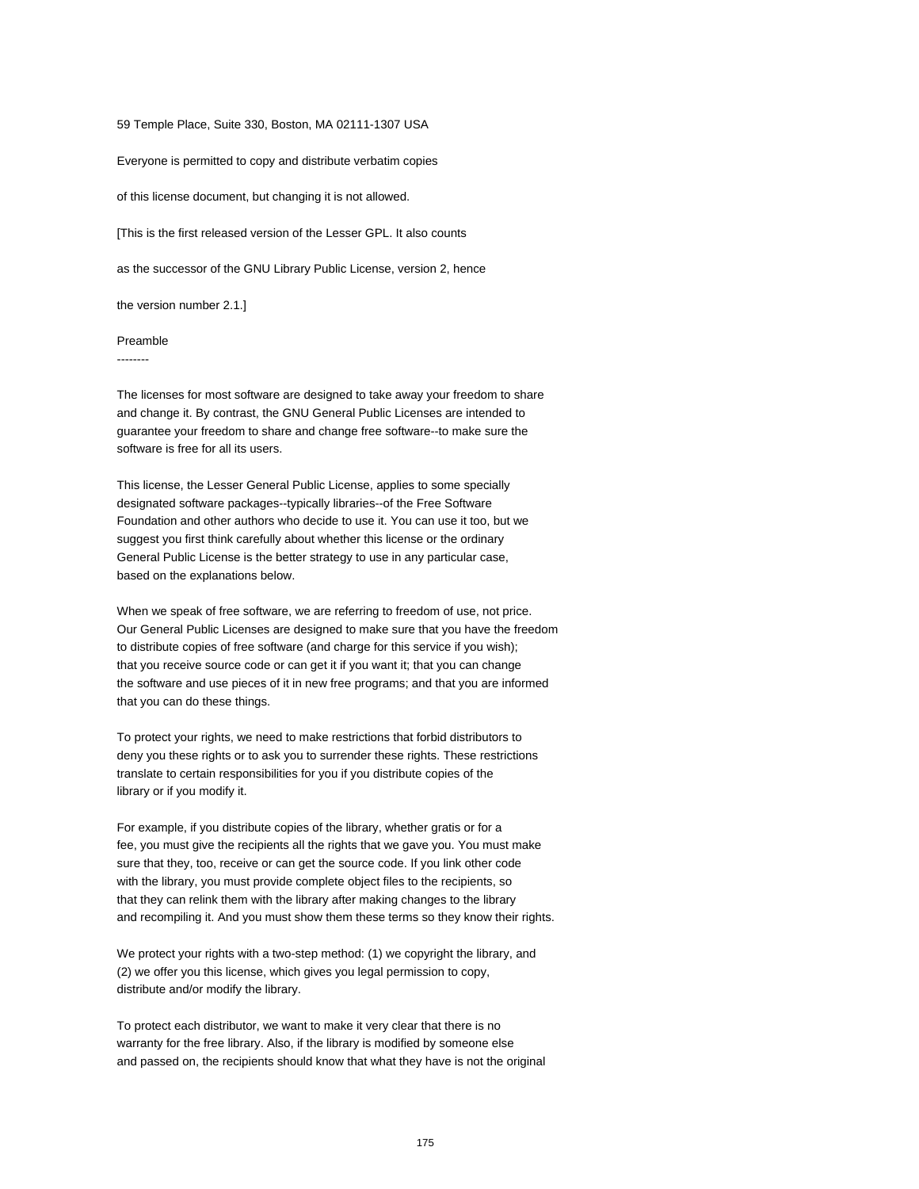59 Temple Place, Suite 330, Boston, MA 02111-1307 USA

Everyone is permitted to copy and distribute verbatim copies

of this license document, but changing it is not allowed.

[This is the first released version of the Lesser GPL. It also counts

as the successor of the GNU Library Public License, version 2, hence

the version number 2.1.]

## Preamble

The licenses for most software are designed to take away your freedom to share and change it. By contrast, the GNU General Public Licenses are intended to guarantee your freedom to share and change free software--to make sure the software is free for all its users.

This license, the Lesser General Public License, applies to some specially designated software packages--typically libraries--of the Free Software Foundation and other authors who decide to use it. You can use it too, but we suggest you first think carefully about whether this license or the ordinary General Public License is the better strategy to use in any particular case, based on the explanations below.

When we speak of free software, we are referring to freedom of use, not price. Our General Public Licenses are designed to make sure that you have the freedom to distribute copies of free software (and charge for this service if you wish); that you receive source code or can get it if you want it; that you can change the software and use pieces of it in new free programs; and that you are informed that you can do these things.

To protect your rights, we need to make restrictions that forbid distributors to deny you these rights or to ask you to surrender these rights. These restrictions translate to certain responsibilities for you if you distribute copies of the library or if you modify it.

For example, if you distribute copies of the library, whether gratis or for a fee, you must give the recipients all the rights that we gave you. You must make sure that they, too, receive or can get the source code. If you link other code with the library, you must provide complete object files to the recipients, so that they can relink them with the library after making changes to the library and recompiling it. And you must show them these terms so they know their rights.

We protect your rights with a two-step method: (1) we copyright the library, and (2) we offer you this license, which gives you legal permission to copy, distribute and/or modify the library.

To protect each distributor, we want to make it very clear that there is no warranty for the free library. Also, if the library is modified by someone else and passed on, the recipients should know that what they have is not the original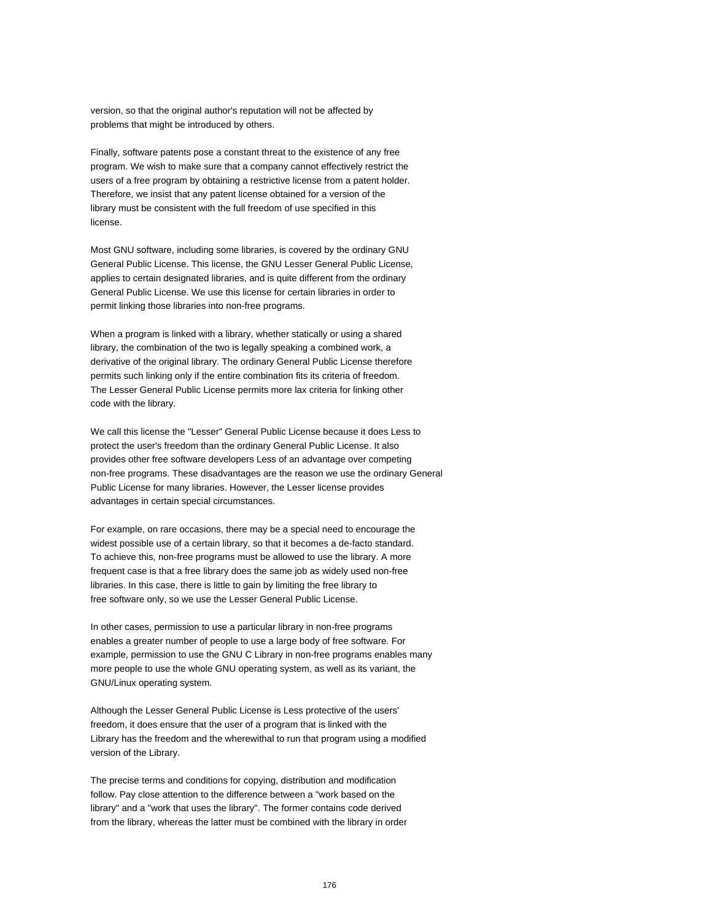version, so that the original author's reputation will not be affected by problems that might be introduced by others.

Finally, software patents pose a constant threat to the existence of any free program. We wish to make sure that a company cannot effectively restrict the users of a free program by obtaining a restrictive license from a patent holder. Therefore, we insist that any patent license obtained for a version of the library must be consistent with the full freedom of use specified in this license.

Most GNU software, including some libraries, is covered by the ordinary GNU General Public License. This license, the GNU Lesser General Public License, applies to certain designated libraries, and is quite different from the ordinary General Public License. We use this license for certain libraries in order to permit linking those libraries into non-free programs.

When a program is linked with a library, whether statically or using a shared library, the combination of the two is legally speaking a combined work, a derivative of the original library. The ordinary General Public License therefore permits such linking only if the entire combination fits its criteria of freedom. The Lesser General Public License permits more lax criteria for linking other code with the library.

We call this license the "Lesser" General Public License because it does Less to protect the user's freedom than the ordinary General Public License. It also provides other free software developers Less of an advantage over competing non-free programs. These disadvantages are the reason we use the ordinary General Public License for many libraries. However, the Lesser license provides advantages in certain special circumstances.

For example, on rare occasions, there may be a special need to encourage the widest possible use of a certain library, so that it becomes a de-facto standard. To achieve this, non-free programs must be allowed to use the library. A more frequent case is that a free library does the same job as widely used non-free libraries. In this case, there is little to gain by limiting the free library to free software only, so we use the Lesser General Public License.

In other cases, permission to use a particular library in non-free programs enables a greater number of people to use a large body of free software. For example, permission to use the GNU C Library in non-free programs enables many more people to use the whole GNU operating system, as well as its variant, the GNU/Linux operating system.

Although the Lesser General Public License is Less protective of the users' freedom, it does ensure that the user of a program that is linked with the Library has the freedom and the wherewithal to run that program using a modified version of the Library.

The precise terms and conditions for copying, distribution and modification follow. Pay close attention to the difference between a "work based on the library" and a "work that uses the library". The former contains code derived from the library, whereas the latter must be combined with the library in order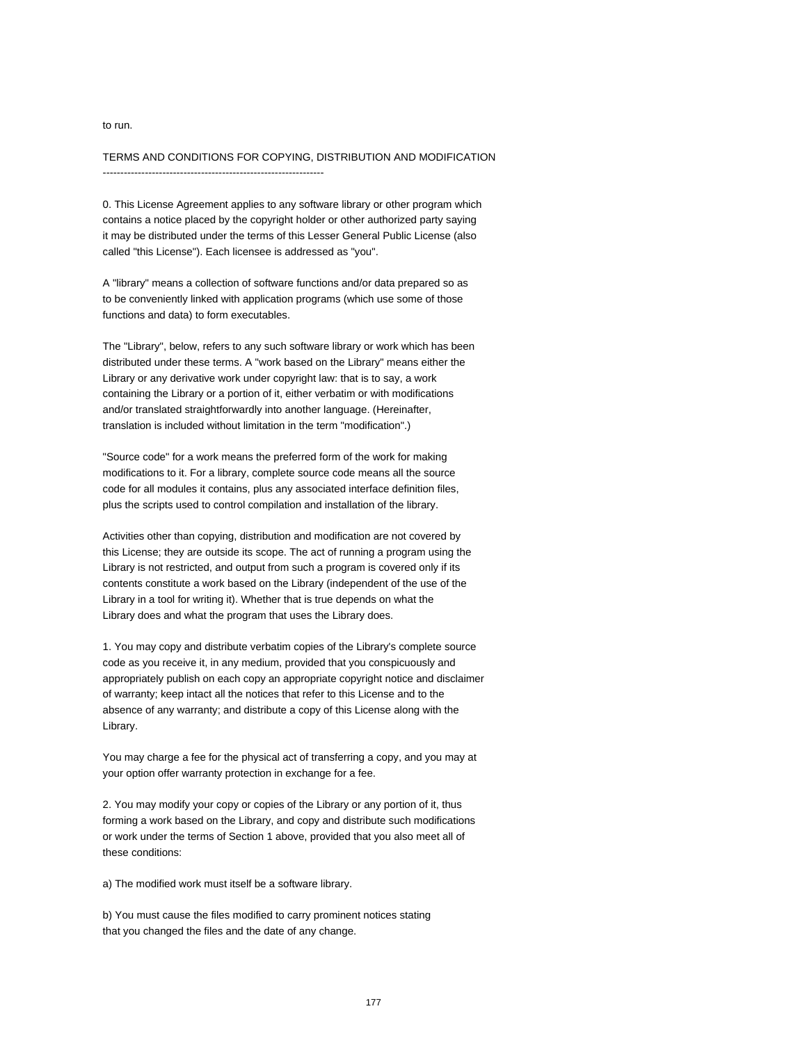to run.

TERMS AND CONDITIONS FOR COPYING, DISTRIBUTION AND MODIFICATION
---------------------------------------------------------------

0. This License Agreement applies to any software library or other program which contains a notice placed by the copyright holder or other authorized party saying it may be distributed under the terms of this Lesser General Public License (also called "this License"). Each licensee is addressed as "you".

A "library" means a collection of software functions and/or data prepared so as to be conveniently linked with application programs (which use some of those functions and data) to form executables.

The "Library", below, refers to any such software library or work which has been distributed under these terms. A "work based on the Library" means either the Library or any derivative work under copyright law: that is to say, a work containing the Library or a portion of it, either verbatim or with modifications and/or translated straightforwardly into another language. (Hereinafter, translation is included without limitation in the term "modification".)

"Source code" for a work means the preferred form of the work for making modifications to it. For a library, complete source code means all the source code for all modules it contains, plus any associated interface definition files, plus the scripts used to control compilation and installation of the library.

Activities other than copying, distribution and modification are not covered by this License; they are outside its scope. The act of running a program using the Library is not restricted, and output from such a program is covered only if its contents constitute a work based on the Library (independent of the use of the Library in a tool for writing it). Whether that is true depends on what the Library does and what the program that uses the Library does.

1. You may copy and distribute verbatim copies of the Library's complete source code as you receive it, in any medium, provided that you conspicuously and appropriately publish on each copy an appropriate copyright notice and disclaimer of warranty; keep intact all the notices that refer to this License and to the absence of any warranty; and distribute a copy of this License along with the Library.

You may charge a fee for the physical act of transferring a copy, and you may at your option offer warranty protection in exchange for a fee.

2. You may modify your copy or copies of the Library or any portion of it, thus forming a work based on the Library, and copy and distribute such modifications or work under the terms of Section 1 above, provided that you also meet all of these conditions:

a) The modified work must itself be a software library.

b) You must cause the files modified to carry prominent notices stating that you changed the files and the date of any change.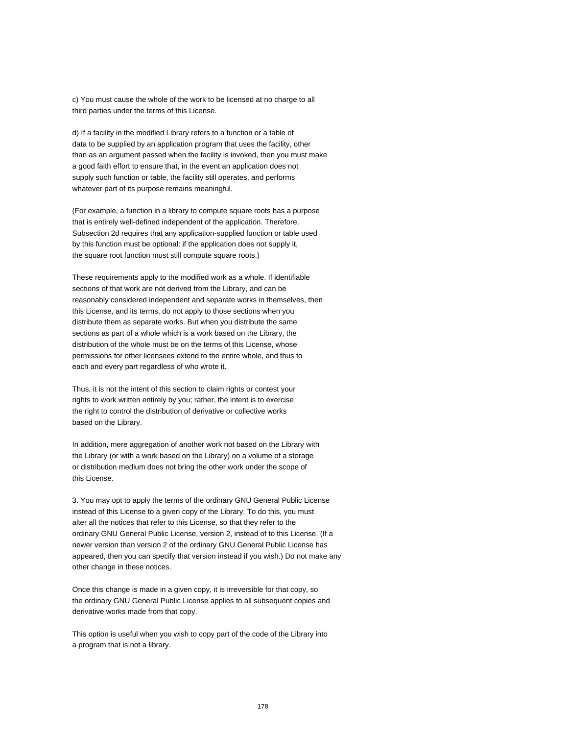c) You must cause the whole of the work to be licensed at no charge to all third parties under the terms of this License.

d) If a facility in the modified Library refers to a function or a table of data to be supplied by an application program that uses the facility, other than as an argument passed when the facility is invoked, then you must make a good faith effort to ensure that, in the event an application does not supply such function or table, the facility still operates, and performs whatever part of its purpose remains meaningful.

(For example, a function in a library to compute square roots has a purpose that is entirely well-defined independent of the application. Therefore, Subsection 2d requires that any application-supplied function or table used by this function must be optional: if the application does not supply it, the square root function must still compute square roots.)

These requirements apply to the modified work as a whole. If identifiable sections of that work are not derived from the Library, and can be reasonably considered independent and separate works in themselves, then this License, and its terms, do not apply to those sections when you distribute them as separate works. But when you distribute the same sections as part of a whole which is a work based on the Library, the distribution of the whole must be on the terms of this License, whose permissions for other licensees extend to the entire whole, and thus to each and every part regardless of who wrote it.

Thus, it is not the intent of this section to claim rights or contest your rights to work written entirely by you; rather, the intent is to exercise the right to control the distribution of derivative or collective works based on the Library.

In addition, mere aggregation of another work not based on the Library with the Library (or with a work based on the Library) on a volume of a storage or distribution medium does not bring the other work under the scope of this License.

3. You may opt to apply the terms of the ordinary GNU General Public License instead of this License to a given copy of the Library. To do this, you must alter all the notices that refer to this License, so that they refer to the ordinary GNU General Public License, version 2, instead of to this License. (If a newer version than version 2 of the ordinary GNU General Public License has appeared, then you can specify that version instead if you wish.) Do not make any other change in these notices.

Once this change is made in a given copy, it is irreversible for that copy, so the ordinary GNU General Public License applies to all subsequent copies and derivative works made from that copy.

This option is useful when you wish to copy part of the code of the Library into a program that is not a library.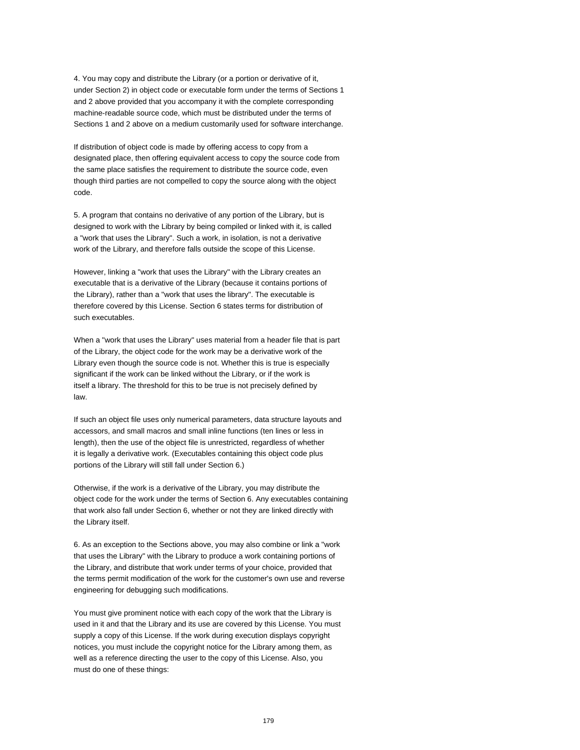4. You may copy and distribute the Library (or a portion or derivative of it, under Section 2) in object code or executable form under the terms of Sections 1 and 2 above provided that you accompany it with the complete corresponding machine-readable source code, which must be distributed under the terms of Sections 1 and 2 above on a medium customarily used for software interchange.

If distribution of object code is made by offering access to copy from a designated place, then offering equivalent access to copy the source code from the same place satisfies the requirement to distribute the source code, even though third parties are not compelled to copy the source along with the object code.

5. A program that contains no derivative of any portion of the Library, but is designed to work with the Library by being compiled or linked with it, is called a "work that uses the Library". Such a work, in isolation, is not a derivative work of the Library, and therefore falls outside the scope of this License.

However, linking a "work that uses the Library" with the Library creates an executable that is a derivative of the Library (because it contains portions of the Library), rather than a "work that uses the library". The executable is therefore covered by this License. Section 6 states terms for distribution of such executables.

When a "work that uses the Library" uses material from a header file that is part of the Library, the object code for the work may be a derivative work of the Library even though the source code is not. Whether this is true is especially significant if the work can be linked without the Library, or if the work is itself a library. The threshold for this to be true is not precisely defined by law.

If such an object file uses only numerical parameters, data structure layouts and accessors, and small macros and small inline functions (ten lines or less in length), then the use of the object file is unrestricted, regardless of whether it is legally a derivative work. (Executables containing this object code plus portions of the Library will still fall under Section 6.)

Otherwise, if the work is a derivative of the Library, you may distribute the object code for the work under the terms of Section 6. Any executables containing that work also fall under Section 6, whether or not they are linked directly with the Library itself.

6. As an exception to the Sections above, you may also combine or link a "work that uses the Library" with the Library to produce a work containing portions of the Library, and distribute that work under terms of your choice, provided that the terms permit modification of the work for the customer's own use and reverse engineering for debugging such modifications.

You must give prominent notice with each copy of the work that the Library is used in it and that the Library and its use are covered by this License. You must supply a copy of this License. If the work during execution displays copyright notices, you must include the copyright notice for the Library among them, as well as a reference directing the user to the copy of this License. Also, you must do one of these things: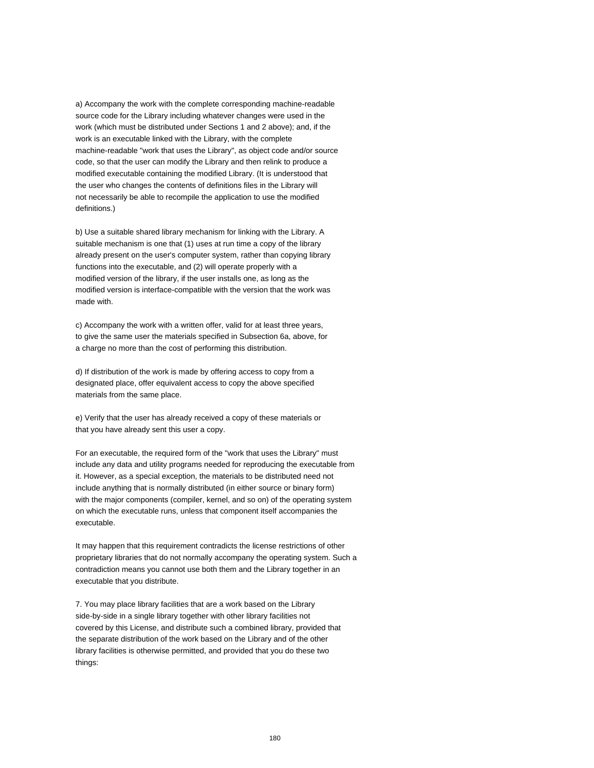a) Accompany the work with the complete corresponding machine-readable source code for the Library including whatever changes were used in the work (which must be distributed under Sections 1 and 2 above); and, if the work is an executable linked with the Library, with the complete machine-readable "work that uses the Library", as object code and/or source code, so that the user can modify the Library and then relink to produce a modified executable containing the modified Library. (It is understood that the user who changes the contents of definitions files in the Library will not necessarily be able to recompile the application to use the modified definitions.)

b) Use a suitable shared library mechanism for linking with the Library. A suitable mechanism is one that (1) uses at run time a copy of the library already present on the user's computer system, rather than copying library functions into the executable, and (2) will operate properly with a modified version of the library, if the user installs one, as long as the modified version is interface-compatible with the version that the work was made with.

c) Accompany the work with a written offer, valid for at least three years, to give the same user the materials specified in Subsection 6a, above, for a charge no more than the cost of performing this distribution.

d) If distribution of the work is made by offering access to copy from a designated place, offer equivalent access to copy the above specified materials from the same place.

e) Verify that the user has already received a copy of these materials or that you have already sent this user a copy.

For an executable, the required form of the "work that uses the Library" must include any data and utility programs needed for reproducing the executable from it. However, as a special exception, the materials to be distributed need not include anything that is normally distributed (in either source or binary form) with the major components (compiler, kernel, and so on) of the operating system on which the executable runs, unless that component itself accompanies the executable.

It may happen that this requirement contradicts the license restrictions of other proprietary libraries that do not normally accompany the operating system. Such a contradiction means you cannot use both them and the Library together in an executable that you distribute.

7. You may place library facilities that are a work based on the Library side-by-side in a single library together with other library facilities not covered by this License, and distribute such a combined library, provided that the separate distribution of the work based on the Library and of the other library facilities is otherwise permitted, and provided that you do these two things: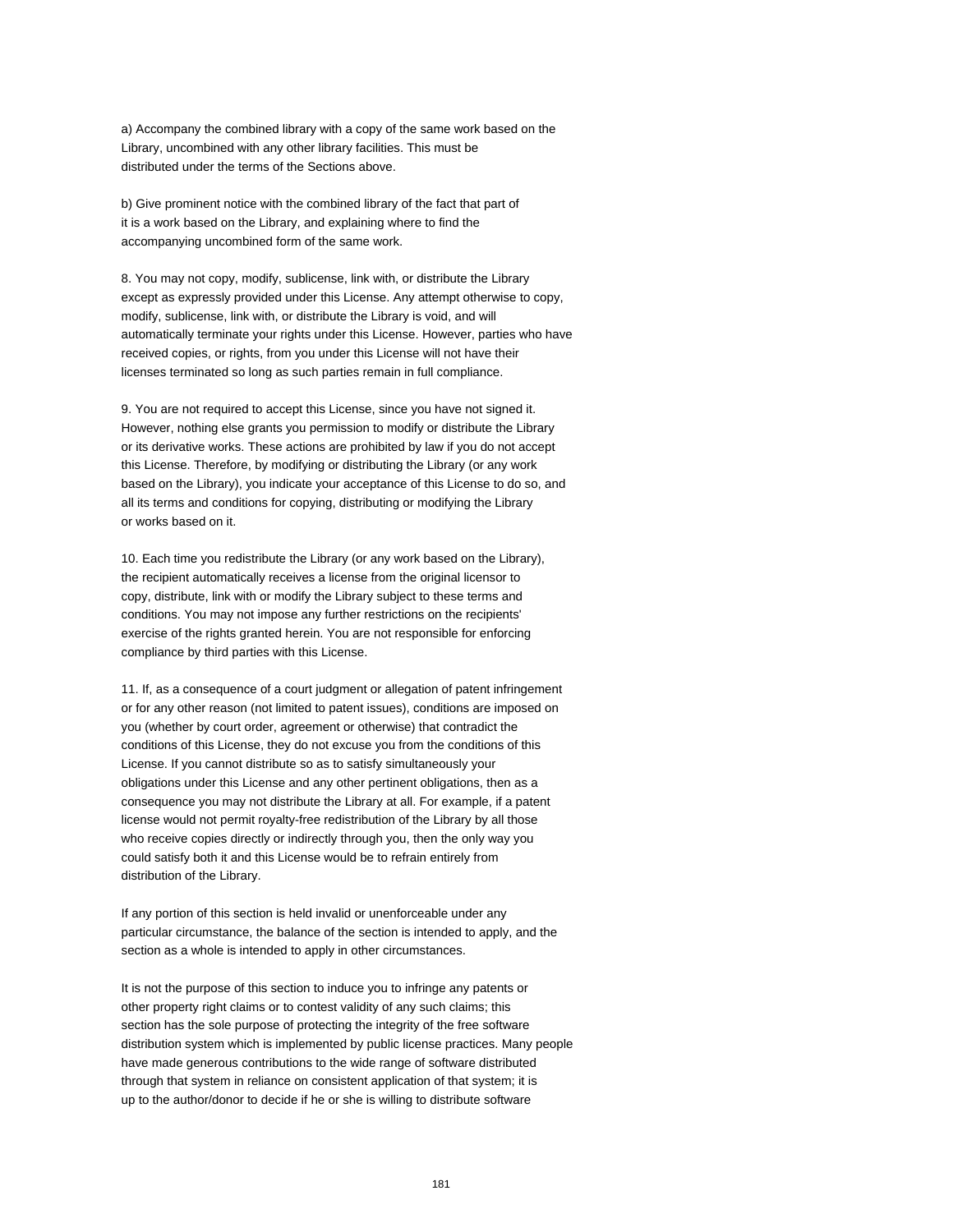a) Accompany the combined library with a copy of the same work based on the Library, uncombined with any other library facilities. This must be distributed under the terms of the Sections above.

b) Give prominent notice with the combined library of the fact that part of it is a work based on the Library, and explaining where to find the accompanying uncombined form of the same work.

8. You may not copy, modify, sublicense, link with, or distribute the Library except as expressly provided under this License. Any attempt otherwise to copy, modify, sublicense, link with, or distribute the Library is void, and will automatically terminate your rights under this License. However, parties who have received copies, or rights, from you under this License will not have their licenses terminated so long as such parties remain in full compliance.

9. You are not required to accept this License, since you have not signed it. However, nothing else grants you permission to modify or distribute the Library or its derivative works. These actions are prohibited by law if you do not accept this License. Therefore, by modifying or distributing the Library (or any work based on the Library), you indicate your acceptance of this License to do so, and all its terms and conditions for copying, distributing or modifying the Library or works based on it.

10. Each time you redistribute the Library (or any work based on the Library), the recipient automatically receives a license from the original licensor to copy, distribute, link with or modify the Library subject to these terms and conditions. You may not impose any further restrictions on the recipients' exercise of the rights granted herein. You are not responsible for enforcing compliance by third parties with this License.

11. If, as a consequence of a court judgment or allegation of patent infringement or for any other reason (not limited to patent issues), conditions are imposed on you (whether by court order, agreement or otherwise) that contradict the conditions of this License, they do not excuse you from the conditions of this License. If you cannot distribute so as to satisfy simultaneously your obligations under this License and any other pertinent obligations, then as a consequence you may not distribute the Library at all. For example, if a patent license would not permit royalty-free redistribution of the Library by all those who receive copies directly or indirectly through you, then the only way you could satisfy both it and this License would be to refrain entirely from distribution of the Library.

If any portion of this section is held invalid or unenforceable under any particular circumstance, the balance of the section is intended to apply, and the section as a whole is intended to apply in other circumstances.

It is not the purpose of this section to induce you to infringe any patents or other property right claims or to contest validity of any such claims; this section has the sole purpose of protecting the integrity of the free software distribution system which is implemented by public license practices. Many people have made generous contributions to the wide range of software distributed through that system in reliance on consistent application of that system; it is up to the author/donor to decide if he or she is willing to distribute software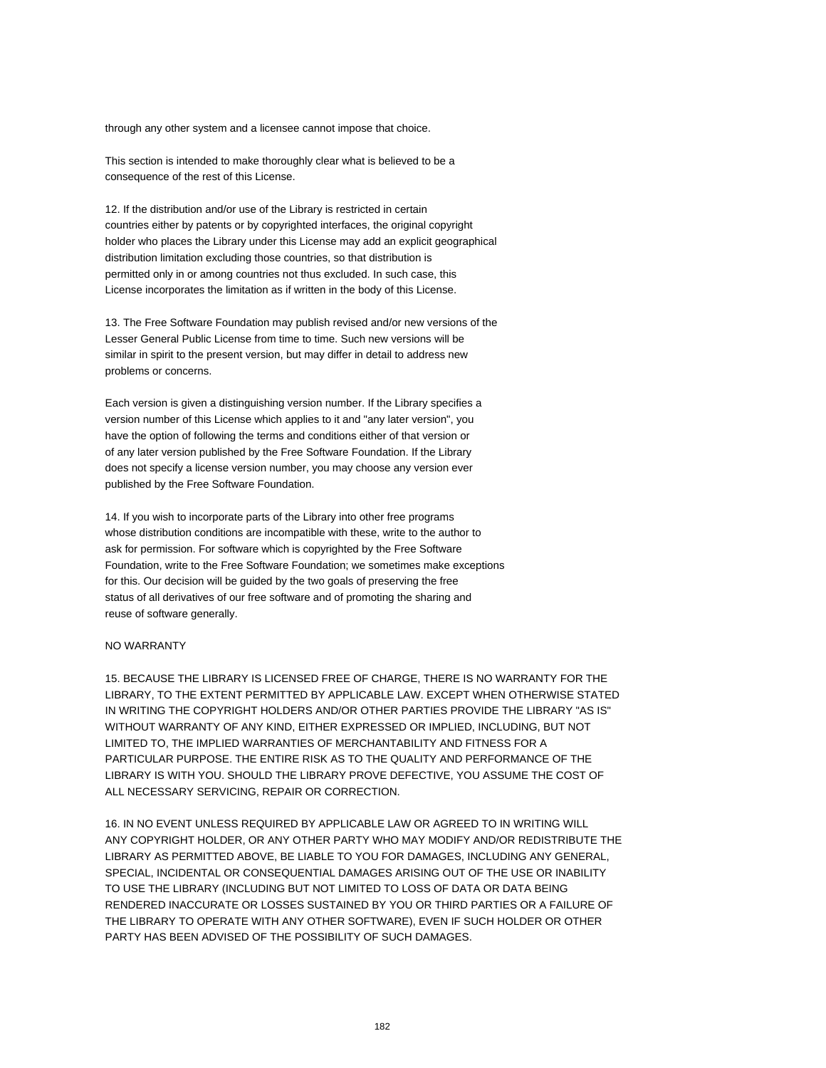through any other system and a licensee cannot impose that choice.

This section is intended to make thoroughly clear what is believed to be a consequence of the rest of this License.

12. If the distribution and/or use of the Library is restricted in certain countries either by patents or by copyrighted interfaces, the original copyright holder who places the Library under this License may add an explicit geographical distribution limitation excluding those countries, so that distribution is permitted only in or among countries not thus excluded. In such case, this License incorporates the limitation as if written in the body of this License.

13. The Free Software Foundation may publish revised and/or new versions of the Lesser General Public License from time to time. Such new versions will be similar in spirit to the present version, but may differ in detail to address new problems or concerns.

Each version is given a distinguishing version number. If the Library specifies a version number of this License which applies to it and "any later version", you have the option of following the terms and conditions either of that version or of any later version published by the Free Software Foundation. If the Library does not specify a license version number, you may choose any version ever published by the Free Software Foundation.

14. If you wish to incorporate parts of the Library into other free programs whose distribution conditions are incompatible with these, write to the author to ask for permission. For software which is copyrighted by the Free Software Foundation, write to the Free Software Foundation; we sometimes make exceptions for this. Our decision will be guided by the two goals of preserving the free status of all derivatives of our free software and of promoting the sharing and reuse of software generally.

NO WARRANTY

15. BECAUSE THE LIBRARY IS LICENSED FREE OF CHARGE, THERE IS NO WARRANTY FOR THE LIBRARY, TO THE EXTENT PERMITTED BY APPLICABLE LAW. EXCEPT WHEN OTHERWISE STATED IN WRITING THE COPYRIGHT HOLDERS AND/OR OTHER PARTIES PROVIDE THE LIBRARY "AS IS" WITHOUT WARRANTY OF ANY KIND, EITHER EXPRESSED OR IMPLIED, INCLUDING, BUT NOT LIMITED TO, THE IMPLIED WARRANTIES OF MERCHANTABILITY AND FITNESS FOR A PARTICULAR PURPOSE. THE ENTIRE RISK AS TO THE QUALITY AND PERFORMANCE OF THE LIBRARY IS WITH YOU. SHOULD THE LIBRARY PROVE DEFECTIVE, YOU ASSUME THE COST OF ALL NECESSARY SERVICING, REPAIR OR CORRECTION.

16. IN NO EVENT UNLESS REQUIRED BY APPLICABLE LAW OR AGREED TO IN WRITING WILL ANY COPYRIGHT HOLDER, OR ANY OTHER PARTY WHO MAY MODIFY AND/OR REDISTRIBUTE THE LIBRARY AS PERMITTED ABOVE, BE LIABLE TO YOU FOR DAMAGES, INCLUDING ANY GENERAL, SPECIAL, INCIDENTAL OR CONSEQUENTIAL DAMAGES ARISING OUT OF THE USE OR INABILITY TO USE THE LIBRARY (INCLUDING BUT NOT LIMITED TO LOSS OF DATA OR DATA BEING RENDERED INACCURATE OR LOSSES SUSTAINED BY YOU OR THIRD PARTIES OR A FAILURE OF THE LIBRARY TO OPERATE WITH ANY OTHER SOFTWARE), EVEN IF SUCH HOLDER OR OTHER PARTY HAS BEEN ADVISED OF THE POSSIBILITY OF SUCH DAMAGES.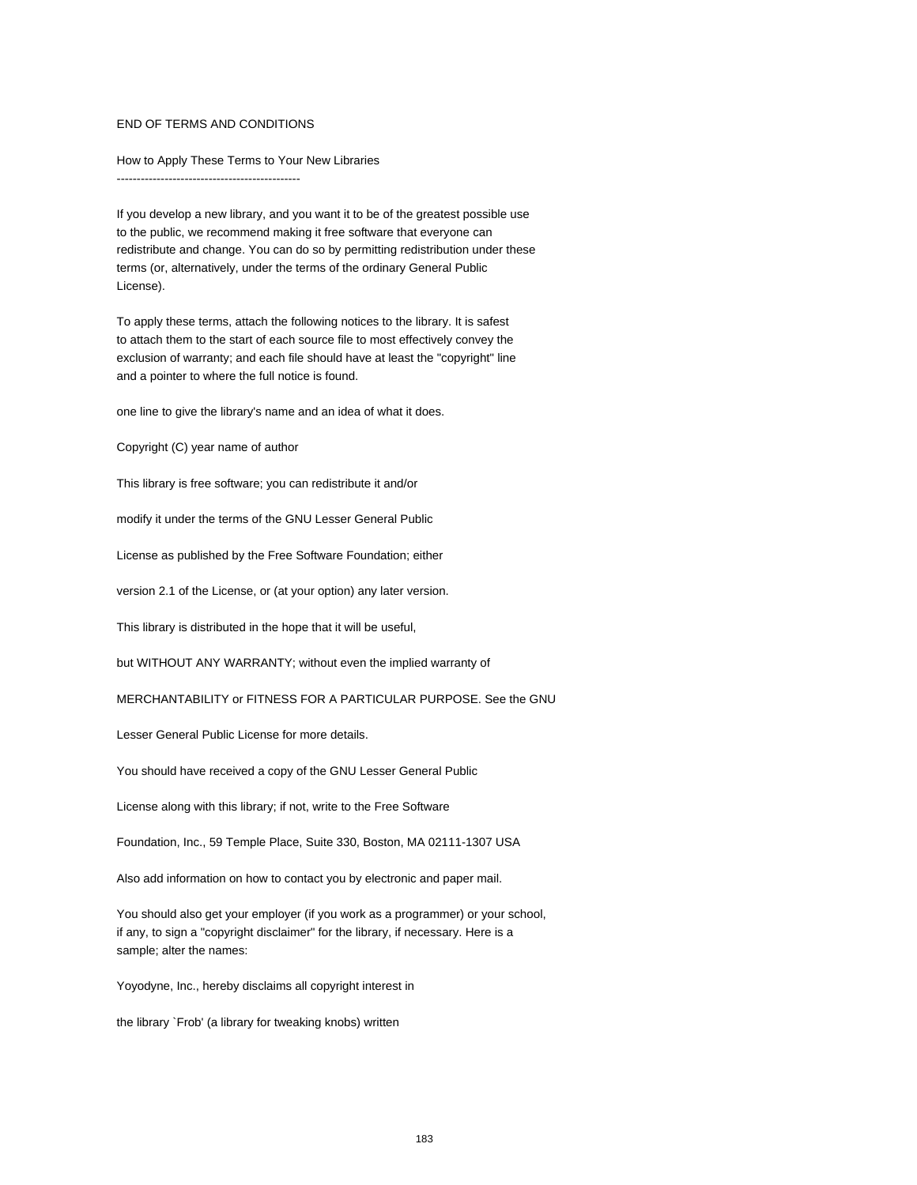END OF TERMS AND CONDITIONS

How to Apply These Terms to Your New Libraries
----------------------------------------------

If you develop a new library, and you want it to be of the greatest possible use to the public, we recommend making it free software that everyone can redistribute and change. You can do so by permitting redistribution under these terms (or, alternatively, under the terms of the ordinary General Public License).

To apply these terms, attach the following notices to the library. It is safest to attach them to the start of each source file to most effectively convey the exclusion of warranty; and each file should have at least the "copyright" line and a pointer to where the full notice is found.

one line to give the library's name and an idea of what it does.

Copyright (C) year name of author

This library is free software; you can redistribute it and/or

modify it under the terms of the GNU Lesser General Public

License as published by the Free Software Foundation; either

version 2.1 of the License, or (at your option) any later version.

This library is distributed in the hope that it will be useful,

but WITHOUT ANY WARRANTY; without even the implied warranty of

MERCHANTABILITY or FITNESS FOR A PARTICULAR PURPOSE. See the GNU

Lesser General Public License for more details.

You should have received a copy of the GNU Lesser General Public

License along with this library; if not, write to the Free Software

Foundation, Inc., 59 Temple Place, Suite 330, Boston, MA 02111-1307 USA

Also add information on how to contact you by electronic and paper mail.

You should also get your employer (if you work as a programmer) or your school, if any, to sign a "copyright disclaimer" for the library, if necessary. Here is a sample; alter the names:

Yoyodyne, Inc., hereby disclaims all copyright interest in

the library `Frob' (a library for tweaking knobs) written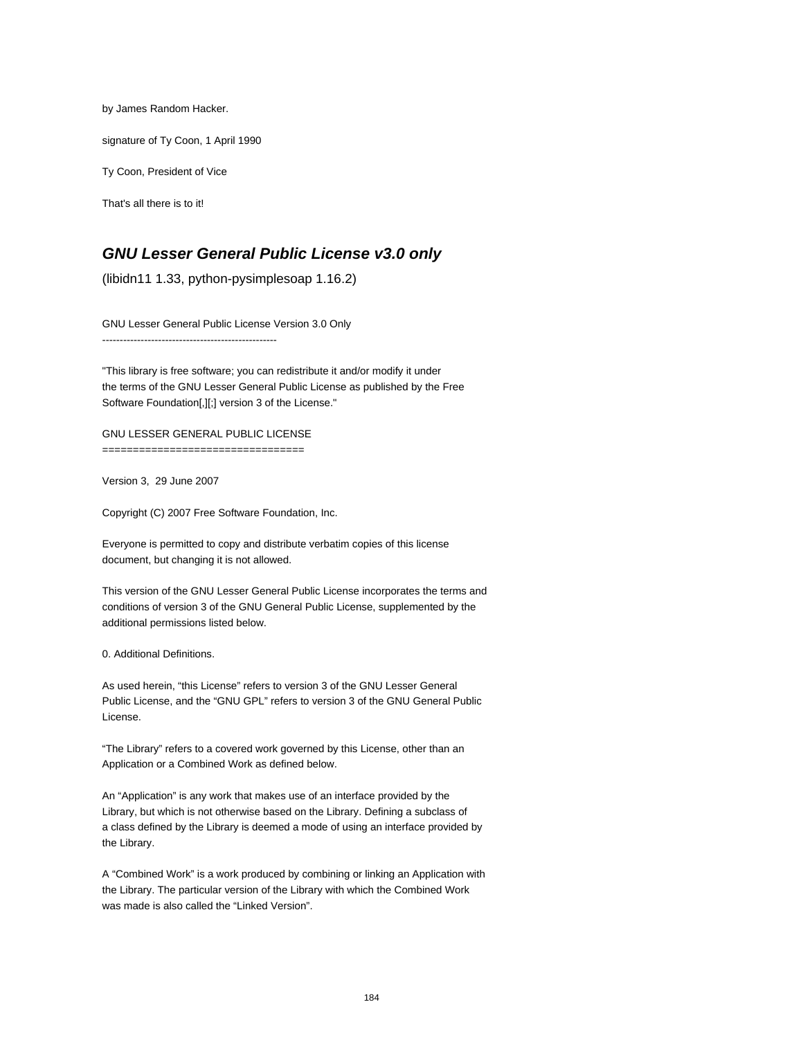by James Random Hacker.

signature of Ty Coon, 1 April 1990

Ty Coon, President of Vice

That's all there is to it!

## ***GNU Lesser General Public License v3.0 only***

(libidn11 1.33, python-pysimplesoap 1.16.2)

GNU Lesser General Public License Version 3.0 Only
--------------------------------------------------

"This library is free software; you can redistribute it and/or modify it under the terms of the GNU Lesser General Public License as published by the Free Software Foundation[,][;] version 3 of the License."

GNU LESSER GENERAL PUBLIC LICENSE
=================================

Version 3,  29 June 2007

Copyright (C) 2007 Free Software Foundation, Inc.

Everyone is permitted to copy and distribute verbatim copies of this license document, but changing it is not allowed.

This version of the GNU Lesser General Public License incorporates the terms and conditions of version 3 of the GNU General Public License, supplemented by the additional permissions listed below.

0. Additional Definitions.

As used herein, “this License” refers to version 3 of the GNU Lesser General Public License, and the “GNU GPL” refers to version 3 of the GNU General Public License.

“The Library” refers to a covered work governed by this License, other than an Application or a Combined Work as defined below.

An “Application” is any work that makes use of an interface provided by the Library, but which is not otherwise based on the Library. Defining a subclass of a class defined by the Library is deemed a mode of using an interface provided by the Library.

A “Combined Work” is a work produced by combining or linking an Application with the Library. The particular version of the Library with which the Combined Work was made is also called the “Linked Version”.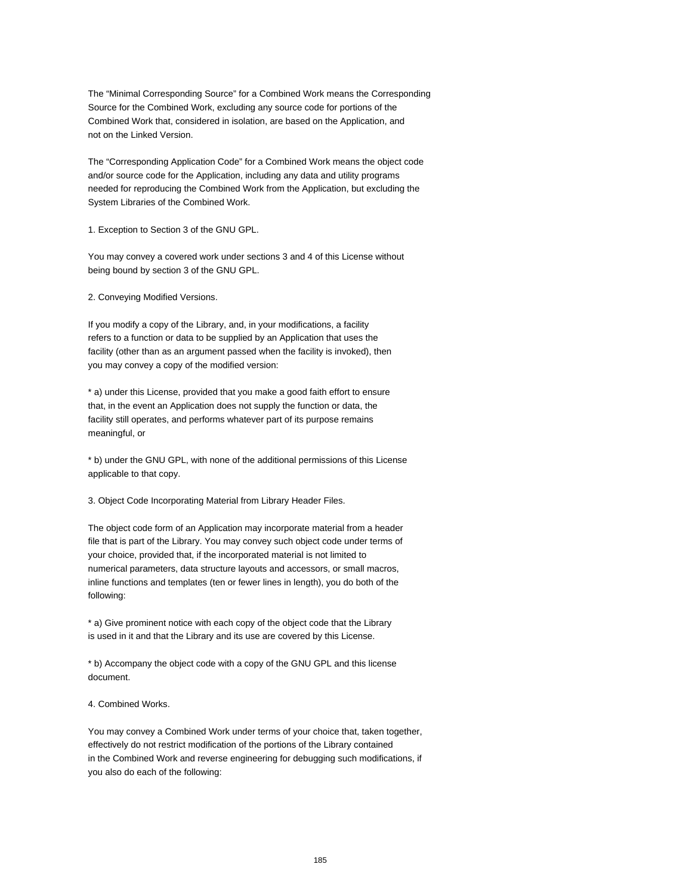The “Minimal Corresponding Source” for a Combined Work means the Corresponding Source for the Combined Work, excluding any source code for portions of the Combined Work that, considered in isolation, are based on the Application, and not on the Linked Version.

The “Corresponding Application Code” for a Combined Work means the object code and/or source code for the Application, including any data and utility programs needed for reproducing the Combined Work from the Application, but excluding the System Libraries of the Combined Work.

1. Exception to Section 3 of the GNU GPL.

You may convey a covered work under sections 3 and 4 of this License without being bound by section 3 of the GNU GPL.

2. Conveying Modified Versions.

If you modify a copy of the Library, and, in your modifications, a facility refers to a function or data to be supplied by an Application that uses the facility (other than as an argument passed when the facility is invoked), then you may convey a copy of the modified version:

* a) under this License, provided that you make a good faith effort to ensure that, in the event an Application does not supply the function or data, the facility still operates, and performs whatever part of its purpose remains meaningful, or

* b) under the GNU GPL, with none of the additional permissions of this License applicable to that copy.

3. Object Code Incorporating Material from Library Header Files.

The object code form of an Application may incorporate material from a header file that is part of the Library. You may convey such object code under terms of your choice, provided that, if the incorporated material is not limited to numerical parameters, data structure layouts and accessors, or small macros, inline functions and templates (ten or fewer lines in length), you do both of the following:

* a) Give prominent notice with each copy of the object code that the Library is used in it and that the Library and its use are covered by this License.

* b) Accompany the object code with a copy of the GNU GPL and this license document.

4. Combined Works.

You may convey a Combined Work under terms of your choice that, taken together, effectively do not restrict modification of the portions of the Library contained in the Combined Work and reverse engineering for debugging such modifications, if you also do each of the following: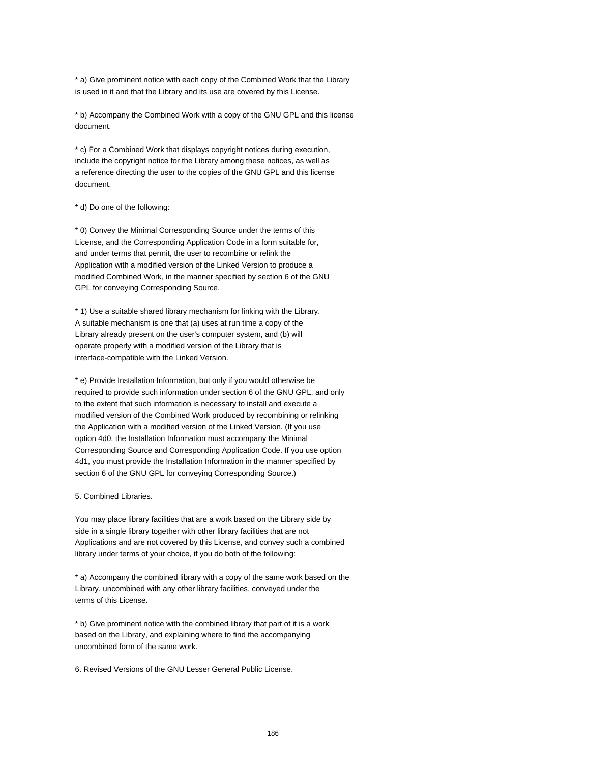* a) Give prominent notice with each copy of the Combined Work that the Library is used in it and that the Library and its use are covered by this License.

* b) Accompany the Combined Work with a copy of the GNU GPL and this license document.

* c) For a Combined Work that displays copyright notices during execution, include the copyright notice for the Library among these notices, as well as a reference directing the user to the copies of the GNU GPL and this license document.

* d) Do one of the following:

* 0) Convey the Minimal Corresponding Source under the terms of this License, and the Corresponding Application Code in a form suitable for, and under terms that permit, the user to recombine or relink the Application with a modified version of the Linked Version to produce a modified Combined Work, in the manner specified by section 6 of the GNU GPL for conveying Corresponding Source.

* 1) Use a suitable shared library mechanism for linking with the Library. A suitable mechanism is one that (a) uses at run time a copy of the Library already present on the user's computer system, and (b) will operate properly with a modified version of the Library that is interface-compatible with the Linked Version.

* e) Provide Installation Information, but only if you would otherwise be required to provide such information under section 6 of the GNU GPL, and only to the extent that such information is necessary to install and execute a modified version of the Combined Work produced by recombining or relinking the Application with a modified version of the Linked Version. (If you use option 4d0, the Installation Information must accompany the Minimal Corresponding Source and Corresponding Application Code. If you use option 4d1, you must provide the Installation Information in the manner specified by section 6 of the GNU GPL for conveying Corresponding Source.)

5. Combined Libraries.

You may place library facilities that are a work based on the Library side by side in a single library together with other library facilities that are not Applications and are not covered by this License, and convey such a combined library under terms of your choice, if you do both of the following:

* a) Accompany the combined library with a copy of the same work based on the Library, uncombined with any other library facilities, conveyed under the terms of this License.

* b) Give prominent notice with the combined library that part of it is a work based on the Library, and explaining where to find the accompanying uncombined form of the same work.

6. Revised Versions of the GNU Lesser General Public License.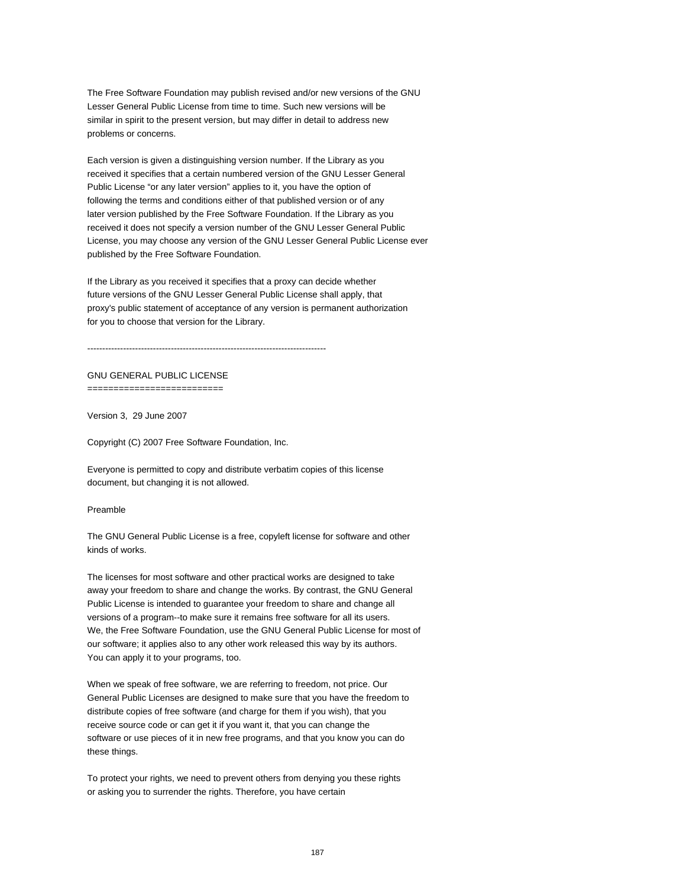The Free Software Foundation may publish revised and/or new versions of the GNU Lesser General Public License from time to time. Such new versions will be similar in spirit to the present version, but may differ in detail to address new problems or concerns.

Each version is given a distinguishing version number. If the Library as you received it specifies that a certain numbered version of the GNU Lesser General Public License “or any later version” applies to it, you have the option of following the terms and conditions either of that published version or of any later version published by the Free Software Foundation. If the Library as you received it does not specify a version number of the GNU Lesser General Public License, you may choose any version of the GNU Lesser General Public License ever published by the Free Software Foundation.

If the Library as you received it specifies that a proxy can decide whether future versions of the GNU Lesser General Public License shall apply, that proxy's public statement of acceptance of any version is permanent authorization for you to choose that version for the Library.

--------------------------------------------------------------------------------

GNU GENERAL PUBLIC LICENSE
==========================

Version 3, 29 June 2007

Copyright (C) 2007 Free Software Foundation, Inc.

Everyone is permitted to copy and distribute verbatim copies of this license document, but changing it is not allowed.

Preamble

The GNU General Public License is a free, copyleft license for software and other kinds of works.

The licenses for most software and other practical works are designed to take away your freedom to share and change the works. By contrast, the GNU General Public License is intended to guarantee your freedom to share and change all versions of a program--to make sure it remains free software for all its users. We, the Free Software Foundation, use the GNU General Public License for most of our software; it applies also to any other work released this way by its authors. You can apply it to your programs, too.

When we speak of free software, we are referring to freedom, not price. Our General Public Licenses are designed to make sure that you have the freedom to distribute copies of free software (and charge for them if you wish), that you receive source code or can get it if you want it, that you can change the software or use pieces of it in new free programs, and that you know you can do these things.

To protect your rights, we need to prevent others from denying you these rights or asking you to surrender the rights. Therefore, you have certain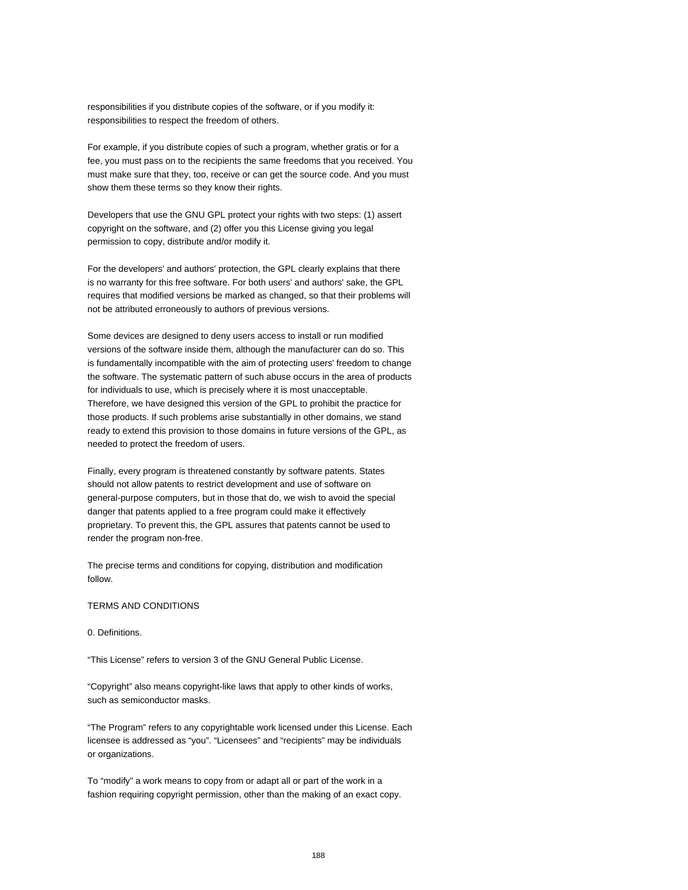responsibilities if you distribute copies of the software, or if you modify it: responsibilities to respect the freedom of others.

For example, if you distribute copies of such a program, whether gratis or for a fee, you must pass on to the recipients the same freedoms that you received. You must make sure that they, too, receive or can get the source code. And you must show them these terms so they know their rights.

Developers that use the GNU GPL protect your rights with two steps: (1) assert copyright on the software, and (2) offer you this License giving you legal permission to copy, distribute and/or modify it.

For the developers' and authors' protection, the GPL clearly explains that there is no warranty for this free software. For both users' and authors' sake, the GPL requires that modified versions be marked as changed, so that their problems will not be attributed erroneously to authors of previous versions.

Some devices are designed to deny users access to install or run modified versions of the software inside them, although the manufacturer can do so. This is fundamentally incompatible with the aim of protecting users' freedom to change the software. The systematic pattern of such abuse occurs in the area of products for individuals to use, which is precisely where it is most unacceptable. Therefore, we have designed this version of the GPL to prohibit the practice for those products. If such problems arise substantially in other domains, we stand ready to extend this provision to those domains in future versions of the GPL, as needed to protect the freedom of users.

Finally, every program is threatened constantly by software patents. States should not allow patents to restrict development and use of software on general-purpose computers, but in those that do, we wish to avoid the special danger that patents applied to a free program could make it effectively proprietary. To prevent this, the GPL assures that patents cannot be used to render the program non-free.

The precise terms and conditions for copying, distribution and modification follow.

TERMS AND CONDITIONS

0. Definitions.

“This License” refers to version 3 of the GNU General Public License.

“Copyright” also means copyright-like laws that apply to other kinds of works, such as semiconductor masks.

“The Program” refers to any copyrightable work licensed under this License. Each licensee is addressed as “you”. “Licensees” and “recipients” may be individuals or organizations.

To “modify” a work means to copy from or adapt all or part of the work in a fashion requiring copyright permission, other than the making of an exact copy.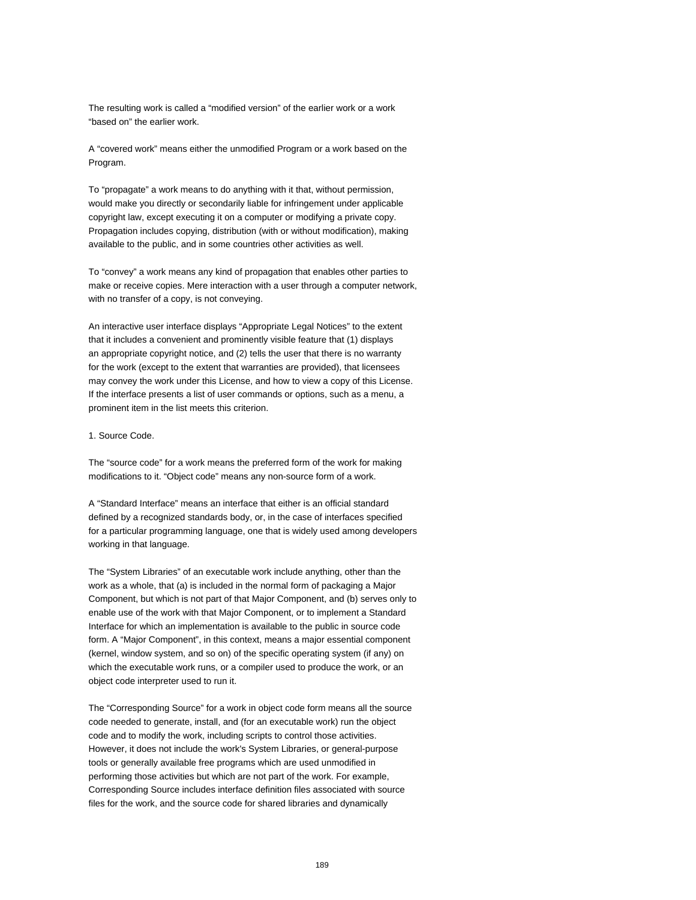The resulting work is called a “modified version” of the earlier work or a work “based on” the earlier work.

A “covered work” means either the unmodified Program or a work based on the Program.

To “propagate” a work means to do anything with it that, without permission, would make you directly or secondarily liable for infringement under applicable copyright law, except executing it on a computer or modifying a private copy. Propagation includes copying, distribution (with or without modification), making available to the public, and in some countries other activities as well.

To “convey” a work means any kind of propagation that enables other parties to make or receive copies. Mere interaction with a user through a computer network, with no transfer of a copy, is not conveying.

An interactive user interface displays “Appropriate Legal Notices” to the extent that it includes a convenient and prominently visible feature that (1) displays an appropriate copyright notice, and (2) tells the user that there is no warranty for the work (except to the extent that warranties are provided), that licensees may convey the work under this License, and how to view a copy of this License. If the interface presents a list of user commands or options, such as a menu, a prominent item in the list meets this criterion.

1. Source Code.

The “source code” for a work means the preferred form of the work for making modifications to it. “Object code” means any non-source form of a work.

A “Standard Interface” means an interface that either is an official standard defined by a recognized standards body, or, in the case of interfaces specified for a particular programming language, one that is widely used among developers working in that language.

The “System Libraries” of an executable work include anything, other than the work as a whole, that (a) is included in the normal form of packaging a Major Component, but which is not part of that Major Component, and (b) serves only to enable use of the work with that Major Component, or to implement a Standard Interface for which an implementation is available to the public in source code form. A “Major Component”, in this context, means a major essential component (kernel, window system, and so on) of the specific operating system (if any) on which the executable work runs, or a compiler used to produce the work, or an object code interpreter used to run it.

The “Corresponding Source” for a work in object code form means all the source code needed to generate, install, and (for an executable work) run the object code and to modify the work, including scripts to control those activities. However, it does not include the work's System Libraries, or general-purpose tools or generally available free programs which are used unmodified in performing those activities but which are not part of the work. For example, Corresponding Source includes interface definition files associated with source files for the work, and the source code for shared libraries and dynamically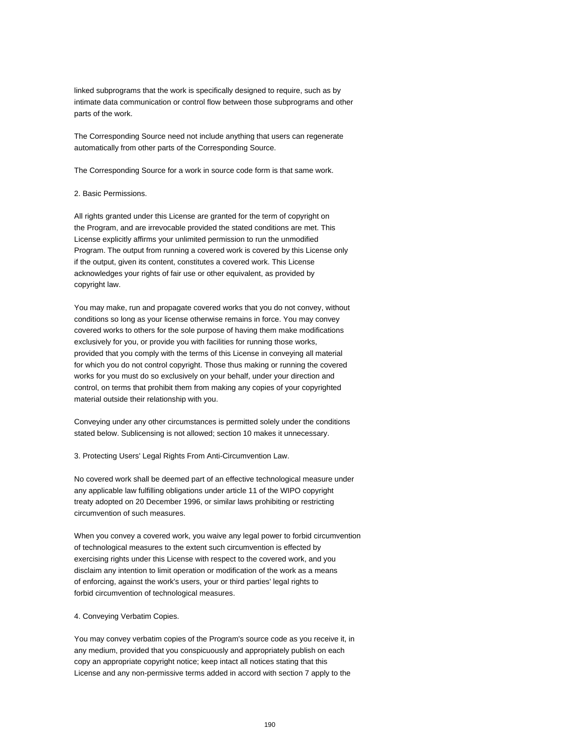linked subprograms that the work is specifically designed to require, such as by intimate data communication or control flow between those subprograms and other parts of the work.

The Corresponding Source need not include anything that users can regenerate automatically from other parts of the Corresponding Source.

The Corresponding Source for a work in source code form is that same work.

2. Basic Permissions.

All rights granted under this License are granted for the term of copyright on the Program, and are irrevocable provided the stated conditions are met. This License explicitly affirms your unlimited permission to run the unmodified Program. The output from running a covered work is covered by this License only if the output, given its content, constitutes a covered work. This License acknowledges your rights of fair use or other equivalent, as provided by copyright law.

You may make, run and propagate covered works that you do not convey, without conditions so long as your license otherwise remains in force. You may convey covered works to others for the sole purpose of having them make modifications exclusively for you, or provide you with facilities for running those works, provided that you comply with the terms of this License in conveying all material for which you do not control copyright. Those thus making or running the covered works for you must do so exclusively on your behalf, under your direction and control, on terms that prohibit them from making any copies of your copyrighted material outside their relationship with you.

Conveying under any other circumstances is permitted solely under the conditions stated below. Sublicensing is not allowed; section 10 makes it unnecessary.

3. Protecting Users' Legal Rights From Anti-Circumvention Law.

No covered work shall be deemed part of an effective technological measure under any applicable law fulfilling obligations under article 11 of the WIPO copyright treaty adopted on 20 December 1996, or similar laws prohibiting or restricting circumvention of such measures.

When you convey a covered work, you waive any legal power to forbid circumvention of technological measures to the extent such circumvention is effected by exercising rights under this License with respect to the covered work, and you disclaim any intention to limit operation or modification of the work as a means of enforcing, against the work's users, your or third parties' legal rights to forbid circumvention of technological measures.

4. Conveying Verbatim Copies.

You may convey verbatim copies of the Program's source code as you receive it, in any medium, provided that you conspicuously and appropriately publish on each copy an appropriate copyright notice; keep intact all notices stating that this License and any non-permissive terms added in accord with section 7 apply to the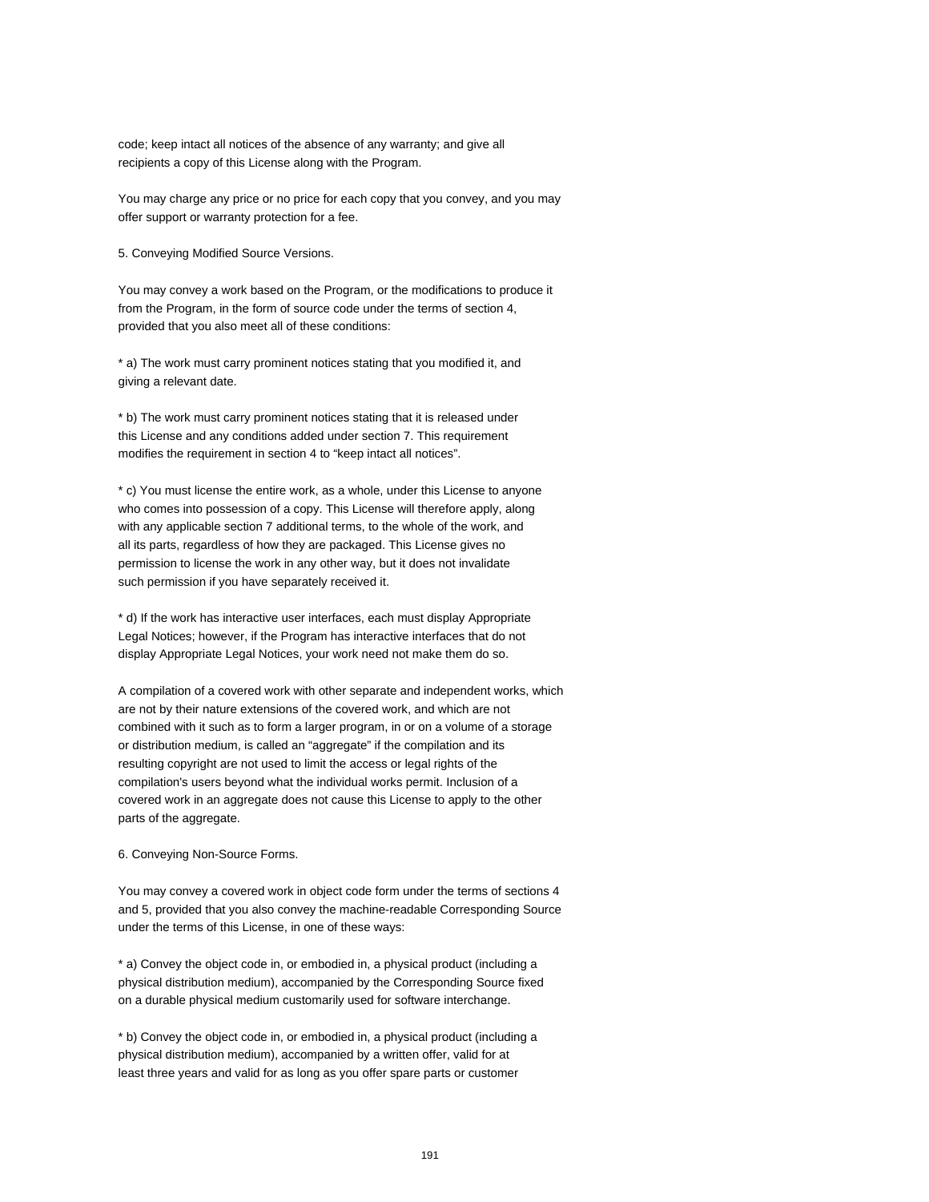code; keep intact all notices of the absence of any warranty; and give all recipients a copy of this License along with the Program.

You may charge any price or no price for each copy that you convey, and you may offer support or warranty protection for a fee.

5. Conveying Modified Source Versions.

You may convey a work based on the Program, or the modifications to produce it from the Program, in the form of source code under the terms of section 4, provided that you also meet all of these conditions:

* a) The work must carry prominent notices stating that you modified it, and giving a relevant date.

* b) The work must carry prominent notices stating that it is released under this License and any conditions added under section 7. This requirement modifies the requirement in section 4 to “keep intact all notices”.

* c) You must license the entire work, as a whole, under this License to anyone who comes into possession of a copy. This License will therefore apply, along with any applicable section 7 additional terms, to the whole of the work, and all its parts, regardless of how they are packaged. This License gives no permission to license the work in any other way, but it does not invalidate such permission if you have separately received it.

* d) If the work has interactive user interfaces, each must display Appropriate Legal Notices; however, if the Program has interactive interfaces that do not display Appropriate Legal Notices, your work need not make them do so.

A compilation of a covered work with other separate and independent works, which are not by their nature extensions of the covered work, and which are not combined with it such as to form a larger program, in or on a volume of a storage or distribution medium, is called an “aggregate” if the compilation and its resulting copyright are not used to limit the access or legal rights of the compilation's users beyond what the individual works permit. Inclusion of a covered work in an aggregate does not cause this License to apply to the other parts of the aggregate.

6. Conveying Non-Source Forms.

You may convey a covered work in object code form under the terms of sections 4 and 5, provided that you also convey the machine-readable Corresponding Source under the terms of this License, in one of these ways:

* a) Convey the object code in, or embodied in, a physical product (including a physical distribution medium), accompanied by the Corresponding Source fixed on a durable physical medium customarily used for software interchange.

* b) Convey the object code in, or embodied in, a physical product (including a physical distribution medium), accompanied by a written offer, valid for at least three years and valid for as long as you offer spare parts or customer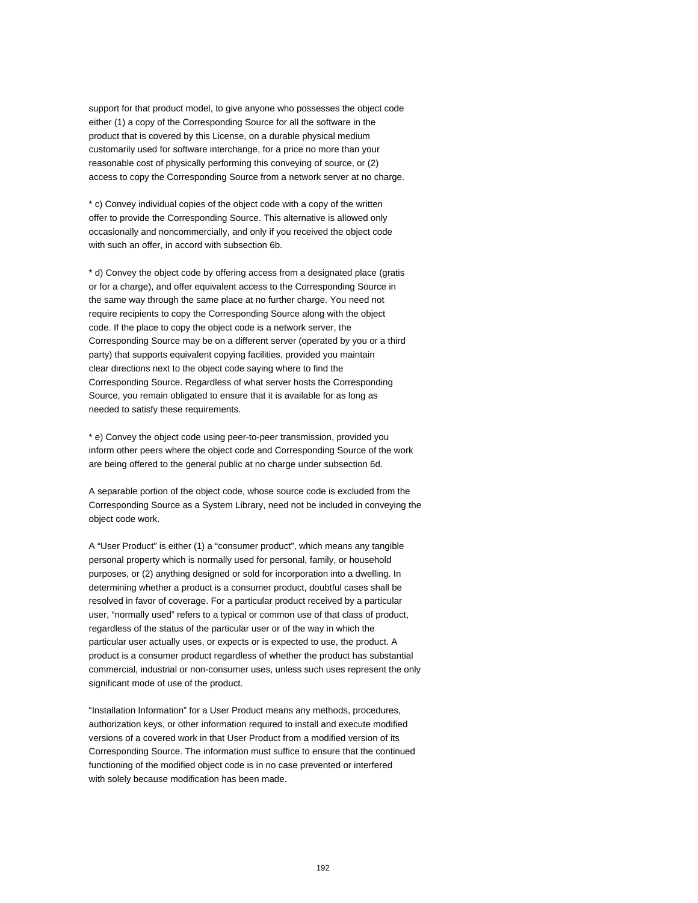support for that product model, to give anyone who possesses the object code either (1) a copy of the Corresponding Source for all the software in the product that is covered by this License, on a durable physical medium customarily used for software interchange, for a price no more than your reasonable cost of physically performing this conveying of source, or (2) access to copy the Corresponding Source from a network server at no charge.

* c) Convey individual copies of the object code with a copy of the written offer to provide the Corresponding Source. This alternative is allowed only occasionally and noncommercially, and only if you received the object code with such an offer, in accord with subsection 6b.

* d) Convey the object code by offering access from a designated place (gratis or for a charge), and offer equivalent access to the Corresponding Source in the same way through the same place at no further charge. You need not require recipients to copy the Corresponding Source along with the object code. If the place to copy the object code is a network server, the Corresponding Source may be on a different server (operated by you or a third party) that supports equivalent copying facilities, provided you maintain clear directions next to the object code saying where to find the Corresponding Source. Regardless of what server hosts the Corresponding Source, you remain obligated to ensure that it is available for as long as needed to satisfy these requirements.

* e) Convey the object code using peer-to-peer transmission, provided you inform other peers where the object code and Corresponding Source of the work are being offered to the general public at no charge under subsection 6d.

A separable portion of the object code, whose source code is excluded from the Corresponding Source as a System Library, need not be included in conveying the object code work.

A “User Product” is either (1) a “consumer product”, which means any tangible personal property which is normally used for personal, family, or household purposes, or (2) anything designed or sold for incorporation into a dwelling. In determining whether a product is a consumer product, doubtful cases shall be resolved in favor of coverage. For a particular product received by a particular user, “normally used” refers to a typical or common use of that class of product, regardless of the status of the particular user or of the way in which the particular user actually uses, or expects or is expected to use, the product. A product is a consumer product regardless of whether the product has substantial commercial, industrial or non-consumer uses, unless such uses represent the only significant mode of use of the product.

“Installation Information” for a User Product means any methods, procedures, authorization keys, or other information required to install and execute modified versions of a covered work in that User Product from a modified version of its Corresponding Source. The information must suffice to ensure that the continued functioning of the modified object code is in no case prevented or interfered with solely because modification has been made.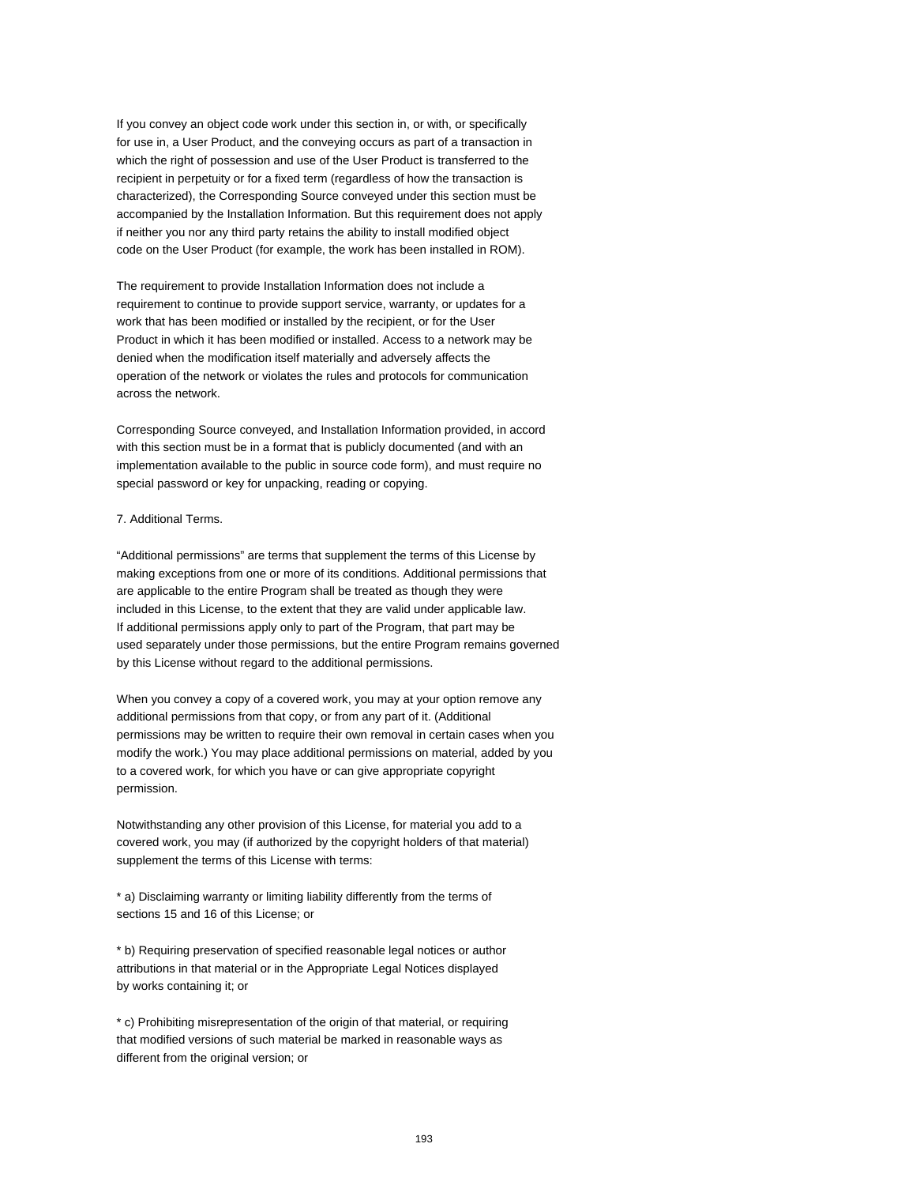If you convey an object code work under this section in, or with, or specifically for use in, a User Product, and the conveying occurs as part of a transaction in which the right of possession and use of the User Product is transferred to the recipient in perpetuity or for a fixed term (regardless of how the transaction is characterized), the Corresponding Source conveyed under this section must be accompanied by the Installation Information. But this requirement does not apply if neither you nor any third party retains the ability to install modified object code on the User Product (for example, the work has been installed in ROM).

The requirement to provide Installation Information does not include a requirement to continue to provide support service, warranty, or updates for a work that has been modified or installed by the recipient, or for the User Product in which it has been modified or installed. Access to a network may be denied when the modification itself materially and adversely affects the operation of the network or violates the rules and protocols for communication across the network.

Corresponding Source conveyed, and Installation Information provided, in accord with this section must be in a format that is publicly documented (and with an implementation available to the public in source code form), and must require no special password or key for unpacking, reading or copying.

7. Additional Terms.

“Additional permissions” are terms that supplement the terms of this License by making exceptions from one or more of its conditions. Additional permissions that are applicable to the entire Program shall be treated as though they were included in this License, to the extent that they are valid under applicable law. If additional permissions apply only to part of the Program, that part may be used separately under those permissions, but the entire Program remains governed by this License without regard to the additional permissions.

When you convey a copy of a covered work, you may at your option remove any additional permissions from that copy, or from any part of it. (Additional permissions may be written to require their own removal in certain cases when you modify the work.) You may place additional permissions on material, added by you to a covered work, for which you have or can give appropriate copyright permission.

Notwithstanding any other provision of this License, for material you add to a covered work, you may (if authorized by the copyright holders of that material) supplement the terms of this License with terms:

* a) Disclaiming warranty or limiting liability differently from the terms of sections 15 and 16 of this License; or

* b) Requiring preservation of specified reasonable legal notices or author attributions in that material or in the Appropriate Legal Notices displayed by works containing it; or

* c) Prohibiting misrepresentation of the origin of that material, or requiring that modified versions of such material be marked in reasonable ways as different from the original version; or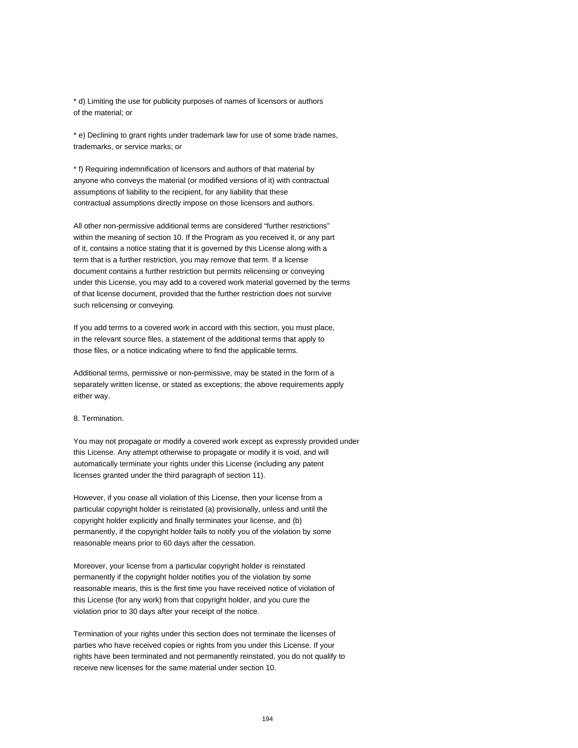* d) Limiting the use for publicity purposes of names of licensors or authors of the material; or

* e) Declining to grant rights under trademark law for use of some trade names, trademarks, or service marks; or

* f) Requiring indemnification of licensors and authors of that material by anyone who conveys the material (or modified versions of it) with contractual assumptions of liability to the recipient, for any liability that these contractual assumptions directly impose on those licensors and authors.

All other non-permissive additional terms are considered “further restrictions” within the meaning of section 10. If the Program as you received it, or any part of it, contains a notice stating that it is governed by this License along with a term that is a further restriction, you may remove that term. If a license document contains a further restriction but permits relicensing or conveying under this License, you may add to a covered work material governed by the terms of that license document, provided that the further restriction does not survive such relicensing or conveying.

If you add terms to a covered work in accord with this section, you must place, in the relevant source files, a statement of the additional terms that apply to those files, or a notice indicating where to find the applicable terms.

Additional terms, permissive or non-permissive, may be stated in the form of a separately written license, or stated as exceptions; the above requirements apply either way.

8. Termination.

You may not propagate or modify a covered work except as expressly provided under this License. Any attempt otherwise to propagate or modify it is void, and will automatically terminate your rights under this License (including any patent licenses granted under the third paragraph of section 11).

However, if you cease all violation of this License, then your license from a particular copyright holder is reinstated (a) provisionally, unless and until the copyright holder explicitly and finally terminates your license, and (b) permanently, if the copyright holder fails to notify you of the violation by some reasonable means prior to 60 days after the cessation.

Moreover, your license from a particular copyright holder is reinstated permanently if the copyright holder notifies you of the violation by some reasonable means, this is the first time you have received notice of violation of this License (for any work) from that copyright holder, and you cure the violation prior to 30 days after your receipt of the notice.

Termination of your rights under this section does not terminate the licenses of parties who have received copies or rights from you under this License. If your rights have been terminated and not permanently reinstated, you do not qualify to receive new licenses for the same material under section 10.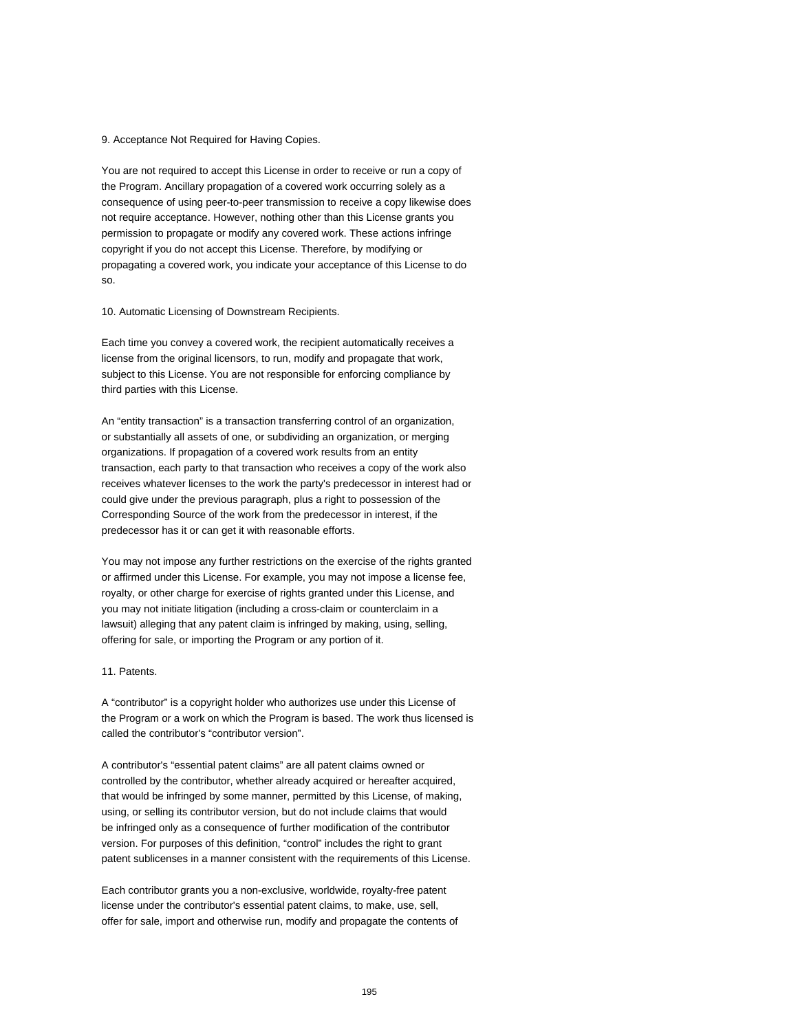9. Acceptance Not Required for Having Copies.

You are not required to accept this License in order to receive or run a copy of the Program. Ancillary propagation of a covered work occurring solely as a consequence of using peer-to-peer transmission to receive a copy likewise does not require acceptance. However, nothing other than this License grants you permission to propagate or modify any covered work. These actions infringe copyright if you do not accept this License. Therefore, by modifying or propagating a covered work, you indicate your acceptance of this License to do so.

10. Automatic Licensing of Downstream Recipients.

Each time you convey a covered work, the recipient automatically receives a license from the original licensors, to run, modify and propagate that work, subject to this License. You are not responsible for enforcing compliance by third parties with this License.

An “entity transaction” is a transaction transferring control of an organization, or substantially all assets of one, or subdividing an organization, or merging organizations. If propagation of a covered work results from an entity transaction, each party to that transaction who receives a copy of the work also receives whatever licenses to the work the party's predecessor in interest had or could give under the previous paragraph, plus a right to possession of the Corresponding Source of the work from the predecessor in interest, if the predecessor has it or can get it with reasonable efforts.

You may not impose any further restrictions on the exercise of the rights granted or affirmed under this License. For example, you may not impose a license fee, royalty, or other charge for exercise of rights granted under this License, and you may not initiate litigation (including a cross-claim or counterclaim in a lawsuit) alleging that any patent claim is infringed by making, using, selling, offering for sale, or importing the Program or any portion of it.

11. Patents.

A “contributor” is a copyright holder who authorizes use under this License of the Program or a work on which the Program is based. The work thus licensed is called the contributor's “contributor version”.

A contributor's “essential patent claims” are all patent claims owned or controlled by the contributor, whether already acquired or hereafter acquired, that would be infringed by some manner, permitted by this License, of making, using, or selling its contributor version, but do not include claims that would be infringed only as a consequence of further modification of the contributor version. For purposes of this definition, “control” includes the right to grant patent sublicenses in a manner consistent with the requirements of this License.

Each contributor grants you a non-exclusive, worldwide, royalty-free patent license under the contributor's essential patent claims, to make, use, sell, offer for sale, import and otherwise run, modify and propagate the contents of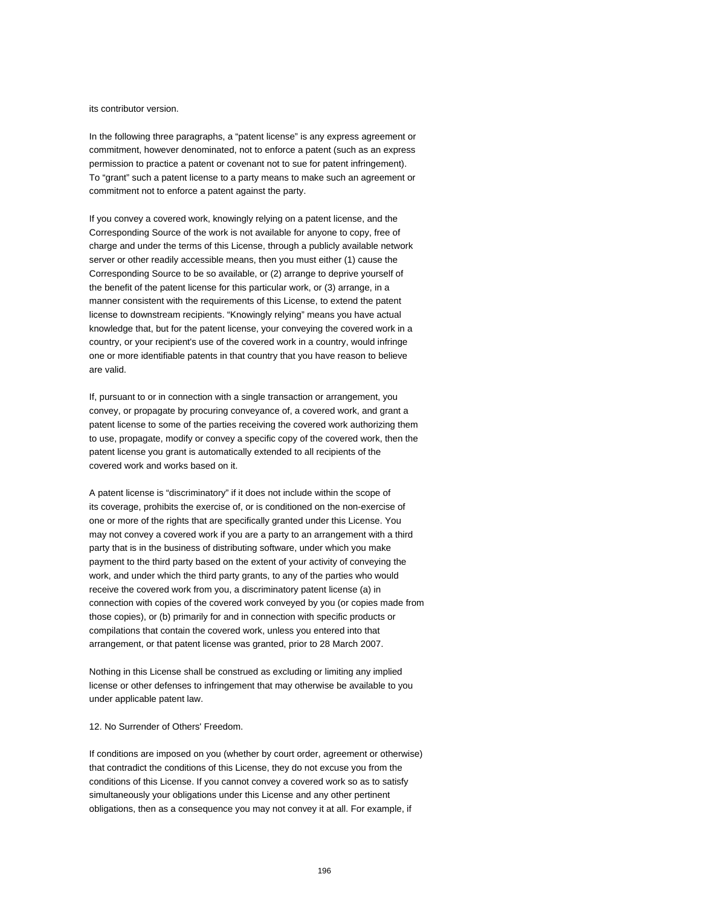its contributor version.

In the following three paragraphs, a “patent license” is any express agreement or commitment, however denominated, not to enforce a patent (such as an express permission to practice a patent or covenant not to sue for patent infringement). To “grant” such a patent license to a party means to make such an agreement or commitment not to enforce a patent against the party.

If you convey a covered work, knowingly relying on a patent license, and the Corresponding Source of the work is not available for anyone to copy, free of charge and under the terms of this License, through a publicly available network server or other readily accessible means, then you must either (1) cause the Corresponding Source to be so available, or (2) arrange to deprive yourself of the benefit of the patent license for this particular work, or (3) arrange, in a manner consistent with the requirements of this License, to extend the patent license to downstream recipients. “Knowingly relying” means you have actual knowledge that, but for the patent license, your conveying the covered work in a country, or your recipient's use of the covered work in a country, would infringe one or more identifiable patents in that country that you have reason to believe are valid.

If, pursuant to or in connection with a single transaction or arrangement, you convey, or propagate by procuring conveyance of, a covered work, and grant a patent license to some of the parties receiving the covered work authorizing them to use, propagate, modify or convey a specific copy of the covered work, then the patent license you grant is automatically extended to all recipients of the covered work and works based on it.

A patent license is “discriminatory” if it does not include within the scope of its coverage, prohibits the exercise of, or is conditioned on the non-exercise of one or more of the rights that are specifically granted under this License. You may not convey a covered work if you are a party to an arrangement with a third party that is in the business of distributing software, under which you make payment to the third party based on the extent of your activity of conveying the work, and under which the third party grants, to any of the parties who would receive the covered work from you, a discriminatory patent license (a) in connection with copies of the covered work conveyed by you (or copies made from those copies), or (b) primarily for and in connection with specific products or compilations that contain the covered work, unless you entered into that arrangement, or that patent license was granted, prior to 28 March 2007.

Nothing in this License shall be construed as excluding or limiting any implied license or other defenses to infringement that may otherwise be available to you under applicable patent law.

12. No Surrender of Others' Freedom.

If conditions are imposed on you (whether by court order, agreement or otherwise) that contradict the conditions of this License, they do not excuse you from the conditions of this License. If you cannot convey a covered work so as to satisfy simultaneously your obligations under this License and any other pertinent obligations, then as a consequence you may not convey it at all. For example, if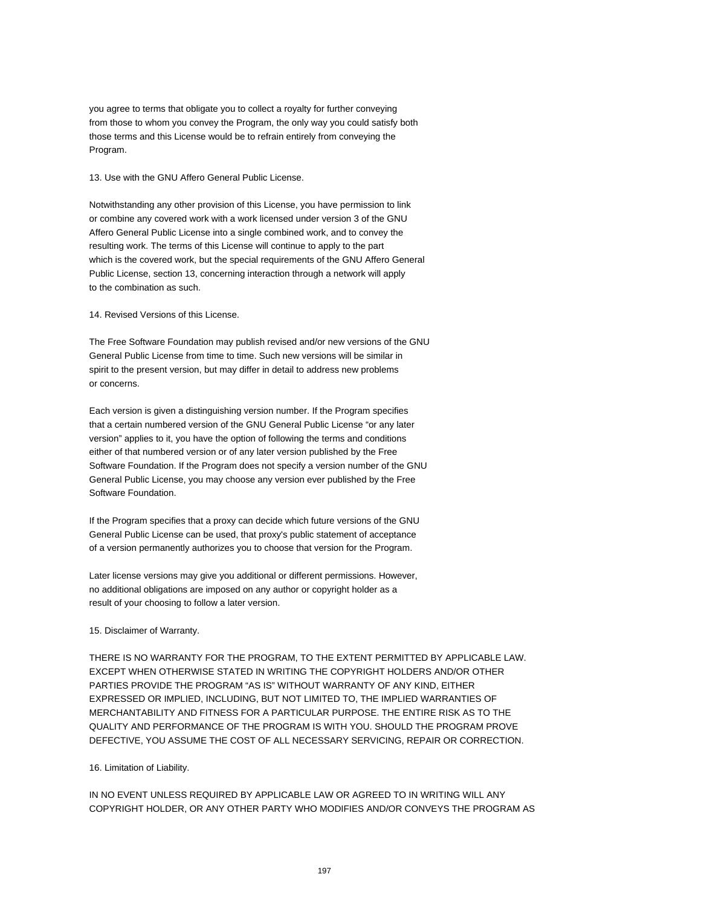you agree to terms that obligate you to collect a royalty for further conveying from those to whom you convey the Program, the only way you could satisfy both those terms and this License would be to refrain entirely from conveying the Program.

13. Use with the GNU Affero General Public License.

Notwithstanding any other provision of this License, you have permission to link or combine any covered work with a work licensed under version 3 of the GNU Affero General Public License into a single combined work, and to convey the resulting work. The terms of this License will continue to apply to the part which is the covered work, but the special requirements of the GNU Affero General Public License, section 13, concerning interaction through a network will apply to the combination as such.

14. Revised Versions of this License.

The Free Software Foundation may publish revised and/or new versions of the GNU General Public License from time to time. Such new versions will be similar in spirit to the present version, but may differ in detail to address new problems or concerns.

Each version is given a distinguishing version number. If the Program specifies that a certain numbered version of the GNU General Public License “or any later version” applies to it, you have the option of following the terms and conditions either of that numbered version or of any later version published by the Free Software Foundation. If the Program does not specify a version number of the GNU General Public License, you may choose any version ever published by the Free Software Foundation.

If the Program specifies that a proxy can decide which future versions of the GNU General Public License can be used, that proxy's public statement of acceptance of a version permanently authorizes you to choose that version for the Program.

Later license versions may give you additional or different permissions. However, no additional obligations are imposed on any author or copyright holder as a result of your choosing to follow a later version.

15. Disclaimer of Warranty.

THERE IS NO WARRANTY FOR THE PROGRAM, TO THE EXTENT PERMITTED BY APPLICABLE LAW. EXCEPT WHEN OTHERWISE STATED IN WRITING THE COPYRIGHT HOLDERS AND/OR OTHER PARTIES PROVIDE THE PROGRAM “AS IS” WITHOUT WARRANTY OF ANY KIND, EITHER EXPRESSED OR IMPLIED, INCLUDING, BUT NOT LIMITED TO, THE IMPLIED WARRANTIES OF MERCHANTABILITY AND FITNESS FOR A PARTICULAR PURPOSE. THE ENTIRE RISK AS TO THE QUALITY AND PERFORMANCE OF THE PROGRAM IS WITH YOU. SHOULD THE PROGRAM PROVE DEFECTIVE, YOU ASSUME THE COST OF ALL NECESSARY SERVICING, REPAIR OR CORRECTION.

16. Limitation of Liability.

IN NO EVENT UNLESS REQUIRED BY APPLICABLE LAW OR AGREED TO IN WRITING WILL ANY COPYRIGHT HOLDER, OR ANY OTHER PARTY WHO MODIFIES AND/OR CONVEYS THE PROGRAM AS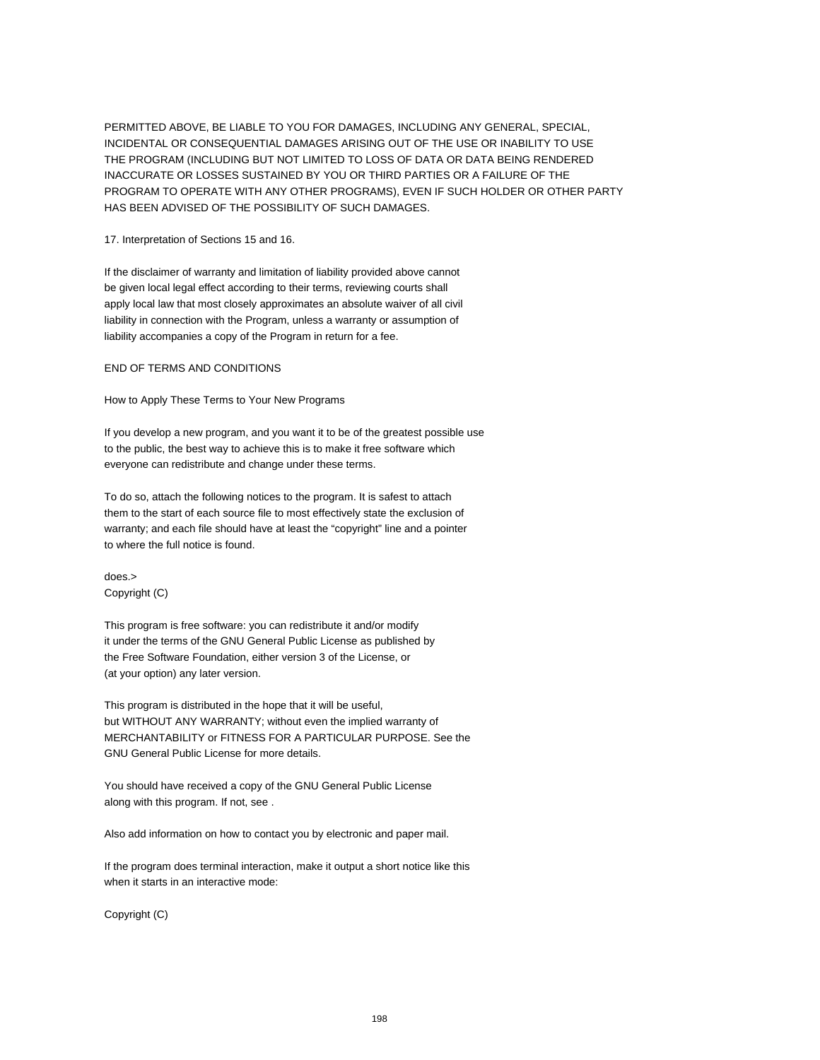PERMITTED ABOVE, BE LIABLE TO YOU FOR DAMAGES, INCLUDING ANY GENERAL, SPECIAL, INCIDENTAL OR CONSEQUENTIAL DAMAGES ARISING OUT OF THE USE OR INABILITY TO USE THE PROGRAM (INCLUDING BUT NOT LIMITED TO LOSS OF DATA OR DATA BEING RENDERED INACCURATE OR LOSSES SUSTAINED BY YOU OR THIRD PARTIES OR A FAILURE OF THE PROGRAM TO OPERATE WITH ANY OTHER PROGRAMS), EVEN IF SUCH HOLDER OR OTHER PARTY HAS BEEN ADVISED OF THE POSSIBILITY OF SUCH DAMAGES.

17. Interpretation of Sections 15 and 16.

If the disclaimer of warranty and limitation of liability provided above cannot be given local legal effect according to their terms, reviewing courts shall apply local law that most closely approximates an absolute waiver of all civil liability in connection with the Program, unless a warranty or assumption of liability accompanies a copy of the Program in return for a fee.

END OF TERMS AND CONDITIONS

How to Apply These Terms to Your New Programs

If you develop a new program, and you want it to be of the greatest possible use to the public, the best way to achieve this is to make it free software which everyone can redistribute and change under these terms.

To do so, attach the following notices to the program. It is safest to attach them to the start of each source file to most effectively state the exclusion of warranty; and each file should have at least the “copyright” line and a pointer to where the full notice is found.

does.>
Copyright (C)

This program is free software: you can redistribute it and/or modify it under the terms of the GNU General Public License as published by the Free Software Foundation, either version 3 of the License, or (at your option) any later version.

This program is distributed in the hope that it will be useful, but WITHOUT ANY WARRANTY; without even the implied warranty of MERCHANTABILITY or FITNESS FOR A PARTICULAR PURPOSE. See the GNU General Public License for more details.

You should have received a copy of the GNU General Public License along with this program. If not, see .

Also add information on how to contact you by electronic and paper mail.

If the program does terminal interaction, make it output a short notice like this when it starts in an interactive mode:

Copyright (C)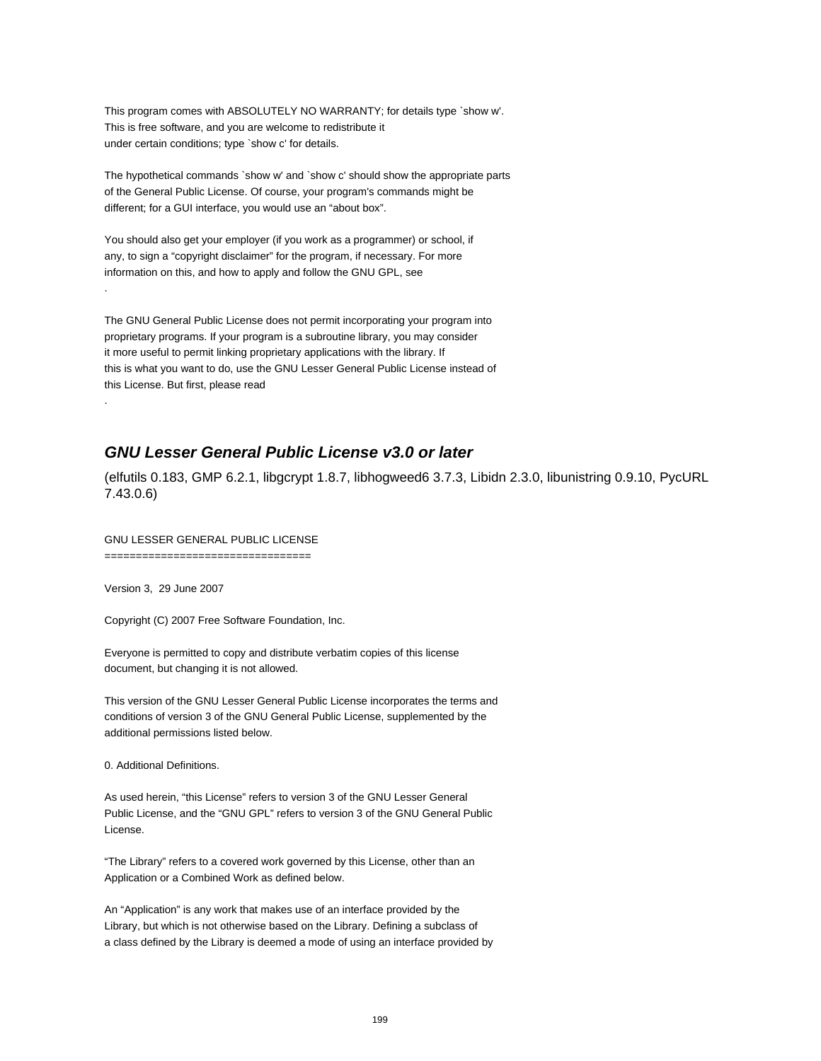This program comes with ABSOLUTELY NO WARRANTY; for details type `show w'.
This is free software, and you are welcome to redistribute it
under certain conditions; type `show c' for details.

The hypothetical commands `show w' and `show c' should show the appropriate parts
of the General Public License. Of course, your program's commands might be
different; for a GUI interface, you would use an “about box”.

You should also get your employer (if you work as a programmer) or school, if
any, to sign a “copyright disclaimer” for the program, if necessary. For more
information on this, and how to apply and follow the GNU GPL, see
.

The GNU General Public License does not permit incorporating your program into
proprietary programs. If your program is a subroutine library, you may consider
it more useful to permit linking proprietary applications with the library. If
this is what you want to do, use the GNU Lesser General Public License instead of
this License. But first, please read
.

## *GNU Lesser General Public License v3.0 or later*

(elfutils 0.183, GMP 6.2.1, libgcrypt 1.8.7, libhogweed6 3.7.3, Libidn 2.3.0, libunistring 0.9.10, PycURL 7.43.0.6)

GNU LESSER GENERAL PUBLIC LICENSE
=================================

Version 3, 29 June 2007

Copyright (C) 2007 Free Software Foundation, Inc.

Everyone is permitted to copy and distribute verbatim copies of this license
document, but changing it is not allowed.

This version of the GNU Lesser General Public License incorporates the terms and
conditions of version 3 of the GNU General Public License, supplemented by the
additional permissions listed below.

0. Additional Definitions.

As used herein, “this License” refers to version 3 of the GNU Lesser General
Public License, and the “GNU GPL” refers to version 3 of the GNU General Public
License.

“The Library” refers to a covered work governed by this License, other than an
Application or a Combined Work as defined below.

An “Application” is any work that makes use of an interface provided by the
Library, but which is not otherwise based on the Library. Defining a subclass of
a class defined by the Library is deemed a mode of using an interface provided by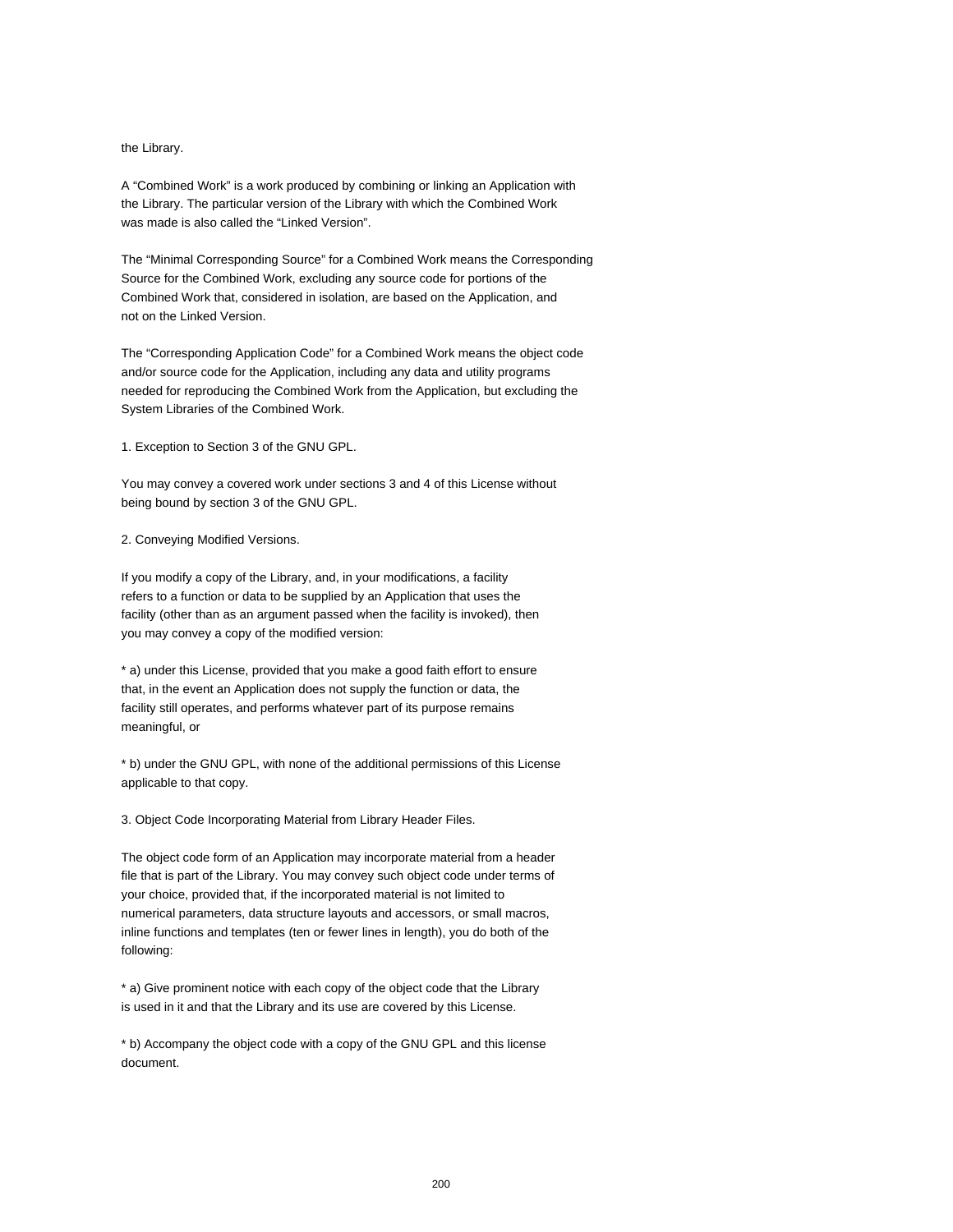the Library.

A “Combined Work” is a work produced by combining or linking an Application with the Library. The particular version of the Library with which the Combined Work was made is also called the “Linked Version”.

The “Minimal Corresponding Source” for a Combined Work means the Corresponding Source for the Combined Work, excluding any source code for portions of the Combined Work that, considered in isolation, are based on the Application, and not on the Linked Version.

The “Corresponding Application Code” for a Combined Work means the object code and/or source code for the Application, including any data and utility programs needed for reproducing the Combined Work from the Application, but excluding the System Libraries of the Combined Work.

1. Exception to Section 3 of the GNU GPL.

You may convey a covered work under sections 3 and 4 of this License without being bound by section 3 of the GNU GPL.

2. Conveying Modified Versions.

If you modify a copy of the Library, and, in your modifications, a facility refers to a function or data to be supplied by an Application that uses the facility (other than as an argument passed when the facility is invoked), then you may convey a copy of the modified version:

* a) under this License, provided that you make a good faith effort to ensure that, in the event an Application does not supply the function or data, the facility still operates, and performs whatever part of its purpose remains meaningful, or

* b) under the GNU GPL, with none of the additional permissions of this License applicable to that copy.

3. Object Code Incorporating Material from Library Header Files.

The object code form of an Application may incorporate material from a header file that is part of the Library. You may convey such object code under terms of your choice, provided that, if the incorporated material is not limited to numerical parameters, data structure layouts and accessors, or small macros, inline functions and templates (ten or fewer lines in length), you do both of the following:

* a) Give prominent notice with each copy of the object code that the Library is used in it and that the Library and its use are covered by this License.

* b) Accompany the object code with a copy of the GNU GPL and this license document.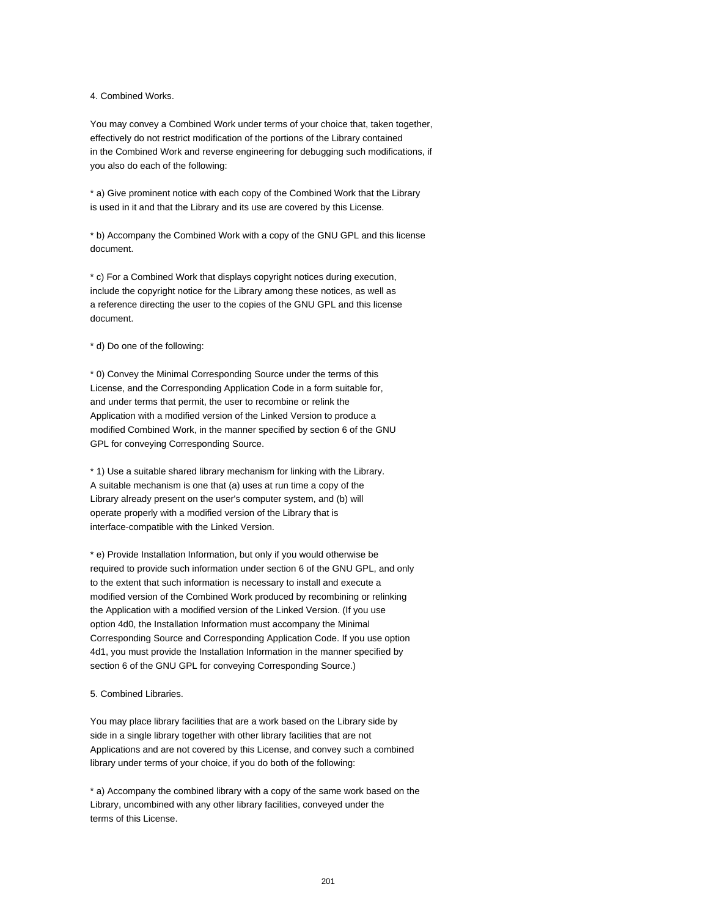4. Combined Works.

You may convey a Combined Work under terms of your choice that, taken together, effectively do not restrict modification of the portions of the Library contained in the Combined Work and reverse engineering for debugging such modifications, if you also do each of the following:

* a) Give prominent notice with each copy of the Combined Work that the Library is used in it and that the Library and its use are covered by this License.

* b) Accompany the Combined Work with a copy of the GNU GPL and this license document.

* c) For a Combined Work that displays copyright notices during execution, include the copyright notice for the Library among these notices, as well as a reference directing the user to the copies of the GNU GPL and this license document.

* d) Do one of the following:

* 0) Convey the Minimal Corresponding Source under the terms of this License, and the Corresponding Application Code in a form suitable for, and under terms that permit, the user to recombine or relink the Application with a modified version of the Linked Version to produce a modified Combined Work, in the manner specified by section 6 of the GNU GPL for conveying Corresponding Source.

* 1) Use a suitable shared library mechanism for linking with the Library. A suitable mechanism is one that (a) uses at run time a copy of the Library already present on the user's computer system, and (b) will operate properly with a modified version of the Library that is interface-compatible with the Linked Version.

* e) Provide Installation Information, but only if you would otherwise be required to provide such information under section 6 of the GNU GPL, and only to the extent that such information is necessary to install and execute a modified version of the Combined Work produced by recombining or relinking the Application with a modified version of the Linked Version. (If you use option 4d0, the Installation Information must accompany the Minimal Corresponding Source and Corresponding Application Code. If you use option 4d1, you must provide the Installation Information in the manner specified by section 6 of the GNU GPL for conveying Corresponding Source.)

5. Combined Libraries.

You may place library facilities that are a work based on the Library side by side in a single library together with other library facilities that are not Applications and are not covered by this License, and convey such a combined library under terms of your choice, if you do both of the following:

* a) Accompany the combined library with a copy of the same work based on the Library, uncombined with any other library facilities, conveyed under the terms of this License.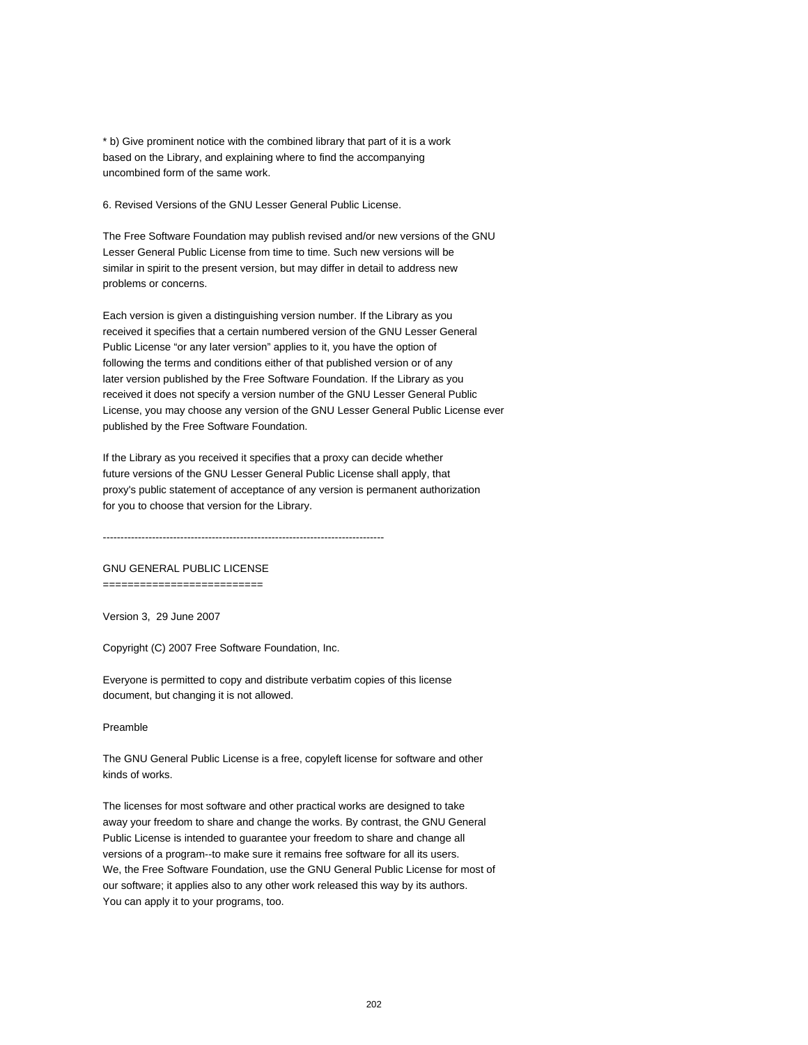* b) Give prominent notice with the combined library that part of it is a work based on the Library, and explaining where to find the accompanying uncombined form of the same work.

6. Revised Versions of the GNU Lesser General Public License.

The Free Software Foundation may publish revised and/or new versions of the GNU Lesser General Public License from time to time. Such new versions will be similar in spirit to the present version, but may differ in detail to address new problems or concerns.

Each version is given a distinguishing version number. If the Library as you received it specifies that a certain numbered version of the GNU Lesser General Public License “or any later version” applies to it, you have the option of following the terms and conditions either of that published version or of any later version published by the Free Software Foundation. If the Library as you received it does not specify a version number of the GNU Lesser General Public License, you may choose any version of the GNU Lesser General Public License ever published by the Free Software Foundation.

If the Library as you received it specifies that a proxy can decide whether future versions of the GNU Lesser General Public License shall apply, that proxy's public statement of acceptance of any version is permanent authorization for you to choose that version for the Library.

--------------------------------------------------------------------------------

GNU GENERAL PUBLIC LICENSE
==========================

Version 3,  29 June 2007

Copyright (C) 2007 Free Software Foundation, Inc.

Everyone is permitted to copy and distribute verbatim copies of this license document, but changing it is not allowed.

Preamble

The GNU General Public License is a free, copyleft license for software and other kinds of works.

The licenses for most software and other practical works are designed to take away your freedom to share and change the works. By contrast, the GNU General Public License is intended to guarantee your freedom to share and change all versions of a program--to make sure it remains free software for all its users. We, the Free Software Foundation, use the GNU General Public License for most of our software; it applies also to any other work released this way by its authors. You can apply it to your programs, too.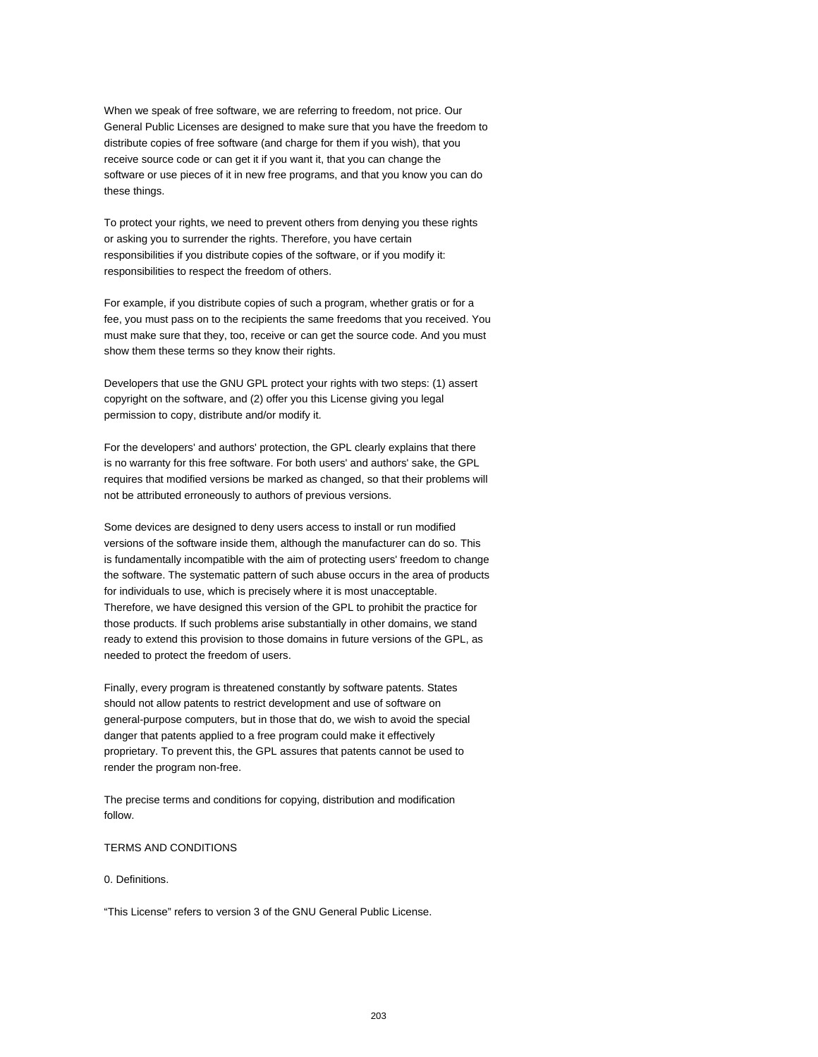When we speak of free software, we are referring to freedom, not price. Our General Public Licenses are designed to make sure that you have the freedom to distribute copies of free software (and charge for them if you wish), that you receive source code or can get it if you want it, that you can change the software or use pieces of it in new free programs, and that you know you can do these things.

To protect your rights, we need to prevent others from denying you these rights or asking you to surrender the rights. Therefore, you have certain responsibilities if you distribute copies of the software, or if you modify it: responsibilities to respect the freedom of others.

For example, if you distribute copies of such a program, whether gratis or for a fee, you must pass on to the recipients the same freedoms that you received. You must make sure that they, too, receive or can get the source code. And you must show them these terms so they know their rights.

Developers that use the GNU GPL protect your rights with two steps: (1) assert copyright on the software, and (2) offer you this License giving you legal permission to copy, distribute and/or modify it.

For the developers' and authors' protection, the GPL clearly explains that there is no warranty for this free software. For both users' and authors' sake, the GPL requires that modified versions be marked as changed, so that their problems will not be attributed erroneously to authors of previous versions.

Some devices are designed to deny users access to install or run modified versions of the software inside them, although the manufacturer can do so. This is fundamentally incompatible with the aim of protecting users' freedom to change the software. The systematic pattern of such abuse occurs in the area of products for individuals to use, which is precisely where it is most unacceptable. Therefore, we have designed this version of the GPL to prohibit the practice for those products. If such problems arise substantially in other domains, we stand ready to extend this provision to those domains in future versions of the GPL, as needed to protect the freedom of users.

Finally, every program is threatened constantly by software patents. States should not allow patents to restrict development and use of software on general-purpose computers, but in those that do, we wish to avoid the special danger that patents applied to a free program could make it effectively proprietary. To prevent this, the GPL assures that patents cannot be used to render the program non-free.

The precise terms and conditions for copying, distribution and modification follow.

TERMS AND CONDITIONS

0. Definitions.

“This License” refers to version 3 of the GNU General Public License.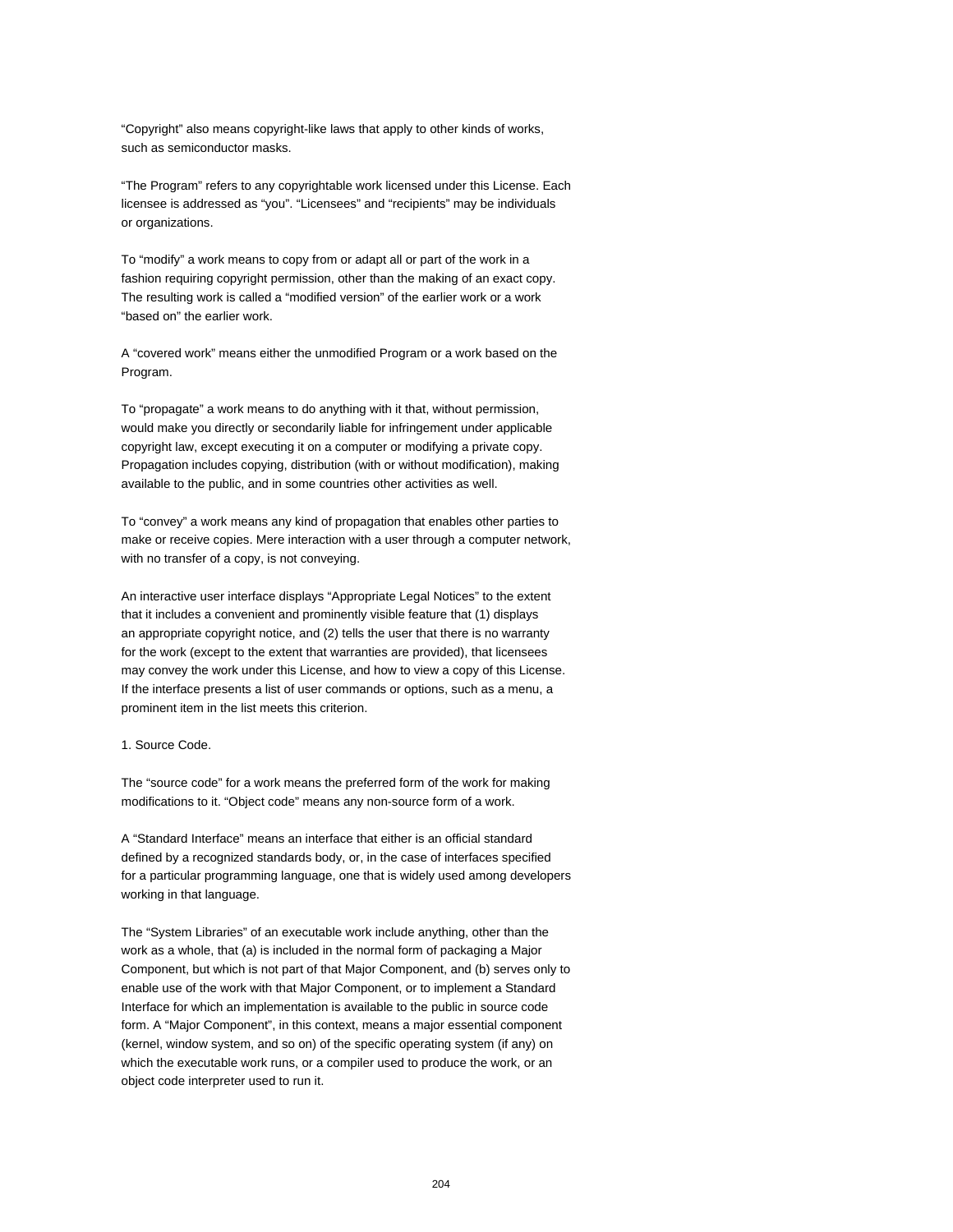“Copyright” also means copyright-like laws that apply to other kinds of works, such as semiconductor masks.

“The Program” refers to any copyrightable work licensed under this License. Each licensee is addressed as “you”. “Licensees” and “recipients” may be individuals or organizations.

To “modify” a work means to copy from or adapt all or part of the work in a fashion requiring copyright permission, other than the making of an exact copy. The resulting work is called a “modified version” of the earlier work or a work “based on” the earlier work.

A “covered work” means either the unmodified Program or a work based on the Program.

To “propagate” a work means to do anything with it that, without permission, would make you directly or secondarily liable for infringement under applicable copyright law, except executing it on a computer or modifying a private copy. Propagation includes copying, distribution (with or without modification), making available to the public, and in some countries other activities as well.

To “convey” a work means any kind of propagation that enables other parties to make or receive copies. Mere interaction with a user through a computer network, with no transfer of a copy, is not conveying.

An interactive user interface displays “Appropriate Legal Notices” to the extent that it includes a convenient and prominently visible feature that (1) displays an appropriate copyright notice, and (2) tells the user that there is no warranty for the work (except to the extent that warranties are provided), that licensees may convey the work under this License, and how to view a copy of this License. If the interface presents a list of user commands or options, such as a menu, a prominent item in the list meets this criterion.

1. Source Code.

The “source code” for a work means the preferred form of the work for making modifications to it. “Object code” means any non-source form of a work.

A “Standard Interface” means an interface that either is an official standard defined by a recognized standards body, or, in the case of interfaces specified for a particular programming language, one that is widely used among developers working in that language.

The “System Libraries” of an executable work include anything, other than the work as a whole, that (a) is included in the normal form of packaging a Major Component, but which is not part of that Major Component, and (b) serves only to enable use of the work with that Major Component, or to implement a Standard Interface for which an implementation is available to the public in source code form. A “Major Component”, in this context, means a major essential component (kernel, window system, and so on) of the specific operating system (if any) on which the executable work runs, or a compiler used to produce the work, or an object code interpreter used to run it.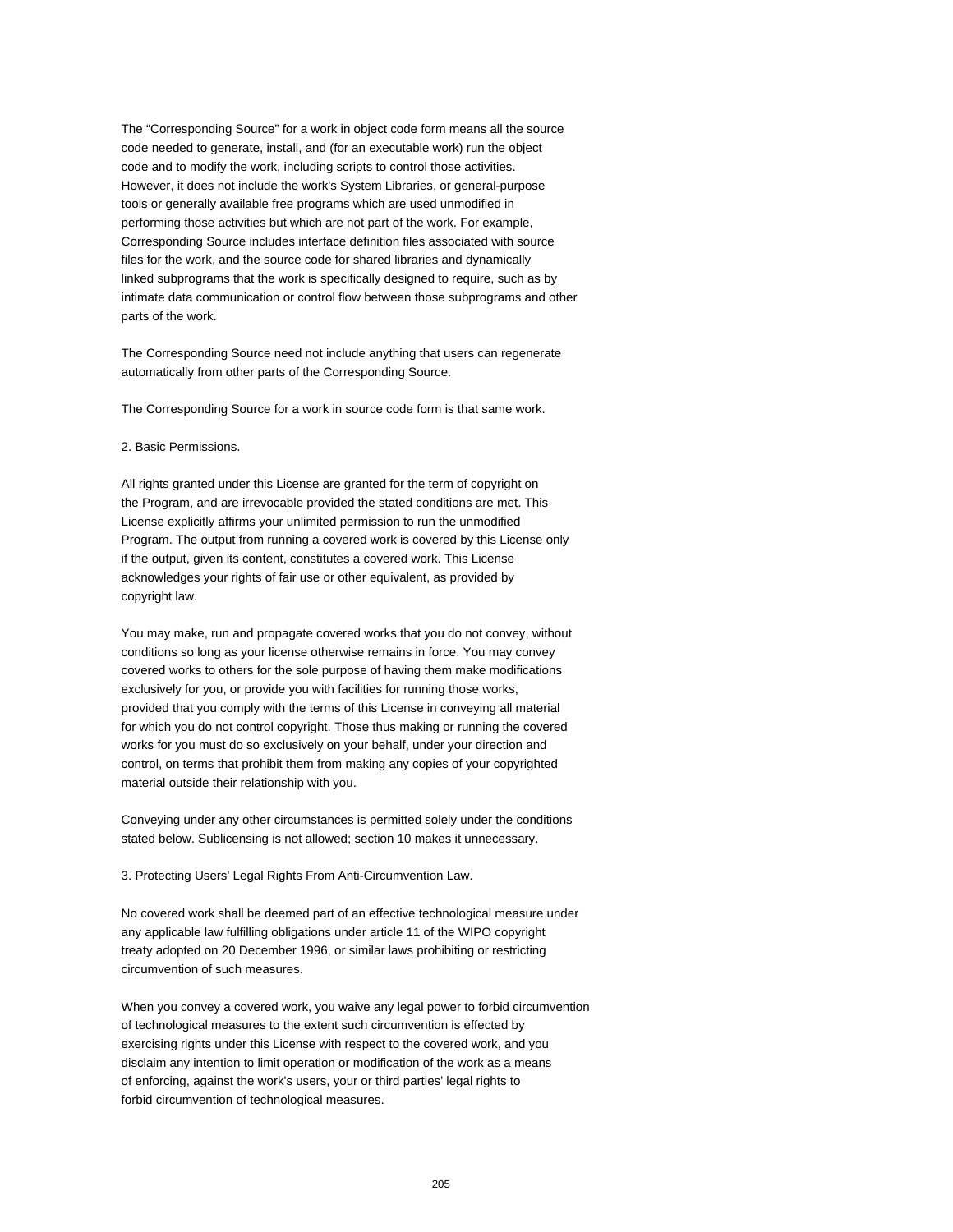The “Corresponding Source” for a work in object code form means all the source code needed to generate, install, and (for an executable work) run the object code and to modify the work, including scripts to control those activities. However, it does not include the work's System Libraries, or general-purpose tools or generally available free programs which are used unmodified in performing those activities but which are not part of the work. For example, Corresponding Source includes interface definition files associated with source files for the work, and the source code for shared libraries and dynamically linked subprograms that the work is specifically designed to require, such as by intimate data communication or control flow between those subprograms and other parts of the work.

The Corresponding Source need not include anything that users can regenerate automatically from other parts of the Corresponding Source.

The Corresponding Source for a work in source code form is that same work.

2. Basic Permissions.

All rights granted under this License are granted for the term of copyright on the Program, and are irrevocable provided the stated conditions are met. This License explicitly affirms your unlimited permission to run the unmodified Program. The output from running a covered work is covered by this License only if the output, given its content, constitutes a covered work. This License acknowledges your rights of fair use or other equivalent, as provided by copyright law.

You may make, run and propagate covered works that you do not convey, without conditions so long as your license otherwise remains in force. You may convey covered works to others for the sole purpose of having them make modifications exclusively for you, or provide you with facilities for running those works, provided that you comply with the terms of this License in conveying all material for which you do not control copyright. Those thus making or running the covered works for you must do so exclusively on your behalf, under your direction and control, on terms that prohibit them from making any copies of your copyrighted material outside their relationship with you.

Conveying under any other circumstances is permitted solely under the conditions stated below. Sublicensing is not allowed; section 10 makes it unnecessary.

3. Protecting Users' Legal Rights From Anti-Circumvention Law.

No covered work shall be deemed part of an effective technological measure under any applicable law fulfilling obligations under article 11 of the WIPO copyright treaty adopted on 20 December 1996, or similar laws prohibiting or restricting circumvention of such measures.

When you convey a covered work, you waive any legal power to forbid circumvention of technological measures to the extent such circumvention is effected by exercising rights under this License with respect to the covered work, and you disclaim any intention to limit operation or modification of the work as a means of enforcing, against the work's users, your or third parties' legal rights to forbid circumvention of technological measures.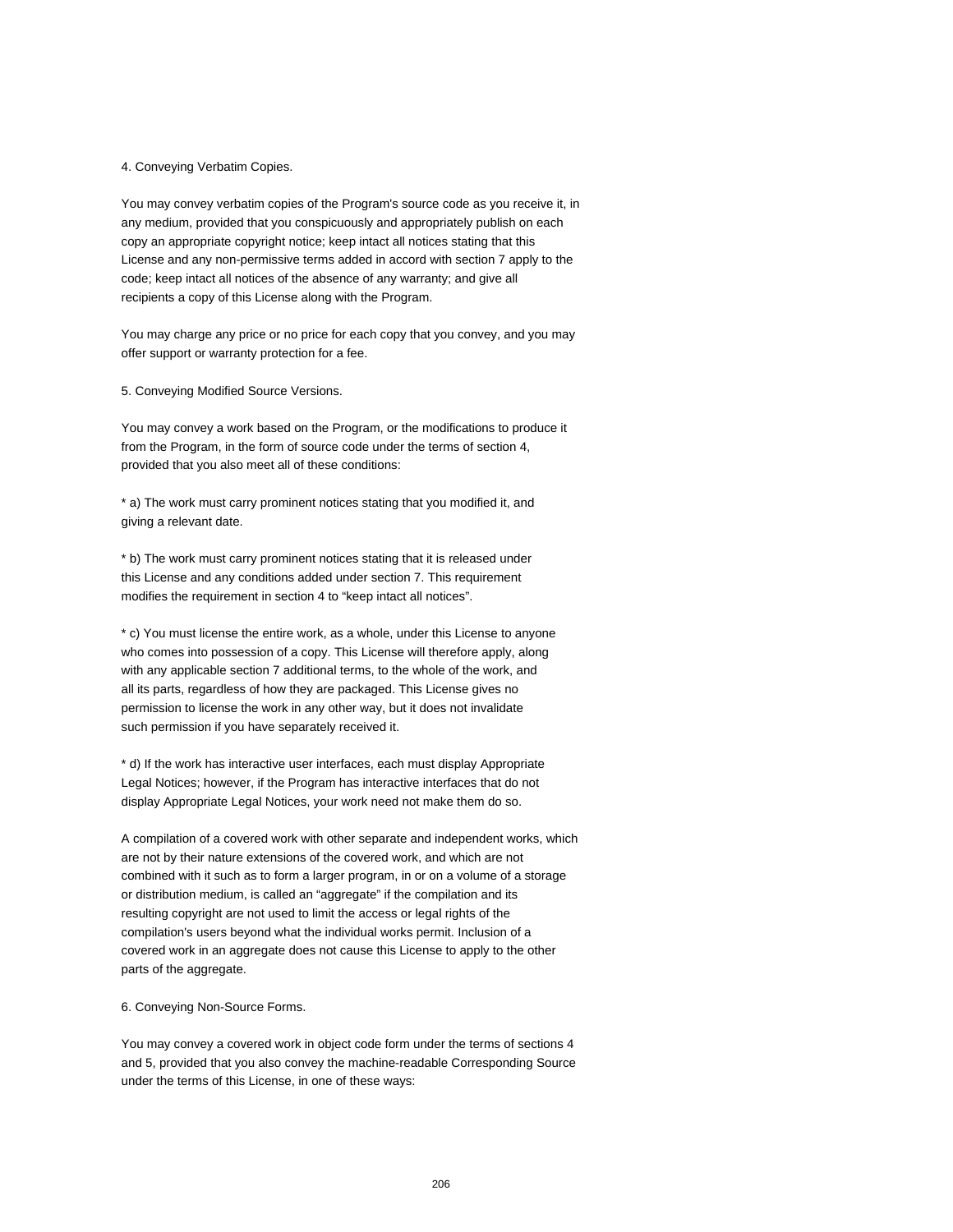4. Conveying Verbatim Copies.

You may convey verbatim copies of the Program's source code as you receive it, in any medium, provided that you conspicuously and appropriately publish on each copy an appropriate copyright notice; keep intact all notices stating that this License and any non-permissive terms added in accord with section 7 apply to the code; keep intact all notices of the absence of any warranty; and give all recipients a copy of this License along with the Program.

You may charge any price or no price for each copy that you convey, and you may offer support or warranty protection for a fee.

5. Conveying Modified Source Versions.

You may convey a work based on the Program, or the modifications to produce it from the Program, in the form of source code under the terms of section 4, provided that you also meet all of these conditions:

* a) The work must carry prominent notices stating that you modified it, and giving a relevant date.

* b) The work must carry prominent notices stating that it is released under this License and any conditions added under section 7. This requirement modifies the requirement in section 4 to “keep intact all notices”.

* c) You must license the entire work, as a whole, under this License to anyone who comes into possession of a copy. This License will therefore apply, along with any applicable section 7 additional terms, to the whole of the work, and all its parts, regardless of how they are packaged. This License gives no permission to license the work in any other way, but it does not invalidate such permission if you have separately received it.

* d) If the work has interactive user interfaces, each must display Appropriate Legal Notices; however, if the Program has interactive interfaces that do not display Appropriate Legal Notices, your work need not make them do so.

A compilation of a covered work with other separate and independent works, which are not by their nature extensions of the covered work, and which are not combined with it such as to form a larger program, in or on a volume of a storage or distribution medium, is called an “aggregate” if the compilation and its resulting copyright are not used to limit the access or legal rights of the compilation's users beyond what the individual works permit. Inclusion of a covered work in an aggregate does not cause this License to apply to the other parts of the aggregate.

6. Conveying Non-Source Forms.

You may convey a covered work in object code form under the terms of sections 4 and 5, provided that you also convey the machine-readable Corresponding Source under the terms of this License, in one of these ways: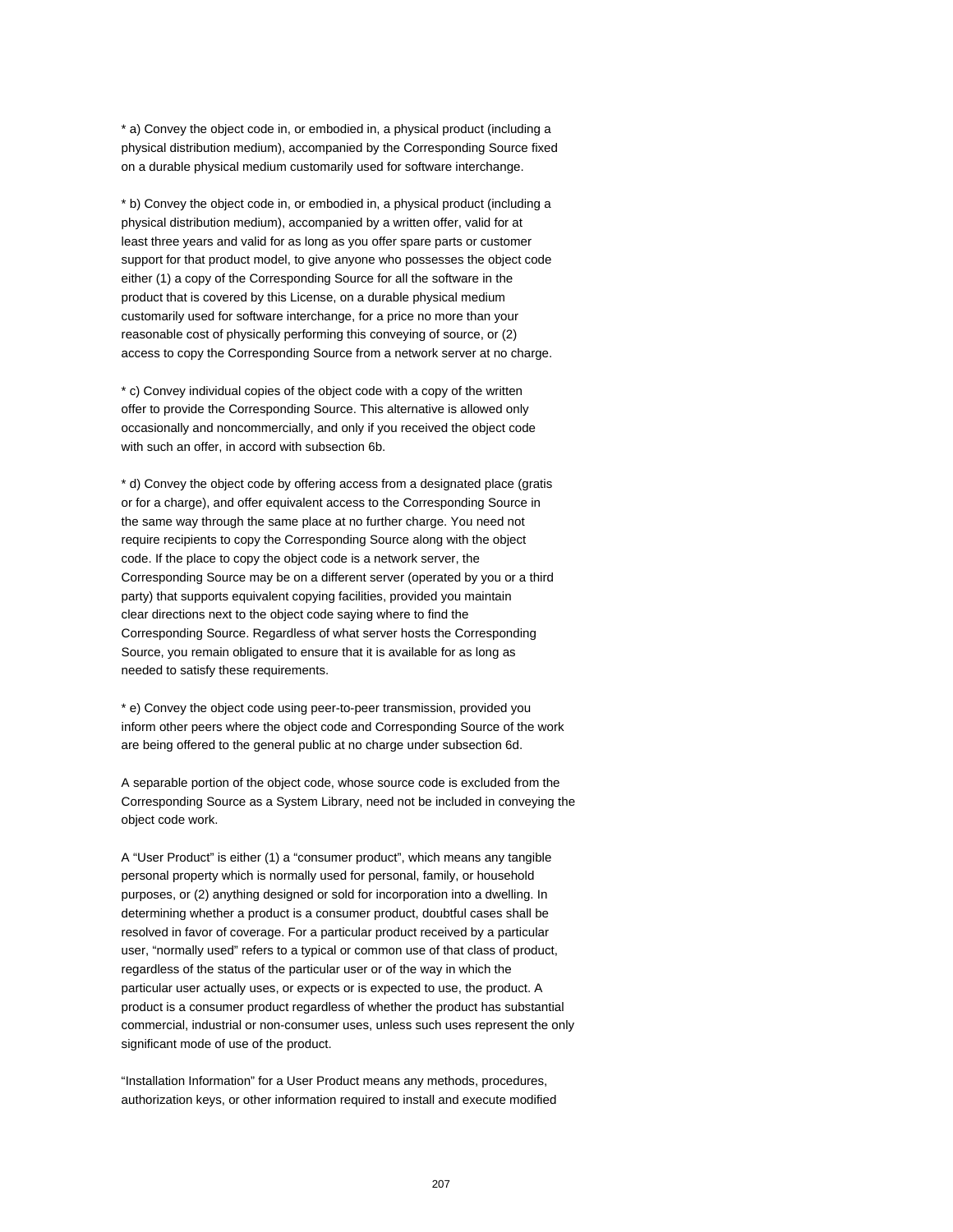* a) Convey the object code in, or embodied in, a physical product (including a physical distribution medium), accompanied by the Corresponding Source fixed on a durable physical medium customarily used for software interchange.

* b) Convey the object code in, or embodied in, a physical product (including a physical distribution medium), accompanied by a written offer, valid for at least three years and valid for as long as you offer spare parts or customer support for that product model, to give anyone who possesses the object code either (1) a copy of the Corresponding Source for all the software in the product that is covered by this License, on a durable physical medium customarily used for software interchange, for a price no more than your reasonable cost of physically performing this conveying of source, or (2) access to copy the Corresponding Source from a network server at no charge.

* c) Convey individual copies of the object code with a copy of the written offer to provide the Corresponding Source. This alternative is allowed only occasionally and noncommercially, and only if you received the object code with such an offer, in accord with subsection 6b.

* d) Convey the object code by offering access from a designated place (gratis or for a charge), and offer equivalent access to the Corresponding Source in the same way through the same place at no further charge. You need not require recipients to copy the Corresponding Source along with the object code. If the place to copy the object code is a network server, the Corresponding Source may be on a different server (operated by you or a third party) that supports equivalent copying facilities, provided you maintain clear directions next to the object code saying where to find the Corresponding Source. Regardless of what server hosts the Corresponding Source, you remain obligated to ensure that it is available for as long as needed to satisfy these requirements.

* e) Convey the object code using peer-to-peer transmission, provided you inform other peers where the object code and Corresponding Source of the work are being offered to the general public at no charge under subsection 6d.

A separable portion of the object code, whose source code is excluded from the Corresponding Source as a System Library, need not be included in conveying the object code work.

A “User Product” is either (1) a “consumer product”, which means any tangible personal property which is normally used for personal, family, or household purposes, or (2) anything designed or sold for incorporation into a dwelling. In determining whether a product is a consumer product, doubtful cases shall be resolved in favor of coverage. For a particular product received by a particular user, “normally used” refers to a typical or common use of that class of product, regardless of the status of the particular user or of the way in which the particular user actually uses, or expects or is expected to use, the product. A product is a consumer product regardless of whether the product has substantial commercial, industrial or non-consumer uses, unless such uses represent the only significant mode of use of the product.

“Installation Information” for a User Product means any methods, procedures, authorization keys, or other information required to install and execute modified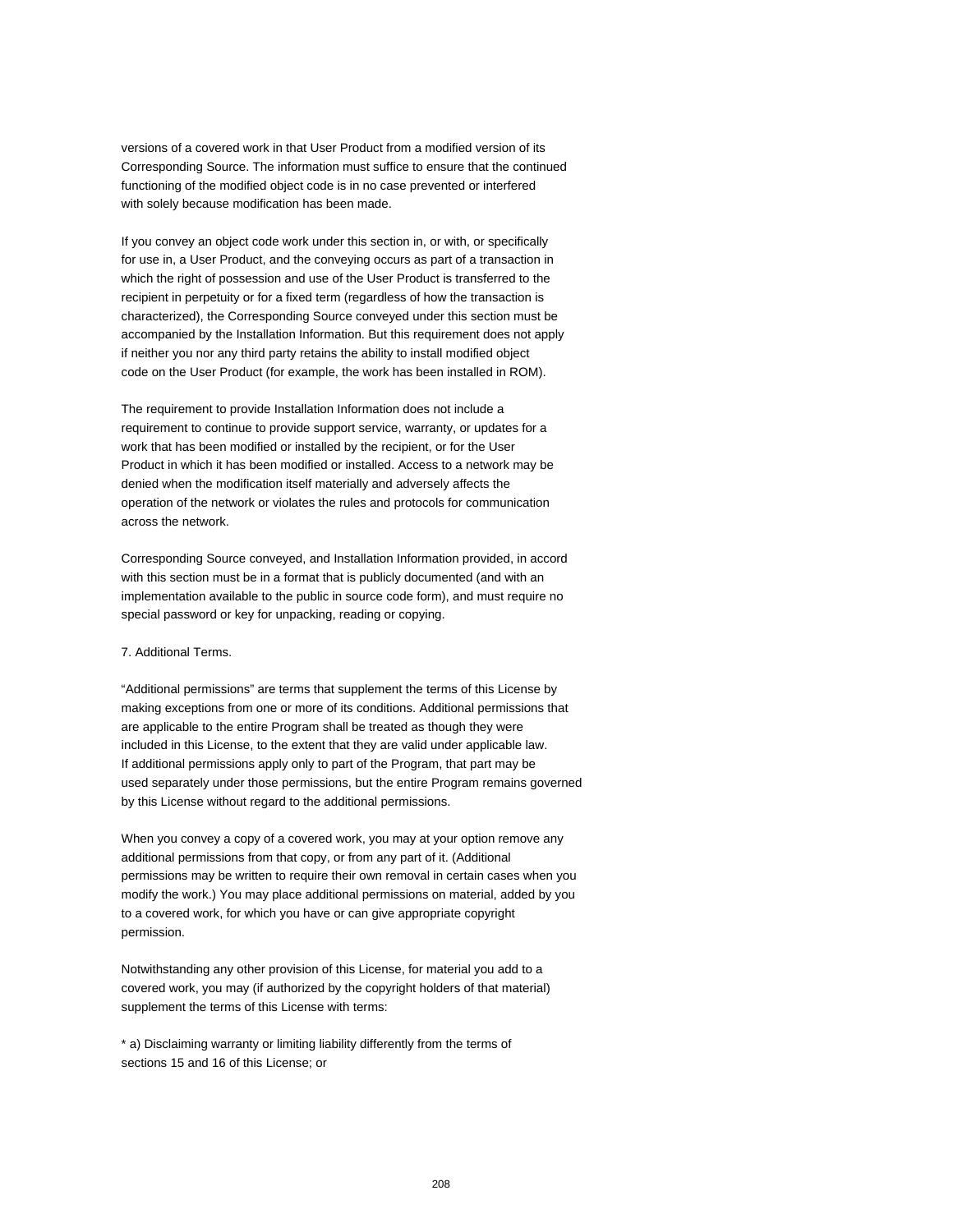versions of a covered work in that User Product from a modified version of its Corresponding Source. The information must suffice to ensure that the continued functioning of the modified object code is in no case prevented or interfered with solely because modification has been made.

If you convey an object code work under this section in, or with, or specifically for use in, a User Product, and the conveying occurs as part of a transaction in which the right of possession and use of the User Product is transferred to the recipient in perpetuity or for a fixed term (regardless of how the transaction is characterized), the Corresponding Source conveyed under this section must be accompanied by the Installation Information. But this requirement does not apply if neither you nor any third party retains the ability to install modified object code on the User Product (for example, the work has been installed in ROM).

The requirement to provide Installation Information does not include a requirement to continue to provide support service, warranty, or updates for a work that has been modified or installed by the recipient, or for the User Product in which it has been modified or installed. Access to a network may be denied when the modification itself materially and adversely affects the operation of the network or violates the rules and protocols for communication across the network.

Corresponding Source conveyed, and Installation Information provided, in accord with this section must be in a format that is publicly documented (and with an implementation available to the public in source code form), and must require no special password or key for unpacking, reading or copying.

7. Additional Terms.

“Additional permissions” are terms that supplement the terms of this License by making exceptions from one or more of its conditions. Additional permissions that are applicable to the entire Program shall be treated as though they were included in this License, to the extent that they are valid under applicable law. If additional permissions apply only to part of the Program, that part may be used separately under those permissions, but the entire Program remains governed by this License without regard to the additional permissions.

When you convey a copy of a covered work, you may at your option remove any additional permissions from that copy, or from any part of it. (Additional permissions may be written to require their own removal in certain cases when you modify the work.) You may place additional permissions on material, added by you to a covered work, for which you have or can give appropriate copyright permission.

Notwithstanding any other provision of this License, for material you add to a covered work, you may (if authorized by the copyright holders of that material) supplement the terms of this License with terms:

* a) Disclaiming warranty or limiting liability differently from the terms of sections 15 and 16 of this License; or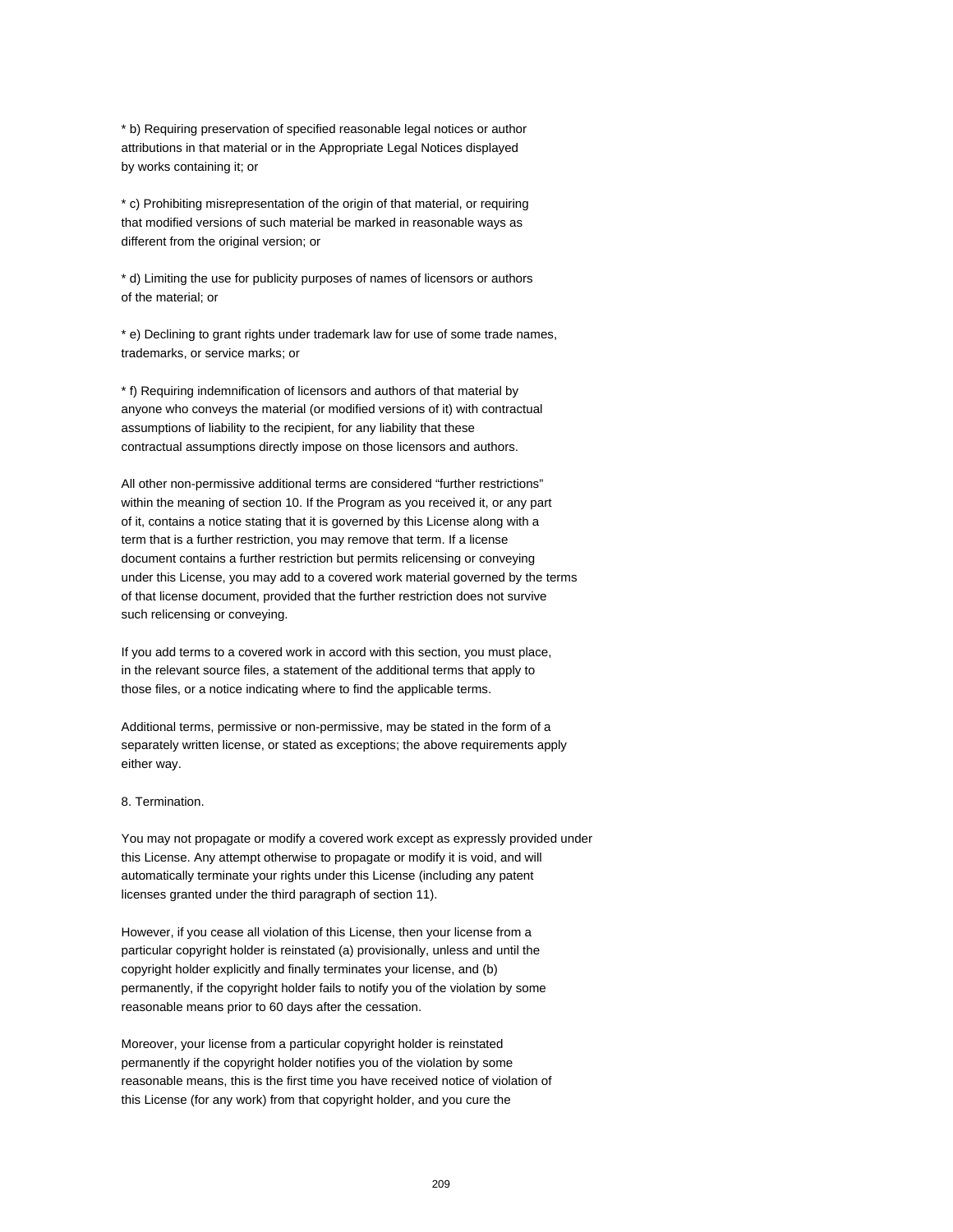* b) Requiring preservation of specified reasonable legal notices or author attributions in that material or in the Appropriate Legal Notices displayed by works containing it; or

* c) Prohibiting misrepresentation of the origin of that material, or requiring that modified versions of such material be marked in reasonable ways as different from the original version; or

* d) Limiting the use for publicity purposes of names of licensors or authors of the material; or

* e) Declining to grant rights under trademark law for use of some trade names, trademarks, or service marks; or

* f) Requiring indemnification of licensors and authors of that material by anyone who conveys the material (or modified versions of it) with contractual assumptions of liability to the recipient, for any liability that these contractual assumptions directly impose on those licensors and authors.

All other non-permissive additional terms are considered “further restrictions” within the meaning of section 10. If the Program as you received it, or any part of it, contains a notice stating that it is governed by this License along with a term that is a further restriction, you may remove that term. If a license document contains a further restriction but permits relicensing or conveying under this License, you may add to a covered work material governed by the terms of that license document, provided that the further restriction does not survive such relicensing or conveying.

If you add terms to a covered work in accord with this section, you must place, in the relevant source files, a statement of the additional terms that apply to those files, or a notice indicating where to find the applicable terms.

Additional terms, permissive or non-permissive, may be stated in the form of a separately written license, or stated as exceptions; the above requirements apply either way.

8. Termination.

You may not propagate or modify a covered work except as expressly provided under this License. Any attempt otherwise to propagate or modify it is void, and will automatically terminate your rights under this License (including any patent licenses granted under the third paragraph of section 11).

However, if you cease all violation of this License, then your license from a particular copyright holder is reinstated (a) provisionally, unless and until the copyright holder explicitly and finally terminates your license, and (b) permanently, if the copyright holder fails to notify you of the violation by some reasonable means prior to 60 days after the cessation.

Moreover, your license from a particular copyright holder is reinstated permanently if the copyright holder notifies you of the violation by some reasonable means, this is the first time you have received notice of violation of this License (for any work) from that copyright holder, and you cure the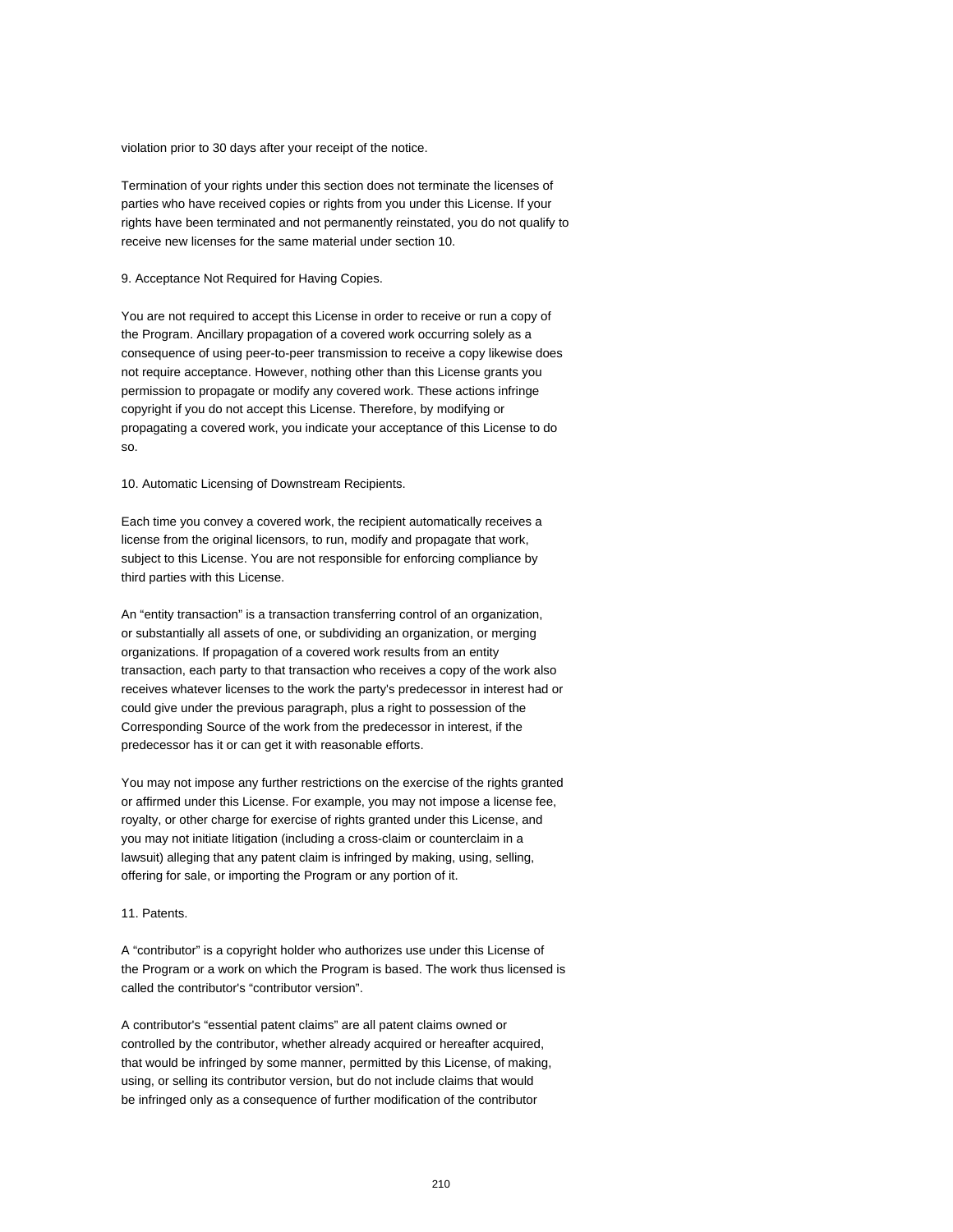violation prior to 30 days after your receipt of the notice.

Termination of your rights under this section does not terminate the licenses of parties who have received copies or rights from you under this License. If your rights have been terminated and not permanently reinstated, you do not qualify to receive new licenses for the same material under section 10.

9. Acceptance Not Required for Having Copies.

You are not required to accept this License in order to receive or run a copy of the Program. Ancillary propagation of a covered work occurring solely as a consequence of using peer-to-peer transmission to receive a copy likewise does not require acceptance. However, nothing other than this License grants you permission to propagate or modify any covered work. These actions infringe copyright if you do not accept this License. Therefore, by modifying or propagating a covered work, you indicate your acceptance of this License to do so.

10. Automatic Licensing of Downstream Recipients.

Each time you convey a covered work, the recipient automatically receives a license from the original licensors, to run, modify and propagate that work, subject to this License. You are not responsible for enforcing compliance by third parties with this License.

An “entity transaction” is a transaction transferring control of an organization, or substantially all assets of one, or subdividing an organization, or merging organizations. If propagation of a covered work results from an entity transaction, each party to that transaction who receives a copy of the work also receives whatever licenses to the work the party's predecessor in interest had or could give under the previous paragraph, plus a right to possession of the Corresponding Source of the work from the predecessor in interest, if the predecessor has it or can get it with reasonable efforts.

You may not impose any further restrictions on the exercise of the rights granted or affirmed under this License. For example, you may not impose a license fee, royalty, or other charge for exercise of rights granted under this License, and you may not initiate litigation (including a cross-claim or counterclaim in a lawsuit) alleging that any patent claim is infringed by making, using, selling, offering for sale, or importing the Program or any portion of it.

11. Patents.

A “contributor” is a copyright holder who authorizes use under this License of the Program or a work on which the Program is based. The work thus licensed is called the contributor's “contributor version”.

A contributor's “essential patent claims” are all patent claims owned or controlled by the contributor, whether already acquired or hereafter acquired, that would be infringed by some manner, permitted by this License, of making, using, or selling its contributor version, but do not include claims that would be infringed only as a consequence of further modification of the contributor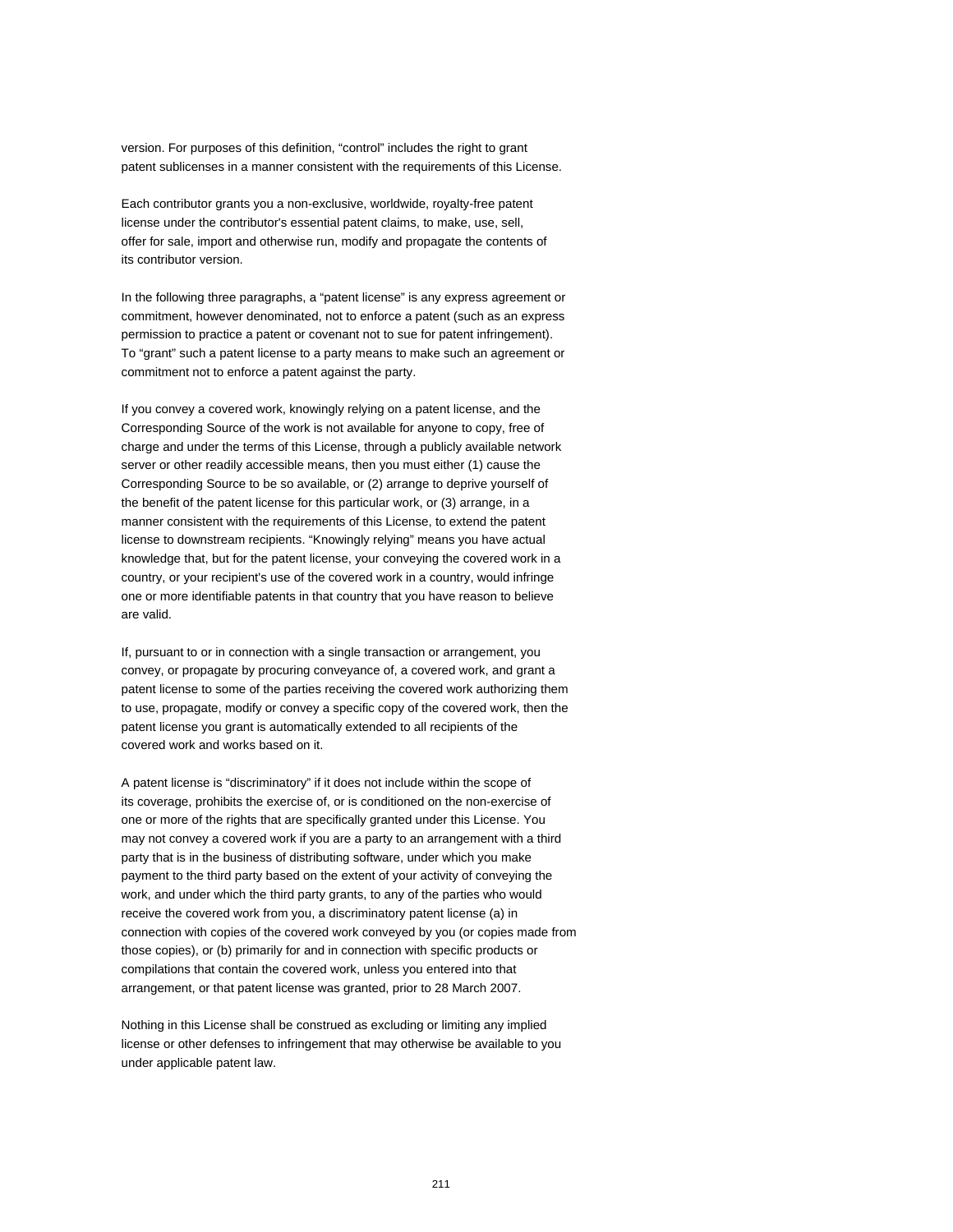version. For purposes of this definition, “control” includes the right to grant patent sublicenses in a manner consistent with the requirements of this License.

Each contributor grants you a non-exclusive, worldwide, royalty-free patent license under the contributor's essential patent claims, to make, use, sell, offer for sale, import and otherwise run, modify and propagate the contents of its contributor version.

In the following three paragraphs, a “patent license” is any express agreement or commitment, however denominated, not to enforce a patent (such as an express permission to practice a patent or covenant not to sue for patent infringement). To “grant” such a patent license to a party means to make such an agreement or commitment not to enforce a patent against the party.

If you convey a covered work, knowingly relying on a patent license, and the Corresponding Source of the work is not available for anyone to copy, free of charge and under the terms of this License, through a publicly available network server or other readily accessible means, then you must either (1) cause the Corresponding Source to be so available, or (2) arrange to deprive yourself of the benefit of the patent license for this particular work, or (3) arrange, in a manner consistent with the requirements of this License, to extend the patent license to downstream recipients. “Knowingly relying” means you have actual knowledge that, but for the patent license, your conveying the covered work in a country, or your recipient's use of the covered work in a country, would infringe one or more identifiable patents in that country that you have reason to believe are valid.

If, pursuant to or in connection with a single transaction or arrangement, you convey, or propagate by procuring conveyance of, a covered work, and grant a patent license to some of the parties receiving the covered work authorizing them to use, propagate, modify or convey a specific copy of the covered work, then the patent license you grant is automatically extended to all recipients of the covered work and works based on it.

A patent license is “discriminatory” if it does not include within the scope of its coverage, prohibits the exercise of, or is conditioned on the non-exercise of one or more of the rights that are specifically granted under this License. You may not convey a covered work if you are a party to an arrangement with a third party that is in the business of distributing software, under which you make payment to the third party based on the extent of your activity of conveying the work, and under which the third party grants, to any of the parties who would receive the covered work from you, a discriminatory patent license (a) in connection with copies of the covered work conveyed by you (or copies made from those copies), or (b) primarily for and in connection with specific products or compilations that contain the covered work, unless you entered into that arrangement, or that patent license was granted, prior to 28 March 2007.

Nothing in this License shall be construed as excluding or limiting any implied license or other defenses to infringement that may otherwise be available to you under applicable patent law.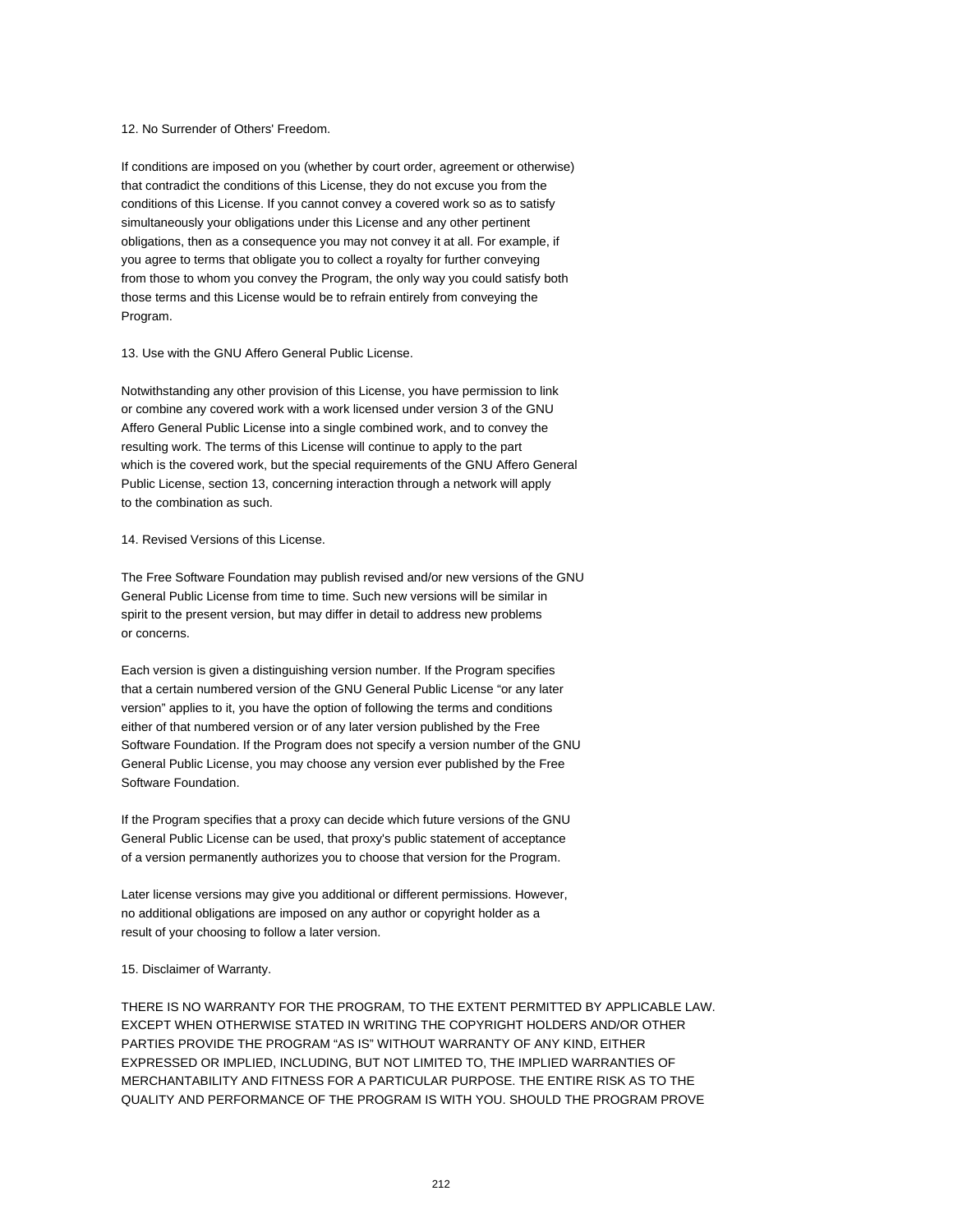12. No Surrender of Others' Freedom.

If conditions are imposed on you (whether by court order, agreement or otherwise) that contradict the conditions of this License, they do not excuse you from the conditions of this License. If you cannot convey a covered work so as to satisfy simultaneously your obligations under this License and any other pertinent obligations, then as a consequence you may not convey it at all. For example, if you agree to terms that obligate you to collect a royalty for further conveying from those to whom you convey the Program, the only way you could satisfy both those terms and this License would be to refrain entirely from conveying the Program.

13. Use with the GNU Affero General Public License.

Notwithstanding any other provision of this License, you have permission to link or combine any covered work with a work licensed under version 3 of the GNU Affero General Public License into a single combined work, and to convey the resulting work. The terms of this License will continue to apply to the part which is the covered work, but the special requirements of the GNU Affero General Public License, section 13, concerning interaction through a network will apply to the combination as such.

14. Revised Versions of this License.

The Free Software Foundation may publish revised and/or new versions of the GNU General Public License from time to time. Such new versions will be similar in spirit to the present version, but may differ in detail to address new problems or concerns.

Each version is given a distinguishing version number. If the Program specifies that a certain numbered version of the GNU General Public License “or any later version” applies to it, you have the option of following the terms and conditions either of that numbered version or of any later version published by the Free Software Foundation. If the Program does not specify a version number of the GNU General Public License, you may choose any version ever published by the Free Software Foundation.

If the Program specifies that a proxy can decide which future versions of the GNU General Public License can be used, that proxy's public statement of acceptance of a version permanently authorizes you to choose that version for the Program.

Later license versions may give you additional or different permissions. However, no additional obligations are imposed on any author or copyright holder as a result of your choosing to follow a later version.

15. Disclaimer of Warranty.

THERE IS NO WARRANTY FOR THE PROGRAM, TO THE EXTENT PERMITTED BY APPLICABLE LAW. EXCEPT WHEN OTHERWISE STATED IN WRITING THE COPYRIGHT HOLDERS AND/OR OTHER PARTIES PROVIDE THE PROGRAM “AS IS” WITHOUT WARRANTY OF ANY KIND, EITHER EXPRESSED OR IMPLIED, INCLUDING, BUT NOT LIMITED TO, THE IMPLIED WARRANTIES OF MERCHANTABILITY AND FITNESS FOR A PARTICULAR PURPOSE. THE ENTIRE RISK AS TO THE QUALITY AND PERFORMANCE OF THE PROGRAM IS WITH YOU. SHOULD THE PROGRAM PROVE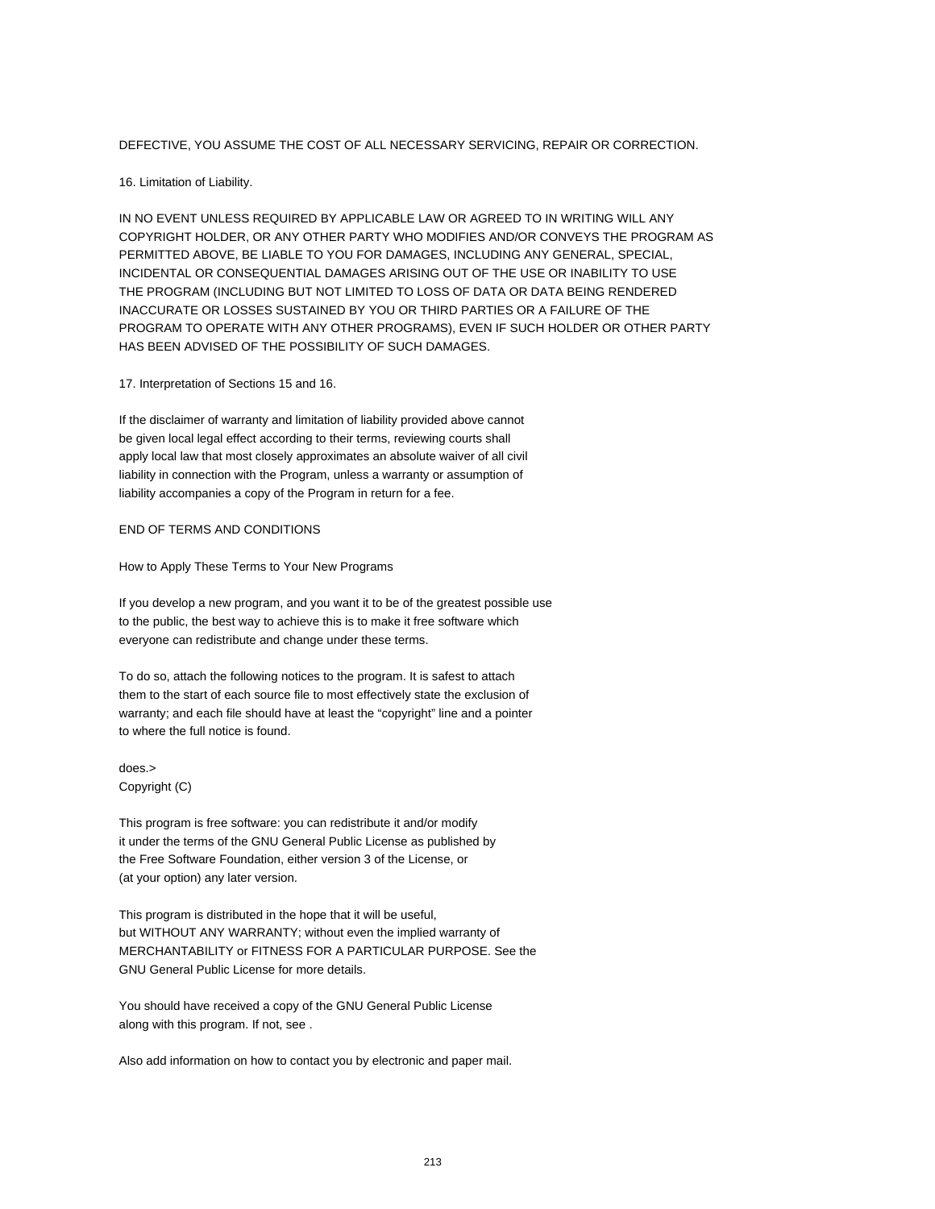DEFECTIVE, YOU ASSUME THE COST OF ALL NECESSARY SERVICING, REPAIR OR CORRECTION.

16. Limitation of Liability.

IN NO EVENT UNLESS REQUIRED BY APPLICABLE LAW OR AGREED TO IN WRITING WILL ANY COPYRIGHT HOLDER, OR ANY OTHER PARTY WHO MODIFIES AND/OR CONVEYS THE PROGRAM AS PERMITTED ABOVE, BE LIABLE TO YOU FOR DAMAGES, INCLUDING ANY GENERAL, SPECIAL, INCIDENTAL OR CONSEQUENTIAL DAMAGES ARISING OUT OF THE USE OR INABILITY TO USE THE PROGRAM (INCLUDING BUT NOT LIMITED TO LOSS OF DATA OR DATA BEING RENDERED INACCURATE OR LOSSES SUSTAINED BY YOU OR THIRD PARTIES OR A FAILURE OF THE PROGRAM TO OPERATE WITH ANY OTHER PROGRAMS), EVEN IF SUCH HOLDER OR OTHER PARTY HAS BEEN ADVISED OF THE POSSIBILITY OF SUCH DAMAGES.

17. Interpretation of Sections 15 and 16.

If the disclaimer of warranty and limitation of liability provided above cannot be given local legal effect according to their terms, reviewing courts shall apply local law that most closely approximates an absolute waiver of all civil liability in connection with the Program, unless a warranty or assumption of liability accompanies a copy of the Program in return for a fee.

END OF TERMS AND CONDITIONS

How to Apply These Terms to Your New Programs

If you develop a new program, and you want it to be of the greatest possible use to the public, the best way to achieve this is to make it free software which everyone can redistribute and change under these terms.

To do so, attach the following notices to the program. It is safest to attach them to the start of each source file to most effectively state the exclusion of warranty; and each file should have at least the “copyright” line and a pointer to where the full notice is found.

does.>
Copyright (C)

This program is free software: you can redistribute it and/or modify it under the terms of the GNU General Public License as published by the Free Software Foundation, either version 3 of the License, or (at your option) any later version.

This program is distributed in the hope that it will be useful, but WITHOUT ANY WARRANTY; without even the implied warranty of MERCHANTABILITY or FITNESS FOR A PARTICULAR PURPOSE. See the GNU General Public License for more details.

You should have received a copy of the GNU General Public License along with this program. If not, see .

Also add information on how to contact you by electronic and paper mail.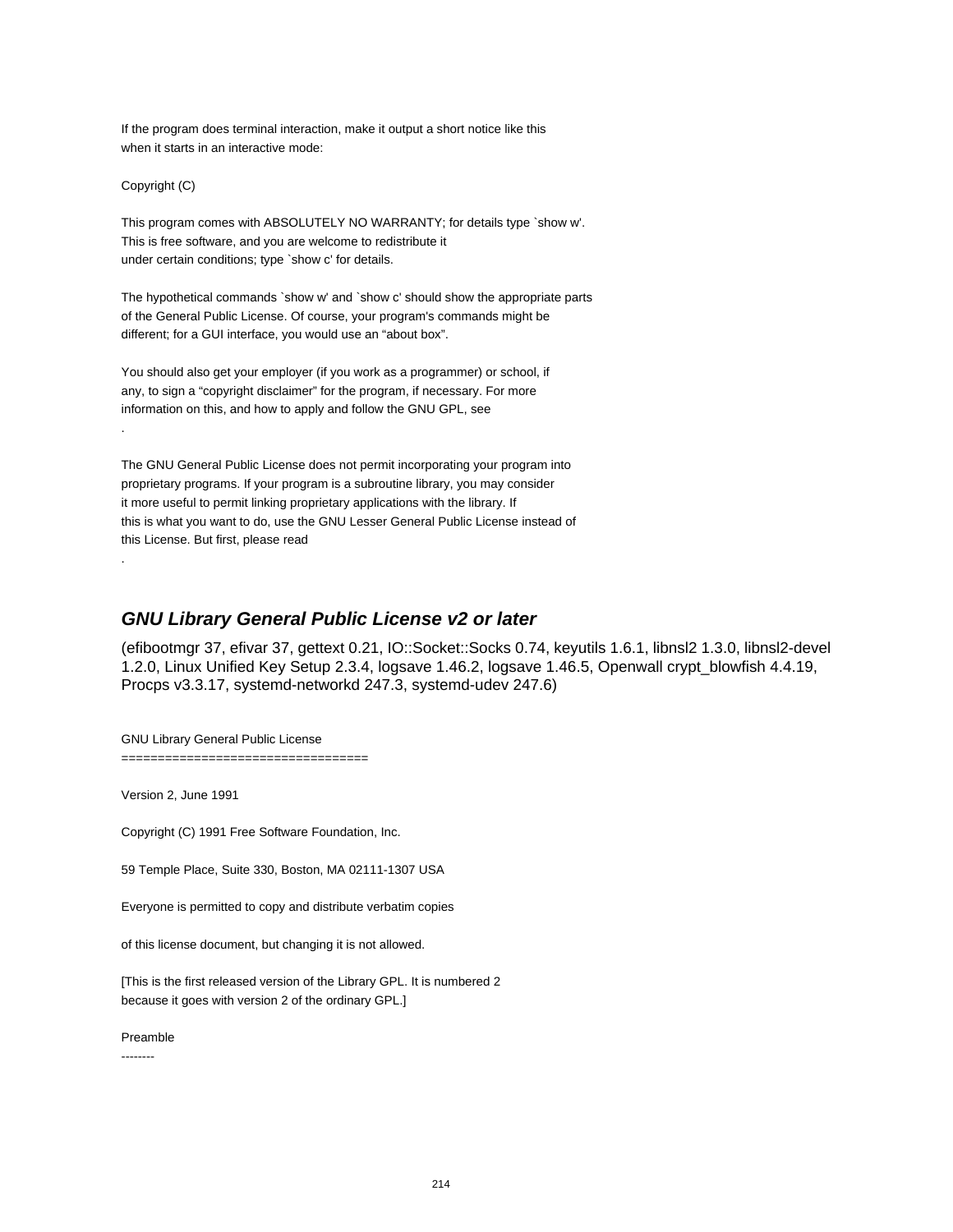If the program does terminal interaction, make it output a short notice like this
when it starts in an interactive mode:

Copyright (C)

This program comes with ABSOLUTELY NO WARRANTY; for details type `show w'.
This is free software, and you are welcome to redistribute it
under certain conditions; type `show c' for details.

The hypothetical commands `show w' and `show c' should show the appropriate parts
of the General Public License. Of course, your program's commands might be
different; for a GUI interface, you would use an “about box”.

You should also get your employer (if you work as a programmer) or school, if
any, to sign a “copyright disclaimer” for the program, if necessary. For more
information on this, and how to apply and follow the GNU GPL, see
.

The GNU General Public License does not permit incorporating your program into
proprietary programs. If your program is a subroutine library, you may consider
it more useful to permit linking proprietary applications with the library. If
this is what you want to do, use the GNU Lesser General Public License instead of
this License. But first, please read
.

## *GNU Library General Public License v2 or later*

(efibootmgr 37, efivar 37, gettext 0.21, IO::Socket::Socks 0.74, keyutils 1.6.1, libnsl2 1.3.0, libnsl2-devel 1.2.0, Linux Unified Key Setup 2.3.4, logsave 1.46.2, logsave 1.46.5, Openwall crypt_blowfish 4.4.19, Procps v3.3.17, systemd-networkd 247.3, systemd-udev 247.6)

GNU Library General Public License
==================================

Version 2, June 1991

Copyright (C) 1991 Free Software Foundation, Inc.

59 Temple Place, Suite 330, Boston, MA 02111-1307 USA

Everyone is permitted to copy and distribute verbatim copies

of this license document, but changing it is not allowed.

[This is the first released version of the Library GPL. It is numbered 2
because it goes with version 2 of the ordinary GPL.]

Preamble
--------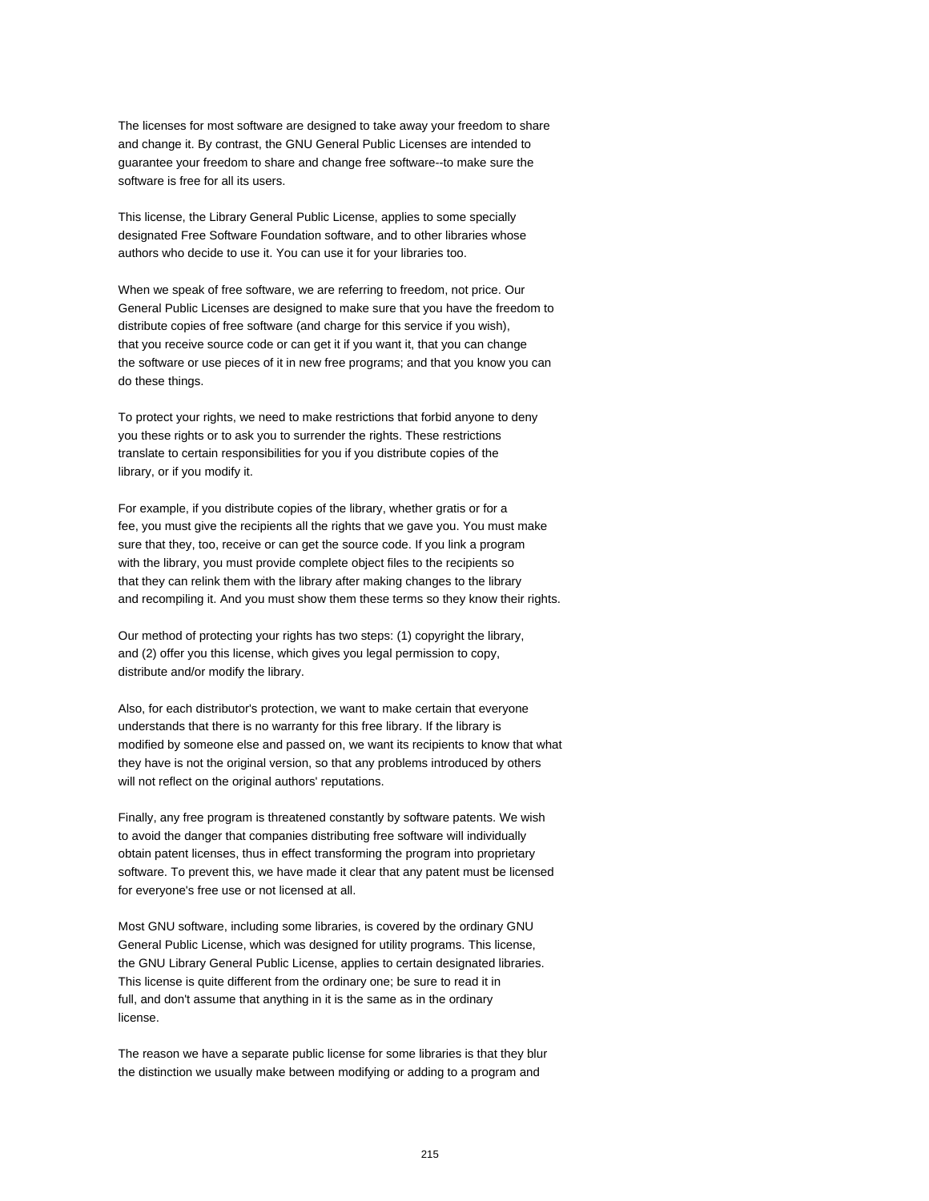The licenses for most software are designed to take away your freedom to share and change it. By contrast, the GNU General Public Licenses are intended to guarantee your freedom to share and change free software--to make sure the software is free for all its users.

This license, the Library General Public License, applies to some specially designated Free Software Foundation software, and to other libraries whose authors who decide to use it. You can use it for your libraries too.

When we speak of free software, we are referring to freedom, not price. Our General Public Licenses are designed to make sure that you have the freedom to distribute copies of free software (and charge for this service if you wish), that you receive source code or can get it if you want it, that you can change the software or use pieces of it in new free programs; and that you know you can do these things.

To protect your rights, we need to make restrictions that forbid anyone to deny you these rights or to ask you to surrender the rights. These restrictions translate to certain responsibilities for you if you distribute copies of the library, or if you modify it.

For example, if you distribute copies of the library, whether gratis or for a fee, you must give the recipients all the rights that we gave you. You must make sure that they, too, receive or can get the source code. If you link a program with the library, you must provide complete object files to the recipients so that they can relink them with the library after making changes to the library and recompiling it. And you must show them these terms so they know their rights.

Our method of protecting your rights has two steps: (1) copyright the library, and (2) offer you this license, which gives you legal permission to copy, distribute and/or modify the library.

Also, for each distributor's protection, we want to make certain that everyone understands that there is no warranty for this free library. If the library is modified by someone else and passed on, we want its recipients to know that what they have is not the original version, so that any problems introduced by others will not reflect on the original authors' reputations.

Finally, any free program is threatened constantly by software patents. We wish to avoid the danger that companies distributing free software will individually obtain patent licenses, thus in effect transforming the program into proprietary software. To prevent this, we have made it clear that any patent must be licensed for everyone's free use or not licensed at all.

Most GNU software, including some libraries, is covered by the ordinary GNU General Public License, which was designed for utility programs. This license, the GNU Library General Public License, applies to certain designated libraries. This license is quite different from the ordinary one; be sure to read it in full, and don't assume that anything in it is the same as in the ordinary license.

The reason we have a separate public license for some libraries is that they blur the distinction we usually make between modifying or adding to a program and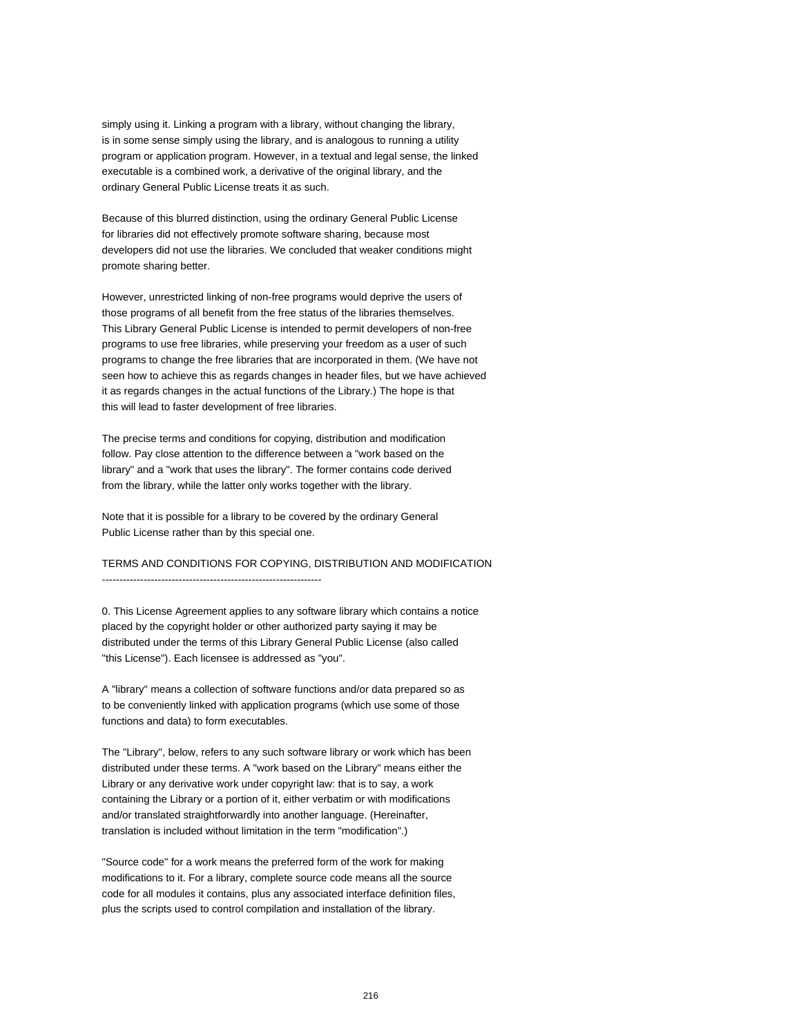simply using it. Linking a program with a library, without changing the library, is in some sense simply using the library, and is analogous to running a utility program or application program. However, in a textual and legal sense, the linked executable is a combined work, a derivative of the original library, and the ordinary General Public License treats it as such.

Because of this blurred distinction, using the ordinary General Public License for libraries did not effectively promote software sharing, because most developers did not use the libraries. We concluded that weaker conditions might promote sharing better.

However, unrestricted linking of non-free programs would deprive the users of those programs of all benefit from the free status of the libraries themselves. This Library General Public License is intended to permit developers of non-free programs to use free libraries, while preserving your freedom as a user of such programs to change the free libraries that are incorporated in them. (We have not seen how to achieve this as regards changes in header files, but we have achieved it as regards changes in the actual functions of the Library.) The hope is that this will lead to faster development of free libraries.

The precise terms and conditions for copying, distribution and modification follow. Pay close attention to the difference between a "work based on the library" and a "work that uses the library". The former contains code derived from the library, while the latter only works together with the library.

Note that it is possible for a library to be covered by the ordinary General Public License rather than by this special one.

## TERMS AND CONDITIONS FOR COPYING, DISTRIBUTION AND MODIFICATION

0. This License Agreement applies to any software library which contains a notice placed by the copyright holder or other authorized party saying it may be distributed under the terms of this Library General Public License (also called "this License"). Each licensee is addressed as "you".

A "library" means a collection of software functions and/or data prepared so as to be conveniently linked with application programs (which use some of those functions and data) to form executables.

The "Library", below, refers to any such software library or work which has been distributed under these terms. A "work based on the Library" means either the Library or any derivative work under copyright law: that is to say, a work containing the Library or a portion of it, either verbatim or with modifications and/or translated straightforwardly into another language. (Hereinafter, translation is included without limitation in the term "modification".)

"Source code" for a work means the preferred form of the work for making modifications to it. For a library, complete source code means all the source code for all modules it contains, plus any associated interface definition files, plus the scripts used to control compilation and installation of the library.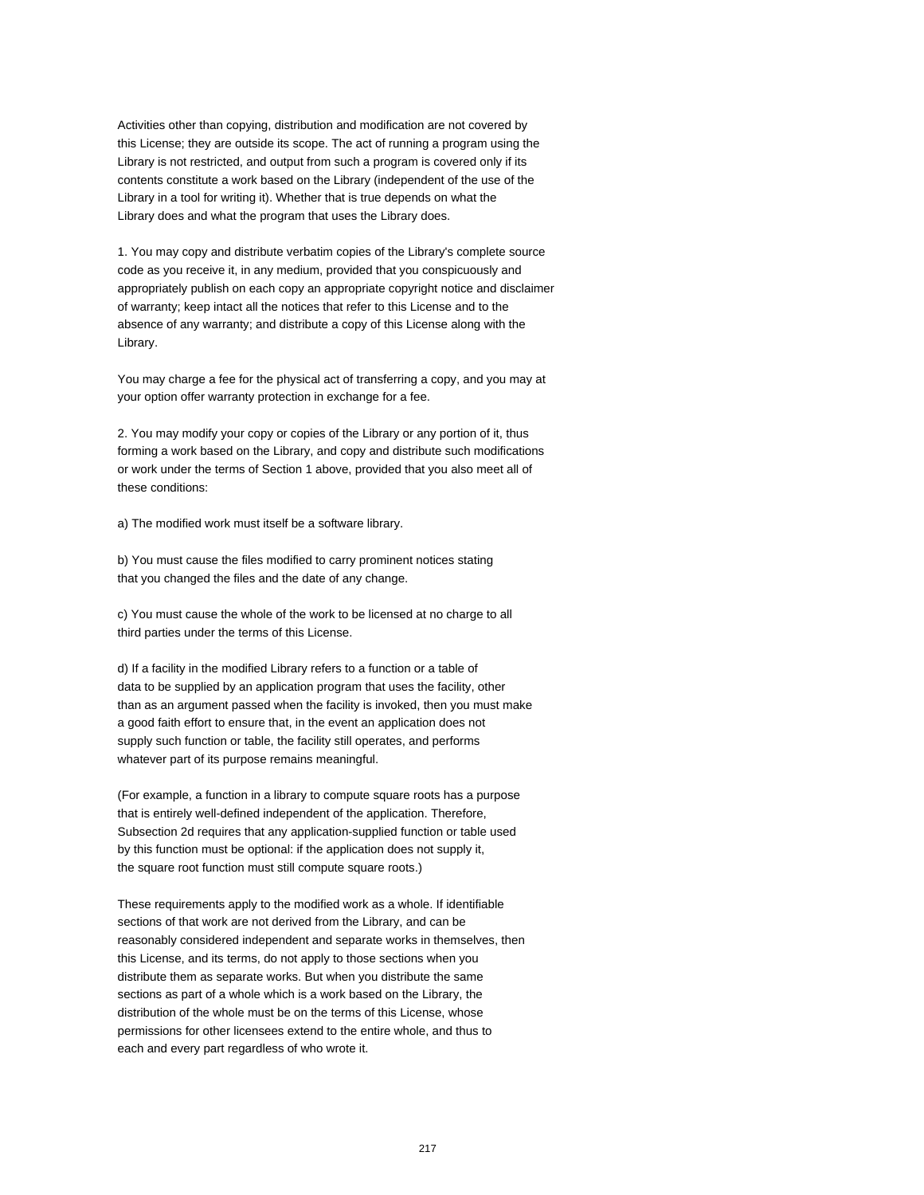Activities other than copying, distribution and modification are not covered by this License; they are outside its scope. The act of running a program using the Library is not restricted, and output from such a program is covered only if its contents constitute a work based on the Library (independent of the use of the Library in a tool for writing it). Whether that is true depends on what the Library does and what the program that uses the Library does.

1. You may copy and distribute verbatim copies of the Library's complete source code as you receive it, in any medium, provided that you conspicuously and appropriately publish on each copy an appropriate copyright notice and disclaimer of warranty; keep intact all the notices that refer to this License and to the absence of any warranty; and distribute a copy of this License along with the Library.

You may charge a fee for the physical act of transferring a copy, and you may at your option offer warranty protection in exchange for a fee.

2. You may modify your copy or copies of the Library or any portion of it, thus forming a work based on the Library, and copy and distribute such modifications or work under the terms of Section 1 above, provided that you also meet all of these conditions:

a) The modified work must itself be a software library.

b) You must cause the files modified to carry prominent notices stating that you changed the files and the date of any change.

c) You must cause the whole of the work to be licensed at no charge to all third parties under the terms of this License.

d) If a facility in the modified Library refers to a function or a table of data to be supplied by an application program that uses the facility, other than as an argument passed when the facility is invoked, then you must make a good faith effort to ensure that, in the event an application does not supply such function or table, the facility still operates, and performs whatever part of its purpose remains meaningful.

(For example, a function in a library to compute square roots has a purpose that is entirely well-defined independent of the application. Therefore, Subsection 2d requires that any application-supplied function or table used by this function must be optional: if the application does not supply it, the square root function must still compute square roots.)

These requirements apply to the modified work as a whole. If identifiable sections of that work are not derived from the Library, and can be reasonably considered independent and separate works in themselves, then this License, and its terms, do not apply to those sections when you distribute them as separate works. But when you distribute the same sections as part of a whole which is a work based on the Library, the distribution of the whole must be on the terms of this License, whose permissions for other licensees extend to the entire whole, and thus to each and every part regardless of who wrote it.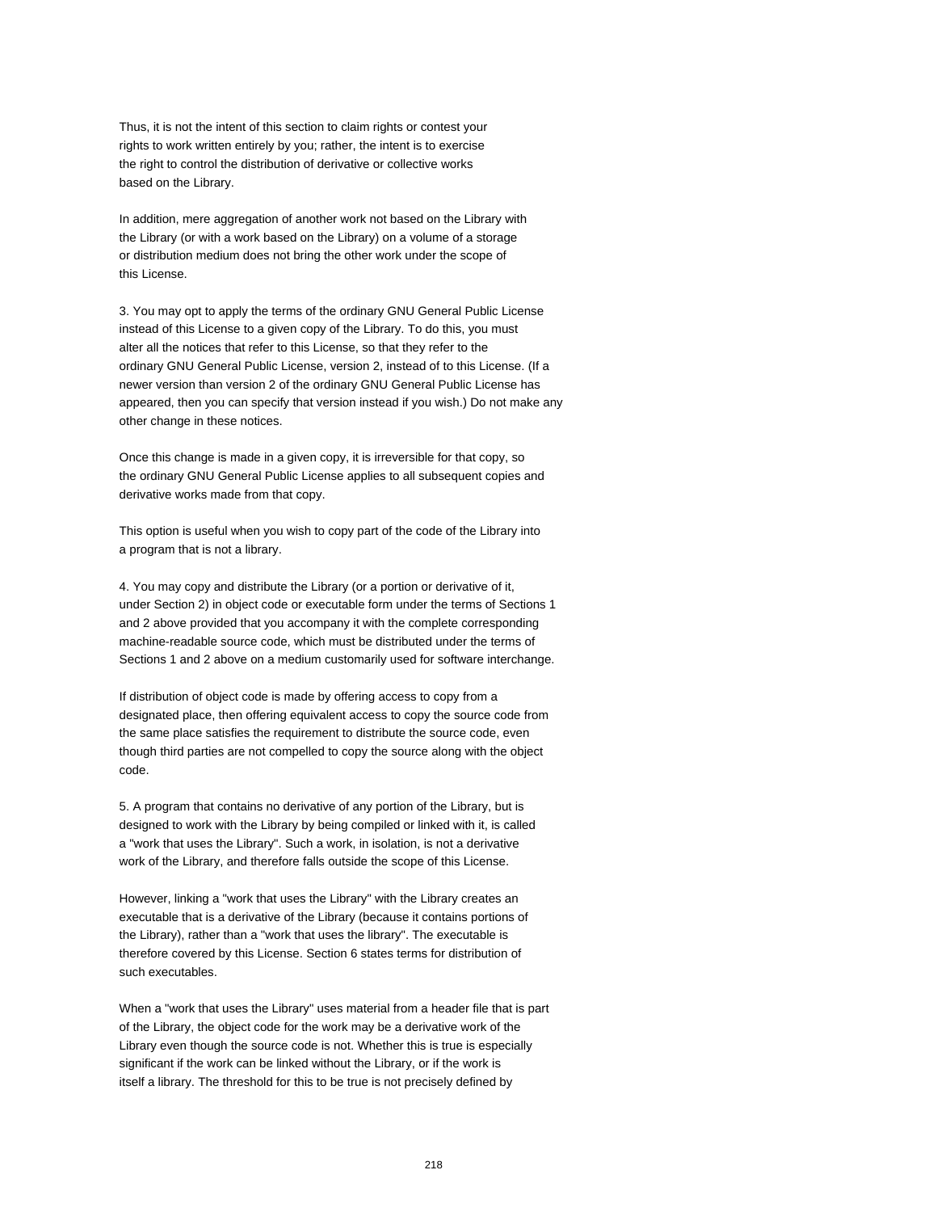Thus, it is not the intent of this section to claim rights or contest your rights to work written entirely by you; rather, the intent is to exercise the right to control the distribution of derivative or collective works based on the Library.

In addition, mere aggregation of another work not based on the Library with the Library (or with a work based on the Library) on a volume of a storage or distribution medium does not bring the other work under the scope of this License.

3. You may opt to apply the terms of the ordinary GNU General Public License instead of this License to a given copy of the Library. To do this, you must alter all the notices that refer to this License, so that they refer to the ordinary GNU General Public License, version 2, instead of to this License. (If a newer version than version 2 of the ordinary GNU General Public License has appeared, then you can specify that version instead if you wish.) Do not make any other change in these notices.

Once this change is made in a given copy, it is irreversible for that copy, so the ordinary GNU General Public License applies to all subsequent copies and derivative works made from that copy.

This option is useful when you wish to copy part of the code of the Library into a program that is not a library.

4. You may copy and distribute the Library (or a portion or derivative of it, under Section 2) in object code or executable form under the terms of Sections 1 and 2 above provided that you accompany it with the complete corresponding machine-readable source code, which must be distributed under the terms of Sections 1 and 2 above on a medium customarily used for software interchange.

If distribution of object code is made by offering access to copy from a designated place, then offering equivalent access to copy the source code from the same place satisfies the requirement to distribute the source code, even though third parties are not compelled to copy the source along with the object code.

5. A program that contains no derivative of any portion of the Library, but is designed to work with the Library by being compiled or linked with it, is called a "work that uses the Library". Such a work, in isolation, is not a derivative work of the Library, and therefore falls outside the scope of this License.

However, linking a "work that uses the Library" with the Library creates an executable that is a derivative of the Library (because it contains portions of the Library), rather than a "work that uses the library". The executable is therefore covered by this License. Section 6 states terms for distribution of such executables.

When a "work that uses the Library" uses material from a header file that is part of the Library, the object code for the work may be a derivative work of the Library even though the source code is not. Whether this is true is especially significant if the work can be linked without the Library, or if the work is itself a library. The threshold for this to be true is not precisely defined by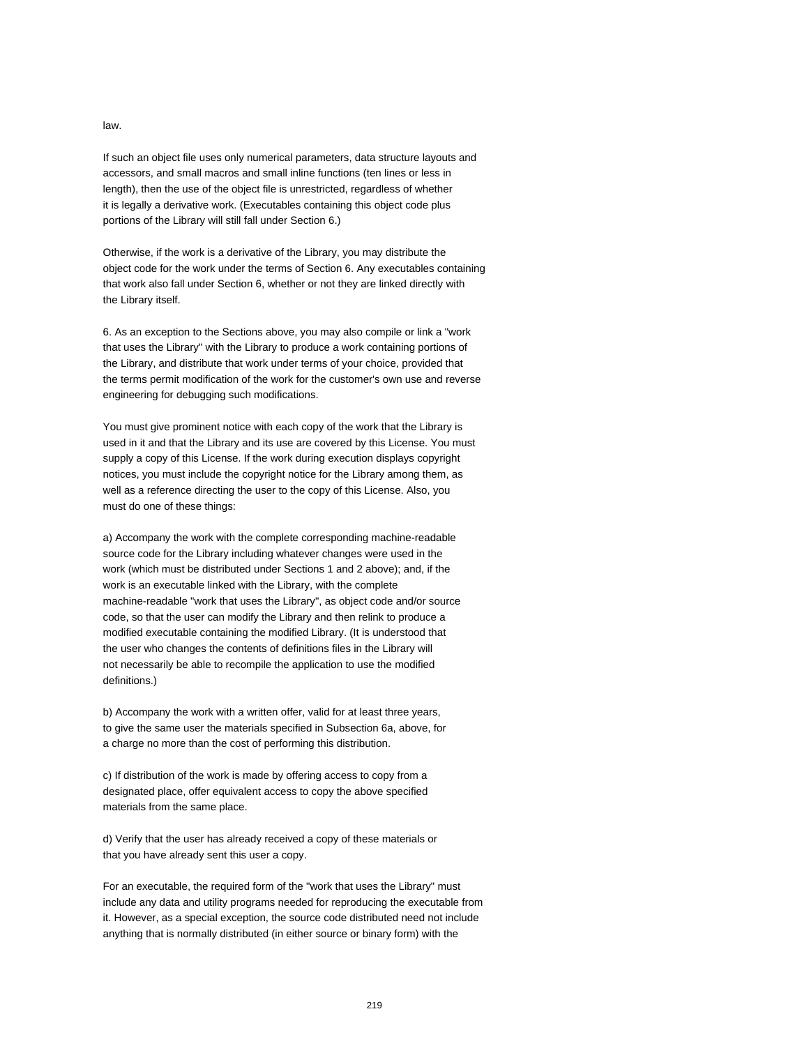law.

If such an object file uses only numerical parameters, data structure layouts and accessors, and small macros and small inline functions (ten lines or less in length), then the use of the object file is unrestricted, regardless of whether it is legally a derivative work. (Executables containing this object code plus portions of the Library will still fall under Section 6.)

Otherwise, if the work is a derivative of the Library, you may distribute the object code for the work under the terms of Section 6. Any executables containing that work also fall under Section 6, whether or not they are linked directly with the Library itself.

6. As an exception to the Sections above, you may also compile or link a "work that uses the Library" with the Library to produce a work containing portions of the Library, and distribute that work under terms of your choice, provided that the terms permit modification of the work for the customer's own use and reverse engineering for debugging such modifications.

You must give prominent notice with each copy of the work that the Library is used in it and that the Library and its use are covered by this License. You must supply a copy of this License. If the work during execution displays copyright notices, you must include the copyright notice for the Library among them, as well as a reference directing the user to the copy of this License. Also, you must do one of these things:

a) Accompany the work with the complete corresponding machine-readable source code for the Library including whatever changes were used in the work (which must be distributed under Sections 1 and 2 above); and, if the work is an executable linked with the Library, with the complete machine-readable "work that uses the Library", as object code and/or source code, so that the user can modify the Library and then relink to produce a modified executable containing the modified Library. (It is understood that the user who changes the contents of definitions files in the Library will not necessarily be able to recompile the application to use the modified definitions.)

b) Accompany the work with a written offer, valid for at least three years, to give the same user the materials specified in Subsection 6a, above, for a charge no more than the cost of performing this distribution.

c) If distribution of the work is made by offering access to copy from a designated place, offer equivalent access to copy the above specified materials from the same place.

d) Verify that the user has already received a copy of these materials or that you have already sent this user a copy.

For an executable, the required form of the "work that uses the Library" must include any data and utility programs needed for reproducing the executable from it. However, as a special exception, the source code distributed need not include anything that is normally distributed (in either source or binary form) with the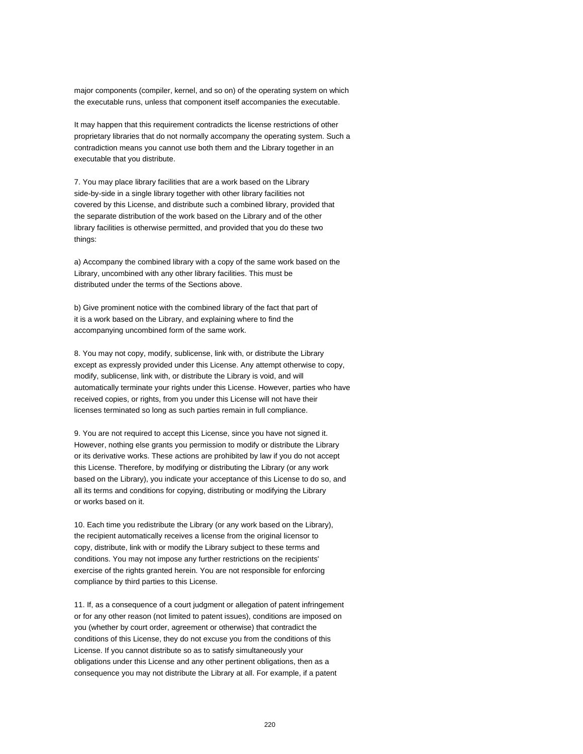major components (compiler, kernel, and so on) of the operating system on which the executable runs, unless that component itself accompanies the executable.

It may happen that this requirement contradicts the license restrictions of other proprietary libraries that do not normally accompany the operating system. Such a contradiction means you cannot use both them and the Library together in an executable that you distribute.

7. You may place library facilities that are a work based on the Library side-by-side in a single library together with other library facilities not covered by this License, and distribute such a combined library, provided that the separate distribution of the work based on the Library and of the other library facilities is otherwise permitted, and provided that you do these two things:

a) Accompany the combined library with a copy of the same work based on the Library, uncombined with any other library facilities. This must be distributed under the terms of the Sections above.

b) Give prominent notice with the combined library of the fact that part of it is a work based on the Library, and explaining where to find the accompanying uncombined form of the same work.

8. You may not copy, modify, sublicense, link with, or distribute the Library except as expressly provided under this License. Any attempt otherwise to copy, modify, sublicense, link with, or distribute the Library is void, and will automatically terminate your rights under this License. However, parties who have received copies, or rights, from you under this License will not have their licenses terminated so long as such parties remain in full compliance.

9. You are not required to accept this License, since you have not signed it. However, nothing else grants you permission to modify or distribute the Library or its derivative works. These actions are prohibited by law if you do not accept this License. Therefore, by modifying or distributing the Library (or any work based on the Library), you indicate your acceptance of this License to do so, and all its terms and conditions for copying, distributing or modifying the Library or works based on it.

10. Each time you redistribute the Library (or any work based on the Library), the recipient automatically receives a license from the original licensor to copy, distribute, link with or modify the Library subject to these terms and conditions. You may not impose any further restrictions on the recipients' exercise of the rights granted herein. You are not responsible for enforcing compliance by third parties to this License.

11. If, as a consequence of a court judgment or allegation of patent infringement or for any other reason (not limited to patent issues), conditions are imposed on you (whether by court order, agreement or otherwise) that contradict the conditions of this License, they do not excuse you from the conditions of this License. If you cannot distribute so as to satisfy simultaneously your obligations under this License and any other pertinent obligations, then as a consequence you may not distribute the Library at all. For example, if a patent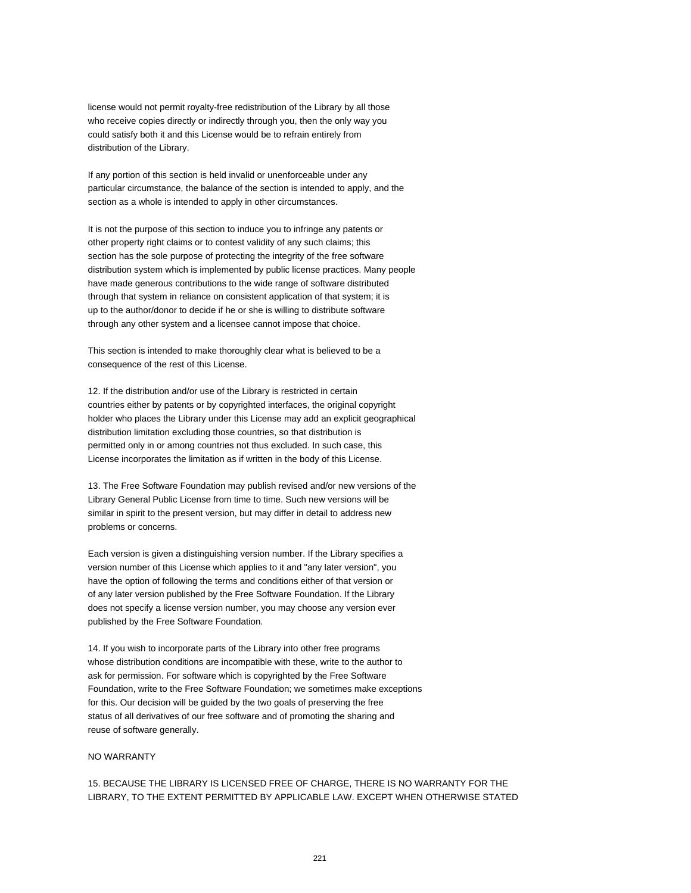license would not permit royalty-free redistribution of the Library by all those who receive copies directly or indirectly through you, then the only way you could satisfy both it and this License would be to refrain entirely from distribution of the Library.

If any portion of this section is held invalid or unenforceable under any particular circumstance, the balance of the section is intended to apply, and the section as a whole is intended to apply in other circumstances.

It is not the purpose of this section to induce you to infringe any patents or other property right claims or to contest validity of any such claims; this section has the sole purpose of protecting the integrity of the free software distribution system which is implemented by public license practices. Many people have made generous contributions to the wide range of software distributed through that system in reliance on consistent application of that system; it is up to the author/donor to decide if he or she is willing to distribute software through any other system and a licensee cannot impose that choice.

This section is intended to make thoroughly clear what is believed to be a consequence of the rest of this License.

12. If the distribution and/or use of the Library is restricted in certain countries either by patents or by copyrighted interfaces, the original copyright holder who places the Library under this License may add an explicit geographical distribution limitation excluding those countries, so that distribution is permitted only in or among countries not thus excluded. In such case, this License incorporates the limitation as if written in the body of this License.

13. The Free Software Foundation may publish revised and/or new versions of the Library General Public License from time to time. Such new versions will be similar in spirit to the present version, but may differ in detail to address new problems or concerns.

Each version is given a distinguishing version number. If the Library specifies a version number of this License which applies to it and "any later version", you have the option of following the terms and conditions either of that version or of any later version published by the Free Software Foundation. If the Library does not specify a license version number, you may choose any version ever published by the Free Software Foundation.

14. If you wish to incorporate parts of the Library into other free programs whose distribution conditions are incompatible with these, write to the author to ask for permission. For software which is copyrighted by the Free Software Foundation, write to the Free Software Foundation; we sometimes make exceptions for this. Our decision will be guided by the two goals of preserving the free status of all derivatives of our free software and of promoting the sharing and reuse of software generally.

NO WARRANTY

15. BECAUSE THE LIBRARY IS LICENSED FREE OF CHARGE, THERE IS NO WARRANTY FOR THE LIBRARY, TO THE EXTENT PERMITTED BY APPLICABLE LAW. EXCEPT WHEN OTHERWISE STATED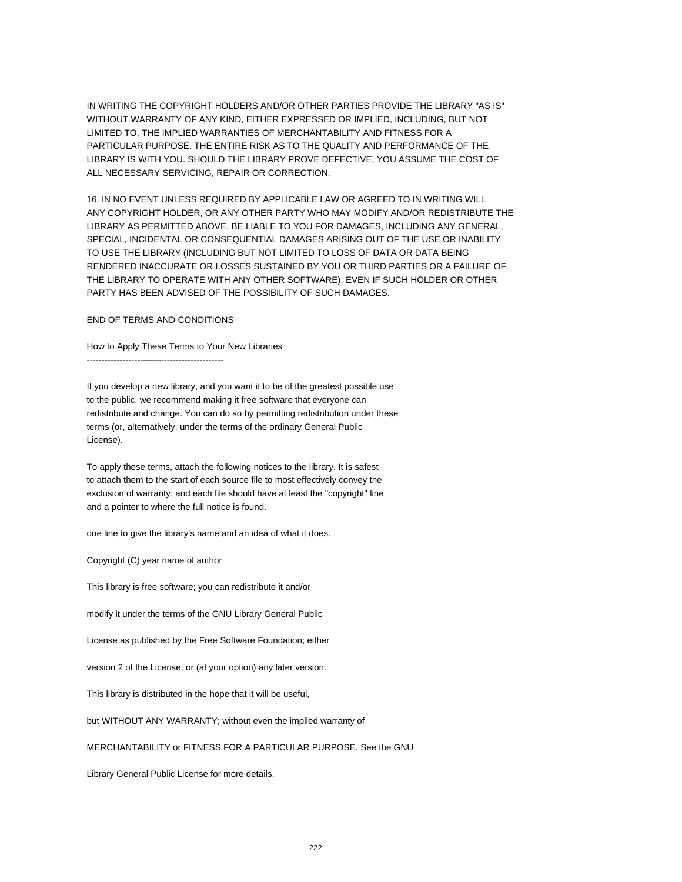IN WRITING THE COPYRIGHT HOLDERS AND/OR OTHER PARTIES PROVIDE THE LIBRARY "AS IS" WITHOUT WARRANTY OF ANY KIND, EITHER EXPRESSED OR IMPLIED, INCLUDING, BUT NOT LIMITED TO, THE IMPLIED WARRANTIES OF MERCHANTABILITY AND FITNESS FOR A PARTICULAR PURPOSE. THE ENTIRE RISK AS TO THE QUALITY AND PERFORMANCE OF THE LIBRARY IS WITH YOU. SHOULD THE LIBRARY PROVE DEFECTIVE, YOU ASSUME THE COST OF ALL NECESSARY SERVICING, REPAIR OR CORRECTION.

16. IN NO EVENT UNLESS REQUIRED BY APPLICABLE LAW OR AGREED TO IN WRITING WILL ANY COPYRIGHT HOLDER, OR ANY OTHER PARTY WHO MAY MODIFY AND/OR REDISTRIBUTE THE LIBRARY AS PERMITTED ABOVE, BE LIABLE TO YOU FOR DAMAGES, INCLUDING ANY GENERAL, SPECIAL, INCIDENTAL OR CONSEQUENTIAL DAMAGES ARISING OUT OF THE USE OR INABILITY TO USE THE LIBRARY (INCLUDING BUT NOT LIMITED TO LOSS OF DATA OR DATA BEING RENDERED INACCURATE OR LOSSES SUSTAINED BY YOU OR THIRD PARTIES OR A FAILURE OF THE LIBRARY TO OPERATE WITH ANY OTHER SOFTWARE), EVEN IF SUCH HOLDER OR OTHER PARTY HAS BEEN ADVISED OF THE POSSIBILITY OF SUCH DAMAGES.

END OF TERMS AND CONDITIONS

How to Apply These Terms to Your New Libraries
----------------------------------------------

If you develop a new library, and you want it to be of the greatest possible use to the public, we recommend making it free software that everyone can redistribute and change. You can do so by permitting redistribution under these terms (or, alternatively, under the terms of the ordinary General Public License).

To apply these terms, attach the following notices to the library. It is safest to attach them to the start of each source file to most effectively convey the exclusion of warranty; and each file should have at least the "copyright" line and a pointer to where the full notice is found.

one line to give the library's name and an idea of what it does.

Copyright (C) year name of author

This library is free software; you can redistribute it and/or

modify it under the terms of the GNU Library General Public

License as published by the Free Software Foundation; either

version 2 of the License, or (at your option) any later version.

This library is distributed in the hope that it will be useful,

but WITHOUT ANY WARRANTY; without even the implied warranty of

MERCHANTABILITY or FITNESS FOR A PARTICULAR PURPOSE. See the GNU

Library General Public License for more details.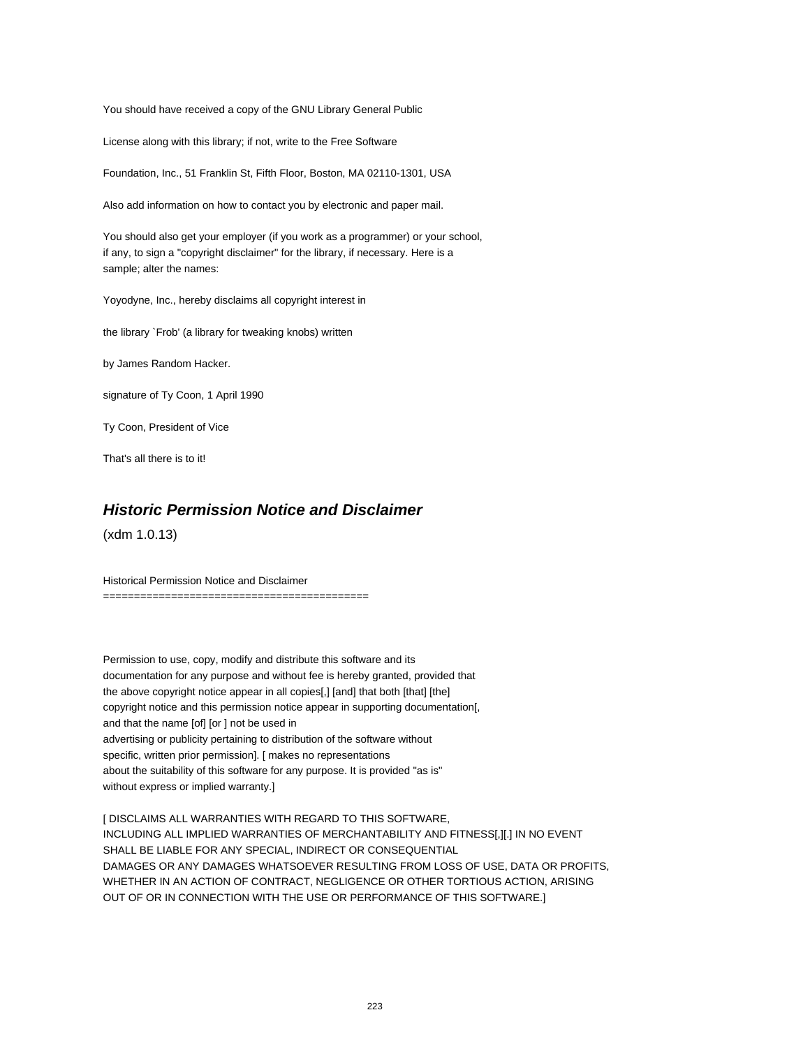You should have received a copy of the GNU Library General Public

License along with this library; if not, write to the Free Software

Foundation, Inc., 51 Franklin St, Fifth Floor, Boston, MA 02110-1301, USA

Also add information on how to contact you by electronic and paper mail.

You should also get your employer (if you work as a programmer) or your school, if any, to sign a "copyright disclaimer" for the library, if necessary. Here is a sample; alter the names:

Yoyodyne, Inc., hereby disclaims all copyright interest in

the library `Frob' (a library for tweaking knobs) written

by James Random Hacker.

signature of Ty Coon, 1 April 1990

Ty Coon, President of Vice

That's all there is to it!

## *Historic Permission Notice and Disclaimer*

(xdm 1.0.13)

Historical Permission Notice and Disclaimer
==========================================

Permission to use, copy, modify and distribute this software and its documentation for any purpose and without fee is hereby granted, provided that the above copyright notice appear in all copies[,] [and] that both [that] [the] copyright notice and this permission notice appear in supporting documentation[, and that the name [of] [or ] not be used in advertising or publicity pertaining to distribution of the software without specific, written prior permission]. [ makes no representations about the suitability of this software for any purpose. It is provided "as is" without express or implied warranty.]

[ DISCLAIMS ALL WARRANTIES WITH REGARD TO THIS SOFTWARE, INCLUDING ALL IMPLIED WARRANTIES OF MERCHANTABILITY AND FITNESS[,][.] IN NO EVENT SHALL BE LIABLE FOR ANY SPECIAL, INDIRECT OR CONSEQUENTIAL DAMAGES OR ANY DAMAGES WHATSOEVER RESULTING FROM LOSS OF USE, DATA OR PROFITS, WHETHER IN AN ACTION OF CONTRACT, NEGLIGENCE OR OTHER TORTIOUS ACTION, ARISING OUT OF OR IN CONNECTION WITH THE USE OR PERFORMANCE OF THIS SOFTWARE.]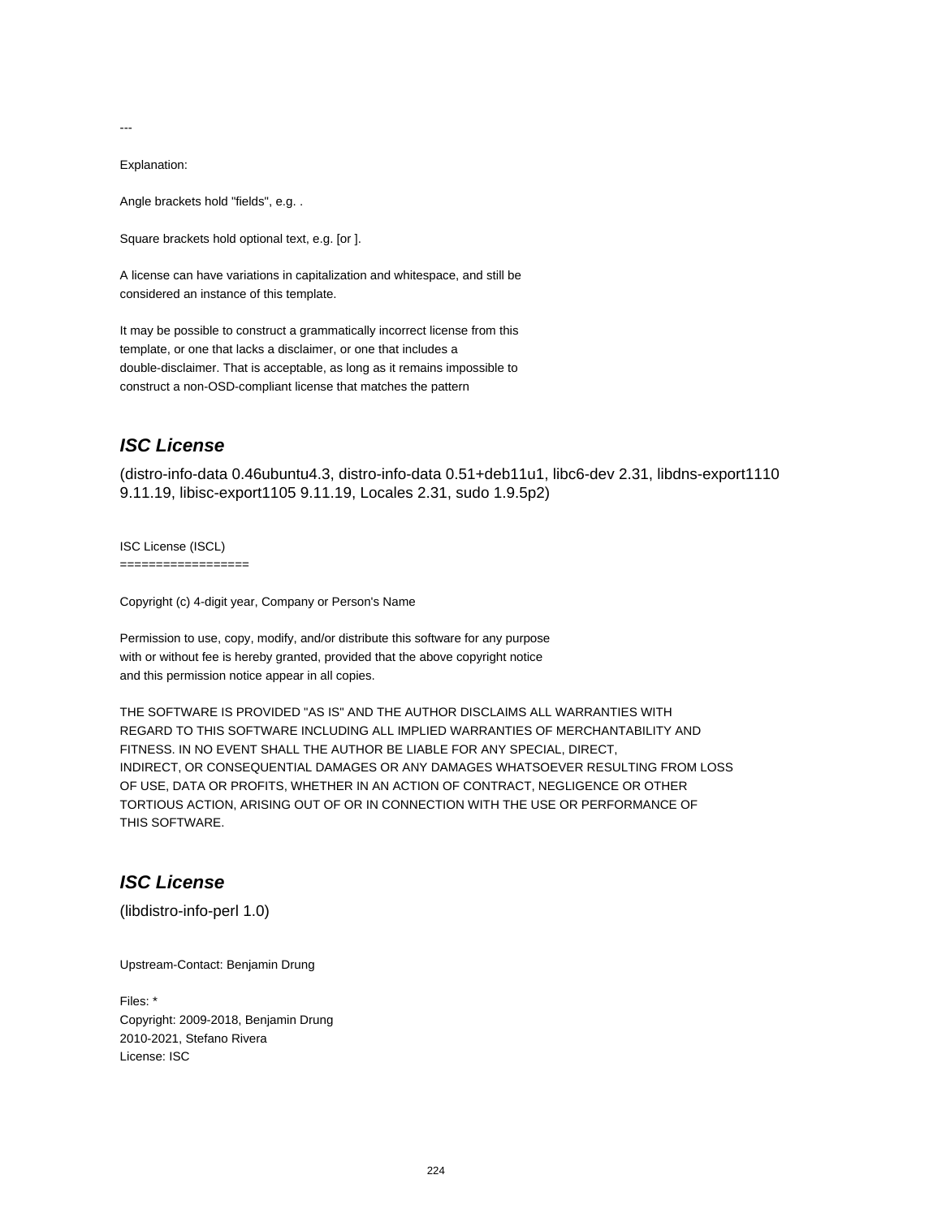---

Explanation:

Angle brackets hold "fields", e.g. .

Square brackets hold optional text, e.g. [or ].

A license can have variations in capitalization and whitespace, and still be
considered an instance of this template.

It may be possible to construct a grammatically incorrect license from this
template, or one that lacks a disclaimer, or one that includes a
double-disclaimer. That is acceptable, as long as it remains impossible to
construct a non-OSD-compliant license that matches the pattern

## *ISC License*

(distro-info-data 0.46ubuntu4.3, distro-info-data 0.51+deb11u1, libc6-dev 2.31, libdns-export1110 9.11.19, libisc-export1105 9.11.19, Locales 2.31, sudo 1.9.5p2)

ISC License (ISCL)
==================

Copyright (c) 4-digit year, Company or Person's Name

Permission to use, copy, modify, and/or distribute this software for any purpose
with or without fee is hereby granted, provided that the above copyright notice
and this permission notice appear in all copies.

THE SOFTWARE IS PROVIDED "AS IS" AND THE AUTHOR DISCLAIMS ALL WARRANTIES WITH
REGARD TO THIS SOFTWARE INCLUDING ALL IMPLIED WARRANTIES OF MERCHANTABILITY AND
FITNESS. IN NO EVENT SHALL THE AUTHOR BE LIABLE FOR ANY SPECIAL, DIRECT,
INDIRECT, OR CONSEQUENTIAL DAMAGES OR ANY DAMAGES WHATSOEVER RESULTING FROM LOSS
OF USE, DATA OR PROFITS, WHETHER IN AN ACTION OF CONTRACT, NEGLIGENCE OR OTHER
TORTIOUS ACTION, ARISING OUT OF OR IN CONNECTION WITH THE USE OR PERFORMANCE OF
THIS SOFTWARE.

## *ISC License*

(libdistro-info-perl 1.0)

Upstream-Contact: Benjamin Drung

Files: *
Copyright: 2009-2018, Benjamin Drung
2010-2021, Stefano Rivera
License: ISC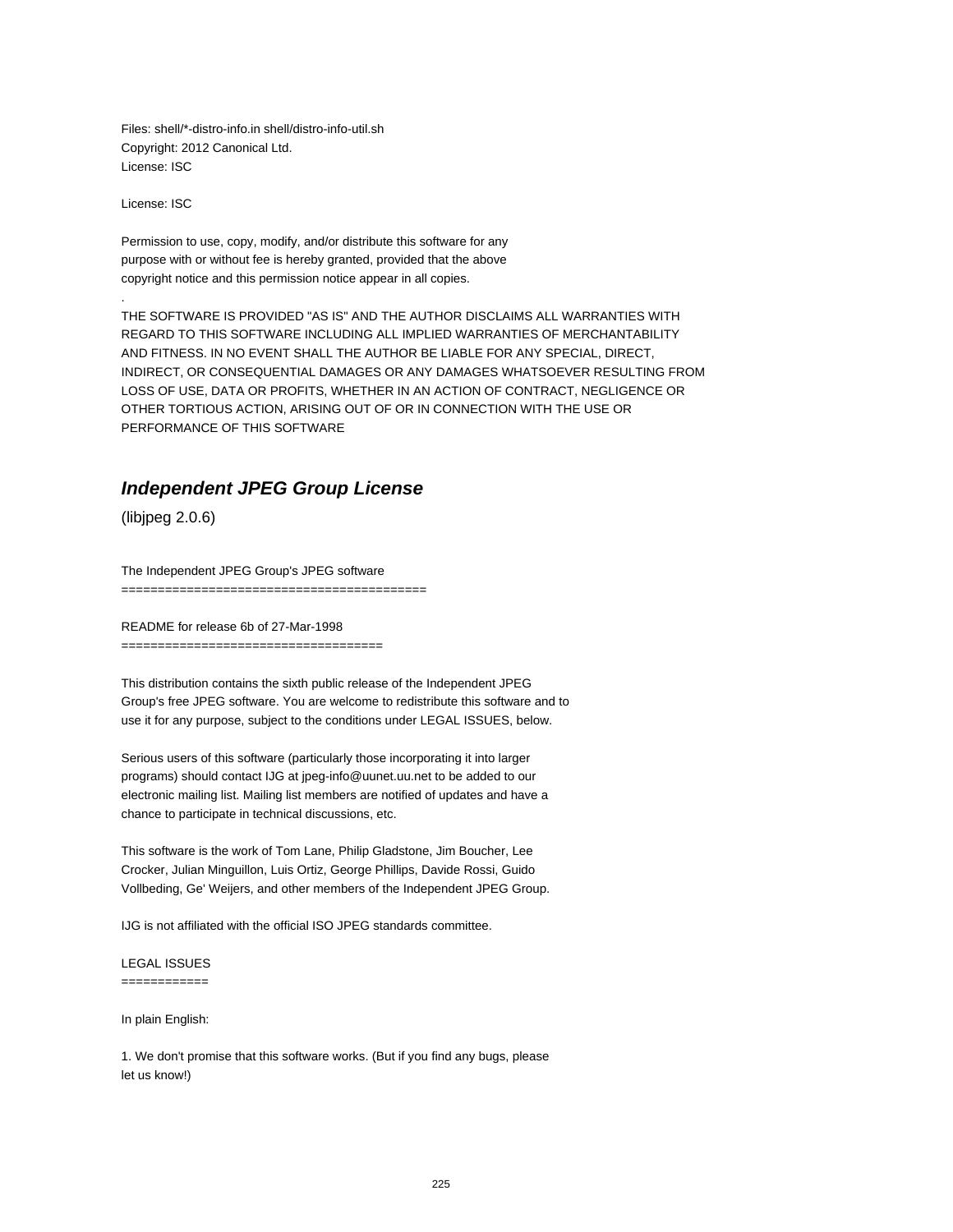Files: shell/*-distro-info.in shell/distro-info-util.sh
Copyright: 2012 Canonical Ltd.
License: ISC

License: ISC

Permission to use, copy, modify, and/or distribute this software for any
purpose with or without fee is hereby granted, provided that the above
copyright notice and this permission notice appear in all copies.

.

THE SOFTWARE IS PROVIDED "AS IS" AND THE AUTHOR DISCLAIMS ALL WARRANTIES WITH
REGARD TO THIS SOFTWARE INCLUDING ALL IMPLIED WARRANTIES OF MERCHANTABILITY
AND FITNESS. IN NO EVENT SHALL THE AUTHOR BE LIABLE FOR ANY SPECIAL, DIRECT,
INDIRECT, OR CONSEQUENTIAL DAMAGES OR ANY DAMAGES WHATSOEVER RESULTING FROM
LOSS OF USE, DATA OR PROFITS, WHETHER IN AN ACTION OF CONTRACT, NEGLIGENCE OR
OTHER TORTIOUS ACTION, ARISING OUT OF OR IN CONNECTION WITH THE USE OR
PERFORMANCE OF THIS SOFTWARE

## *Independent JPEG Group License*

(libjpeg 2.0.6)

The Independent JPEG Group's JPEG software
==========================================

README for release 6b of 27-Mar-1998
====================================

This distribution contains the sixth public release of the Independent JPEG
Group's free JPEG software. You are welcome to redistribute this software and to
use it for any purpose, subject to the conditions under LEGAL ISSUES, below.

Serious users of this software (particularly those incorporating it into larger
programs) should contact IJG at jpeg-info@uunet.uu.net to be added to our
electronic mailing list. Mailing list members are notified of updates and have a
chance to participate in technical discussions, etc.

This software is the work of Tom Lane, Philip Gladstone, Jim Boucher, Lee
Crocker, Julian Minguillon, Luis Ortiz, George Phillips, Davide Rossi, Guido
Vollbeding, Ge' Weijers, and other members of the Independent JPEG Group.

IJG is not affiliated with the official ISO JPEG standards committee.

LEGAL ISSUES
============

In plain English:

1. We don't promise that this software works. (But if you find any bugs, please
let us know!)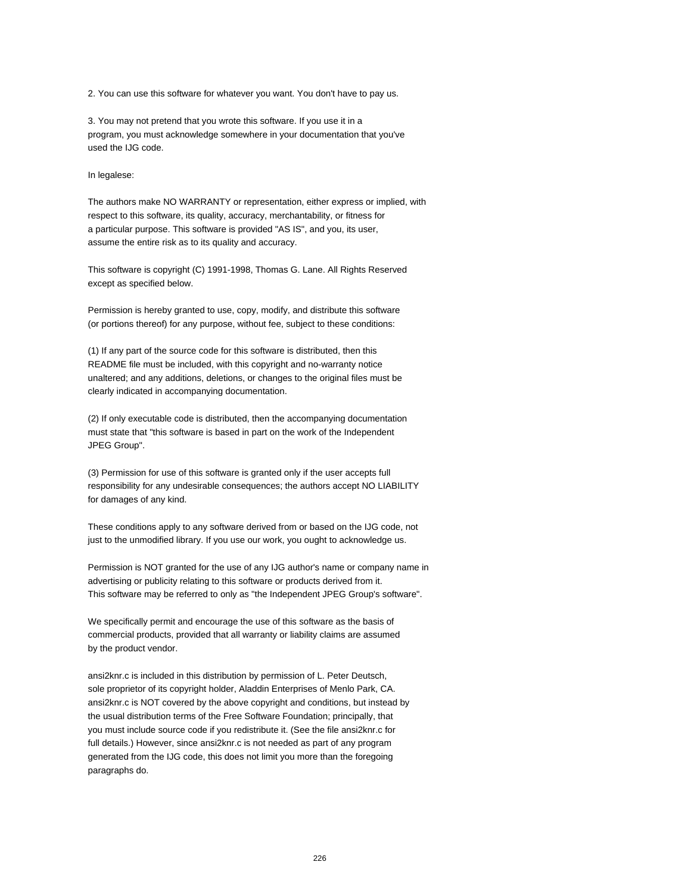2. You can use this software for whatever you want. You don't have to pay us.

3. You may not pretend that you wrote this software. If you use it in a program, you must acknowledge somewhere in your documentation that you've used the IJG code.

In legalese:

The authors make NO WARRANTY or representation, either express or implied, with respect to this software, its quality, accuracy, merchantability, or fitness for a particular purpose. This software is provided "AS IS", and you, its user, assume the entire risk as to its quality and accuracy.

This software is copyright (C) 1991-1998, Thomas G. Lane. All Rights Reserved except as specified below.

Permission is hereby granted to use, copy, modify, and distribute this software (or portions thereof) for any purpose, without fee, subject to these conditions:

(1) If any part of the source code for this software is distributed, then this README file must be included, with this copyright and no-warranty notice unaltered; and any additions, deletions, or changes to the original files must be clearly indicated in accompanying documentation.

(2) If only executable code is distributed, then the accompanying documentation must state that "this software is based in part on the work of the Independent JPEG Group".

(3) Permission for use of this software is granted only if the user accepts full responsibility for any undesirable consequences; the authors accept NO LIABILITY for damages of any kind.

These conditions apply to any software derived from or based on the IJG code, not just to the unmodified library. If you use our work, you ought to acknowledge us.

Permission is NOT granted for the use of any IJG author's name or company name in advertising or publicity relating to this software or products derived from it. This software may be referred to only as "the Independent JPEG Group's software".

We specifically permit and encourage the use of this software as the basis of commercial products, provided that all warranty or liability claims are assumed by the product vendor.

ansi2knr.c is included in this distribution by permission of L. Peter Deutsch, sole proprietor of its copyright holder, Aladdin Enterprises of Menlo Park, CA. ansi2knr.c is NOT covered by the above copyright and conditions, but instead by the usual distribution terms of the Free Software Foundation; principally, that you must include source code if you redistribute it. (See the file ansi2knr.c for full details.) However, since ansi2knr.c is not needed as part of any program generated from the IJG code, this does not limit you more than the foregoing paragraphs do.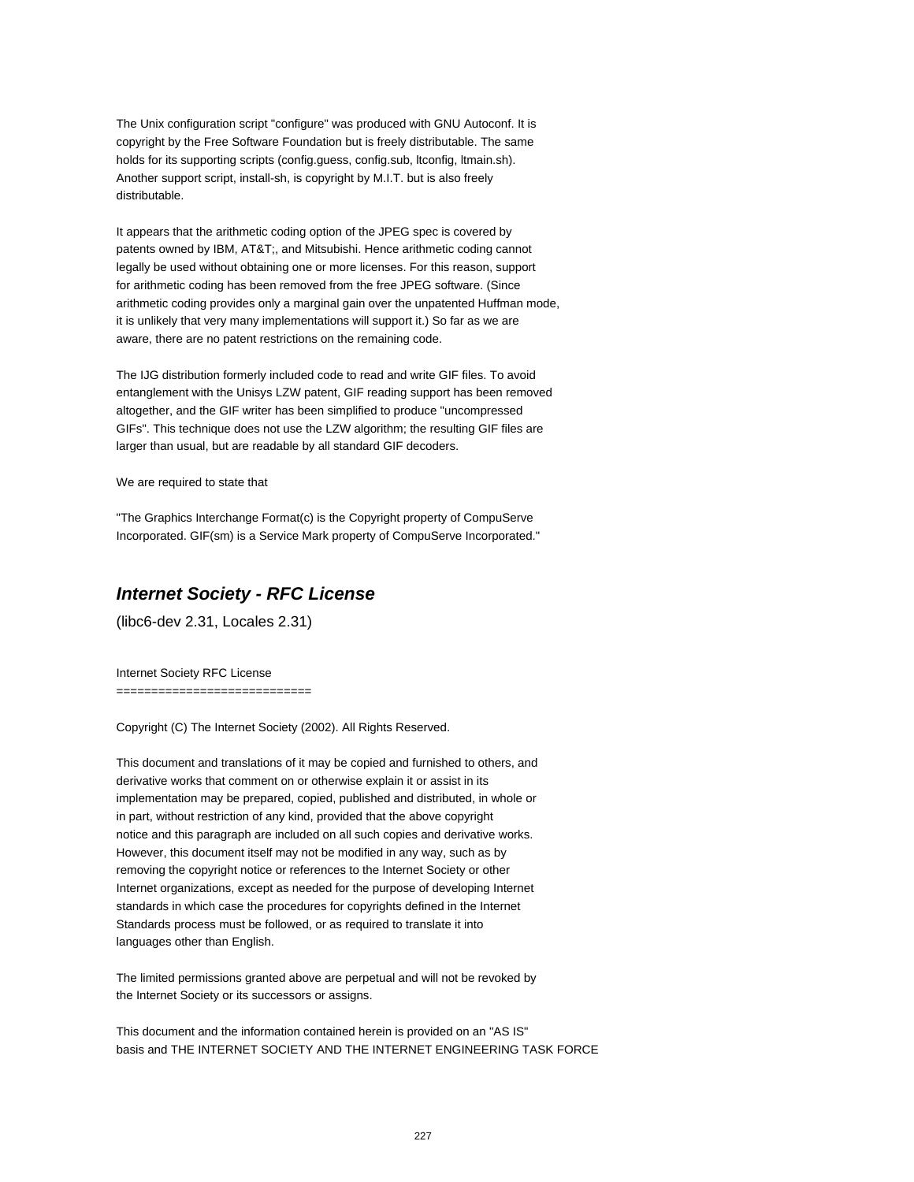The Unix configuration script "configure" was produced with GNU Autoconf. It is copyright by the Free Software Foundation but is freely distributable. The same holds for its supporting scripts (config.guess, config.sub, ltconfig, ltmain.sh). Another support script, install-sh, is copyright by M.I.T. but is also freely distributable.

It appears that the arithmetic coding option of the JPEG spec is covered by patents owned by IBM, AT&T;, and Mitsubishi. Hence arithmetic coding cannot legally be used without obtaining one or more licenses. For this reason, support for arithmetic coding has been removed from the free JPEG software. (Since arithmetic coding provides only a marginal gain over the unpatented Huffman mode, it is unlikely that very many implementations will support it.) So far as we are aware, there are no patent restrictions on the remaining code.

The IJG distribution formerly included code to read and write GIF files. To avoid entanglement with the Unisys LZW patent, GIF reading support has been removed altogether, and the GIF writer has been simplified to produce "uncompressed GIFs". This technique does not use the LZW algorithm; the resulting GIF files are larger than usual, but are readable by all standard GIF decoders.

We are required to state that

"The Graphics Interchange Format(c) is the Copyright property of CompuServe Incorporated. GIF(sm) is a Service Mark property of CompuServe Incorporated."

## *Internet Society - RFC License*

(libc6-dev 2.31, Locales 2.31)

Internet Society RFC License
============================

Copyright (C) The Internet Society (2002). All Rights Reserved.

This document and translations of it may be copied and furnished to others, and derivative works that comment on or otherwise explain it or assist in its implementation may be prepared, copied, published and distributed, in whole or in part, without restriction of any kind, provided that the above copyright notice and this paragraph are included on all such copies and derivative works. However, this document itself may not be modified in any way, such as by removing the copyright notice or references to the Internet Society or other Internet organizations, except as needed for the purpose of developing Internet standards in which case the procedures for copyrights defined in the Internet Standards process must be followed, or as required to translate it into languages other than English.

The limited permissions granted above are perpetual and will not be revoked by the Internet Society or its successors or assigns.

This document and the information contained herein is provided on an "AS IS" basis and THE INTERNET SOCIETY AND THE INTERNET ENGINEERING TASK FORCE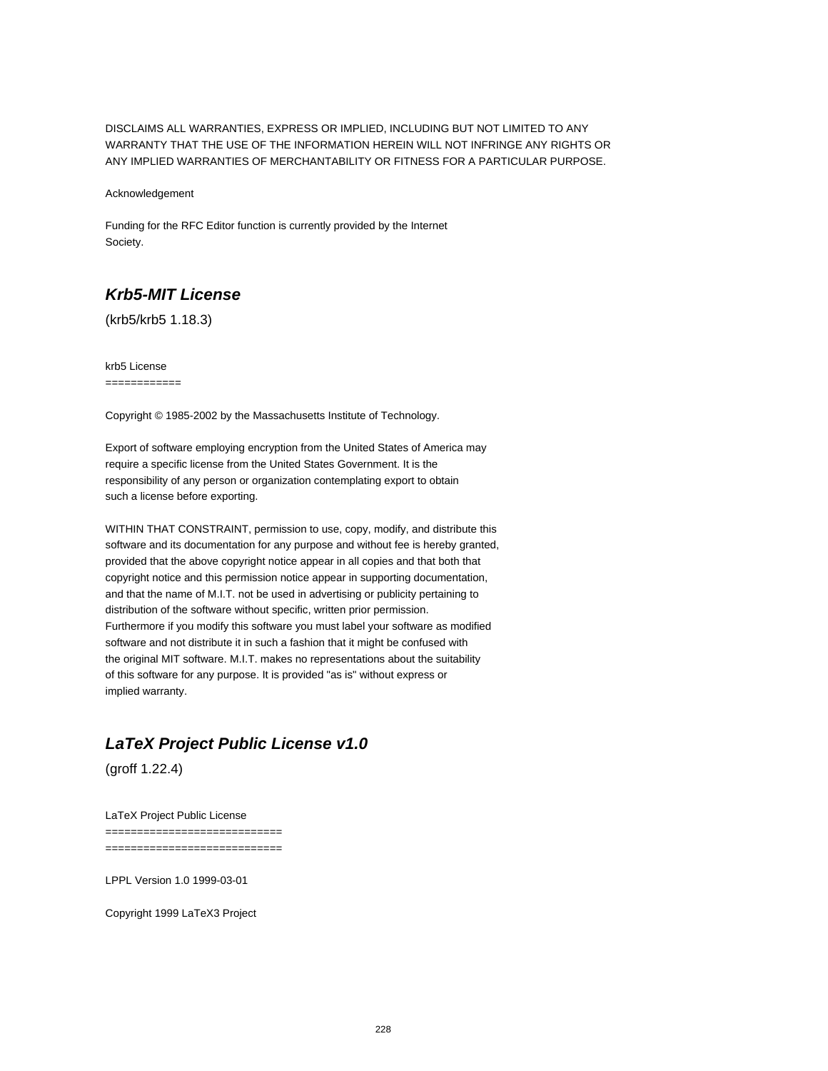DISCLAIMS ALL WARRANTIES, EXPRESS OR IMPLIED, INCLUDING BUT NOT LIMITED TO ANY WARRANTY THAT THE USE OF THE INFORMATION HEREIN WILL NOT INFRINGE ANY RIGHTS OR ANY IMPLIED WARRANTIES OF MERCHANTABILITY OR FITNESS FOR A PARTICULAR PURPOSE.

Acknowledgement

Funding for the RFC Editor function is currently provided by the Internet Society.

## *Krb5-MIT License*

(krb5/krb5 1.18.3)

krb5 License
============

Copyright © 1985-2002 by the Massachusetts Institute of Technology.

Export of software employing encryption from the United States of America may require a specific license from the United States Government. It is the responsibility of any person or organization contemplating export to obtain such a license before exporting.

WITHIN THAT CONSTRAINT, permission to use, copy, modify, and distribute this software and its documentation for any purpose and without fee is hereby granted, provided that the above copyright notice appear in all copies and that both that copyright notice and this permission notice appear in supporting documentation, and that the name of M.I.T. not be used in advertising or publicity pertaining to distribution of the software without specific, written prior permission. Furthermore if you modify this software you must label your software as modified software and not distribute it in such a fashion that it might be confused with the original MIT software. M.I.T. makes no representations about the suitability of this software for any purpose. It is provided "as is" without express or implied warranty.

## *LaTeX Project Public License v1.0*

(groff 1.22.4)

LaTeX Project Public License
============================
============================

LPPL Version 1.0 1999-03-01

Copyright 1999 LaTeX3 Project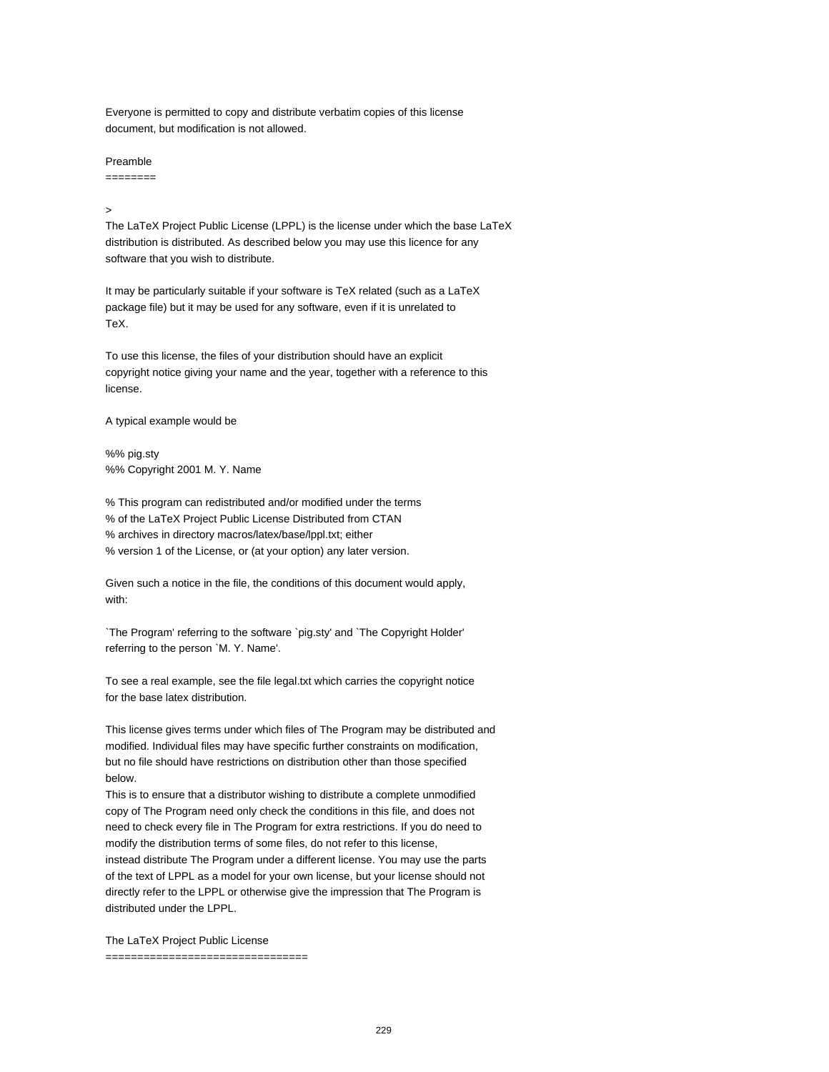Everyone is permitted to copy and distribute verbatim copies of this license document, but modification is not allowed.

## Preamble

>

The LaTeX Project Public License (LPPL) is the license under which the base LaTeX distribution is distributed. As described below you may use this licence for any software that you wish to distribute.

It may be particularly suitable if your software is TeX related (such as a LaTeX package file) but it may be used for any software, even if it is unrelated to TeX.

To use this license, the files of your distribution should have an explicit copyright notice giving your name and the year, together with a reference to this license.

A typical example would be

```
%% pig.sty
%% Copyright 2001 M. Y. Name

% This program can redistributed and/or modified under the terms
% of the LaTeX Project Public License Distributed from CTAN
% archives in directory macros/latex/base/lppl.txt; either
% version 1 of the License, or (at your option) any later version.
```

Given such a notice in the file, the conditions of this document would apply, with:

`The Program' referring to the software `pig.sty' and `The Copyright Holder' referring to the person `M. Y. Name'.

To see a real example, see the file legal.txt which carries the copyright notice for the base latex distribution.

This license gives terms under which files of The Program may be distributed and modified. Individual files may have specific further constraints on modification, but no file should have restrictions on distribution other than those specified below.
This is to ensure that a distributor wishing to distribute a complete unmodified copy of The Program need only check the conditions in this file, and does not need to check every file in The Program for extra restrictions. If you do need to modify the distribution terms of some files, do not refer to this license, instead distribute The Program under a different license. You may use the parts of the text of LPPL as a model for your own license, but your license should not directly refer to the LPPL or otherwise give the impression that The Program is distributed under the LPPL.

## The LaTeX Project Public License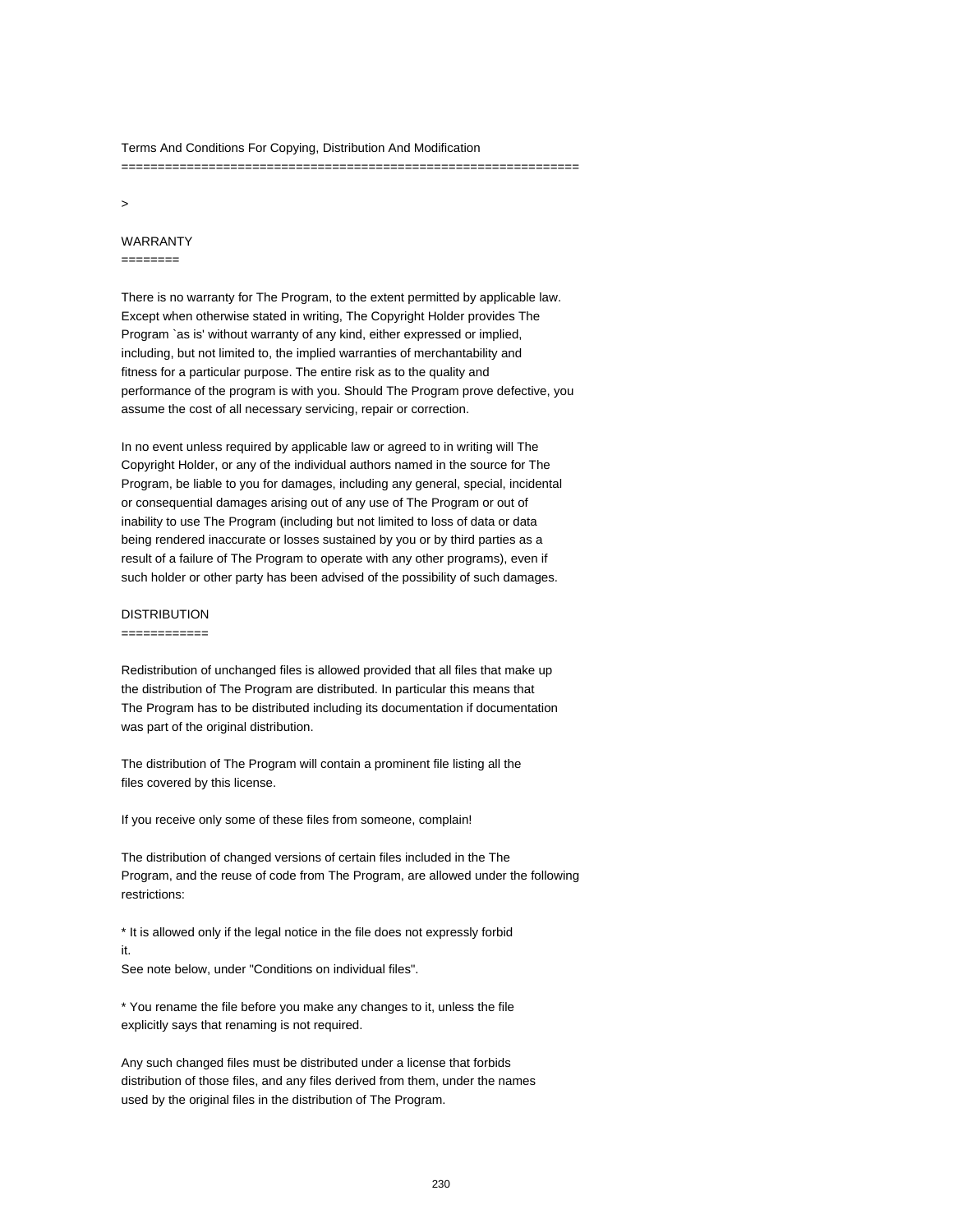## Terms And Conditions For Copying, Distribution And Modification

>

### WARRANTY

There is no warranty for The Program, to the extent permitted by applicable law. Except when otherwise stated in writing, The Copyright Holder provides The Program `as is' without warranty of any kind, either expressed or implied, including, but not limited to, the implied warranties of merchantability and fitness for a particular purpose. The entire risk as to the quality and performance of the program is with you. Should The Program prove defective, you assume the cost of all necessary servicing, repair or correction.

In no event unless required by applicable law or agreed to in writing will The Copyright Holder, or any of the individual authors named in the source for The Program, be liable to you for damages, including any general, special, incidental or consequential damages arising out of any use of The Program or out of inability to use The Program (including but not limited to loss of data or data being rendered inaccurate or losses sustained by you or by third parties as a result of a failure of The Program to operate with any other programs), even if such holder or other party has been advised of the possibility of such damages.

### DISTRIBUTION

Redistribution of unchanged files is allowed provided that all files that make up the distribution of The Program are distributed. In particular this means that The Program has to be distributed including its documentation if documentation was part of the original distribution.

The distribution of The Program will contain a prominent file listing all the files covered by this license.

If you receive only some of these files from someone, complain!

The distribution of changed versions of certain files included in the The Program, and the reuse of code from The Program, are allowed under the following restrictions:

* It is allowed only if the legal notice in the file does not expressly forbid it.
See note below, under "Conditions on individual files".

* You rename the file before you make any changes to it, unless the file explicitly says that renaming is not required.

Any such changed files must be distributed under a license that forbids distribution of those files, and any files derived from them, under the names used by the original files in the distribution of The Program.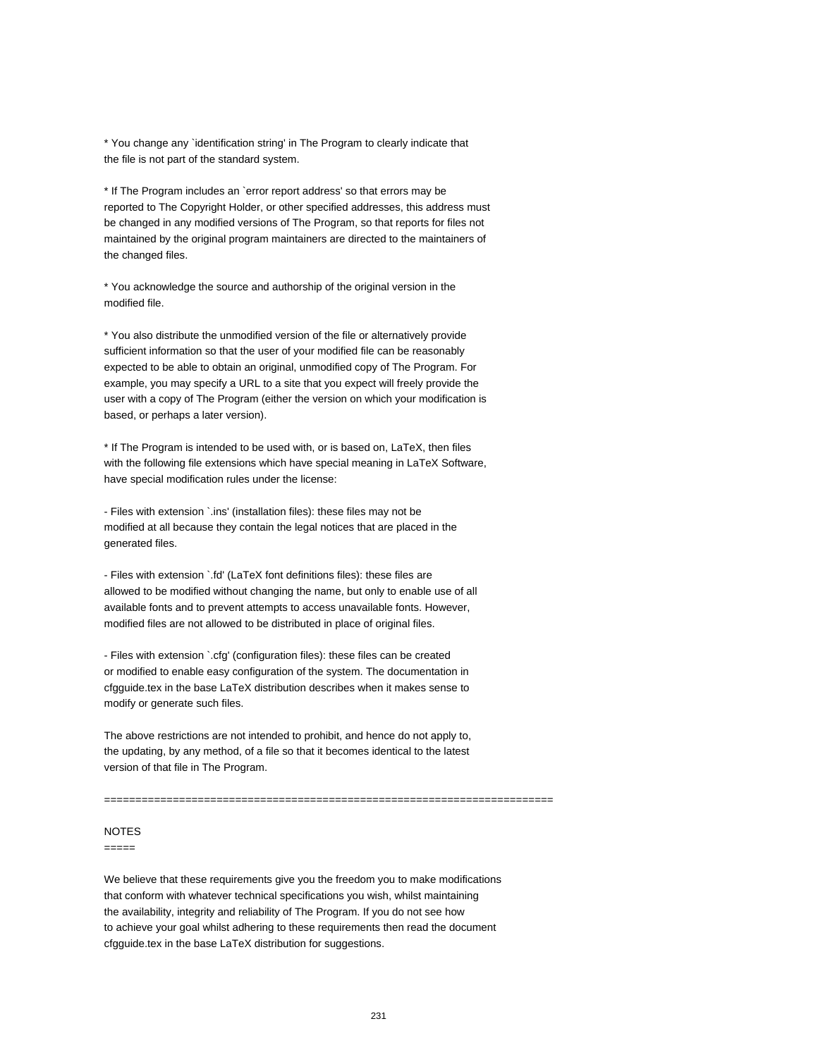* You change any `identification string' in The Program to clearly indicate that the file is not part of the standard system.

* If The Program includes an `error report address' so that errors may be reported to The Copyright Holder, or other specified addresses, this address must be changed in any modified versions of The Program, so that reports for files not maintained by the original program maintainers are directed to the maintainers of the changed files.

* You acknowledge the source and authorship of the original version in the modified file.

* You also distribute the unmodified version of the file or alternatively provide sufficient information so that the user of your modified file can be reasonably expected to be able to obtain an original, unmodified copy of The Program. For example, you may specify a URL to a site that you expect will freely provide the user with a copy of The Program (either the version on which your modification is based, or perhaps a later version).

* If The Program is intended to be used with, or is based on, LaTeX, then files with the following file extensions which have special meaning in LaTeX Software, have special modification rules under the license:

- Files with extension `.ins' (installation files): these files may not be modified at all because they contain the legal notices that are placed in the generated files.

- Files with extension `.fd' (LaTeX font definitions files): these files are allowed to be modified without changing the name, but only to enable use of all available fonts and to prevent attempts to access unavailable fonts. However, modified files are not allowed to be distributed in place of original files.

- Files with extension `.cfg' (configuration files): these files can be created or modified to enable easy configuration of the system. The documentation in cfgguide.tex in the base LaTeX distribution describes when it makes sense to modify or generate such files.

The above restrictions are not intended to prohibit, and hence do not apply to, the updating, by any method, of a file so that it becomes identical to the latest version of that file in The Program.

========================================================================

NOTES
=====

We believe that these requirements give you the freedom you to make modifications that conform with whatever technical specifications you wish, whilst maintaining the availability, integrity and reliability of The Program. If you do not see how to achieve your goal whilst adhering to these requirements then read the document cfgguide.tex in the base LaTeX distribution for suggestions.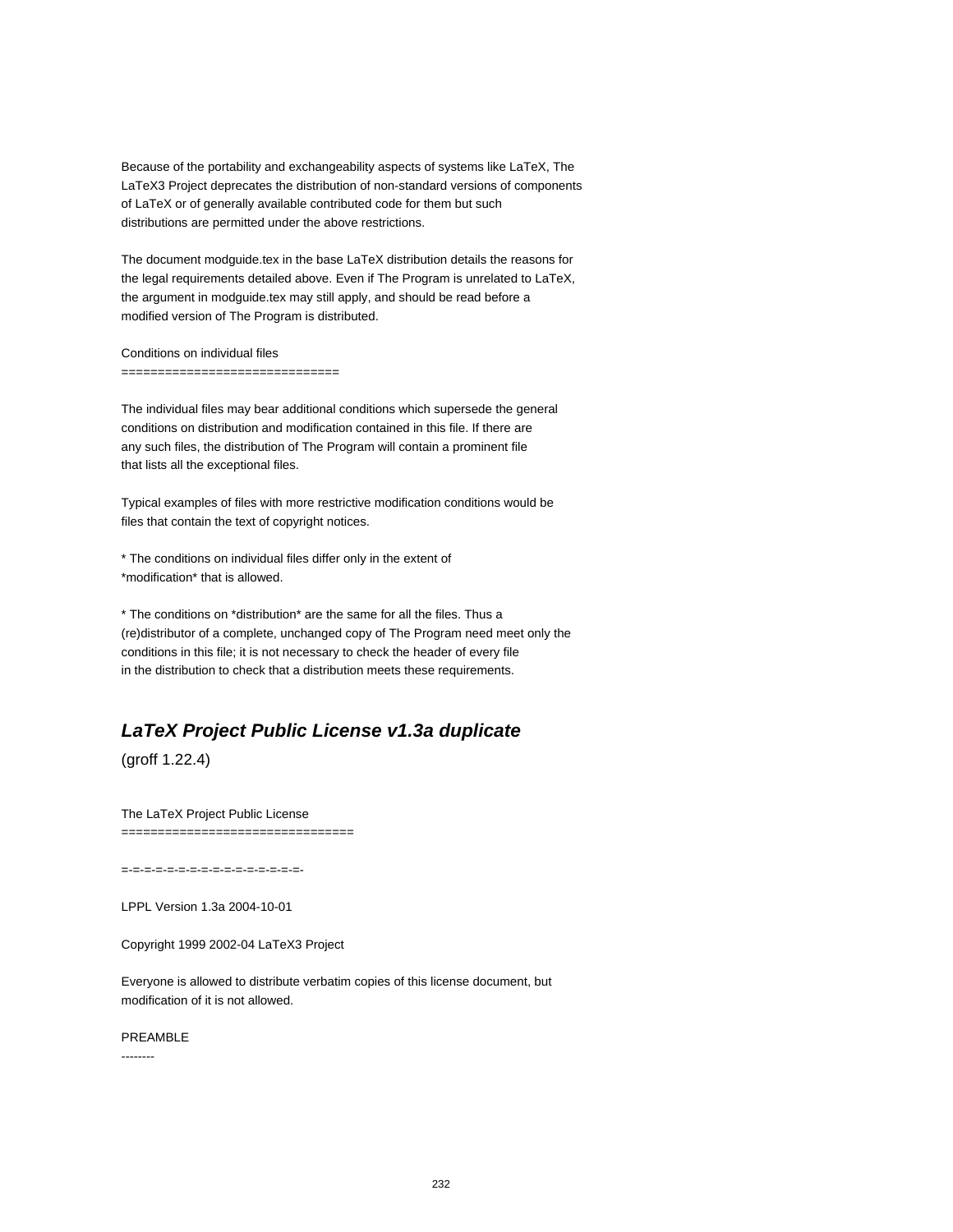Because of the portability and exchangeability aspects of systems like LaTeX, The LaTeX3 Project deprecates the distribution of non-standard versions of components of LaTeX or of generally available contributed code for them but such distributions are permitted under the above restrictions.

The document modguide.tex in the base LaTeX distribution details the reasons for the legal requirements detailed above. Even if The Program is unrelated to LaTeX, the argument in modguide.tex may still apply, and should be read before a modified version of The Program is distributed.

Conditions on individual files
==============================

The individual files may bear additional conditions which supersede the general conditions on distribution and modification contained in this file. If there are any such files, the distribution of The Program will contain a prominent file that lists all the exceptional files.

Typical examples of files with more restrictive modification conditions would be files that contain the text of copyright notices.

* The conditions on individual files differ only in the extent of *modification* that is allowed.

* The conditions on *distribution* are the same for all the files. Thus a (re)distributor of a complete, unchanged copy of The Program need meet only the conditions in this file; it is not necessary to check the header of every file in the distribution to check that a distribution meets these requirements.

## ***LaTeX Project Public License v1.3a duplicate***

(groff 1.22.4)

The LaTeX Project Public License
===============================

=-=-=-=-=-=-=-=-=-=-=-=-=-=-=-=-

LPPL Version 1.3a 2004-10-01

Copyright 1999 2002-04 LaTeX3 Project

Everyone is allowed to distribute verbatim copies of this license document, but modification of it is not allowed.

PREAMBLE
--------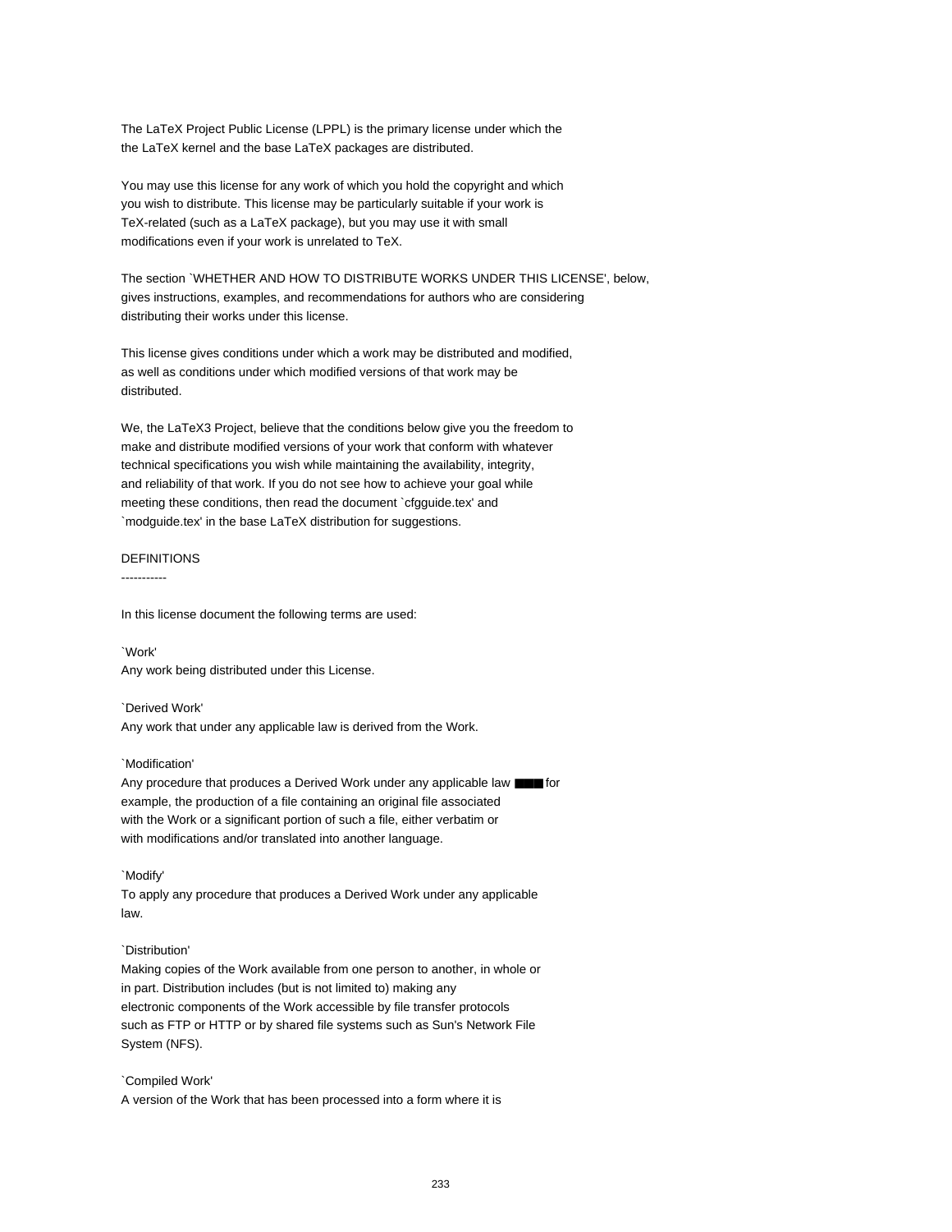The LaTeX Project Public License (LPPL) is the primary license under which the the LaTeX kernel and the base LaTeX packages are distributed.

You may use this license for any work of which you hold the copyright and which you wish to distribute. This license may be particularly suitable if your work is TeX-related (such as a LaTeX package), but you may use it with small modifications even if your work is unrelated to TeX.

The section `WHETHER AND HOW TO DISTRIBUTE WORKS UNDER THIS LICENSE', below, gives instructions, examples, and recommendations for authors who are considering distributing their works under this license.

This license gives conditions under which a work may be distributed and modified, as well as conditions under which modified versions of that work may be distributed.

We, the LaTeX3 Project, believe that the conditions below give you the freedom to make and distribute modified versions of your work that conform with whatever technical specifications you wish while maintaining the availability, integrity, and reliability of that work. If you do not see how to achieve your goal while meeting these conditions, then read the document `cfgguide.tex' and `modguide.tex' in the base LaTeX distribution for suggestions.

DEFINITIONS
-----------

In this license document the following terms are used:

`Work'
Any work being distributed under this License.

`Derived Work'
Any work that under any applicable law is derived from the Work.

`Modification'
Any procedure that produces a Derived Work under any applicable law ■■■ for example, the production of a file containing an original file associated with the Work or a significant portion of such a file, either verbatim or with modifications and/or translated into another language.

`Modify'
To apply any procedure that produces a Derived Work under any applicable law.

`Distribution'
Making copies of the Work available from one person to another, in whole or in part. Distribution includes (but is not limited to) making any electronic components of the Work accessible by file transfer protocols such as FTP or HTTP or by shared file systems such as Sun's Network File System (NFS).

`Compiled Work'
A version of the Work that has been processed into a form where it is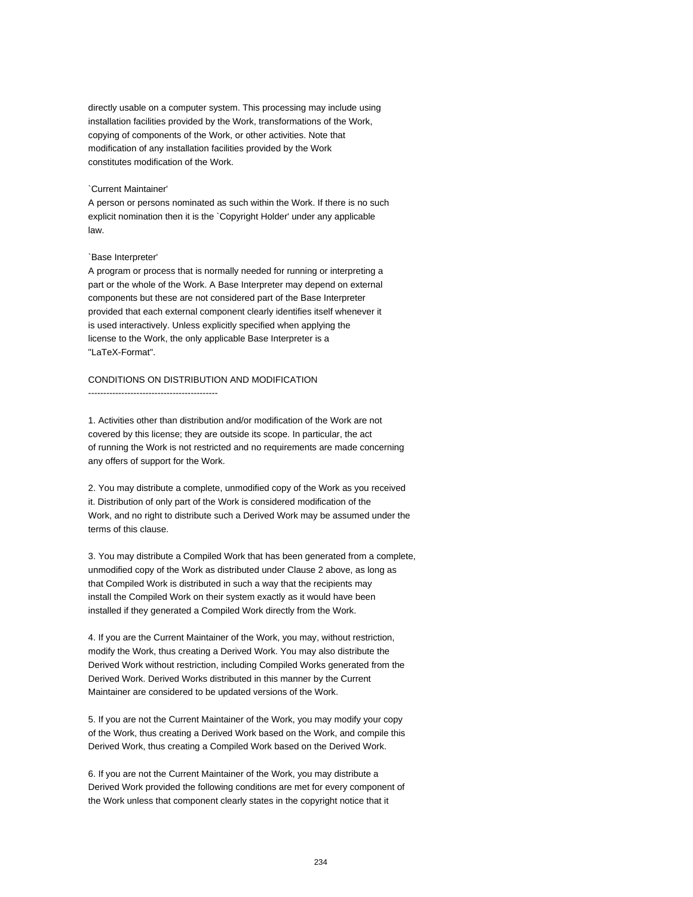directly usable on a computer system. This processing may include using installation facilities provided by the Work, transformations of the Work, copying of components of the Work, or other activities. Note that modification of any installation facilities provided by the Work constitutes modification of the Work.

`Current Maintainer'
A person or persons nominated as such within the Work. If there is no such explicit nomination then it is the `Copyright Holder' under any applicable law.

`Base Interpreter'
A program or process that is normally needed for running or interpreting a part or the whole of the Work. A Base Interpreter may depend on external components but these are not considered part of the Base Interpreter provided that each external component clearly identifies itself whenever it is used interactively. Unless explicitly specified when applying the license to the Work, the only applicable Base Interpreter is a "LaTeX-Format".

CONDITIONS ON DISTRIBUTION AND MODIFICATION
-------------------------------------------

1. Activities other than distribution and/or modification of the Work are not covered by this license; they are outside its scope. In particular, the act of running the Work is not restricted and no requirements are made concerning any offers of support for the Work.

2. You may distribute a complete, unmodified copy of the Work as you received it. Distribution of only part of the Work is considered modification of the Work, and no right to distribute such a Derived Work may be assumed under the terms of this clause.

3. You may distribute a Compiled Work that has been generated from a complete, unmodified copy of the Work as distributed under Clause 2 above, as long as that Compiled Work is distributed in such a way that the recipients may install the Compiled Work on their system exactly as it would have been installed if they generated a Compiled Work directly from the Work.

4. If you are the Current Maintainer of the Work, you may, without restriction, modify the Work, thus creating a Derived Work. You may also distribute the Derived Work without restriction, including Compiled Works generated from the Derived Work. Derived Works distributed in this manner by the Current Maintainer are considered to be updated versions of the Work.

5. If you are not the Current Maintainer of the Work, you may modify your copy of the Work, thus creating a Derived Work based on the Work, and compile this Derived Work, thus creating a Compiled Work based on the Derived Work.

6. If you are not the Current Maintainer of the Work, you may distribute a Derived Work provided the following conditions are met for every component of the Work unless that component clearly states in the copyright notice that it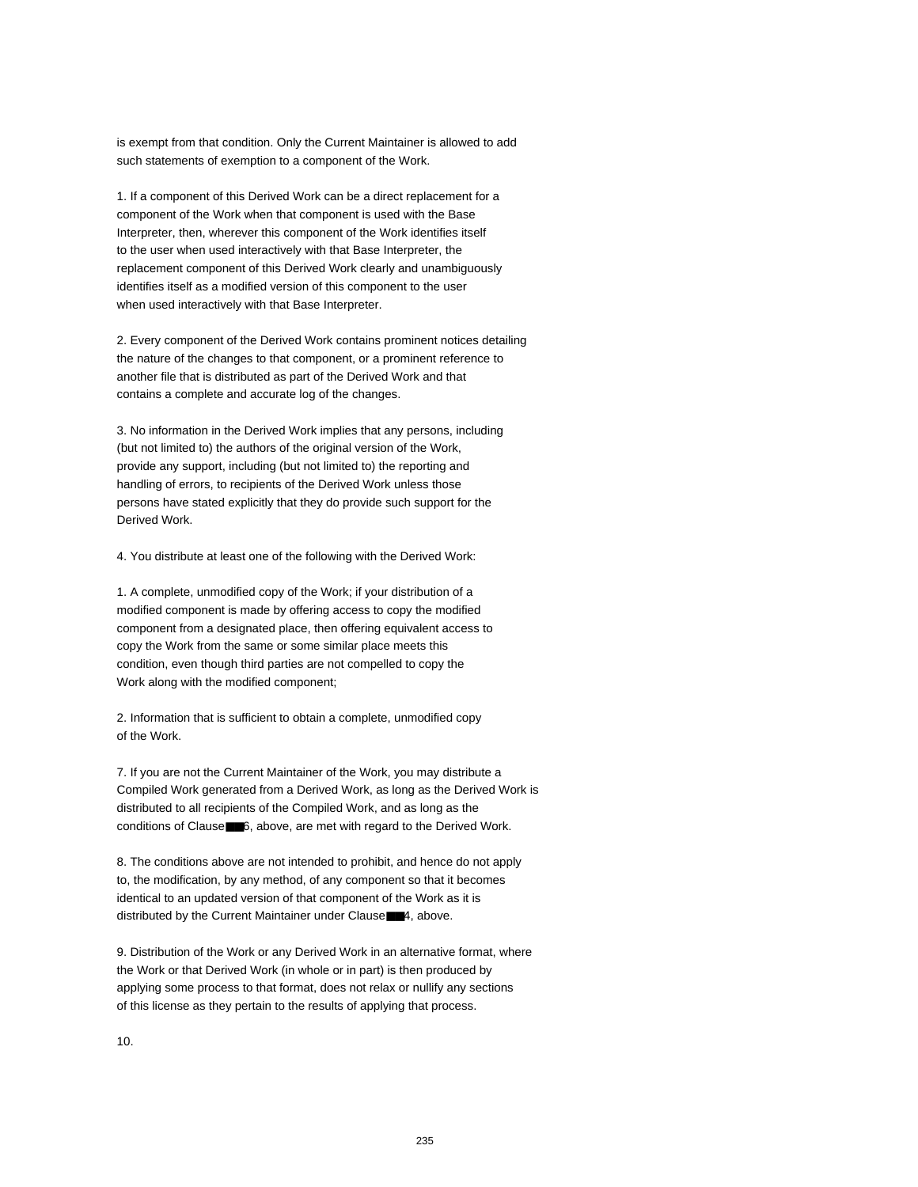is exempt from that condition. Only the Current Maintainer is allowed to add such statements of exemption to a component of the Work.

1. If a component of this Derived Work can be a direct replacement for a component of the Work when that component is used with the Base Interpreter, then, wherever this component of the Work identifies itself to the user when used interactively with that Base Interpreter, the replacement component of this Derived Work clearly and unambiguously identifies itself as a modified version of this component to the user when used interactively with that Base Interpreter.

2. Every component of the Derived Work contains prominent notices detailing the nature of the changes to that component, or a prominent reference to another file that is distributed as part of the Derived Work and that contains a complete and accurate log of the changes.

3. No information in the Derived Work implies that any persons, including (but not limited to) the authors of the original version of the Work, provide any support, including (but not limited to) the reporting and handling of errors, to recipients of the Derived Work unless those persons have stated explicitly that they do provide such support for the Derived Work.

4. You distribute at least one of the following with the Derived Work:

1. A complete, unmodified copy of the Work; if your distribution of a modified component is made by offering access to copy the modified component from a designated place, then offering equivalent access to copy the Work from the same or some similar place meets this condition, even though third parties are not compelled to copy the Work along with the modified component;

2. Information that is sufficient to obtain a complete, unmodified copy of the Work.

7. If you are not the Current Maintainer of the Work, you may distribute a Compiled Work generated from a Derived Work, as long as the Derived Work is distributed to all recipients of the Compiled Work, and as long as the conditions of Clause 6, above, are met with regard to the Derived Work.

8. The conditions above are not intended to prohibit, and hence do not apply to, the modification, by any method, of any component so that it becomes identical to an updated version of that component of the Work as it is distributed by the Current Maintainer under Clause 4, above.

9. Distribution of the Work or any Derived Work in an alternative format, where the Work or that Derived Work (in whole or in part) is then produced by applying some process to that format, does not relax or nullify any sections of this license as they pertain to the results of applying that process.

10.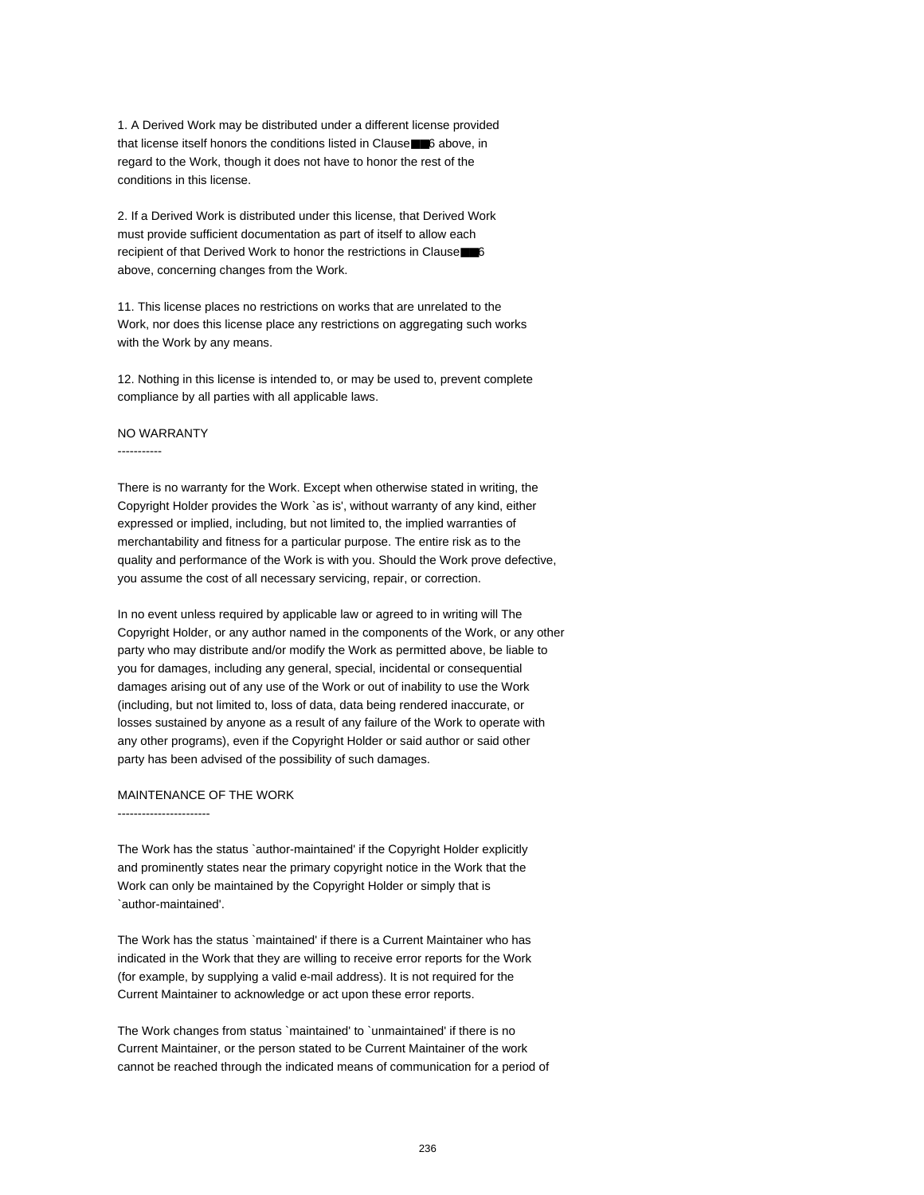1. A Derived Work may be distributed under a different license provided that license itself honors the conditions listed in Clause 6 above, in regard to the Work, though it does not have to honor the rest of the conditions in this license.

2. If a Derived Work is distributed under this license, that Derived Work must provide sufficient documentation as part of itself to allow each recipient of that Derived Work to honor the restrictions in Clause 6 above, concerning changes from the Work.

11. This license places no restrictions on works that are unrelated to the Work, nor does this license place any restrictions on aggregating such works with the Work by any means.

12. Nothing in this license is intended to, or may be used to, prevent complete compliance by all parties with all applicable laws.

NO WARRANTY
-----------

There is no warranty for the Work. Except when otherwise stated in writing, the Copyright Holder provides the Work `as is', without warranty of any kind, either expressed or implied, including, but not limited to, the implied warranties of merchantability and fitness for a particular purpose. The entire risk as to the quality and performance of the Work is with you. Should the Work prove defective, you assume the cost of all necessary servicing, repair, or correction.

In no event unless required by applicable law or agreed to in writing will The Copyright Holder, or any author named in the components of the Work, or any other party who may distribute and/or modify the Work as permitted above, be liable to you for damages, including any general, special, incidental or consequential damages arising out of any use of the Work or out of inability to use the Work (including, but not limited to, loss of data, data being rendered inaccurate, or losses sustained by anyone as a result of any failure of the Work to operate with any other programs), even if the Copyright Holder or said author or said other party has been advised of the possibility of such damages.

MAINTENANCE OF THE WORK
-----------------------

The Work has the status `author-maintained' if the Copyright Holder explicitly and prominently states near the primary copyright notice in the Work that the Work can only be maintained by the Copyright Holder or simply that is `author-maintained'.

The Work has the status `maintained' if there is a Current Maintainer who has indicated in the Work that they are willing to receive error reports for the Work (for example, by supplying a valid e-mail address). It is not required for the Current Maintainer to acknowledge or act upon these error reports.

The Work changes from status `maintained' to `unmaintained' if there is no Current Maintainer, or the person stated to be Current Maintainer of the work cannot be reached through the indicated means of communication for a period of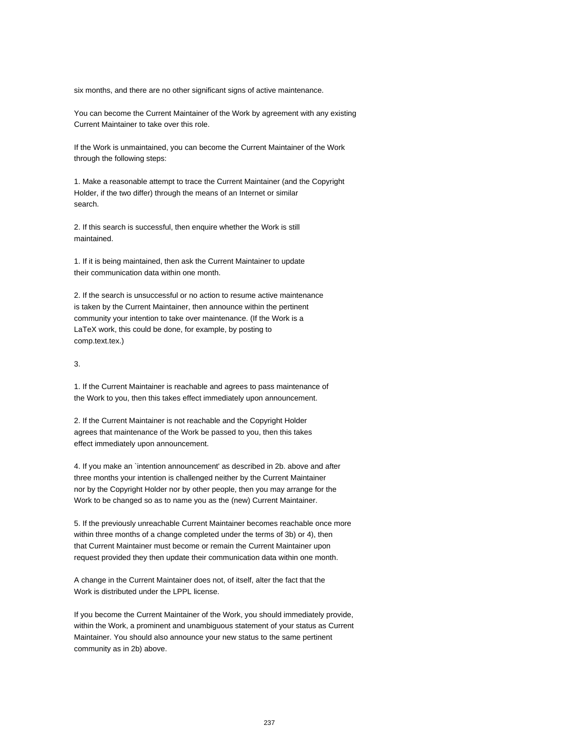six months, and there are no other significant signs of active maintenance.

You can become the Current Maintainer of the Work by agreement with any existing Current Maintainer to take over this role.

If the Work is unmaintained, you can become the Current Maintainer of the Work through the following steps:

1. Make a reasonable attempt to trace the Current Maintainer (and the Copyright Holder, if the two differ) through the means of an Internet or similar search.

2. If this search is successful, then enquire whether the Work is still maintained.

1. If it is being maintained, then ask the Current Maintainer to update their communication data within one month.

2. If the search is unsuccessful or no action to resume active maintenance is taken by the Current Maintainer, then announce within the pertinent community your intention to take over maintenance. (If the Work is a LaTeX work, this could be done, for example, by posting to comp.text.tex.)

3.

1. If the Current Maintainer is reachable and agrees to pass maintenance of the Work to you, then this takes effect immediately upon announcement.

2. If the Current Maintainer is not reachable and the Copyright Holder agrees that maintenance of the Work be passed to you, then this takes effect immediately upon announcement.

4. If you make an `intention announcement' as described in 2b. above and after three months your intention is challenged neither by the Current Maintainer nor by the Copyright Holder nor by other people, then you may arrange for the Work to be changed so as to name you as the (new) Current Maintainer.

5. If the previously unreachable Current Maintainer becomes reachable once more within three months of a change completed under the terms of 3b) or 4), then that Current Maintainer must become or remain the Current Maintainer upon request provided they then update their communication data within one month.

A change in the Current Maintainer does not, of itself, alter the fact that the Work is distributed under the LPPL license.

If you become the Current Maintainer of the Work, you should immediately provide, within the Work, a prominent and unambiguous statement of your status as Current Maintainer. You should also announce your new status to the same pertinent community as in 2b) above.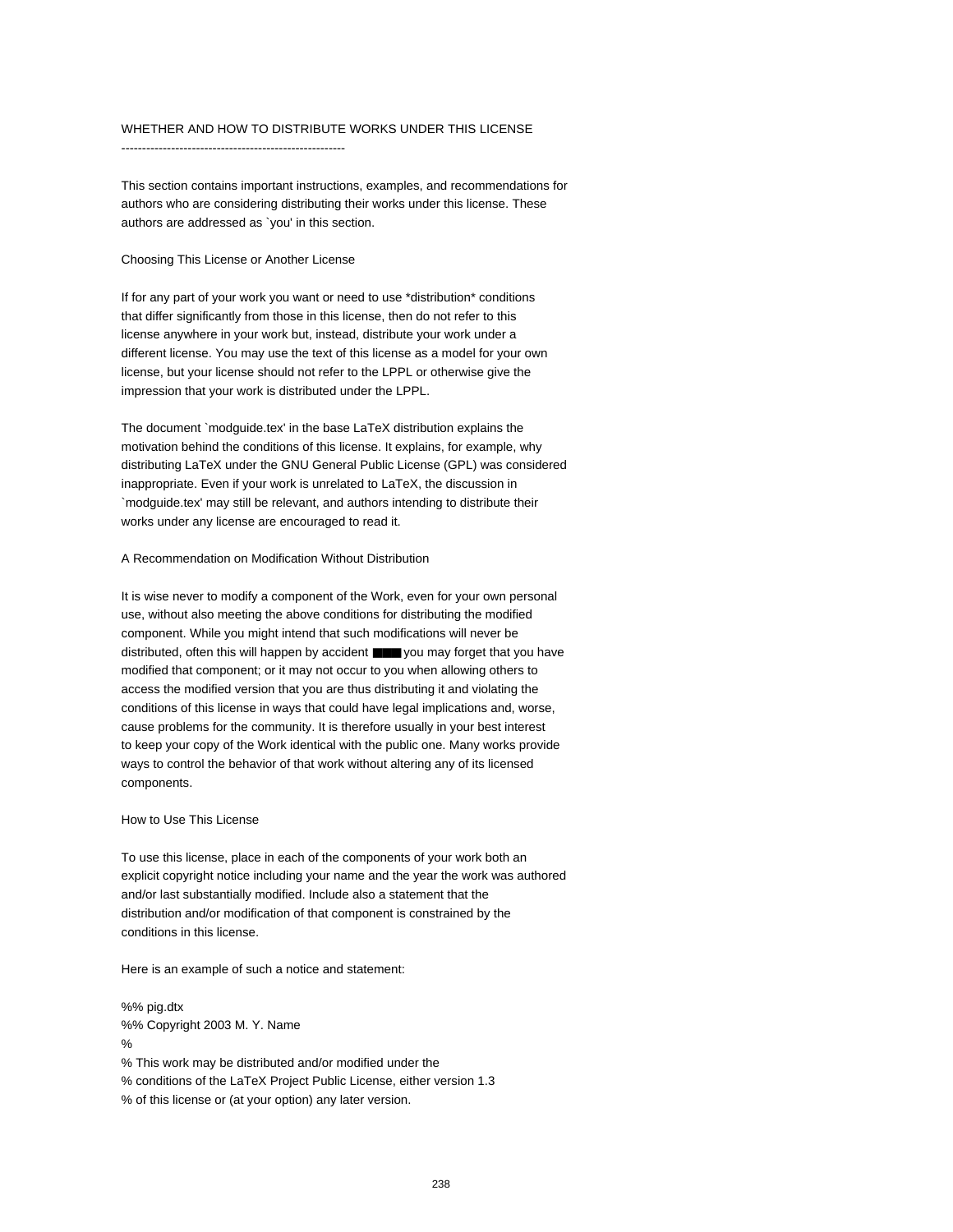WHETHER AND HOW TO DISTRIBUTE WORKS UNDER THIS LICENSE
-------------------------------------------------------

This section contains important instructions, examples, and recommendations for authors who are considering distributing their works under this license. These authors are addressed as `you' in this section.

Choosing This License or Another License

If for any part of your work you want or need to use *distribution* conditions that differ significantly from those in this license, then do not refer to this license anywhere in your work but, instead, distribute your work under a different license. You may use the text of this license as a model for your own license, but your license should not refer to the LPPL or otherwise give the impression that your work is distributed under the LPPL.

The document `modguide.tex' in the base LaTeX distribution explains the motivation behind the conditions of this license. It explains, for example, why distributing LaTeX under the GNU General Public License (GPL) was considered inappropriate. Even if your work is unrelated to LaTeX, the discussion in `modguide.tex' may still be relevant, and authors intending to distribute their works under any license are encouraged to read it.

A Recommendation on Modification Without Distribution

It is wise never to modify a component of the Work, even for your own personal use, without also meeting the above conditions for distributing the modified component. While you might intend that such modifications will never be distributed, often this will happen by accident ■■■ you may forget that you have modified that component; or it may not occur to you when allowing others to access the modified version that you are thus distributing it and violating the conditions of this license in ways that could have legal implications and, worse, cause problems for the community. It is therefore usually in your best interest to keep your copy of the Work identical with the public one. Many works provide ways to control the behavior of that work without altering any of its licensed components.

How to Use This License

To use this license, place in each of the components of your work both an explicit copyright notice including your name and the year the work was authored and/or last substantially modified. Include also a statement that the distribution and/or modification of that component is constrained by the conditions in this license.

Here is an example of such a notice and statement:

```
%% pig.dtx
%% Copyright 2003 M. Y. Name
%
% This work may be distributed and/or modified under the
% conditions of the LaTeX Project Public License, either version 1.3
% of this license or (at your option) any later version.
```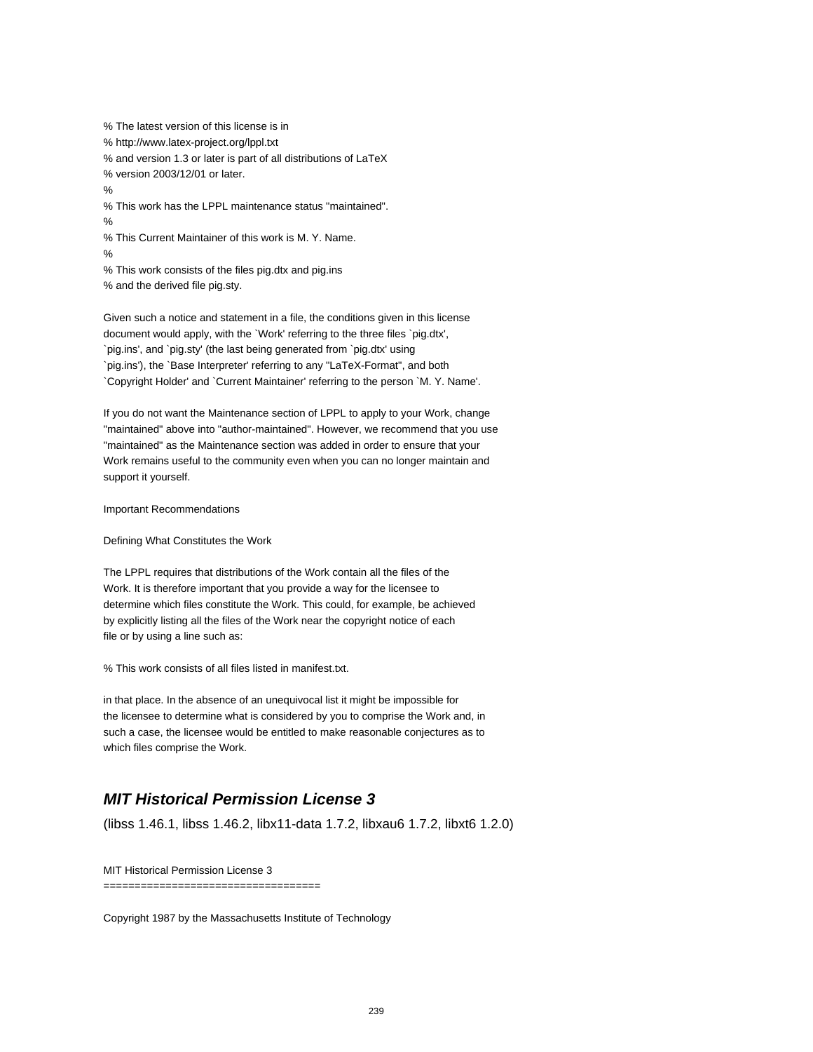```
% The latest version of this license is in
% http://www.latex-project.org/lppl.txt
% and version 1.3 or later is part of all distributions of LaTeX
% version 2003/12/01 or later.
%
% This work has the LPPL maintenance status "maintained".
%
% This Current Maintainer of this work is M. Y. Name.
%
% This work consists of the files pig.dtx and pig.ins
% and the derived file pig.sty.
```

Given such a notice and statement in a file, the conditions given in this license document would apply, with the `Work' referring to the three files `pig.dtx', `pig.ins', and `pig.sty' (the last being generated from `pig.dtx' using `pig.ins'), the `Base Interpreter' referring to any "LaTeX-Format", and both `Copyright Holder' and `Current Maintainer' referring to the person `M. Y. Name'.

If you do not want the Maintenance section of LPPL to apply to your Work, change "maintained" above into "author-maintained". However, we recommend that you use "maintained" as the Maintenance section was added in order to ensure that your Work remains useful to the community even when you can no longer maintain and support it yourself.

Important Recommendations

Defining What Constitutes the Work

The LPPL requires that distributions of the Work contain all the files of the Work. It is therefore important that you provide a way for the licensee to determine which files constitute the Work. This could, for example, be achieved by explicitly listing all the files of the Work near the copyright notice of each file or by using a line such as:

```
% This work consists of all files listed in manifest.txt.
```

in that place. In the absence of an unequivocal list it might be impossible for the licensee to determine what is considered by you to comprise the Work and, in such a case, the licensee would be entitled to make reasonable conjectures as to which files comprise the Work.

## *MIT Historical Permission License 3*

(libss 1.46.1, libss 1.46.2, libx11-data 1.7.2, libxau6 1.7.2, libxt6 1.2.0)

MIT Historical Permission License 3
===================================

Copyright 1987 by the Massachusetts Institute of Technology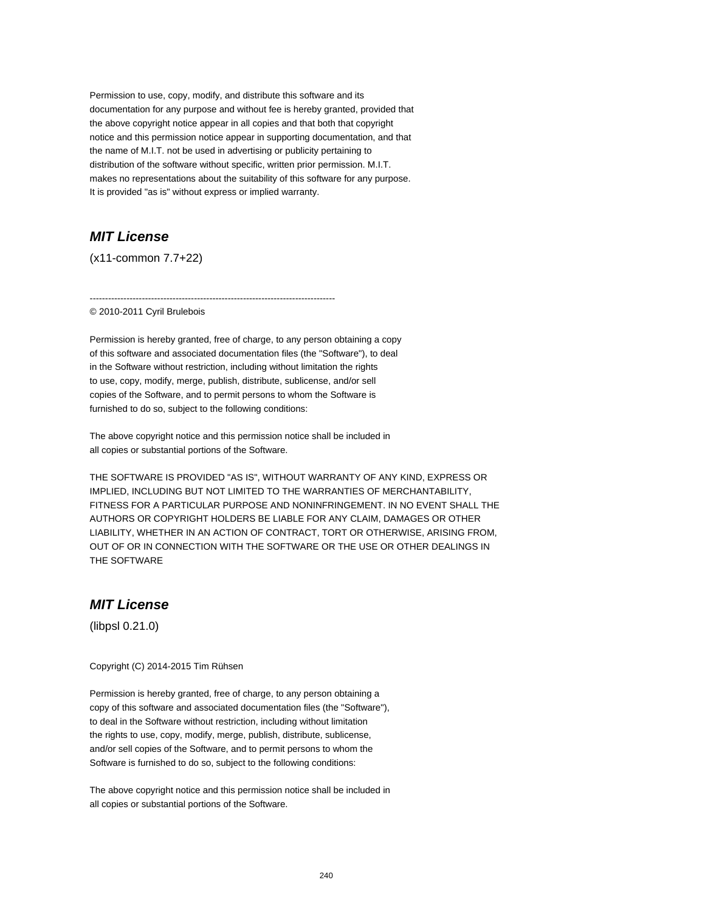Permission to use, copy, modify, and distribute this software and its
documentation for any purpose and without fee is hereby granted, provided that
the above copyright notice appear in all copies and that both that copyright
notice and this permission notice appear in supporting documentation, and that
the name of M.I.T. not be used in advertising or publicity pertaining to
distribution of the software without specific, written prior permission. M.I.T.
makes no representations about the suitability of this software for any purpose.
It is provided "as is" without express or implied warranty.

### ***MIT License***

(x11-common 7.7+22)

--------------------------------------------------------------------------------
© 2010-2011 Cyril Brulebois

Permission is hereby granted, free of charge, to any person obtaining a copy
of this software and associated documentation files (the "Software"), to deal
in the Software without restriction, including without limitation the rights
to use, copy, modify, merge, publish, distribute, sublicense, and/or sell
copies of the Software, and to permit persons to whom the Software is
furnished to do so, subject to the following conditions:

The above copyright notice and this permission notice shall be included in
all copies or substantial portions of the Software.

THE SOFTWARE IS PROVIDED "AS IS", WITHOUT WARRANTY OF ANY KIND, EXPRESS OR
IMPLIED, INCLUDING BUT NOT LIMITED TO THE WARRANTIES OF MERCHANTABILITY,
FITNESS FOR A PARTICULAR PURPOSE AND NONINFRINGEMENT. IN NO EVENT SHALL THE
AUTHORS OR COPYRIGHT HOLDERS BE LIABLE FOR ANY CLAIM, DAMAGES OR OTHER
LIABILITY, WHETHER IN AN ACTION OF CONTRACT, TORT OR OTHERWISE, ARISING FROM,
OUT OF OR IN CONNECTION WITH THE SOFTWARE OR THE USE OR OTHER DEALINGS IN
THE SOFTWARE

### ***MIT License***

(libpsl 0.21.0)

Copyright (C) 2014-2015 Tim Rühsen

Permission is hereby granted, free of charge, to any person obtaining a
copy of this software and associated documentation files (the "Software"),
to deal in the Software without restriction, including without limitation
the rights to use, copy, modify, merge, publish, distribute, sublicense,
and/or sell copies of the Software, and to permit persons to whom the
Software is furnished to do so, subject to the following conditions:

The above copyright notice and this permission notice shall be included in
all copies or substantial portions of the Software.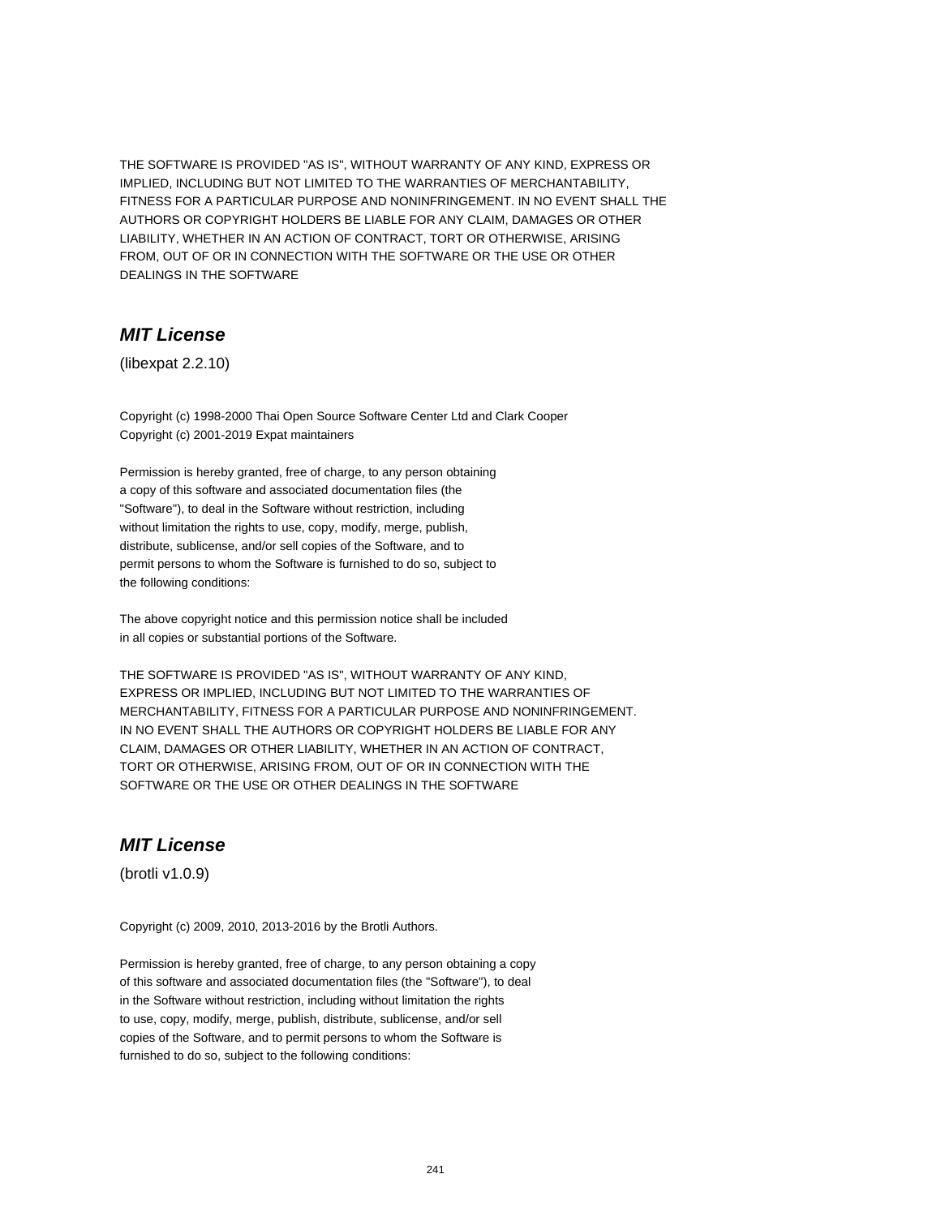THE SOFTWARE IS PROVIDED "AS IS", WITHOUT WARRANTY OF ANY KIND, EXPRESS OR IMPLIED, INCLUDING BUT NOT LIMITED TO THE WARRANTIES OF MERCHANTABILITY, FITNESS FOR A PARTICULAR PURPOSE AND NONINFRINGEMENT. IN NO EVENT SHALL THE AUTHORS OR COPYRIGHT HOLDERS BE LIABLE FOR ANY CLAIM, DAMAGES OR OTHER LIABILITY, WHETHER IN AN ACTION OF CONTRACT, TORT OR OTHERWISE, ARISING FROM, OUT OF OR IN CONNECTION WITH THE SOFTWARE OR THE USE OR OTHER DEALINGS IN THE SOFTWARE

## *MIT License*

(libexpat 2.2.10)

Copyright (c) 1998-2000 Thai Open Source Software Center Ltd and Clark Cooper
Copyright (c) 2001-2019 Expat maintainers

Permission is hereby granted, free of charge, to any person obtaining a copy of this software and associated documentation files (the "Software"), to deal in the Software without restriction, including without limitation the rights to use, copy, modify, merge, publish, distribute, sublicense, and/or sell copies of the Software, and to permit persons to whom the Software is furnished to do so, subject to the following conditions:

The above copyright notice and this permission notice shall be included in all copies or substantial portions of the Software.

THE SOFTWARE IS PROVIDED "AS IS", WITHOUT WARRANTY OF ANY KIND, EXPRESS OR IMPLIED, INCLUDING BUT NOT LIMITED TO THE WARRANTIES OF MERCHANTABILITY, FITNESS FOR A PARTICULAR PURPOSE AND NONINFRINGEMENT. IN NO EVENT SHALL THE AUTHORS OR COPYRIGHT HOLDERS BE LIABLE FOR ANY CLAIM, DAMAGES OR OTHER LIABILITY, WHETHER IN AN ACTION OF CONTRACT, TORT OR OTHERWISE, ARISING FROM, OUT OF OR IN CONNECTION WITH THE SOFTWARE OR THE USE OR OTHER DEALINGS IN THE SOFTWARE

## *MIT License*

(brotli v1.0.9)

Copyright (c) 2009, 2010, 2013-2016 by the Brotli Authors.

Permission is hereby granted, free of charge, to any person obtaining a copy of this software and associated documentation files (the "Software"), to deal in the Software without restriction, including without limitation the rights to use, copy, modify, merge, publish, distribute, sublicense, and/or sell copies of the Software, and to permit persons to whom the Software is furnished to do so, subject to the following conditions: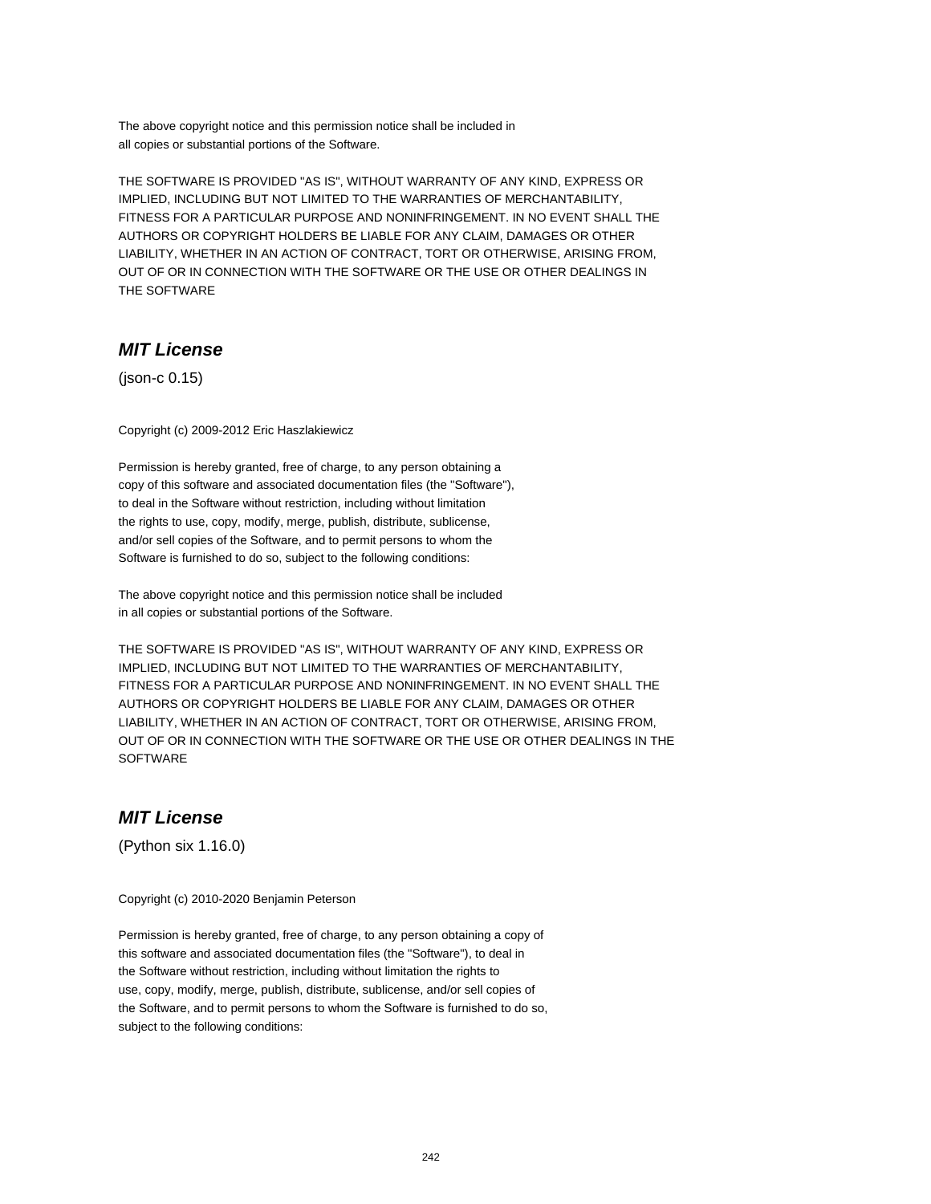The above copyright notice and this permission notice shall be included in
all copies or substantial portions of the Software.

THE SOFTWARE IS PROVIDED "AS IS", WITHOUT WARRANTY OF ANY KIND, EXPRESS OR
IMPLIED, INCLUDING BUT NOT LIMITED TO THE WARRANTIES OF MERCHANTABILITY,
FITNESS FOR A PARTICULAR PURPOSE AND NONINFRINGEMENT. IN NO EVENT SHALL THE
AUTHORS OR COPYRIGHT HOLDERS BE LIABLE FOR ANY CLAIM, DAMAGES OR OTHER
LIABILITY, WHETHER IN AN ACTION OF CONTRACT, TORT OR OTHERWISE, ARISING FROM,
OUT OF OR IN CONNECTION WITH THE SOFTWARE OR THE USE OR OTHER DEALINGS IN
THE SOFTWARE

## *MIT License*

(json-c 0.15)

Copyright (c) 2009-2012 Eric Haszlakiewicz

Permission is hereby granted, free of charge, to any person obtaining a
copy of this software and associated documentation files (the "Software"),
to deal in the Software without restriction, including without limitation
the rights to use, copy, modify, merge, publish, distribute, sublicense,
and/or sell copies of the Software, and to permit persons to whom the
Software is furnished to do so, subject to the following conditions:

The above copyright notice and this permission notice shall be included
in all copies or substantial portions of the Software.

THE SOFTWARE IS PROVIDED "AS IS", WITHOUT WARRANTY OF ANY KIND, EXPRESS OR
IMPLIED, INCLUDING BUT NOT LIMITED TO THE WARRANTIES OF MERCHANTABILITY,
FITNESS FOR A PARTICULAR PURPOSE AND NONINFRINGEMENT. IN NO EVENT SHALL THE
AUTHORS OR COPYRIGHT HOLDERS BE LIABLE FOR ANY CLAIM, DAMAGES OR OTHER
LIABILITY, WHETHER IN AN ACTION OF CONTRACT, TORT OR OTHERWISE, ARISING FROM,
OUT OF OR IN CONNECTION WITH THE SOFTWARE OR THE USE OR OTHER DEALINGS IN THE
SOFTWARE

## *MIT License*

(Python six 1.16.0)

Copyright (c) 2010-2020 Benjamin Peterson

Permission is hereby granted, free of charge, to any person obtaining a copy of
this software and associated documentation files (the "Software"), to deal in
the Software without restriction, including without limitation the rights to
use, copy, modify, merge, publish, distribute, sublicense, and/or sell copies of
the Software, and to permit persons to whom the Software is furnished to do so,
subject to the following conditions: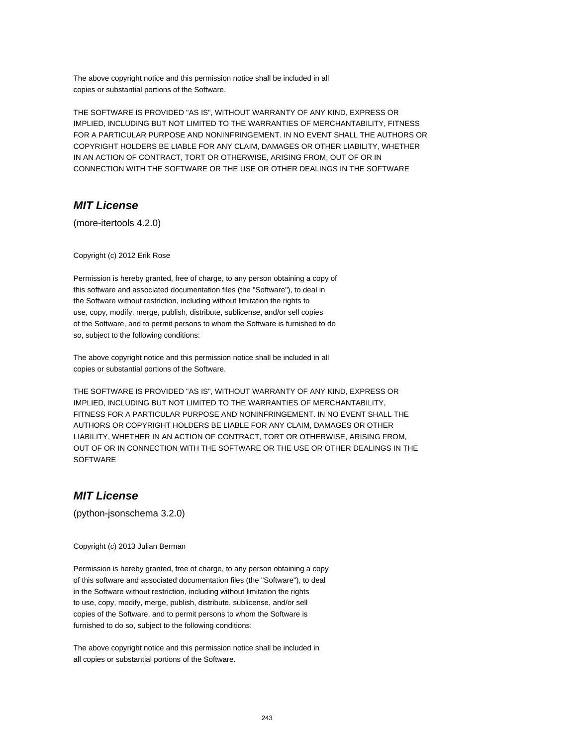The above copyright notice and this permission notice shall be included in all
copies or substantial portions of the Software.

THE SOFTWARE IS PROVIDED "AS IS", WITHOUT WARRANTY OF ANY KIND, EXPRESS OR
IMPLIED, INCLUDING BUT NOT LIMITED TO THE WARRANTIES OF MERCHANTABILITY, FITNESS
FOR A PARTICULAR PURPOSE AND NONINFRINGEMENT. IN NO EVENT SHALL THE AUTHORS OR
COPYRIGHT HOLDERS BE LIABLE FOR ANY CLAIM, DAMAGES OR OTHER LIABILITY, WHETHER
IN AN ACTION OF CONTRACT, TORT OR OTHERWISE, ARISING FROM, OUT OF OR IN
CONNECTION WITH THE SOFTWARE OR THE USE OR OTHER DEALINGS IN THE SOFTWARE

## ***MIT License***

(more-itertools 4.2.0)

Copyright (c) 2012 Erik Rose

Permission is hereby granted, free of charge, to any person obtaining a copy of
this software and associated documentation files (the "Software"), to deal in
the Software without restriction, including without limitation the rights to
use, copy, modify, merge, publish, distribute, sublicense, and/or sell copies
of the Software, and to permit persons to whom the Software is furnished to do
so, subject to the following conditions:

The above copyright notice and this permission notice shall be included in all
copies or substantial portions of the Software.

THE SOFTWARE IS PROVIDED "AS IS", WITHOUT WARRANTY OF ANY KIND, EXPRESS OR
IMPLIED, INCLUDING BUT NOT LIMITED TO THE WARRANTIES OF MERCHANTABILITY,
FITNESS FOR A PARTICULAR PURPOSE AND NONINFRINGEMENT. IN NO EVENT SHALL THE
AUTHORS OR COPYRIGHT HOLDERS BE LIABLE FOR ANY CLAIM, DAMAGES OR OTHER
LIABILITY, WHETHER IN AN ACTION OF CONTRACT, TORT OR OTHERWISE, ARISING FROM,
OUT OF OR IN CONNECTION WITH THE SOFTWARE OR THE USE OR OTHER DEALINGS IN THE
SOFTWARE

## ***MIT License***

(python-jsonschema 3.2.0)

Copyright (c) 2013 Julian Berman

Permission is hereby granted, free of charge, to any person obtaining a copy
of this software and associated documentation files (the "Software"), to deal
in the Software without restriction, including without limitation the rights
to use, copy, modify, merge, publish, distribute, sublicense, and/or sell
copies of the Software, and to permit persons to whom the Software is
furnished to do so, subject to the following conditions:

The above copyright notice and this permission notice shall be included in
all copies or substantial portions of the Software.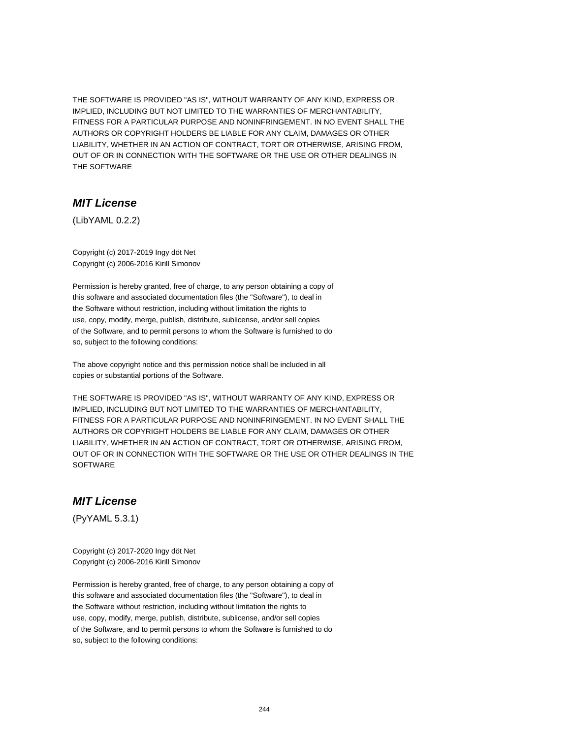THE SOFTWARE IS PROVIDED "AS IS", WITHOUT WARRANTY OF ANY KIND, EXPRESS OR IMPLIED, INCLUDING BUT NOT LIMITED TO THE WARRANTIES OF MERCHANTABILITY, FITNESS FOR A PARTICULAR PURPOSE AND NONINFRINGEMENT. IN NO EVENT SHALL THE AUTHORS OR COPYRIGHT HOLDERS BE LIABLE FOR ANY CLAIM, DAMAGES OR OTHER LIABILITY, WHETHER IN AN ACTION OF CONTRACT, TORT OR OTHERWISE, ARISING FROM, OUT OF OR IN CONNECTION WITH THE SOFTWARE OR THE USE OR OTHER DEALINGS IN THE SOFTWARE

## *MIT License*

(LibYAML 0.2.2)

Copyright (c) 2017-2019 Ingy döt Net
Copyright (c) 2006-2016 Kirill Simonov

Permission is hereby granted, free of charge, to any person obtaining a copy of this software and associated documentation files (the "Software"), to deal in the Software without restriction, including without limitation the rights to use, copy, modify, merge, publish, distribute, sublicense, and/or sell copies of the Software, and to permit persons to whom the Software is furnished to do so, subject to the following conditions:

The above copyright notice and this permission notice shall be included in all copies or substantial portions of the Software.

THE SOFTWARE IS PROVIDED "AS IS", WITHOUT WARRANTY OF ANY KIND, EXPRESS OR IMPLIED, INCLUDING BUT NOT LIMITED TO THE WARRANTIES OF MERCHANTABILITY, FITNESS FOR A PARTICULAR PURPOSE AND NONINFRINGEMENT. IN NO EVENT SHALL THE AUTHORS OR COPYRIGHT HOLDERS BE LIABLE FOR ANY CLAIM, DAMAGES OR OTHER LIABILITY, WHETHER IN AN ACTION OF CONTRACT, TORT OR OTHERWISE, ARISING FROM, OUT OF OR IN CONNECTION WITH THE SOFTWARE OR THE USE OR OTHER DEALINGS IN THE SOFTWARE

## *MIT License*

(PyYAML 5.3.1)

Copyright (c) 2017-2020 Ingy döt Net
Copyright (c) 2006-2016 Kirill Simonov

Permission is hereby granted, free of charge, to any person obtaining a copy of this software and associated documentation files (the "Software"), to deal in the Software without restriction, including without limitation the rights to use, copy, modify, merge, publish, distribute, sublicense, and/or sell copies of the Software, and to permit persons to whom the Software is furnished to do so, subject to the following conditions: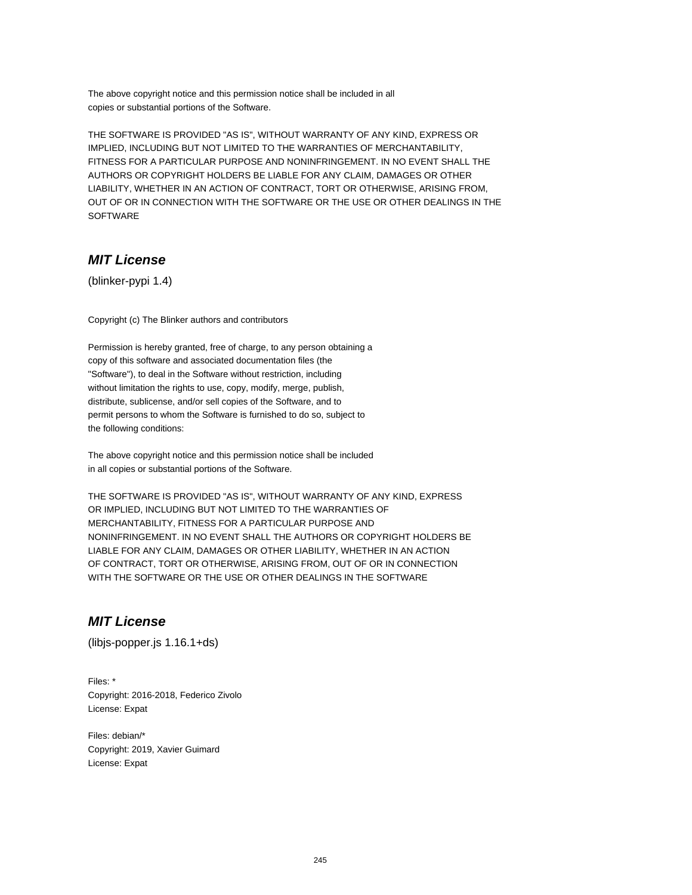The above copyright notice and this permission notice shall be included in all
copies or substantial portions of the Software.

THE SOFTWARE IS PROVIDED "AS IS", WITHOUT WARRANTY OF ANY KIND, EXPRESS OR
IMPLIED, INCLUDING BUT NOT LIMITED TO THE WARRANTIES OF MERCHANTABILITY,
FITNESS FOR A PARTICULAR PURPOSE AND NONINFRINGEMENT. IN NO EVENT SHALL THE
AUTHORS OR COPYRIGHT HOLDERS BE LIABLE FOR ANY CLAIM, DAMAGES OR OTHER
LIABILITY, WHETHER IN AN ACTION OF CONTRACT, TORT OR OTHERWISE, ARISING FROM,
OUT OF OR IN CONNECTION WITH THE SOFTWARE OR THE USE OR OTHER DEALINGS IN THE
SOFTWARE

## ***MIT License***

(blinker-pypi 1.4)

Copyright (c) The Blinker authors and contributors

Permission is hereby granted, free of charge, to any person obtaining a
copy of this software and associated documentation files (the
"Software"), to deal in the Software without restriction, including
without limitation the rights to use, copy, modify, merge, publish,
distribute, sublicense, and/or sell copies of the Software, and to
permit persons to whom the Software is furnished to do so, subject to
the following conditions:

The above copyright notice and this permission notice shall be included
in all copies or substantial portions of the Software.

THE SOFTWARE IS PROVIDED "AS IS", WITHOUT WARRANTY OF ANY KIND, EXPRESS
OR IMPLIED, INCLUDING BUT NOT LIMITED TO THE WARRANTIES OF
MERCHANTABILITY, FITNESS FOR A PARTICULAR PURPOSE AND
NONINFRINGEMENT. IN NO EVENT SHALL THE AUTHORS OR COPYRIGHT HOLDERS BE
LIABLE FOR ANY CLAIM, DAMAGES OR OTHER LIABILITY, WHETHER IN AN ACTION
OF CONTRACT, TORT OR OTHERWISE, ARISING FROM, OUT OF OR IN CONNECTION
WITH THE SOFTWARE OR THE USE OR OTHER DEALINGS IN THE SOFTWARE

## ***MIT License***

(libjs-popper.js 1.16.1+ds)

Files: *
Copyright: 2016-2018, Federico Zivolo
License: Expat

Files: debian/*
Copyright: 2019, Xavier Guimard
License: Expat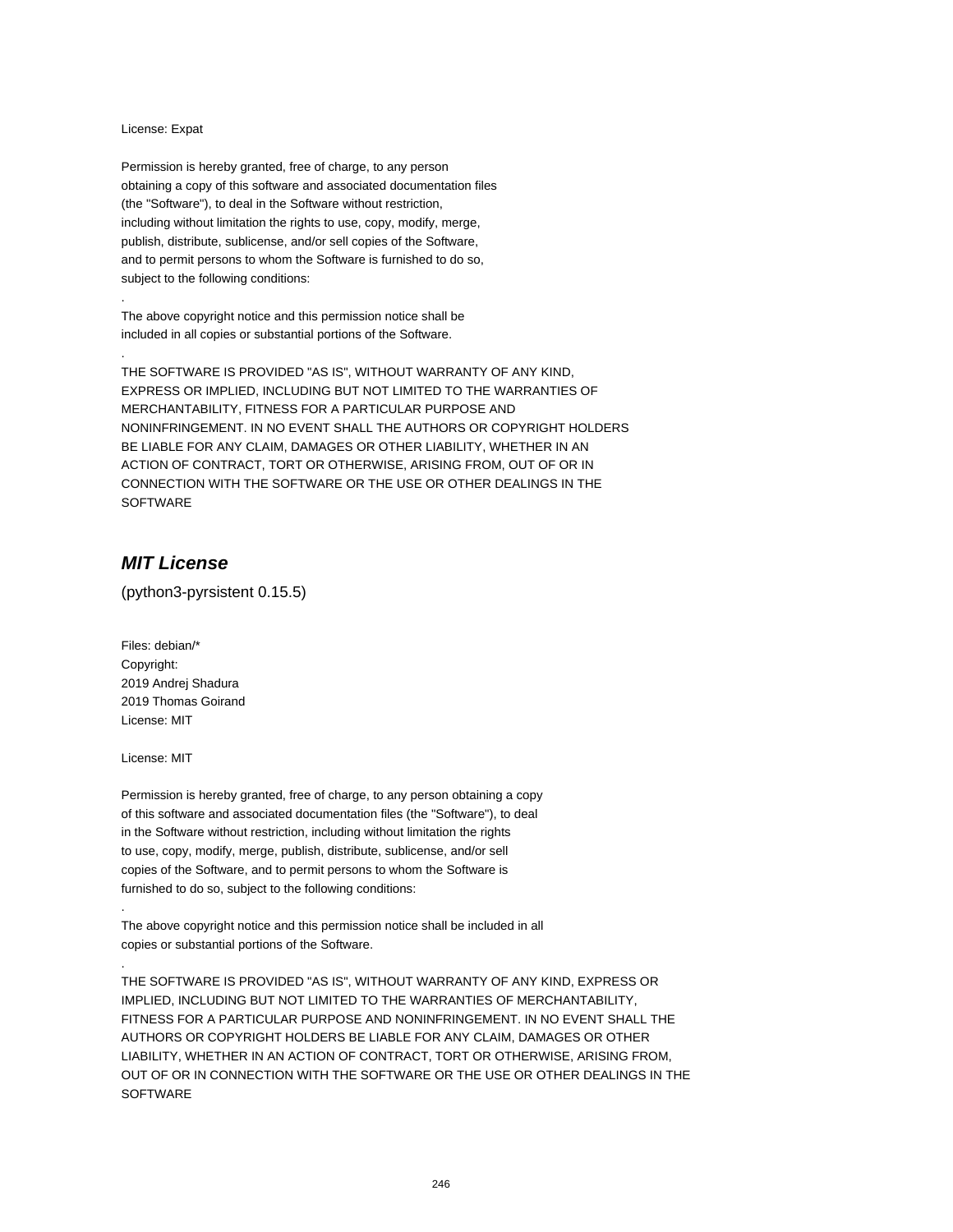License: Expat

Permission is hereby granted, free of charge, to any person
obtaining a copy of this software and associated documentation files
(the "Software"), to deal in the Software without restriction,
including without limitation the rights to use, copy, modify, merge,
publish, distribute, sublicense, and/or sell copies of the Software,
and to permit persons to whom the Software is furnished to do so,
subject to the following conditions:

.

The above copyright notice and this permission notice shall be
included in all copies or substantial portions of the Software.

.

THE SOFTWARE IS PROVIDED "AS IS", WITHOUT WARRANTY OF ANY KIND,
EXPRESS OR IMPLIED, INCLUDING BUT NOT LIMITED TO THE WARRANTIES OF
MERCHANTABILITY, FITNESS FOR A PARTICULAR PURPOSE AND
NONINFRINGEMENT. IN NO EVENT SHALL THE AUTHORS OR COPYRIGHT HOLDERS
BE LIABLE FOR ANY CLAIM, DAMAGES OR OTHER LIABILITY, WHETHER IN AN
ACTION OF CONTRACT, TORT OR OTHERWISE, ARISING FROM, OUT OF OR IN
CONNECTION WITH THE SOFTWARE OR THE USE OR OTHER DEALINGS IN THE
SOFTWARE

## *MIT License*

(python3-pyrsistent 0.15.5)

Files: debian/*
Copyright:
2019 Andrej Shadura
2019 Thomas Goirand
License: MIT

License: MIT

Permission is hereby granted, free of charge, to any person obtaining a copy
of this software and associated documentation files (the "Software"), to deal
in the Software without restriction, including without limitation the rights
to use, copy, modify, merge, publish, distribute, sublicense, and/or sell
copies of the Software, and to permit persons to whom the Software is
furnished to do so, subject to the following conditions:

.

The above copyright notice and this permission notice shall be included in all
copies or substantial portions of the Software.

.

THE SOFTWARE IS PROVIDED "AS IS", WITHOUT WARRANTY OF ANY KIND, EXPRESS OR
IMPLIED, INCLUDING BUT NOT LIMITED TO THE WARRANTIES OF MERCHANTABILITY,
FITNESS FOR A PARTICULAR PURPOSE AND NONINFRINGEMENT. IN NO EVENT SHALL THE
AUTHORS OR COPYRIGHT HOLDERS BE LIABLE FOR ANY CLAIM, DAMAGES OR OTHER
LIABILITY, WHETHER IN AN ACTION OF CONTRACT, TORT OR OTHERWISE, ARISING FROM,
OUT OF OR IN CONNECTION WITH THE SOFTWARE OR THE USE OR OTHER DEALINGS IN THE
SOFTWARE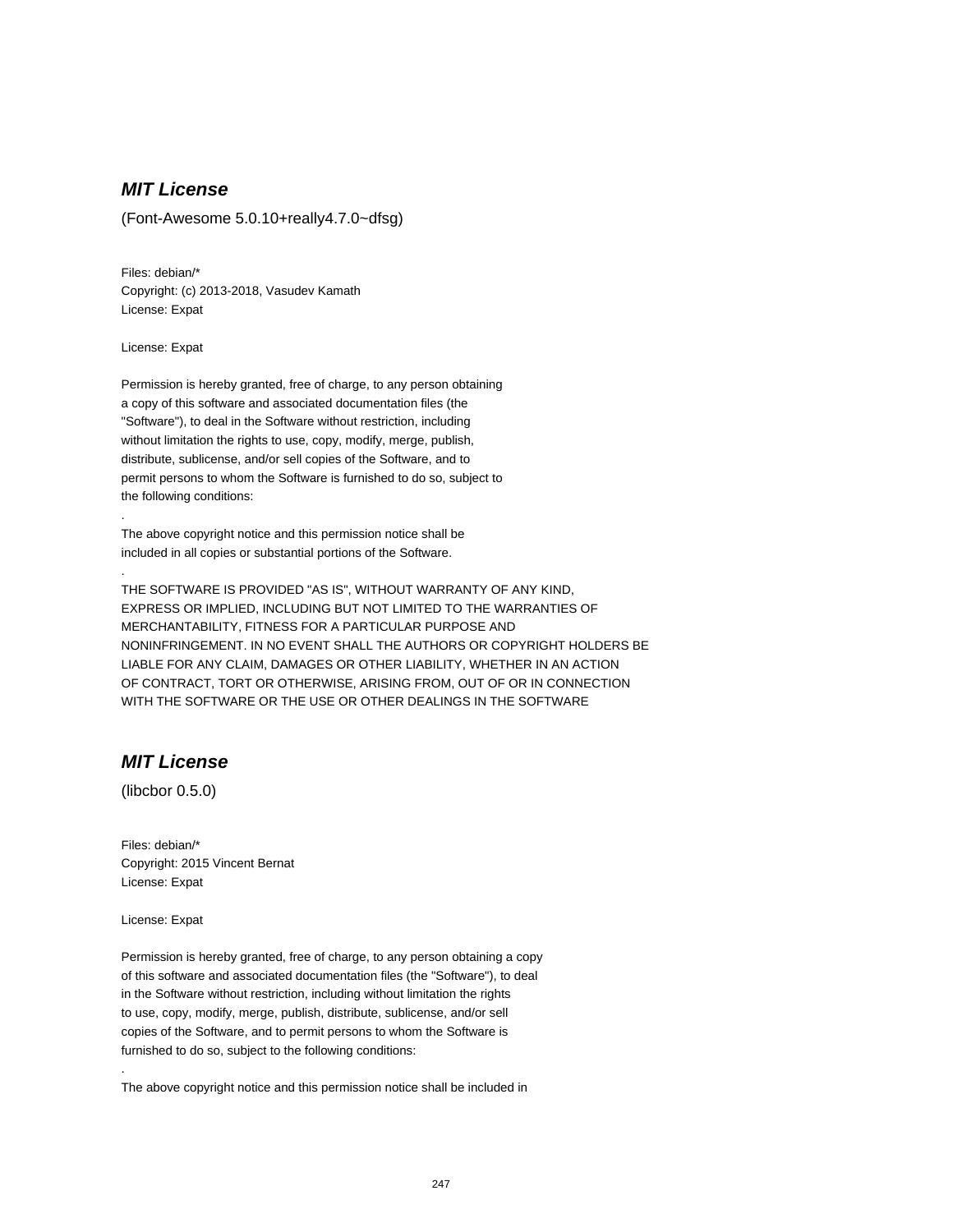## ***MIT License***

(Font-Awesome 5.0.10+really4.7.0~dfsg)

Files: debian/*
Copyright: (c) 2013-2018, Vasudev Kamath
License: Expat

License: Expat

Permission is hereby granted, free of charge, to any person obtaining
a copy of this software and associated documentation files (the
"Software"), to deal in the Software without restriction, including
without limitation the rights to use, copy, modify, merge, publish,
distribute, sublicense, and/or sell copies of the Software, and to
permit persons to whom the Software is furnished to do so, subject to
the following conditions:

.

The above copyright notice and this permission notice shall be
included in all copies or substantial portions of the Software.

.

THE SOFTWARE IS PROVIDED "AS IS", WITHOUT WARRANTY OF ANY KIND,
EXPRESS OR IMPLIED, INCLUDING BUT NOT LIMITED TO THE WARRANTIES OF
MERCHANTABILITY, FITNESS FOR A PARTICULAR PURPOSE AND
NONINFRINGEMENT. IN NO EVENT SHALL THE AUTHORS OR COPYRIGHT HOLDERS BE
LIABLE FOR ANY CLAIM, DAMAGES OR OTHER LIABILITY, WHETHER IN AN ACTION
OF CONTRACT, TORT OR OTHERWISE, ARISING FROM, OUT OF OR IN CONNECTION
WITH THE SOFTWARE OR THE USE OR OTHER DEALINGS IN THE SOFTWARE

## ***MIT License***

(libcbor 0.5.0)

Files: debian/*
Copyright: 2015 Vincent Bernat
License: Expat

License: Expat

Permission is hereby granted, free of charge, to any person obtaining a copy
of this software and associated documentation files (the "Software"), to deal
in the Software without restriction, including without limitation the rights
to use, copy, modify, merge, publish, distribute, sublicense, and/or sell
copies of the Software, and to permit persons to whom the Software is
furnished to do so, subject to the following conditions:

.

The above copyright notice and this permission notice shall be included in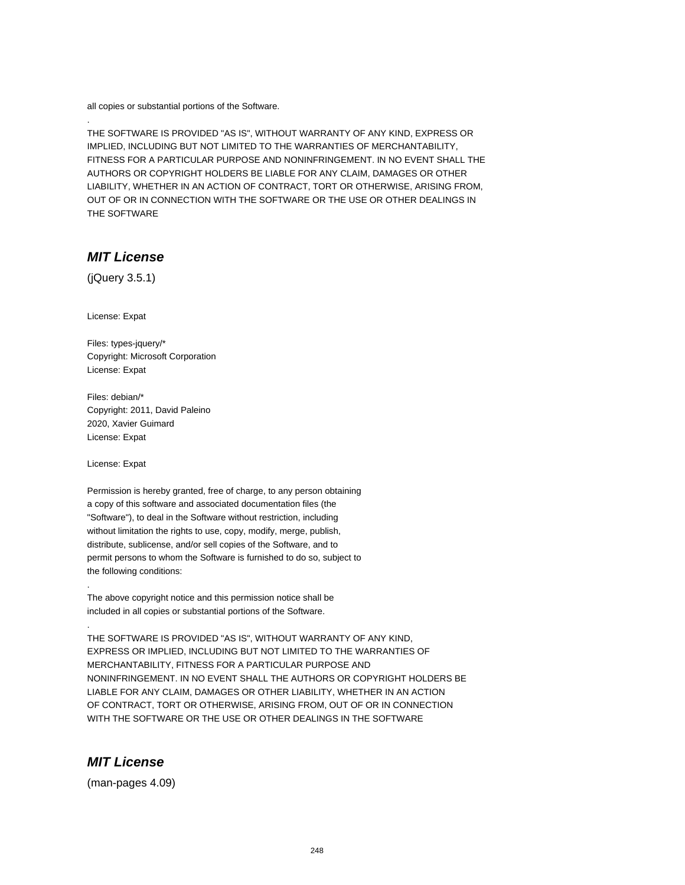all copies or substantial portions of the Software.

.

THE SOFTWARE IS PROVIDED "AS IS", WITHOUT WARRANTY OF ANY KIND, EXPRESS OR IMPLIED, INCLUDING BUT NOT LIMITED TO THE WARRANTIES OF MERCHANTABILITY, FITNESS FOR A PARTICULAR PURPOSE AND NONINFRINGEMENT. IN NO EVENT SHALL THE AUTHORS OR COPYRIGHT HOLDERS BE LIABLE FOR ANY CLAIM, DAMAGES OR OTHER LIABILITY, WHETHER IN AN ACTION OF CONTRACT, TORT OR OTHERWISE, ARISING FROM, OUT OF OR IN CONNECTION WITH THE SOFTWARE OR THE USE OR OTHER DEALINGS IN THE SOFTWARE

## ***MIT License***

(jQuery 3.5.1)

License: Expat

Files: types-jquery/*
Copyright: Microsoft Corporation
License: Expat

Files: debian/*
Copyright: 2011, David Paleino
2020, Xavier Guimard
License: Expat

License: Expat

Permission is hereby granted, free of charge, to any person obtaining a copy of this software and associated documentation files (the "Software"), to deal in the Software without restriction, including without limitation the rights to use, copy, modify, merge, publish, distribute, sublicense, and/or sell copies of the Software, and to permit persons to whom the Software is furnished to do so, subject to the following conditions:

.

The above copyright notice and this permission notice shall be included in all copies or substantial portions of the Software.

.

THE SOFTWARE IS PROVIDED "AS IS", WITHOUT WARRANTY OF ANY KIND, EXPRESS OR IMPLIED, INCLUDING BUT NOT LIMITED TO THE WARRANTIES OF MERCHANTABILITY, FITNESS FOR A PARTICULAR PURPOSE AND NONINFRINGEMENT. IN NO EVENT SHALL THE AUTHORS OR COPYRIGHT HOLDERS BE LIABLE FOR ANY CLAIM, DAMAGES OR OTHER LIABILITY, WHETHER IN AN ACTION OF CONTRACT, TORT OR OTHERWISE, ARISING FROM, OUT OF OR IN CONNECTION WITH THE SOFTWARE OR THE USE OR OTHER DEALINGS IN THE SOFTWARE

## ***MIT License***

(man-pages 4.09)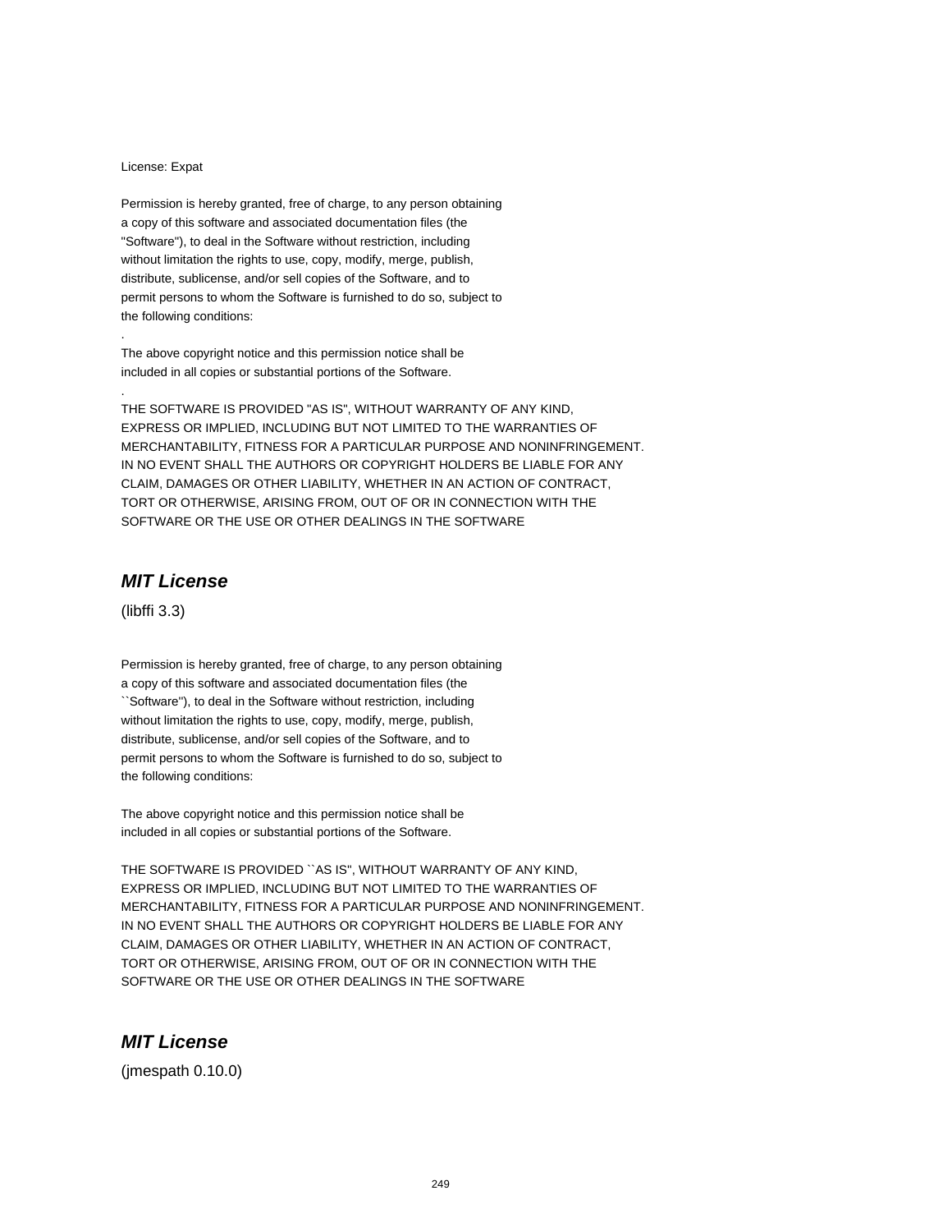License: Expat

Permission is hereby granted, free of charge, to any person obtaining
a copy of this software and associated documentation files (the
"Software"), to deal in the Software without restriction, including
without limitation the rights to use, copy, modify, merge, publish,
distribute, sublicense, and/or sell copies of the Software, and to
permit persons to whom the Software is furnished to do so, subject to
the following conditions:

.

The above copyright notice and this permission notice shall be
included in all copies or substantial portions of the Software.

.

THE SOFTWARE IS PROVIDED "AS IS", WITHOUT WARRANTY OF ANY KIND,
EXPRESS OR IMPLIED, INCLUDING BUT NOT LIMITED TO THE WARRANTIES OF
MERCHANTABILITY, FITNESS FOR A PARTICULAR PURPOSE AND NONINFRINGEMENT.
IN NO EVENT SHALL THE AUTHORS OR COPYRIGHT HOLDERS BE LIABLE FOR ANY
CLAIM, DAMAGES OR OTHER LIABILITY, WHETHER IN AN ACTION OF CONTRACT,
TORT OR OTHERWISE, ARISING FROM, OUT OF OR IN CONNECTION WITH THE
SOFTWARE OR THE USE OR OTHER DEALINGS IN THE SOFTWARE

## *MIT License*

(libffi 3.3)

Permission is hereby granted, free of charge, to any person obtaining
a copy of this software and associated documentation files (the
``Software''), to deal in the Software without restriction, including
without limitation the rights to use, copy, modify, merge, publish,
distribute, sublicense, and/or sell copies of the Software, and to
permit persons to whom the Software is furnished to do so, subject to
the following conditions:

The above copyright notice and this permission notice shall be
included in all copies or substantial portions of the Software.

THE SOFTWARE IS PROVIDED ``AS IS'', WITHOUT WARRANTY OF ANY KIND,
EXPRESS OR IMPLIED, INCLUDING BUT NOT LIMITED TO THE WARRANTIES OF
MERCHANTABILITY, FITNESS FOR A PARTICULAR PURPOSE AND NONINFRINGEMENT.
IN NO EVENT SHALL THE AUTHORS OR COPYRIGHT HOLDERS BE LIABLE FOR ANY
CLAIM, DAMAGES OR OTHER LIABILITY, WHETHER IN AN ACTION OF CONTRACT,
TORT OR OTHERWISE, ARISING FROM, OUT OF OR IN CONNECTION WITH THE
SOFTWARE OR THE USE OR OTHER DEALINGS IN THE SOFTWARE

## *MIT License*

(jmespath 0.10.0)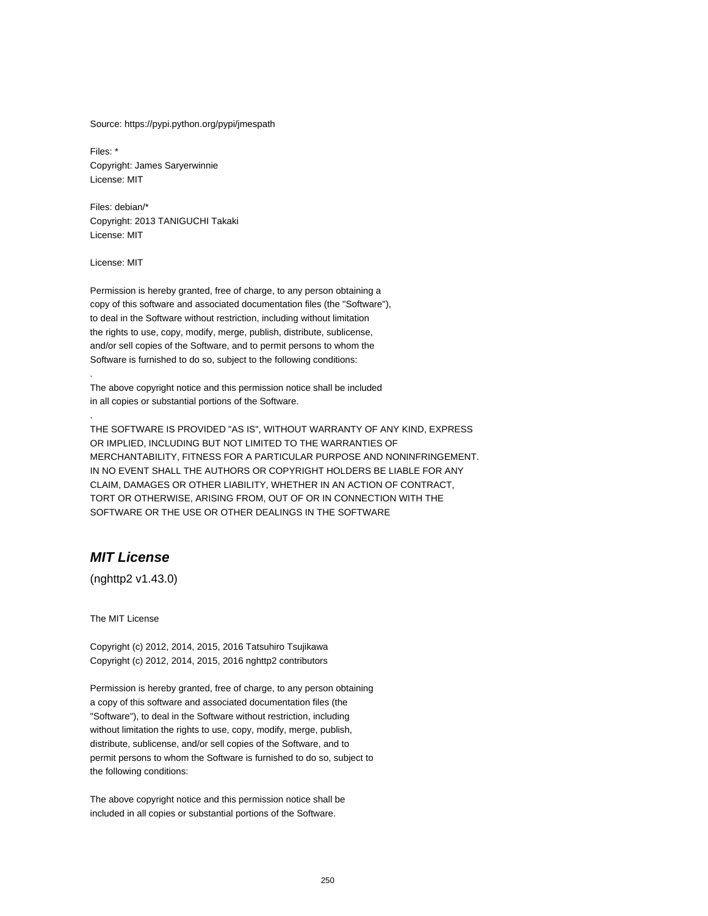Source: https://pypi.python.org/pypi/jmespath

Files: *
Copyright: James Saryerwinnie
License: MIT

Files: debian/*
Copyright: 2013 TANIGUCHI Takaki
License: MIT

License: MIT

Permission is hereby granted, free of charge, to any person obtaining a
copy of this software and associated documentation files (the "Software"),
to deal in the Software without restriction, including without limitation
the rights to use, copy, modify, merge, publish, distribute, sublicense,
and/or sell copies of the Software, and to permit persons to whom the
Software is furnished to do so, subject to the following conditions:
.
The above copyright notice and this permission notice shall be included
in all copies or substantial portions of the Software.
.
THE SOFTWARE IS PROVIDED "AS IS", WITHOUT WARRANTY OF ANY KIND, EXPRESS
OR IMPLIED, INCLUDING BUT NOT LIMITED TO THE WARRANTIES OF
MERCHANTABILITY, FITNESS FOR A PARTICULAR PURPOSE AND NONINFRINGEMENT.
IN NO EVENT SHALL THE AUTHORS OR COPYRIGHT HOLDERS BE LIABLE FOR ANY
CLAIM, DAMAGES OR OTHER LIABILITY, WHETHER IN AN ACTION OF CONTRACT,
TORT OR OTHERWISE, ARISING FROM, OUT OF OR IN CONNECTION WITH THE
SOFTWARE OR THE USE OR OTHER DEALINGS IN THE SOFTWARE

## ***MIT License***

(nghttp2 v1.43.0)

The MIT License

Copyright (c) 2012, 2014, 2015, 2016 Tatsuhiro Tsujikawa
Copyright (c) 2012, 2014, 2015, 2016 nghttp2 contributors

Permission is hereby granted, free of charge, to any person obtaining
a copy of this software and associated documentation files (the
"Software"), to deal in the Software without restriction, including
without limitation the rights to use, copy, modify, merge, publish,
distribute, sublicense, and/or sell copies of the Software, and to
permit persons to whom the Software is furnished to do so, subject to
the following conditions:

The above copyright notice and this permission notice shall be
included in all copies or substantial portions of the Software.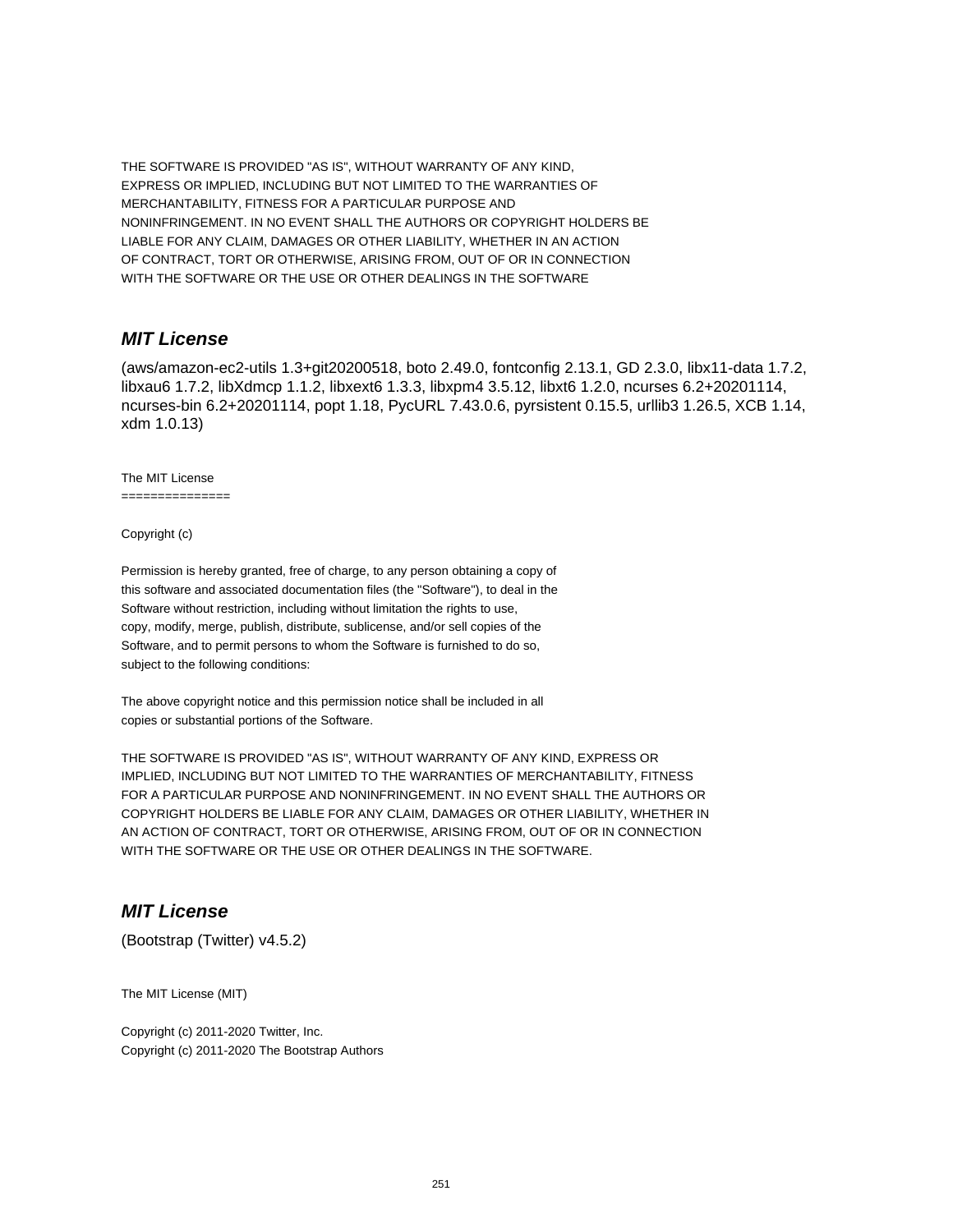THE SOFTWARE IS PROVIDED "AS IS", WITHOUT WARRANTY OF ANY KIND,
EXPRESS OR IMPLIED, INCLUDING BUT NOT LIMITED TO THE WARRANTIES OF
MERCHANTABILITY, FITNESS FOR A PARTICULAR PURPOSE AND
NONINFRINGEMENT. IN NO EVENT SHALL THE AUTHORS OR COPYRIGHT HOLDERS BE
LIABLE FOR ANY CLAIM, DAMAGES OR OTHER LIABILITY, WHETHER IN AN ACTION
OF CONTRACT, TORT OR OTHERWISE, ARISING FROM, OUT OF OR IN CONNECTION
WITH THE SOFTWARE OR THE USE OR OTHER DEALINGS IN THE SOFTWARE

## *MIT License*

(aws/amazon-ec2-utils 1.3+git20200518, boto 2.49.0, fontconfig 2.13.1, GD 2.3.0, libx11-data 1.7.2, libxau6 1.7.2, libXdmcp 1.1.2, libxext6 1.3.3, libxpm4 3.5.12, libxt6 1.2.0, ncurses 6.2+20201114, ncurses-bin 6.2+20201114, popt 1.18, PycURL 7.43.0.6, pyrsistent 0.15.5, urllib3 1.26.5, XCB 1.14, xdm 1.0.13)

The MIT License
===============

Copyright (c)

Permission is hereby granted, free of charge, to any person obtaining a copy of
this software and associated documentation files (the "Software"), to deal in the
Software without restriction, including without limitation the rights to use,
copy, modify, merge, publish, distribute, sublicense, and/or sell copies of the
Software, and to permit persons to whom the Software is furnished to do so,
subject to the following conditions:

The above copyright notice and this permission notice shall be included in all
copies or substantial portions of the Software.

THE SOFTWARE IS PROVIDED "AS IS", WITHOUT WARRANTY OF ANY KIND, EXPRESS OR
IMPLIED, INCLUDING BUT NOT LIMITED TO THE WARRANTIES OF MERCHANTABILITY, FITNESS
FOR A PARTICULAR PURPOSE AND NONINFRINGEMENT. IN NO EVENT SHALL THE AUTHORS OR
COPYRIGHT HOLDERS BE LIABLE FOR ANY CLAIM, DAMAGES OR OTHER LIABILITY, WHETHER IN
AN ACTION OF CONTRACT, TORT OR OTHERWISE, ARISING FROM, OUT OF OR IN CONNECTION
WITH THE SOFTWARE OR THE USE OR OTHER DEALINGS IN THE SOFTWARE.

## *MIT License*

(Bootstrap (Twitter) v4.5.2)

The MIT License (MIT)

Copyright (c) 2011-2020 Twitter, Inc.
Copyright (c) 2011-2020 The Bootstrap Authors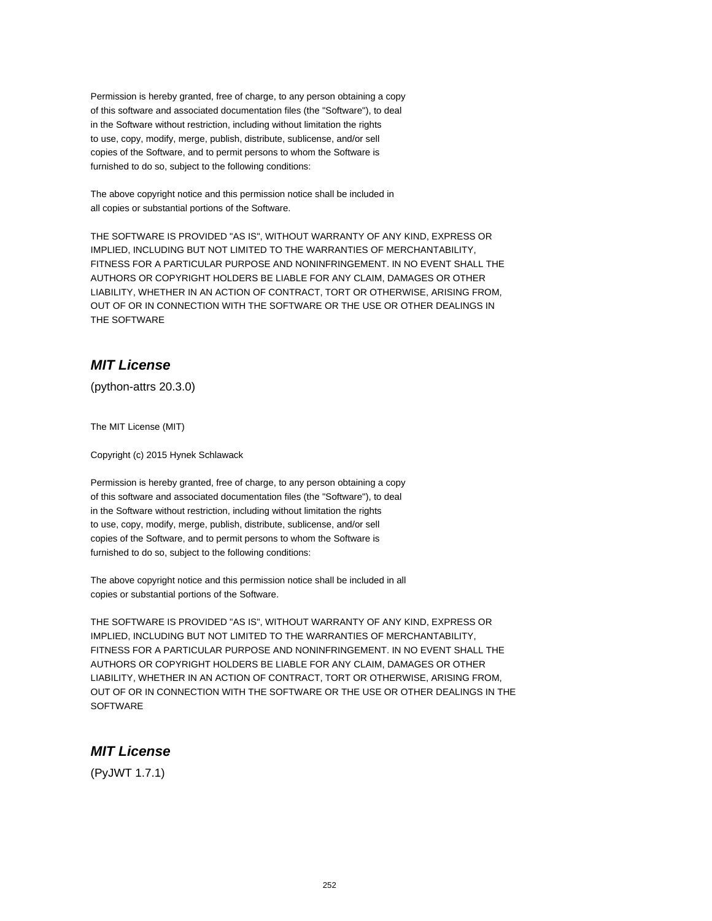Permission is hereby granted, free of charge, to any person obtaining a copy
of this software and associated documentation files (the "Software"), to deal
in the Software without restriction, including without limitation the rights
to use, copy, modify, merge, publish, distribute, sublicense, and/or sell
copies of the Software, and to permit persons to whom the Software is
furnished to do so, subject to the following conditions:

The above copyright notice and this permission notice shall be included in
all copies or substantial portions of the Software.

THE SOFTWARE IS PROVIDED "AS IS", WITHOUT WARRANTY OF ANY KIND, EXPRESS OR
IMPLIED, INCLUDING BUT NOT LIMITED TO THE WARRANTIES OF MERCHANTABILITY,
FITNESS FOR A PARTICULAR PURPOSE AND NONINFRINGEMENT. IN NO EVENT SHALL THE
AUTHORS OR COPYRIGHT HOLDERS BE LIABLE FOR ANY CLAIM, DAMAGES OR OTHER
LIABILITY, WHETHER IN AN ACTION OF CONTRACT, TORT OR OTHERWISE, ARISING FROM,
OUT OF OR IN CONNECTION WITH THE SOFTWARE OR THE USE OR OTHER DEALINGS IN
THE SOFTWARE

## *MIT License*

(python-attrs 20.3.0)

The MIT License (MIT)

Copyright (c) 2015 Hynek Schlawack

Permission is hereby granted, free of charge, to any person obtaining a copy
of this software and associated documentation files (the "Software"), to deal
in the Software without restriction, including without limitation the rights
to use, copy, modify, merge, publish, distribute, sublicense, and/or sell
copies of the Software, and to permit persons to whom the Software is
furnished to do so, subject to the following conditions:

The above copyright notice and this permission notice shall be included in all
copies or substantial portions of the Software.

THE SOFTWARE IS PROVIDED "AS IS", WITHOUT WARRANTY OF ANY KIND, EXPRESS OR
IMPLIED, INCLUDING BUT NOT LIMITED TO THE WARRANTIES OF MERCHANTABILITY,
FITNESS FOR A PARTICULAR PURPOSE AND NONINFRINGEMENT. IN NO EVENT SHALL THE
AUTHORS OR COPYRIGHT HOLDERS BE LIABLE FOR ANY CLAIM, DAMAGES OR OTHER
LIABILITY, WHETHER IN AN ACTION OF CONTRACT, TORT OR OTHERWISE, ARISING FROM,
OUT OF OR IN CONNECTION WITH THE SOFTWARE OR THE USE OR OTHER DEALINGS IN THE
SOFTWARE

## *MIT License*

(PyJWT 1.7.1)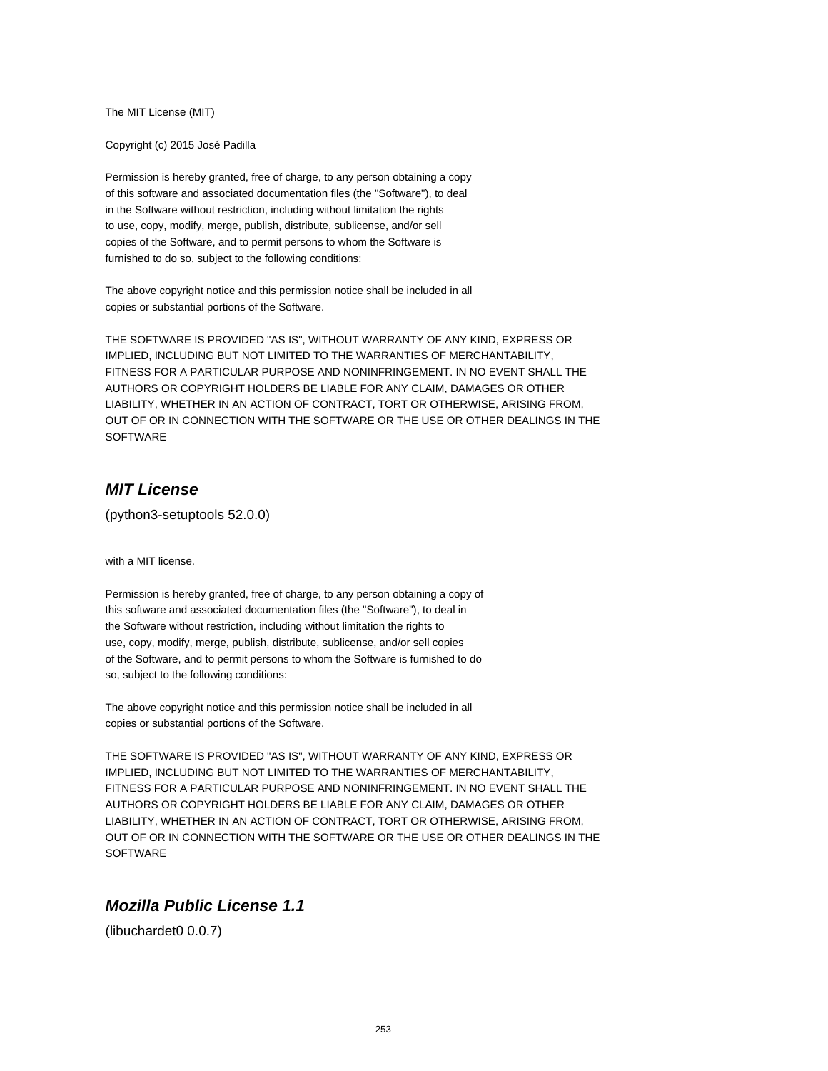The MIT License (MIT)

Copyright (c) 2015 José Padilla

Permission is hereby granted, free of charge, to any person obtaining a copy
of this software and associated documentation files (the "Software"), to deal
in the Software without restriction, including without limitation the rights
to use, copy, modify, merge, publish, distribute, sublicense, and/or sell
copies of the Software, and to permit persons to whom the Software is
furnished to do so, subject to the following conditions:

The above copyright notice and this permission notice shall be included in all
copies or substantial portions of the Software.

THE SOFTWARE IS PROVIDED "AS IS", WITHOUT WARRANTY OF ANY KIND, EXPRESS OR
IMPLIED, INCLUDING BUT NOT LIMITED TO THE WARRANTIES OF MERCHANTABILITY,
FITNESS FOR A PARTICULAR PURPOSE AND NONINFRINGEMENT. IN NO EVENT SHALL THE
AUTHORS OR COPYRIGHT HOLDERS BE LIABLE FOR ANY CLAIM, DAMAGES OR OTHER
LIABILITY, WHETHER IN AN ACTION OF CONTRACT, TORT OR OTHERWISE, ARISING FROM,
OUT OF OR IN CONNECTION WITH THE SOFTWARE OR THE USE OR OTHER DEALINGS IN THE
SOFTWARE

## *MIT License*

(python3-setuptools 52.0.0)

with a MIT license.

Permission is hereby granted, free of charge, to any person obtaining a copy of
this software and associated documentation files (the "Software"), to deal in
the Software without restriction, including without limitation the rights to
use, copy, modify, merge, publish, distribute, sublicense, and/or sell copies
of the Software, and to permit persons to whom the Software is furnished to do
so, subject to the following conditions:

The above copyright notice and this permission notice shall be included in all
copies or substantial portions of the Software.

THE SOFTWARE IS PROVIDED "AS IS", WITHOUT WARRANTY OF ANY KIND, EXPRESS OR
IMPLIED, INCLUDING BUT NOT LIMITED TO THE WARRANTIES OF MERCHANTABILITY,
FITNESS FOR A PARTICULAR PURPOSE AND NONINFRINGEMENT. IN NO EVENT SHALL THE
AUTHORS OR COPYRIGHT HOLDERS BE LIABLE FOR ANY CLAIM, DAMAGES OR OTHER
LIABILITY, WHETHER IN AN ACTION OF CONTRACT, TORT OR OTHERWISE, ARISING FROM,
OUT OF OR IN CONNECTION WITH THE SOFTWARE OR THE USE OR OTHER DEALINGS IN THE
SOFTWARE

## *Mozilla Public License 1.1*

(libuchardet0 0.0.7)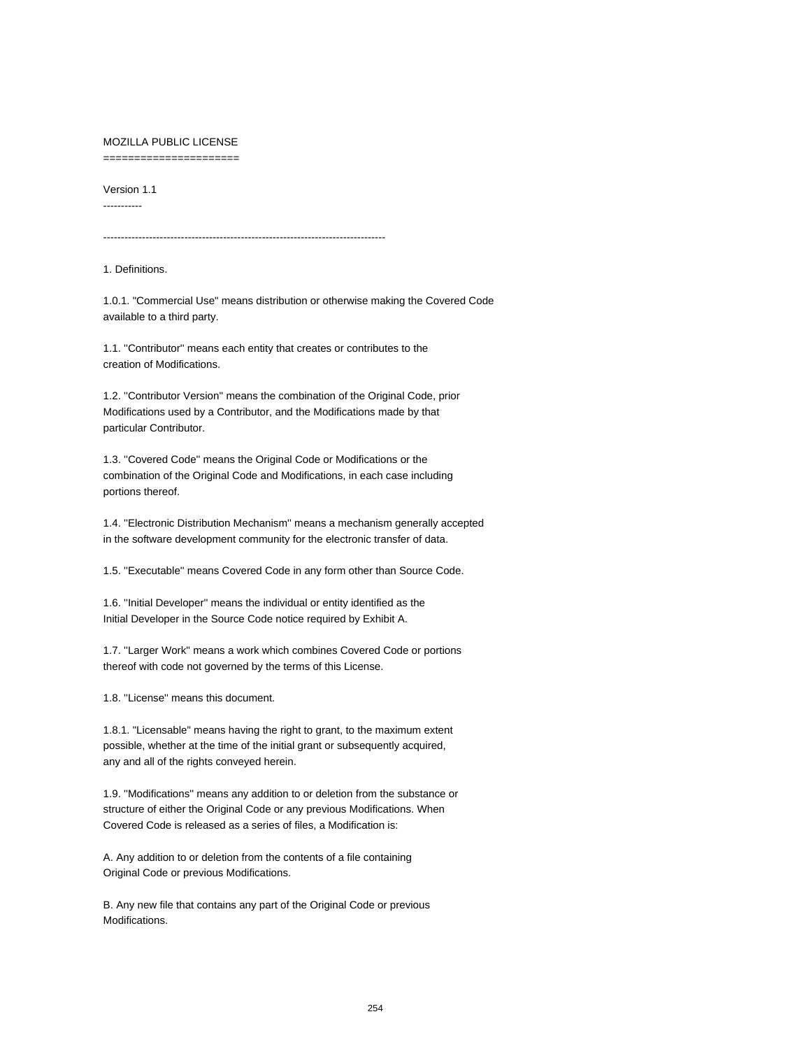# MOZILLA PUBLIC LICENSE

## Version 1.1

---

1. Definitions.

1.0.1. "Commercial Use" means distribution or otherwise making the Covered Code available to a third party.

1.1. ''Contributor'' means each entity that creates or contributes to the creation of Modifications.

1.2. ''Contributor Version'' means the combination of the Original Code, prior Modifications used by a Contributor, and the Modifications made by that particular Contributor.

1.3. ''Covered Code'' means the Original Code or Modifications or the combination of the Original Code and Modifications, in each case including portions thereof.

1.4. ''Electronic Distribution Mechanism'' means a mechanism generally accepted in the software development community for the electronic transfer of data.

1.5. ''Executable'' means Covered Code in any form other than Source Code.

1.6. ''Initial Developer'' means the individual or entity identified as the Initial Developer in the Source Code notice required by Exhibit A.

1.7. ''Larger Work'' means a work which combines Covered Code or portions thereof with code not governed by the terms of this License.

1.8. ''License'' means this document.

1.8.1. "Licensable" means having the right to grant, to the maximum extent possible, whether at the time of the initial grant or subsequently acquired, any and all of the rights conveyed herein.

1.9. ''Modifications'' means any addition to or deletion from the substance or structure of either the Original Code or any previous Modifications. When Covered Code is released as a series of files, a Modification is:

A. Any addition to or deletion from the contents of a file containing Original Code or previous Modifications.

B. Any new file that contains any part of the Original Code or previous Modifications.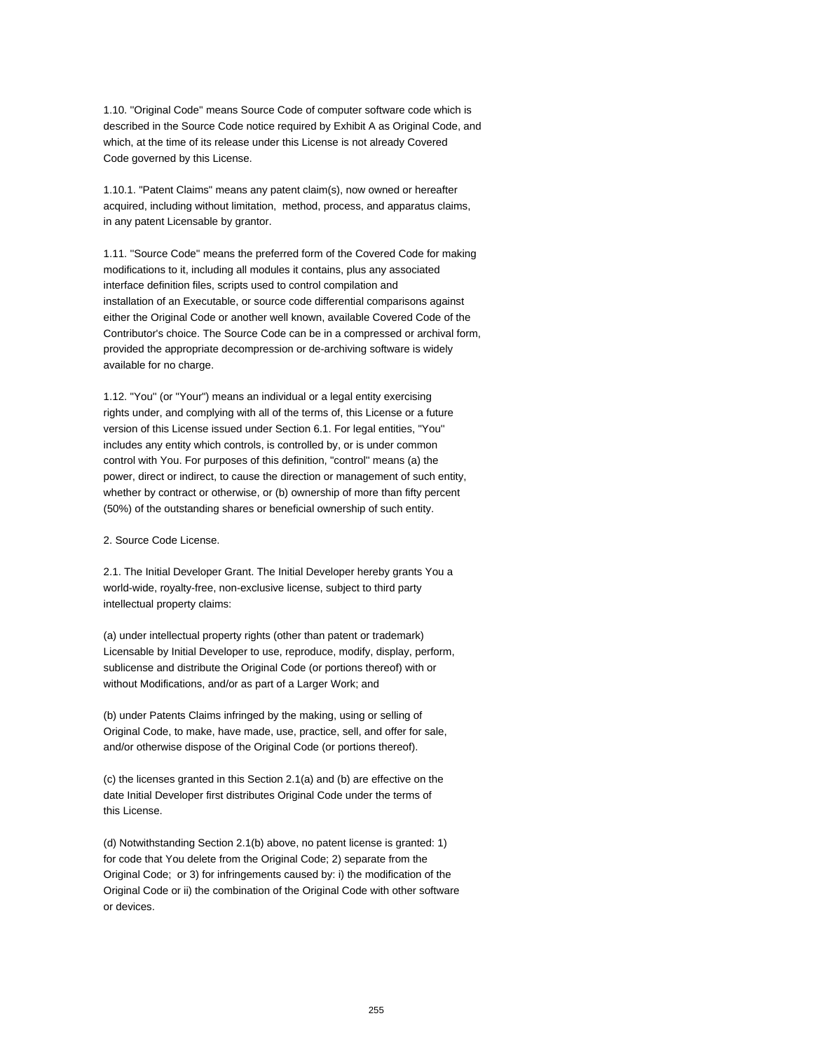1.10. ''Original Code'' means Source Code of computer software code which is described in the Source Code notice required by Exhibit A as Original Code, and which, at the time of its release under this License is not already Covered Code governed by this License.

1.10.1. "Patent Claims" means any patent claim(s), now owned or hereafter acquired, including without limitation, method, process, and apparatus claims, in any patent Licensable by grantor.

1.11. ''Source Code'' means the preferred form of the Covered Code for making modifications to it, including all modules it contains, plus any associated interface definition files, scripts used to control compilation and installation of an Executable, or source code differential comparisons against either the Original Code or another well known, available Covered Code of the Contributor's choice. The Source Code can be in a compressed or archival form, provided the appropriate decompression or de-archiving software is widely available for no charge.

1.12. "You'' (or "Your") means an individual or a legal entity exercising rights under, and complying with all of the terms of, this License or a future version of this License issued under Section 6.1. For legal entities, "You'' includes any entity which controls, is controlled by, or is under common control with You. For purposes of this definition, "control'' means (a) the power, direct or indirect, to cause the direction or management of such entity, whether by contract or otherwise, or (b) ownership of more than fifty percent (50%) of the outstanding shares or beneficial ownership of such entity.

2. Source Code License.

2.1. The Initial Developer Grant. The Initial Developer hereby grants You a world-wide, royalty-free, non-exclusive license, subject to third party intellectual property claims:

(a) under intellectual property rights (other than patent or trademark) Licensable by Initial Developer to use, reproduce, modify, display, perform, sublicense and distribute the Original Code (or portions thereof) with or without Modifications, and/or as part of a Larger Work; and

(b) under Patents Claims infringed by the making, using or selling of Original Code, to make, have made, use, practice, sell, and offer for sale, and/or otherwise dispose of the Original Code (or portions thereof).

(c) the licenses granted in this Section 2.1(a) and (b) are effective on the date Initial Developer first distributes Original Code under the terms of this License.

(d) Notwithstanding Section 2.1(b) above, no patent license is granted: 1) for code that You delete from the Original Code; 2) separate from the Original Code; or 3) for infringements caused by: i) the modification of the Original Code or ii) the combination of the Original Code with other software or devices.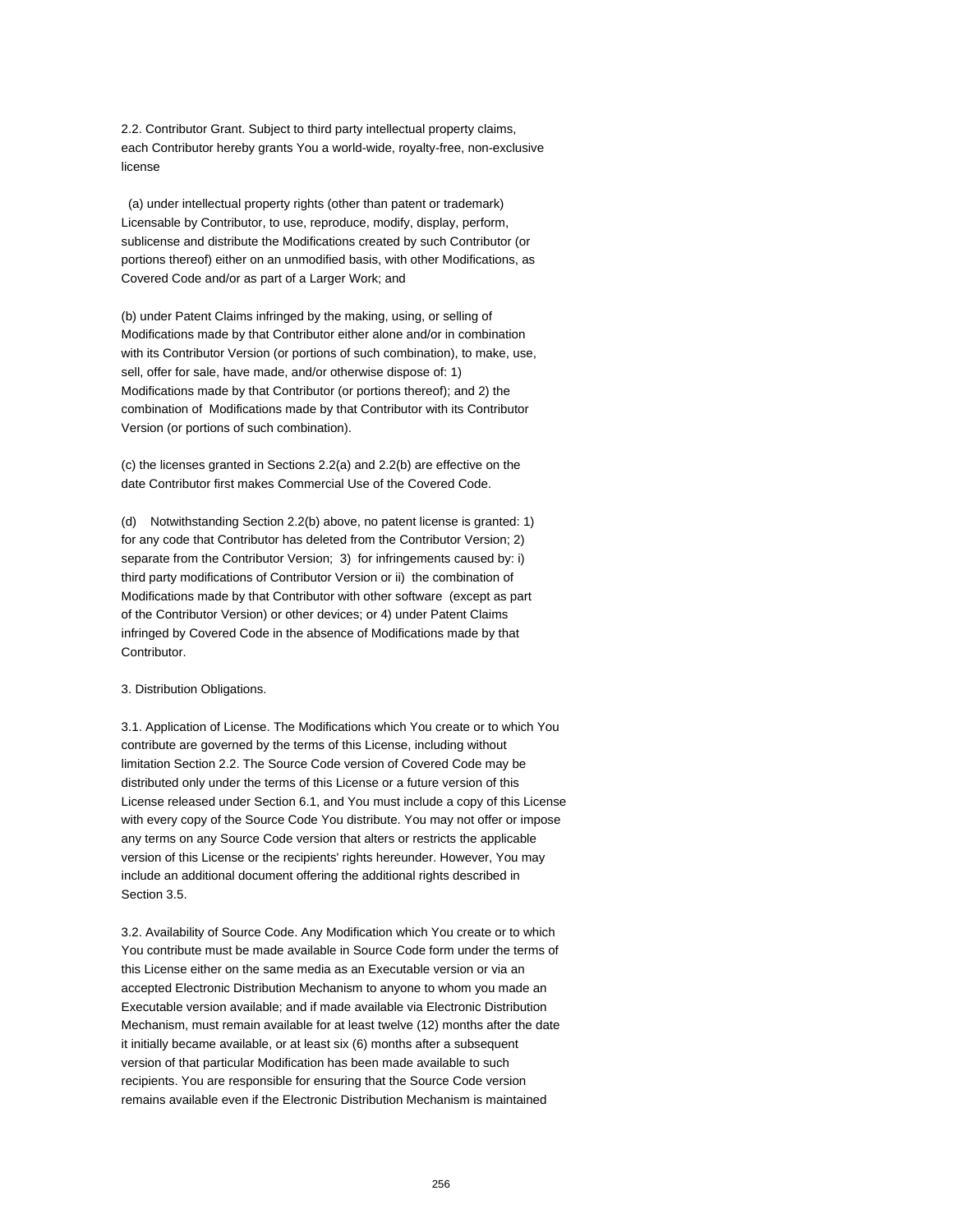2.2. Contributor Grant. Subject to third party intellectual property claims, each Contributor hereby grants You a world-wide, royalty-free, non-exclusive license

(a) under intellectual property rights (other than patent or trademark) Licensable by Contributor, to use, reproduce, modify, display, perform, sublicense and distribute the Modifications created by such Contributor (or portions thereof) either on an unmodified basis, with other Modifications, as Covered Code and/or as part of a Larger Work; and

(b) under Patent Claims infringed by the making, using, or selling of Modifications made by that Contributor either alone and/or in combination with its Contributor Version (or portions of such combination), to make, use, sell, offer for sale, have made, and/or otherwise dispose of: 1) Modifications made by that Contributor (or portions thereof); and 2) the combination of Modifications made by that Contributor with its Contributor Version (or portions of such combination).

(c) the licenses granted in Sections 2.2(a) and 2.2(b) are effective on the date Contributor first makes Commercial Use of the Covered Code.

(d) Notwithstanding Section 2.2(b) above, no patent license is granted: 1) for any code that Contributor has deleted from the Contributor Version; 2) separate from the Contributor Version; 3) for infringements caused by: i) third party modifications of Contributor Version or ii) the combination of Modifications made by that Contributor with other software (except as part of the Contributor Version) or other devices; or 4) under Patent Claims infringed by Covered Code in the absence of Modifications made by that Contributor.

3. Distribution Obligations.

3.1. Application of License. The Modifications which You create or to which You contribute are governed by the terms of this License, including without limitation Section 2.2. The Source Code version of Covered Code may be distributed only under the terms of this License or a future version of this License released under Section 6.1, and You must include a copy of this License with every copy of the Source Code You distribute. You may not offer or impose any terms on any Source Code version that alters or restricts the applicable version of this License or the recipients' rights hereunder. However, You may include an additional document offering the additional rights described in Section 3.5.

3.2. Availability of Source Code. Any Modification which You create or to which You contribute must be made available in Source Code form under the terms of this License either on the same media as an Executable version or via an accepted Electronic Distribution Mechanism to anyone to whom you made an Executable version available; and if made available via Electronic Distribution Mechanism, must remain available for at least twelve (12) months after the date it initially became available, or at least six (6) months after a subsequent version of that particular Modification has been made available to such recipients. You are responsible for ensuring that the Source Code version remains available even if the Electronic Distribution Mechanism is maintained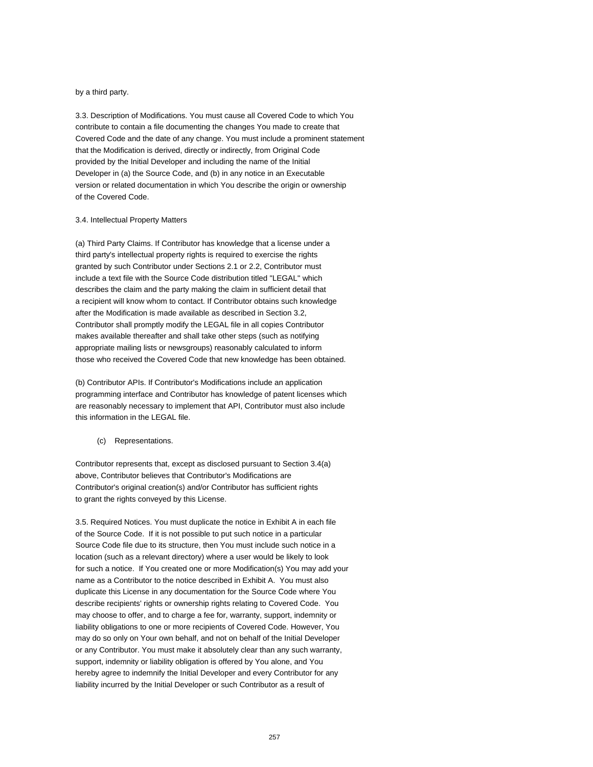by a third party.

3.3. Description of Modifications. You must cause all Covered Code to which You contribute to contain a file documenting the changes You made to create that Covered Code and the date of any change. You must include a prominent statement that the Modification is derived, directly or indirectly, from Original Code provided by the Initial Developer and including the name of the Initial Developer in (a) the Source Code, and (b) in any notice in an Executable version or related documentation in which You describe the origin or ownership of the Covered Code.

3.4. Intellectual Property Matters

(a) Third Party Claims. If Contributor has knowledge that a license under a third party's intellectual property rights is required to exercise the rights granted by such Contributor under Sections 2.1 or 2.2, Contributor must include a text file with the Source Code distribution titled "LEGAL" which describes the claim and the party making the claim in sufficient detail that a recipient will know whom to contact. If Contributor obtains such knowledge after the Modification is made available as described in Section 3.2, Contributor shall promptly modify the LEGAL file in all copies Contributor makes available thereafter and shall take other steps (such as notifying appropriate mailing lists or newsgroups) reasonably calculated to inform those who received the Covered Code that new knowledge has been obtained.

(b) Contributor APIs. If Contributor's Modifications include an application programming interface and Contributor has knowledge of patent licenses which are reasonably necessary to implement that API, Contributor must also include this information in the LEGAL file.

(c) Representations.

Contributor represents that, except as disclosed pursuant to Section 3.4(a) above, Contributor believes that Contributor's Modifications are Contributor's original creation(s) and/or Contributor has sufficient rights to grant the rights conveyed by this License.

3.5. Required Notices. You must duplicate the notice in Exhibit A in each file of the Source Code. If it is not possible to put such notice in a particular Source Code file due to its structure, then You must include such notice in a location (such as a relevant directory) where a user would be likely to look for such a notice. If You created one or more Modification(s) You may add your name as a Contributor to the notice described in Exhibit A. You must also duplicate this License in any documentation for the Source Code where You describe recipients' rights or ownership rights relating to Covered Code. You may choose to offer, and to charge a fee for, warranty, support, indemnity or liability obligations to one or more recipients of Covered Code. However, You may do so only on Your own behalf, and not on behalf of the Initial Developer or any Contributor. You must make it absolutely clear than any such warranty, support, indemnity or liability obligation is offered by You alone, and You hereby agree to indemnify the Initial Developer and every Contributor for any liability incurred by the Initial Developer or such Contributor as a result of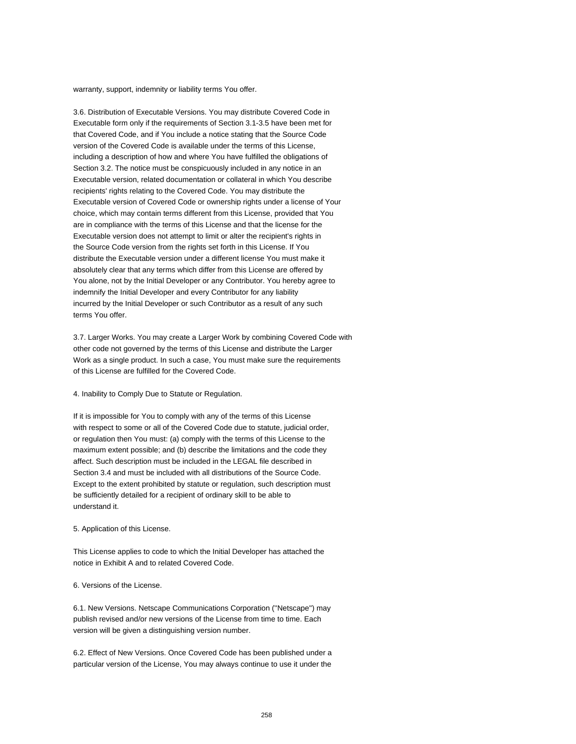warranty, support, indemnity or liability terms You offer.

3.6. Distribution of Executable Versions. You may distribute Covered Code in Executable form only if the requirements of Section 3.1-3.5 have been met for that Covered Code, and if You include a notice stating that the Source Code version of the Covered Code is available under the terms of this License, including a description of how and where You have fulfilled the obligations of Section 3.2. The notice must be conspicuously included in any notice in an Executable version, related documentation or collateral in which You describe recipients' rights relating to the Covered Code. You may distribute the Executable version of Covered Code or ownership rights under a license of Your choice, which may contain terms different from this License, provided that You are in compliance with the terms of this License and that the license for the Executable version does not attempt to limit or alter the recipient's rights in the Source Code version from the rights set forth in this License. If You distribute the Executable version under a different license You must make it absolutely clear that any terms which differ from this License are offered by You alone, not by the Initial Developer or any Contributor. You hereby agree to indemnify the Initial Developer and every Contributor for any liability incurred by the Initial Developer or such Contributor as a result of any such terms You offer.

3.7. Larger Works. You may create a Larger Work by combining Covered Code with other code not governed by the terms of this License and distribute the Larger Work as a single product. In such a case, You must make sure the requirements of this License are fulfilled for the Covered Code.

4. Inability to Comply Due to Statute or Regulation.

If it is impossible for You to comply with any of the terms of this License with respect to some or all of the Covered Code due to statute, judicial order, or regulation then You must: (a) comply with the terms of this License to the maximum extent possible; and (b) describe the limitations and the code they affect. Such description must be included in the LEGAL file described in Section 3.4 and must be included with all distributions of the Source Code. Except to the extent prohibited by statute or regulation, such description must be sufficiently detailed for a recipient of ordinary skill to be able to understand it.

5. Application of this License.

This License applies to code to which the Initial Developer has attached the notice in Exhibit A and to related Covered Code.

6. Versions of the License.

6.1. New Versions. Netscape Communications Corporation (''Netscape'') may publish revised and/or new versions of the License from time to time. Each version will be given a distinguishing version number.

6.2. Effect of New Versions. Once Covered Code has been published under a particular version of the License, You may always continue to use it under the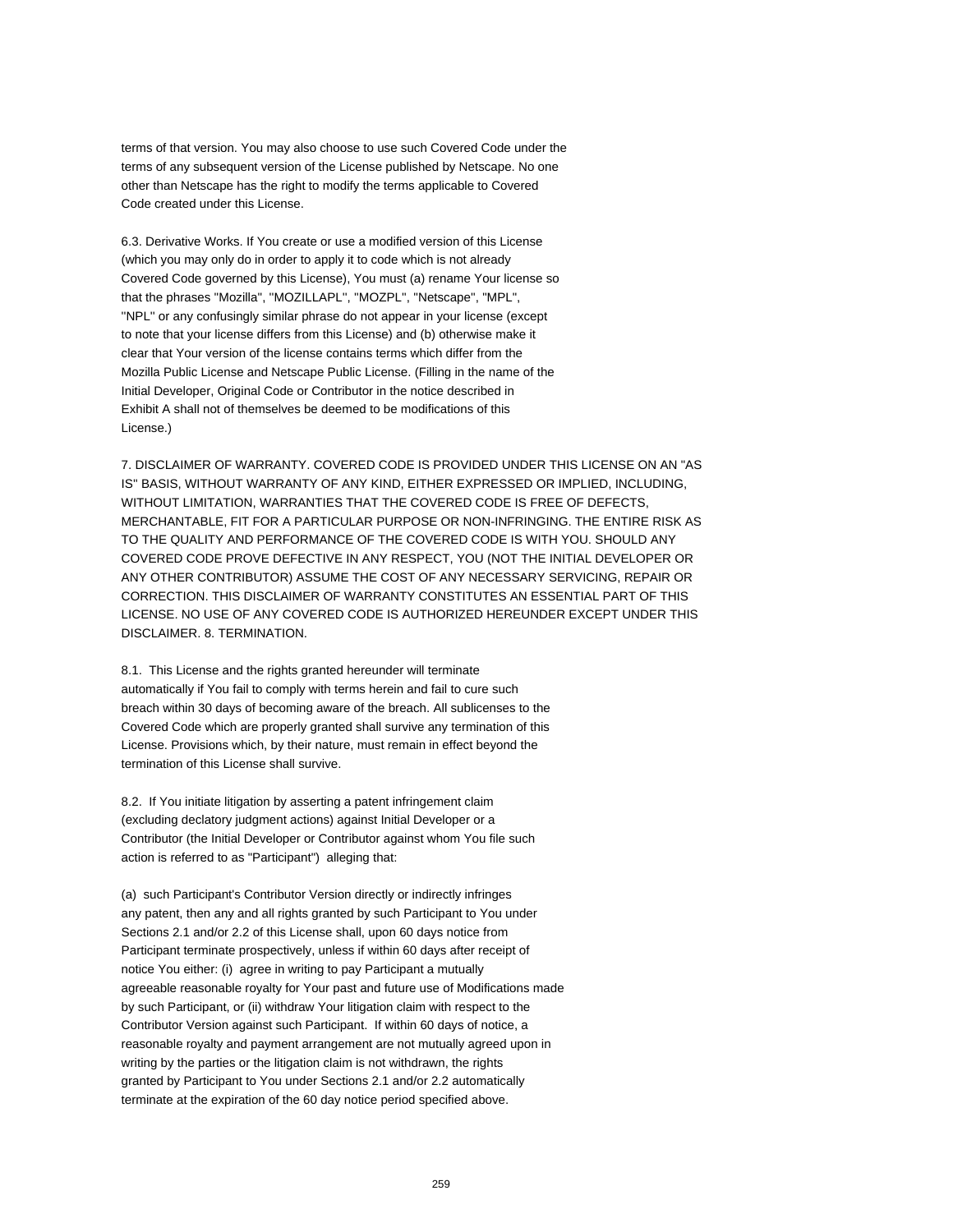terms of that version. You may also choose to use such Covered Code under the terms of any subsequent version of the License published by Netscape. No one other than Netscape has the right to modify the terms applicable to Covered Code created under this License.

6.3. Derivative Works. If You create or use a modified version of this License (which you may only do in order to apply it to code which is not already Covered Code governed by this License), You must (a) rename Your license so that the phrases "Mozilla", "MOZILLAPL", "MOZPL", "Netscape", "MPL", "NPL" or any confusingly similar phrase do not appear in your license (except to note that your license differs from this License) and (b) otherwise make it clear that Your version of the license contains terms which differ from the Mozilla Public License and Netscape Public License. (Filling in the name of the Initial Developer, Original Code or Contributor in the notice described in Exhibit A shall not of themselves be deemed to be modifications of this License.)

7. DISCLAIMER OF WARRANTY. COVERED CODE IS PROVIDED UNDER THIS LICENSE ON AN "AS IS" BASIS, WITHOUT WARRANTY OF ANY KIND, EITHER EXPRESSED OR IMPLIED, INCLUDING, WITHOUT LIMITATION, WARRANTIES THAT THE COVERED CODE IS FREE OF DEFECTS, MERCHANTABLE, FIT FOR A PARTICULAR PURPOSE OR NON-INFRINGING. THE ENTIRE RISK AS TO THE QUALITY AND PERFORMANCE OF THE COVERED CODE IS WITH YOU. SHOULD ANY COVERED CODE PROVE DEFECTIVE IN ANY RESPECT, YOU (NOT THE INITIAL DEVELOPER OR ANY OTHER CONTRIBUTOR) ASSUME THE COST OF ANY NECESSARY SERVICING, REPAIR OR CORRECTION. THIS DISCLAIMER OF WARRANTY CONSTITUTES AN ESSENTIAL PART OF THIS LICENSE. NO USE OF ANY COVERED CODE IS AUTHORIZED HEREUNDER EXCEPT UNDER THIS DISCLAIMER. 8. TERMINATION.

8.1. This License and the rights granted hereunder will terminate automatically if You fail to comply with terms herein and fail to cure such breach within 30 days of becoming aware of the breach. All sublicenses to the Covered Code which are properly granted shall survive any termination of this License. Provisions which, by their nature, must remain in effect beyond the termination of this License shall survive.

8.2. If You initiate litigation by asserting a patent infringement claim (excluding declatory judgment actions) against Initial Developer or a Contributor (the Initial Developer or Contributor against whom You file such action is referred to as "Participant") alleging that:

(a) such Participant's Contributor Version directly or indirectly infringes any patent, then any and all rights granted by such Participant to You under Sections 2.1 and/or 2.2 of this License shall, upon 60 days notice from Participant terminate prospectively, unless if within 60 days after receipt of notice You either: (i) agree in writing to pay Participant a mutually agreeable reasonable royalty for Your past and future use of Modifications made by such Participant, or (ii) withdraw Your litigation claim with respect to the Contributor Version against such Participant. If within 60 days of notice, a reasonable royalty and payment arrangement are not mutually agreed upon in writing by the parties or the litigation claim is not withdrawn, the rights granted by Participant to You under Sections 2.1 and/or 2.2 automatically terminate at the expiration of the 60 day notice period specified above.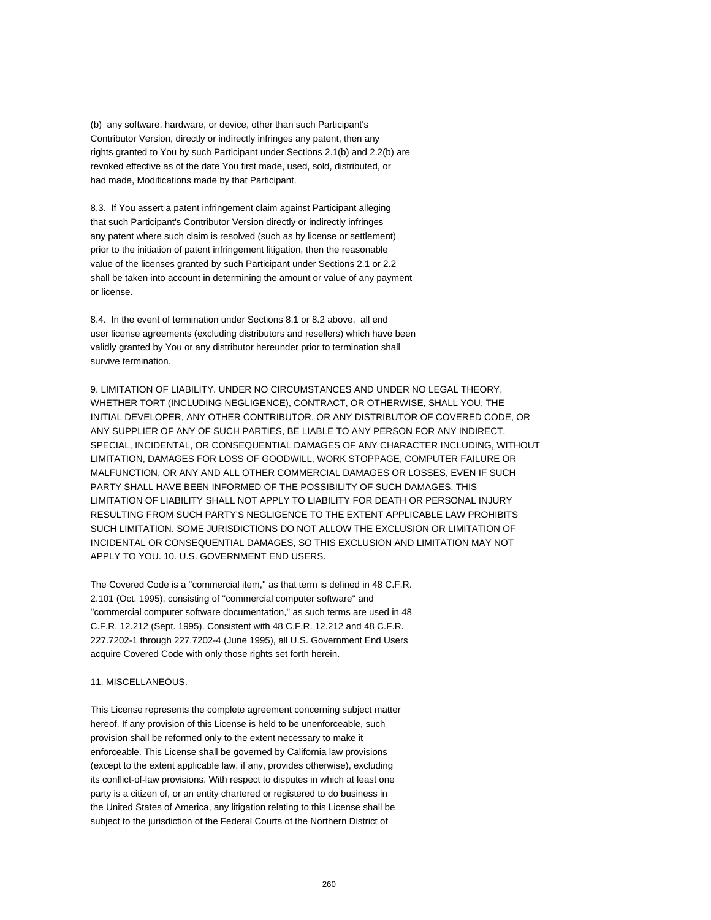(b) any software, hardware, or device, other than such Participant's Contributor Version, directly or indirectly infringes any patent, then any rights granted to You by such Participant under Sections 2.1(b) and 2.2(b) are revoked effective as of the date You first made, used, sold, distributed, or had made, Modifications made by that Participant.

8.3. If You assert a patent infringement claim against Participant alleging that such Participant's Contributor Version directly or indirectly infringes any patent where such claim is resolved (such as by license or settlement) prior to the initiation of patent infringement litigation, then the reasonable value of the licenses granted by such Participant under Sections 2.1 or 2.2 shall be taken into account in determining the amount or value of any payment or license.

8.4. In the event of termination under Sections 8.1 or 8.2 above, all end user license agreements (excluding distributors and resellers) which have been validly granted by You or any distributor hereunder prior to termination shall survive termination.

9. LIMITATION OF LIABILITY. UNDER NO CIRCUMSTANCES AND UNDER NO LEGAL THEORY, WHETHER TORT (INCLUDING NEGLIGENCE), CONTRACT, OR OTHERWISE, SHALL YOU, THE INITIAL DEVELOPER, ANY OTHER CONTRIBUTOR, OR ANY DISTRIBUTOR OF COVERED CODE, OR ANY SUPPLIER OF ANY OF SUCH PARTIES, BE LIABLE TO ANY PERSON FOR ANY INDIRECT, SPECIAL, INCIDENTAL, OR CONSEQUENTIAL DAMAGES OF ANY CHARACTER INCLUDING, WITHOUT LIMITATION, DAMAGES FOR LOSS OF GOODWILL, WORK STOPPAGE, COMPUTER FAILURE OR MALFUNCTION, OR ANY AND ALL OTHER COMMERCIAL DAMAGES OR LOSSES, EVEN IF SUCH PARTY SHALL HAVE BEEN INFORMED OF THE POSSIBILITY OF SUCH DAMAGES. THIS LIMITATION OF LIABILITY SHALL NOT APPLY TO LIABILITY FOR DEATH OR PERSONAL INJURY RESULTING FROM SUCH PARTY'S NEGLIGENCE TO THE EXTENT APPLICABLE LAW PROHIBITS SUCH LIMITATION. SOME JURISDICTIONS DO NOT ALLOW THE EXCLUSION OR LIMITATION OF INCIDENTAL OR CONSEQUENTIAL DAMAGES, SO THIS EXCLUSION AND LIMITATION MAY NOT APPLY TO YOU. 10. U.S. GOVERNMENT END USERS.

The Covered Code is a ''commercial item,'' as that term is defined in 48 C.F.R. 2.101 (Oct. 1995), consisting of ''commercial computer software'' and ''commercial computer software documentation,'' as such terms are used in 48 C.F.R. 12.212 (Sept. 1995). Consistent with 48 C.F.R. 12.212 and 48 C.F.R. 227.7202-1 through 227.7202-4 (June 1995), all U.S. Government End Users acquire Covered Code with only those rights set forth herein.

11. MISCELLANEOUS.

This License represents the complete agreement concerning subject matter hereof. If any provision of this License is held to be unenforceable, such provision shall be reformed only to the extent necessary to make it enforceable. This License shall be governed by California law provisions (except to the extent applicable law, if any, provides otherwise), excluding its conflict-of-law provisions. With respect to disputes in which at least one party is a citizen of, or an entity chartered or registered to do business in the United States of America, any litigation relating to this License shall be subject to the jurisdiction of the Federal Courts of the Northern District of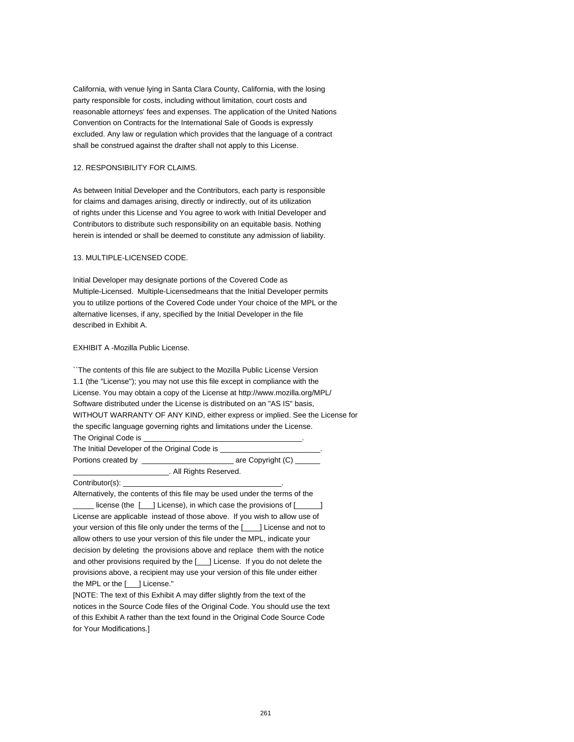California, with venue lying in Santa Clara County, California, with the losing party responsible for costs, including without limitation, court costs and reasonable attorneys' fees and expenses. The application of the United Nations Convention on Contracts for the International Sale of Goods is expressly excluded. Any law or regulation which provides that the language of a contract shall be construed against the drafter shall not apply to this License.

12. RESPONSIBILITY FOR CLAIMS.

As between Initial Developer and the Contributors, each party is responsible for claims and damages arising, directly or indirectly, out of its utilization of rights under this License and You agree to work with Initial Developer and Contributors to distribute such responsibility on an equitable basis. Nothing herein is intended or shall be deemed to constitute any admission of liability.

13. MULTIPLE-LICENSED CODE.

Initial Developer may designate portions of the Covered Code as Multiple-Licensed. Multiple-Licensedmeans that the Initial Developer permits you to utilize portions of the Covered Code under Your choice of the MPL or the alternative licenses, if any, specified by the Initial Developer in the file described in Exhibit A.

EXHIBIT A -Mozilla Public License.

``The contents of this file are subject to the Mozilla Public License Version 1.1 (the "License"); you may not use this file except in compliance with the License. You may obtain a copy of the License at http://www.mozilla.org/MPL/
Software distributed under the License is distributed on an "AS IS" basis, WITHOUT WARRANTY OF ANY KIND, either express or implied. See the License for the specific language governing rights and limitations under the License.
The Original Code is ______________________________________.
The Initial Developer of the Original Code is ________________________.
Portions created by ______________________ are Copyright (C) ______
_______________________. All Rights Reserved.
Contributor(s): ______________________________________.
Alternatively, the contents of this file may be used under the terms of the _____ license (the [___] License), in which case the provisions of [______] License are applicable instead of those above. If you wish to allow use of your version of this file only under the terms of the [____] License and not to allow others to use your version of this file under the MPL, indicate your decision by deleting the provisions above and replace them with the notice and other provisions required by the [___] License. If you do not delete the provisions above, a recipient may use your version of this file under either the MPL or the [___] License."
[NOTE: The text of this Exhibit A may differ slightly from the text of the notices in the Source Code files of the Original Code. You should use the text of this Exhibit A rather than the text found in the Original Code Source Code for Your Modifications.]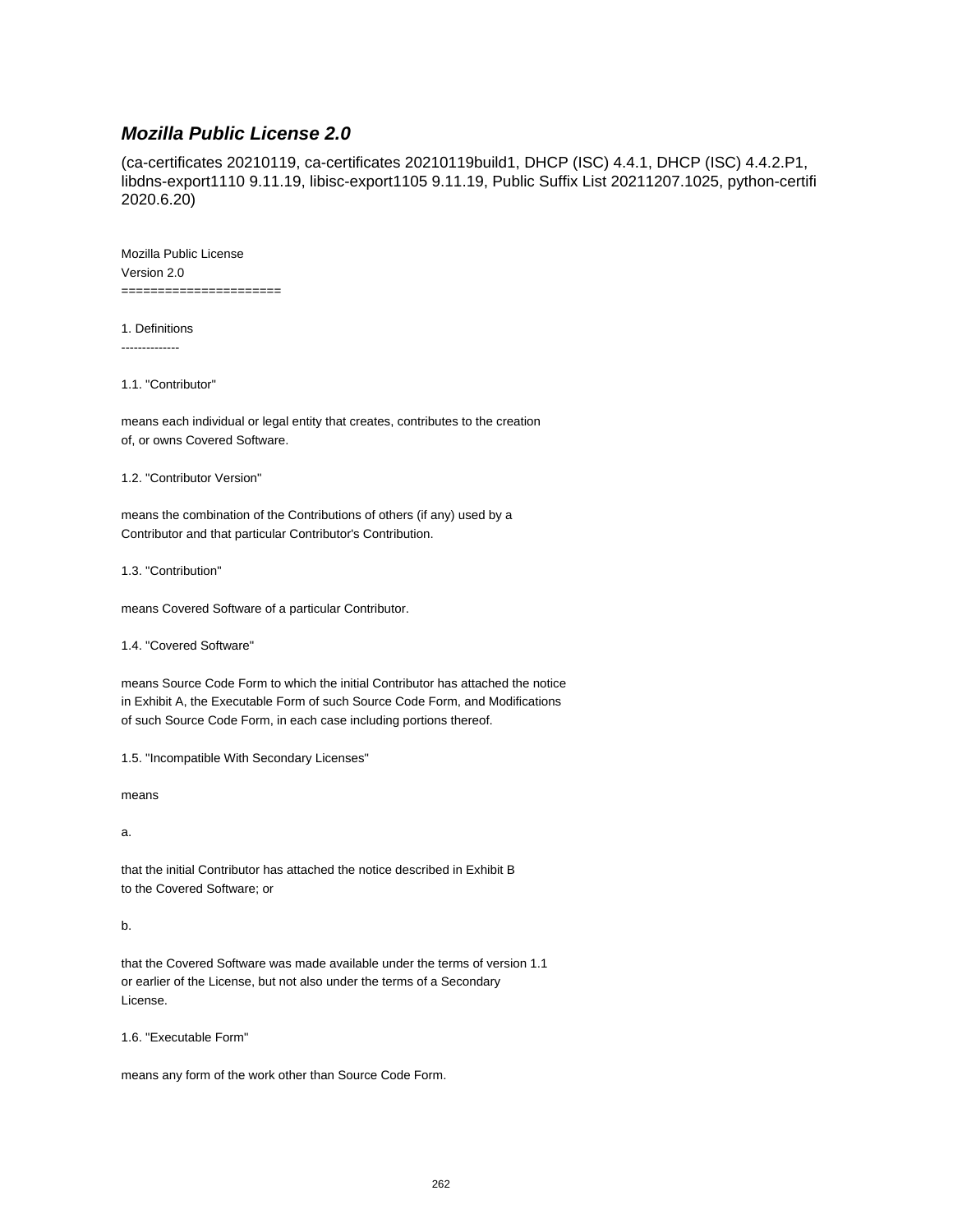## ***Mozilla Public License 2.0***

(ca-certificates 20210119, ca-certificates 20210119build1, DHCP (ISC) 4.4.1, DHCP (ISC) 4.4.2.P1, libdns-export1110 9.11.19, libisc-export1105 9.11.19, Public Suffix List 20211207.1025, python-certifi 2020.6.20)

Mozilla Public License
Version 2.0
==================

1. Definitions
--------------

1.1. "Contributor"

means each individual or legal entity that creates, contributes to the creation
of, or owns Covered Software.

1.2. "Contributor Version"

means the combination of the Contributions of others (if any) used by a
Contributor and that particular Contributor's Contribution.

1.3. "Contribution"

means Covered Software of a particular Contributor.

1.4. "Covered Software"

means Source Code Form to which the initial Contributor has attached the notice
in Exhibit A, the Executable Form of such Source Code Form, and Modifications
of such Source Code Form, in each case including portions thereof.

1.5. "Incompatible With Secondary Licenses"

means

a.

that the initial Contributor has attached the notice described in Exhibit B
to the Covered Software; or

b.

that the Covered Software was made available under the terms of version 1.1
or earlier of the License, but not also under the terms of a Secondary
License.

1.6. "Executable Form"

means any form of the work other than Source Code Form.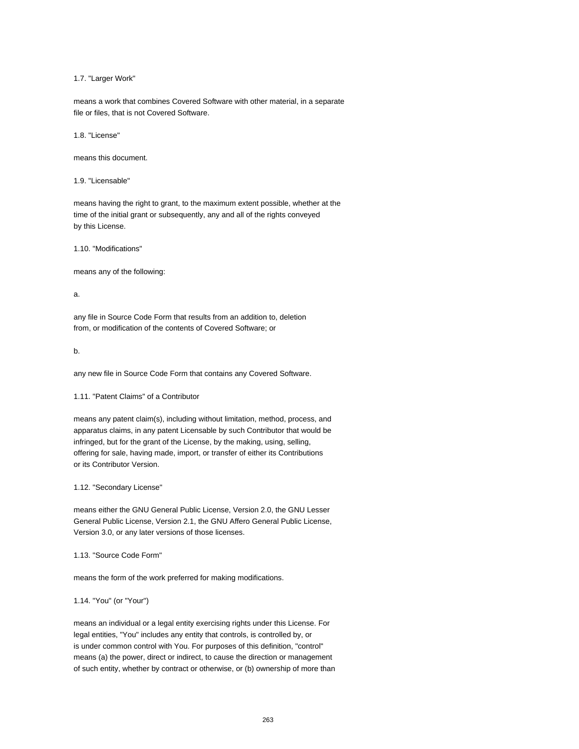1.7. "Larger Work"

means a work that combines Covered Software with other material, in a separate file or files, that is not Covered Software.

1.8. "License"

means this document.

1.9. "Licensable"

means having the right to grant, to the maximum extent possible, whether at the time of the initial grant or subsequently, any and all of the rights conveyed by this License.

1.10. "Modifications"

means any of the following:

a.

any file in Source Code Form that results from an addition to, deletion from, or modification of the contents of Covered Software; or

b.

any new file in Source Code Form that contains any Covered Software.

1.11. "Patent Claims" of a Contributor

means any patent claim(s), including without limitation, method, process, and apparatus claims, in any patent Licensable by such Contributor that would be infringed, but for the grant of the License, by the making, using, selling, offering for sale, having made, import, or transfer of either its Contributions or its Contributor Version.

1.12. "Secondary License"

means either the GNU General Public License, Version 2.0, the GNU Lesser General Public License, Version 2.1, the GNU Affero General Public License, Version 3.0, or any later versions of those licenses.

1.13. "Source Code Form"

means the form of the work preferred for making modifications.

1.14. "You" (or "Your")

means an individual or a legal entity exercising rights under this License. For legal entities, "You" includes any entity that controls, is controlled by, or is under common control with You. For purposes of this definition, "control" means (a) the power, direct or indirect, to cause the direction or management of such entity, whether by contract or otherwise, or (b) ownership of more than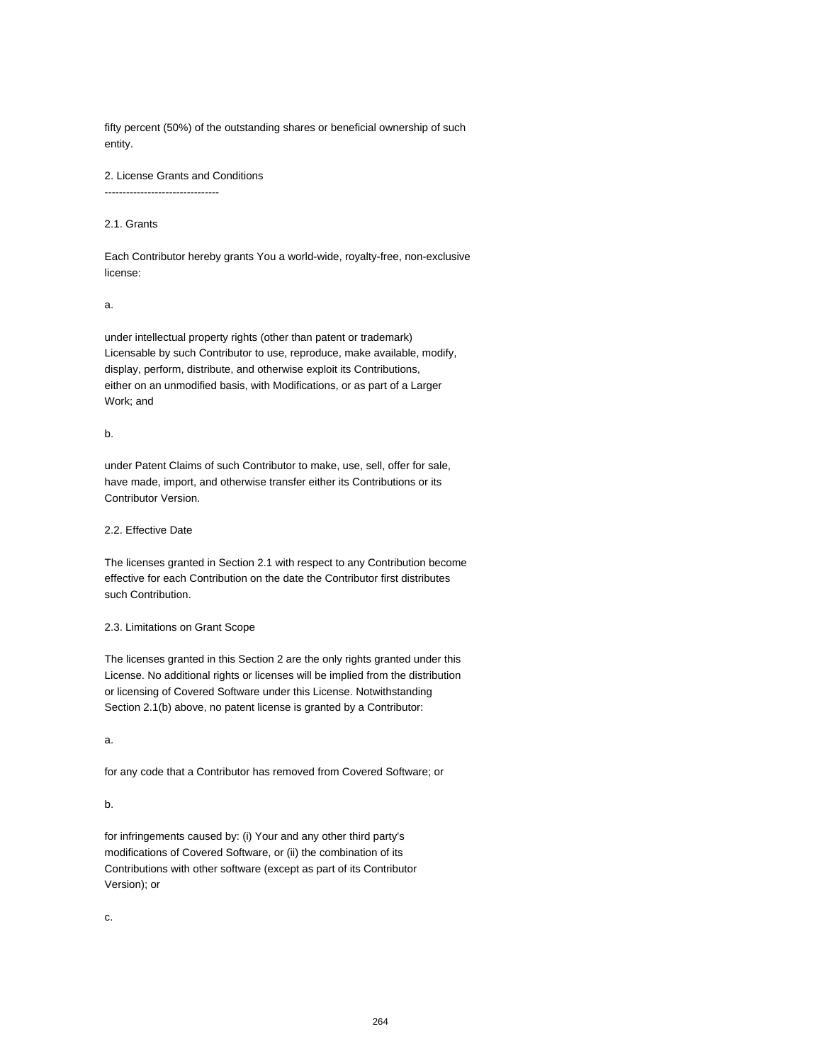fifty percent (50%) of the outstanding shares or beneficial ownership of such entity.

## 2. License Grants and Conditions

### 2.1. Grants

Each Contributor hereby grants You a world-wide, royalty-free, non-exclusive license:

a.

under intellectual property rights (other than patent or trademark) Licensable by such Contributor to use, reproduce, make available, modify, display, perform, distribute, and otherwise exploit its Contributions, either on an unmodified basis, with Modifications, or as part of a Larger Work; and

b.

under Patent Claims of such Contributor to make, use, sell, offer for sale, have made, import, and otherwise transfer either its Contributions or its Contributor Version.

### 2.2. Effective Date

The licenses granted in Section 2.1 with respect to any Contribution become effective for each Contribution on the date the Contributor first distributes such Contribution.

### 2.3. Limitations on Grant Scope

The licenses granted in this Section 2 are the only rights granted under this License. No additional rights or licenses will be implied from the distribution or licensing of Covered Software under this License. Notwithstanding Section 2.1(b) above, no patent license is granted by a Contributor:

a.

for any code that a Contributor has removed from Covered Software; or

b.

for infringements caused by: (i) Your and any other third party's modifications of Covered Software, or (ii) the combination of its Contributions with other software (except as part of its Contributor Version); or

c.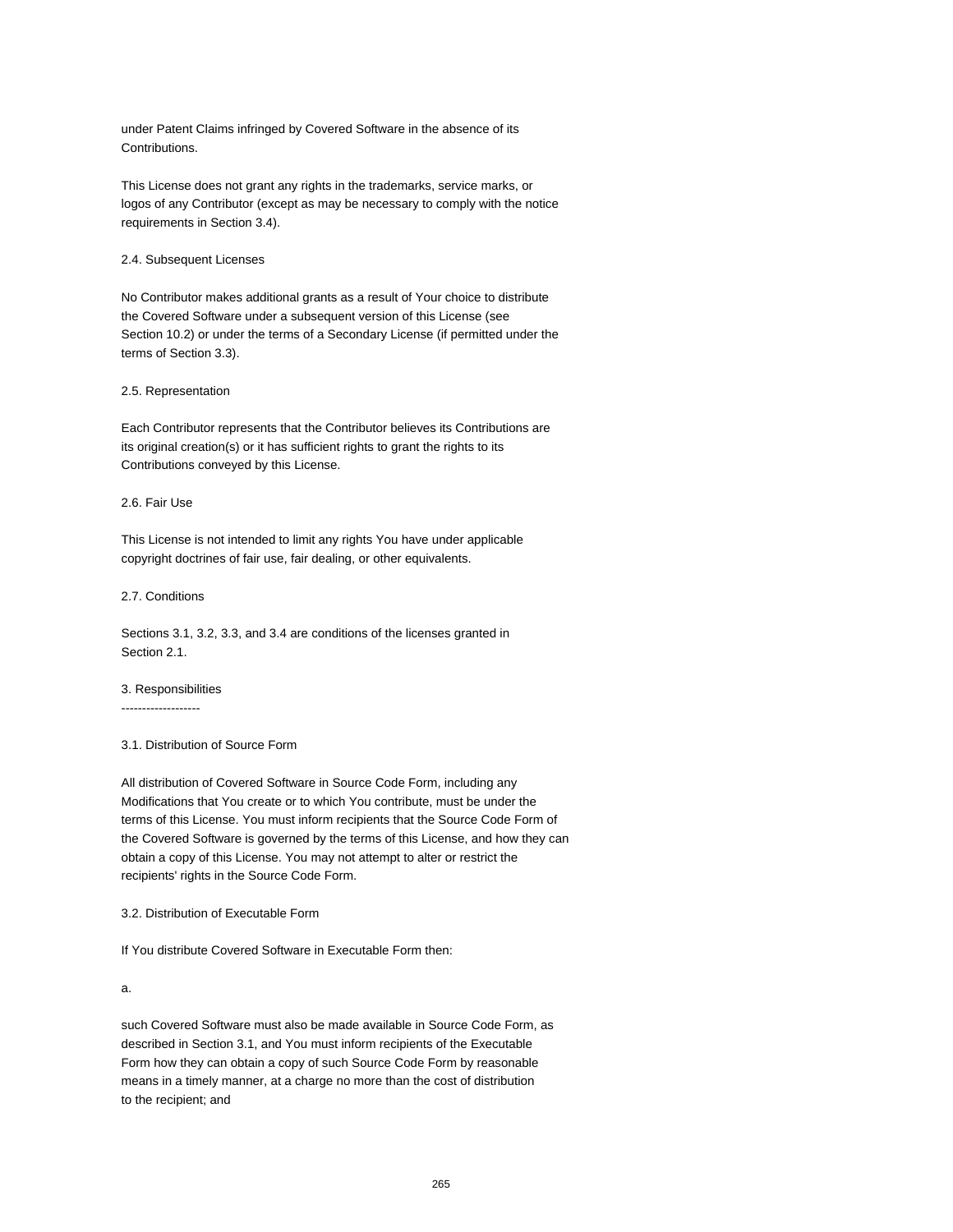under Patent Claims infringed by Covered Software in the absence of its Contributions.

This License does not grant any rights in the trademarks, service marks, or logos of any Contributor (except as may be necessary to comply with the notice requirements in Section 3.4).

2.4. Subsequent Licenses

No Contributor makes additional grants as a result of Your choice to distribute the Covered Software under a subsequent version of this License (see Section 10.2) or under the terms of a Secondary License (if permitted under the terms of Section 3.3).

2.5. Representation

Each Contributor represents that the Contributor believes its Contributions are its original creation(s) or it has sufficient rights to grant the rights to its Contributions conveyed by this License.

2.6. Fair Use

This License is not intended to limit any rights You have under applicable copyright doctrines of fair use, fair dealing, or other equivalents.

2.7. Conditions

Sections 3.1, 3.2, 3.3, and 3.4 are conditions of the licenses granted in Section 2.1.

3. Responsibilities
-------------------

3.1. Distribution of Source Form

All distribution of Covered Software in Source Code Form, including any Modifications that You create or to which You contribute, must be under the terms of this License. You must inform recipients that the Source Code Form of the Covered Software is governed by the terms of this License, and how they can obtain a copy of this License. You may not attempt to alter or restrict the recipients' rights in the Source Code Form.

3.2. Distribution of Executable Form

If You distribute Covered Software in Executable Form then:

a.

such Covered Software must also be made available in Source Code Form, as described in Section 3.1, and You must inform recipients of the Executable Form how they can obtain a copy of such Source Code Form by reasonable means in a timely manner, at a charge no more than the cost of distribution to the recipient; and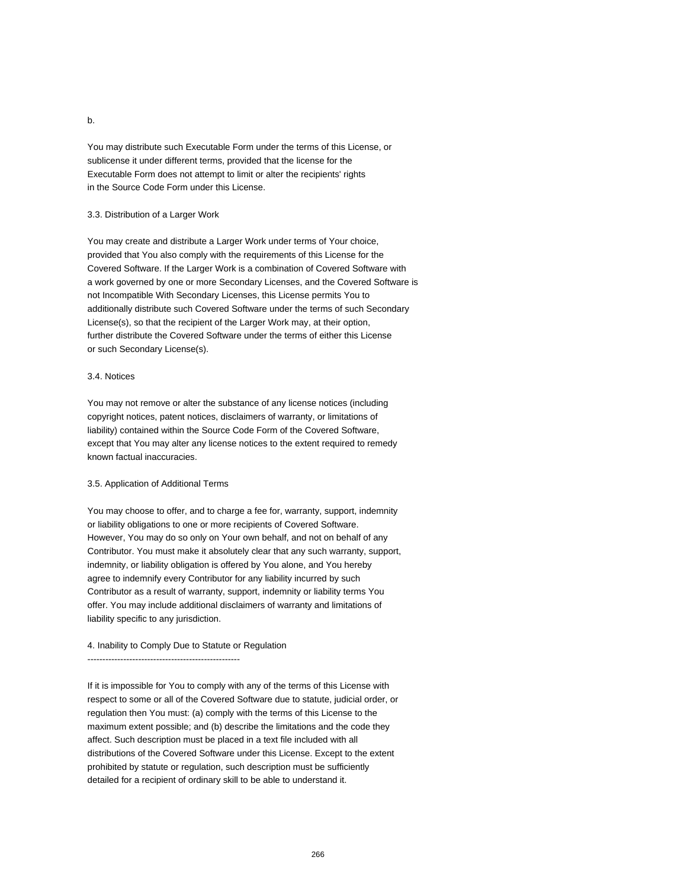b.

You may distribute such Executable Form under the terms of this License, or sublicense it under different terms, provided that the license for the Executable Form does not attempt to limit or alter the recipients' rights in the Source Code Form under this License.

3.3. Distribution of a Larger Work

You may create and distribute a Larger Work under terms of Your choice, provided that You also comply with the requirements of this License for the Covered Software. If the Larger Work is a combination of Covered Software with a work governed by one or more Secondary Licenses, and the Covered Software is not Incompatible With Secondary Licenses, this License permits You to additionally distribute such Covered Software under the terms of such Secondary License(s), so that the recipient of the Larger Work may, at their option, further distribute the Covered Software under the terms of either this License or such Secondary License(s).

3.4. Notices

You may not remove or alter the substance of any license notices (including copyright notices, patent notices, disclaimers of warranty, or limitations of liability) contained within the Source Code Form of the Covered Software, except that You may alter any license notices to the extent required to remedy known factual inaccuracies.

3.5. Application of Additional Terms

You may choose to offer, and to charge a fee for, warranty, support, indemnity or liability obligations to one or more recipients of Covered Software. However, You may do so only on Your own behalf, and not on behalf of any Contributor. You must make it absolutely clear that any such warranty, support, indemnity, or liability obligation is offered by You alone, and You hereby agree to indemnify every Contributor for any liability incurred by such Contributor as a result of warranty, support, indemnity or liability terms You offer. You may include additional disclaimers of warranty and limitations of liability specific to any jurisdiction.

4. Inability to Comply Due to Statute or Regulation
---------------------------------------------------

If it is impossible for You to comply with any of the terms of this License with respect to some or all of the Covered Software due to statute, judicial order, or regulation then You must: (a) comply with the terms of this License to the maximum extent possible; and (b) describe the limitations and the code they affect. Such description must be placed in a text file included with all distributions of the Covered Software under this License. Except to the extent prohibited by statute or regulation, such description must be sufficiently detailed for a recipient of ordinary skill to be able to understand it.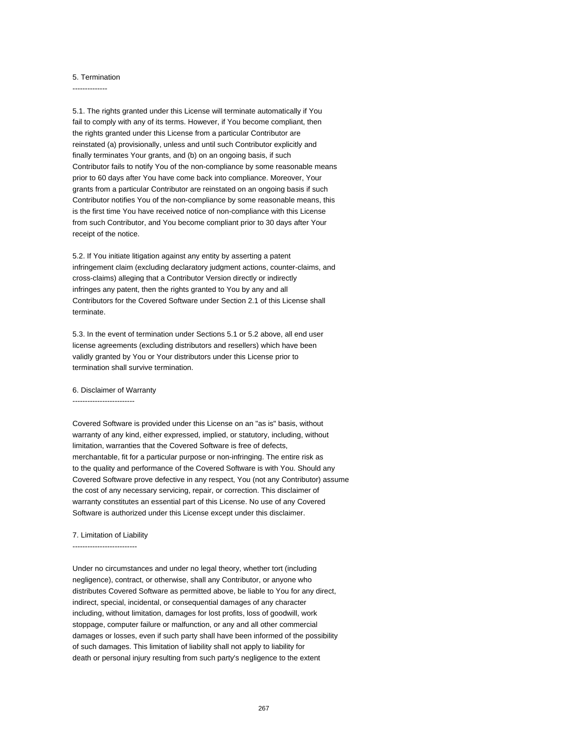## 5. Termination

5.1. The rights granted under this License will terminate automatically if You fail to comply with any of its terms. However, if You become compliant, then the rights granted under this License from a particular Contributor are reinstated (a) provisionally, unless and until such Contributor explicitly and finally terminates Your grants, and (b) on an ongoing basis, if such Contributor fails to notify You of the non-compliance by some reasonable means prior to 60 days after You have come back into compliance. Moreover, Your grants from a particular Contributor are reinstated on an ongoing basis if such Contributor notifies You of the non-compliance by some reasonable means, this is the first time You have received notice of non-compliance with this License from such Contributor, and You become compliant prior to 30 days after Your receipt of the notice.

5.2. If You initiate litigation against any entity by asserting a patent infringement claim (excluding declaratory judgment actions, counter-claims, and cross-claims) alleging that a Contributor Version directly or indirectly infringes any patent, then the rights granted to You by any and all Contributors for the Covered Software under Section 2.1 of this License shall terminate.

5.3. In the event of termination under Sections 5.1 or 5.2 above, all end user license agreements (excluding distributors and resellers) which have been validly granted by You or Your distributors under this License prior to termination shall survive termination.

## 6. Disclaimer of Warranty

Covered Software is provided under this License on an "as is" basis, without warranty of any kind, either expressed, implied, or statutory, including, without limitation, warranties that the Covered Software is free of defects, merchantable, fit for a particular purpose or non-infringing. The entire risk as to the quality and performance of the Covered Software is with You. Should any Covered Software prove defective in any respect, You (not any Contributor) assume the cost of any necessary servicing, repair, or correction. This disclaimer of warranty constitutes an essential part of this License. No use of any Covered Software is authorized under this License except under this disclaimer.

## 7. Limitation of Liability

Under no circumstances and under no legal theory, whether tort (including negligence), contract, or otherwise, shall any Contributor, or anyone who distributes Covered Software as permitted above, be liable to You for any direct, indirect, special, incidental, or consequential damages of any character including, without limitation, damages for lost profits, loss of goodwill, work stoppage, computer failure or malfunction, or any and all other commercial damages or losses, even if such party shall have been informed of the possibility of such damages. This limitation of liability shall not apply to liability for death or personal injury resulting from such party's negligence to the extent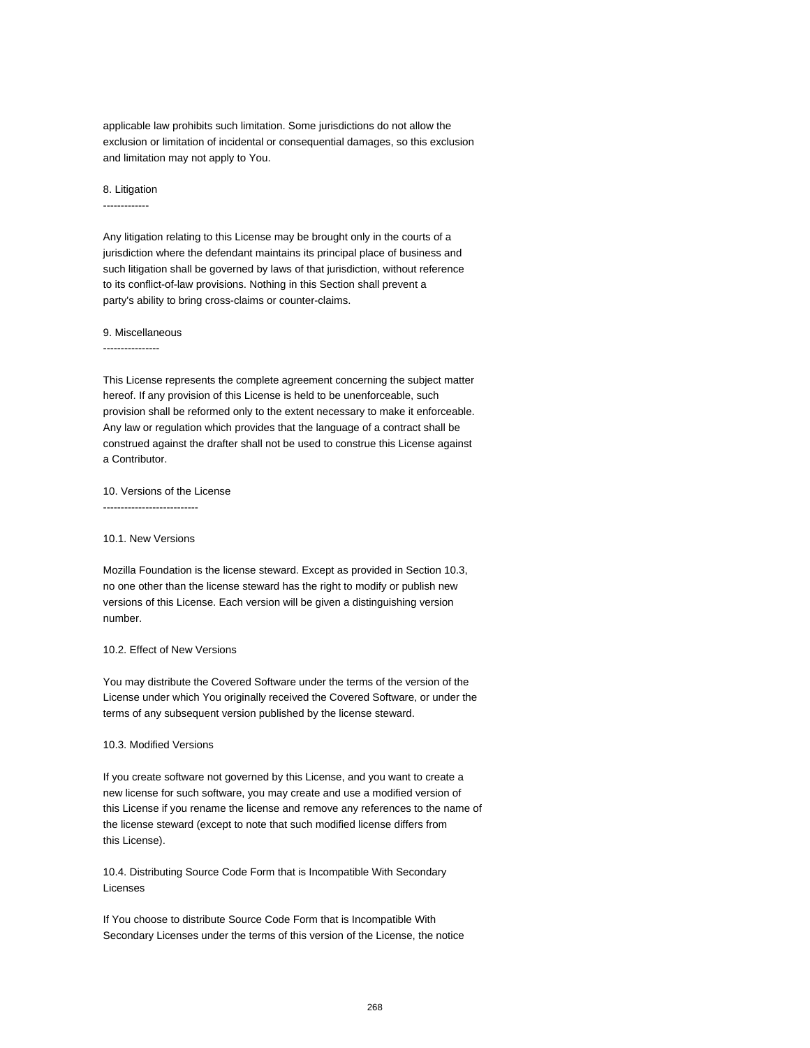applicable law prohibits such limitation. Some jurisdictions do not allow the exclusion or limitation of incidental or consequential damages, so this exclusion and limitation may not apply to You.

## 8. Litigation

Any litigation relating to this License may be brought only in the courts of a jurisdiction where the defendant maintains its principal place of business and such litigation shall be governed by laws of that jurisdiction, without reference to its conflict-of-law provisions. Nothing in this Section shall prevent a party's ability to bring cross-claims or counter-claims.

## 9. Miscellaneous

This License represents the complete agreement concerning the subject matter hereof. If any provision of this License is held to be unenforceable, such provision shall be reformed only to the extent necessary to make it enforceable. Any law or regulation which provides that the language of a contract shall be construed against the drafter shall not be used to construe this License against a Contributor.

## 10. Versions of the License

### 10.1. New Versions

Mozilla Foundation is the license steward. Except as provided in Section 10.3, no one other than the license steward has the right to modify or publish new versions of this License. Each version will be given a distinguishing version number.

### 10.2. Effect of New Versions

You may distribute the Covered Software under the terms of the version of the License under which You originally received the Covered Software, or under the terms of any subsequent version published by the license steward.

### 10.3. Modified Versions

If you create software not governed by this License, and you want to create a new license for such software, you may create and use a modified version of this License if you rename the license and remove any references to the name of the license steward (except to note that such modified license differs from this License).

### 10.4. Distributing Source Code Form that is Incompatible With Secondary Licenses

If You choose to distribute Source Code Form that is Incompatible With Secondary Licenses under the terms of this version of the License, the notice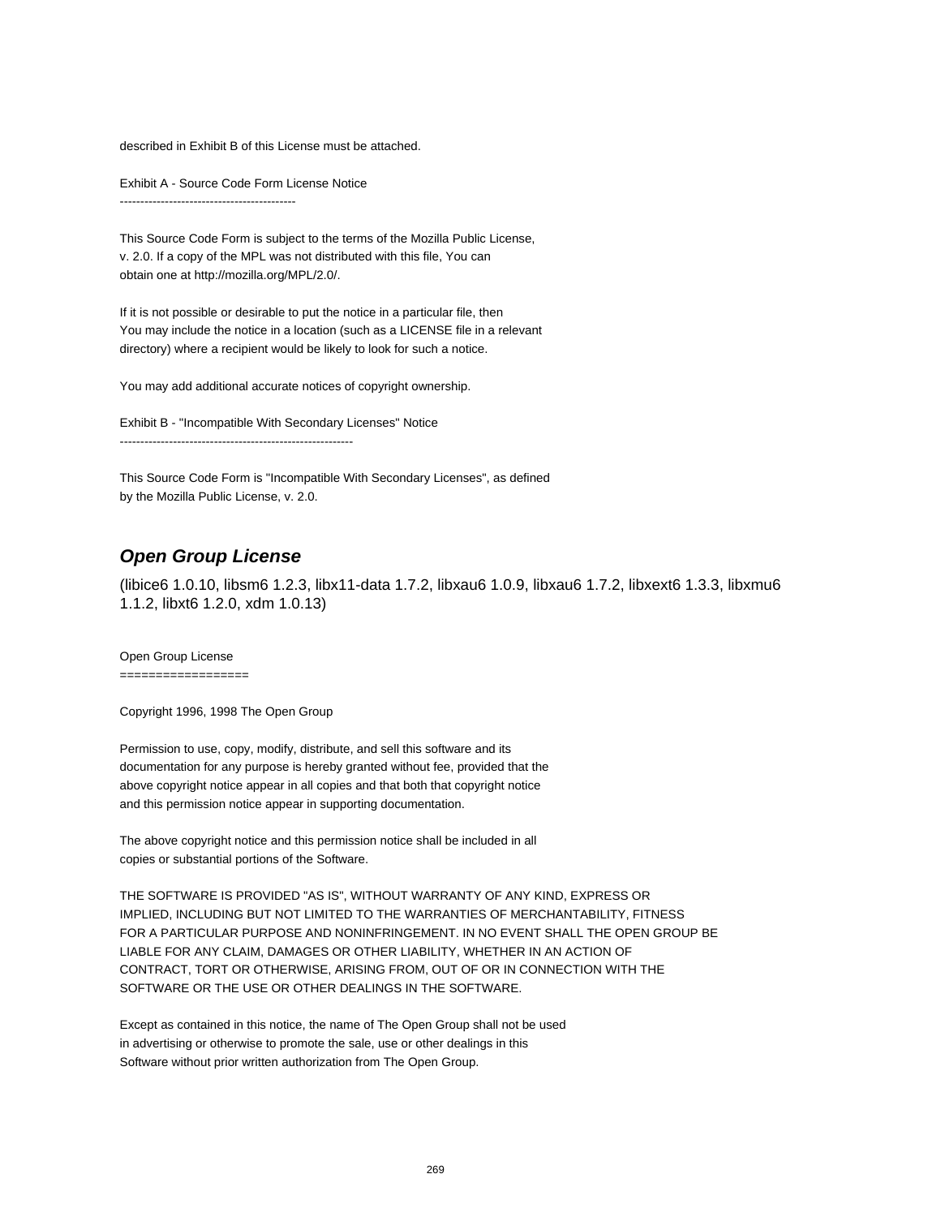described in Exhibit B of this License must be attached.

Exhibit A - Source Code Form License Notice
-------------------------------------------

This Source Code Form is subject to the terms of the Mozilla Public License,
v. 2.0. If a copy of the MPL was not distributed with this file, You can
obtain one at http://mozilla.org/MPL/2.0/.

If it is not possible or desirable to put the notice in a particular file, then
You may include the notice in a location (such as a LICENSE file in a relevant
directory) where a recipient would be likely to look for such a notice.

You may add additional accurate notices of copyright ownership.

Exhibit B - "Incompatible With Secondary Licenses" Notice
---------------------------------------------------------

This Source Code Form is "Incompatible With Secondary Licenses", as defined
by the Mozilla Public License, v. 2.0.

## ***Open Group License***

(libice6 1.0.10, libsm6 1.2.3, libx11-data 1.7.2, libxau6 1.0.9, libxau6 1.7.2, libxext6 1.3.3, libxmu6 1.1.2, libxt6 1.2.0, xdm 1.0.13)

Open Group License
==================

Copyright 1996, 1998 The Open Group

Permission to use, copy, modify, distribute, and sell this software and its
documentation for any purpose is hereby granted without fee, provided that the
above copyright notice appear in all copies and that both that copyright notice
and this permission notice appear in supporting documentation.

The above copyright notice and this permission notice shall be included in all
copies or substantial portions of the Software.

THE SOFTWARE IS PROVIDED "AS IS", WITHOUT WARRANTY OF ANY KIND, EXPRESS OR
IMPLIED, INCLUDING BUT NOT LIMITED TO THE WARRANTIES OF MERCHANTABILITY, FITNESS
FOR A PARTICULAR PURPOSE AND NONINFRINGEMENT. IN NO EVENT SHALL THE OPEN GROUP BE
LIABLE FOR ANY CLAIM, DAMAGES OR OTHER LIABILITY, WHETHER IN AN ACTION OF
CONTRACT, TORT OR OTHERWISE, ARISING FROM, OUT OF OR IN CONNECTION WITH THE
SOFTWARE OR THE USE OR OTHER DEALINGS IN THE SOFTWARE.

Except as contained in this notice, the name of The Open Group shall not be used
in advertising or otherwise to promote the sale, use or other dealings in this
Software without prior written authorization from The Open Group.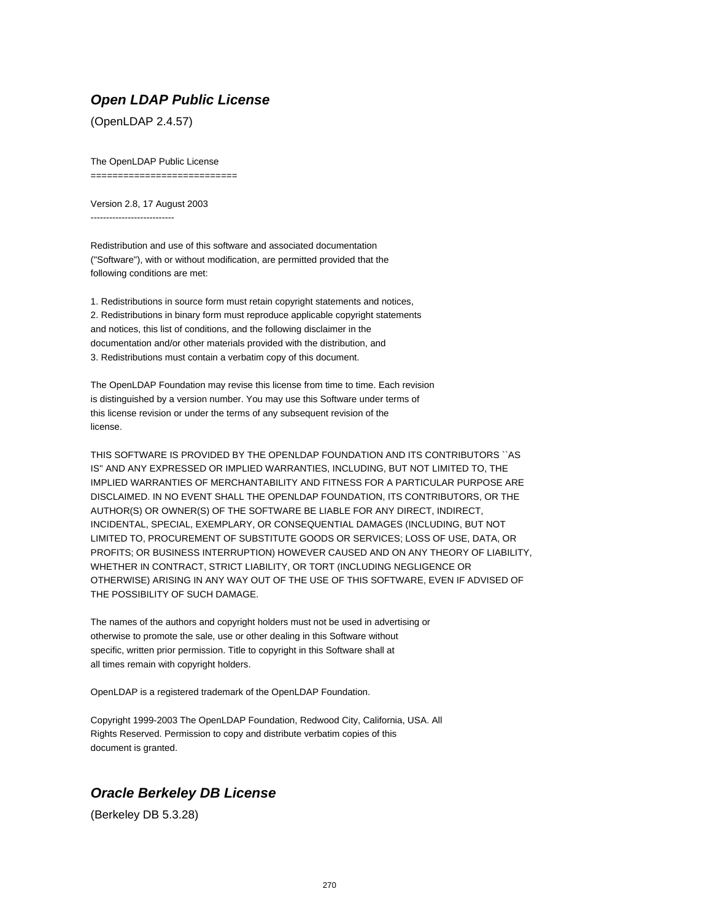## ***Open LDAP Public License***

(OpenLDAP 2.4.57)

The OpenLDAP Public License
===========================

Version 2.8, 17 August 2003
---------------------------

Redistribution and use of this software and associated documentation ("Software"), with or without modification, are permitted provided that the following conditions are met:

1. Redistributions in source form must retain copyright statements and notices,
2. Redistributions in binary form must reproduce applicable copyright statements and notices, this list of conditions, and the following disclaimer in the documentation and/or other materials provided with the distribution, and
3. Redistributions must contain a verbatim copy of this document.

The OpenLDAP Foundation may revise this license from time to time. Each revision is distinguished by a version number. You may use this Software under terms of this license revision or under the terms of any subsequent revision of the license.

THIS SOFTWARE IS PROVIDED BY THE OPENLDAP FOUNDATION AND ITS CONTRIBUTORS ``AS IS'' AND ANY EXPRESSED OR IMPLIED WARRANTIES, INCLUDING, BUT NOT LIMITED TO, THE IMPLIED WARRANTIES OF MERCHANTABILITY AND FITNESS FOR A PARTICULAR PURPOSE ARE DISCLAIMED. IN NO EVENT SHALL THE OPENLDAP FOUNDATION, ITS CONTRIBUTORS, OR THE AUTHOR(S) OR OWNER(S) OF THE SOFTWARE BE LIABLE FOR ANY DIRECT, INDIRECT, INCIDENTAL, SPECIAL, EXEMPLARY, OR CONSEQUENTIAL DAMAGES (INCLUDING, BUT NOT LIMITED TO, PROCUREMENT OF SUBSTITUTE GOODS OR SERVICES; LOSS OF USE, DATA, OR PROFITS; OR BUSINESS INTERRUPTION) HOWEVER CAUSED AND ON ANY THEORY OF LIABILITY, WHETHER IN CONTRACT, STRICT LIABILITY, OR TORT (INCLUDING NEGLIGENCE OR OTHERWISE) ARISING IN ANY WAY OUT OF THE USE OF THIS SOFTWARE, EVEN IF ADVISED OF THE POSSIBILITY OF SUCH DAMAGE.

The names of the authors and copyright holders must not be used in advertising or otherwise to promote the sale, use or other dealing in this Software without specific, written prior permission. Title to copyright in this Software shall at all times remain with copyright holders.

OpenLDAP is a registered trademark of the OpenLDAP Foundation.

Copyright 1999-2003 The OpenLDAP Foundation, Redwood City, California, USA. All Rights Reserved. Permission to copy and distribute verbatim copies of this document is granted.

## ***Oracle Berkeley DB License***

(Berkeley DB 5.3.28)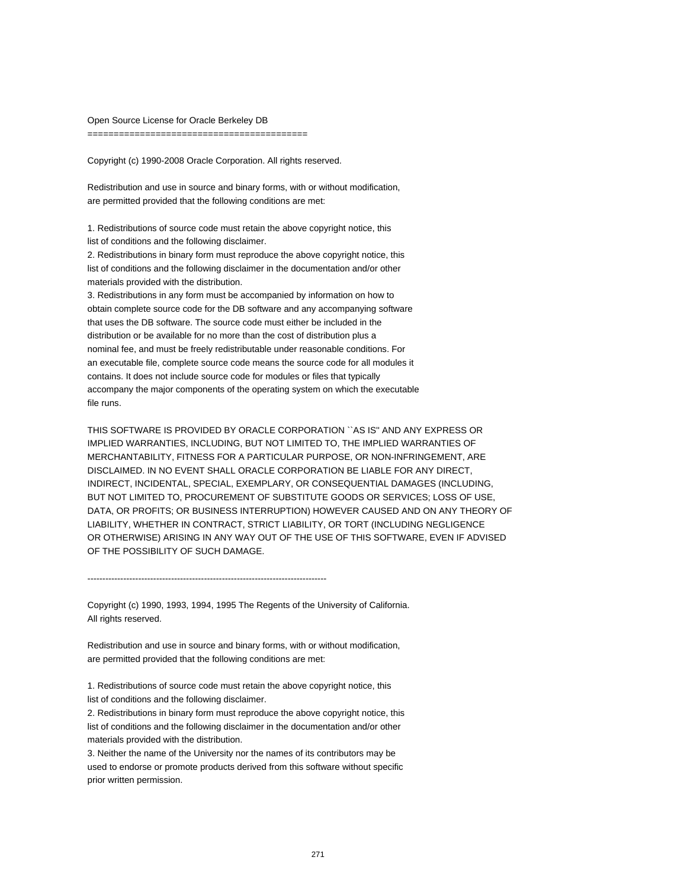Open Source License for Oracle Berkeley DB
=========================================

Copyright (c) 1990-2008 Oracle Corporation. All rights reserved.

Redistribution and use in source and binary forms, with or without modification, are permitted provided that the following conditions are met:

1. Redistributions of source code must retain the above copyright notice, this list of conditions and the following disclaimer.
2. Redistributions in binary form must reproduce the above copyright notice, this list of conditions and the following disclaimer in the documentation and/or other materials provided with the distribution.
3. Redistributions in any form must be accompanied by information on how to obtain complete source code for the DB software and any accompanying software that uses the DB software. The source code must either be included in the distribution or be available for no more than the cost of distribution plus a nominal fee, and must be freely redistributable under reasonable conditions. For an executable file, complete source code means the source code for all modules it contains. It does not include source code for modules or files that typically accompany the major components of the operating system on which the executable file runs.

THIS SOFTWARE IS PROVIDED BY ORACLE CORPORATION ``AS IS'' AND ANY EXPRESS OR IMPLIED WARRANTIES, INCLUDING, BUT NOT LIMITED TO, THE IMPLIED WARRANTIES OF MERCHANTABILITY, FITNESS FOR A PARTICULAR PURPOSE, OR NON-INFRINGEMENT, ARE DISCLAIMED. IN NO EVENT SHALL ORACLE CORPORATION BE LIABLE FOR ANY DIRECT, INDIRECT, INCIDENTAL, SPECIAL, EXEMPLARY, OR CONSEQUENTIAL DAMAGES (INCLUDING, BUT NOT LIMITED TO, PROCUREMENT OF SUBSTITUTE GOODS OR SERVICES; LOSS OF USE, DATA, OR PROFITS; OR BUSINESS INTERRUPTION) HOWEVER CAUSED AND ON ANY THEORY OF LIABILITY, WHETHER IN CONTRACT, STRICT LIABILITY, OR TORT (INCLUDING NEGLIGENCE OR OTHERWISE) ARISING IN ANY WAY OUT OF THE USE OF THIS SOFTWARE, EVEN IF ADVISED OF THE POSSIBILITY OF SUCH DAMAGE.

--------------------------------------------------------------------------------

Copyright (c) 1990, 1993, 1994, 1995 The Regents of the University of California. All rights reserved.

Redistribution and use in source and binary forms, with or without modification, are permitted provided that the following conditions are met:

1. Redistributions of source code must retain the above copyright notice, this list of conditions and the following disclaimer.
2. Redistributions in binary form must reproduce the above copyright notice, this list of conditions and the following disclaimer in the documentation and/or other materials provided with the distribution.
3. Neither the name of the University nor the names of its contributors may be used to endorse or promote products derived from this software without specific prior written permission.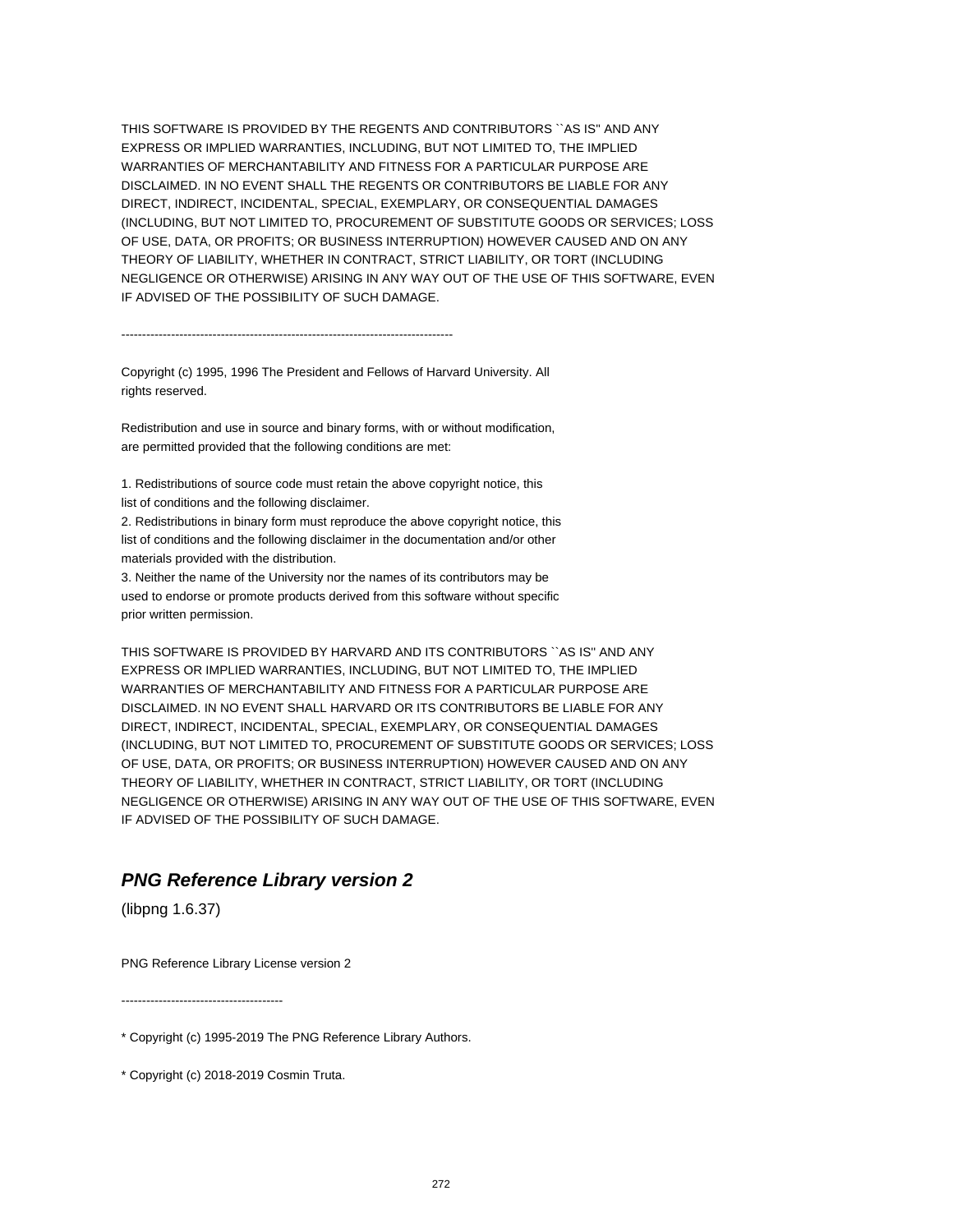THIS SOFTWARE IS PROVIDED BY THE REGENTS AND CONTRIBUTORS ``AS IS'' AND ANY EXPRESS OR IMPLIED WARRANTIES, INCLUDING, BUT NOT LIMITED TO, THE IMPLIED WARRANTIES OF MERCHANTABILITY AND FITNESS FOR A PARTICULAR PURPOSE ARE DISCLAIMED. IN NO EVENT SHALL THE REGENTS OR CONTRIBUTORS BE LIABLE FOR ANY DIRECT, INDIRECT, INCIDENTAL, SPECIAL, EXEMPLARY, OR CONSEQUENTIAL DAMAGES (INCLUDING, BUT NOT LIMITED TO, PROCUREMENT OF SUBSTITUTE GOODS OR SERVICES; LOSS OF USE, DATA, OR PROFITS; OR BUSINESS INTERRUPTION) HOWEVER CAUSED AND ON ANY THEORY OF LIABILITY, WHETHER IN CONTRACT, STRICT LIABILITY, OR TORT (INCLUDING NEGLIGENCE OR OTHERWISE) ARISING IN ANY WAY OUT OF THE USE OF THIS SOFTWARE, EVEN IF ADVISED OF THE POSSIBILITY OF SUCH DAMAGE.

--------------------------------------------------------------------------------

Copyright (c) 1995, 1996 The President and Fellows of Harvard University. All rights reserved.

Redistribution and use in source and binary forms, with or without modification, are permitted provided that the following conditions are met:

1. Redistributions of source code must retain the above copyright notice, this list of conditions and the following disclaimer.
2. Redistributions in binary form must reproduce the above copyright notice, this list of conditions and the following disclaimer in the documentation and/or other materials provided with the distribution.
3. Neither the name of the University nor the names of its contributors may be used to endorse or promote products derived from this software without specific prior written permission.

THIS SOFTWARE IS PROVIDED BY HARVARD AND ITS CONTRIBUTORS ``AS IS'' AND ANY EXPRESS OR IMPLIED WARRANTIES, INCLUDING, BUT NOT LIMITED TO, THE IMPLIED WARRANTIES OF MERCHANTABILITY AND FITNESS FOR A PARTICULAR PURPOSE ARE DISCLAIMED. IN NO EVENT SHALL HARVARD OR ITS CONTRIBUTORS BE LIABLE FOR ANY DIRECT, INDIRECT, INCIDENTAL, SPECIAL, EXEMPLARY, OR CONSEQUENTIAL DAMAGES (INCLUDING, BUT NOT LIMITED TO, PROCUREMENT OF SUBSTITUTE GOODS OR SERVICES; LOSS OF USE, DATA, OR PROFITS; OR BUSINESS INTERRUPTION) HOWEVER CAUSED AND ON ANY THEORY OF LIABILITY, WHETHER IN CONTRACT, STRICT LIABILITY, OR TORT (INCLUDING NEGLIGENCE OR OTHERWISE) ARISING IN ANY WAY OUT OF THE USE OF THIS SOFTWARE, EVEN IF ADVISED OF THE POSSIBILITY OF SUCH DAMAGE.

## ***PNG Reference Library version 2***

(libpng 1.6.37)

PNG Reference Library License version 2

---------------------------------------

* Copyright (c) 1995-2019 The PNG Reference Library Authors.

* Copyright (c) 2018-2019 Cosmin Truta.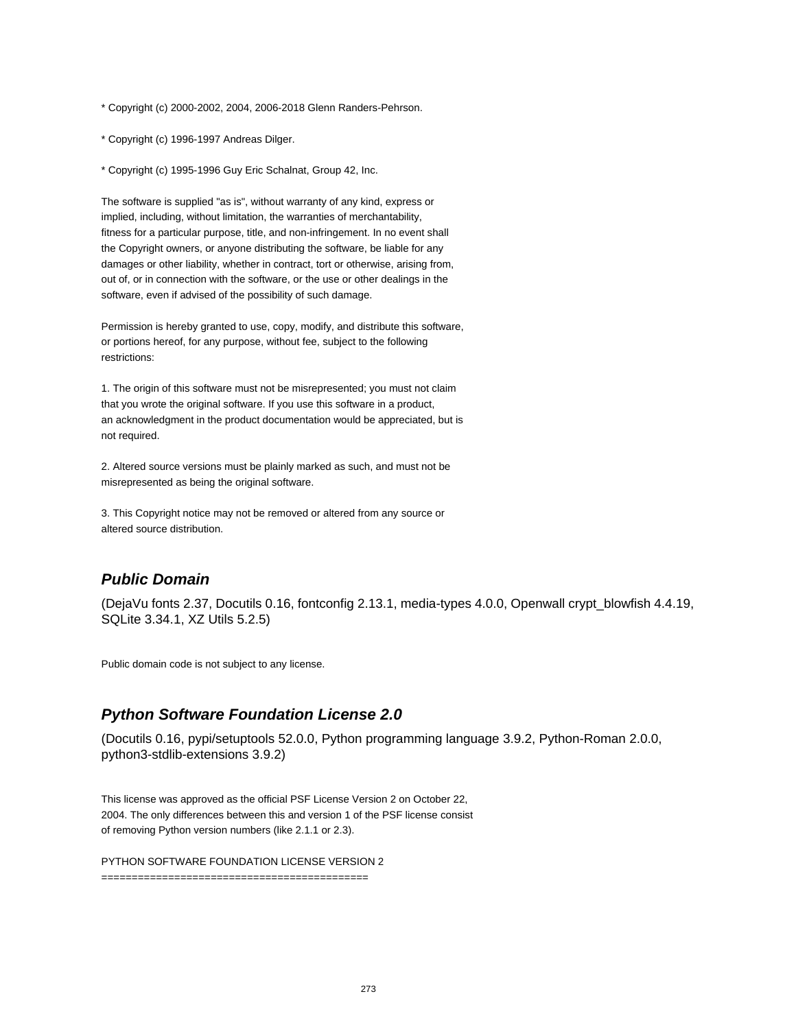* Copyright (c) 2000-2002, 2004, 2006-2018 Glenn Randers-Pehrson.

* Copyright (c) 1996-1997 Andreas Dilger.

* Copyright (c) 1995-1996 Guy Eric Schalnat, Group 42, Inc.

The software is supplied "as is", without warranty of any kind, express or implied, including, without limitation, the warranties of merchantability, fitness for a particular purpose, title, and non-infringement. In no event shall the Copyright owners, or anyone distributing the software, be liable for any damages or other liability, whether in contract, tort or otherwise, arising from, out of, or in connection with the software, or the use or other dealings in the software, even if advised of the possibility of such damage.

Permission is hereby granted to use, copy, modify, and distribute this software, or portions hereof, for any purpose, without fee, subject to the following restrictions:

1. The origin of this software must not be misrepresented; you must not claim that you wrote the original software. If you use this software in a product, an acknowledgment in the product documentation would be appreciated, but is not required.

2. Altered source versions must be plainly marked as such, and must not be misrepresented as being the original software.

3. This Copyright notice may not be removed or altered from any source or altered source distribution.

### *Public Domain*

(DejaVu fonts 2.37, Docutils 0.16, fontconfig 2.13.1, media-types 4.0.0, Openwall crypt_blowfish 4.4.19, SQLite 3.34.1, XZ Utils 5.2.5)

Public domain code is not subject to any license.

### *Python Software Foundation License 2.0*

(Docutils 0.16, pypi/setuptools 52.0.0, Python programming language 3.9.2, Python-Roman 2.0.0, python3-stdlib-extensions 3.9.2)

This license was approved as the official PSF License Version 2 on October 22, 2004. The only differences between this and version 1 of the PSF license consist of removing Python version numbers (like 2.1.1 or 2.3).

PYTHON SOFTWARE FOUNDATION LICENSE VERSION 2
============================================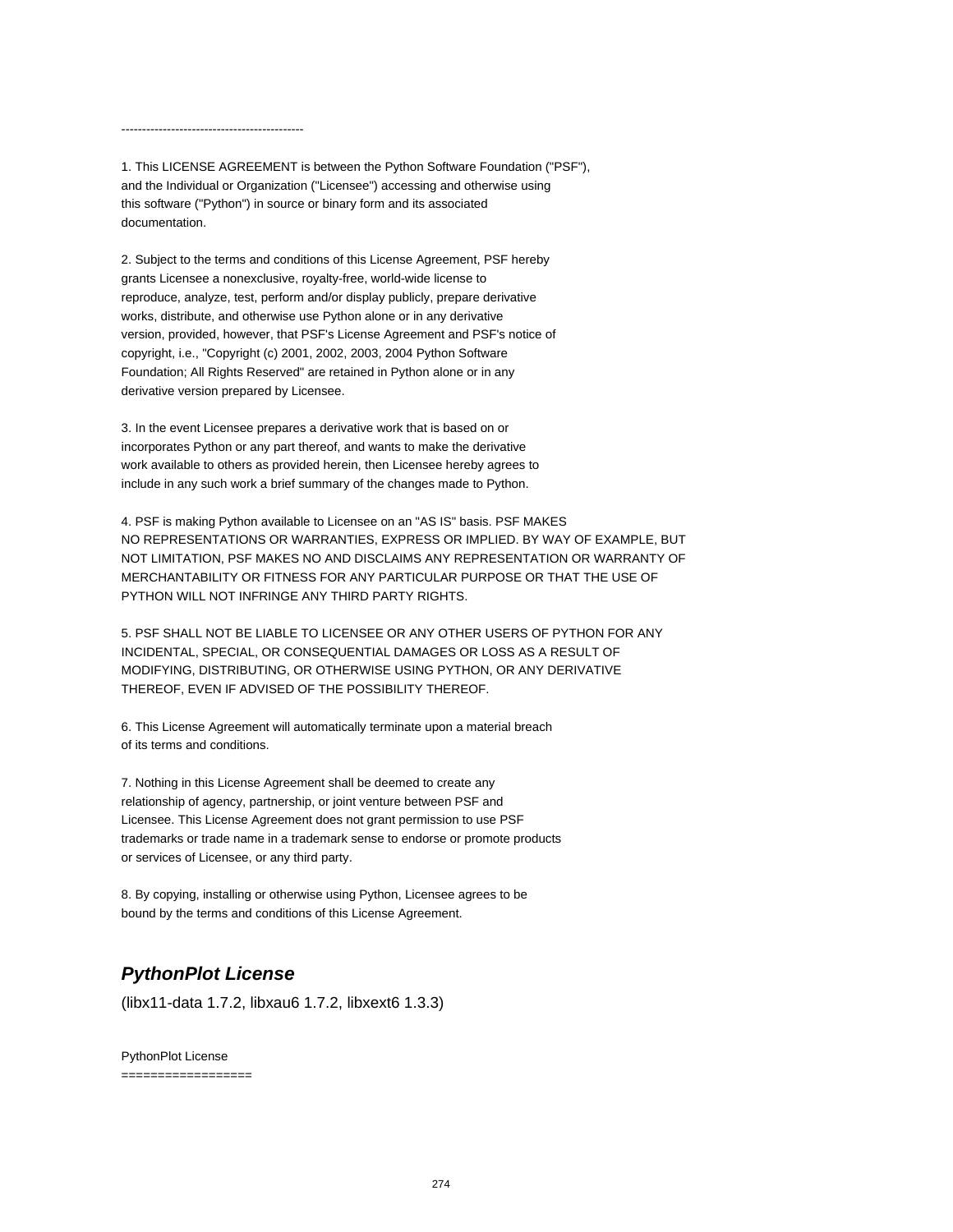--------------------------------------------

1. This LICENSE AGREEMENT is between the Python Software Foundation ("PSF"), and the Individual or Organization ("Licensee") accessing and otherwise using this software ("Python") in source or binary form and its associated documentation.

2. Subject to the terms and conditions of this License Agreement, PSF hereby grants Licensee a nonexclusive, royalty-free, world-wide license to reproduce, analyze, test, perform and/or display publicly, prepare derivative works, distribute, and otherwise use Python alone or in any derivative version, provided, however, that PSF's License Agreement and PSF's notice of copyright, i.e., "Copyright (c) 2001, 2002, 2003, 2004 Python Software Foundation; All Rights Reserved" are retained in Python alone or in any derivative version prepared by Licensee.

3. In the event Licensee prepares a derivative work that is based on or incorporates Python or any part thereof, and wants to make the derivative work available to others as provided herein, then Licensee hereby agrees to include in any such work a brief summary of the changes made to Python.

4. PSF is making Python available to Licensee on an "AS IS" basis. PSF MAKES NO REPRESENTATIONS OR WARRANTIES, EXPRESS OR IMPLIED. BY WAY OF EXAMPLE, BUT NOT LIMITATION, PSF MAKES NO AND DISCLAIMS ANY REPRESENTATION OR WARRANTY OF MERCHANTABILITY OR FITNESS FOR ANY PARTICULAR PURPOSE OR THAT THE USE OF PYTHON WILL NOT INFRINGE ANY THIRD PARTY RIGHTS.

5. PSF SHALL NOT BE LIABLE TO LICENSEE OR ANY OTHER USERS OF PYTHON FOR ANY INCIDENTAL, SPECIAL, OR CONSEQUENTIAL DAMAGES OR LOSS AS A RESULT OF MODIFYING, DISTRIBUTING, OR OTHERWISE USING PYTHON, OR ANY DERIVATIVE THEREOF, EVEN IF ADVISED OF THE POSSIBILITY THEREOF.

6. This License Agreement will automatically terminate upon a material breach of its terms and conditions.

7. Nothing in this License Agreement shall be deemed to create any relationship of agency, partnership, or joint venture between PSF and Licensee. This License Agreement does not grant permission to use PSF trademarks or trade name in a trademark sense to endorse or promote products or services of Licensee, or any third party.

8. By copying, installing or otherwise using Python, Licensee agrees to be bound by the terms and conditions of this License Agreement.

## ***PythonPlot License***

(libx11-data 1.7.2, libxau6 1.7.2, libxext6 1.3.3)

PythonPlot License
==================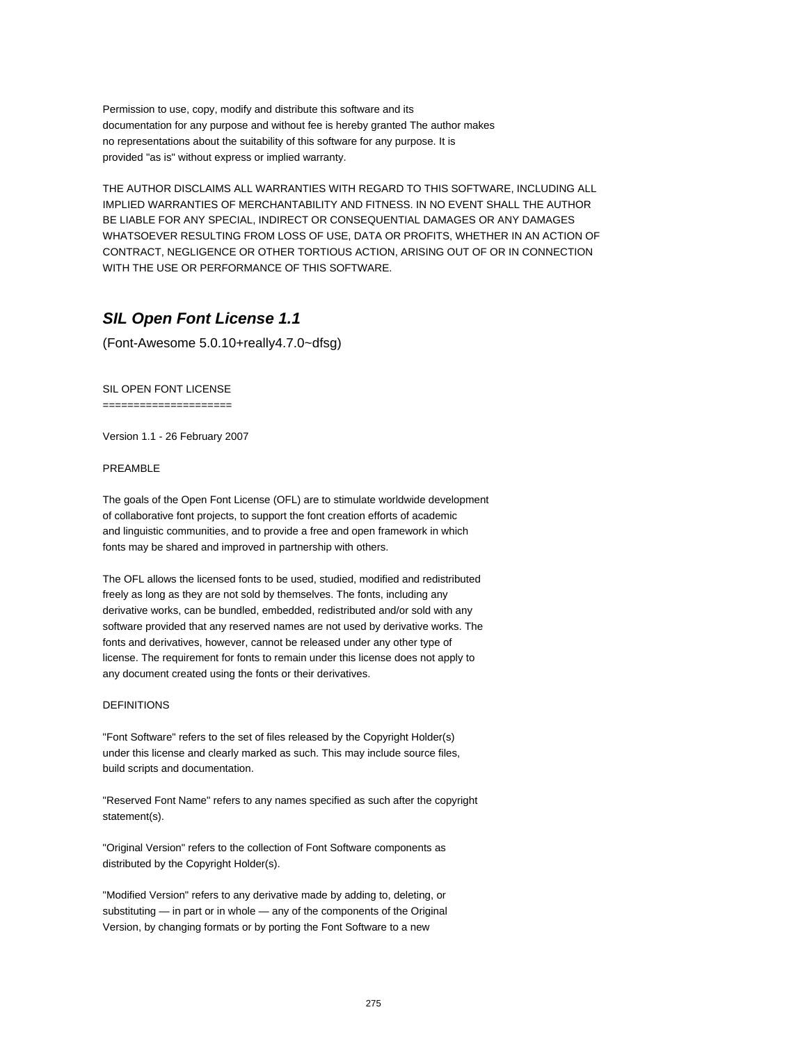Permission to use, copy, modify and distribute this software and its
documentation for any purpose and without fee is hereby granted The author makes
no representations about the suitability of this software for any purpose. It is
provided "as is" without express or implied warranty.

THE AUTHOR DISCLAIMS ALL WARRANTIES WITH REGARD TO THIS SOFTWARE, INCLUDING ALL
IMPLIED WARRANTIES OF MERCHANTABILITY AND FITNESS. IN NO EVENT SHALL THE AUTHOR
BE LIABLE FOR ANY SPECIAL, INDIRECT OR CONSEQUENTIAL DAMAGES OR ANY DAMAGES
WHATSOEVER RESULTING FROM LOSS OF USE, DATA OR PROFITS, WHETHER IN AN ACTION OF
CONTRACT, NEGLIGENCE OR OTHER TORTIOUS ACTION, ARISING OUT OF OR IN CONNECTION
WITH THE USE OR PERFORMANCE OF THIS SOFTWARE.

## *SIL Open Font License 1.1*

(Font-Awesome 5.0.10+really4.7.0~dfsg)

SIL OPEN FONT LICENSE
=====================

Version 1.1 - 26 February 2007

PREAMBLE

The goals of the Open Font License (OFL) are to stimulate worldwide development
of collaborative font projects, to support the font creation efforts of academic
and linguistic communities, and to provide a free and open framework in which
fonts may be shared and improved in partnership with others.

The OFL allows the licensed fonts to be used, studied, modified and redistributed
freely as long as they are not sold by themselves. The fonts, including any
derivative works, can be bundled, embedded, redistributed and/or sold with any
software provided that any reserved names are not used by derivative works. The
fonts and derivatives, however, cannot be released under any other type of
license. The requirement for fonts to remain under this license does not apply to
any document created using the fonts or their derivatives.

DEFINITIONS

"Font Software" refers to the set of files released by the Copyright Holder(s)
under this license and clearly marked as such. This may include source files,
build scripts and documentation.

"Reserved Font Name" refers to any names specified as such after the copyright
statement(s).

"Original Version" refers to the collection of Font Software components as
distributed by the Copyright Holder(s).

"Modified Version" refers to any derivative made by adding to, deleting, or
substituting — in part or in whole — any of the components of the Original
Version, by changing formats or by porting the Font Software to a new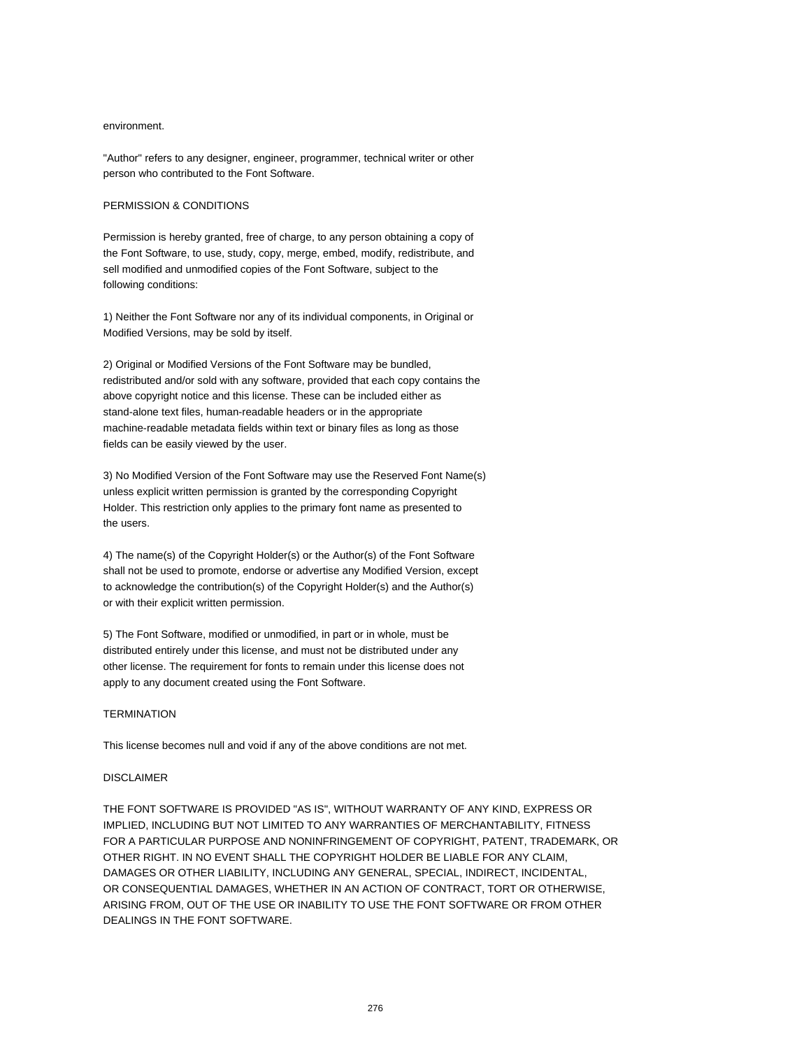environment.

"Author" refers to any designer, engineer, programmer, technical writer or other person who contributed to the Font Software.

PERMISSION & CONDITIONS

Permission is hereby granted, free of charge, to any person obtaining a copy of the Font Software, to use, study, copy, merge, embed, modify, redistribute, and sell modified and unmodified copies of the Font Software, subject to the following conditions:

1) Neither the Font Software nor any of its individual components, in Original or Modified Versions, may be sold by itself.

2) Original or Modified Versions of the Font Software may be bundled, redistributed and/or sold with any software, provided that each copy contains the above copyright notice and this license. These can be included either as stand-alone text files, human-readable headers or in the appropriate machine-readable metadata fields within text or binary files as long as those fields can be easily viewed by the user.

3) No Modified Version of the Font Software may use the Reserved Font Name(s) unless explicit written permission is granted by the corresponding Copyright Holder. This restriction only applies to the primary font name as presented to the users.

4) The name(s) of the Copyright Holder(s) or the Author(s) of the Font Software shall not be used to promote, endorse or advertise any Modified Version, except to acknowledge the contribution(s) of the Copyright Holder(s) and the Author(s) or with their explicit written permission.

5) The Font Software, modified or unmodified, in part or in whole, must be distributed entirely under this license, and must not be distributed under any other license. The requirement for fonts to remain under this license does not apply to any document created using the Font Software.

TERMINATION

This license becomes null and void if any of the above conditions are not met.

DISCLAIMER

THE FONT SOFTWARE IS PROVIDED "AS IS", WITHOUT WARRANTY OF ANY KIND, EXPRESS OR IMPLIED, INCLUDING BUT NOT LIMITED TO ANY WARRANTIES OF MERCHANTABILITY, FITNESS FOR A PARTICULAR PURPOSE AND NONINFRINGEMENT OF COPYRIGHT, PATENT, TRADEMARK, OR OTHER RIGHT. IN NO EVENT SHALL THE COPYRIGHT HOLDER BE LIABLE FOR ANY CLAIM, DAMAGES OR OTHER LIABILITY, INCLUDING ANY GENERAL, SPECIAL, INDIRECT, INCIDENTAL, OR CONSEQUENTIAL DAMAGES, WHETHER IN AN ACTION OF CONTRACT, TORT OR OTHERWISE, ARISING FROM, OUT OF THE USE OR INABILITY TO USE THE FONT SOFTWARE OR FROM OTHER DEALINGS IN THE FONT SOFTWARE.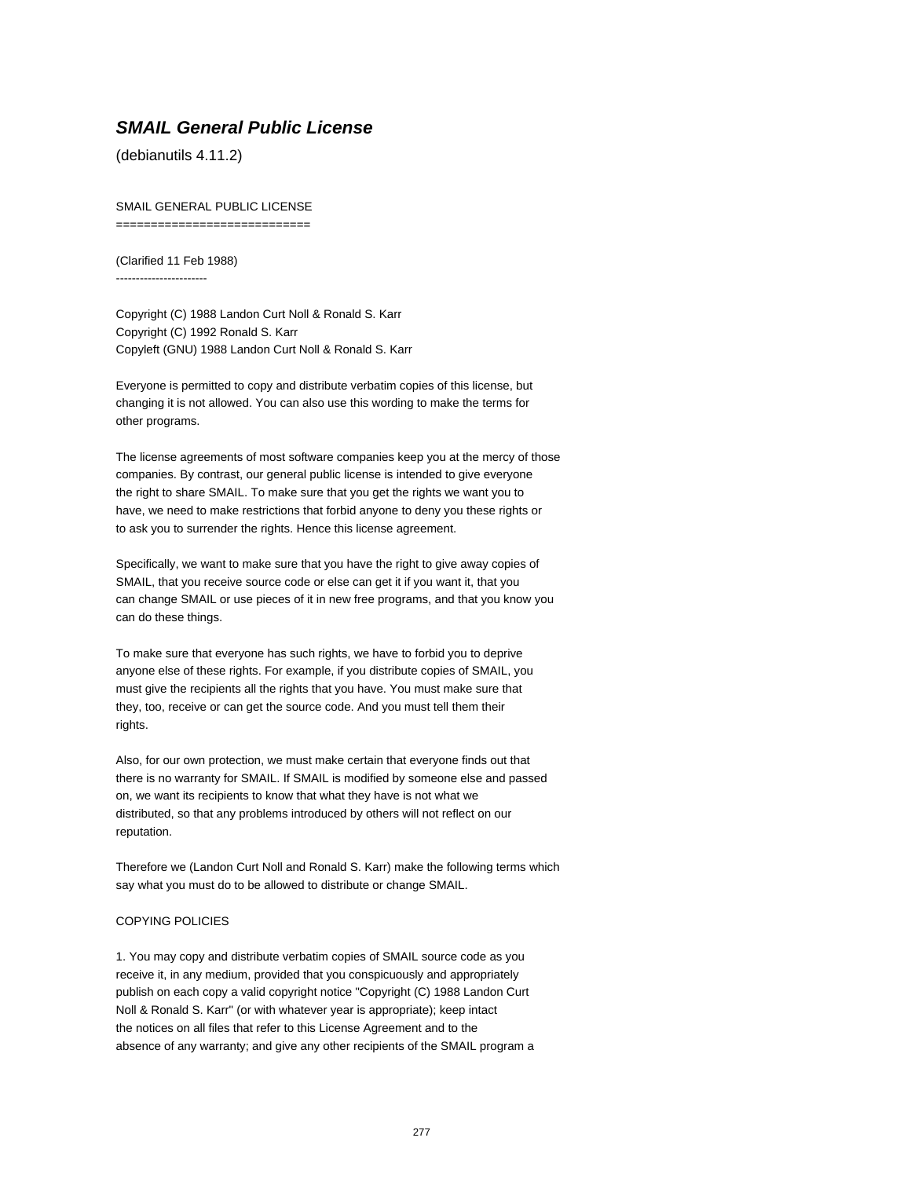## ***SMAIL General Public License***

(debianutils 4.11.2)

SMAIL GENERAL PUBLIC LICENSE
===========================

(Clarified 11 Feb 1988)
-----------------------

Copyright (C) 1988 Landon Curt Noll & Ronald S. Karr
Copyright (C) 1992 Ronald S. Karr
Copyleft (GNU) 1988 Landon Curt Noll & Ronald S. Karr

Everyone is permitted to copy and distribute verbatim copies of this license, but changing it is not allowed. You can also use this wording to make the terms for other programs.

The license agreements of most software companies keep you at the mercy of those companies. By contrast, our general public license is intended to give everyone the right to share SMAIL. To make sure that you get the rights we want you to have, we need to make restrictions that forbid anyone to deny you these rights or to ask you to surrender the rights. Hence this license agreement.

Specifically, we want to make sure that you have the right to give away copies of SMAIL, that you receive source code or else can get it if you want it, that you can change SMAIL or use pieces of it in new free programs, and that you know you can do these things.

To make sure that everyone has such rights, we have to forbid you to deprive anyone else of these rights. For example, if you distribute copies of SMAIL, you must give the recipients all the rights that you have. You must make sure that they, too, receive or can get the source code. And you must tell them their rights.

Also, for our own protection, we must make certain that everyone finds out that there is no warranty for SMAIL. If SMAIL is modified by someone else and passed on, we want its recipients to know that what they have is not what we distributed, so that any problems introduced by others will not reflect on our reputation.

Therefore we (Landon Curt Noll and Ronald S. Karr) make the following terms which say what you must do to be allowed to distribute or change SMAIL.

COPYING POLICIES

1. You may copy and distribute verbatim copies of SMAIL source code as you receive it, in any medium, provided that you conspicuously and appropriately publish on each copy a valid copyright notice "Copyright (C) 1988 Landon Curt Noll & Ronald S. Karr" (or with whatever year is appropriate); keep intact the notices on all files that refer to this License Agreement and to the absence of any warranty; and give any other recipients of the SMAIL program a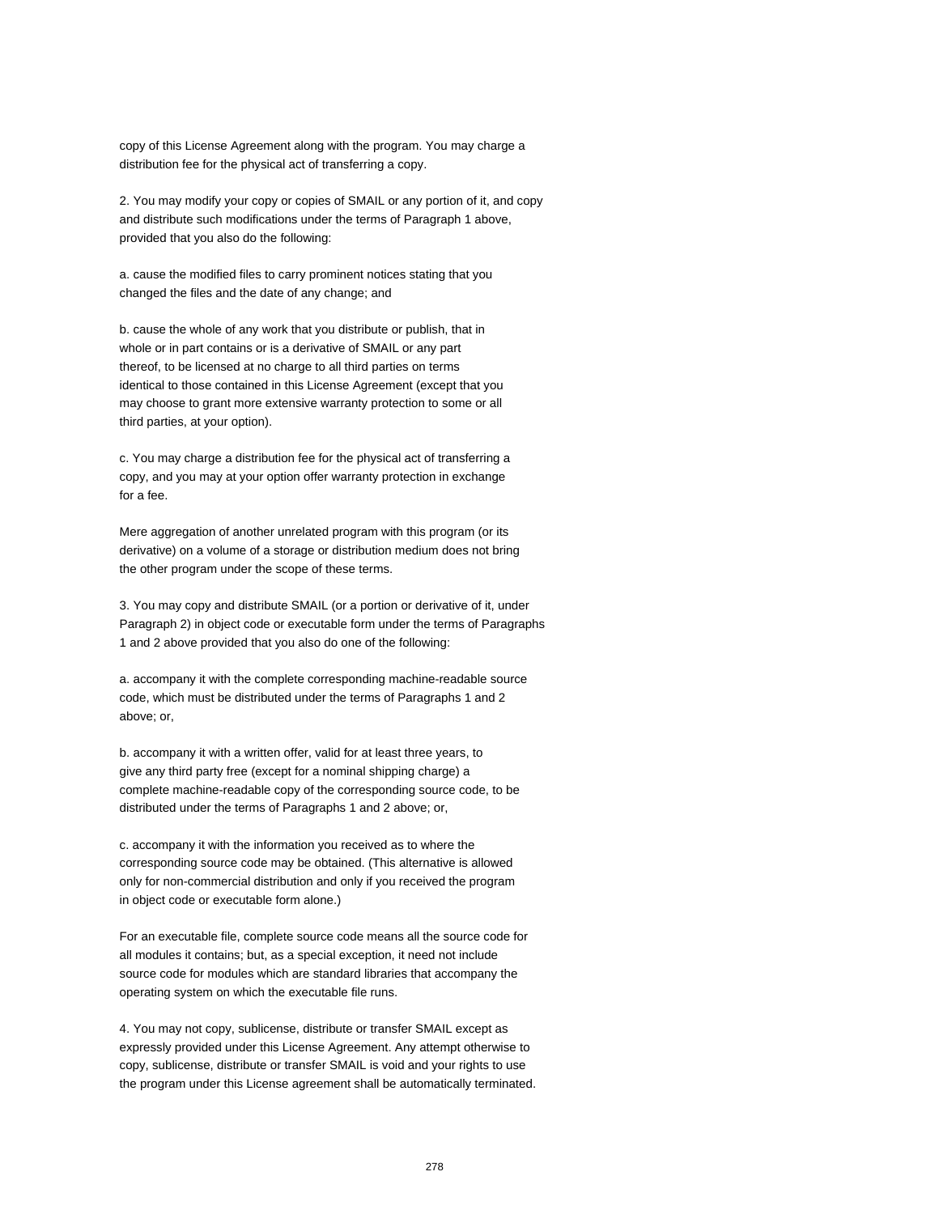copy of this License Agreement along with the program. You may charge a distribution fee for the physical act of transferring a copy.

2. You may modify your copy or copies of SMAIL or any portion of it, and copy and distribute such modifications under the terms of Paragraph 1 above, provided that you also do the following:

a. cause the modified files to carry prominent notices stating that you changed the files and the date of any change; and

b. cause the whole of any work that you distribute or publish, that in whole or in part contains or is a derivative of SMAIL or any part thereof, to be licensed at no charge to all third parties on terms identical to those contained in this License Agreement (except that you may choose to grant more extensive warranty protection to some or all third parties, at your option).

c. You may charge a distribution fee for the physical act of transferring a copy, and you may at your option offer warranty protection in exchange for a fee.

Mere aggregation of another unrelated program with this program (or its derivative) on a volume of a storage or distribution medium does not bring the other program under the scope of these terms.

3. You may copy and distribute SMAIL (or a portion or derivative of it, under Paragraph 2) in object code or executable form under the terms of Paragraphs 1 and 2 above provided that you also do one of the following:

a. accompany it with the complete corresponding machine-readable source code, which must be distributed under the terms of Paragraphs 1 and 2 above; or,

b. accompany it with a written offer, valid for at least three years, to give any third party free (except for a nominal shipping charge) a complete machine-readable copy of the corresponding source code, to be distributed under the terms of Paragraphs 1 and 2 above; or,

c. accompany it with the information you received as to where the corresponding source code may be obtained. (This alternative is allowed only for non-commercial distribution and only if you received the program in object code or executable form alone.)

For an executable file, complete source code means all the source code for all modules it contains; but, as a special exception, it need not include source code for modules which are standard libraries that accompany the operating system on which the executable file runs.

4. You may not copy, sublicense, distribute or transfer SMAIL except as expressly provided under this License Agreement. Any attempt otherwise to copy, sublicense, distribute or transfer SMAIL is void and your rights to use the program under this License agreement shall be automatically terminated.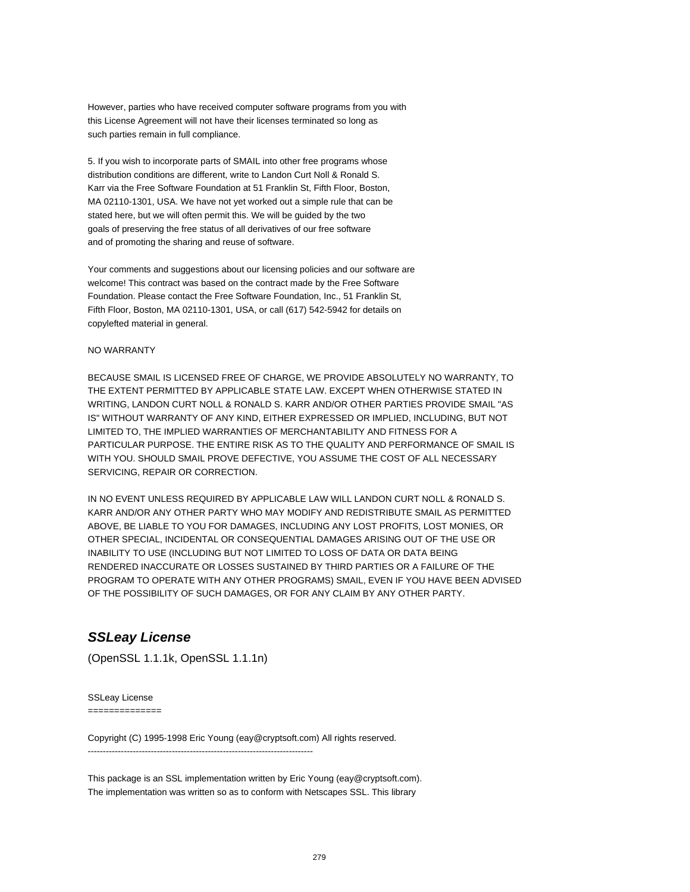However, parties who have received computer software programs from you with this License Agreement will not have their licenses terminated so long as such parties remain in full compliance.

5. If you wish to incorporate parts of SMAIL into other free programs whose distribution conditions are different, write to Landon Curt Noll & Ronald S. Karr via the Free Software Foundation at 51 Franklin St, Fifth Floor, Boston, MA 02110-1301, USA. We have not yet worked out a simple rule that can be stated here, but we will often permit this. We will be guided by the two goals of preserving the free status of all derivatives of our free software and of promoting the sharing and reuse of software.

Your comments and suggestions about our licensing policies and our software are welcome! This contract was based on the contract made by the Free Software Foundation. Please contact the Free Software Foundation, Inc., 51 Franklin St, Fifth Floor, Boston, MA 02110-1301, USA, or call (617) 542-5942 for details on copylefted material in general.

NO WARRANTY

BECAUSE SMAIL IS LICENSED FREE OF CHARGE, WE PROVIDE ABSOLUTELY NO WARRANTY, TO THE EXTENT PERMITTED BY APPLICABLE STATE LAW. EXCEPT WHEN OTHERWISE STATED IN WRITING, LANDON CURT NOLL & RONALD S. KARR AND/OR OTHER PARTIES PROVIDE SMAIL "AS IS" WITHOUT WARRANTY OF ANY KIND, EITHER EXPRESSED OR IMPLIED, INCLUDING, BUT NOT LIMITED TO, THE IMPLIED WARRANTIES OF MERCHANTABILITY AND FITNESS FOR A PARTICULAR PURPOSE. THE ENTIRE RISK AS TO THE QUALITY AND PERFORMANCE OF SMAIL IS WITH YOU. SHOULD SMAIL PROVE DEFECTIVE, YOU ASSUME THE COST OF ALL NECESSARY SERVICING, REPAIR OR CORRECTION.

IN NO EVENT UNLESS REQUIRED BY APPLICABLE LAW WILL LANDON CURT NOLL & RONALD S. KARR AND/OR ANY OTHER PARTY WHO MAY MODIFY AND REDISTRIBUTE SMAIL AS PERMITTED ABOVE, BE LIABLE TO YOU FOR DAMAGES, INCLUDING ANY LOST PROFITS, LOST MONIES, OR OTHER SPECIAL, INCIDENTAL OR CONSEQUENTIAL DAMAGES ARISING OUT OF THE USE OR INABILITY TO USE (INCLUDING BUT NOT LIMITED TO LOSS OF DATA OR DATA BEING RENDERED INACCURATE OR LOSSES SUSTAINED BY THIRD PARTIES OR A FAILURE OF THE PROGRAM TO OPERATE WITH ANY OTHER PROGRAMS) SMAIL, EVEN IF YOU HAVE BEEN ADVISED OF THE POSSIBILITY OF SUCH DAMAGES, OR FOR ANY CLAIM BY ANY OTHER PARTY.

## ***SSLeay License***

(OpenSSL 1.1.1k, OpenSSL 1.1.1n)

SSLeay License
==============

Copyright (C) 1995-1998 Eric Young (eay@cryptsoft.com) All rights reserved.
---------------------------------------------------------------------------

This package is an SSL implementation written by Eric Young (eay@cryptsoft.com). The implementation was written so as to conform with Netscapes SSL. This library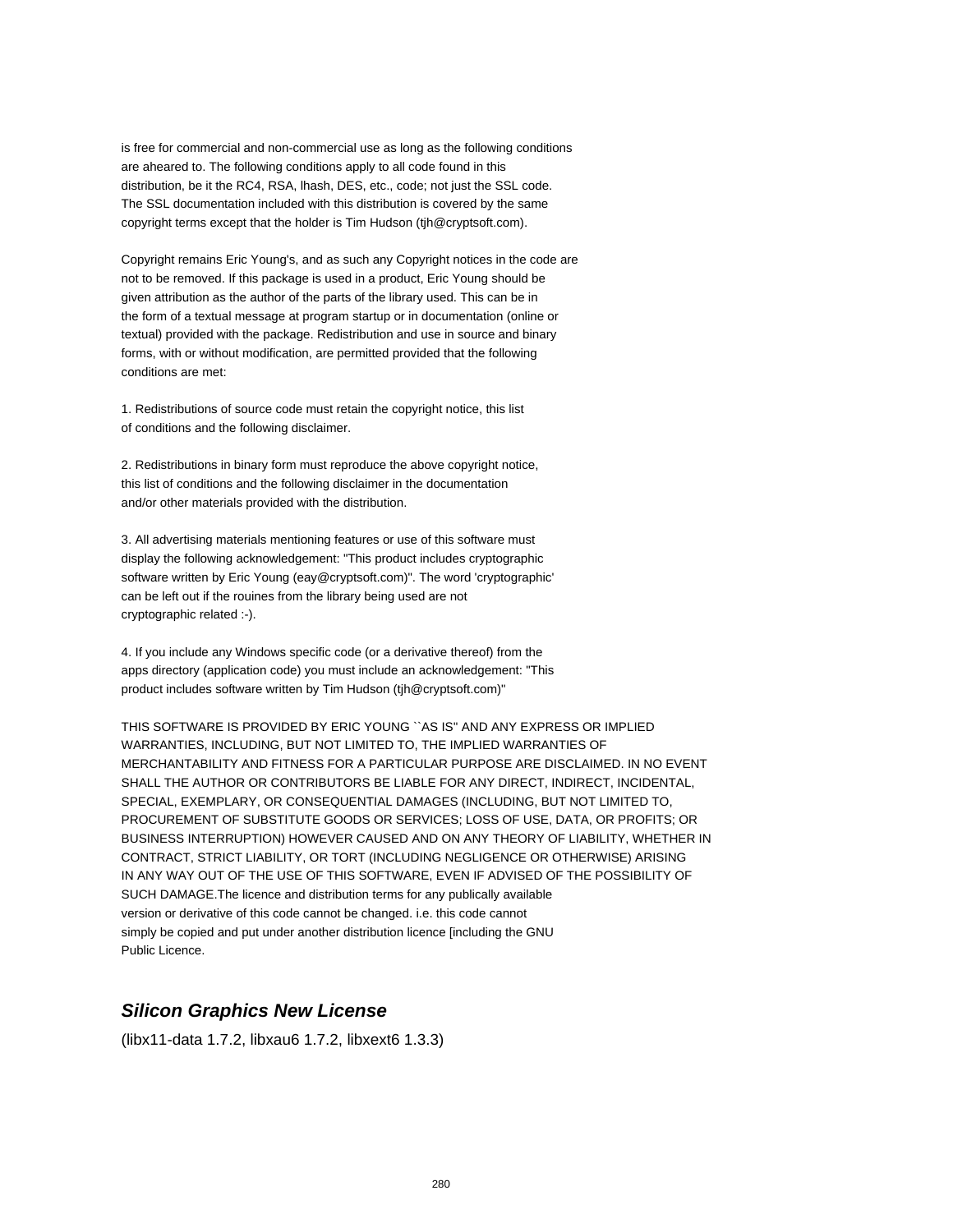is free for commercial and non-commercial use as long as the following conditions are aheared to. The following conditions apply to all code found in this distribution, be it the RC4, RSA, lhash, DES, etc., code; not just the SSL code. The SSL documentation included with this distribution is covered by the same copyright terms except that the holder is Tim Hudson (tjh@cryptsoft.com).

Copyright remains Eric Young's, and as such any Copyright notices in the code are not to be removed. If this package is used in a product, Eric Young should be given attribution as the author of the parts of the library used. This can be in the form of a textual message at program startup or in documentation (online or textual) provided with the package. Redistribution and use in source and binary forms, with or without modification, are permitted provided that the following conditions are met:

1. Redistributions of source code must retain the copyright notice, this list of conditions and the following disclaimer.

2. Redistributions in binary form must reproduce the above copyright notice, this list of conditions and the following disclaimer in the documentation and/or other materials provided with the distribution.

3. All advertising materials mentioning features or use of this software must display the following acknowledgement: "This product includes cryptographic software written by Eric Young (eay@cryptsoft.com)". The word 'cryptographic' can be left out if the rouines from the library being used are not cryptographic related :-).

4. If you include any Windows specific code (or a derivative thereof) from the apps directory (application code) you must include an acknowledgement: "This product includes software written by Tim Hudson (tjh@cryptsoft.com)"

THIS SOFTWARE IS PROVIDED BY ERIC YOUNG ``AS IS'' AND ANY EXPRESS OR IMPLIED WARRANTIES, INCLUDING, BUT NOT LIMITED TO, THE IMPLIED WARRANTIES OF MERCHANTABILITY AND FITNESS FOR A PARTICULAR PURPOSE ARE DISCLAIMED. IN NO EVENT SHALL THE AUTHOR OR CONTRIBUTORS BE LIABLE FOR ANY DIRECT, INDIRECT, INCIDENTAL, SPECIAL, EXEMPLARY, OR CONSEQUENTIAL DAMAGES (INCLUDING, BUT NOT LIMITED TO, PROCUREMENT OF SUBSTITUTE GOODS OR SERVICES; LOSS OF USE, DATA, OR PROFITS; OR BUSINESS INTERRUPTION) HOWEVER CAUSED AND ON ANY THEORY OF LIABILITY, WHETHER IN CONTRACT, STRICT LIABILITY, OR TORT (INCLUDING NEGLIGENCE OR OTHERWISE) ARISING IN ANY WAY OUT OF THE USE OF THIS SOFTWARE, EVEN IF ADVISED OF THE POSSIBILITY OF SUCH DAMAGE.The licence and distribution terms for any publically available version or derivative of this code cannot be changed. i.e. this code cannot simply be copied and put under another distribution licence [including the GNU Public Licence.

## *Silicon Graphics New License*

(libx11-data 1.7.2, libxau6 1.7.2, libxext6 1.3.3)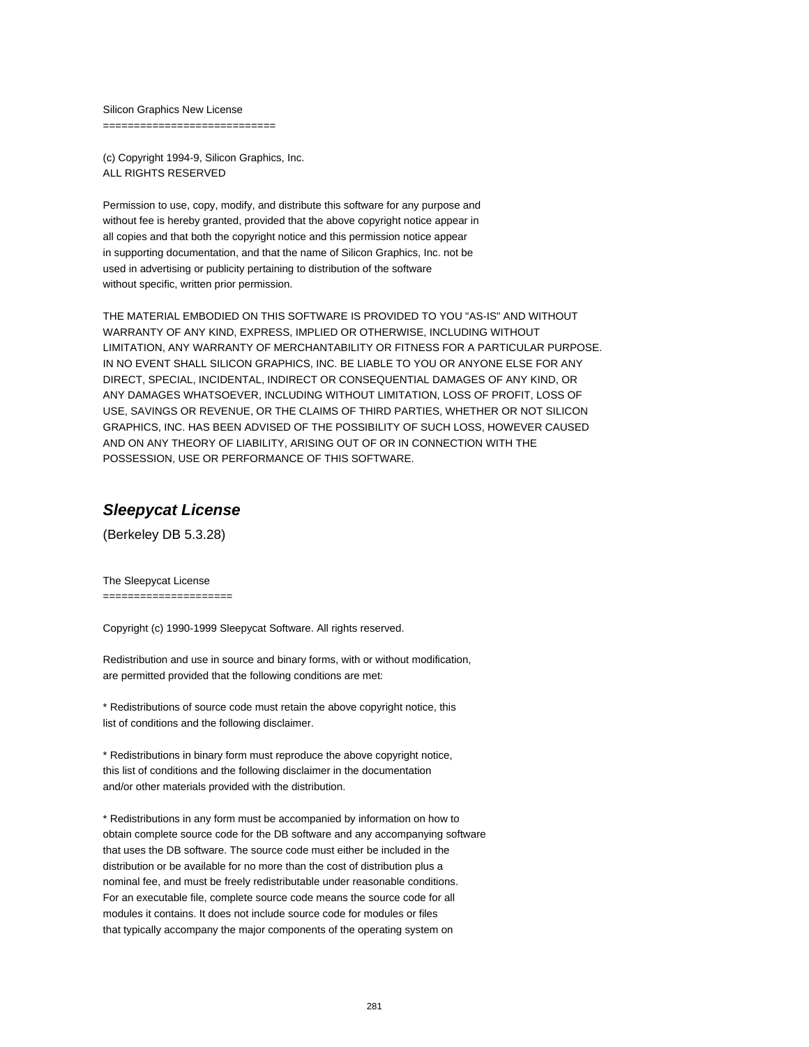Silicon Graphics New License
============================

(c) Copyright 1994-9, Silicon Graphics, Inc.
ALL RIGHTS RESERVED

Permission to use, copy, modify, and distribute this software for any purpose and without fee is hereby granted, provided that the above copyright notice appear in all copies and that both the copyright notice and this permission notice appear in supporting documentation, and that the name of Silicon Graphics, Inc. not be used in advertising or publicity pertaining to distribution of the software without specific, written prior permission.

THE MATERIAL EMBODIED ON THIS SOFTWARE IS PROVIDED TO YOU "AS-IS" AND WITHOUT WARRANTY OF ANY KIND, EXPRESS, IMPLIED OR OTHERWISE, INCLUDING WITHOUT LIMITATION, ANY WARRANTY OF MERCHANTABILITY OR FITNESS FOR A PARTICULAR PURPOSE. IN NO EVENT SHALL SILICON GRAPHICS, INC. BE LIABLE TO YOU OR ANYONE ELSE FOR ANY DIRECT, SPECIAL, INCIDENTAL, INDIRECT OR CONSEQUENTIAL DAMAGES OF ANY KIND, OR ANY DAMAGES WHATSOEVER, INCLUDING WITHOUT LIMITATION, LOSS OF PROFIT, LOSS OF USE, SAVINGS OR REVENUE, OR THE CLAIMS OF THIRD PARTIES, WHETHER OR NOT SILICON GRAPHICS, INC. HAS BEEN ADVISED OF THE POSSIBILITY OF SUCH LOSS, HOWEVER CAUSED AND ON ANY THEORY OF LIABILITY, ARISING OUT OF OR IN CONNECTION WITH THE POSSESSION, USE OR PERFORMANCE OF THIS SOFTWARE.

## *Sleepycat License*

(Berkeley DB 5.3.28)

The Sleepycat License
=====================

Copyright (c) 1990-1999 Sleepycat Software. All rights reserved.

Redistribution and use in source and binary forms, with or without modification, are permitted provided that the following conditions are met:

* Redistributions of source code must retain the above copyright notice, this list of conditions and the following disclaimer.

* Redistributions in binary form must reproduce the above copyright notice, this list of conditions and the following disclaimer in the documentation and/or other materials provided with the distribution.

* Redistributions in any form must be accompanied by information on how to obtain complete source code for the DB software and any accompanying software that uses the DB software. The source code must either be included in the distribution or be available for no more than the cost of distribution plus a nominal fee, and must be freely redistributable under reasonable conditions. For an executable file, complete source code means the source code for all modules it contains. It does not include source code for modules or files that typically accompany the major components of the operating system on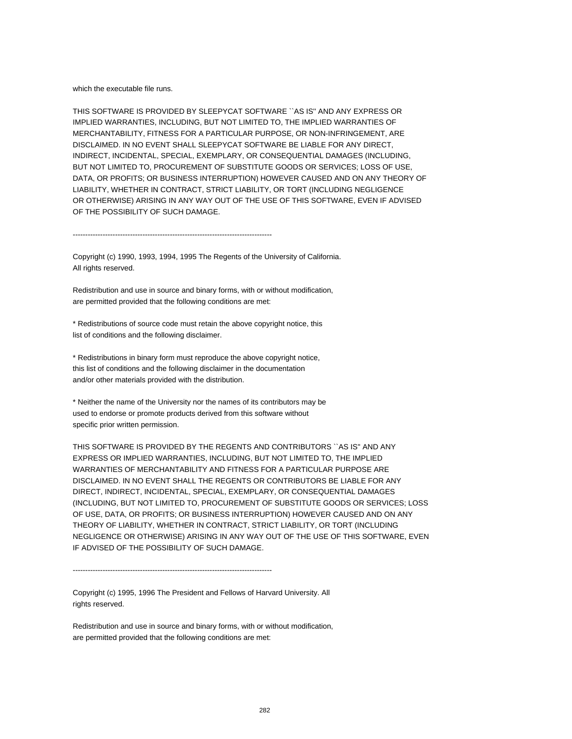which the executable file runs.

THIS SOFTWARE IS PROVIDED BY SLEEPYCAT SOFTWARE ``AS IS'' AND ANY EXPRESS OR IMPLIED WARRANTIES, INCLUDING, BUT NOT LIMITED TO, THE IMPLIED WARRANTIES OF MERCHANTABILITY, FITNESS FOR A PARTICULAR PURPOSE, OR NON-INFRINGEMENT, ARE DISCLAIMED. IN NO EVENT SHALL SLEEPYCAT SOFTWARE BE LIABLE FOR ANY DIRECT, INDIRECT, INCIDENTAL, SPECIAL, EXEMPLARY, OR CONSEQUENTIAL DAMAGES (INCLUDING, BUT NOT LIMITED TO, PROCUREMENT OF SUBSTITUTE GOODS OR SERVICES; LOSS OF USE, DATA, OR PROFITS; OR BUSINESS INTERRUPTION) HOWEVER CAUSED AND ON ANY THEORY OF LIABILITY, WHETHER IN CONTRACT, STRICT LIABILITY, OR TORT (INCLUDING NEGLIGENCE OR OTHERWISE) ARISING IN ANY WAY OUT OF THE USE OF THIS SOFTWARE, EVEN IF ADVISED OF THE POSSIBILITY OF SUCH DAMAGE.

--------------------------------------------------------------------------------

Copyright (c) 1990, 1993, 1994, 1995 The Regents of the University of California. All rights reserved.

Redistribution and use in source and binary forms, with or without modification, are permitted provided that the following conditions are met:

* Redistributions of source code must retain the above copyright notice, this list of conditions and the following disclaimer.

* Redistributions in binary form must reproduce the above copyright notice, this list of conditions and the following disclaimer in the documentation and/or other materials provided with the distribution.

* Neither the name of the University nor the names of its contributors may be used to endorse or promote products derived from this software without specific prior written permission.

THIS SOFTWARE IS PROVIDED BY THE REGENTS AND CONTRIBUTORS ``AS IS'' AND ANY EXPRESS OR IMPLIED WARRANTIES, INCLUDING, BUT NOT LIMITED TO, THE IMPLIED WARRANTIES OF MERCHANTABILITY AND FITNESS FOR A PARTICULAR PURPOSE ARE DISCLAIMED. IN NO EVENT SHALL THE REGENTS OR CONTRIBUTORS BE LIABLE FOR ANY DIRECT, INDIRECT, INCIDENTAL, SPECIAL, EXEMPLARY, OR CONSEQUENTIAL DAMAGES (INCLUDING, BUT NOT LIMITED TO, PROCUREMENT OF SUBSTITUTE GOODS OR SERVICES; LOSS OF USE, DATA, OR PROFITS; OR BUSINESS INTERRUPTION) HOWEVER CAUSED AND ON ANY THEORY OF LIABILITY, WHETHER IN CONTRACT, STRICT LIABILITY, OR TORT (INCLUDING NEGLIGENCE OR OTHERWISE) ARISING IN ANY WAY OUT OF THE USE OF THIS SOFTWARE, EVEN IF ADVISED OF THE POSSIBILITY OF SUCH DAMAGE.

--------------------------------------------------------------------------------

Copyright (c) 1995, 1996 The President and Fellows of Harvard University. All rights reserved.

Redistribution and use in source and binary forms, with or without modification, are permitted provided that the following conditions are met: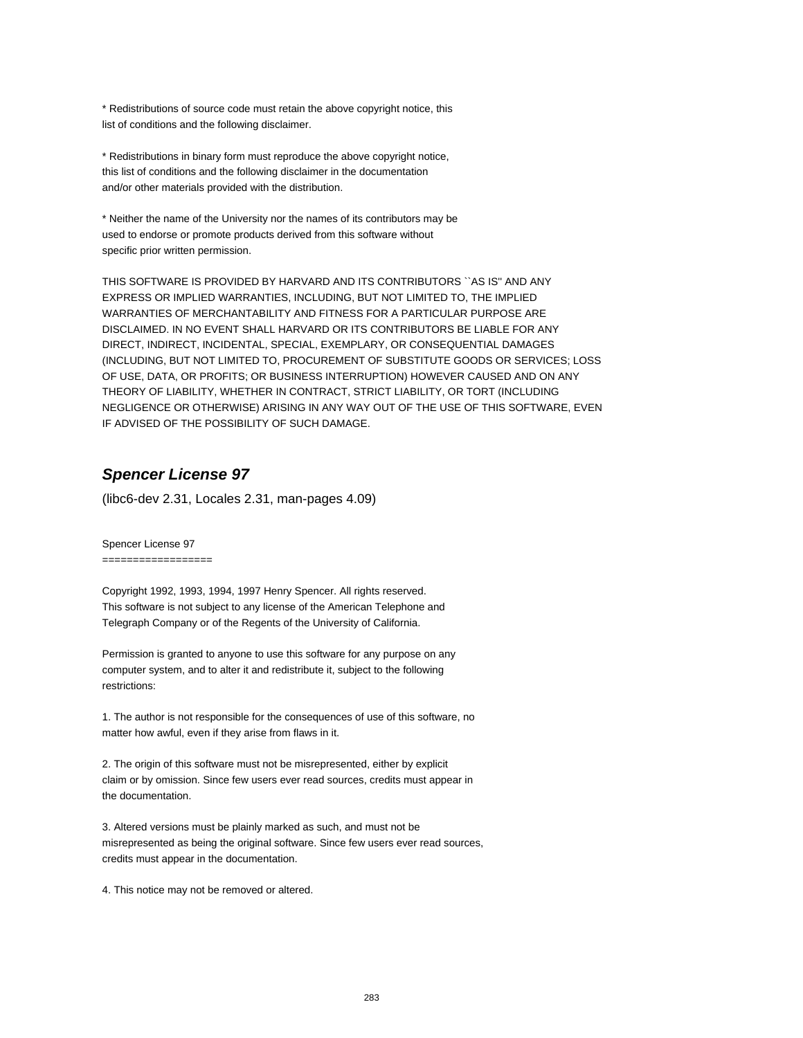* Redistributions of source code must retain the above copyright notice, this list of conditions and the following disclaimer.

* Redistributions in binary form must reproduce the above copyright notice, this list of conditions and the following disclaimer in the documentation and/or other materials provided with the distribution.

* Neither the name of the University nor the names of its contributors may be used to endorse or promote products derived from this software without specific prior written permission.

THIS SOFTWARE IS PROVIDED BY HARVARD AND ITS CONTRIBUTORS ``AS IS'' AND ANY EXPRESS OR IMPLIED WARRANTIES, INCLUDING, BUT NOT LIMITED TO, THE IMPLIED WARRANTIES OF MERCHANTABILITY AND FITNESS FOR A PARTICULAR PURPOSE ARE DISCLAIMED. IN NO EVENT SHALL HARVARD OR ITS CONTRIBUTORS BE LIABLE FOR ANY DIRECT, INDIRECT, INCIDENTAL, SPECIAL, EXEMPLARY, OR CONSEQUENTIAL DAMAGES (INCLUDING, BUT NOT LIMITED TO, PROCUREMENT OF SUBSTITUTE GOODS OR SERVICES; LOSS OF USE, DATA, OR PROFITS; OR BUSINESS INTERRUPTION) HOWEVER CAUSED AND ON ANY THEORY OF LIABILITY, WHETHER IN CONTRACT, STRICT LIABILITY, OR TORT (INCLUDING NEGLIGENCE OR OTHERWISE) ARISING IN ANY WAY OUT OF THE USE OF THIS SOFTWARE, EVEN IF ADVISED OF THE POSSIBILITY OF SUCH DAMAGE.

## *Spencer License 97*

(libc6-dev 2.31, Locales 2.31, man-pages 4.09)

Spencer License 97
==================

Copyright 1992, 1993, 1994, 1997 Henry Spencer. All rights reserved. This software is not subject to any license of the American Telephone and Telegraph Company or of the Regents of the University of California.

Permission is granted to anyone to use this software for any purpose on any computer system, and to alter it and redistribute it, subject to the following restrictions:

1. The author is not responsible for the consequences of use of this software, no matter how awful, even if they arise from flaws in it.

2. The origin of this software must not be misrepresented, either by explicit claim or by omission. Since few users ever read sources, credits must appear in the documentation.

3. Altered versions must be plainly marked as such, and must not be misrepresented as being the original software. Since few users ever read sources, credits must appear in the documentation.

4. This notice may not be removed or altered.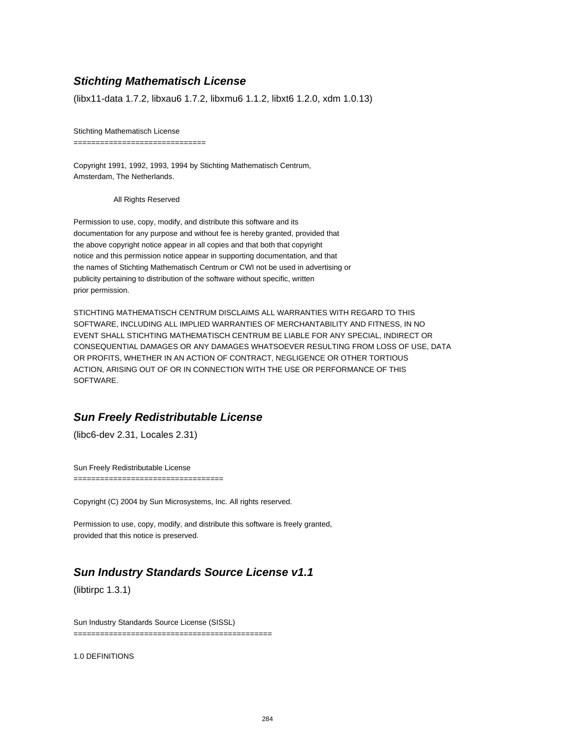## *Stichting Mathematisch License*

(libx11-data 1.7.2, libxau6 1.7.2, libxmu6 1.1.2, libxt6 1.2.0, xdm 1.0.13)

Stichting Mathematisch License
==============================

Copyright 1991, 1992, 1993, 1994 by Stichting Mathematisch Centrum,
Amsterdam, The Netherlands.

All Rights Reserved

Permission to use, copy, modify, and distribute this software and its
documentation for any purpose and without fee is hereby granted, provided that
the above copyright notice appear in all copies and that both that copyright
notice and this permission notice appear in supporting documentation, and that
the names of Stichting Mathematisch Centrum or CWI not be used in advertising or
publicity pertaining to distribution of the software without specific, written
prior permission.

STICHTING MATHEMATISCH CENTRUM DISCLAIMS ALL WARRANTIES WITH REGARD TO THIS
SOFTWARE, INCLUDING ALL IMPLIED WARRANTIES OF MERCHANTABILITY AND FITNESS, IN NO
EVENT SHALL STICHTING MATHEMATISCH CENTRUM BE LIABLE FOR ANY SPECIAL, INDIRECT OR
CONSEQUENTIAL DAMAGES OR ANY DAMAGES WHATSOEVER RESULTING FROM LOSS OF USE, DATA
OR PROFITS, WHETHER IN AN ACTION OF CONTRACT, NEGLIGENCE OR OTHER TORTIOUS
ACTION, ARISING OUT OF OR IN CONNECTION WITH THE USE OR PERFORMANCE OF THIS
SOFTWARE.

## *Sun Freely Redistributable License*

(libc6-dev 2.31, Locales 2.31)

Sun Freely Redistributable License
==================================

Copyright (C) 2004 by Sun Microsystems, Inc. All rights reserved.

Permission to use, copy, modify, and distribute this software is freely granted,
provided that this notice is preserved.

## *Sun Industry Standards Source License v1.1*

(libtirpc 1.3.1)

Sun Industry Standards Source License (SISSL)
=============================================

1.0 DEFINITIONS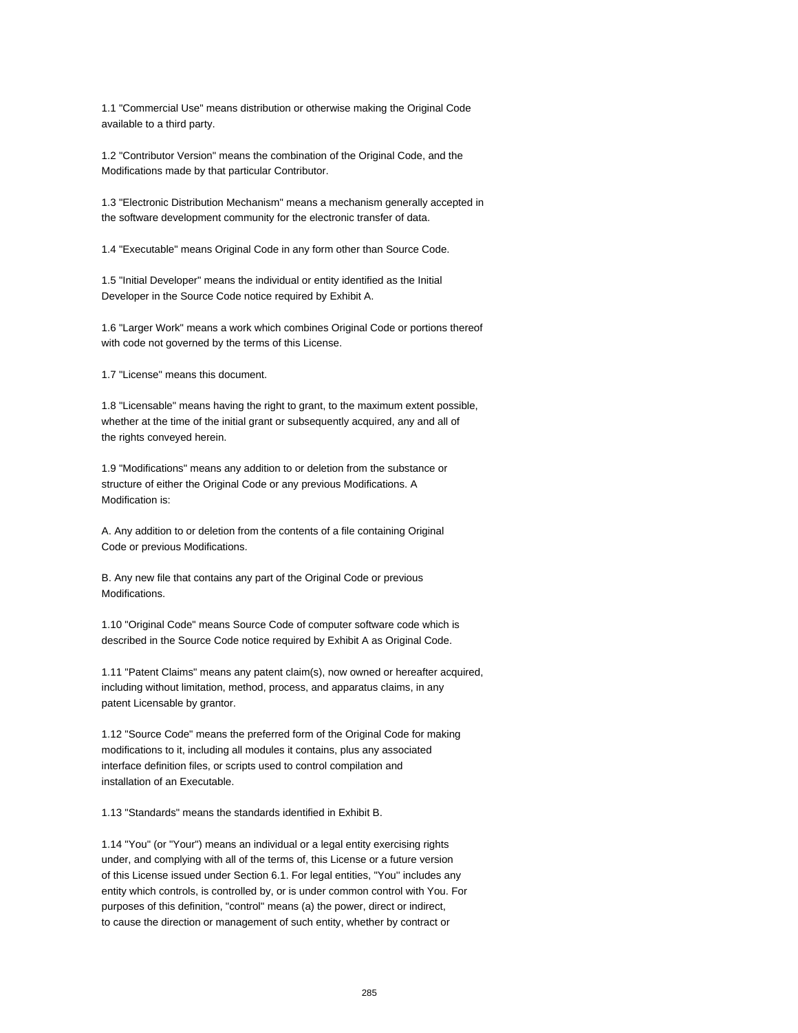1.1 "Commercial Use" means distribution or otherwise making the Original Code available to a third party.

1.2 "Contributor Version" means the combination of the Original Code, and the Modifications made by that particular Contributor.

1.3 "Electronic Distribution Mechanism" means a mechanism generally accepted in the software development community for the electronic transfer of data.

1.4 "Executable" means Original Code in any form other than Source Code.

1.5 "Initial Developer" means the individual or entity identified as the Initial Developer in the Source Code notice required by Exhibit A.

1.6 "Larger Work" means a work which combines Original Code or portions thereof with code not governed by the terms of this License.

1.7 "License" means this document.

1.8 "Licensable" means having the right to grant, to the maximum extent possible, whether at the time of the initial grant or subsequently acquired, any and all of the rights conveyed herein.

1.9 "Modifications" means any addition to or deletion from the substance or structure of either the Original Code or any previous Modifications. A Modification is:

A. Any addition to or deletion from the contents of a file containing Original Code or previous Modifications.

B. Any new file that contains any part of the Original Code or previous Modifications.

1.10 "Original Code" means Source Code of computer software code which is described in the Source Code notice required by Exhibit A as Original Code.

1.11 "Patent Claims" means any patent claim(s), now owned or hereafter acquired, including without limitation, method, process, and apparatus claims, in any patent Licensable by grantor.

1.12 "Source Code" means the preferred form of the Original Code for making modifications to it, including all modules it contains, plus any associated interface definition files, or scripts used to control compilation and installation of an Executable.

1.13 "Standards" means the standards identified in Exhibit B.

1.14 "You" (or "Your") means an individual or a legal entity exercising rights under, and complying with all of the terms of, this License or a future version of this License issued under Section 6.1. For legal entities, "You" includes any entity which controls, is controlled by, or is under common control with You. For purposes of this definition, "control" means (a) the power, direct or indirect, to cause the direction or management of such entity, whether by contract or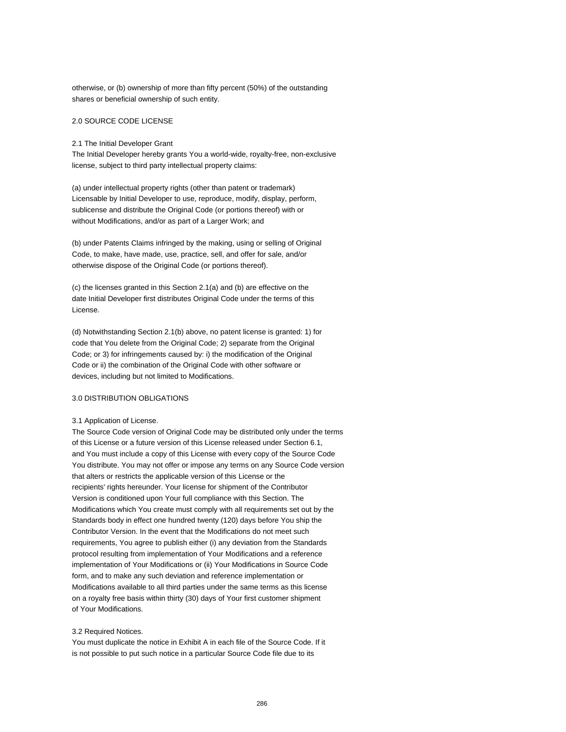otherwise, or (b) ownership of more than fifty percent (50%) of the outstanding shares or beneficial ownership of such entity.

2.0 SOURCE CODE LICENSE

2.1 The Initial Developer Grant
The Initial Developer hereby grants You a world-wide, royalty-free, non-exclusive license, subject to third party intellectual property claims:

(a) under intellectual property rights (other than patent or trademark) Licensable by Initial Developer to use, reproduce, modify, display, perform, sublicense and distribute the Original Code (or portions thereof) with or without Modifications, and/or as part of a Larger Work; and

(b) under Patents Claims infringed by the making, using or selling of Original Code, to make, have made, use, practice, sell, and offer for sale, and/or otherwise dispose of the Original Code (or portions thereof).

(c) the licenses granted in this Section 2.1(a) and (b) are effective on the date Initial Developer first distributes Original Code under the terms of this License.

(d) Notwithstanding Section 2.1(b) above, no patent license is granted: 1) for code that You delete from the Original Code; 2) separate from the Original Code; or 3) for infringements caused by: i) the modification of the Original Code or ii) the combination of the Original Code with other software or devices, including but not limited to Modifications.

3.0 DISTRIBUTION OBLIGATIONS

3.1 Application of License.
The Source Code version of Original Code may be distributed only under the terms of this License or a future version of this License released under Section 6.1, and You must include a copy of this License with every copy of the Source Code You distribute. You may not offer or impose any terms on any Source Code version that alters or restricts the applicable version of this License or the recipients' rights hereunder. Your license for shipment of the Contributor Version is conditioned upon Your full compliance with this Section. The Modifications which You create must comply with all requirements set out by the Standards body in effect one hundred twenty (120) days before You ship the Contributor Version. In the event that the Modifications do not meet such requirements, You agree to publish either (i) any deviation from the Standards protocol resulting from implementation of Your Modifications and a reference implementation of Your Modifications or (ii) Your Modifications in Source Code form, and to make any such deviation and reference implementation or Modifications available to all third parties under the same terms as this license on a royalty free basis within thirty (30) days of Your first customer shipment of Your Modifications.

3.2 Required Notices.
You must duplicate the notice in Exhibit A in each file of the Source Code. If it is not possible to put such notice in a particular Source Code file due to its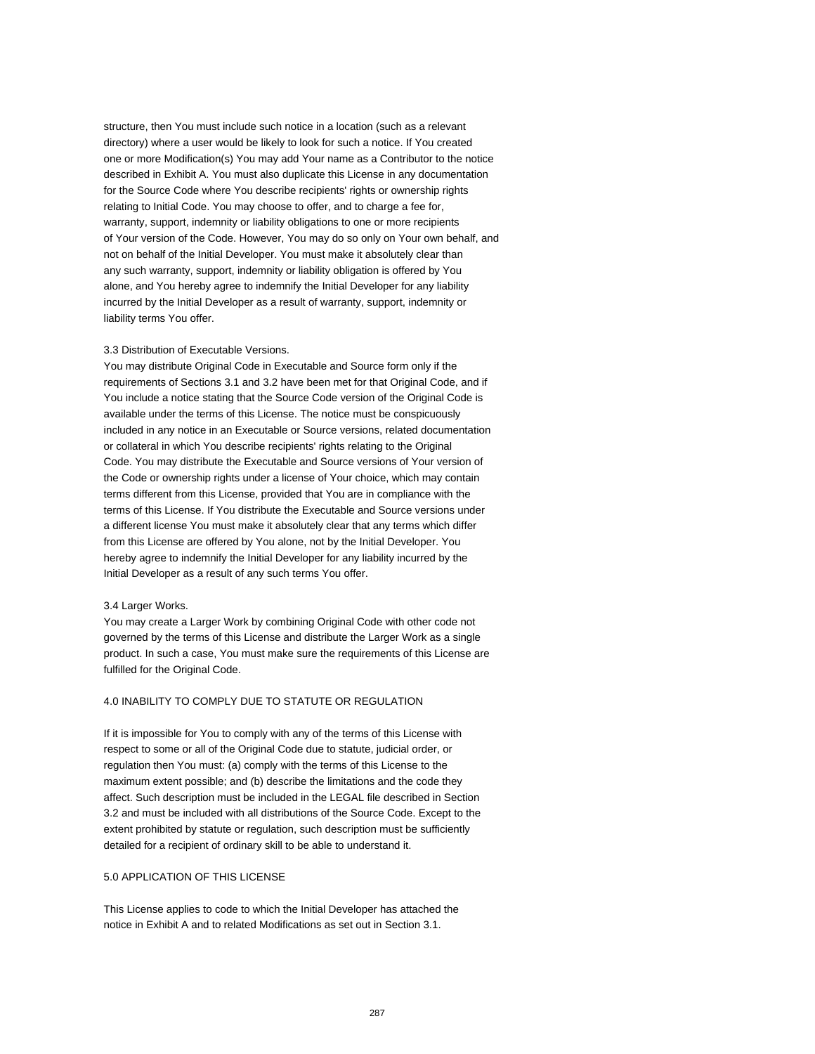structure, then You must include such notice in a location (such as a relevant directory) where a user would be likely to look for such a notice. If You created one or more Modification(s) You may add Your name as a Contributor to the notice described in Exhibit A. You must also duplicate this License in any documentation for the Source Code where You describe recipients' rights or ownership rights relating to Initial Code. You may choose to offer, and to charge a fee for, warranty, support, indemnity or liability obligations to one or more recipients of Your version of the Code. However, You may do so only on Your own behalf, and not on behalf of the Initial Developer. You must make it absolutely clear than any such warranty, support, indemnity or liability obligation is offered by You alone, and You hereby agree to indemnify the Initial Developer for any liability incurred by the Initial Developer as a result of warranty, support, indemnity or liability terms You offer.

3.3 Distribution of Executable Versions.
You may distribute Original Code in Executable and Source form only if the requirements of Sections 3.1 and 3.2 have been met for that Original Code, and if You include a notice stating that the Source Code version of the Original Code is available under the terms of this License. The notice must be conspicuously included in any notice in an Executable or Source versions, related documentation or collateral in which You describe recipients' rights relating to the Original Code. You may distribute the Executable and Source versions of Your version of the Code or ownership rights under a license of Your choice, which may contain terms different from this License, provided that You are in compliance with the terms of this License. If You distribute the Executable and Source versions under a different license You must make it absolutely clear that any terms which differ from this License are offered by You alone, not by the Initial Developer. You hereby agree to indemnify the Initial Developer for any liability incurred by the Initial Developer as a result of any such terms You offer.

3.4 Larger Works.
You may create a Larger Work by combining Original Code with other code not governed by the terms of this License and distribute the Larger Work as a single product. In such a case, You must make sure the requirements of this License are fulfilled for the Original Code.

4.0 INABILITY TO COMPLY DUE TO STATUTE OR REGULATION

If it is impossible for You to comply with any of the terms of this License with respect to some or all of the Original Code due to statute, judicial order, or regulation then You must: (a) comply with the terms of this License to the maximum extent possible; and (b) describe the limitations and the code they affect. Such description must be included in the LEGAL file described in Section 3.2 and must be included with all distributions of the Source Code. Except to the extent prohibited by statute or regulation, such description must be sufficiently detailed for a recipient of ordinary skill to be able to understand it.

5.0 APPLICATION OF THIS LICENSE

This License applies to code to which the Initial Developer has attached the notice in Exhibit A and to related Modifications as set out in Section 3.1.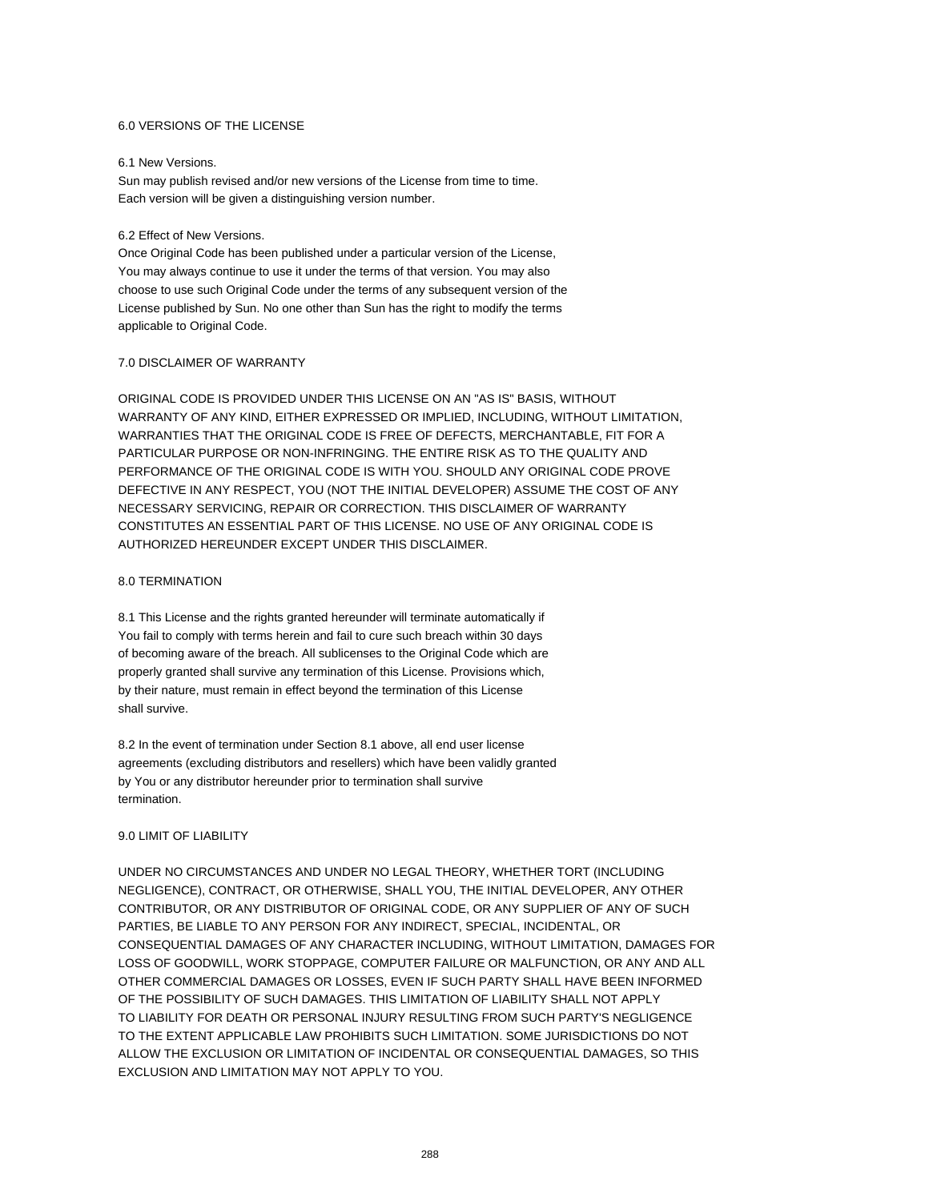6.0 VERSIONS OF THE LICENSE

6.1 New Versions.
Sun may publish revised and/or new versions of the License from time to time.
Each version will be given a distinguishing version number.

6.2 Effect of New Versions.
Once Original Code has been published under a particular version of the License,
You may always continue to use it under the terms of that version. You may also
choose to use such Original Code under the terms of any subsequent version of the
License published by Sun. No one other than Sun has the right to modify the terms
applicable to Original Code.

7.0 DISCLAIMER OF WARRANTY

ORIGINAL CODE IS PROVIDED UNDER THIS LICENSE ON AN "AS IS" BASIS, WITHOUT
WARRANTY OF ANY KIND, EITHER EXPRESSED OR IMPLIED, INCLUDING, WITHOUT LIMITATION,
WARRANTIES THAT THE ORIGINAL CODE IS FREE OF DEFECTS, MERCHANTABLE, FIT FOR A
PARTICULAR PURPOSE OR NON-INFRINGING. THE ENTIRE RISK AS TO THE QUALITY AND
PERFORMANCE OF THE ORIGINAL CODE IS WITH YOU. SHOULD ANY ORIGINAL CODE PROVE
DEFECTIVE IN ANY RESPECT, YOU (NOT THE INITIAL DEVELOPER) ASSUME THE COST OF ANY
NECESSARY SERVICING, REPAIR OR CORRECTION. THIS DISCLAIMER OF WARRANTY
CONSTITUTES AN ESSENTIAL PART OF THIS LICENSE. NO USE OF ANY ORIGINAL CODE IS
AUTHORIZED HEREUNDER EXCEPT UNDER THIS DISCLAIMER.

8.0 TERMINATION

8.1 This License and the rights granted hereunder will terminate automatically if
You fail to comply with terms herein and fail to cure such breach within 30 days
of becoming aware of the breach. All sublicenses to the Original Code which are
properly granted shall survive any termination of this License. Provisions which,
by their nature, must remain in effect beyond the termination of this License
shall survive.

8.2 In the event of termination under Section 8.1 above, all end user license
agreements (excluding distributors and resellers) which have been validly granted
by You or any distributor hereunder prior to termination shall survive
termination.

9.0 LIMIT OF LIABILITY

UNDER NO CIRCUMSTANCES AND UNDER NO LEGAL THEORY, WHETHER TORT (INCLUDING
NEGLIGENCE), CONTRACT, OR OTHERWISE, SHALL YOU, THE INITIAL DEVELOPER, ANY OTHER
CONTRIBUTOR, OR ANY DISTRIBUTOR OF ORIGINAL CODE, OR ANY SUPPLIER OF ANY OF SUCH
PARTIES, BE LIABLE TO ANY PERSON FOR ANY INDIRECT, SPECIAL, INCIDENTAL, OR
CONSEQUENTIAL DAMAGES OF ANY CHARACTER INCLUDING, WITHOUT LIMITATION, DAMAGES FOR
LOSS OF GOODWILL, WORK STOPPAGE, COMPUTER FAILURE OR MALFUNCTION, OR ANY AND ALL
OTHER COMMERCIAL DAMAGES OR LOSSES, EVEN IF SUCH PARTY SHALL HAVE BEEN INFORMED
OF THE POSSIBILITY OF SUCH DAMAGES. THIS LIMITATION OF LIABILITY SHALL NOT APPLY
TO LIABILITY FOR DEATH OR PERSONAL INJURY RESULTING FROM SUCH PARTY'S NEGLIGENCE
TO THE EXTENT APPLICABLE LAW PROHIBITS SUCH LIMITATION. SOME JURISDICTIONS DO NOT
ALLOW THE EXCLUSION OR LIMITATION OF INCIDENTAL OR CONSEQUENTIAL DAMAGES, SO THIS
EXCLUSION AND LIMITATION MAY NOT APPLY TO YOU.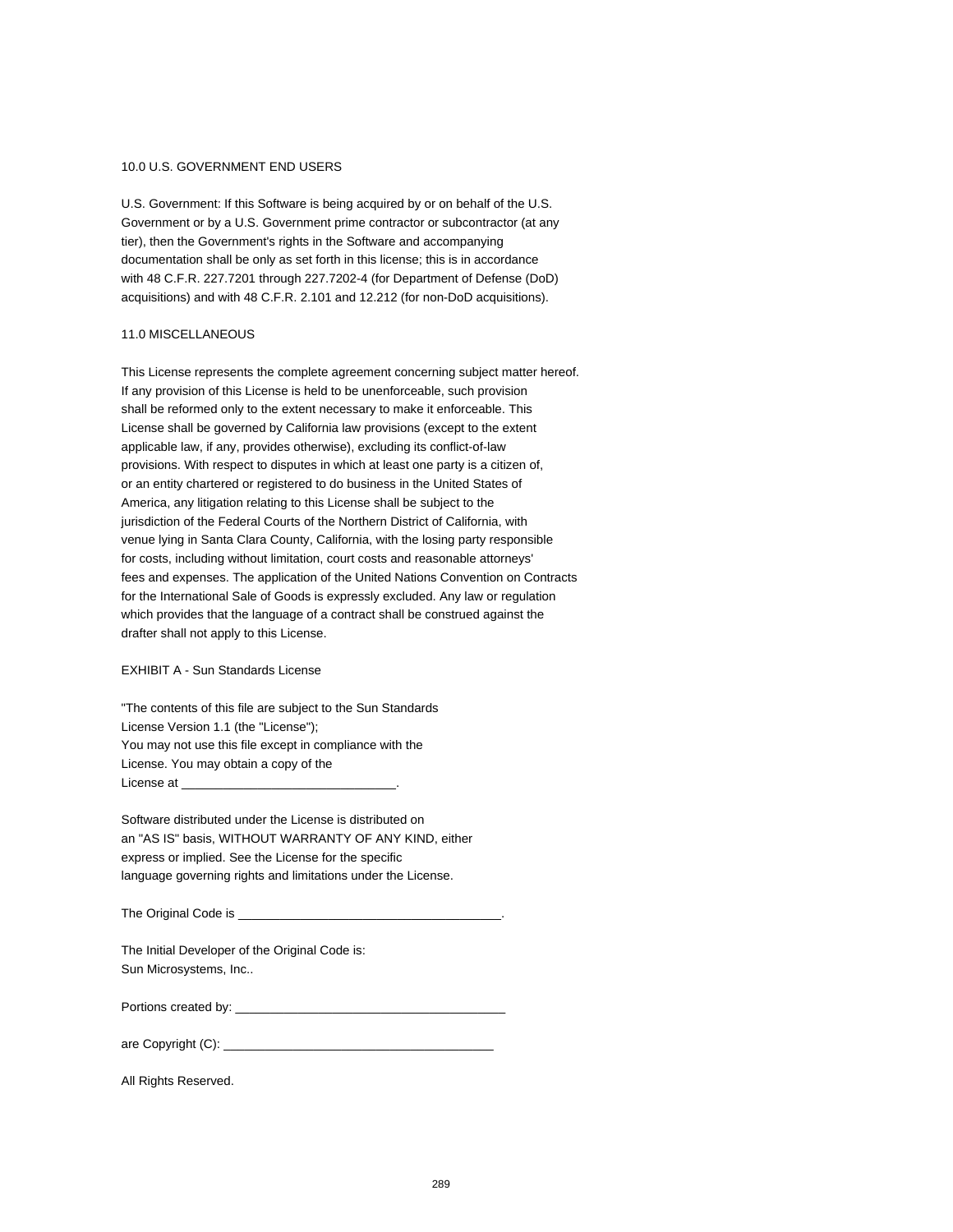## 10.0 U.S. GOVERNMENT END USERS

U.S. Government: If this Software is being acquired by or on behalf of the U.S. Government or by a U.S. Government prime contractor or subcontractor (at any tier), then the Government's rights in the Software and accompanying documentation shall be only as set forth in this license; this is in accordance with 48 C.F.R. 227.7201 through 227.7202-4 (for Department of Defense (DoD) acquisitions) and with 48 C.F.R. 2.101 and 12.212 (for non-DoD acquisitions).

## 11.0 MISCELLANEOUS

This License represents the complete agreement concerning subject matter hereof. If any provision of this License is held to be unenforceable, such provision shall be reformed only to the extent necessary to make it enforceable. This License shall be governed by California law provisions (except to the extent applicable law, if any, provides otherwise), excluding its conflict-of-law provisions. With respect to disputes in which at least one party is a citizen of, or an entity chartered or registered to do business in the United States of America, any litigation relating to this License shall be subject to the jurisdiction of the Federal Courts of the Northern District of California, with venue lying in Santa Clara County, California, with the losing party responsible for costs, including without limitation, court costs and reasonable attorneys' fees and expenses. The application of the United Nations Convention on Contracts for the International Sale of Goods is expressly excluded. Any law or regulation which provides that the language of a contract shall be construed against the drafter shall not apply to this License.

## EXHIBIT A - Sun Standards License

"The contents of this file are subject to the Sun Standards
License Version 1.1 (the "License");
You may not use this file except in compliance with the
License. You may obtain a copy of the
License at _______________________________.

Software distributed under the License is distributed on
an "AS IS" basis, WITHOUT WARRANTY OF ANY KIND, either
express or implied. See the License for the specific
language governing rights and limitations under the License.

The Original Code is ______________________________________.

The Initial Developer of the Original Code is:
Sun Microsystems, Inc..

Portions created by: _______________________________________

are Copyright (C): _______________________________________

All Rights Reserved.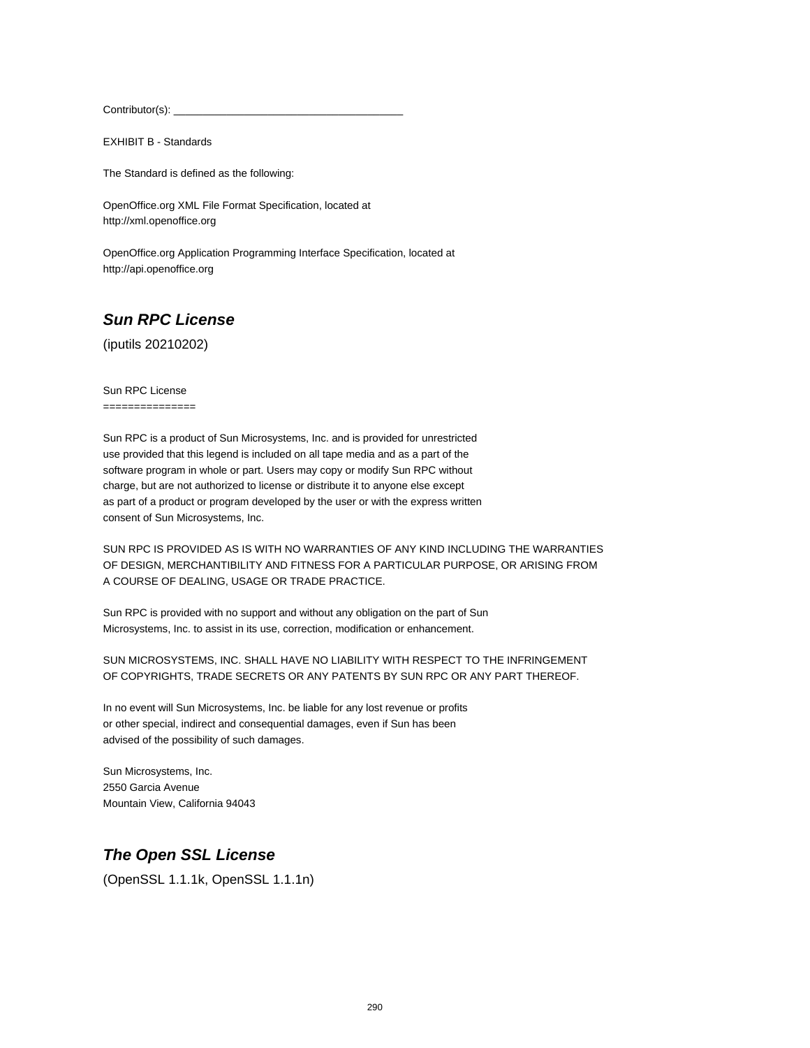Contributor(s): ______________________________________

EXHIBIT B - Standards

The Standard is defined as the following:

OpenOffice.org XML File Format Specification, located at
http://xml.openoffice.org

OpenOffice.org Application Programming Interface Specification, located at
http://api.openoffice.org

## ***Sun RPC License***

(iputils 20210202)

Sun RPC License
===============

Sun RPC is a product of Sun Microsystems, Inc. and is provided for unrestricted
use provided that this legend is included on all tape media and as a part of the
software program in whole or part. Users may copy or modify Sun RPC without
charge, but are not authorized to license or distribute it to anyone else except
as part of a product or program developed by the user or with the express written
consent of Sun Microsystems, Inc.

SUN RPC IS PROVIDED AS IS WITH NO WARRANTIES OF ANY KIND INCLUDING THE WARRANTIES
OF DESIGN, MERCHANTIBILITY AND FITNESS FOR A PARTICULAR PURPOSE, OR ARISING FROM
A COURSE OF DEALING, USAGE OR TRADE PRACTICE.

Sun RPC is provided with no support and without any obligation on the part of Sun
Microsystems, Inc. to assist in its use, correction, modification or enhancement.

SUN MICROSYSTEMS, INC. SHALL HAVE NO LIABILITY WITH RESPECT TO THE INFRINGEMENT
OF COPYRIGHTS, TRADE SECRETS OR ANY PATENTS BY SUN RPC OR ANY PART THEREOF.

In no event will Sun Microsystems, Inc. be liable for any lost revenue or profits
or other special, indirect and consequential damages, even if Sun has been
advised of the possibility of such damages.

Sun Microsystems, Inc.
2550 Garcia Avenue
Mountain View, California 94043

## ***The Open SSL License***

(OpenSSL 1.1.1k, OpenSSL 1.1.1n)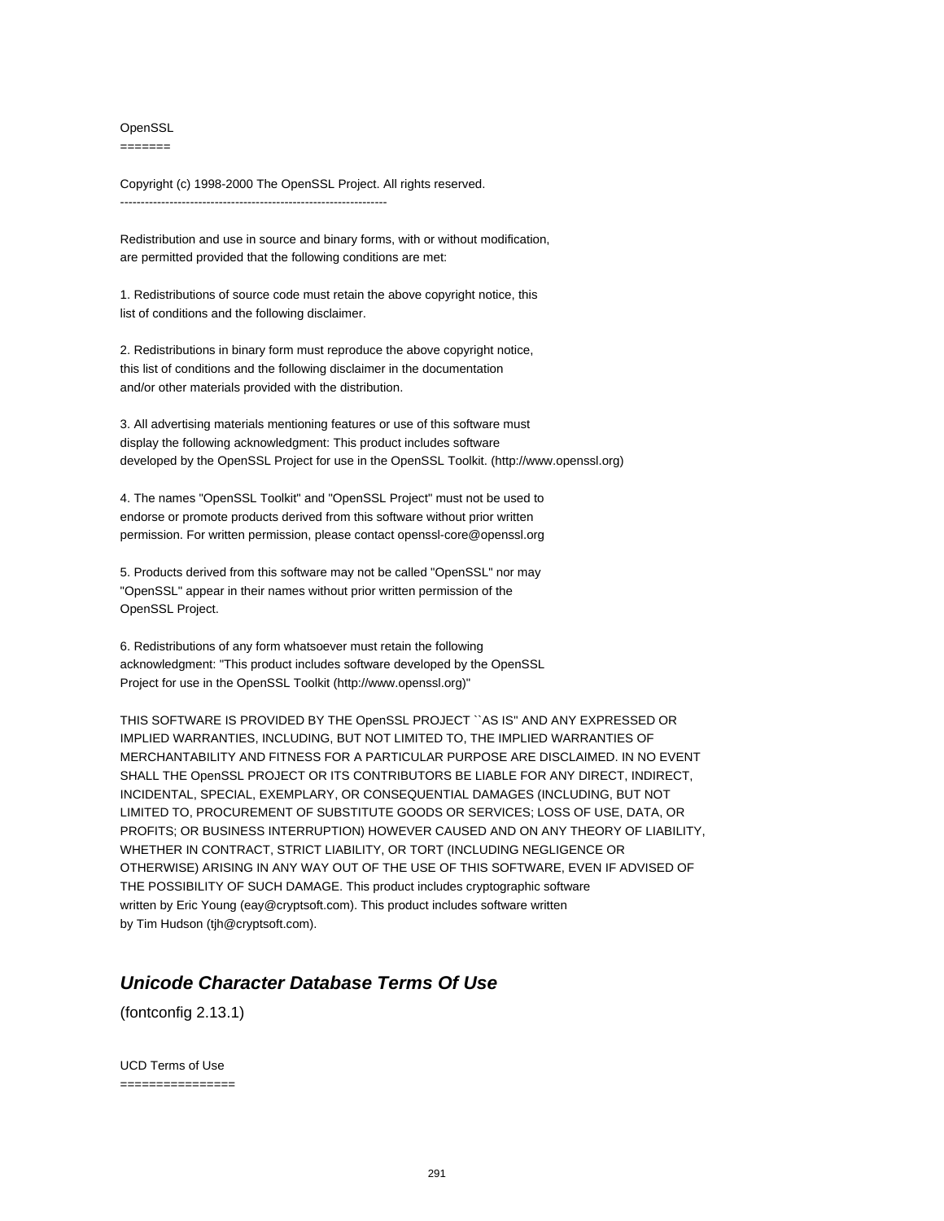OpenSSL
=======

Copyright (c) 1998-2000 The OpenSSL Project. All rights reserved.
-----------------------------------------------------------------

Redistribution and use in source and binary forms, with or without modification,
are permitted provided that the following conditions are met:

1. Redistributions of source code must retain the above copyright notice, this
list of conditions and the following disclaimer.

2. Redistributions in binary form must reproduce the above copyright notice,
this list of conditions and the following disclaimer in the documentation
and/or other materials provided with the distribution.

3. All advertising materials mentioning features or use of this software must
display the following acknowledgment: This product includes software
developed by the OpenSSL Project for use in the OpenSSL Toolkit. (http://www.openssl.org)

4. The names "OpenSSL Toolkit" and "OpenSSL Project" must not be used to
endorse or promote products derived from this software without prior written
permission. For written permission, please contact openssl-core@openssl.org

5. Products derived from this software may not be called "OpenSSL" nor may
"OpenSSL" appear in their names without prior written permission of the
OpenSSL Project.

6. Redistributions of any form whatsoever must retain the following
acknowledgment: "This product includes software developed by the OpenSSL
Project for use in the OpenSSL Toolkit (http://www.openssl.org)"

THIS SOFTWARE IS PROVIDED BY THE OpenSSL PROJECT ``AS IS'' AND ANY EXPRESSED OR
IMPLIED WARRANTIES, INCLUDING, BUT NOT LIMITED TO, THE IMPLIED WARRANTIES OF
MERCHANTABILITY AND FITNESS FOR A PARTICULAR PURPOSE ARE DISCLAIMED. IN NO EVENT
SHALL THE OpenSSL PROJECT OR ITS CONTRIBUTORS BE LIABLE FOR ANY DIRECT, INDIRECT,
INCIDENTAL, SPECIAL, EXEMPLARY, OR CONSEQUENTIAL DAMAGES (INCLUDING, BUT NOT
LIMITED TO, PROCUREMENT OF SUBSTITUTE GOODS OR SERVICES; LOSS OF USE, DATA, OR
PROFITS; OR BUSINESS INTERRUPTION) HOWEVER CAUSED AND ON ANY THEORY OF LIABILITY,
WHETHER IN CONTRACT, STRICT LIABILITY, OR TORT (INCLUDING NEGLIGENCE OR
OTHERWISE) ARISING IN ANY WAY OUT OF THE USE OF THIS SOFTWARE, EVEN IF ADVISED OF
THE POSSIBILITY OF SUCH DAMAGE. This product includes cryptographic software
written by Eric Young (eay@cryptsoft.com). This product includes software written
by Tim Hudson (tjh@cryptsoft.com).

## ***Unicode Character Database Terms Of Use***

(fontconfig 2.13.1)

UCD Terms of Use
================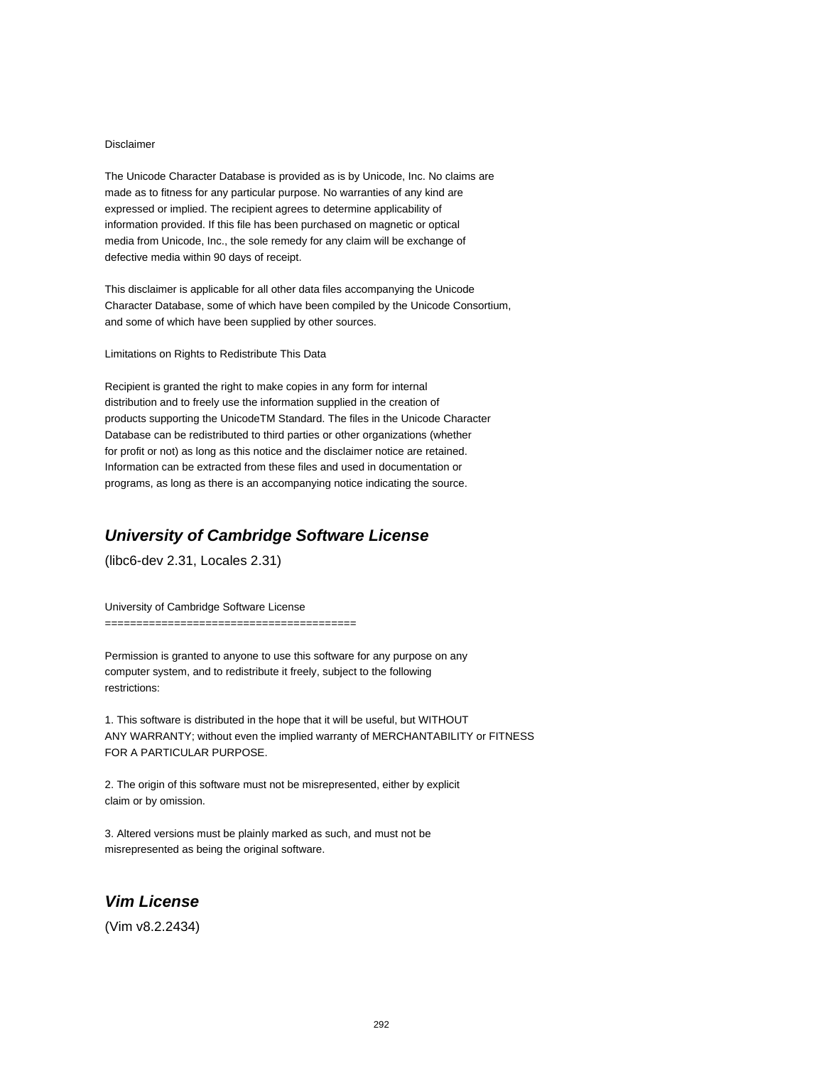Disclaimer

The Unicode Character Database is provided as is by Unicode, Inc. No claims are made as to fitness for any particular purpose. No warranties of any kind are expressed or implied. The recipient agrees to determine applicability of information provided. If this file has been purchased on magnetic or optical media from Unicode, Inc., the sole remedy for any claim will be exchange of defective media within 90 days of receipt.

This disclaimer is applicable for all other data files accompanying the Unicode Character Database, some of which have been compiled by the Unicode Consortium, and some of which have been supplied by other sources.

Limitations on Rights to Redistribute This Data

Recipient is granted the right to make copies in any form for internal distribution and to freely use the information supplied in the creation of products supporting the UnicodeTM Standard. The files in the Unicode Character Database can be redistributed to third parties or other organizations (whether for profit or not) as long as this notice and the disclaimer notice are retained. Information can be extracted from these files and used in documentation or programs, as long as there is an accompanying notice indicating the source.

## *University of Cambridge Software License*

(libc6-dev 2.31, Locales 2.31)

University of Cambridge Software License
========================================

Permission is granted to anyone to use this software for any purpose on any computer system, and to redistribute it freely, subject to the following restrictions:

1. This software is distributed in the hope that it will be useful, but WITHOUT ANY WARRANTY; without even the implied warranty of MERCHANTABILITY or FITNESS FOR A PARTICULAR PURPOSE.

2. The origin of this software must not be misrepresented, either by explicit claim or by omission.

3. Altered versions must be plainly marked as such, and must not be misrepresented as being the original software.

## *Vim License*

(Vim v8.2.2434)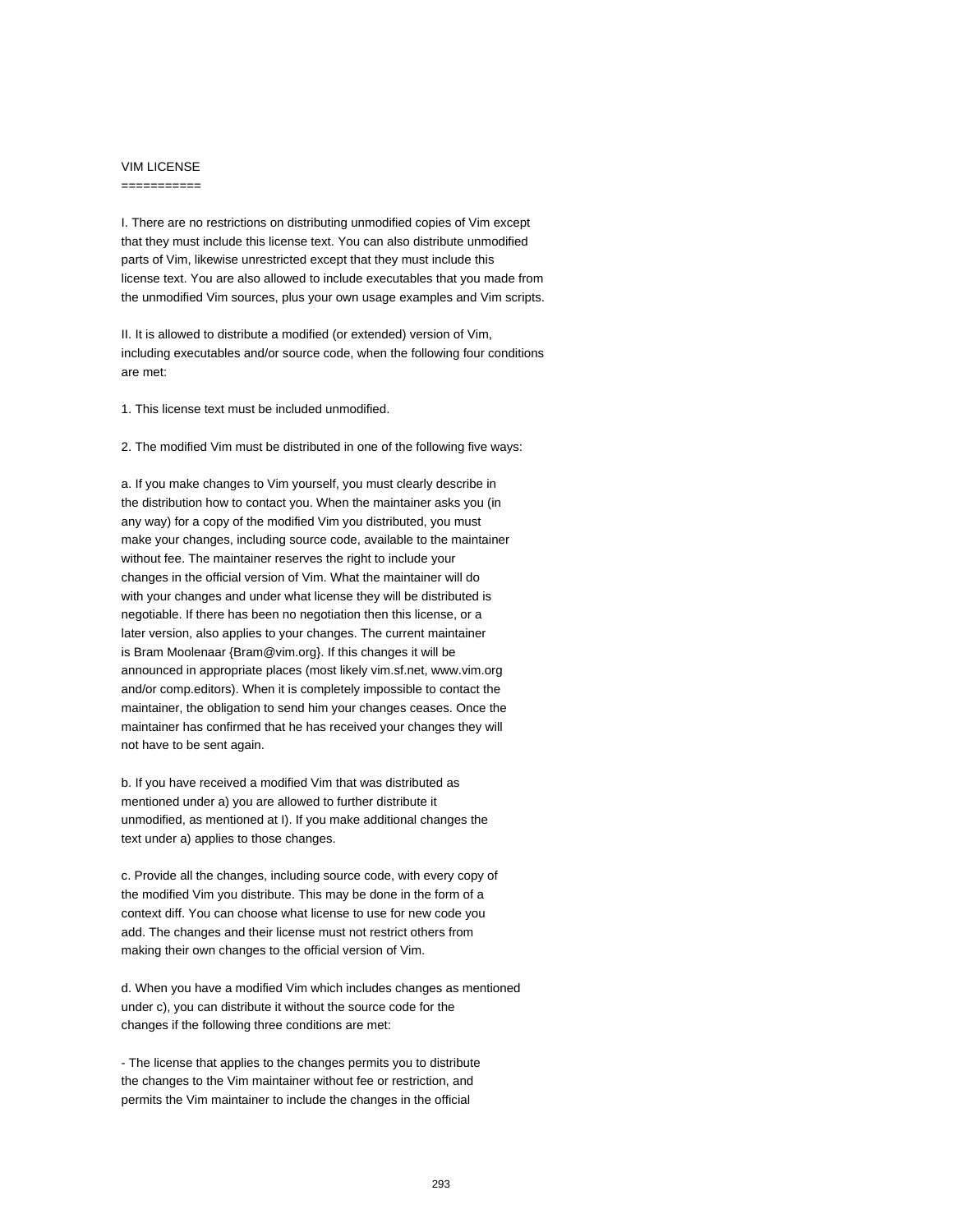# VIM LICENSE

I. There are no restrictions on distributing unmodified copies of Vim except that they must include this license text. You can also distribute unmodified parts of Vim, likewise unrestricted except that they must include this license text. You are also allowed to include executables that you made from the unmodified Vim sources, plus your own usage examples and Vim scripts.

II. It is allowed to distribute a modified (or extended) version of Vim, including executables and/or source code, when the following four conditions are met:

1. This license text must be included unmodified.

2. The modified Vim must be distributed in one of the following five ways:

a. If you make changes to Vim yourself, you must clearly describe in the distribution how to contact you. When the maintainer asks you (in any way) for a copy of the modified Vim you distributed, you must make your changes, including source code, available to the maintainer without fee. The maintainer reserves the right to include your changes in the official version of Vim. What the maintainer will do with your changes and under what license they will be distributed is negotiable. If there has been no negotiation then this license, or a later version, also applies to your changes. The current maintainer is Bram Moolenaar {Bram@vim.org}. If this changes it will be announced in appropriate places (most likely vim.sf.net, www.vim.org and/or comp.editors). When it is completely impossible to contact the maintainer, the obligation to send him your changes ceases. Once the maintainer has confirmed that he has received your changes they will not have to be sent again.

b. If you have received a modified Vim that was distributed as mentioned under a) you are allowed to further distribute it unmodified, as mentioned at I). If you make additional changes the text under a) applies to those changes.

c. Provide all the changes, including source code, with every copy of the modified Vim you distribute. This may be done in the form of a context diff. You can choose what license to use for new code you add. The changes and their license must not restrict others from making their own changes to the official version of Vim.

d. When you have a modified Vim which includes changes as mentioned under c), you can distribute it without the source code for the changes if the following three conditions are met:

- The license that applies to the changes permits you to distribute the changes to the Vim maintainer without fee or restriction, and permits the Vim maintainer to include the changes in the official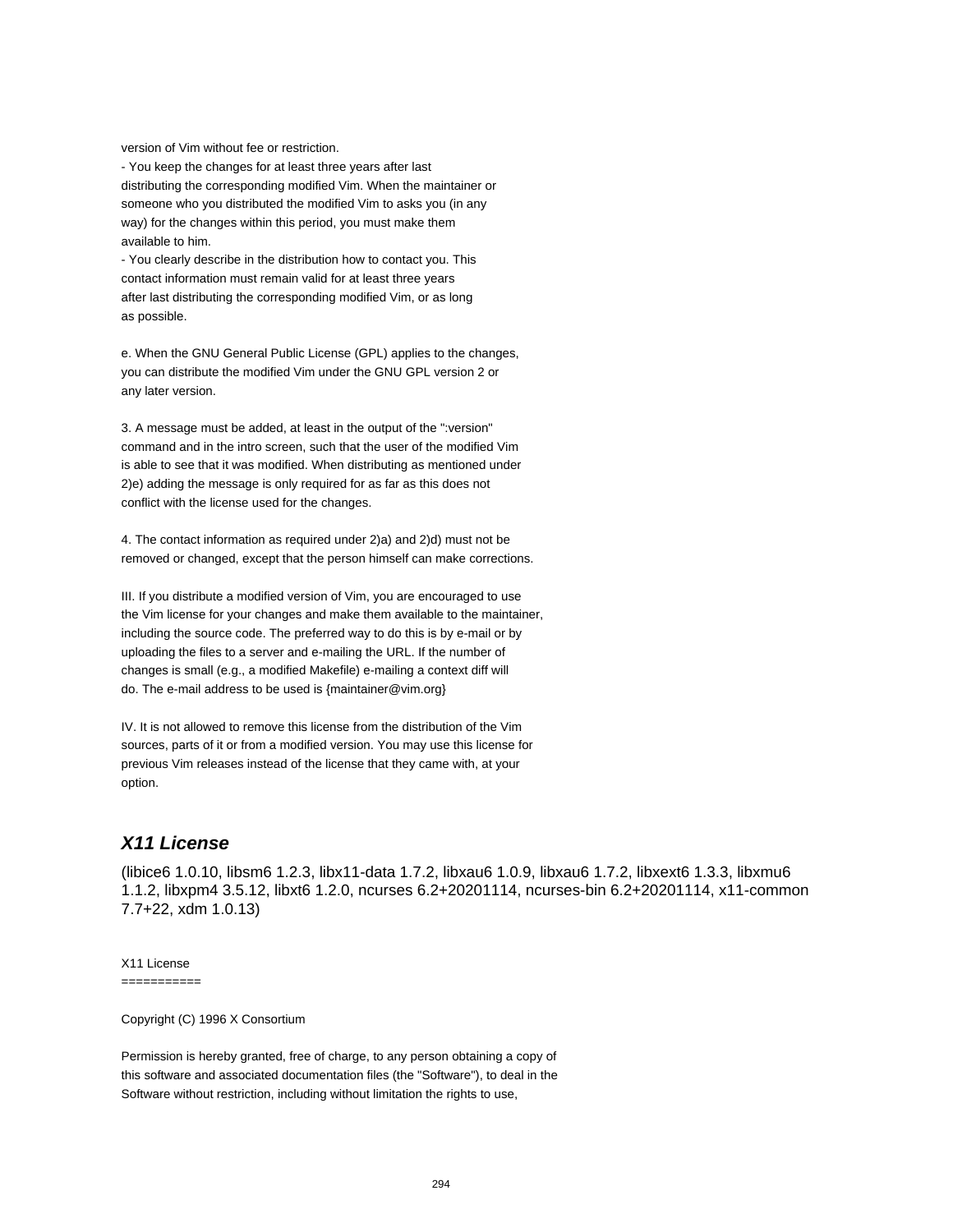version of Vim without fee or restriction.
- You keep the changes for at least three years after last
distributing the corresponding modified Vim. When the maintainer or
someone who you distributed the modified Vim to asks you (in any
way) for the changes within this period, you must make them
available to him.
- You clearly describe in the distribution how to contact you. This
contact information must remain valid for at least three years
after last distributing the corresponding modified Vim, or as long
as possible.

e. When the GNU General Public License (GPL) applies to the changes,
you can distribute the modified Vim under the GNU GPL version 2 or
any later version.

3. A message must be added, at least in the output of the ":version"
command and in the intro screen, such that the user of the modified Vim
is able to see that it was modified. When distributing as mentioned under
2)e) adding the message is only required for as far as this does not
conflict with the license used for the changes.

4. The contact information as required under 2)a) and 2)d) must not be
removed or changed, except that the person himself can make corrections.

III. If you distribute a modified version of Vim, you are encouraged to use
the Vim license for your changes and make them available to the maintainer,
including the source code. The preferred way to do this is by e-mail or by
uploading the files to a server and e-mailing the URL. If the number of
changes is small (e.g., a modified Makefile) e-mailing a context diff will
do. The e-mail address to be used is {maintainer@vim.org}

IV. It is not allowed to remove this license from the distribution of the Vim
sources, parts of it or from a modified version. You may use this license for
previous Vim releases instead of the license that they came with, at your
option.

### ***X11 License***

(libice6 1.0.10, libsm6 1.2.3, libx11-data 1.7.2, libxau6 1.0.9, libxau6 1.7.2, libxext6 1.3.3, libxmu6 1.1.2, libxpm4 3.5.12, libxt6 1.2.0, ncurses 6.2+20201114, ncurses-bin 6.2+20201114, x11-common 7.7+22, xdm 1.0.13)

X11 License
===========

Copyright (C) 1996 X Consortium

Permission is hereby granted, free of charge, to any person obtaining a copy of
this software and associated documentation files (the "Software"), to deal in the
Software without restriction, including without limitation the rights to use,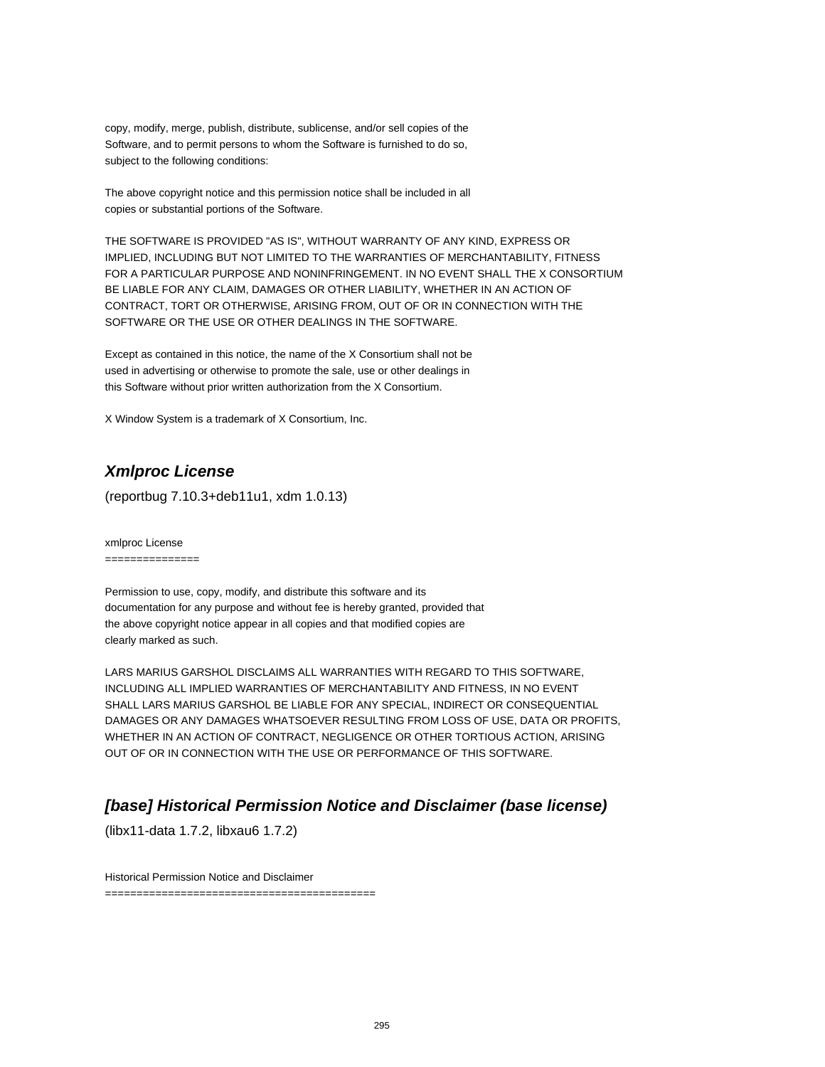copy, modify, merge, publish, distribute, sublicense, and/or sell copies of the
Software, and to permit persons to whom the Software is furnished to do so,
subject to the following conditions:

The above copyright notice and this permission notice shall be included in all
copies or substantial portions of the Software.

THE SOFTWARE IS PROVIDED "AS IS", WITHOUT WARRANTY OF ANY KIND, EXPRESS OR
IMPLIED, INCLUDING BUT NOT LIMITED TO THE WARRANTIES OF MERCHANTABILITY, FITNESS
FOR A PARTICULAR PURPOSE AND NONINFRINGEMENT. IN NO EVENT SHALL THE X CONSORTIUM
BE LIABLE FOR ANY CLAIM, DAMAGES OR OTHER LIABILITY, WHETHER IN AN ACTION OF
CONTRACT, TORT OR OTHERWISE, ARISING FROM, OUT OF OR IN CONNECTION WITH THE
SOFTWARE OR THE USE OR OTHER DEALINGS IN THE SOFTWARE.

Except as contained in this notice, the name of the X Consortium shall not be
used in advertising or otherwise to promote the sale, use or other dealings in
this Software without prior written authorization from the X Consortium.

X Window System is a trademark of X Consortium, Inc.

## *Xmlproc License*

(reportbug 7.10.3+deb11u1, xdm 1.0.13)

xmlproc License
===============

Permission to use, copy, modify, and distribute this software and its
documentation for any purpose and without fee is hereby granted, provided that
the above copyright notice appear in all copies and that modified copies are
clearly marked as such.

LARS MARIUS GARSHOL DISCLAIMS ALL WARRANTIES WITH REGARD TO THIS SOFTWARE,
INCLUDING ALL IMPLIED WARRANTIES OF MERCHANTABILITY AND FITNESS, IN NO EVENT
SHALL LARS MARIUS GARSHOL BE LIABLE FOR ANY SPECIAL, INDIRECT OR CONSEQUENTIAL
DAMAGES OR ANY DAMAGES WHATSOEVER RESULTING FROM LOSS OF USE, DATA OR PROFITS,
WHETHER IN AN ACTION OF CONTRACT, NEGLIGENCE OR OTHER TORTIOUS ACTION, ARISING
OUT OF OR IN CONNECTION WITH THE USE OR PERFORMANCE OF THIS SOFTWARE.

## *[base] Historical Permission Notice and Disclaimer (base license)*

(libx11-data 1.7.2, libxau6 1.7.2)

Historical Permission Notice and Disclaimer
===========================================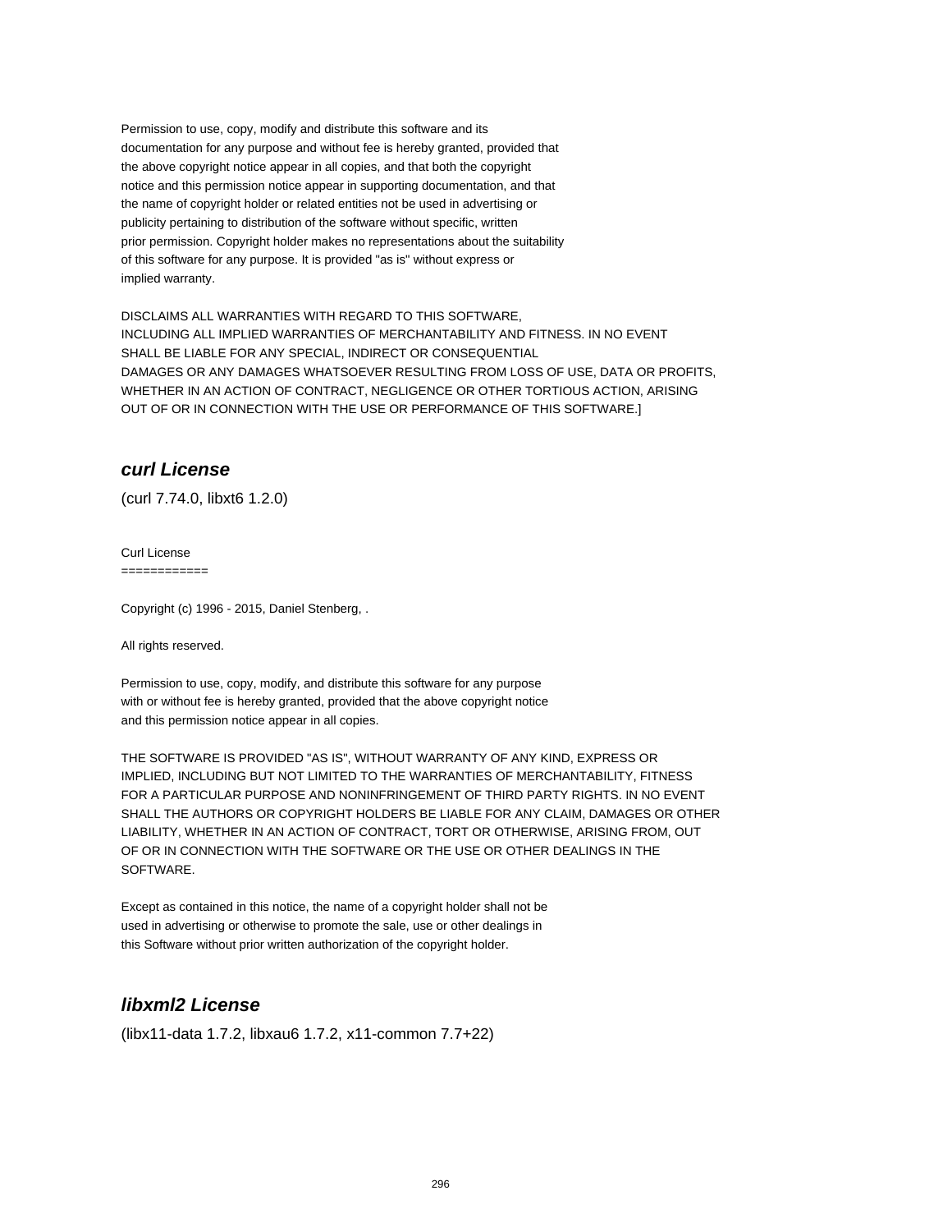Permission to use, copy, modify and distribute this software and its
documentation for any purpose and without fee is hereby granted, provided that
the above copyright notice appear in all copies, and that both the copyright
notice and this permission notice appear in supporting documentation, and that
the name of copyright holder or related entities not be used in advertising or
publicity pertaining to distribution of the software without specific, written
prior permission. Copyright holder makes no representations about the suitability
of this software for any purpose. It is provided "as is" without express or
implied warranty.

DISCLAIMS ALL WARRANTIES WITH REGARD TO THIS SOFTWARE,
INCLUDING ALL IMPLIED WARRANTIES OF MERCHANTABILITY AND FITNESS. IN NO EVENT
SHALL BE LIABLE FOR ANY SPECIAL, INDIRECT OR CONSEQUENTIAL
DAMAGES OR ANY DAMAGES WHATSOEVER RESULTING FROM LOSS OF USE, DATA OR PROFITS,
WHETHER IN AN ACTION OF CONTRACT, NEGLIGENCE OR OTHER TORTIOUS ACTION, ARISING
OUT OF OR IN CONNECTION WITH THE USE OR PERFORMANCE OF THIS SOFTWARE.]

## *curl License*

(curl 7.74.0, libxt6 1.2.0)

Curl License
============

Copyright (c) 1996 - 2015, Daniel Stenberg, .

All rights reserved.

Permission to use, copy, modify, and distribute this software for any purpose
with or without fee is hereby granted, provided that the above copyright notice
and this permission notice appear in all copies.

THE SOFTWARE IS PROVIDED "AS IS", WITHOUT WARRANTY OF ANY KIND, EXPRESS OR
IMPLIED, INCLUDING BUT NOT LIMITED TO THE WARRANTIES OF MERCHANTABILITY, FITNESS
FOR A PARTICULAR PURPOSE AND NONINFRINGEMENT OF THIRD PARTY RIGHTS. IN NO EVENT
SHALL THE AUTHORS OR COPYRIGHT HOLDERS BE LIABLE FOR ANY CLAIM, DAMAGES OR OTHER
LIABILITY, WHETHER IN AN ACTION OF CONTRACT, TORT OR OTHERWISE, ARISING FROM, OUT
OF OR IN CONNECTION WITH THE SOFTWARE OR THE USE OR OTHER DEALINGS IN THE
SOFTWARE.

Except as contained in this notice, the name of a copyright holder shall not be
used in advertising or otherwise to promote the sale, use or other dealings in
this Software without prior written authorization of the copyright holder.

## *libxml2 License*

(libx11-data 1.7.2, libxau6 1.7.2, x11-common 7.7+22)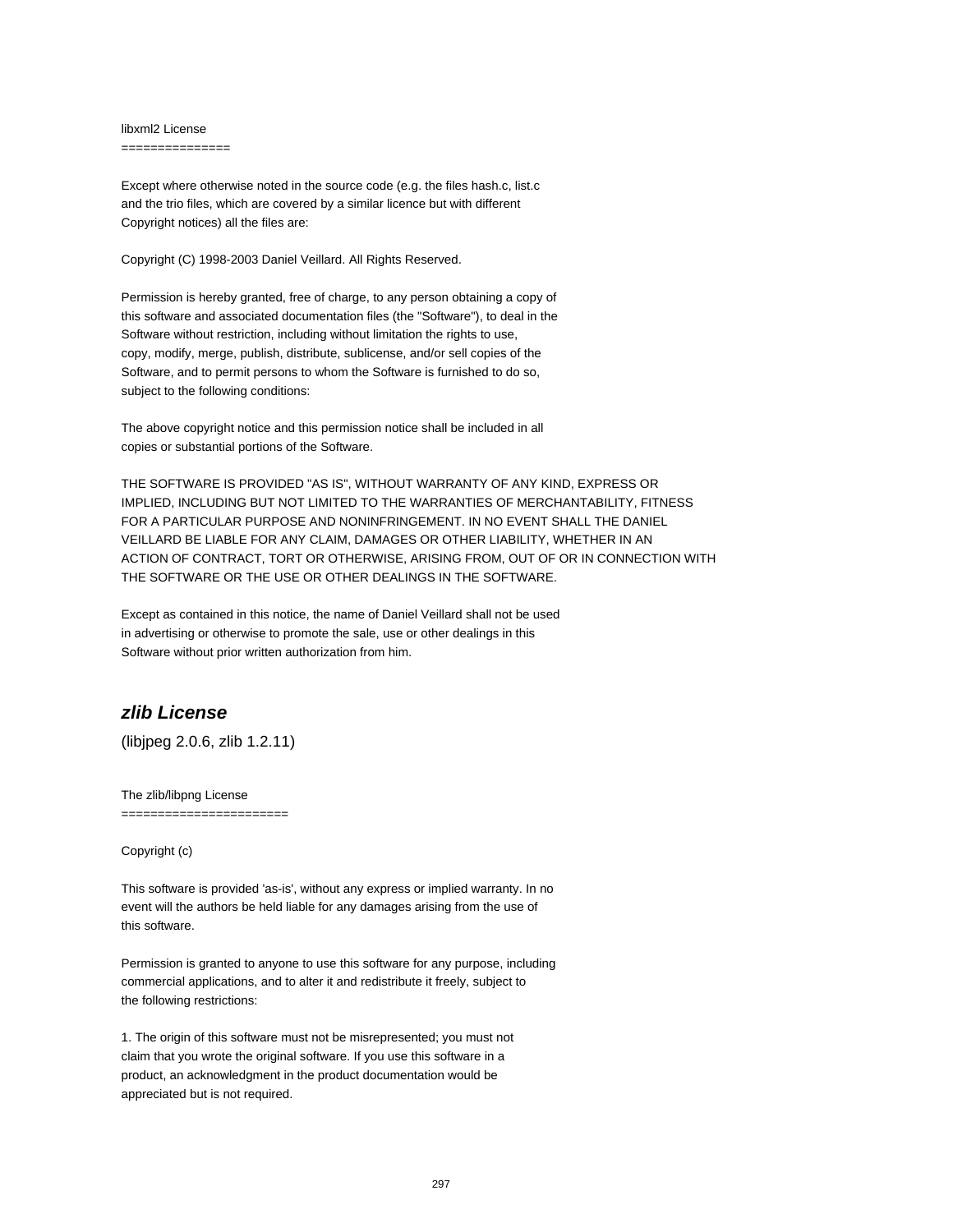libxml2 License
===============

Except where otherwise noted in the source code (e.g. the files hash.c, list.c
and the trio files, which are covered by a similar licence but with different
Copyright notices) all the files are:

Copyright (C) 1998-2003 Daniel Veillard. All Rights Reserved.

Permission is hereby granted, free of charge, to any person obtaining a copy of
this software and associated documentation files (the "Software"), to deal in the
Software without restriction, including without limitation the rights to use,
copy, modify, merge, publish, distribute, sublicense, and/or sell copies of the
Software, and to permit persons to whom the Software is furnished to do so,
subject to the following conditions:

The above copyright notice and this permission notice shall be included in all
copies or substantial portions of the Software.

THE SOFTWARE IS PROVIDED "AS IS", WITHOUT WARRANTY OF ANY KIND, EXPRESS OR
IMPLIED, INCLUDING BUT NOT LIMITED TO THE WARRANTIES OF MERCHANTABILITY, FITNESS
FOR A PARTICULAR PURPOSE AND NONINFRINGEMENT. IN NO EVENT SHALL THE DANIEL
VEILLARD BE LIABLE FOR ANY CLAIM, DAMAGES OR OTHER LIABILITY, WHETHER IN AN
ACTION OF CONTRACT, TORT OR OTHERWISE, ARISING FROM, OUT OF OR IN CONNECTION WITH
THE SOFTWARE OR THE USE OR OTHER DEALINGS IN THE SOFTWARE.

Except as contained in this notice, the name of Daniel Veillard shall not be used
in advertising or otherwise to promote the sale, use or other dealings in this
Software without prior written authorization from him.

## *zlib License*

(libjpeg 2.0.6, zlib 1.2.11)

The zlib/libpng License
=======================

Copyright (c)

This software is provided 'as-is', without any express or implied warranty. In no
event will the authors be held liable for any damages arising from the use of
this software.

Permission is granted to anyone to use this software for any purpose, including
commercial applications, and to alter it and redistribute it freely, subject to
the following restrictions:

1. The origin of this software must not be misrepresented; you must not
claim that you wrote the original software. If you use this software in a
product, an acknowledgment in the product documentation would be
appreciated but is not required.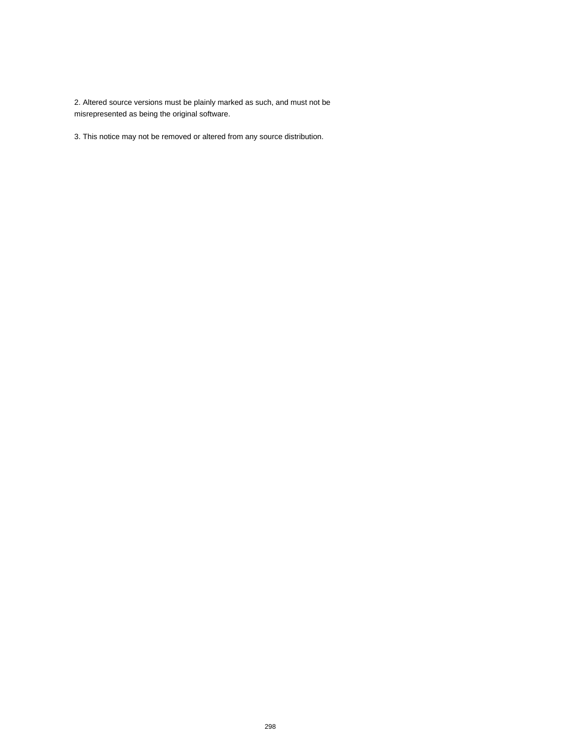2. Altered source versions must be plainly marked as such, and must not be misrepresented as being the original software.

3. This notice may not be removed or altered from any source distribution.